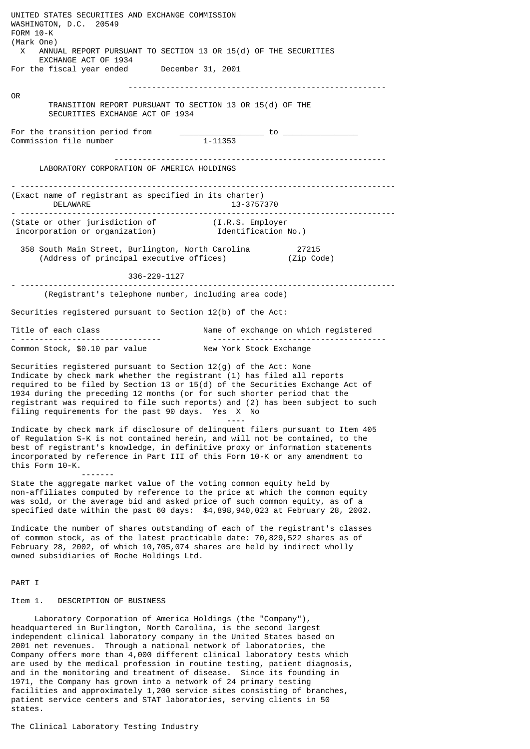UNITED STATES SECURITIES AND EXCHANGE COMMISSION
WASHINGTON, D.C. 20549

FORM 10-K

(Mark One)

X ANNUAL REPORT PURSUANT TO SECTION 13 OR 15(d) OF THE SECURITIES EXCHANGE ACT OF 1934

For the fiscal year ended December 31, 2001

OR

TRANSITION REPORT PURSUANT TO SECTION 13 OR 15(d) OF THE SECURITIES EXCHANGE ACT OF 1934

For the transition period from _________________ to _______________

Commission file number 1-11353

LABORATORY CORPORATION OF AMERICA HOLDINGS

(Exact name of registrant as specified in its charter)

| DELAWARE | 13-3757370 |
|---|---|
| (State or other jurisdiction of incorporation or organization) | (I.R.S. Employer Identification No.) |

| 358 South Main Street, Burlington, North Carolina | 27215 |
|---|---|
| (Address of principal executive offices) | (Zip Code) |

336-229-1127

(Registrant's telephone number, including area code)

Securities registered pursuant to Section 12(b) of the Act:

| Title of each class | Name of exchange on which registered |
|---|---|
| Common Stock, $0.10 par value | New York Stock Exchange |

Securities registered pursuant to Section 12(g) of the Act: None

Indicate by check mark whether the registrant (1) has filed all reports required to be filed by Section 13 or 15(d) of the Securities Exchange Act of 1934 during the preceding 12 months (or for such shorter period that the registrant was required to file such reports) and (2) has been subject to such filing requirements for the past 90 days. Yes X No ----

Indicate by check mark if disclosure of delinquent filers pursuant to Item 405 of Regulation S-K is not contained herein, and will not be contained, to the best of registrant's knowledge, in definitive proxy or information statements incorporated by reference in Part III of this Form 10-K or any amendment to this Form 10-K. -------

State the aggregate market value of the voting common equity held by non-affiliates computed by reference to the price at which the common equity was sold, or the average bid and asked price of such common equity, as of a specified date within the past 60 days: $4,898,940,023 at February 28, 2002.

Indicate the number of shares outstanding of each of the registrant's classes of common stock, as of the latest practicable date: 70,829,522 shares as of February 28, 2002, of which 10,705,074 shares are held by indirect wholly owned subsidiaries of Roche Holdings Ltd.

# PART I

## Item 1. DESCRIPTION OF BUSINESS

Laboratory Corporation of America Holdings (the "Company"), headquartered in Burlington, North Carolina, is the second largest independent clinical laboratory company in the United States based on 2001 net revenues. Through a national network of laboratories, the Company offers more than 4,000 different clinical laboratory tests which are used by the medical profession in routine testing, patient diagnosis, and in the monitoring and treatment of disease. Since its founding in 1971, the Company has grown into a network of 24 primary testing facilities and approximately 1,200 service sites consisting of branches, patient service centers and STAT laboratories, serving clients in 50 states.

### The Clinical Laboratory Testing Industry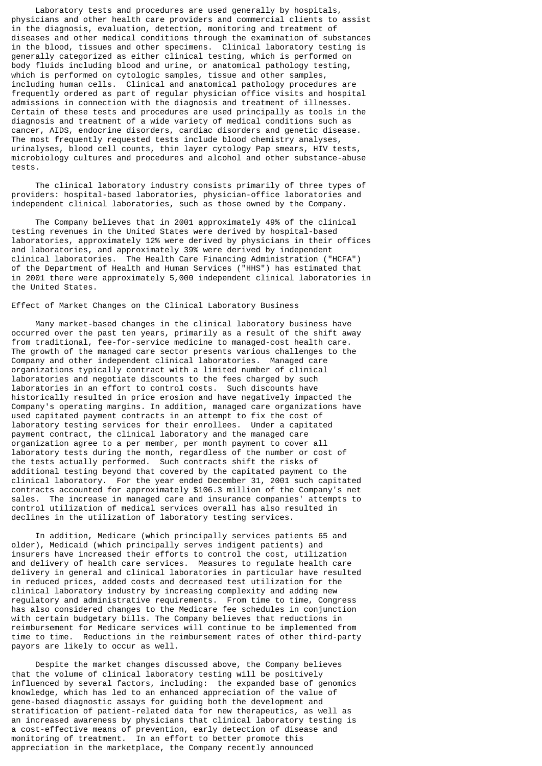Laboratory tests and procedures are used generally by hospitals, physicians and other health care providers and commercial clients to assist in the diagnosis, evaluation, detection, monitoring and treatment of diseases and other medical conditions through the examination of substances in the blood, tissues and other specimens. Clinical laboratory testing is generally categorized as either clinical testing, which is performed on body fluids including blood and urine, or anatomical pathology testing, which is performed on cytologic samples, tissue and other samples, including human cells. Clinical and anatomical pathology procedures are frequently ordered as part of regular physician office visits and hospital admissions in connection with the diagnosis and treatment of illnesses. Certain of these tests and procedures are used principally as tools in the diagnosis and treatment of a wide variety of medical conditions such as cancer, AIDS, endocrine disorders, cardiac disorders and genetic disease. The most frequently requested tests include blood chemistry analyses, urinalyses, blood cell counts, thin layer cytology Pap smears, HIV tests, microbiology cultures and procedures and alcohol and other substance-abuse tests.

The clinical laboratory industry consists primarily of three types of providers: hospital-based laboratories, physician-office laboratories and independent clinical laboratories, such as those owned by the Company.

The Company believes that in 2001 approximately 49% of the clinical testing revenues in the United States were derived by hospital-based laboratories, approximately 12% were derived by physicians in their offices and laboratories, and approximately 39% were derived by independent clinical laboratories. The Health Care Financing Administration ("HCFA") of the Department of Health and Human Services ("HHS") has estimated that in 2001 there were approximately 5,000 independent clinical laboratories in the United States.

## Effect of Market Changes on the Clinical Laboratory Business

Many market-based changes in the clinical laboratory business have occurred over the past ten years, primarily as a result of the shift away from traditional, fee-for-service medicine to managed-cost health care. The growth of the managed care sector presents various challenges to the Company and other independent clinical laboratories. Managed care organizations typically contract with a limited number of clinical laboratories and negotiate discounts to the fees charged by such laboratories in an effort to control costs. Such discounts have historically resulted in price erosion and have negatively impacted the Company's operating margins. In addition, managed care organizations have used capitated payment contracts in an attempt to fix the cost of laboratory testing services for their enrollees. Under a capitated payment contract, the clinical laboratory and the managed care organization agree to a per member, per month payment to cover all laboratory tests during the month, regardless of the number or cost of the tests actually performed. Such contracts shift the risks of additional testing beyond that covered by the capitated payment to the clinical laboratory. For the year ended December 31, 2001 such capitated contracts accounted for approximately $106.3 million of the Company's net sales. The increase in managed care and insurance companies' attempts to control utilization of medical services overall has also resulted in declines in the utilization of laboratory testing services.

In addition, Medicare (which principally services patients 65 and older), Medicaid (which principally serves indigent patients) and insurers have increased their efforts to control the cost, utilization and delivery of health care services. Measures to regulate health care delivery in general and clinical laboratories in particular have resulted in reduced prices, added costs and decreased test utilization for the clinical laboratory industry by increasing complexity and adding new regulatory and administrative requirements. From time to time, Congress has also considered changes to the Medicare fee schedules in conjunction with certain budgetary bills. The Company believes that reductions in reimbursement for Medicare services will continue to be implemented from time to time. Reductions in the reimbursement rates of other third-party payors are likely to occur as well.

Despite the market changes discussed above, the Company believes that the volume of clinical laboratory testing will be positively influenced by several factors, including: the expanded base of genomics knowledge, which has led to an enhanced appreciation of the value of gene-based diagnostic assays for guiding both the development and stratification of patient-related data for new therapeutics, as well as an increased awareness by physicians that clinical laboratory testing is a cost-effective means of prevention, early detection of disease and monitoring of treatment. In an effort to better promote this appreciation in the marketplace, the Company recently announced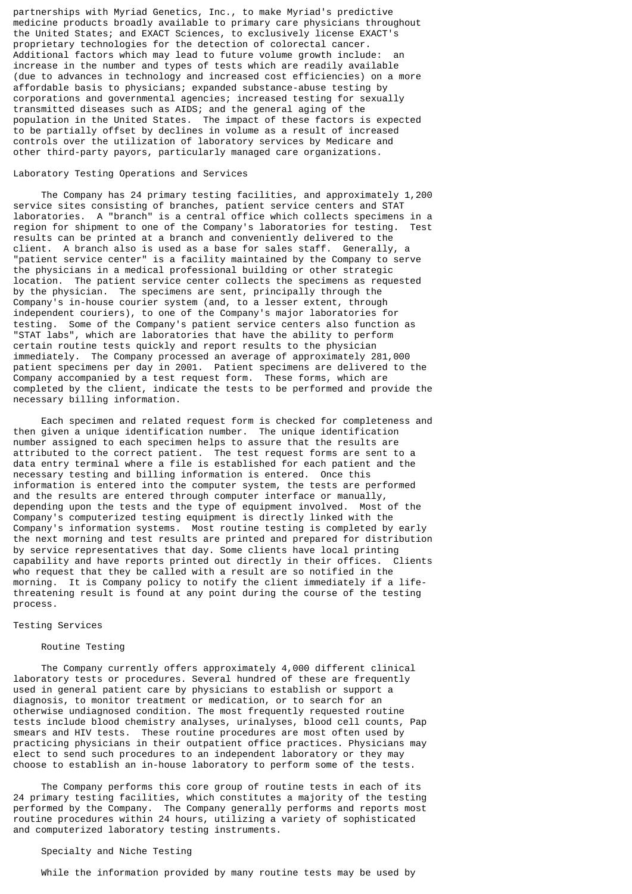partnerships with Myriad Genetics, Inc., to make Myriad's predictive medicine products broadly available to primary care physicians throughout the United States; and EXACT Sciences, to exclusively license EXACT's proprietary technologies for the detection of colorectal cancer. Additional factors which may lead to future volume growth include: an increase in the number and types of tests which are readily available (due to advances in technology and increased cost efficiencies) on a more affordable basis to physicians; expanded substance-abuse testing by corporations and governmental agencies; increased testing for sexually transmitted diseases such as AIDS; and the general aging of the population in the United States. The impact of these factors is expected to be partially offset by declines in volume as a result of increased controls over the utilization of laboratory services by Medicare and other third-party payors, particularly managed care organizations.

## Laboratory Testing Operations and Services

The Company has 24 primary testing facilities, and approximately 1,200 service sites consisting of branches, patient service centers and STAT laboratories. A "branch" is a central office which collects specimens in a region for shipment to one of the Company's laboratories for testing. Test results can be printed at a branch and conveniently delivered to the client. A branch also is used as a base for sales staff. Generally, a "patient service center" is a facility maintained by the Company to serve the physicians in a medical professional building or other strategic location. The patient service center collects the specimens as requested by the physician. The specimens are sent, principally through the Company's in-house courier system (and, to a lesser extent, through independent couriers), to one of the Company's major laboratories for testing. Some of the Company's patient service centers also function as "STAT labs", which are laboratories that have the ability to perform certain routine tests quickly and report results to the physician immediately. The Company processed an average of approximately 281,000 patient specimens per day in 2001. Patient specimens are delivered to the Company accompanied by a test request form. These forms, which are completed by the client, indicate the tests to be performed and provide the necessary billing information.

Each specimen and related request form is checked for completeness and then given a unique identification number. The unique identification number assigned to each specimen helps to assure that the results are attributed to the correct patient. The test request forms are sent to a data entry terminal where a file is established for each patient and the necessary testing and billing information is entered. Once this information is entered into the computer system, the tests are performed and the results are entered through computer interface or manually, depending upon the tests and the type of equipment involved. Most of the Company's computerized testing equipment is directly linked with the Company's information systems. Most routine testing is completed by early the next morning and test results are printed and prepared for distribution by service representatives that day. Some clients have local printing capability and have reports printed out directly in their offices. Clients who request that they be called with a result are so notified in the morning. It is Company policy to notify the client immediately if a life-threatening result is found at any point during the course of the testing process.

## Testing Services

### Routine Testing

The Company currently offers approximately 4,000 different clinical laboratory tests or procedures. Several hundred of these are frequently used in general patient care by physicians to establish or support a diagnosis, to monitor treatment or medication, or to search for an otherwise undiagnosed condition. The most frequently requested routine tests include blood chemistry analyses, urinalyses, blood cell counts, Pap smears and HIV tests. These routine procedures are most often used by practicing physicians in their outpatient office practices. Physicians may elect to send such procedures to an independent laboratory or they may choose to establish an in-house laboratory to perform some of the tests.

The Company performs this core group of routine tests in each of its 24 primary testing facilities, which constitutes a majority of the testing performed by the Company. The Company generally performs and reports most routine procedures within 24 hours, utilizing a variety of sophisticated and computerized laboratory testing instruments.

### Specialty and Niche Testing

While the information provided by many routine tests may be used by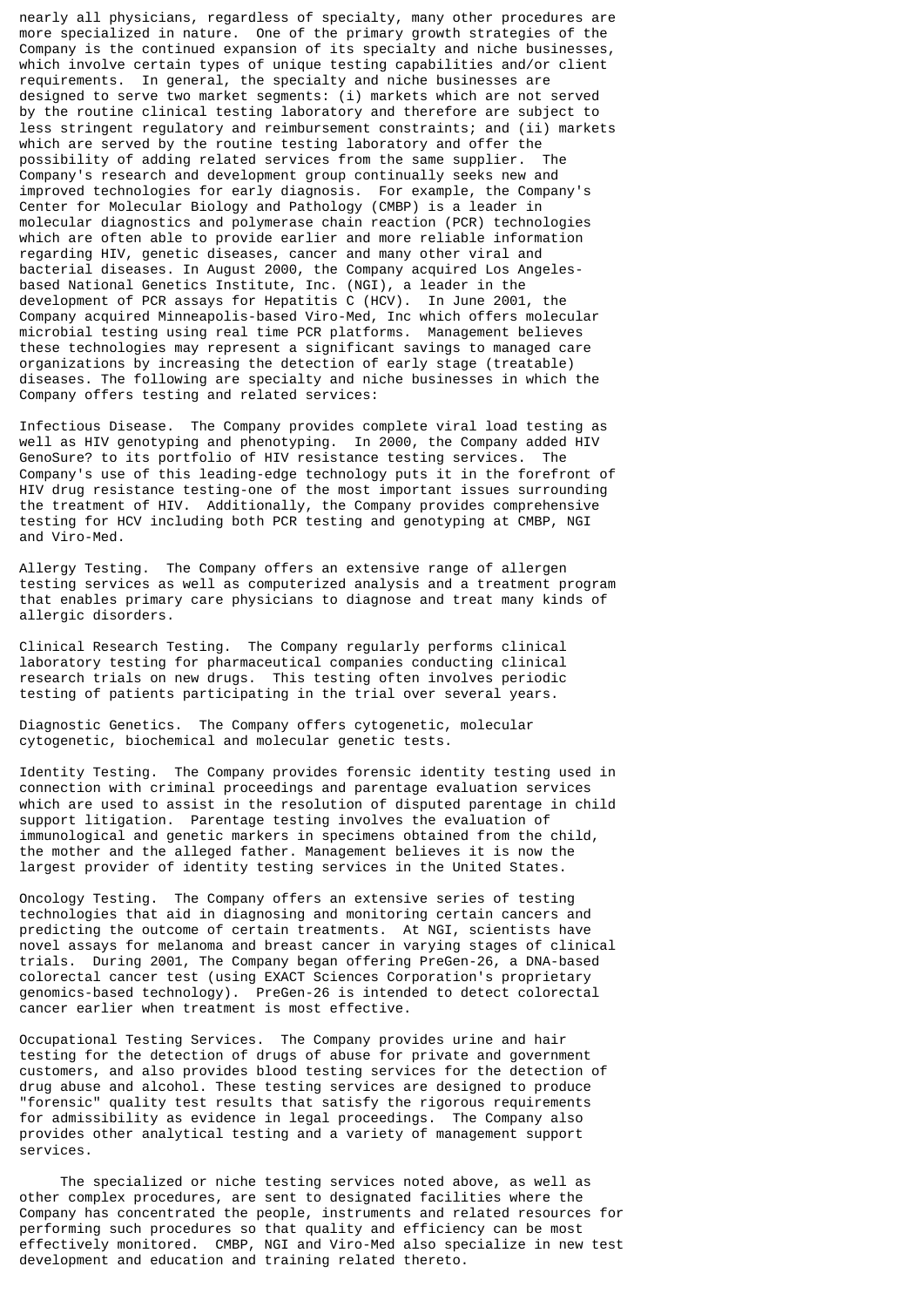nearly all physicians, regardless of specialty, many other procedures are more specialized in nature. One of the primary growth strategies of the Company is the continued expansion of its specialty and niche businesses, which involve certain types of unique testing capabilities and/or client requirements. In general, the specialty and niche businesses are designed to serve two market segments: (i) markets which are not served by the routine clinical testing laboratory and therefore are subject to less stringent regulatory and reimbursement constraints; and (ii) markets which are served by the routine testing laboratory and offer the possibility of adding related services from the same supplier. The Company's research and development group continually seeks new and improved technologies for early diagnosis. For example, the Company's Center for Molecular Biology and Pathology (CMBP) is a leader in molecular diagnostics and polymerase chain reaction (PCR) technologies which are often able to provide earlier and more reliable information regarding HIV, genetic diseases, cancer and many other viral and bacterial diseases. In August 2000, the Company acquired Los Angeles-based National Genetics Institute, Inc. (NGI), a leader in the development of PCR assays for Hepatitis C (HCV). In June 2001, the Company acquired Minneapolis-based Viro-Med, Inc which offers molecular microbial testing using real time PCR platforms. Management believes these technologies may represent a significant savings to managed care organizations by increasing the detection of early stage (treatable) diseases. The following are specialty and niche businesses in which the Company offers testing and related services:

Infectious Disease. The Company provides complete viral load testing as well as HIV genotyping and phenotyping. In 2000, the Company added HIV GenoSure? to its portfolio of HIV resistance testing services. The Company's use of this leading-edge technology puts it in the forefront of HIV drug resistance testing-one of the most important issues surrounding the treatment of HIV. Additionally, the Company provides comprehensive testing for HCV including both PCR testing and genotyping at CMBP, NGI and Viro-Med.

Allergy Testing. The Company offers an extensive range of allergen testing services as well as computerized analysis and a treatment program that enables primary care physicians to diagnose and treat many kinds of allergic disorders.

Clinical Research Testing. The Company regularly performs clinical laboratory testing for pharmaceutical companies conducting clinical research trials on new drugs. This testing often involves periodic testing of patients participating in the trial over several years.

Diagnostic Genetics. The Company offers cytogenetic, molecular cytogenetic, biochemical and molecular genetic tests.

Identity Testing. The Company provides forensic identity testing used in connection with criminal proceedings and parentage evaluation services which are used to assist in the resolution of disputed parentage in child support litigation. Parentage testing involves the evaluation of immunological and genetic markers in specimens obtained from the child, the mother and the alleged father. Management believes it is now the largest provider of identity testing services in the United States.

Oncology Testing. The Company offers an extensive series of testing technologies that aid in diagnosing and monitoring certain cancers and predicting the outcome of certain treatments. At NGI, scientists have novel assays for melanoma and breast cancer in varying stages of clinical trials. During 2001, The Company began offering PreGen-26, a DNA-based colorectal cancer test (using EXACT Sciences Corporation's proprietary genomics-based technology). PreGen-26 is intended to detect colorectal cancer earlier when treatment is most effective.

Occupational Testing Services. The Company provides urine and hair testing for the detection of drugs of abuse for private and government customers, and also provides blood testing services for the detection of drug abuse and alcohol. These testing services are designed to produce "forensic" quality test results that satisfy the rigorous requirements for admissibility as evidence in legal proceedings. The Company also provides other analytical testing and a variety of management support services.

The specialized or niche testing services noted above, as well as other complex procedures, are sent to designated facilities where the Company has concentrated the people, instruments and related resources for performing such procedures so that quality and efficiency can be most effectively monitored. CMBP, NGI and Viro-Med also specialize in new test development and education and training related thereto.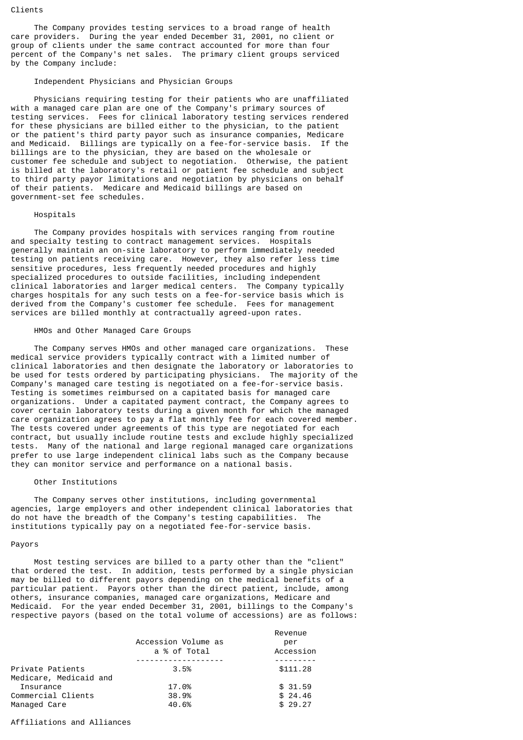## Clients

The Company provides testing services to a broad range of health care providers. During the year ended December 31, 2001, no client or group of clients under the same contract accounted for more than four percent of the Company's net sales. The primary client groups serviced by the Company include:

### Independent Physicians and Physician Groups

Physicians requiring testing for their patients who are unaffiliated with a managed care plan are one of the Company's primary sources of testing services. Fees for clinical laboratory testing services rendered for these physicians are billed either to the physician, to the patient or the patient's third party payor such as insurance companies, Medicare and Medicaid. Billings are typically on a fee-for-service basis. If the billings are to the physician, they are based on the wholesale or customer fee schedule and subject to negotiation. Otherwise, the patient is billed at the laboratory's retail or patient fee schedule and subject to third party payor limitations and negotiation by physicians on behalf of their patients. Medicare and Medicaid billings are based on government-set fee schedules.

### Hospitals

The Company provides hospitals with services ranging from routine and specialty testing to contract management services. Hospitals generally maintain an on-site laboratory to perform immediately needed testing on patients receiving care. However, they also refer less time sensitive procedures, less frequently needed procedures and highly specialized procedures to outside facilities, including independent clinical laboratories and larger medical centers. The Company typically charges hospitals for any such tests on a fee-for-service basis which is derived from the Company's customer fee schedule. Fees for management services are billed monthly at contractually agreed-upon rates.

### HMOs and Other Managed Care Groups

The Company serves HMOs and other managed care organizations. These medical service providers typically contract with a limited number of clinical laboratories and then designate the laboratory or laboratories to be used for tests ordered by participating physicians. The majority of the Company's managed care testing is negotiated on a fee-for-service basis. Testing is sometimes reimbursed on a capitated basis for managed care organizations. Under a capitated payment contract, the Company agrees to cover certain laboratory tests during a given month for which the managed care organization agrees to pay a flat monthly fee for each covered member. The tests covered under agreements of this type are negotiated for each contract, but usually include routine tests and exclude highly specialized tests. Many of the national and large regional managed care organizations prefer to use large independent clinical labs such as the Company because they can monitor service and performance on a national basis.

### Other Institutions

The Company serves other institutions, including governmental agencies, large employers and other independent clinical laboratories that do not have the breadth of the Company's testing capabilities. The institutions typically pay on a negotiated fee-for-service basis.

## Payors

Most testing services are billed to a party other than the "client" that ordered the test. In addition, tests performed by a single physician may be billed to different payors depending on the medical benefits of a particular patient. Payors other than the direct patient, include, among others, insurance companies, managed care organizations, Medicare and Medicaid. For the year ended December 31, 2001, billings to the Company's respective payors (based on the total volume of accessions) are as follows:

| | Accession Volume as a % of Total | Revenue per Accession |
|---|---|---|
| Private Patients | 3.5% | $111.28 |
| Medicare, Medicaid and Insurance | 17.0% | $ 31.59 |
| Commercial Clients | 38.9% | $ 24.46 |
| Managed Care | 40.6% | $ 29.27 |

## Affiliations and Alliances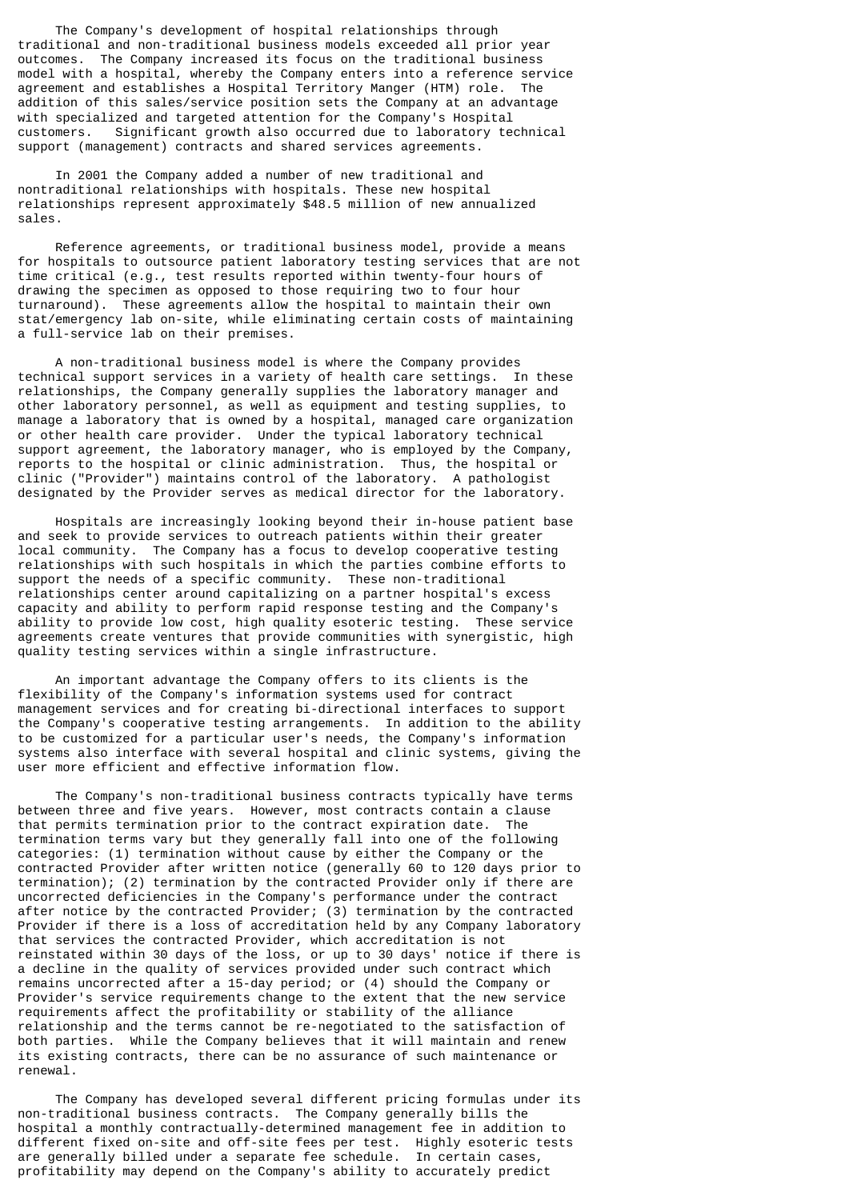The Company's development of hospital relationships through traditional and non-traditional business models exceeded all prior year outcomes. The Company increased its focus on the traditional business model with a hospital, whereby the Company enters into a reference service agreement and establishes a Hospital Territory Manger (HTM) role. The addition of this sales/service position sets the Company at an advantage with specialized and targeted attention for the Company's Hospital customers. Significant growth also occurred due to laboratory technical support (management) contracts and shared services agreements.

In 2001 the Company added a number of new traditional and nontraditional relationships with hospitals. These new hospital relationships represent approximately $48.5 million of new annualized sales.

Reference agreements, or traditional business model, provide a means for hospitals to outsource patient laboratory testing services that are not time critical (e.g., test results reported within twenty-four hours of drawing the specimen as opposed to those requiring two to four hour turnaround). These agreements allow the hospital to maintain their own stat/emergency lab on-site, while eliminating certain costs of maintaining a full-service lab on their premises.

A non-traditional business model is where the Company provides technical support services in a variety of health care settings. In these relationships, the Company generally supplies the laboratory manager and other laboratory personnel, as well as equipment and testing supplies, to manage a laboratory that is owned by a hospital, managed care organization or other health care provider. Under the typical laboratory technical support agreement, the laboratory manager, who is employed by the Company, reports to the hospital or clinic administration. Thus, the hospital or clinic ("Provider") maintains control of the laboratory. A pathologist designated by the Provider serves as medical director for the laboratory.

Hospitals are increasingly looking beyond their in-house patient base and seek to provide services to outreach patients within their greater local community. The Company has a focus to develop cooperative testing relationships with such hospitals in which the parties combine efforts to support the needs of a specific community. These non-traditional relationships center around capitalizing on a partner hospital's excess capacity and ability to perform rapid response testing and the Company's ability to provide low cost, high quality esoteric testing. These service agreements create ventures that provide communities with synergistic, high quality testing services within a single infrastructure.

An important advantage the Company offers to its clients is the flexibility of the Company's information systems used for contract management services and for creating bi-directional interfaces to support the Company's cooperative testing arrangements. In addition to the ability to be customized for a particular user's needs, the Company's information systems also interface with several hospital and clinic systems, giving the user more efficient and effective information flow.

The Company's non-traditional business contracts typically have terms between three and five years. However, most contracts contain a clause that permits termination prior to the contract expiration date. The termination terms vary but they generally fall into one of the following categories: (1) termination without cause by either the Company or the contracted Provider after written notice (generally 60 to 120 days prior to termination); (2) termination by the contracted Provider only if there are uncorrected deficiencies in the Company's performance under the contract after notice by the contracted Provider; (3) termination by the contracted Provider if there is a loss of accreditation held by any Company laboratory that services the contracted Provider, which accreditation is not reinstated within 30 days of the loss, or up to 30 days' notice if there is a decline in the quality of services provided under such contract which remains uncorrected after a 15-day period; or (4) should the Company or Provider's service requirements change to the extent that the new service requirements affect the profitability or stability of the alliance relationship and the terms cannot be re-negotiated to the satisfaction of both parties. While the Company believes that it will maintain and renew its existing contracts, there can be no assurance of such maintenance or renewal.

The Company has developed several different pricing formulas under its non-traditional business contracts. The Company generally bills the hospital a monthly contractually-determined management fee in addition to different fixed on-site and off-site fees per test. Highly esoteric tests are generally billed under a separate fee schedule. In certain cases, profitability may depend on the Company's ability to accurately predict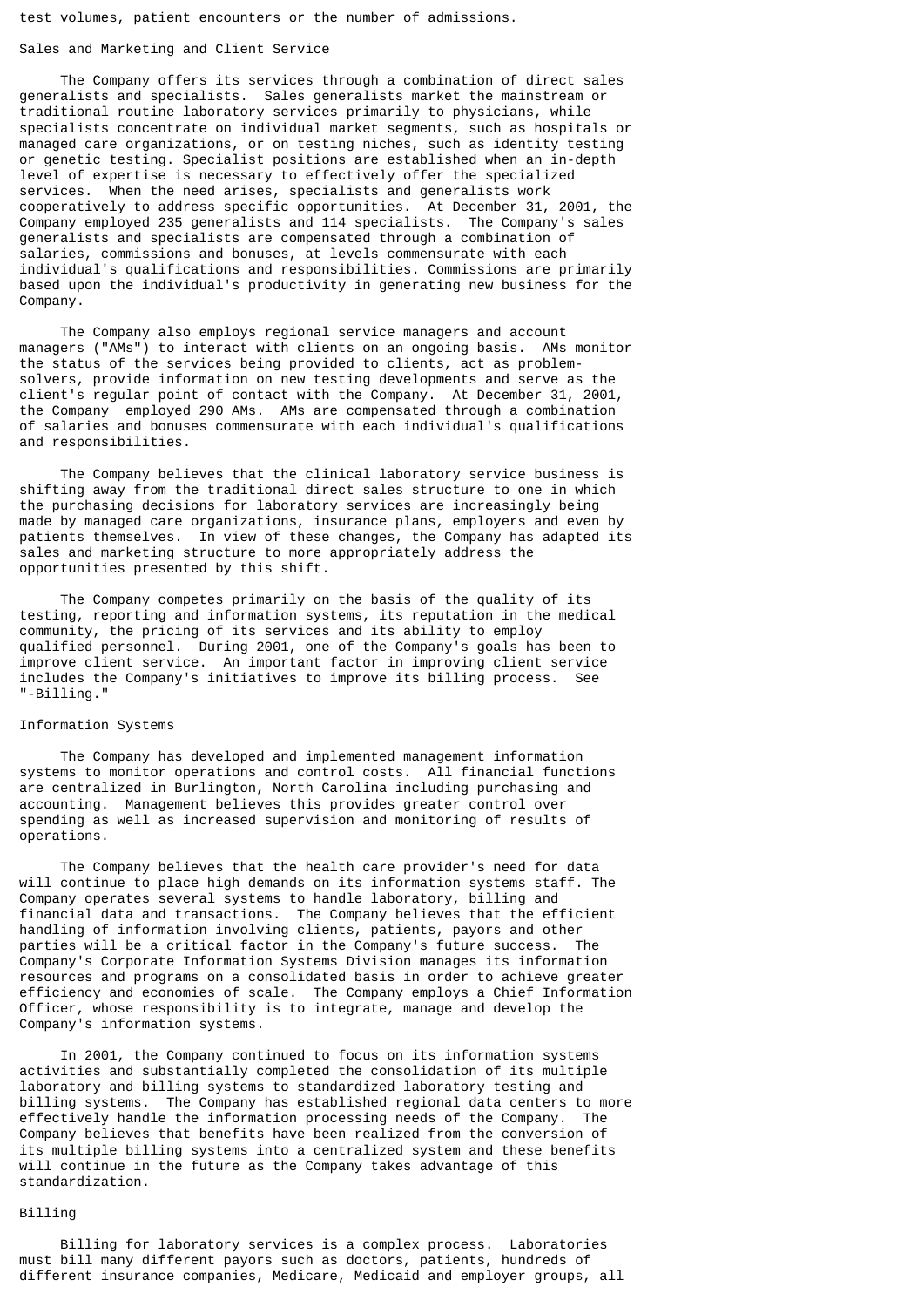test volumes, patient encounters or the number of admissions.

## Sales and Marketing and Client Service

The Company offers its services through a combination of direct sales generalists and specialists. Sales generalists market the mainstream or traditional routine laboratory services primarily to physicians, while specialists concentrate on individual market segments, such as hospitals or managed care organizations, or on testing niches, such as identity testing or genetic testing. Specialist positions are established when an in-depth level of expertise is necessary to effectively offer the specialized services. When the need arises, specialists and generalists work cooperatively to address specific opportunities. At December 31, 2001, the Company employed 235 generalists and 114 specialists. The Company's sales generalists and specialists are compensated through a combination of salaries, commissions and bonuses, at levels commensurate with each individual's qualifications and responsibilities. Commissions are primarily based upon the individual's productivity in generating new business for the Company.

The Company also employs regional service managers and account managers ("AMs") to interact with clients on an ongoing basis. AMs monitor the status of the services being provided to clients, act as problem-solvers, provide information on new testing developments and serve as the client's regular point of contact with the Company. At December 31, 2001, the Company employed 290 AMs. AMs are compensated through a combination of salaries and bonuses commensurate with each individual's qualifications and responsibilities.

The Company believes that the clinical laboratory service business is shifting away from the traditional direct sales structure to one in which the purchasing decisions for laboratory services are increasingly being made by managed care organizations, insurance plans, employers and even by patients themselves. In view of these changes, the Company has adapted its sales and marketing structure to more appropriately address the opportunities presented by this shift.

The Company competes primarily on the basis of the quality of its testing, reporting and information systems, its reputation in the medical community, the pricing of its services and its ability to employ qualified personnel. During 2001, one of the Company's goals has been to improve client service. An important factor in improving client service includes the Company's initiatives to improve its billing process. See "-Billing."

## Information Systems

The Company has developed and implemented management information systems to monitor operations and control costs. All financial functions are centralized in Burlington, North Carolina including purchasing and accounting. Management believes this provides greater control over spending as well as increased supervision and monitoring of results of operations.

The Company believes that the health care provider's need for data will continue to place high demands on its information systems staff. The Company operates several systems to handle laboratory, billing and financial data and transactions. The Company believes that the efficient handling of information involving clients, patients, payors and other parties will be a critical factor in the Company's future success. The Company's Corporate Information Systems Division manages its information resources and programs on a consolidated basis in order to achieve greater efficiency and economies of scale. The Company employs a Chief Information Officer, whose responsibility is to integrate, manage and develop the Company's information systems.

In 2001, the Company continued to focus on its information systems activities and substantially completed the consolidation of its multiple laboratory and billing systems to standardized laboratory testing and billing systems. The Company has established regional data centers to more effectively handle the information processing needs of the Company. The Company believes that benefits have been realized from the conversion of its multiple billing systems into a centralized system and these benefits will continue in the future as the Company takes advantage of this standardization.

## Billing

Billing for laboratory services is a complex process. Laboratories must bill many different payors such as doctors, patients, hundreds of different insurance companies, Medicare, Medicaid and employer groups, all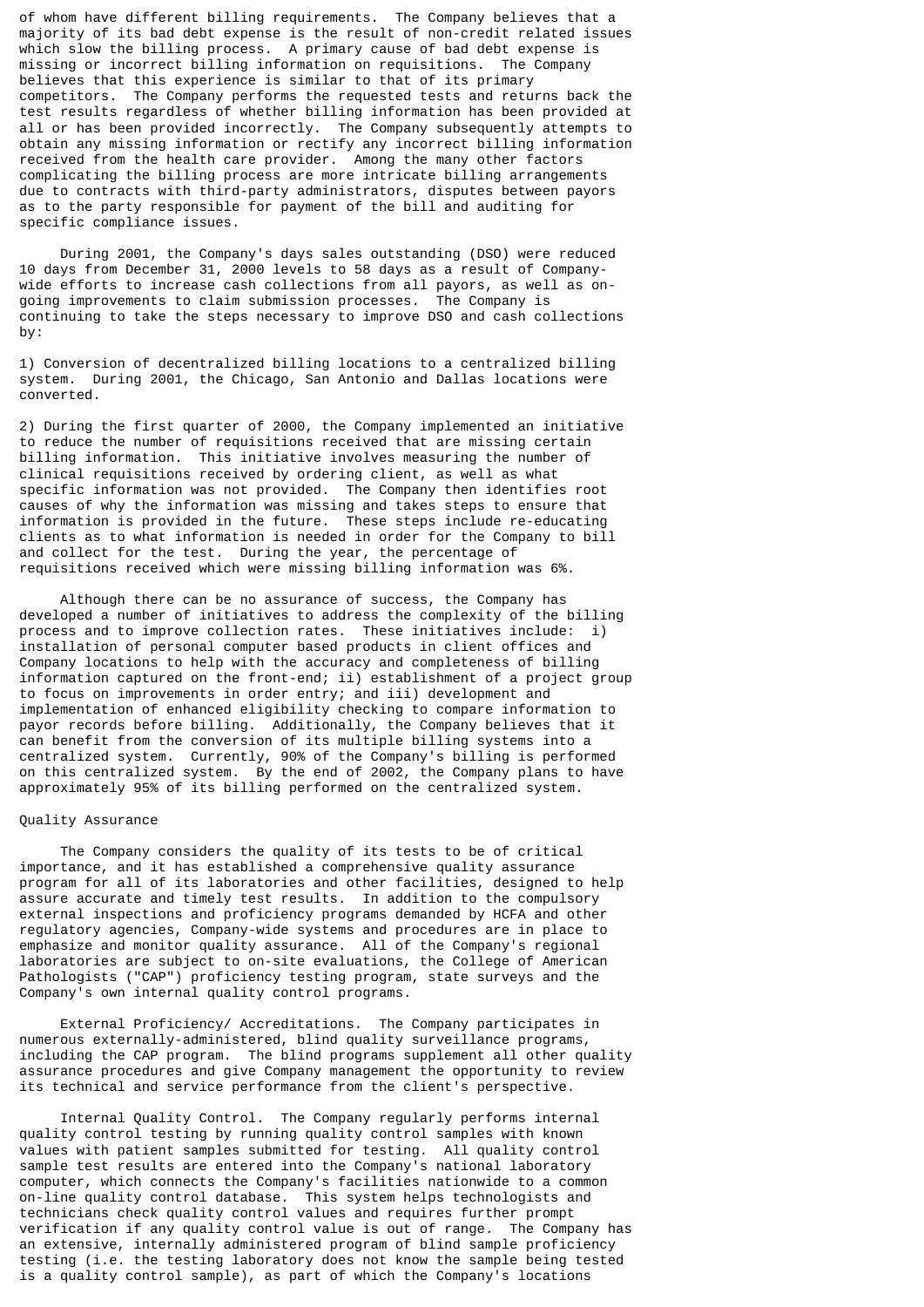of whom have different billing requirements. The Company believes that a majority of its bad debt expense is the result of non-credit related issues which slow the billing process. A primary cause of bad debt expense is missing or incorrect billing information on requisitions. The Company believes that this experience is similar to that of its primary competitors. The Company performs the requested tests and returns back the test results regardless of whether billing information has been provided at all or has been provided incorrectly. The Company subsequently attempts to obtain any missing information or rectify any incorrect billing information received from the health care provider. Among the many other factors complicating the billing process are more intricate billing arrangements due to contracts with third-party administrators, disputes between payors as to the party responsible for payment of the bill and auditing for specific compliance issues.

During 2001, the Company's days sales outstanding (DSO) were reduced 10 days from December 31, 2000 levels to 58 days as a result of Company-wide efforts to increase cash collections from all payors, as well as on-going improvements to claim submission processes. The Company is continuing to take the steps necessary to improve DSO and cash collections by:

1) Conversion of decentralized billing locations to a centralized billing system. During 2001, the Chicago, San Antonio and Dallas locations were converted.

2) During the first quarter of 2000, the Company implemented an initiative to reduce the number of requisitions received that are missing certain billing information. This initiative involves measuring the number of clinical requisitions received by ordering client, as well as what specific information was not provided. The Company then identifies root causes of why the information was missing and takes steps to ensure that information is provided in the future. These steps include re-educating clients as to what information is needed in order for the Company to bill and collect for the test. During the year, the percentage of requisitions received which were missing billing information was 6%.

Although there can be no assurance of success, the Company has developed a number of initiatives to address the complexity of the billing process and to improve collection rates. These initiatives include: i) installation of personal computer based products in client offices and Company locations to help with the accuracy and completeness of billing information captured on the front-end; ii) establishment of a project group to focus on improvements in order entry; and iii) development and implementation of enhanced eligibility checking to compare information to payor records before billing. Additionally, the Company believes that it can benefit from the conversion of its multiple billing systems into a centralized system. Currently, 90% of the Company's billing is performed on this centralized system. By the end of 2002, the Company plans to have approximately 95% of its billing performed on the centralized system.

Quality Assurance

The Company considers the quality of its tests to be of critical importance, and it has established a comprehensive quality assurance program for all of its laboratories and other facilities, designed to help assure accurate and timely test results. In addition to the compulsory external inspections and proficiency programs demanded by HCFA and other regulatory agencies, Company-wide systems and procedures are in place to emphasize and monitor quality assurance. All of the Company's regional laboratories are subject to on-site evaluations, the College of American Pathologists ("CAP") proficiency testing program, state surveys and the Company's own internal quality control programs.

External Proficiency/ Accreditations. The Company participates in numerous externally-administered, blind quality surveillance programs, including the CAP program. The blind programs supplement all other quality assurance procedures and give Company management the opportunity to review its technical and service performance from the client's perspective.

Internal Quality Control. The Company regularly performs internal quality control testing by running quality control samples with known values with patient samples submitted for testing. All quality control sample test results are entered into the Company's national laboratory computer, which connects the Company's facilities nationwide to a common on-line quality control database. This system helps technologists and technicians check quality control values and requires further prompt verification if any quality control value is out of range. The Company has an extensive, internally administered program of blind sample proficiency testing (i.e. the testing laboratory does not know the sample being tested is a quality control sample), as part of which the Company's locations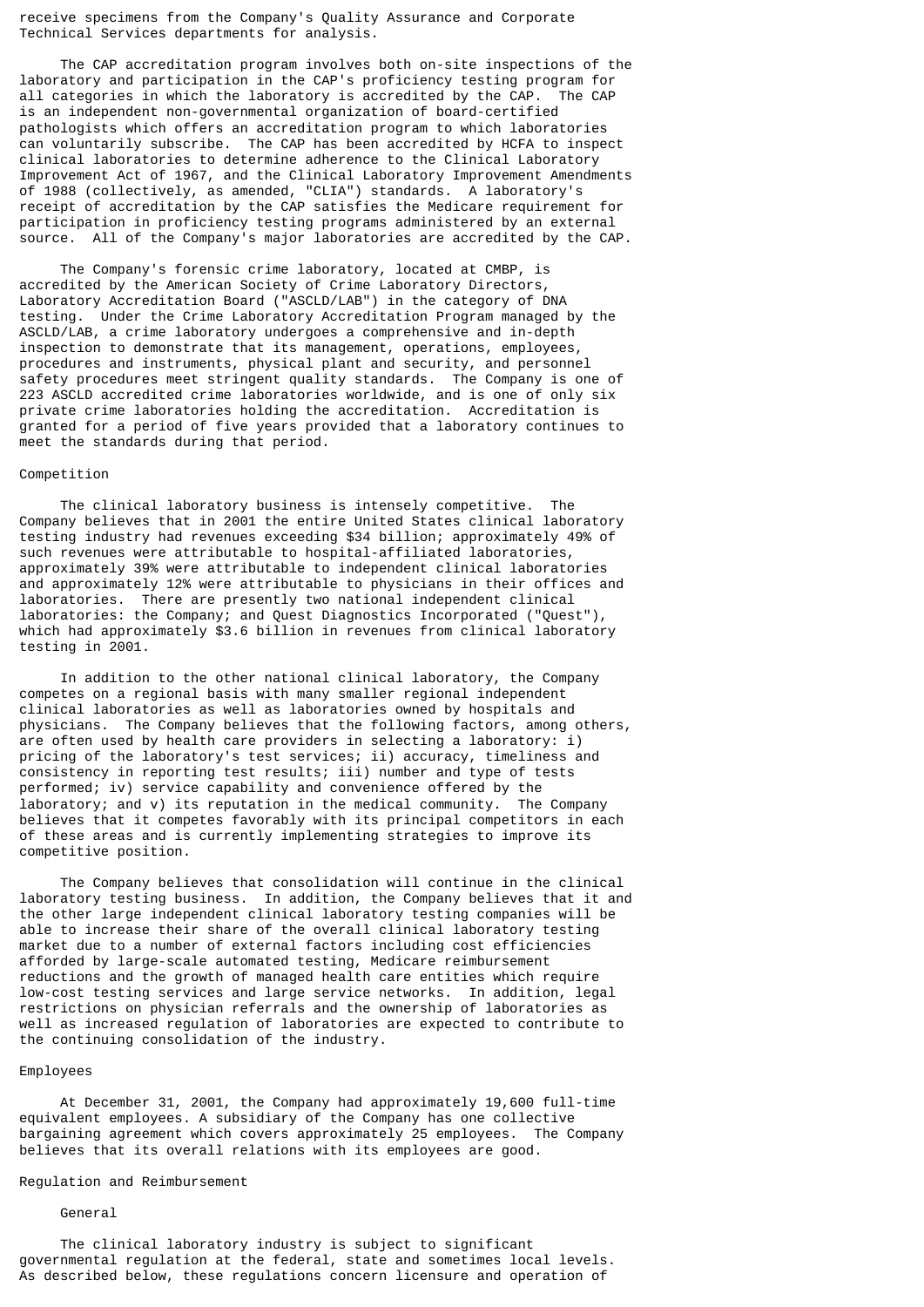receive specimens from the Company's Quality Assurance and Corporate Technical Services departments for analysis.

The CAP accreditation program involves both on-site inspections of the laboratory and participation in the CAP's proficiency testing program for all categories in which the laboratory is accredited by the CAP. The CAP is an independent non-governmental organization of board-certified pathologists which offers an accreditation program to which laboratories can voluntarily subscribe. The CAP has been accredited by HCFA to inspect clinical laboratories to determine adherence to the Clinical Laboratory Improvement Act of 1967, and the Clinical Laboratory Improvement Amendments of 1988 (collectively, as amended, "CLIA") standards. A laboratory's receipt of accreditation by the CAP satisfies the Medicare requirement for participation in proficiency testing programs administered by an external source. All of the Company's major laboratories are accredited by the CAP.

The Company's forensic crime laboratory, located at CMBP, is accredited by the American Society of Crime Laboratory Directors, Laboratory Accreditation Board ("ASCLD/LAB") in the category of DNA testing. Under the Crime Laboratory Accreditation Program managed by the ASCLD/LAB, a crime laboratory undergoes a comprehensive and in-depth inspection to demonstrate that its management, operations, employees, procedures and instruments, physical plant and security, and personnel safety procedures meet stringent quality standards. The Company is one of 223 ASCLD accredited crime laboratories worldwide, and is one of only six private crime laboratories holding the accreditation. Accreditation is granted for a period of five years provided that a laboratory continues to meet the standards during that period.

## Competition

The clinical laboratory business is intensely competitive. The Company believes that in 2001 the entire United States clinical laboratory testing industry had revenues exceeding $34 billion; approximately 49% of such revenues were attributable to hospital-affiliated laboratories, approximately 39% were attributable to independent clinical laboratories and approximately 12% were attributable to physicians in their offices and laboratories. There are presently two national independent clinical laboratories: the Company; and Quest Diagnostics Incorporated ("Quest"), which had approximately $3.6 billion in revenues from clinical laboratory testing in 2001.

In addition to the other national clinical laboratory, the Company competes on a regional basis with many smaller regional independent clinical laboratories as well as laboratories owned by hospitals and physicians. The Company believes that the following factors, among others, are often used by health care providers in selecting a laboratory: i) pricing of the laboratory's test services; ii) accuracy, timeliness and consistency in reporting test results; iii) number and type of tests performed; iv) service capability and convenience offered by the laboratory; and v) its reputation in the medical community. The Company believes that it competes favorably with its principal competitors in each of these areas and is currently implementing strategies to improve its competitive position.

The Company believes that consolidation will continue in the clinical laboratory testing business. In addition, the Company believes that it and the other large independent clinical laboratory testing companies will be able to increase their share of the overall clinical laboratory testing market due to a number of external factors including cost efficiencies afforded by large-scale automated testing, Medicare reimbursement reductions and the growth of managed health care entities which require low-cost testing services and large service networks. In addition, legal restrictions on physician referrals and the ownership of laboratories as well as increased regulation of laboratories are expected to contribute to the continuing consolidation of the industry.

## Employees

At December 31, 2001, the Company had approximately 19,600 full-time equivalent employees. A subsidiary of the Company has one collective bargaining agreement which covers approximately 25 employees. The Company believes that its overall relations with its employees are good.

## Regulation and Reimbursement

### General

The clinical laboratory industry is subject to significant governmental regulation at the federal, state and sometimes local levels. As described below, these regulations concern licensure and operation of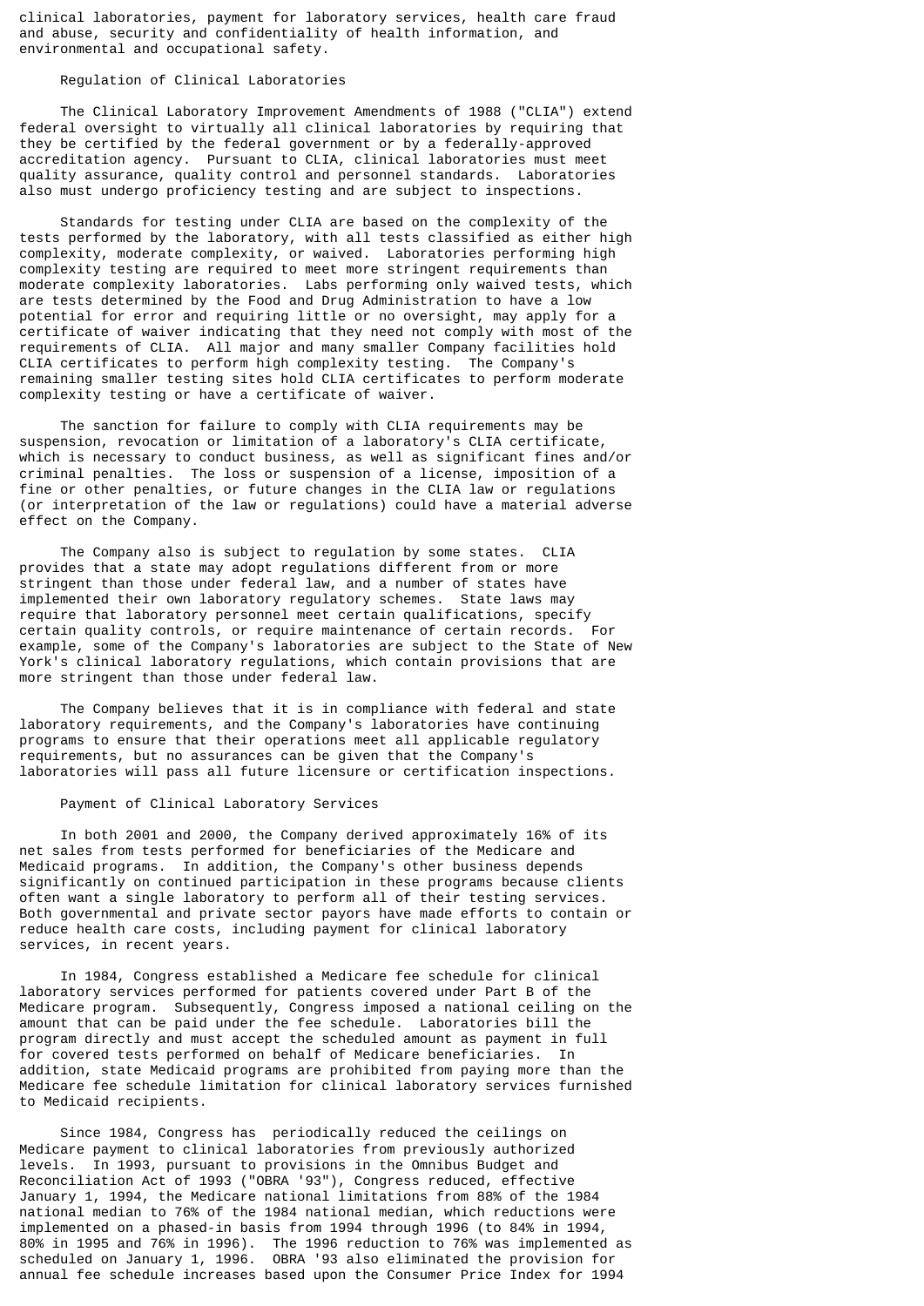clinical laboratories, payment for laboratory services, health care fraud and abuse, security and confidentiality of health information, and environmental and occupational safety.

### Regulation of Clinical Laboratories

The Clinical Laboratory Improvement Amendments of 1988 ("CLIA") extend federal oversight to virtually all clinical laboratories by requiring that they be certified by the federal government or by a federally-approved accreditation agency. Pursuant to CLIA, clinical laboratories must meet quality assurance, quality control and personnel standards. Laboratories also must undergo proficiency testing and are subject to inspections.

Standards for testing under CLIA are based on the complexity of the tests performed by the laboratory, with all tests classified as either high complexity, moderate complexity, or waived. Laboratories performing high complexity testing are required to meet more stringent requirements than moderate complexity laboratories. Labs performing only waived tests, which are tests determined by the Food and Drug Administration to have a low potential for error and requiring little or no oversight, may apply for a certificate of waiver indicating that they need not comply with most of the requirements of CLIA. All major and many smaller Company facilities hold CLIA certificates to perform high complexity testing. The Company's remaining smaller testing sites hold CLIA certificates to perform moderate complexity testing or have a certificate of waiver.

The sanction for failure to comply with CLIA requirements may be suspension, revocation or limitation of a laboratory's CLIA certificate, which is necessary to conduct business, as well as significant fines and/or criminal penalties. The loss or suspension of a license, imposition of a fine or other penalties, or future changes in the CLIA law or regulations (or interpretation of the law or regulations) could have a material adverse effect on the Company.

The Company also is subject to regulation by some states. CLIA provides that a state may adopt regulations different from or more stringent than those under federal law, and a number of states have implemented their own laboratory regulatory schemes. State laws may require that laboratory personnel meet certain qualifications, specify certain quality controls, or require maintenance of certain records. For example, some of the Company's laboratories are subject to the State of New York's clinical laboratory regulations, which contain provisions that are more stringent than those under federal law.

The Company believes that it is in compliance with federal and state laboratory requirements, and the Company's laboratories have continuing programs to ensure that their operations meet all applicable regulatory requirements, but no assurances can be given that the Company's laboratories will pass all future licensure or certification inspections.

### Payment of Clinical Laboratory Services

In both 2001 and 2000, the Company derived approximately 16% of its net sales from tests performed for beneficiaries of the Medicare and Medicaid programs. In addition, the Company's other business depends significantly on continued participation in these programs because clients often want a single laboratory to perform all of their testing services. Both governmental and private sector payors have made efforts to contain or reduce health care costs, including payment for clinical laboratory services, in recent years.

In 1984, Congress established a Medicare fee schedule for clinical laboratory services performed for patients covered under Part B of the Medicare program. Subsequently, Congress imposed a national ceiling on the amount that can be paid under the fee schedule. Laboratories bill the program directly and must accept the scheduled amount as payment in full for covered tests performed on behalf of Medicare beneficiaries. In addition, state Medicaid programs are prohibited from paying more than the Medicare fee schedule limitation for clinical laboratory services furnished to Medicaid recipients.

Since 1984, Congress has periodically reduced the ceilings on Medicare payment to clinical laboratories from previously authorized levels. In 1993, pursuant to provisions in the Omnibus Budget and Reconciliation Act of 1993 ("OBRA '93"), Congress reduced, effective January 1, 1994, the Medicare national limitations from 88% of the 1984 national median to 76% of the 1984 national median, which reductions were implemented on a phased-in basis from 1994 through 1996 (to 84% in 1994, 80% in 1995 and 76% in 1996). The 1996 reduction to 76% was implemented as scheduled on January 1, 1996. OBRA '93 also eliminated the provision for annual fee schedule increases based upon the Consumer Price Index for 1994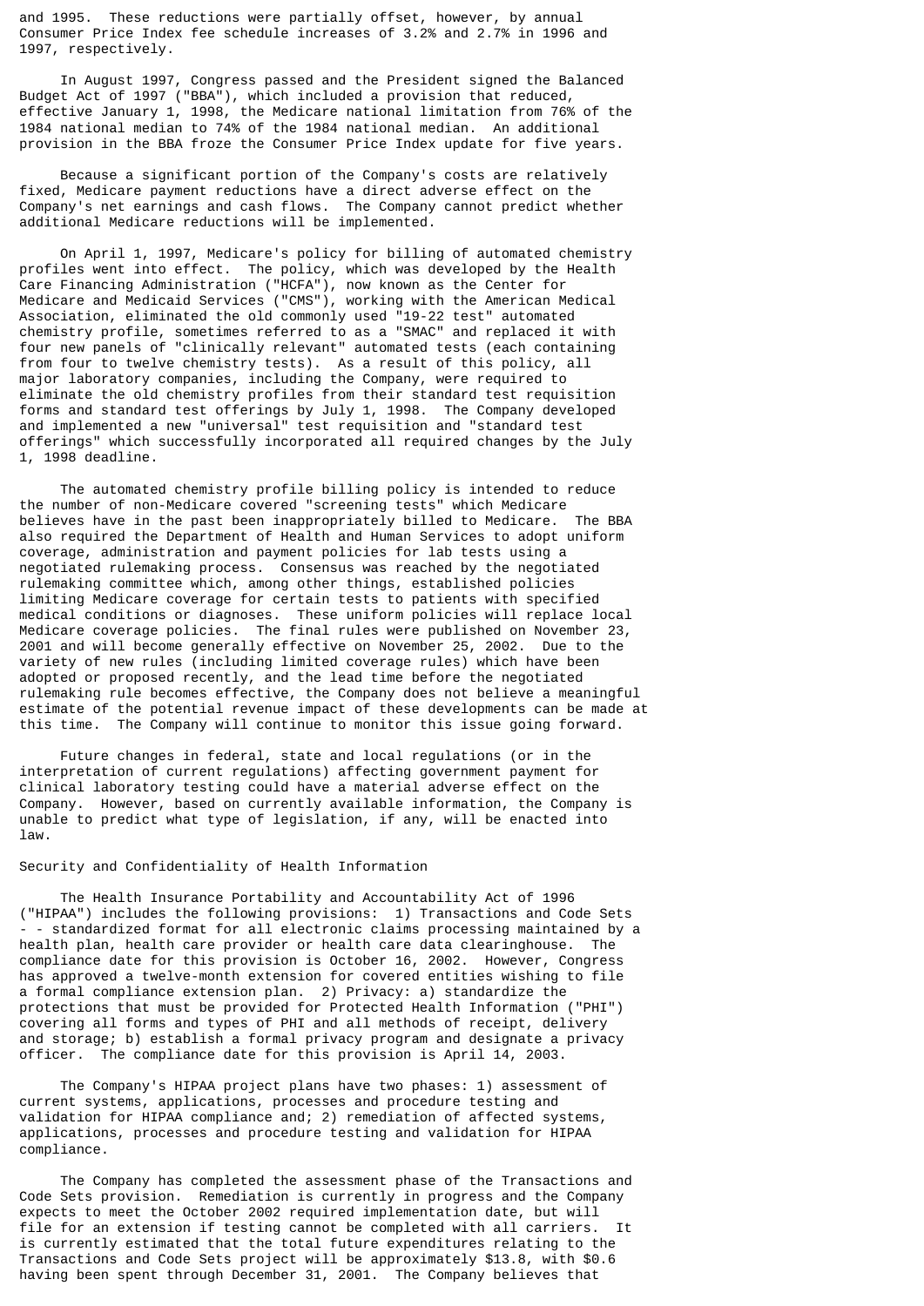and 1995. These reductions were partially offset, however, by annual Consumer Price Index fee schedule increases of 3.2% and 2.7% in 1996 and 1997, respectively.

In August 1997, Congress passed and the President signed the Balanced Budget Act of 1997 ("BBA"), which included a provision that reduced, effective January 1, 1998, the Medicare national limitation from 76% of the 1984 national median to 74% of the 1984 national median. An additional provision in the BBA froze the Consumer Price Index update for five years.

Because a significant portion of the Company's costs are relatively fixed, Medicare payment reductions have a direct adverse effect on the Company's net earnings and cash flows. The Company cannot predict whether additional Medicare reductions will be implemented.

On April 1, 1997, Medicare's policy for billing of automated chemistry profiles went into effect. The policy, which was developed by the Health Care Financing Administration ("HCFA"), now known as the Center for Medicare and Medicaid Services ("CMS"), working with the American Medical Association, eliminated the old commonly used "19-22 test" automated chemistry profile, sometimes referred to as a "SMAC" and replaced it with four new panels of "clinically relevant" automated tests (each containing from four to twelve chemistry tests). As a result of this policy, all major laboratory companies, including the Company, were required to eliminate the old chemistry profiles from their standard test requisition forms and standard test offerings by July 1, 1998. The Company developed and implemented a new "universal" test requisition and "standard test offerings" which successfully incorporated all required changes by the July 1, 1998 deadline.

The automated chemistry profile billing policy is intended to reduce the number of non-Medicare covered "screening tests" which Medicare believes have in the past been inappropriately billed to Medicare. The BBA also required the Department of Health and Human Services to adopt uniform coverage, administration and payment policies for lab tests using a negotiated rulemaking process. Consensus was reached by the negotiated rulemaking committee which, among other things, established policies limiting Medicare coverage for certain tests to patients with specified medical conditions or diagnoses. These uniform policies will replace local Medicare coverage policies. The final rules were published on November 23, 2001 and will become generally effective on November 25, 2002. Due to the variety of new rules (including limited coverage rules) which have been adopted or proposed recently, and the lead time before the negotiated rulemaking rule becomes effective, the Company does not believe a meaningful estimate of the potential revenue impact of these developments can be made at this time. The Company will continue to monitor this issue going forward.

Future changes in federal, state and local regulations (or in the interpretation of current regulations) affecting government payment for clinical laboratory testing could have a material adverse effect on the Company. However, based on currently available information, the Company is unable to predict what type of legislation, if any, will be enacted into law.

Security and Confidentiality of Health Information

The Health Insurance Portability and Accountability Act of 1996 ("HIPAA") includes the following provisions: 1) Transactions and Code Sets - - standardized format for all electronic claims processing maintained by a health plan, health care provider or health care data clearinghouse. The compliance date for this provision is October 16, 2002. However, Congress has approved a twelve-month extension for covered entities wishing to file a formal compliance extension plan. 2) Privacy: a) standardize the protections that must be provided for Protected Health Information ("PHI") covering all forms and types of PHI and all methods of receipt, delivery and storage; b) establish a formal privacy program and designate a privacy officer. The compliance date for this provision is April 14, 2003.

The Company's HIPAA project plans have two phases: 1) assessment of current systems, applications, processes and procedure testing and validation for HIPAA compliance and; 2) remediation of affected systems, applications, processes and procedure testing and validation for HIPAA compliance.

The Company has completed the assessment phase of the Transactions and Code Sets provision. Remediation is currently in progress and the Company expects to meet the October 2002 required implementation date, but will file for an extension if testing cannot be completed with all carriers. It is currently estimated that the total future expenditures relating to the Transactions and Code Sets project will be approximately $13.8, with $0.6 having been spent through December 31, 2001. The Company believes that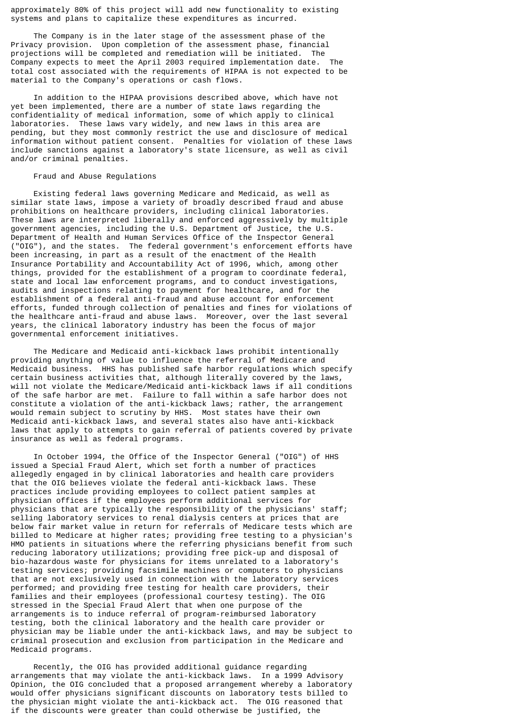approximately 80% of this project will add new functionality to existing systems and plans to capitalize these expenditures as incurred.

The Company is in the later stage of the assessment phase of the Privacy provision. Upon completion of the assessment phase, financial projections will be completed and remediation will be initiated. The Company expects to meet the April 2003 required implementation date. The total cost associated with the requirements of HIPAA is not expected to be material to the Company's operations or cash flows.

In addition to the HIPAA provisions described above, which have not yet been implemented, there are a number of state laws regarding the confidentiality of medical information, some of which apply to clinical laboratories. These laws vary widely, and new laws in this area are pending, but they most commonly restrict the use and disclosure of medical information without patient consent. Penalties for violation of these laws include sanctions against a laboratory's state licensure, as well as civil and/or criminal penalties.

### Fraud and Abuse Regulations

Existing federal laws governing Medicare and Medicaid, as well as similar state laws, impose a variety of broadly described fraud and abuse prohibitions on healthcare providers, including clinical laboratories. These laws are interpreted liberally and enforced aggressively by multiple government agencies, including the U.S. Department of Justice, the U.S. Department of Health and Human Services Office of the Inspector General ("OIG"), and the states. The federal government's enforcement efforts have been increasing, in part as a result of the enactment of the Health Insurance Portability and Accountability Act of 1996, which, among other things, provided for the establishment of a program to coordinate federal, state and local law enforcement programs, and to conduct investigations, audits and inspections relating to payment for healthcare, and for the establishment of a federal anti-fraud and abuse account for enforcement efforts, funded through collection of penalties and fines for violations of the healthcare anti-fraud and abuse laws. Moreover, over the last several years, the clinical laboratory industry has been the focus of major governmental enforcement initiatives.

The Medicare and Medicaid anti-kickback laws prohibit intentionally providing anything of value to influence the referral of Medicare and Medicaid business. HHS has published safe harbor regulations which specify certain business activities that, although literally covered by the laws, will not violate the Medicare/Medicaid anti-kickback laws if all conditions of the safe harbor are met. Failure to fall within a safe harbor does not constitute a violation of the anti-kickback laws; rather, the arrangement would remain subject to scrutiny by HHS. Most states have their own Medicaid anti-kickback laws, and several states also have anti-kickback laws that apply to attempts to gain referral of patients covered by private insurance as well as federal programs.

In October 1994, the Office of the Inspector General ("OIG") of HHS issued a Special Fraud Alert, which set forth a number of practices allegedly engaged in by clinical laboratories and health care providers that the OIG believes violate the federal anti-kickback laws. These practices include providing employees to collect patient samples at physician offices if the employees perform additional services for physicians that are typically the responsibility of the physicians' staff; selling laboratory services to renal dialysis centers at prices that are below fair market value in return for referrals of Medicare tests which are billed to Medicare at higher rates; providing free testing to a physician's HMO patients in situations where the referring physicians benefit from such reducing laboratory utilizations; providing free pick-up and disposal of bio-hazardous waste for physicians for items unrelated to a laboratory's testing services; providing facsimile machines or computers to physicians that are not exclusively used in connection with the laboratory services performed; and providing free testing for health care providers, their families and their employees (professional courtesy testing). The OIG stressed in the Special Fraud Alert that when one purpose of the arrangements is to induce referral of program-reimbursed laboratory testing, both the clinical laboratory and the health care provider or physician may be liable under the anti-kickback laws, and may be subject to criminal prosecution and exclusion from participation in the Medicare and Medicaid programs.

Recently, the OIG has provided additional guidance regarding arrangements that may violate the anti-kickback laws. In a 1999 Advisory Opinion, the OIG concluded that a proposed arrangement whereby a laboratory would offer physicians significant discounts on laboratory tests billed to the physician might violate the anti-kickback act. The OIG reasoned that if the discounts were greater than could otherwise be justified, the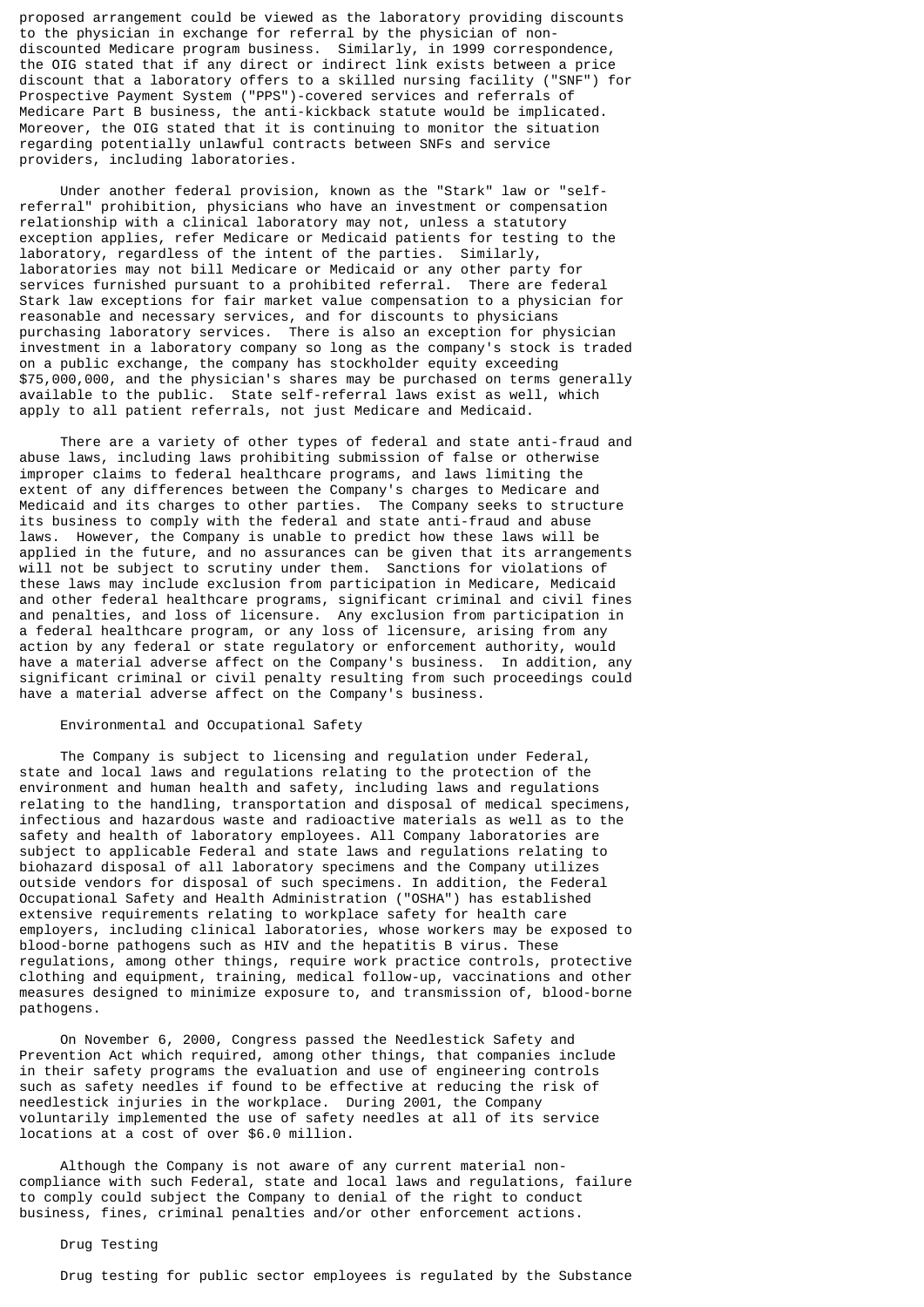proposed arrangement could be viewed as the laboratory providing discounts to the physician in exchange for referral by the physician of non-discounted Medicare program business. Similarly, in 1999 correspondence, the OIG stated that if any direct or indirect link exists between a price discount that a laboratory offers to a skilled nursing facility ("SNF") for Prospective Payment System ("PPS")-covered services and referrals of Medicare Part B business, the anti-kickback statute would be implicated. Moreover, the OIG stated that it is continuing to monitor the situation regarding potentially unlawful contracts between SNFs and service providers, including laboratories.

Under another federal provision, known as the "Stark" law or "self-referral" prohibition, physicians who have an investment or compensation relationship with a clinical laboratory may not, unless a statutory exception applies, refer Medicare or Medicaid patients for testing to the laboratory, regardless of the intent of the parties. Similarly, laboratories may not bill Medicare or Medicaid or any other party for services furnished pursuant to a prohibited referral. There are federal Stark law exceptions for fair market value compensation to a physician for reasonable and necessary services, and for discounts to physicians purchasing laboratory services. There is also an exception for physician investment in a laboratory company so long as the company's stock is traded on a public exchange, the company has stockholder equity exceeding $75,000,000, and the physician's shares may be purchased on terms generally available to the public. State self-referral laws exist as well, which apply to all patient referrals, not just Medicare and Medicaid.

There are a variety of other types of federal and state anti-fraud and abuse laws, including laws prohibiting submission of false or otherwise improper claims to federal healthcare programs, and laws limiting the extent of any differences between the Company's charges to Medicare and Medicaid and its charges to other parties. The Company seeks to structure its business to comply with the federal and state anti-fraud and abuse laws. However, the Company is unable to predict how these laws will be applied in the future, and no assurances can be given that its arrangements will not be subject to scrutiny under them. Sanctions for violations of these laws may include exclusion from participation in Medicare, Medicaid and other federal healthcare programs, significant criminal and civil fines and penalties, and loss of licensure. Any exclusion from participation in a federal healthcare program, or any loss of licensure, arising from any action by any federal or state regulatory or enforcement authority, would have a material adverse affect on the Company's business. In addition, any significant criminal or civil penalty resulting from such proceedings could have a material adverse affect on the Company's business.

### Environmental and Occupational Safety

The Company is subject to licensing and regulation under Federal, state and local laws and regulations relating to the protection of the environment and human health and safety, including laws and regulations relating to the handling, transportation and disposal of medical specimens, infectious and hazardous waste and radioactive materials as well as to the safety and health of laboratory employees. All Company laboratories are subject to applicable Federal and state laws and regulations relating to biohazard disposal of all laboratory specimens and the Company utilizes outside vendors for disposal of such specimens. In addition, the Federal Occupational Safety and Health Administration ("OSHA") has established extensive requirements relating to workplace safety for health care employers, including clinical laboratories, whose workers may be exposed to blood-borne pathogens such as HIV and the hepatitis B virus. These regulations, among other things, require work practice controls, protective clothing and equipment, training, medical follow-up, vaccinations and other measures designed to minimize exposure to, and transmission of, blood-borne pathogens.

On November 6, 2000, Congress passed the Needlestick Safety and Prevention Act which required, among other things, that companies include in their safety programs the evaluation and use of engineering controls such as safety needles if found to be effective at reducing the risk of needlestick injuries in the workplace. During 2001, the Company voluntarily implemented the use of safety needles at all of its service locations at a cost of over $6.0 million.

Although the Company is not aware of any current material non-compliance with such Federal, state and local laws and regulations, failure to comply could subject the Company to denial of the right to conduct business, fines, criminal penalties and/or other enforcement actions.

### Drug Testing

Drug testing for public sector employees is regulated by the Substance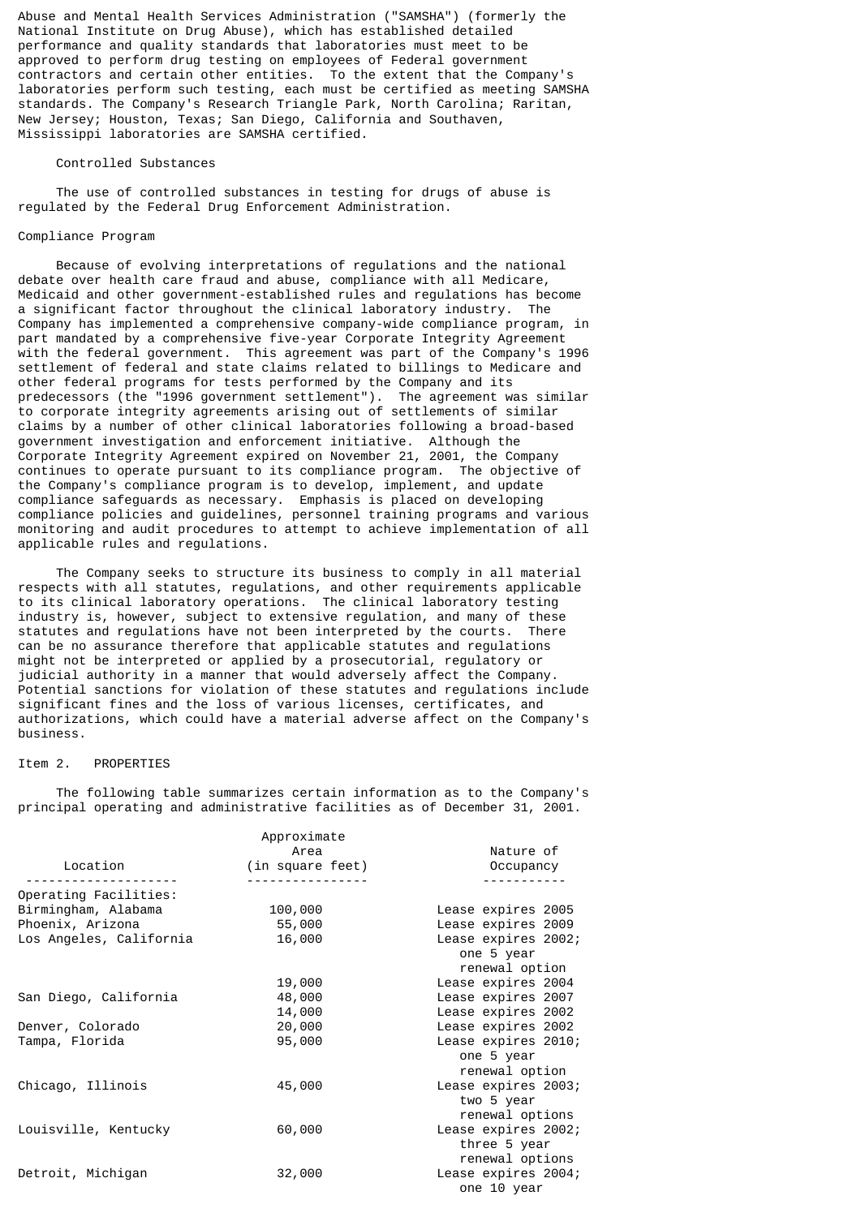Abuse and Mental Health Services Administration ("SAMSHA") (formerly the National Institute on Drug Abuse), which has established detailed performance and quality standards that laboratories must meet to be approved to perform drug testing on employees of Federal government contractors and certain other entities. To the extent that the Company's laboratories perform such testing, each must be certified as meeting SAMSHA standards. The Company's Research Triangle Park, North Carolina; Raritan, New Jersey; Houston, Texas; San Diego, California and Southaven, Mississippi laboratories are SAMSHA certified.

### Controlled Substances

The use of controlled substances in testing for drugs of abuse is regulated by the Federal Drug Enforcement Administration.

### Compliance Program

Because of evolving interpretations of regulations and the national debate over health care fraud and abuse, compliance with all Medicare, Medicaid and other government-established rules and regulations has become a significant factor throughout the clinical laboratory industry. The Company has implemented a comprehensive company-wide compliance program, in part mandated by a comprehensive five-year Corporate Integrity Agreement with the federal government. This agreement was part of the Company's 1996 settlement of federal and state claims related to billings to Medicare and other federal programs for tests performed by the Company and its predecessors (the "1996 government settlement"). The agreement was similar to corporate integrity agreements arising out of settlements of similar claims by a number of other clinical laboratories following a broad-based government investigation and enforcement initiative. Although the Corporate Integrity Agreement expired on November 21, 2001, the Company continues to operate pursuant to its compliance program. The objective of the Company's compliance program is to develop, implement, and update compliance safeguards as necessary. Emphasis is placed on developing compliance policies and guidelines, personnel training programs and various monitoring and audit procedures to attempt to achieve implementation of all applicable rules and regulations.

The Company seeks to structure its business to comply in all material respects with all statutes, regulations, and other requirements applicable to its clinical laboratory operations. The clinical laboratory testing industry is, however, subject to extensive regulation, and many of these statutes and regulations have not been interpreted by the courts. There can be no assurance therefore that applicable statutes and regulations might not be interpreted or applied by a prosecutorial, regulatory or judicial authority in a manner that would adversely affect the Company. Potential sanctions for violation of these statutes and regulations include significant fines and the loss of various licenses, certificates, and authorizations, which could have a material adverse affect on the Company's business.

## Item 2. PROPERTIES

The following table summarizes certain information as to the Company's principal operating and administrative facilities as of December 31, 2001.

| Location | Approximate Area (in square feet) | Nature of Occupancy |
|---|---|---|
| Operating Facilities: | | |
| Birmingham, Alabama | 100,000 | Lease expires 2005 |
| Phoenix, Arizona | 55,000 | Lease expires 2009 |
| Los Angeles, California | 16,000 | Lease expires 2002; one 5 year renewal option |
| | 19,000 | Lease expires 2004 |
| San Diego, California | 48,000 | Lease expires 2007 |
| | 14,000 | Lease expires 2002 |
| Denver, Colorado | 20,000 | Lease expires 2002 |
| Tampa, Florida | 95,000 | Lease expires 2010; one 5 year renewal option |
| Chicago, Illinois | 45,000 | Lease expires 2003; two 5 year renewal options |
| Louisville, Kentucky | 60,000 | Lease expires 2002; three 5 year renewal options |
| Detroit, Michigan | 32,000 | Lease expires 2004; one 10 year |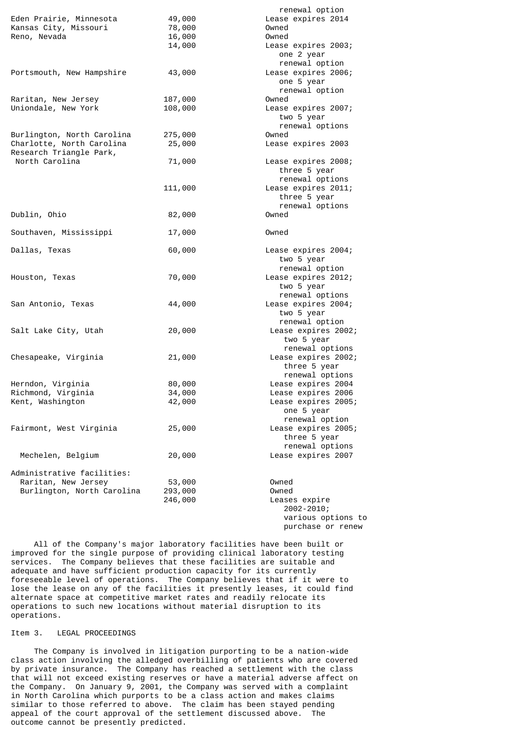| Location | Square Feet | Lease/Own |
|---|---|---|
| | | renewal option |
| Eden Prairie, Minnesota | 49,000 | Lease expires 2014 |
| Kansas City, Missouri | 78,000 | Owned |
| Reno, Nevada | 16,000 | Owned |
| | 14,000 | Lease expires 2003; one 2 year renewal option |
| Portsmouth, New Hampshire | 43,000 | Lease expires 2006; one 5 year renewal option |
| Raritan, New Jersey | 187,000 | Owned |
| Uniondale, New York | 108,000 | Lease expires 2007; two 5 year renewal options |
| Burlington, North Carolina | 275,000 | Owned |
| Charlotte, North Carolina | 25,000 | Lease expires 2003 |
| Research Triangle Park, North Carolina | 71,000 | Lease expires 2008; three 5 year renewal options |
| | 111,000 | Lease expires 2011; three 5 year renewal options |
| Dublin, Ohio | 82,000 | Owned |
| Southaven, Mississippi | 17,000 | Owned |
| Dallas, Texas | 60,000 | Lease expires 2004; two 5 year renewal option |
| Houston, Texas | 70,000 | Lease expires 2012; two 5 year renewal options |
| San Antonio, Texas | 44,000 | Lease expires 2004; two 5 year renewal option |
| Salt Lake City, Utah | 20,000 | Lease expires 2002; two 5 year renewal options |
| Chesapeake, Virginia | 21,000 | Lease expires 2002; three 5 year renewal options |
| Herndon, Virginia | 80,000 | Lease expires 2004 |
| Richmond, Virginia | 34,000 | Lease expires 2006 |
| Kent, Washington | 42,000 | Lease expires 2005; one 5 year renewal option |
| Fairmont, West Virginia | 25,000 | Lease expires 2005; three 5 year renewal options |
| Mechelen, Belgium | 20,000 | Lease expires 2007 |
| Administrative facilities: | | |
| Raritan, New Jersey | 53,000 | Owned |
| Burlington, North Carolina | 293,000 | Owned |
| | 246,000 | Leases expire 2002-2010; various options to purchase or renew |

All of the Company's major laboratory facilities have been built or improved for the single purpose of providing clinical laboratory testing services. The Company believes that these facilities are suitable and adequate and have sufficient production capacity for its currently foreseeable level of operations. The Company believes that if it were to lose the lease on any of the facilities it presently leases, it could find alternate space at competitive market rates and readily relocate its operations to such new locations without material disruption to its operations.

## Item 3. LEGAL PROCEEDINGS

The Company is involved in litigation purporting to be a nation-wide class action involving the alledged overbilling of patients who are covered by private insurance. The Company has reached a settlement with the class that will not exceed existing reserves or have a material adverse affect on the Company. On January 9, 2001, the Company was served with a complaint in North Carolina which purports to be a class action and makes claims similar to those referred to above. The claim has been stayed pending appeal of the court approval of the settlement discussed above. The outcome cannot be presently predicted.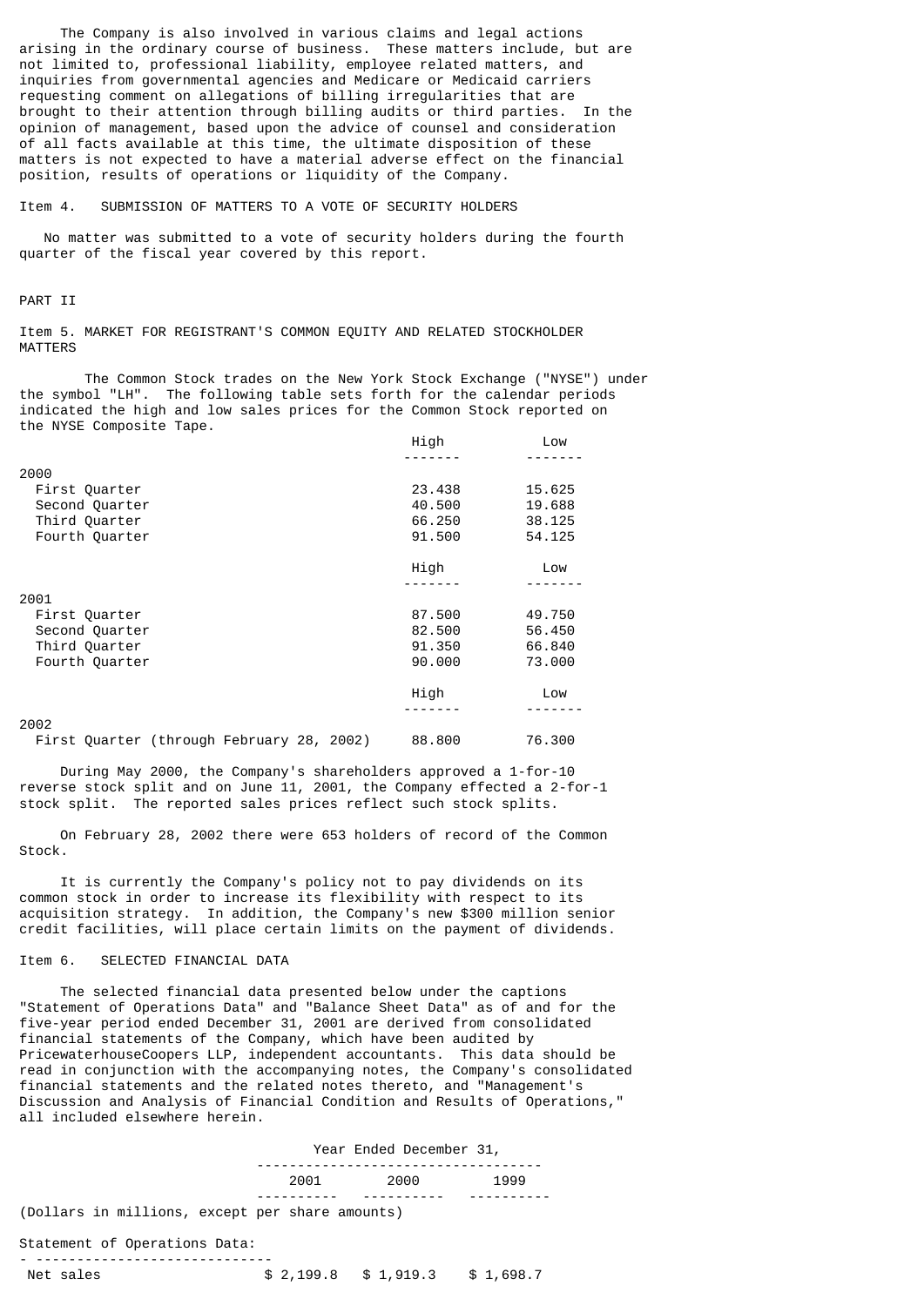The Company is also involved in various claims and legal actions arising in the ordinary course of business. These matters include, but are not limited to, professional liability, employee related matters, and inquiries from governmental agencies and Medicare or Medicaid carriers requesting comment on allegations of billing irregularities that are brought to their attention through billing audits or third parties. In the opinion of management, based upon the advice of counsel and consideration of all facts available at this time, the ultimate disposition of these matters is not expected to have a material adverse effect on the financial position, results of operations or liquidity of the Company.

## Item 4. SUBMISSION OF MATTERS TO A VOTE OF SECURITY HOLDERS

No matter was submitted to a vote of security holders during the fourth quarter of the fiscal year covered by this report.

# PART II

## Item 5. MARKET FOR REGISTRANT'S COMMON EQUITY AND RELATED STOCKHOLDER MATTERS

The Common Stock trades on the New York Stock Exchange ("NYSE") under the symbol "LH". The following table sets forth for the calendar periods indicated the high and low sales prices for the Common Stock reported on the NYSE Composite Tape.

| | High | Low |
|---|---|---|
| **2000** | | |
| First Quarter | 23.438 | 15.625 |
| Second Quarter | 40.500 | 19.688 |
| Third Quarter | 66.250 | 38.125 |
| Fourth Quarter | 91.500 | 54.125 |
| **2001** | | |
| First Quarter | 87.500 | 49.750 |
| Second Quarter | 82.500 | 56.450 |
| Third Quarter | 91.350 | 66.840 |
| Fourth Quarter | 90.000 | 73.000 |
| **2002** | | |
| First Quarter (through February 28, 2002) | 88.800 | 76.300 |

During May 2000, the Company's shareholders approved a 1-for-10 reverse stock split and on June 11, 2001, the Company effected a 2-for-1 stock split. The reported sales prices reflect such stock splits.

On February 28, 2002 there were 653 holders of record of the Common Stock.

It is currently the Company's policy not to pay dividends on its common stock in order to increase its flexibility with respect to its acquisition strategy. In addition, the Company's new $300 million senior credit facilities, will place certain limits on the payment of dividends.

## Item 6. SELECTED FINANCIAL DATA

The selected financial data presented below under the captions "Statement of Operations Data" and "Balance Sheet Data" as of and for the five-year period ended December 31, 2001 are derived from consolidated financial statements of the Company, which have been audited by PricewaterhouseCoopers LLP, independent accountants. This data should be read in conjunction with the accompanying notes, the Company's consolidated financial statements and the related notes thereto, and "Management's Discussion and Analysis of Financial Condition and Results of Operations," all included elsewhere herein.

| | Year Ended December 31, | | |
|---|---|---|---|
| | 2001 | 2000 | 1999 |
| (Dollars in millions, except per share amounts) | | | |
| **Statement of Operations Data:** | | | |
| Net sales | $ 2,199.8 | $ 1,919.3 | $ 1,698.7 |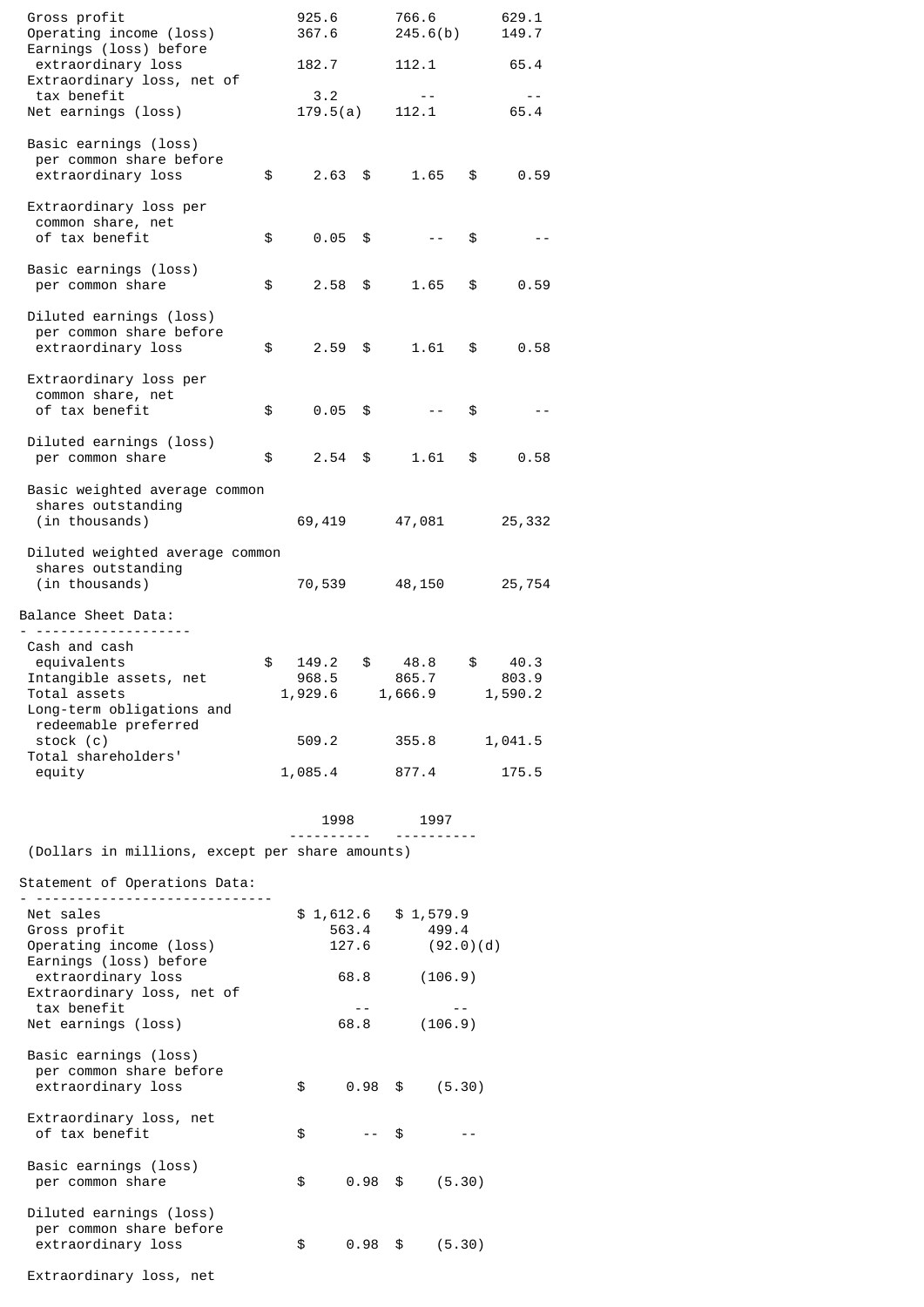| | | | |
|---|---|---|---|
| Gross profit | 925.6 | 766.6 | 629.1 |
| Operating income (loss) | 367.6 | 245.6(b) | 149.7 |
| Earnings (loss) before extraordinary loss | 182.7 | 112.1 | 65.4 |
| Extraordinary loss, net of tax benefit | 3.2 | -- | -- |
| Net earnings (loss) | 179.5(a) | 112.1 | 65.4 |
| Basic earnings (loss) per common share before extraordinary loss | $ 2.63 | $ 1.65 | $ 0.59 |
| Extraordinary loss per common share, net of tax benefit | $ 0.05 | $ -- | $ -- |
| Basic earnings (loss) per common share | $ 2.58 | $ 1.65 | $ 0.59 |
| Diluted earnings (loss) per common share before extraordinary loss | $ 2.59 | $ 1.61 | $ 0.58 |
| Extraordinary loss per common share, net of tax benefit | $ 0.05 | $ -- | $ -- |
| Diluted earnings (loss) per common share | $ 2.54 | $ 1.61 | $ 0.58 |
| Basic weighted average common shares outstanding (in thousands) | 69,419 | 47,081 | 25,332 |
| Diluted weighted average common shares outstanding (in thousands) | 70,539 | 48,150 | 25,754 |
| **Balance Sheet Data:** | | | |
| Cash and cash equivalents | $ 149.2 | $ 48.8 | $ 40.3 |
| Intangible assets, net | 968.5 | 865.7 | 803.9 |
| Total assets | 1,929.6 | 1,666.9 | 1,590.2 |
| Long-term obligations and redeemable preferred stock (c) | 509.2 | 355.8 | 1,041.5 |
| Total shareholders' equity | 1,085.4 | 877.4 | 175.5 |

| (Dollars in millions, except per share amounts) | 1998 | 1997 |
|---|---|---|
| **Statement of Operations Data:** | | |
| Net sales | $ 1,612.6 | $ 1,579.9 |
| Gross profit | 563.4 | 499.4 |
| Operating income (loss) | 127.6 | (92.0)(d) |
| Earnings (loss) before extraordinary loss | 68.8 | (106.9) |
| Extraordinary loss, net of tax benefit | -- | -- |
| Net earnings (loss) | 68.8 | (106.9) |
| Basic earnings (loss) per common share before extraordinary loss | $ 0.98 | $ (5.30) |
| Extraordinary loss, net of tax benefit | $ -- | $ -- |
| Basic earnings (loss) per common share | $ 0.98 | $ (5.30) |
| Diluted earnings (loss) per common share before extraordinary loss | $ 0.98 | $ (5.30) |
| Extraordinary loss, net | | |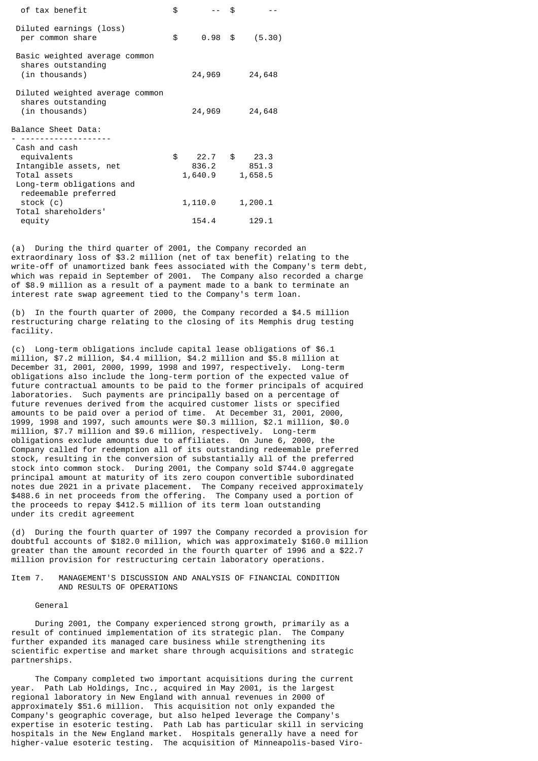| | | |
|---|---|---|
| of tax benefit | $ -- | $ -- |
| Diluted earnings (loss) per common share | $ 0.98 | $ (5.30) |
| Basic weighted average common shares outstanding (in thousands) | 24,969 | 24,648 |
| Diluted weighted average common shares outstanding (in thousands) | 24,969 | 24,648 |
| **Balance Sheet Data:** | | |
| Cash and cash equivalents | $ 22.7 | $ 23.3 |
| Intangible assets, net | 836.2 | 851.3 |
| Total assets | 1,640.9 | 1,658.5 |
| Long-term obligations and redeemable preferred stock (c) | 1,110.0 | 1,200.1 |
| Total shareholders' equity | 154.4 | 129.1 |

(a) During the third quarter of 2001, the Company recorded an extraordinary loss of $3.2 million (net of tax benefit) relating to the write-off of unamortized bank fees associated with the Company's term debt, which was repaid in September of 2001. The Company also recorded a charge of $8.9 million as a result of a payment made to a bank to terminate an interest rate swap agreement tied to the Company's term loan.

(b) In the fourth quarter of 2000, the Company recorded a $4.5 million restructuring charge relating to the closing of its Memphis drug testing facility.

(c) Long-term obligations include capital lease obligations of $6.1 million, $7.2 million, $4.4 million, $4.2 million and $5.8 million at December 31, 2001, 2000, 1999, 1998 and 1997, respectively. Long-term obligations also include the long-term portion of the expected value of future contractual amounts to be paid to the former principals of acquired laboratories. Such payments are principally based on a percentage of future revenues derived from the acquired customer lists or specified amounts to be paid over a period of time. At December 31, 2001, 2000, 1999, 1998 and 1997, such amounts were $0.3 million, $2.1 million, $0.0 million, $7.7 million and $9.6 million, respectively. Long-term obligations exclude amounts due to affiliates. On June 6, 2000, the Company called for redemption all of its outstanding redeemable preferred stock, resulting in the conversion of substantially all of the preferred stock into common stock. During 2001, the Company sold $744.0 aggregate principal amount at maturity of its zero coupon convertible subordinated notes due 2021 in a private placement. The Company received approximately $488.6 in net proceeds from the offering. The Company used a portion of the proceeds to repay $412.5 million of its term loan outstanding under its credit agreement

(d) During the fourth quarter of 1997 the Company recorded a provision for doubtful accounts of $182.0 million, which was approximately $160.0 million greater than the amount recorded in the fourth quarter of 1996 and a $22.7 million provision for restructuring certain laboratory operations.

## Item 7. MANAGEMENT'S DISCUSSION AND ANALYSIS OF FINANCIAL CONDITION AND RESULTS OF OPERATIONS

### General

During 2001, the Company experienced strong growth, primarily as a result of continued implementation of its strategic plan. The Company further expanded its managed care business while strengthening its scientific expertise and market share through acquisitions and strategic partnerships.

The Company completed two important acquisitions during the current year. Path Lab Holdings, Inc., acquired in May 2001, is the largest regional laboratory in New England with annual revenues in 2000 of approximately $51.6 million. This acquisition not only expanded the Company's geographic coverage, but also helped leverage the Company's expertise in esoteric testing. Path Lab has particular skill in servicing hospitals in the New England market. Hospitals generally have a need for higher-value esoteric testing. The acquisition of Minneapolis-based Viro-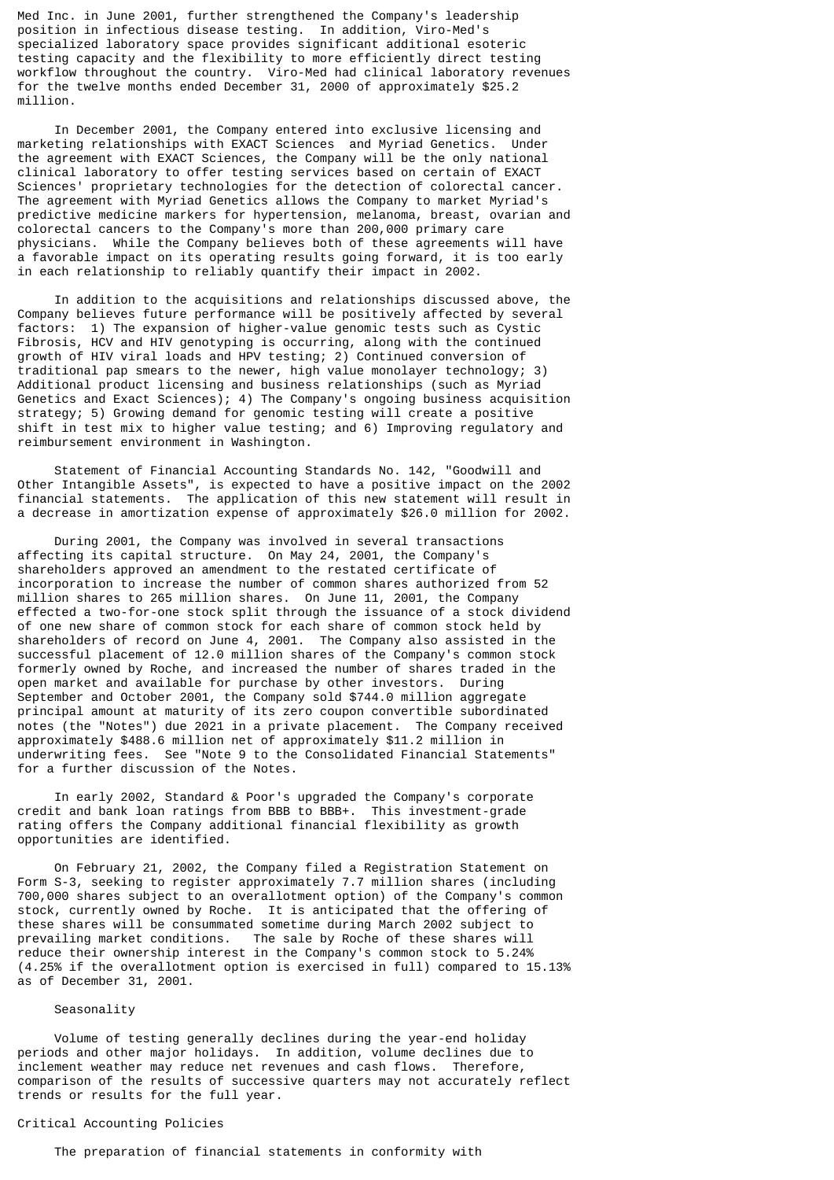Med Inc. in June 2001, further strengthened the Company's leadership position in infectious disease testing. In addition, Viro-Med's specialized laboratory space provides significant additional esoteric testing capacity and the flexibility to more efficiently direct testing workflow throughout the country. Viro-Med had clinical laboratory revenues for the twelve months ended December 31, 2000 of approximately $25.2 million.

In December 2001, the Company entered into exclusive licensing and marketing relationships with EXACT Sciences and Myriad Genetics. Under the agreement with EXACT Sciences, the Company will be the only national clinical laboratory to offer testing services based on certain of EXACT Sciences' proprietary technologies for the detection of colorectal cancer. The agreement with Myriad Genetics allows the Company to market Myriad's predictive medicine markers for hypertension, melanoma, breast, ovarian and colorectal cancers to the Company's more than 200,000 primary care physicians. While the Company believes both of these agreements will have a favorable impact on its operating results going forward, it is too early in each relationship to reliably quantify their impact in 2002.

In addition to the acquisitions and relationships discussed above, the Company believes future performance will be positively affected by several factors: 1) The expansion of higher-value genomic tests such as Cystic Fibrosis, HCV and HIV genotyping is occurring, along with the continued growth of HIV viral loads and HPV testing; 2) Continued conversion of traditional pap smears to the newer, high value monolayer technology; 3) Additional product licensing and business relationships (such as Myriad Genetics and Exact Sciences); 4) The Company's ongoing business acquisition strategy; 5) Growing demand for genomic testing will create a positive shift in test mix to higher value testing; and 6) Improving regulatory and reimbursement environment in Washington.

Statement of Financial Accounting Standards No. 142, "Goodwill and Other Intangible Assets", is expected to have a positive impact on the 2002 financial statements. The application of this new statement will result in a decrease in amortization expense of approximately $26.0 million for 2002.

During 2001, the Company was involved in several transactions affecting its capital structure. On May 24, 2001, the Company's shareholders approved an amendment to the restated certificate of incorporation to increase the number of common shares authorized from 52 million shares to 265 million shares. On June 11, 2001, the Company effected a two-for-one stock split through the issuance of a stock dividend of one new share of common stock for each share of common stock held by shareholders of record on June 4, 2001. The Company also assisted in the successful placement of 12.0 million shares of the Company's common stock formerly owned by Roche, and increased the number of shares traded in the open market and available for purchase by other investors. During September and October 2001, the Company sold $744.0 million aggregate principal amount at maturity of its zero coupon convertible subordinated notes (the "Notes") due 2021 in a private placement. The Company received approximately $488.6 million net of approximately $11.2 million in underwriting fees. See "Note 9 to the Consolidated Financial Statements" for a further discussion of the Notes.

In early 2002, Standard & Poor's upgraded the Company's corporate credit and bank loan ratings from BBB to BBB+. This investment-grade rating offers the Company additional financial flexibility as growth opportunities are identified.

On February 21, 2002, the Company filed a Registration Statement on Form S-3, seeking to register approximately 7.7 million shares (including 700,000 shares subject to an overallotment option) of the Company's common stock, currently owned by Roche. It is anticipated that the offering of these shares will be consummated sometime during March 2002 subject to prevailing market conditions. The sale by Roche of these shares will reduce their ownership interest in the Company's common stock to 5.24% (4.25% if the overallotment option is exercised in full) compared to 15.13% as of December 31, 2001.

### Seasonality

Volume of testing generally declines during the year-end holiday periods and other major holidays. In addition, volume declines due to inclement weather may reduce net revenues and cash flows. Therefore, comparison of the results of successive quarters may not accurately reflect trends or results for the full year.

## Critical Accounting Policies

The preparation of financial statements in conformity with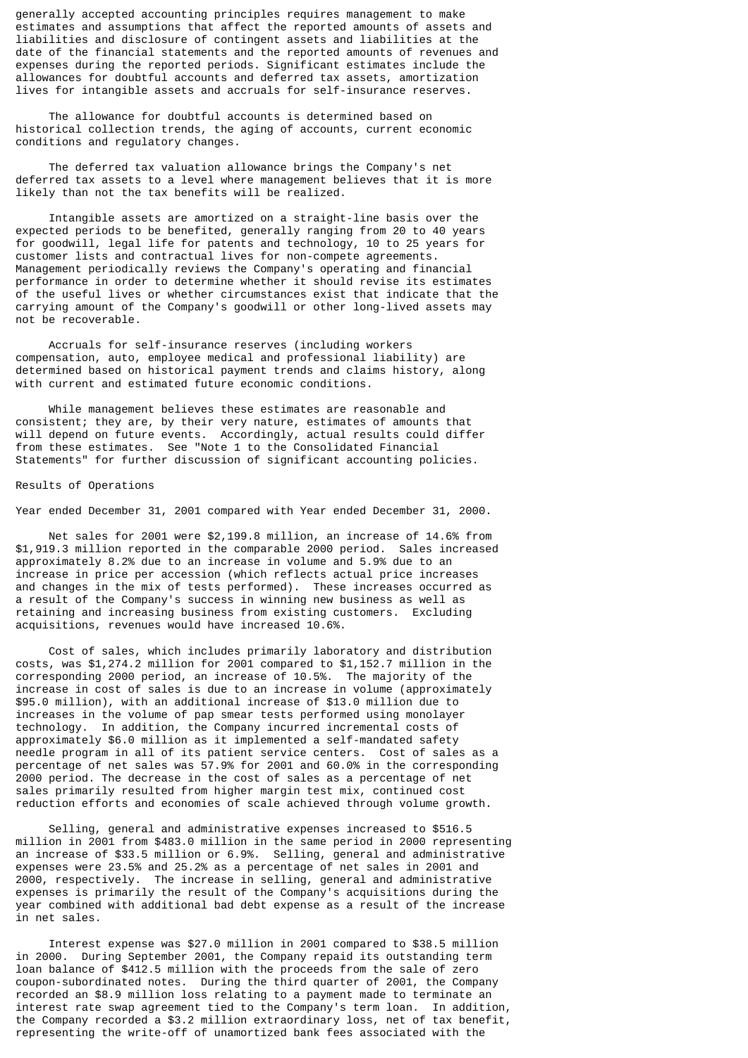generally accepted accounting principles requires management to make estimates and assumptions that affect the reported amounts of assets and liabilities and disclosure of contingent assets and liabilities at the date of the financial statements and the reported amounts of revenues and expenses during the reported periods. Significant estimates include the allowances for doubtful accounts and deferred tax assets, amortization lives for intangible assets and accruals for self-insurance reserves.

The allowance for doubtful accounts is determined based on historical collection trends, the aging of accounts, current economic conditions and regulatory changes.

The deferred tax valuation allowance brings the Company's net deferred tax assets to a level where management believes that it is more likely than not the tax benefits will be realized.

Intangible assets are amortized on a straight-line basis over the expected periods to be benefited, generally ranging from 20 to 40 years for goodwill, legal life for patents and technology, 10 to 25 years for customer lists and contractual lives for non-compete agreements. Management periodically reviews the Company's operating and financial performance in order to determine whether it should revise its estimates of the useful lives or whether circumstances exist that indicate that the carrying amount of the Company's goodwill or other long-lived assets may not be recoverable.

Accruals for self-insurance reserves (including workers compensation, auto, employee medical and professional liability) are determined based on historical payment trends and claims history, along with current and estimated future economic conditions.

While management believes these estimates are reasonable and consistent; they are, by their very nature, estimates of amounts that will depend on future events. Accordingly, actual results could differ from these estimates. See "Note 1 to the Consolidated Financial Statements" for further discussion of significant accounting policies.

## Results of Operations

Year ended December 31, 2001 compared with Year ended December 31, 2000.

Net sales for 2001 were $2,199.8 million, an increase of 14.6% from $1,919.3 million reported in the comparable 2000 period. Sales increased approximately 8.2% due to an increase in volume and 5.9% due to an increase in price per accession (which reflects actual price increases and changes in the mix of tests performed). These increases occurred as a result of the Company's success in winning new business as well as retaining and increasing business from existing customers. Excluding acquisitions, revenues would have increased 10.6%.

Cost of sales, which includes primarily laboratory and distribution costs, was $1,274.2 million for 2001 compared to $1,152.7 million in the corresponding 2000 period, an increase of 10.5%. The majority of the increase in cost of sales is due to an increase in volume (approximately $95.0 million), with an additional increase of $13.0 million due to increases in the volume of pap smear tests performed using monolayer technology. In addition, the Company incurred incremental costs of approximately $6.0 million as it implemented a self-mandated safety needle program in all of its patient service centers. Cost of sales as a percentage of net sales was 57.9% for 2001 and 60.0% in the corresponding 2000 period. The decrease in the cost of sales as a percentage of net sales primarily resulted from higher margin test mix, continued cost reduction efforts and economies of scale achieved through volume growth.

Selling, general and administrative expenses increased to $516.5 million in 2001 from $483.0 million in the same period in 2000 representing an increase of $33.5 million or 6.9%. Selling, general and administrative expenses were 23.5% and 25.2% as a percentage of net sales in 2001 and 2000, respectively. The increase in selling, general and administrative expenses is primarily the result of the Company's acquisitions during the year combined with additional bad debt expense as a result of the increase in net sales.

Interest expense was $27.0 million in 2001 compared to $38.5 million in 2000. During September 2001, the Company repaid its outstanding term loan balance of $412.5 million with the proceeds from the sale of zero coupon-subordinated notes. During the third quarter of 2001, the Company recorded an $8.9 million loss relating to a payment made to terminate an interest rate swap agreement tied to the Company's term loan. In addition, the Company recorded a $3.2 million extraordinary loss, net of tax benefit, representing the write-off of unamortized bank fees associated with the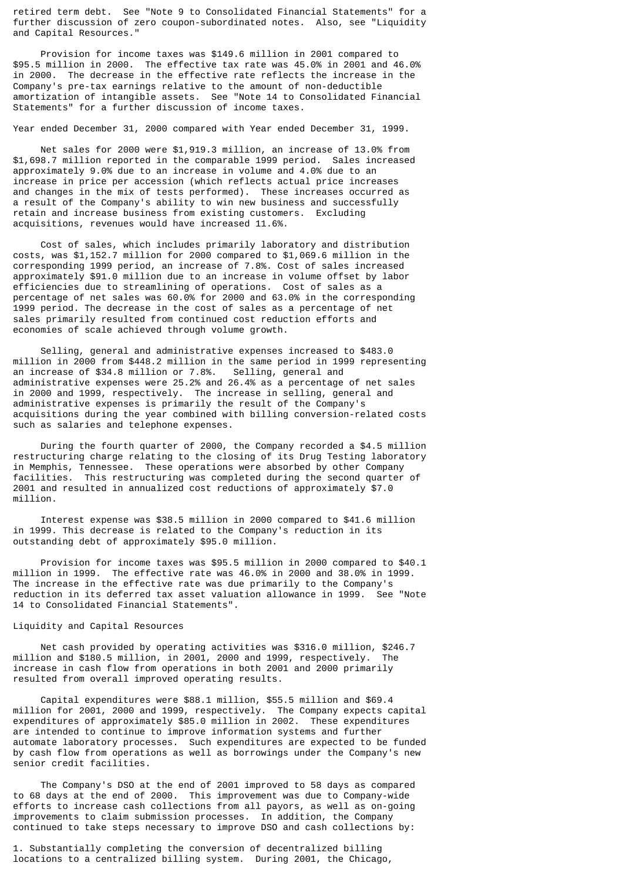retired term debt. See "Note 9 to Consolidated Financial Statements" for a further discussion of zero coupon-subordinated notes. Also, see "Liquidity and Capital Resources."

Provision for income taxes was $149.6 million in 2001 compared to $95.5 million in 2000. The effective tax rate was 45.0% in 2001 and 46.0% in 2000. The decrease in the effective rate reflects the increase in the Company's pre-tax earnings relative to the amount of non-deductible amortization of intangible assets. See "Note 14 to Consolidated Financial Statements" for a further discussion of income taxes.

Year ended December 31, 2000 compared with Year ended December 31, 1999.

Net sales for 2000 were $1,919.3 million, an increase of 13.0% from $1,698.7 million reported in the comparable 1999 period. Sales increased approximately 9.0% due to an increase in volume and 4.0% due to an increase in price per accession (which reflects actual price increases and changes in the mix of tests performed). These increases occurred as a result of the Company's ability to win new business and successfully retain and increase business from existing customers. Excluding acquisitions, revenues would have increased 11.6%.

Cost of sales, which includes primarily laboratory and distribution costs, was $1,152.7 million for 2000 compared to $1,069.6 million in the corresponding 1999 period, an increase of 7.8%. Cost of sales increased approximately $91.0 million due to an increase in volume offset by labor efficiencies due to streamlining of operations. Cost of sales as a percentage of net sales was 60.0% for 2000 and 63.0% in the corresponding 1999 period. The decrease in the cost of sales as a percentage of net sales primarily resulted from continued cost reduction efforts and economies of scale achieved through volume growth.

Selling, general and administrative expenses increased to $483.0 million in 2000 from $448.2 million in the same period in 1999 representing an increase of $34.8 million or 7.8%. Selling, general and administrative expenses were 25.2% and 26.4% as a percentage of net sales in 2000 and 1999, respectively. The increase in selling, general and administrative expenses is primarily the result of the Company's acquisitions during the year combined with billing conversion-related costs such as salaries and telephone expenses.

During the fourth quarter of 2000, the Company recorded a $4.5 million restructuring charge relating to the closing of its Drug Testing laboratory in Memphis, Tennessee. These operations were absorbed by other Company facilities. This restructuring was completed during the second quarter of 2001 and resulted in annualized cost reductions of approximately $7.0 million.

Interest expense was $38.5 million in 2000 compared to $41.6 million in 1999. This decrease is related to the Company's reduction in its outstanding debt of approximately $95.0 million.

Provision for income taxes was $95.5 million in 2000 compared to $40.1 million in 1999. The effective rate was 46.0% in 2000 and 38.0% in 1999. The increase in the effective rate was due primarily to the Company's reduction in its deferred tax asset valuation allowance in 1999. See "Note 14 to Consolidated Financial Statements".

Liquidity and Capital Resources

Net cash provided by operating activities was $316.0 million, $246.7 million and $180.5 million, in 2001, 2000 and 1999, respectively. The increase in cash flow from operations in both 2001 and 2000 primarily resulted from overall improved operating results.

Capital expenditures were $88.1 million, $55.5 million and $69.4 million for 2001, 2000 and 1999, respectively. The Company expects capital expenditures of approximately $85.0 million in 2002. These expenditures are intended to continue to improve information systems and further automate laboratory processes. Such expenditures are expected to be funded by cash flow from operations as well as borrowings under the Company's new senior credit facilities.

The Company's DSO at the end of 2001 improved to 58 days as compared to 68 days at the end of 2000. This improvement was due to Company-wide efforts to increase cash collections from all payors, as well as on-going improvements to claim submission processes. In addition, the Company continued to take steps necessary to improve DSO and cash collections by:

1. Substantially completing the conversion of decentralized billing locations to a centralized billing system. During 2001, the Chicago,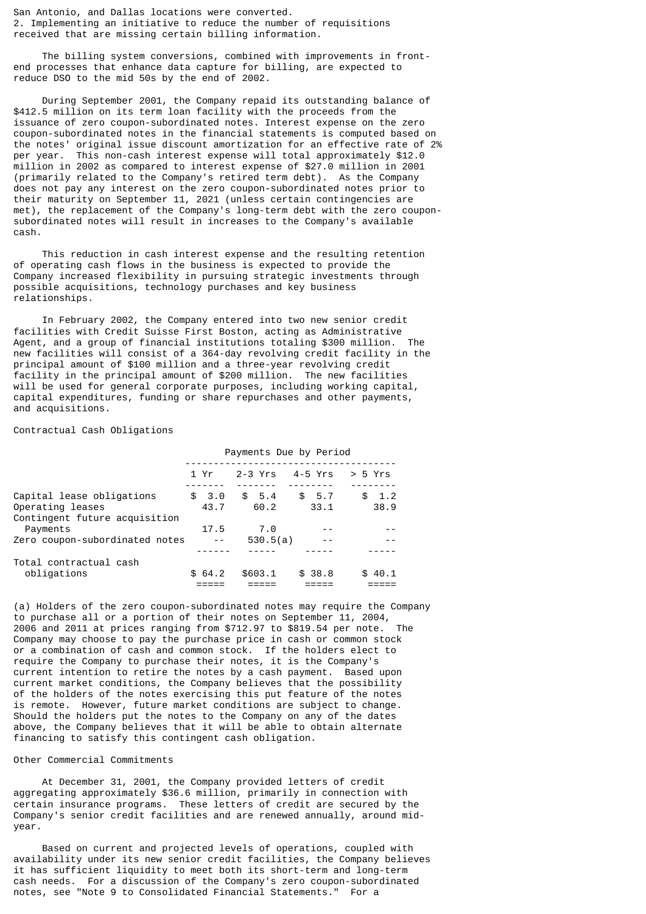San Antonio, and Dallas locations were converted.
2. Implementing an initiative to reduce the number of requisitions received that are missing certain billing information.

The billing system conversions, combined with improvements in front-end processes that enhance data capture for billing, are expected to reduce DSO to the mid 50s by the end of 2002.

During September 2001, the Company repaid its outstanding balance of $412.5 million on its term loan facility with the proceeds from the issuance of zero coupon-subordinated notes. Interest expense on the zero coupon-subordinated notes in the financial statements is computed based on the notes' original issue discount amortization for an effective rate of 2% per year. This non-cash interest expense will total approximately $12.0 million in 2002 as compared to interest expense of $27.0 million in 2001 (primarily related to the Company's retired term debt). As the Company does not pay any interest on the zero coupon-subordinated notes prior to their maturity on September 11, 2021 (unless certain contingencies are met), the replacement of the Company's long-term debt with the zero coupon-subordinated notes will result in increases to the Company's available cash.

This reduction in cash interest expense and the resulting retention of operating cash flows in the business is expected to provide the Company increased flexibility in pursuing strategic investments through possible acquisitions, technology purchases and key business relationships.

In February 2002, the Company entered into two new senior credit facilities with Credit Suisse First Boston, acting as Administrative Agent, and a group of financial institutions totaling $300 million. The new facilities will consist of a 364-day revolving credit facility in the principal amount of $100 million and a three-year revolving credit facility in the principal amount of $200 million. The new facilities will be used for general corporate purposes, including working capital, capital expenditures, funding or share repurchases and other payments, and acquisitions.

Contractual Cash Obligations

| | Payments Due by Period | | | |
|---|---|---|---|---|
| | 1 Yr | 2-3 Yrs | 4-5 Yrs | > 5 Yrs |
| Capital lease obligations | $ 3.0 | $ 5.4 | $ 5.7 | $ 1.2 |
| Operating leases | 43.7 | 60.2 | 33.1 | 38.9 |
| Contingent future acquisition Payments | 17.5 | 7.0 | -- | -- |
| Zero coupon-subordinated notes | -- | 530.5(a) | -- | -- |
| Total contractual cash obligations | $ 64.2 | $603.1 | $ 38.8 | $ 40.1 |

(a) Holders of the zero coupon-subordinated notes may require the Company to purchase all or a portion of their notes on September 11, 2004, 2006 and 2011 at prices ranging from $712.97 to $819.54 per note. The Company may choose to pay the purchase price in cash or common stock or a combination of cash and common stock. If the holders elect to require the Company to purchase their notes, it is the Company's current intention to retire the notes by a cash payment. Based upon current market conditions, the Company believes that the possibility of the holders of the notes exercising this put feature of the notes is remote. However, future market conditions are subject to change. Should the holders put the notes to the Company on any of the dates above, the Company believes that it will be able to obtain alternate financing to satisfy this contingent cash obligation.

Other Commercial Commitments

At December 31, 2001, the Company provided letters of credit aggregating approximately $36.6 million, primarily in connection with certain insurance programs. These letters of credit are secured by the Company's senior credit facilities and are renewed annually, around mid-year.

Based on current and projected levels of operations, coupled with availability under its new senior credit facilities, the Company believes it has sufficient liquidity to meet both its short-term and long-term cash needs. For a discussion of the Company's zero coupon-subordinated notes, see "Note 9 to Consolidated Financial Statements." For a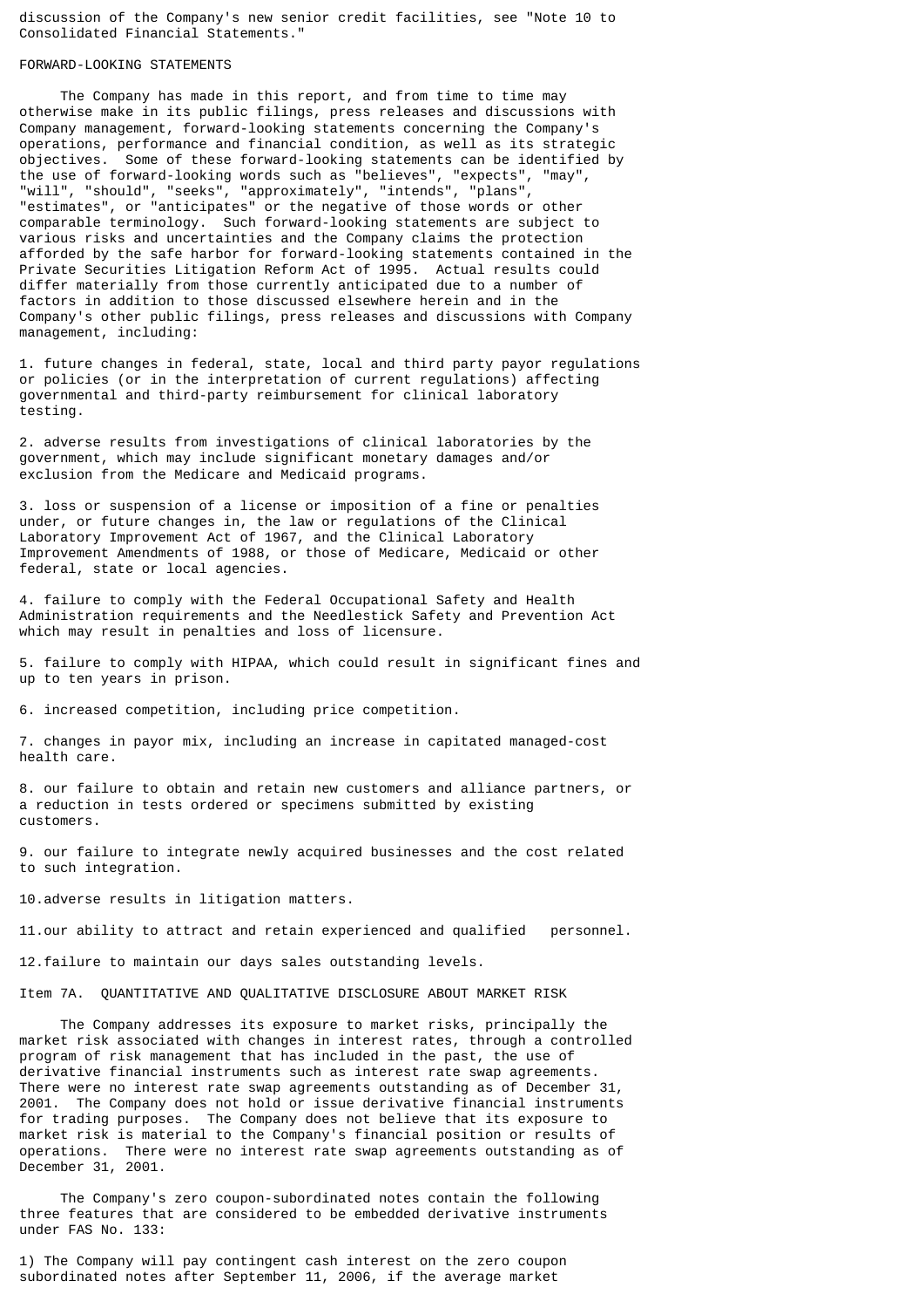discussion of the Company's new senior credit facilities, see "Note 10 to Consolidated Financial Statements."

## FORWARD-LOOKING STATEMENTS

The Company has made in this report, and from time to time may otherwise make in its public filings, press releases and discussions with Company management, forward-looking statements concerning the Company's operations, performance and financial condition, as well as its strategic objectives. Some of these forward-looking statements can be identified by the use of forward-looking words such as "believes", "expects", "may", "will", "should", "seeks", "approximately", "intends", "plans", "estimates", or "anticipates" or the negative of those words or other comparable terminology. Such forward-looking statements are subject to various risks and uncertainties and the Company claims the protection afforded by the safe harbor for forward-looking statements contained in the Private Securities Litigation Reform Act of 1995. Actual results could differ materially from those currently anticipated due to a number of factors in addition to those discussed elsewhere herein and in the Company's other public filings, press releases and discussions with Company management, including:

1. future changes in federal, state, local and third party payor regulations or policies (or in the interpretation of current regulations) affecting governmental and third-party reimbursement for clinical laboratory testing.

2. adverse results from investigations of clinical laboratories by the government, which may include significant monetary damages and/or exclusion from the Medicare and Medicaid programs.

3. loss or suspension of a license or imposition of a fine or penalties under, or future changes in, the law or regulations of the Clinical Laboratory Improvement Act of 1967, and the Clinical Laboratory Improvement Amendments of 1988, or those of Medicare, Medicaid or other federal, state or local agencies.

4. failure to comply with the Federal Occupational Safety and Health Administration requirements and the Needlestick Safety and Prevention Act which may result in penalties and loss of licensure.

5. failure to comply with HIPAA, which could result in significant fines and up to ten years in prison.

6. increased competition, including price competition.

7. changes in payor mix, including an increase in capitated managed-cost health care.

8. our failure to obtain and retain new customers and alliance partners, or a reduction in tests ordered or specimens submitted by existing customers.

9. our failure to integrate newly acquired businesses and the cost related to such integration.

10. adverse results in litigation matters.

11. our ability to attract and retain experienced and qualified personnel.

12. failure to maintain our days sales outstanding levels.

## Item 7A. QUANTITATIVE AND QUALITATIVE DISCLOSURE ABOUT MARKET RISK

The Company addresses its exposure to market risks, principally the market risk associated with changes in interest rates, through a controlled program of risk management that has included in the past, the use of derivative financial instruments such as interest rate swap agreements. There were no interest rate swap agreements outstanding as of December 31, 2001. The Company does not hold or issue derivative financial instruments for trading purposes. The Company does not believe that its exposure to market risk is material to the Company's financial position or results of operations. There were no interest rate swap agreements outstanding as of December 31, 2001.

The Company's zero coupon-subordinated notes contain the following three features that are considered to be embedded derivative instruments under FAS No. 133:

1) The Company will pay contingent cash interest on the zero coupon subordinated notes after September 11, 2006, if the average market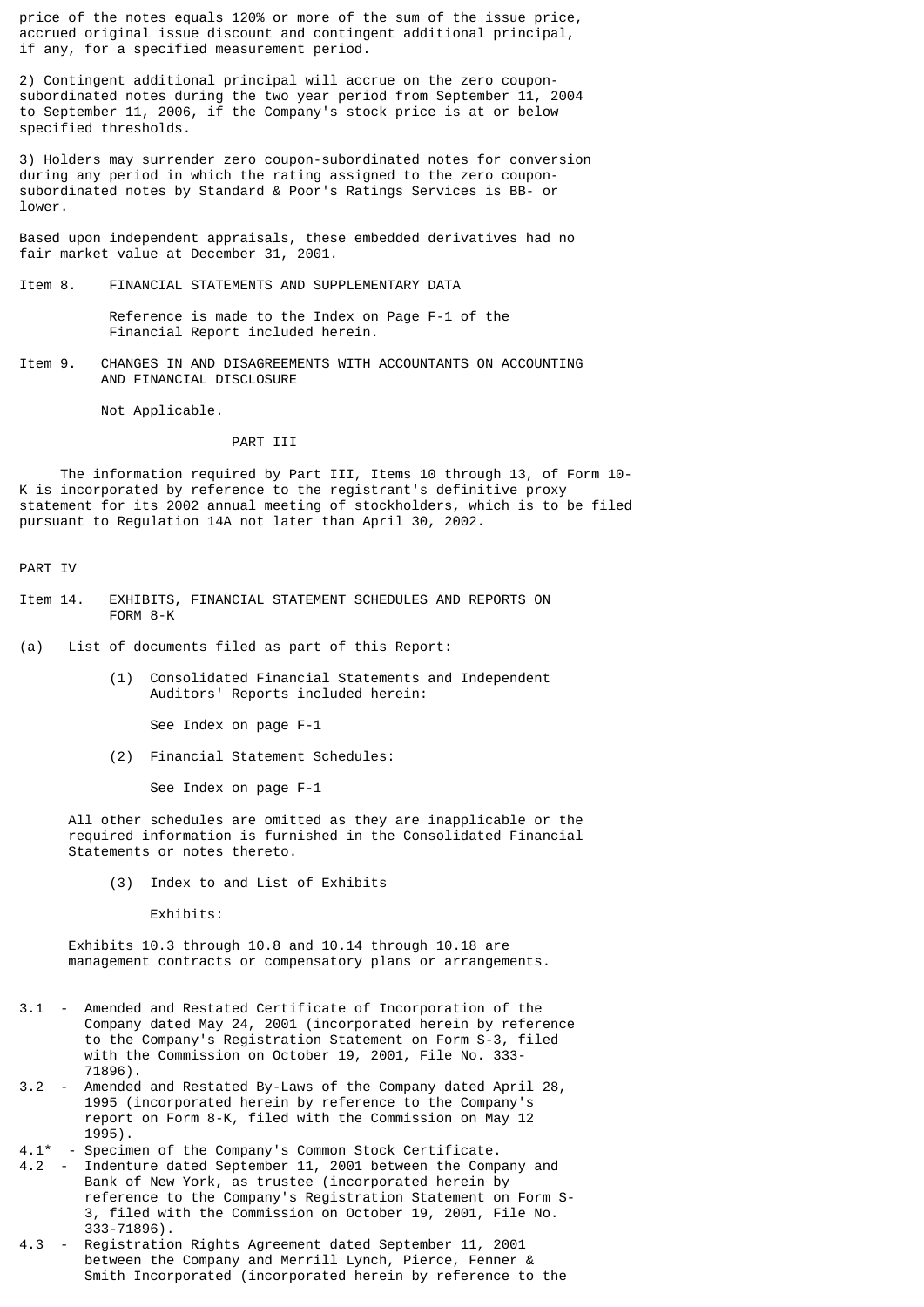price of the notes equals 120% or more of the sum of the issue price, accrued original issue discount and contingent additional principal, if any, for a specified measurement period.

2) Contingent additional principal will accrue on the zero coupon-subordinated notes during the two year period from September 11, 2004 to September 11, 2006, if the Company's stock price is at or below specified thresholds.

3) Holders may surrender zero coupon-subordinated notes for conversion during any period in which the rating assigned to the zero coupon-subordinated notes by Standard & Poor's Ratings Services is BB- or lower.

Based upon independent appraisals, these embedded derivatives had no fair market value at December 31, 2001.

Item 8. FINANCIAL STATEMENTS AND SUPPLEMENTARY DATA

Reference is made to the Index on Page F-1 of the Financial Report included herein.

Item 9. CHANGES IN AND DISAGREEMENTS WITH ACCOUNTANTS ON ACCOUNTING AND FINANCIAL DISCLOSURE

Not Applicable.

## PART III

The information required by Part III, Items 10 through 13, of Form 10-K is incorporated by reference to the registrant's definitive proxy statement for its 2002 annual meeting of stockholders, which is to be filed pursuant to Regulation 14A not later than April 30, 2002.

## PART IV

Item 14. EXHIBITS, FINANCIAL STATEMENT SCHEDULES AND REPORTS ON FORM 8-K

(a) List of documents filed as part of this Report:

(1) Consolidated Financial Statements and Independent Auditors' Reports included herein:

See Index on page F-1

(2) Financial Statement Schedules:

See Index on page F-1

All other schedules are omitted as they are inapplicable or the required information is furnished in the Consolidated Financial Statements or notes thereto.

(3) Index to and List of Exhibits

Exhibits:

Exhibits 10.3 through 10.8 and 10.14 through 10.18 are management contracts or compensatory plans or arrangements.

3.1 - Amended and Restated Certificate of Incorporation of the Company dated May 24, 2001 (incorporated herein by reference to the Company's Registration Statement on Form S-3, filed with the Commission on October 19, 2001, File No. 333-71896).

3.2 - Amended and Restated By-Laws of the Company dated April 28, 1995 (incorporated herein by reference to the Company's report on Form 8-K, filed with the Commission on May 12 1995).

4.1* - Specimen of the Company's Common Stock Certificate.

4.2 - Indenture dated September 11, 2001 between the Company and Bank of New York, as trustee (incorporated herein by reference to the Company's Registration Statement on Form S-3, filed with the Commission on October 19, 2001, File No. 333-71896).

4.3 - Registration Rights Agreement dated September 11, 2001 between the Company and Merrill Lynch, Pierce, Fenner & Smith Incorporated (incorporated herein by reference to the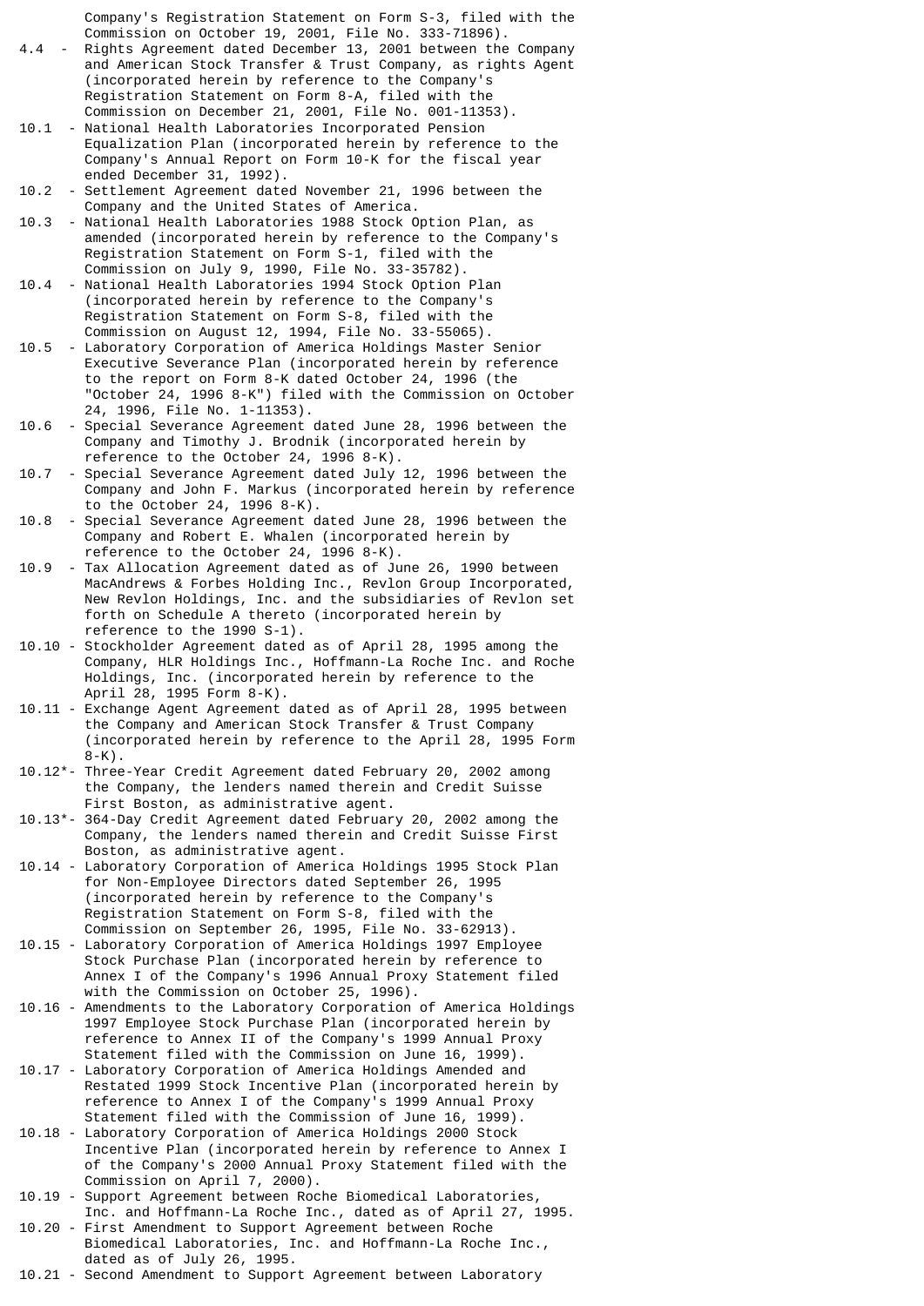Company's Registration Statement on Form S-3, filed with the Commission on October 19, 2001, File No. 333-71896).

4.4 - Rights Agreement dated December 13, 2001 between the Company and American Stock Transfer & Trust Company, as rights Agent (incorporated herein by reference to the Company's Registration Statement on Form 8-A, filed with the Commission on December 21, 2001, File No. 001-11353).

10.1 - National Health Laboratories Incorporated Pension Equalization Plan (incorporated herein by reference to the Company's Annual Report on Form 10-K for the fiscal year ended December 31, 1992).

10.2 - Settlement Agreement dated November 21, 1996 between the Company and the United States of America.

10.3 - National Health Laboratories 1988 Stock Option Plan, as amended (incorporated herein by reference to the Company's Registration Statement on Form S-1, filed with the Commission on July 9, 1990, File No. 33-35782).

10.4 - National Health Laboratories 1994 Stock Option Plan (incorporated herein by reference to the Company's Registration Statement on Form S-8, filed with the Commission on August 12, 1994, File No. 33-55065).

10.5 - Laboratory Corporation of America Holdings Master Senior Executive Severance Plan (incorporated herein by reference to the report on Form 8-K dated October 24, 1996 (the "October 24, 1996 8-K") filed with the Commission on October 24, 1996, File No. 1-11353).

10.6 - Special Severance Agreement dated June 28, 1996 between the Company and Timothy J. Brodnik (incorporated herein by reference to the October 24, 1996 8-K).

10.7 - Special Severance Agreement dated July 12, 1996 between the Company and John F. Markus (incorporated herein by reference to the October 24, 1996 8-K).

10.8 - Special Severance Agreement dated June 28, 1996 between the Company and Robert E. Whalen (incorporated herein by reference to the October 24, 1996 8-K).

10.9 - Tax Allocation Agreement dated as of June 26, 1990 between MacAndrews & Forbes Holding Inc., Revlon Group Incorporated, New Revlon Holdings, Inc. and the subsidiaries of Revlon set forth on Schedule A thereto (incorporated herein by reference to the 1990 S-1).

10.10 - Stockholder Agreement dated as of April 28, 1995 among the Company, HLR Holdings Inc., Hoffmann-La Roche Inc. and Roche Holdings, Inc. (incorporated herein by reference to the April 28, 1995 Form 8-K).

10.11 - Exchange Agent Agreement dated as of April 28, 1995 between the Company and American Stock Transfer & Trust Company (incorporated herein by reference to the April 28, 1995 Form 8-K).

10.12*- Three-Year Credit Agreement dated February 20, 2002 among the Company, the lenders named therein and Credit Suisse First Boston, as administrative agent.

10.13*- 364-Day Credit Agreement dated February 20, 2002 among the Company, the lenders named therein and Credit Suisse First Boston, as administrative agent.

10.14 - Laboratory Corporation of America Holdings 1995 Stock Plan for Non-Employee Directors dated September 26, 1995 (incorporated herein by reference to the Company's Registration Statement on Form S-8, filed with the Commission on September 26, 1995, File No. 33-62913).

10.15 - Laboratory Corporation of America Holdings 1997 Employee Stock Purchase Plan (incorporated herein by reference to Annex I of the Company's 1996 Annual Proxy Statement filed with the Commission on October 25, 1996).

10.16 - Amendments to the Laboratory Corporation of America Holdings 1997 Employee Stock Purchase Plan (incorporated herein by reference to Annex II of the Company's 1999 Annual Proxy Statement filed with the Commission on June 16, 1999).

10.17 - Laboratory Corporation of America Holdings Amended and Restated 1999 Stock Incentive Plan (incorporated herein by reference to Annex I of the Company's 1999 Annual Proxy Statement filed with the Commission of June 16, 1999).

10.18 - Laboratory Corporation of America Holdings 2000 Stock Incentive Plan (incorporated herein by reference to Annex I of the Company's 2000 Annual Proxy Statement filed with the Commission on April 7, 2000).

10.19 - Support Agreement between Roche Biomedical Laboratories, Inc. and Hoffmann-La Roche Inc., dated as of April 27, 1995.

10.20 - First Amendment to Support Agreement between Roche Biomedical Laboratories, Inc. and Hoffmann-La Roche Inc., dated as of July 26, 1995.

10.21 - Second Amendment to Support Agreement between Laboratory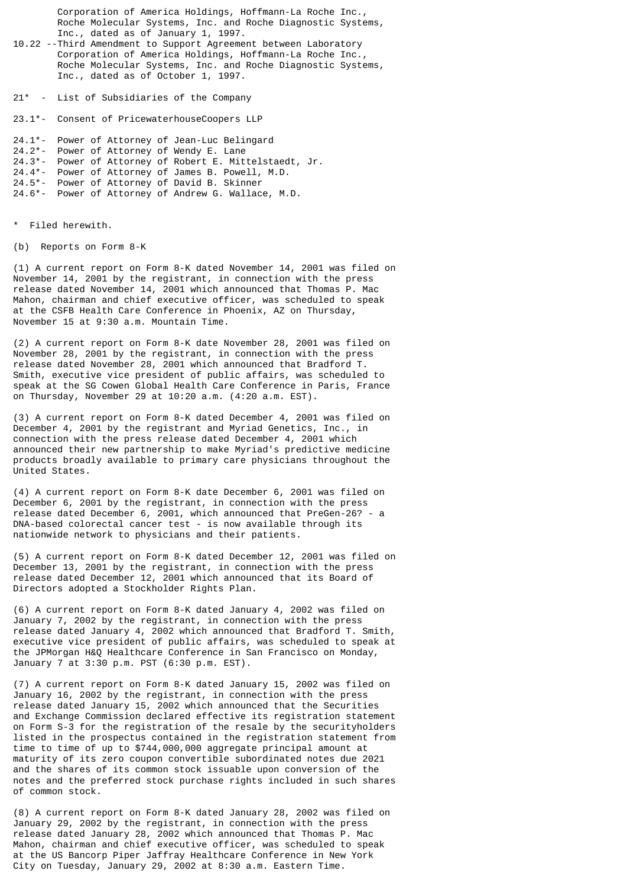Corporation of America Holdings, Hoffmann-La Roche Inc., Roche Molecular Systems, Inc. and Roche Diagnostic Systems, Inc., dated as of January 1, 1997.

10.22 --Third Amendment to Support Agreement between Laboratory Corporation of America Holdings, Hoffmann-La Roche Inc., Roche Molecular Systems, Inc. and Roche Diagnostic Systems, Inc., dated as of October 1, 1997.

21* - List of Subsidiaries of the Company

23.1*- Consent of PricewaterhouseCoopers LLP

24.1*- Power of Attorney of Jean-Luc Belingard
24.2*- Power of Attorney of Wendy E. Lane
24.3*- Power of Attorney of Robert E. Mittelstaedt, Jr.
24.4*- Power of Attorney of James B. Powell, M.D.
24.5*- Power of Attorney of David B. Skinner
24.6*- Power of Attorney of Andrew G. Wallace, M.D.

\* Filed herewith.

(b) Reports on Form 8-K

(1) A current report on Form 8-K dated November 14, 2001 was filed on November 14, 2001 by the registrant, in connection with the press release dated November 14, 2001 which announced that Thomas P. Mac Mahon, chairman and chief executive officer, was scheduled to speak at the CSFB Health Care Conference in Phoenix, AZ on Thursday, November 15 at 9:30 a.m. Mountain Time.

(2) A current report on Form 8-K date November 28, 2001 was filed on November 28, 2001 by the registrant, in connection with the press release dated November 28, 2001 which announced that Bradford T. Smith, executive vice president of public affairs, was scheduled to speak at the SG Cowen Global Health Care Conference in Paris, France on Thursday, November 29 at 10:20 a.m. (4:20 a.m. EST).

(3) A current report on Form 8-K dated December 4, 2001 was filed on December 4, 2001 by the registrant and Myriad Genetics, Inc., in connection with the press release dated December 4, 2001 which announced their new partnership to make Myriad's predictive medicine products broadly available to primary care physicians throughout the United States.

(4) A current report on Form 8-K date December 6, 2001 was filed on December 6, 2001 by the registrant, in connection with the press release dated December 6, 2001, which announced that PreGen-26? - a DNA-based colorectal cancer test - is now available through its nationwide network to physicians and their patients.

(5) A current report on Form 8-K dated December 12, 2001 was filed on December 13, 2001 by the registrant, in connection with the press release dated December 12, 2001 which announced that its Board of Directors adopted a Stockholder Rights Plan.

(6) A current report on Form 8-K dated January 4, 2002 was filed on January 7, 2002 by the registrant, in connection with the press release dated January 4, 2002 which announced that Bradford T. Smith, executive vice president of public affairs, was scheduled to speak at the JPMorgan H&Q Healthcare Conference in San Francisco on Monday, January 7 at 3:30 p.m. PST (6:30 p.m. EST).

(7) A current report on Form 8-K dated January 15, 2002 was filed on January 16, 2002 by the registrant, in connection with the press release dated January 15, 2002 which announced that the Securities and Exchange Commission declared effective its registration statement on Form S-3 for the registration of the resale by the securityholders listed in the prospectus contained in the registration statement from time to time of up to $744,000,000 aggregate principal amount at maturity of its zero coupon convertible subordinated notes due 2021 and the shares of its common stock issuable upon conversion of the notes and the preferred stock purchase rights included in such shares of common stock.

(8) A current report on Form 8-K dated January 28, 2002 was filed on January 29, 2002 by the registrant, in connection with the press release dated January 28, 2002 which announced that Thomas P. Mac Mahon, chairman and chief executive officer, was scheduled to speak at the US Bancorp Piper Jaffray Healthcare Conference in New York City on Tuesday, January 29, 2002 at 8:30 a.m. Eastern Time.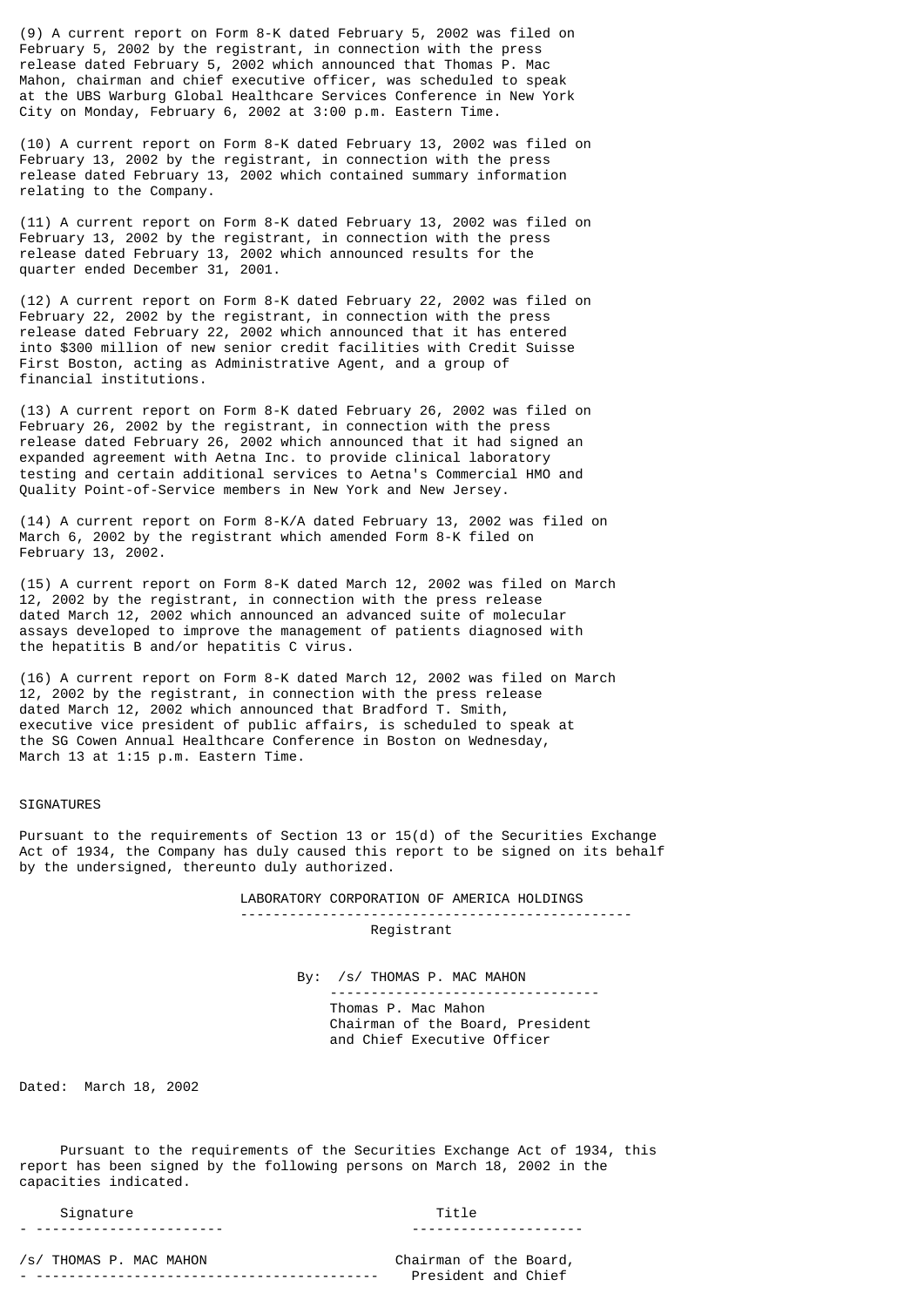(9) A current report on Form 8-K dated February 5, 2002 was filed on February 5, 2002 by the registrant, in connection with the press release dated February 5, 2002 which announced that Thomas P. Mac Mahon, chairman and chief executive officer, was scheduled to speak at the UBS Warburg Global Healthcare Services Conference in New York City on Monday, February 6, 2002 at 3:00 p.m. Eastern Time.

(10) A current report on Form 8-K dated February 13, 2002 was filed on February 13, 2002 by the registrant, in connection with the press release dated February 13, 2002 which contained summary information relating to the Company.

(11) A current report on Form 8-K dated February 13, 2002 was filed on February 13, 2002 by the registrant, in connection with the press release dated February 13, 2002 which announced results for the quarter ended December 31, 2001.

(12) A current report on Form 8-K dated February 22, 2002 was filed on February 22, 2002 by the registrant, in connection with the press release dated February 22, 2002 which announced that it has entered into $300 million of new senior credit facilities with Credit Suisse First Boston, acting as Administrative Agent, and a group of financial institutions.

(13) A current report on Form 8-K dated February 26, 2002 was filed on February 26, 2002 by the registrant, in connection with the press release dated February 26, 2002 which announced that it had signed an expanded agreement with Aetna Inc. to provide clinical laboratory testing and certain additional services to Aetna's Commercial HMO and Quality Point-of-Service members in New York and New Jersey.

(14) A current report on Form 8-K/A dated February 13, 2002 was filed on March 6, 2002 by the registrant which amended Form 8-K filed on February 13, 2002.

(15) A current report on Form 8-K dated March 12, 2002 was filed on March 12, 2002 by the registrant, in connection with the press release dated March 12, 2002 which announced an advanced suite of molecular assays developed to improve the management of patients diagnosed with the hepatitis B and/or hepatitis C virus.

(16) A current report on Form 8-K dated March 12, 2002 was filed on March 12, 2002 by the registrant, in connection with the press release dated March 12, 2002 which announced that Bradford T. Smith, executive vice president of public affairs, is scheduled to speak at the SG Cowen Annual Healthcare Conference in Boston on Wednesday, March 13 at 1:15 p.m. Eastern Time.

## SIGNATURES

Pursuant to the requirements of Section 13 or 15(d) of the Securities Exchange Act of 1934, the Company has duly caused this report to be signed on its behalf by the undersigned, thereunto duly authorized.

LABORATORY CORPORATION OF AMERICA HOLDINGS
Registrant

By: /s/ THOMAS P. MAC MAHON
Thomas P. Mac Mahon
Chairman of the Board, President
and Chief Executive Officer

Dated: March 18, 2002

Pursuant to the requirements of the Securities Exchange Act of 1934, this report has been signed by the following persons on March 18, 2002 in the capacities indicated.

| Signature | Title |
| --- | --- |
| /s/ THOMAS P. MAC MAHON | Chairman of the Board, President and Chief |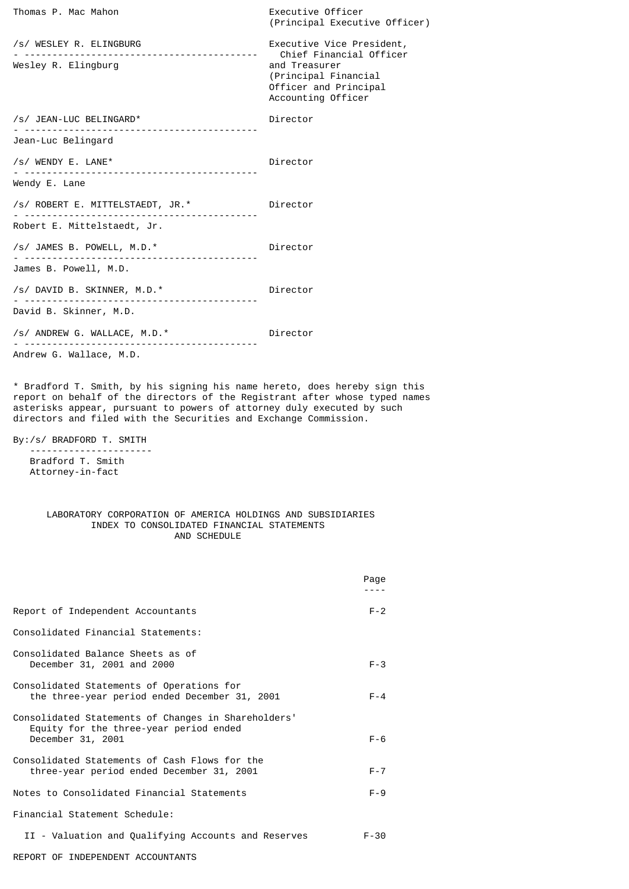| | |
|---|---|
| Thomas P. Mac Mahon | Executive Officer (Principal Executive Officer) |
| /s/ WESLEY R. ELINGBURG<br>Wesley R. Elingburg | Executive Vice President, Chief Financial Officer and Treasurer (Principal Financial Officer and Principal Accounting Officer |
| /s/ JEAN-LUC BELINGARD*<br>Jean-Luc Belingard | Director |
| /s/ WENDY E. LANE*<br>Wendy E. Lane | Director |
| /s/ ROBERT E. MITTELSTAEDT, JR.*<br>Robert E. Mittelstaedt, Jr. | Director |
| /s/ JAMES B. POWELL, M.D.*<br>James B. Powell, M.D. | Director |
| /s/ DAVID B. SKINNER, M.D.*<br>David B. Skinner, M.D. | Director |
| /s/ ANDREW G. WALLACE, M.D.*<br>Andrew G. Wallace, M.D. | Director |

* Bradford T. Smith, by his signing his name hereto, does hereby sign this report on behalf of the directors of the Registrant after whose typed names asterisks appear, pursuant to powers of attorney duly executed by such directors and filed with the Securities and Exchange Commission.

By:/s/ BRADFORD T. SMITH
Bradford T. Smith
Attorney-in-fact

## LABORATORY CORPORATION OF AMERICA HOLDINGS AND SUBSIDIARIES
## INDEX TO CONSOLIDATED FINANCIAL STATEMENTS AND SCHEDULE

| | Page |
|---|---|
| Report of Independent Accountants | F-2 |
| Consolidated Financial Statements: | |
| Consolidated Balance Sheets as of December 31, 2001 and 2000 | F-3 |
| Consolidated Statements of Operations for the three-year period ended December 31, 2001 | F-4 |
| Consolidated Statements of Changes in Shareholders' Equity for the three-year period ended December 31, 2001 | F-6 |
| Consolidated Statements of Cash Flows for the three-year period ended December 31, 2001 | F-7 |
| Notes to Consolidated Financial Statements | F-9 |
| Financial Statement Schedule: | |
| II - Valuation and Qualifying Accounts and Reserves | F-30 |

REPORT OF INDEPENDENT ACCOUNTANTS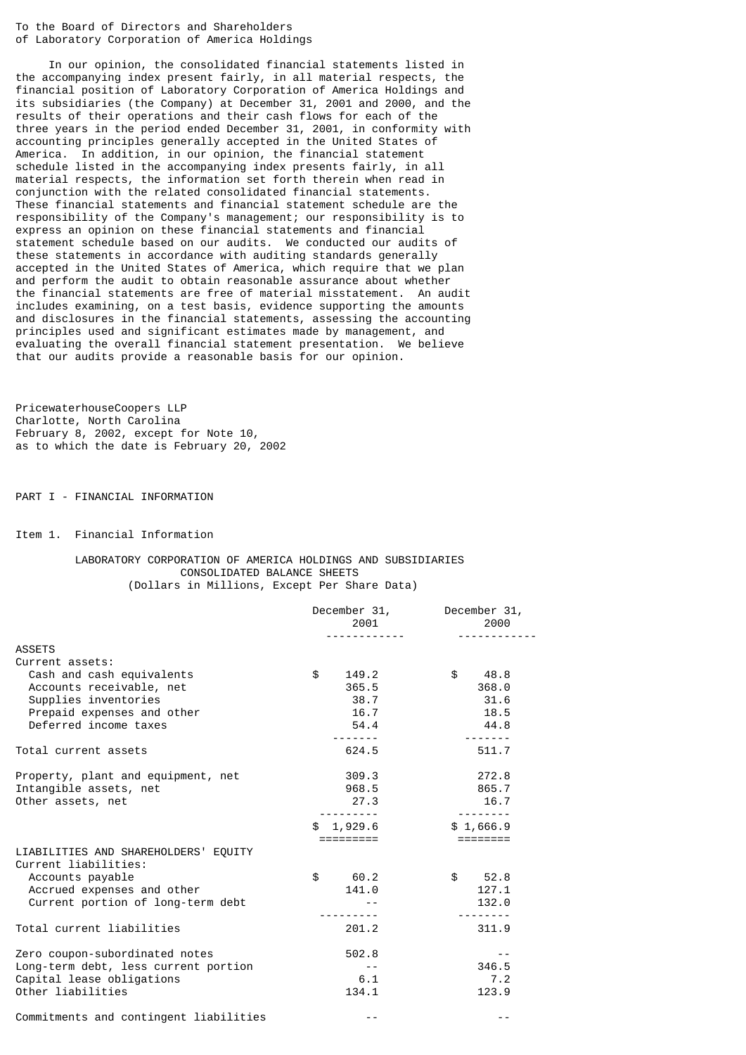To the Board of Directors and Shareholders
of Laboratory Corporation of America Holdings

In our opinion, the consolidated financial statements listed in the accompanying index present fairly, in all material respects, the financial position of Laboratory Corporation of America Holdings and its subsidiaries (the Company) at December 31, 2001 and 2000, and the results of their operations and their cash flows for each of the three years in the period ended December 31, 2001, in conformity with accounting principles generally accepted in the United States of America. In addition, in our opinion, the financial statement schedule listed in the accompanying index presents fairly, in all material respects, the information set forth therein when read in conjunction with the related consolidated financial statements. These financial statements and financial statement schedule are the responsibility of the Company's management; our responsibility is to express an opinion on these financial statements and financial statement schedule based on our audits. We conducted our audits of these statements in accordance with auditing standards generally accepted in the United States of America, which require that we plan and perform the audit to obtain reasonable assurance about whether the financial statements are free of material misstatement. An audit includes examining, on a test basis, evidence supporting the amounts and disclosures in the financial statements, assessing the accounting principles used and significant estimates made by management, and evaluating the overall financial statement presentation. We believe that our audits provide a reasonable basis for our opinion.

PricewaterhouseCoopers LLP
Charlotte, North Carolina
February 8, 2002, except for Note 10,
as to which the date is February 20, 2002

PART I - FINANCIAL INFORMATION

Item 1. Financial Information

LABORATORY CORPORATION OF AMERICA HOLDINGS AND SUBSIDIARIES
CONSOLIDATED BALANCE SHEETS
(Dollars in Millions, Except Per Share Data)

| | December 31, 2001 | December 31, 2000 |
|---|---|---|
| **ASSETS** | | |
| Current assets: | | |
| Cash and cash equivalents | $ 149.2 | $ 48.8 |
| Accounts receivable, net | 365.5 | 368.0 |
| Supplies inventories | 38.7 | 31.6 |
| Prepaid expenses and other | 16.7 | 18.5 |
| Deferred income taxes | 54.4 | 44.8 |
| Total current assets | 624.5 | 511.7 |
| Property, plant and equipment, net | 309.3 | 272.8 |
| Intangible assets, net | 968.5 | 865.7 |
| Other assets, net | 27.3 | 16.7 |
| | $ 1,929.6 | $ 1,666.9 |
| **LIABILITIES AND SHAREHOLDERS' EQUITY** | | |
| Current liabilities: | | |
| Accounts payable | $ 60.2 | $ 52.8 |
| Accrued expenses and other | 141.0 | 127.1 |
| Current portion of long-term debt | -- | 132.0 |
| Total current liabilities | 201.2 | 311.9 |
| Zero coupon-subordinated notes | 502.8 | -- |
| Long-term debt, less current portion | -- | 346.5 |
| Capital lease obligations | 6.1 | 7.2 |
| Other liabilities | 134.1 | 123.9 |
| Commitments and contingent liabilities | -- | -- |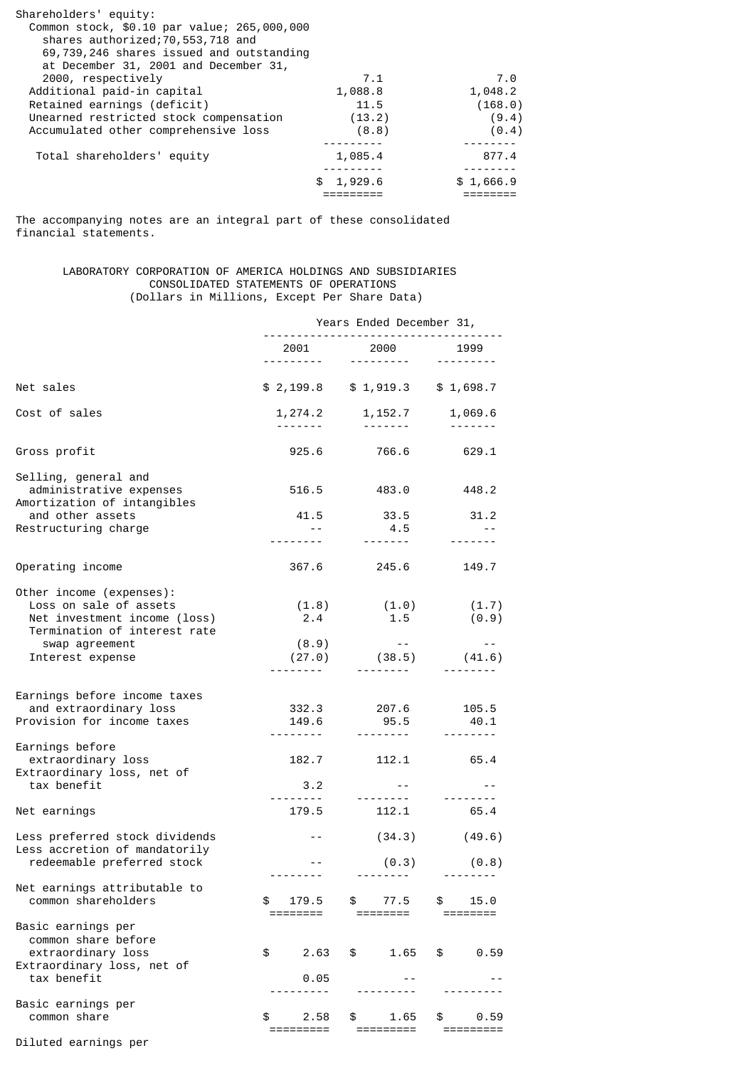| | | |
|---|---|---|
| Shareholders' equity: | | |
| Common stock, $0.10 par value; 265,000,000 shares authorized;70,553,718 and 69,739,246 shares issued and outstanding at December 31, 2001 and December 31, 2000, respectively | 7.1 | 7.0 |
| Additional paid-in capital | 1,088.8 | 1,048.2 |
| Retained earnings (deficit) | 11.5 | (168.0) |
| Unearned restricted stock compensation | (13.2) | (9.4) |
| Accumulated other comprehensive loss | (8.8) | (0.4) |
| Total shareholders' equity | 1,085.4 | 877.4 |
| | $ 1,929.6 | $ 1,666.9 |

The accompanying notes are an integral part of these consolidated financial statements.

LABORATORY CORPORATION OF AMERICA HOLDINGS AND SUBSIDIARIES
CONSOLIDATED STATEMENTS OF OPERATIONS
(Dollars in Millions, Except Per Share Data)

| | Years Ended December 31, | | |
|---|---|---|---|
| | 2001 | 2000 | 1999 |
| Net sales | $ 2,199.8 | $ 1,919.3 | $ 1,698.7 |
| Cost of sales | 1,274.2 | 1,152.7 | 1,069.6 |
| Gross profit | 925.6 | 766.6 | 629.1 |
| Selling, general and administrative expenses | 516.5 | 483.0 | 448.2 |
| Amortization of intangibles and other assets | 41.5 | 33.5 | 31.2 |
| Restructuring charge | -- | 4.5 | -- |
| Operating income | 367.6 | 245.6 | 149.7 |
| Other income (expenses): | | | |
| Loss on sale of assets | (1.8) | (1.0) | (1.7) |
| Net investment income (loss) | 2.4 | 1.5 | (0.9) |
| Termination of interest rate swap agreement | (8.9) | -- | -- |
| Interest expense | (27.0) | (38.5) | (41.6) |
| Earnings before income taxes and extraordinary loss | 332.3 | 207.6 | 105.5 |
| Provision for income taxes | 149.6 | 95.5 | 40.1 |
| Earnings before extraordinary loss | 182.7 | 112.1 | 65.4 |
| Extraordinary loss, net of tax benefit | 3.2 | -- | -- |
| Net earnings | 179.5 | 112.1 | 65.4 |
| Less preferred stock dividends | -- | (34.3) | (49.6) |
| Less accretion of mandatorily redeemable preferred stock | -- | (0.3) | (0.8) |
| Net earnings attributable to common shareholders | $ 179.5 | $ 77.5 | $ 15.0 |
| Basic earnings per common share before extraordinary loss | $ 2.63 | $ 1.65 | $ 0.59 |
| Extraordinary loss, net of tax benefit | 0.05 | -- | -- |
| Basic earnings per common share | $ 2.58 | $ 1.65 | $ 0.59 |

Diluted earnings per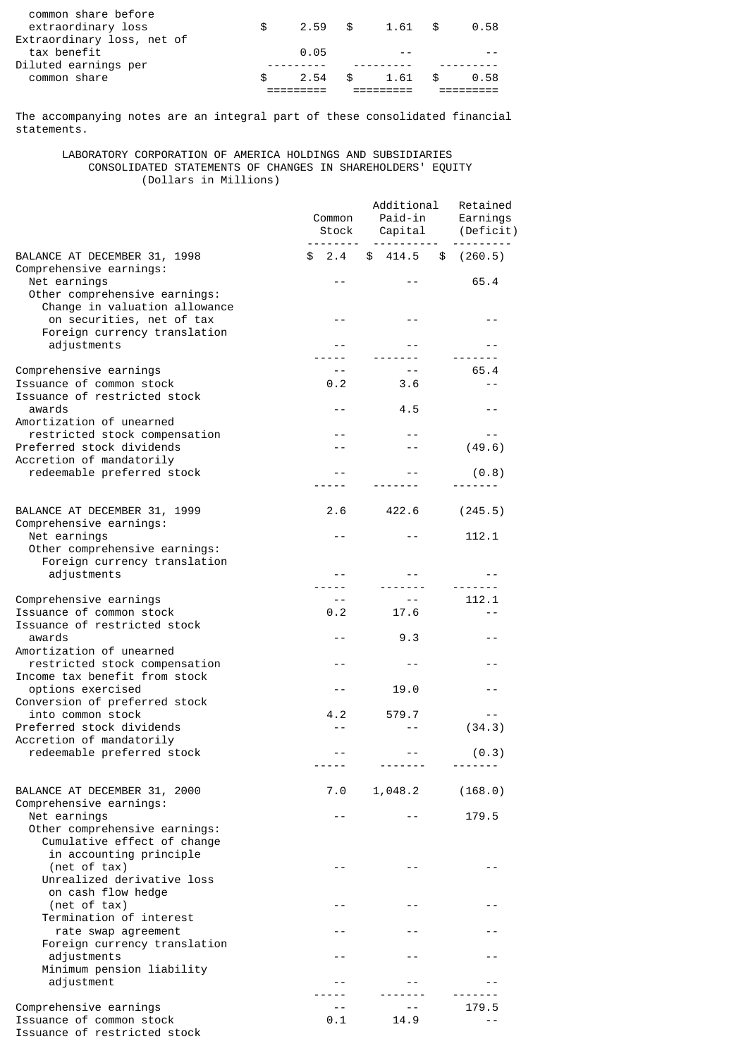| | | | |
|---|---|---|---|
| common share before extraordinary loss | $ 2.59 | $ 1.61 | $ 0.58 |
| Extraordinary loss, net of tax benefit | 0.05 | -- | -- |
| Diluted earnings per common share | $ 2.54 | $ 1.61 | $ 0.58 |

The accompanying notes are an integral part of these consolidated financial statements.

LABORATORY CORPORATION OF AMERICA HOLDINGS AND SUBSIDIARIES
CONSOLIDATED STATEMENTS OF CHANGES IN SHAREHOLDERS' EQUITY
(Dollars in Millions)

| | Common Stock | Additional Paid-in Capital | Retained Earnings (Deficit) |
|---|---|---|---|
| BALANCE AT DECEMBER 31, 1998 | $ 2.4 | $ 414.5 | $ (260.5) |
| Comprehensive earnings: | | | |
| Net earnings | -- | -- | 65.4 |
| Other comprehensive earnings: | | | |
| Change in valuation allowance on securities, net of tax | -- | -- | -- |
| Foreign currency translation adjustments | -- | -- | -- |
| Comprehensive earnings | -- | -- | 65.4 |
| Issuance of common stock | 0.2 | 3.6 | -- |
| Issuance of restricted stock awards | -- | 4.5 | -- |
| Amortization of unearned restricted stock compensation | -- | -- | -- |
| Preferred stock dividends | -- | -- | (49.6) |
| Accretion of mandatorily redeemable preferred stock | -- | -- | (0.8) |
| BALANCE AT DECEMBER 31, 1999 | 2.6 | 422.6 | (245.5) |
| Comprehensive earnings: | | | |
| Net earnings | -- | -- | 112.1 |
| Other comprehensive earnings: | | | |
| Foreign currency translation adjustments | -- | -- | -- |
| Comprehensive earnings | -- | -- | 112.1 |
| Issuance of common stock | 0.2 | 17.6 | -- |
| Issuance of restricted stock awards | -- | 9.3 | -- |
| Amortization of unearned restricted stock compensation | -- | -- | -- |
| Income tax benefit from stock options exercised | -- | 19.0 | -- |
| Conversion of preferred stock into common stock | 4.2 | 579.7 | -- |
| Preferred stock dividends | -- | -- | (34.3) |
| Accretion of mandatorily redeemable preferred stock | -- | -- | (0.3) |
| BALANCE AT DECEMBER 31, 2000 | 7.0 | 1,048.2 | (168.0) |
| Comprehensive earnings: | | | |
| Net earnings | -- | -- | 179.5 |
| Other comprehensive earnings: | | | |
| Cumulative effect of change in accounting principle (net of tax) | -- | -- | -- |
| Unrealized derivative loss on cash flow hedge (net of tax) | -- | -- | -- |
| Termination of interest rate swap agreement | -- | -- | -- |
| Foreign currency translation adjustments | -- | -- | -- |
| Minimum pension liability adjustment | -- | -- | -- |
| Comprehensive earnings | -- | -- | 179.5 |
| Issuance of common stock | 0.1 | 14.9 | -- |
| Issuance of restricted stock | | | |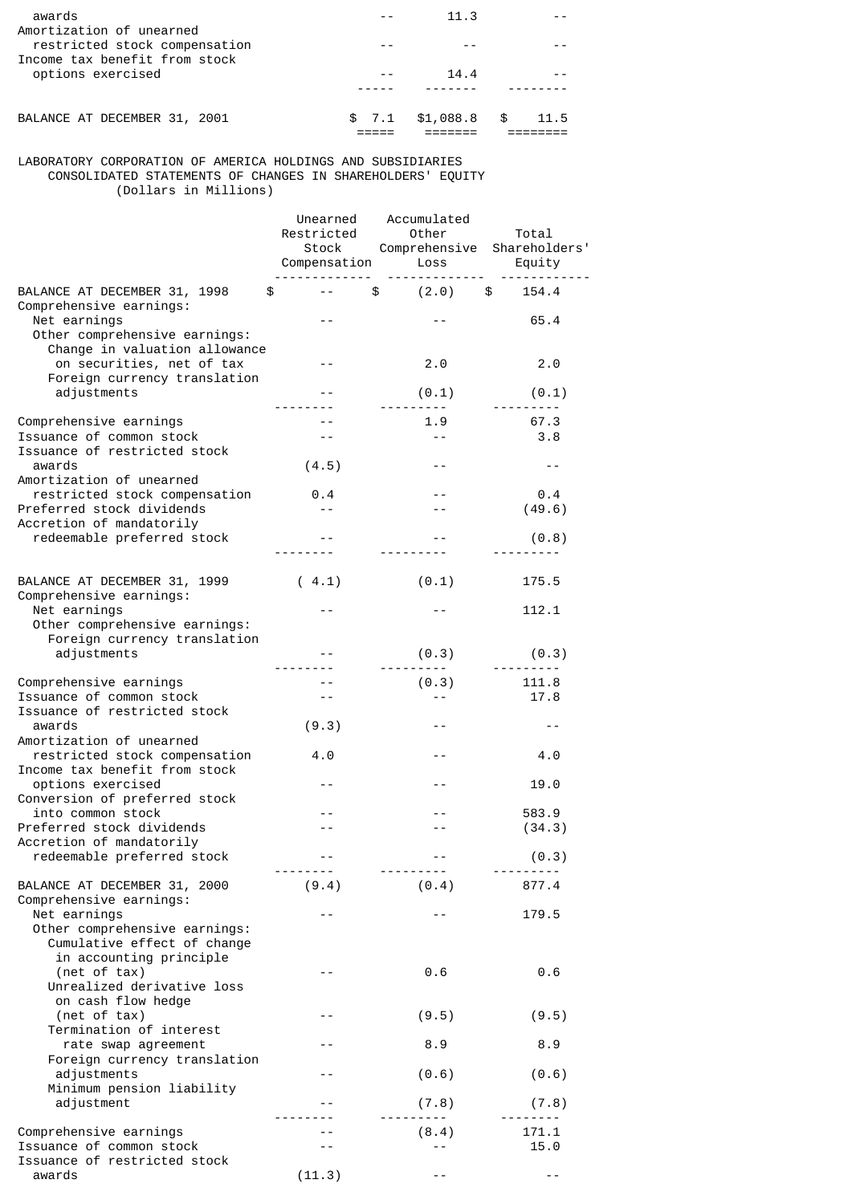| | | | |
|---|---|---|---|
| awards | -- | 11.3 | -- |
| Amortization of unearned restricted stock compensation | -- | -- | -- |
| Income tax benefit from stock options exercised | -- | 14.4 | -- |
| BALANCE AT DECEMBER 31, 2001 | $ 7.1 | $1,088.8 | $ 11.5 |

LABORATORY CORPORATION OF AMERICA HOLDINGS AND SUBSIDIARIES
CONSOLIDATED STATEMENTS OF CHANGES IN SHAREHOLDERS' EQUITY
(Dollars in Millions)

| | Unearned Restricted Stock Compensation | Accumulated Other Comprehensive Loss | Total Shareholders' Equity |
|---|---|---|---|
| BALANCE AT DECEMBER 31, 1998 | $ -- | $ (2.0) | $ 154.4 |
| Comprehensive earnings: | | | |
| Net earnings | -- | -- | 65.4 |
| Other comprehensive earnings: | | | |
| Change in valuation allowance on securities, net of tax | -- | 2.0 | 2.0 |
| Foreign currency translation adjustments | -- | (0.1) | (0.1) |
| Comprehensive earnings | -- | 1.9 | 67.3 |
| Issuance of common stock | -- | -- | 3.8 |
| Issuance of restricted stock awards | (4.5) | -- | -- |
| Amortization of unearned restricted stock compensation | 0.4 | -- | 0.4 |
| Preferred stock dividends | -- | -- | (49.6) |
| Accretion of mandatorily redeemable preferred stock | -- | -- | (0.8) |
| BALANCE AT DECEMBER 31, 1999 | ( 4.1) | (0.1) | 175.5 |
| Comprehensive earnings: | | | |
| Net earnings | -- | -- | 112.1 |
| Other comprehensive earnings: | | | |
| Foreign currency translation adjustments | -- | (0.3) | (0.3) |
| Comprehensive earnings | -- | (0.3) | 111.8 |
| Issuance of common stock | -- | -- | 17.8 |
| Issuance of restricted stock awards | (9.3) | -- | -- |
| Amortization of unearned restricted stock compensation | 4.0 | -- | 4.0 |
| Income tax benefit from stock options exercised | -- | -- | 19.0 |
| Conversion of preferred stock into common stock | -- | -- | 583.9 |
| Preferred stock dividends | -- | -- | (34.3) |
| Accretion of mandatorily redeemable preferred stock | -- | -- | (0.3) |
| BALANCE AT DECEMBER 31, 2000 | (9.4) | (0.4) | 877.4 |
| Comprehensive earnings: | | | |
| Net earnings | -- | -- | 179.5 |
| Other comprehensive earnings: | | | |
| Cumulative effect of change in accounting principle (net of tax) | -- | 0.6 | 0.6 |
| Unrealized derivative loss on cash flow hedge (net of tax) | -- | (9.5) | (9.5) |
| Termination of interest rate swap agreement | -- | 8.9 | 8.9 |
| Foreign currency translation adjustments | -- | (0.6) | (0.6) |
| Minimum pension liability adjustment | -- | (7.8) | (7.8) |
| Comprehensive earnings | -- | (8.4) | 171.1 |
| Issuance of common stock | -- | -- | 15.0 |
| Issuance of restricted stock awards | (11.3) | -- | -- |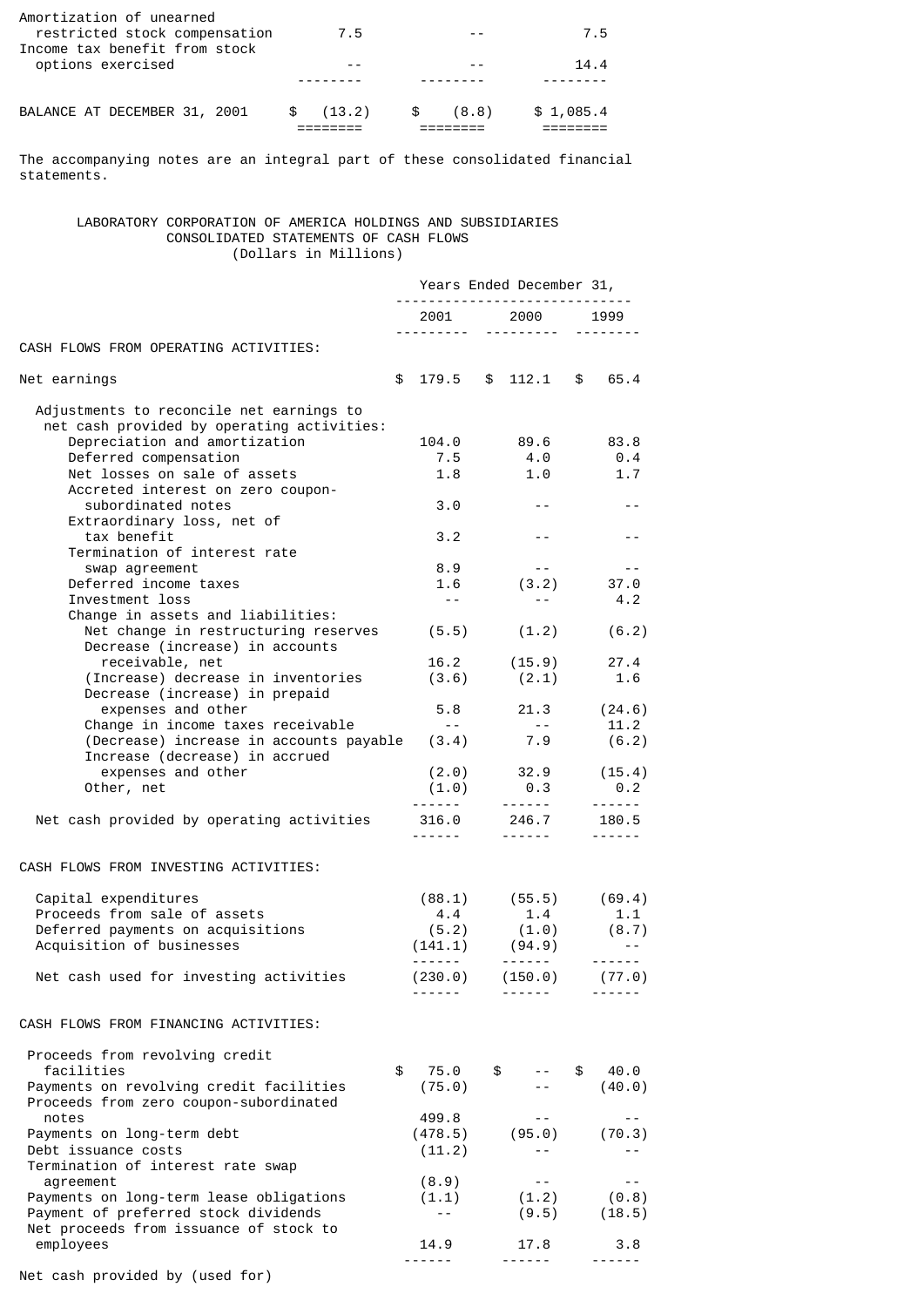| | | | |
|---|---|---|---|
| Amortization of unearned restricted stock compensation | 7.5 | -- | 7.5 |
| Income tax benefit from stock options exercised | -- | -- | 14.4 |
| BALANCE AT DECEMBER 31, 2001 | $ (13.2) | $ (8.8) | $ 1,085.4 |

The accompanying notes are an integral part of these consolidated financial statements.

## LABORATORY CORPORATION OF AMERICA HOLDINGS AND SUBSIDIARIES
## CONSOLIDATED STATEMENTS OF CASH FLOWS
(Dollars in Millions)

| | Years Ended December 31, | | |
|---|---|---|---|
| | 2001 | 2000 | 1999 |
| **CASH FLOWS FROM OPERATING ACTIVITIES:** | | | |
| Net earnings | $ 179.5 | $ 112.1 | $ 65.4 |
| Adjustments to reconcile net earnings to net cash provided by operating activities: | | | |
| Depreciation and amortization | 104.0 | 89.6 | 83.8 |
| Deferred compensation | 7.5 | 4.0 | 0.4 |
| Net losses on sale of assets | 1.8 | 1.0 | 1.7 |
| Accreted interest on zero coupon-subordinated notes | 3.0 | -- | -- |
| Extraordinary loss, net of tax benefit | 3.2 | -- | -- |
| Termination of interest rate swap agreement | 8.9 | -- | -- |
| Deferred income taxes | 1.6 | (3.2) | 37.0 |
| Investment loss | -- | -- | 4.2 |
| Change in assets and liabilities: | | | |
| Net change in restructuring reserves | (5.5) | (1.2) | (6.2) |
| Decrease (increase) in accounts receivable, net | 16.2 | (15.9) | 27.4 |
| (Increase) decrease in inventories | (3.6) | (2.1) | 1.6 |
| Decrease (increase) in prepaid expenses and other | 5.8 | 21.3 | (24.6) |
| Change in income taxes receivable | -- | -- | 11.2 |
| (Decrease) increase in accounts payable | (3.4) | 7.9 | (6.2) |
| Increase (decrease) in accrued expenses and other | (2.0) | 32.9 | (15.4) |
| Other, net | (1.0) | 0.3 | 0.2 |
| Net cash provided by operating activities | 316.0 | 246.7 | 180.5 |
| **CASH FLOWS FROM INVESTING ACTIVITIES:** | | | |
| Capital expenditures | (88.1) | (55.5) | (69.4) |
| Proceeds from sale of assets | 4.4 | 1.4 | 1.1 |
| Deferred payments on acquisitions | (5.2) | (1.0) | (8.7) |
| Acquisition of businesses | (141.1) | (94.9) | -- |
| Net cash used for investing activities | (230.0) | (150.0) | (77.0) |
| **CASH FLOWS FROM FINANCING ACTIVITIES:** | | | |
| Proceeds from revolving credit facilities | $ 75.0 | $ -- | $ 40.0 |
| Payments on revolving credit facilities | (75.0) | -- | (40.0) |
| Proceeds from zero coupon-subordinated notes | 499.8 | -- | -- |
| Payments on long-term debt | (478.5) | (95.0) | (70.3) |
| Debt issuance costs | (11.2) | -- | -- |
| Termination of interest rate swap agreement | (8.9) | -- | -- |
| Payments on long-term lease obligations | (1.1) | (1.2) | (0.8) |
| Payment of preferred stock dividends | -- | (9.5) | (18.5) |
| Net proceeds from issuance of stock to employees | 14.9 | 17.8 | 3.8 |
| Net cash provided by (used for) | | | |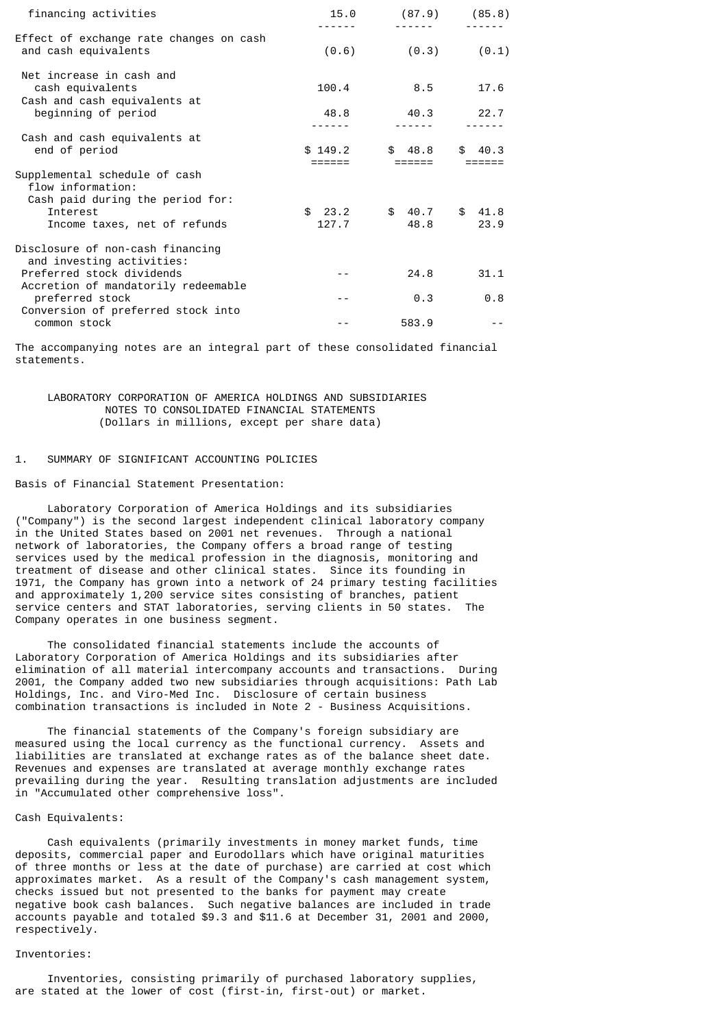| | | | |
|---|---|---|---|
| financing activities | 15.0 | (87.9) | (85.8) |
| Effect of exchange rate changes on cash and cash equivalents | (0.6) | (0.3) | (0.1) |
| Net increase in cash and cash equivalents | 100.4 | 8.5 | 17.6 |
| Cash and cash equivalents at beginning of period | 48.8 | 40.3 | 22.7 |
| Cash and cash equivalents at end of period | $ 149.2 | $ 48.8 | $ 40.3 |
| Supplemental schedule of cash flow information: | | | |
| Cash paid during the period for: | | | |
| Interest | $ 23.2 | $ 40.7 | $ 41.8 |
| Income taxes, net of refunds | 127.7 | 48.8 | 23.9 |
| Disclosure of non-cash financing and investing activities: | | | |
| Preferred stock dividends | -- | 24.8 | 31.1 |
| Accretion of mandatorily redeemable preferred stock | -- | 0.3 | 0.8 |
| Conversion of preferred stock into common stock | -- | 583.9 | -- |

The accompanying notes are an integral part of these consolidated financial statements.

LABORATORY CORPORATION OF AMERICA HOLDINGS AND SUBSIDIARIES
NOTES TO CONSOLIDATED FINANCIAL STATEMENTS
(Dollars in millions, except per share data)

## 1. SUMMARY OF SIGNIFICANT ACCOUNTING POLICIES

Basis of Financial Statement Presentation:

Laboratory Corporation of America Holdings and its subsidiaries ("Company") is the second largest independent clinical laboratory company in the United States based on 2001 net revenues. Through a national network of laboratories, the Company offers a broad range of testing services used by the medical profession in the diagnosis, monitoring and treatment of disease and other clinical states. Since its founding in 1971, the Company has grown into a network of 24 primary testing facilities and approximately 1,200 service sites consisting of branches, patient service centers and STAT laboratories, serving clients in 50 states. The Company operates in one business segment.

The consolidated financial statements include the accounts of Laboratory Corporation of America Holdings and its subsidiaries after elimination of all material intercompany accounts and transactions. During 2001, the Company added two new subsidiaries through acquisitions: Path Lab Holdings, Inc. and Viro-Med Inc. Disclosure of certain business combination transactions is included in Note 2 - Business Acquisitions.

The financial statements of the Company's foreign subsidiary are measured using the local currency as the functional currency. Assets and liabilities are translated at exchange rates as of the balance sheet date. Revenues and expenses are translated at average monthly exchange rates prevailing during the year. Resulting translation adjustments are included in "Accumulated other comprehensive loss".

Cash Equivalents:

Cash equivalents (primarily investments in money market funds, time deposits, commercial paper and Eurodollars which have original maturities of three months or less at the date of purchase) are carried at cost which approximates market. As a result of the Company's cash management system, checks issued but not presented to the banks for payment may create negative book cash balances. Such negative balances are included in trade accounts payable and totaled $9.3 and $11.6 at December 31, 2001 and 2000, respectively.

Inventories:

Inventories, consisting primarily of purchased laboratory supplies, are stated at the lower of cost (first-in, first-out) or market.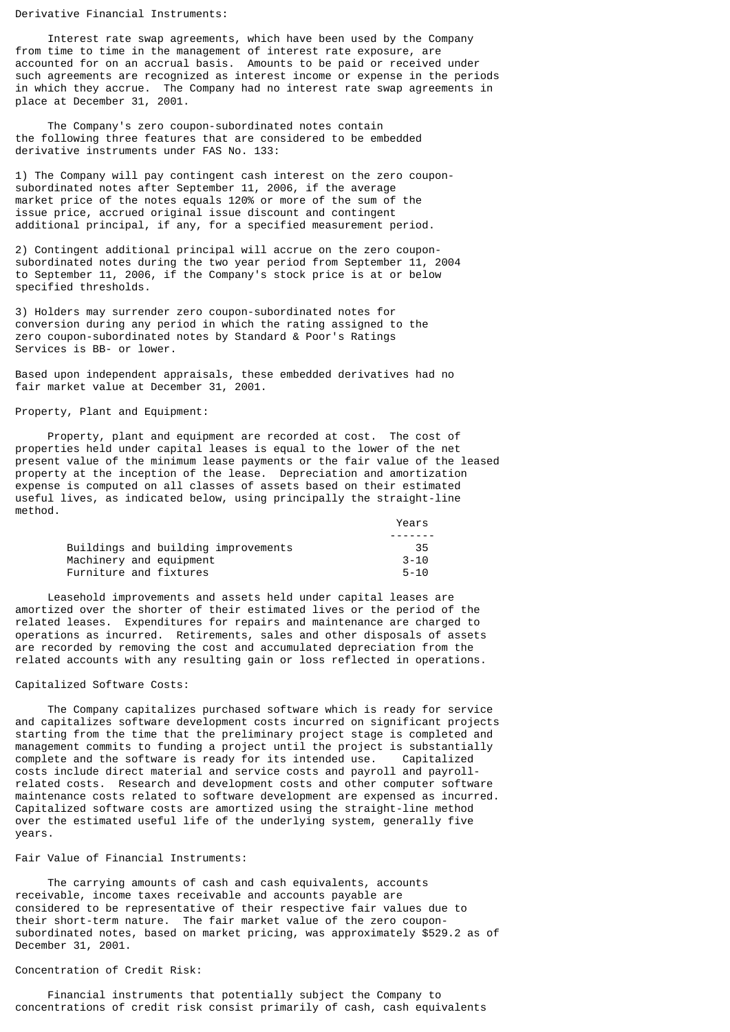Derivative Financial Instruments:

Interest rate swap agreements, which have been used by the Company from time to time in the management of interest rate exposure, are accounted for on an accrual basis. Amounts to be paid or received under such agreements are recognized as interest income or expense in the periods in which they accrue. The Company had no interest rate swap agreements in place at December 31, 2001.

The Company's zero coupon-subordinated notes contain the following three features that are considered to be embedded derivative instruments under FAS No. 133:

1) The Company will pay contingent cash interest on the zero coupon-subordinated notes after September 11, 2006, if the average market price of the notes equals 120% or more of the sum of the issue price, accrued original issue discount and contingent additional principal, if any, for a specified measurement period.

2) Contingent additional principal will accrue on the zero coupon-subordinated notes during the two year period from September 11, 2004 to September 11, 2006, if the Company's stock price is at or below specified thresholds.

3) Holders may surrender zero coupon-subordinated notes for conversion during any period in which the rating assigned to the zero coupon-subordinated notes by Standard & Poor's Ratings Services is BB- or lower.

Based upon independent appraisals, these embedded derivatives had no fair market value at December 31, 2001.

Property, Plant and Equipment:

Property, plant and equipment are recorded at cost. The cost of properties held under capital leases is equal to the lower of the net present value of the minimum lease payments or the fair value of the leased property at the inception of the lease. Depreciation and amortization expense is computed on all classes of assets based on their estimated useful lives, as indicated below, using principally the straight-line method.

| | Years |
|---|---|
| Buildings and building improvements | 35 |
| Machinery and equipment | 3-10 |
| Furniture and fixtures | 5-10 |

Leasehold improvements and assets held under capital leases are amortized over the shorter of their estimated lives or the period of the related leases. Expenditures for repairs and maintenance are charged to operations as incurred. Retirements, sales and other disposals of assets are recorded by removing the cost and accumulated depreciation from the related accounts with any resulting gain or loss reflected in operations.

Capitalized Software Costs:

The Company capitalizes purchased software which is ready for service and capitalizes software development costs incurred on significant projects starting from the time that the preliminary project stage is completed and management commits to funding a project until the project is substantially complete and the software is ready for its intended use. Capitalized costs include direct material and service costs and payroll and payroll-related costs. Research and development costs and other computer software maintenance costs related to software development are expensed as incurred. Capitalized software costs are amortized using the straight-line method over the estimated useful life of the underlying system, generally five years.

Fair Value of Financial Instruments:

The carrying amounts of cash and cash equivalents, accounts receivable, income taxes receivable and accounts payable are considered to be representative of their respective fair values due to their short-term nature. The fair market value of the zero coupon-subordinated notes, based on market pricing, was approximately $529.2 as of December 31, 2001.

Concentration of Credit Risk:

Financial instruments that potentially subject the Company to concentrations of credit risk consist primarily of cash, cash equivalents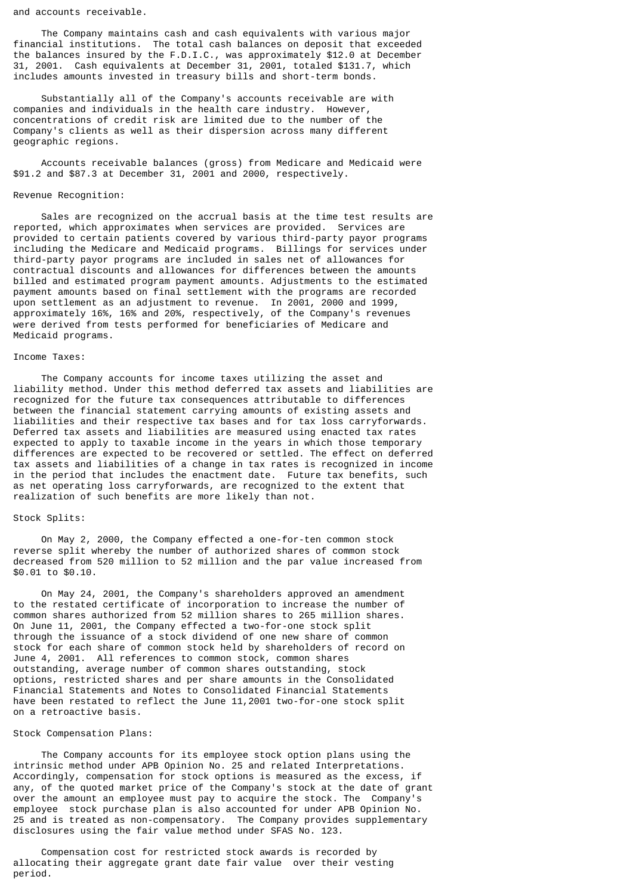and accounts receivable.

The Company maintains cash and cash equivalents with various major financial institutions. The total cash balances on deposit that exceeded the balances insured by the F.D.I.C., was approximately $12.0 at December 31, 2001. Cash equivalents at December 31, 2001, totaled $131.7, which includes amounts invested in treasury bills and short-term bonds.

Substantially all of the Company's accounts receivable are with companies and individuals in the health care industry. However, concentrations of credit risk are limited due to the number of the Company's clients as well as their dispersion across many different geographic regions.

Accounts receivable balances (gross) from Medicare and Medicaid were $91.2 and $87.3 at December 31, 2001 and 2000, respectively.

Revenue Recognition:

Sales are recognized on the accrual basis at the time test results are reported, which approximates when services are provided. Services are provided to certain patients covered by various third-party payor programs including the Medicare and Medicaid programs. Billings for services under third-party payor programs are included in sales net of allowances for contractual discounts and allowances for differences between the amounts billed and estimated program payment amounts. Adjustments to the estimated payment amounts based on final settlement with the programs are recorded upon settlement as an adjustment to revenue. In 2001, 2000 and 1999, approximately 16%, 16% and 20%, respectively, of the Company's revenues were derived from tests performed for beneficiaries of Medicare and Medicaid programs.

Income Taxes:

The Company accounts for income taxes utilizing the asset and liability method. Under this method deferred tax assets and liabilities are recognized for the future tax consequences attributable to differences between the financial statement carrying amounts of existing assets and liabilities and their respective tax bases and for tax loss carryforwards. Deferred tax assets and liabilities are measured using enacted tax rates expected to apply to taxable income in the years in which those temporary differences are expected to be recovered or settled. The effect on deferred tax assets and liabilities of a change in tax rates is recognized in income in the period that includes the enactment date. Future tax benefits, such as net operating loss carryforwards, are recognized to the extent that realization of such benefits are more likely than not.

Stock Splits:

On May 2, 2000, the Company effected a one-for-ten common stock reverse split whereby the number of authorized shares of common stock decreased from 520 million to 52 million and the par value increased from $0.01 to $0.10.

On May 24, 2001, the Company's shareholders approved an amendment to the restated certificate of incorporation to increase the number of common shares authorized from 52 million shares to 265 million shares. On June 11, 2001, the Company effected a two-for-one stock split through the issuance of a stock dividend of one new share of common stock for each share of common stock held by shareholders of record on June 4, 2001. All references to common stock, common shares outstanding, average number of common shares outstanding, stock options, restricted shares and per share amounts in the Consolidated Financial Statements and Notes to Consolidated Financial Statements have been restated to reflect the June 11,2001 two-for-one stock split on a retroactive basis.

Stock Compensation Plans:

The Company accounts for its employee stock option plans using the intrinsic method under APB Opinion No. 25 and related Interpretations. Accordingly, compensation for stock options is measured as the excess, if any, of the quoted market price of the Company's stock at the date of grant over the amount an employee must pay to acquire the stock. The Company's employee stock purchase plan is also accounted for under APB Opinion No. 25 and is treated as non-compensatory. The Company provides supplementary disclosures using the fair value method under SFAS No. 123.

Compensation cost for restricted stock awards is recorded by allocating their aggregate grant date fair value over their vesting period.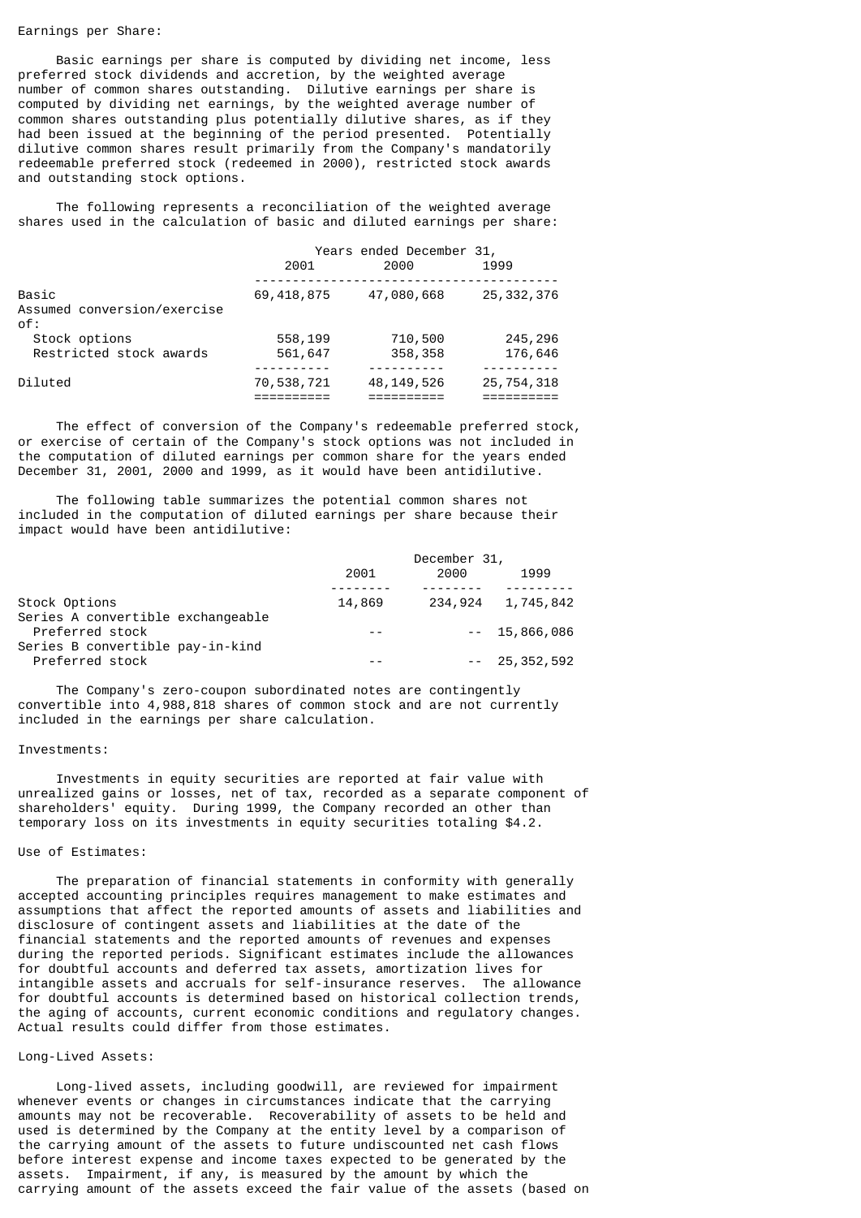Earnings per Share:

Basic earnings per share is computed by dividing net income, less preferred stock dividends and accretion, by the weighted average number of common shares outstanding. Dilutive earnings per share is computed by dividing net earnings, by the weighted average number of common shares outstanding plus potentially dilutive shares, as if they had been issued at the beginning of the period presented. Potentially dilutive common shares result primarily from the Company's mandatorily redeemable preferred stock (redeemed in 2000), restricted stock awards and outstanding stock options.

The following represents a reconciliation of the weighted average shares used in the calculation of basic and diluted earnings per share:

| | Years ended December 31, | | |
|---|---|---|---|
| | 2001 | 2000 | 1999 |
| Basic | 69,418,875 | 47,080,668 | 25,332,376 |
| Assumed conversion/exercise of: | | | |
| Stock options | 558,199 | 710,500 | 245,296 |
| Restricted stock awards | 561,647 | 358,358 | 176,646 |
| Diluted | 70,538,721 | 48,149,526 | 25,754,318 |

The effect of conversion of the Company's redeemable preferred stock, or exercise of certain of the Company's stock options was not included in the computation of diluted earnings per common share for the years ended December 31, 2001, 2000 and 1999, as it would have been antidilutive.

The following table summarizes the potential common shares not included in the computation of diluted earnings per share because their impact would have been antidilutive:

| | December 31, | | |
|---|---|---|---|
| | 2001 | 2000 | 1999 |
| Stock Options | 14,869 | 234,924 | 1,745,842 |
| Series A convertible exchangeable Preferred stock | -- | -- | 15,866,086 |
| Series B convertible pay-in-kind Preferred stock | -- | -- | 25,352,592 |

The Company's zero-coupon subordinated notes are contingently convertible into 4,988,818 shares of common stock and are not currently included in the earnings per share calculation.

Investments:

Investments in equity securities are reported at fair value with unrealized gains or losses, net of tax, recorded as a separate component of shareholders' equity. During 1999, the Company recorded an other than temporary loss on its investments in equity securities totaling $4.2.

Use of Estimates:

The preparation of financial statements in conformity with generally accepted accounting principles requires management to make estimates and assumptions that affect the reported amounts of assets and liabilities and disclosure of contingent assets and liabilities at the date of the financial statements and the reported amounts of revenues and expenses during the reported periods. Significant estimates include the allowances for doubtful accounts and deferred tax assets, amortization lives for intangible assets and accruals for self-insurance reserves. The allowance for doubtful accounts is determined based on historical collection trends, the aging of accounts, current economic conditions and regulatory changes. Actual results could differ from those estimates.

Long-Lived Assets:

Long-lived assets, including goodwill, are reviewed for impairment whenever events or changes in circumstances indicate that the carrying amounts may not be recoverable. Recoverability of assets to be held and used is determined by the Company at the entity level by a comparison of the carrying amount of the assets to future undiscounted net cash flows before interest expense and income taxes expected to be generated by the assets. Impairment, if any, is measured by the amount by which the carrying amount of the assets exceed the fair value of the assets (based on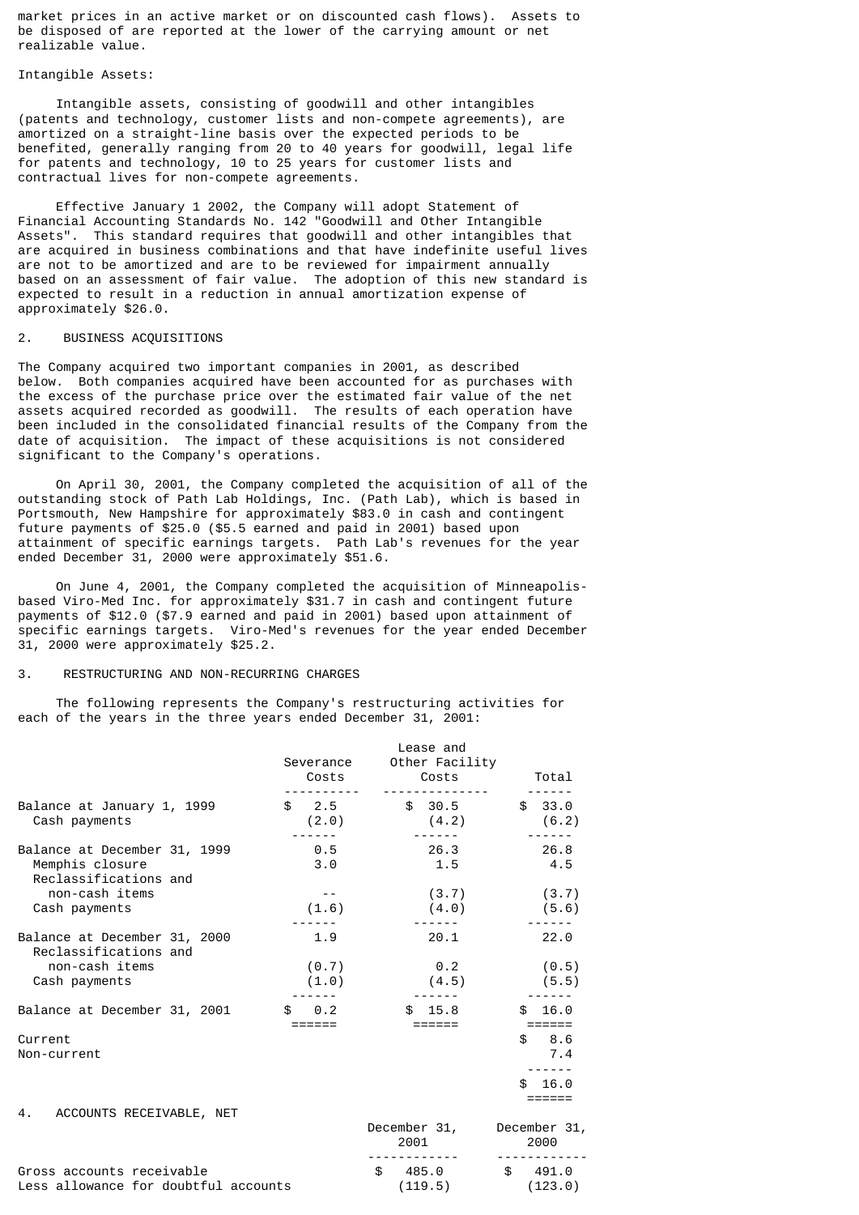market prices in an active market or on discounted cash flows). Assets to be disposed of are reported at the lower of the carrying amount or net realizable value.

Intangible Assets:

Intangible assets, consisting of goodwill and other intangibles (patents and technology, customer lists and non-compete agreements), are amortized on a straight-line basis over the expected periods to be benefited, generally ranging from 20 to 40 years for goodwill, legal life for patents and technology, 10 to 25 years for customer lists and contractual lives for non-compete agreements.

Effective January 1 2002, the Company will adopt Statement of Financial Accounting Standards No. 142 "Goodwill and Other Intangible Assets". This standard requires that goodwill and other intangibles that are acquired in business combinations and that have indefinite useful lives are not to be amortized and are to be reviewed for impairment annually based on an assessment of fair value. The adoption of this new standard is expected to result in a reduction in annual amortization expense of approximately $26.0.

## 2. BUSINESS ACQUISITIONS

The Company acquired two important companies in 2001, as described below. Both companies acquired have been accounted for as purchases with the excess of the purchase price over the estimated fair value of the net assets acquired recorded as goodwill. The results of each operation have been included in the consolidated financial results of the Company from the date of acquisition. The impact of these acquisitions is not considered significant to the Company's operations.

On April 30, 2001, the Company completed the acquisition of all of the outstanding stock of Path Lab Holdings, Inc. (Path Lab), which is based in Portsmouth, New Hampshire for approximately $83.0 in cash and contingent future payments of $25.0 ($5.5 earned and paid in 2001) based upon attainment of specific earnings targets. Path Lab's revenues for the year ended December 31, 2000 were approximately $51.6.

On June 4, 2001, the Company completed the acquisition of Minneapolis-based Viro-Med Inc. for approximately $31.7 in cash and contingent future payments of $12.0 ($7.9 earned and paid in 2001) based upon attainment of specific earnings targets. Viro-Med's revenues for the year ended December 31, 2000 were approximately $25.2.

## 3. RESTRUCTURING AND NON-RECURRING CHARGES

The following represents the Company's restructuring activities for each of the years in the three years ended December 31, 2001:

| | Severance Costs | Lease and Other Facility Costs | Total |
|---|---|---|---|
| Balance at January 1, 1999 | $ 2.5 | $ 30.5 | $ 33.0 |
| Cash payments | (2.0) | (4.2) | (6.2) |
| Balance at December 31, 1999 | 0.5 | 26.3 | 26.8 |
| Memphis closure | 3.0 | 1.5 | 4.5 |
| Reclassifications and non-cash items | -- | (3.7) | (3.7) |
| Cash payments | (1.6) | (4.0) | (5.6) |
| Balance at December 31, 2000 | 1.9 | 20.1 | 22.0 |
| Reclassifications and non-cash items | (0.7) | 0.2 | (0.5) |
| Cash payments | (1.0) | (4.5) | (5.5) |
| Balance at December 31, 2001 | $ 0.2 | $ 15.8 | $ 16.0 |
| Current | | | $ 8.6 |
| Non-current | | | 7.4 |
| | | | $ 16.0 |

## 4. ACCOUNTS RECEIVABLE, NET

| | December 31, 2001 | December 31, 2000 |
|---|---|---|
| Gross accounts receivable | $ 485.0 | $ 491.0 |
| Less allowance for doubtful accounts | (119.5) | (123.0) |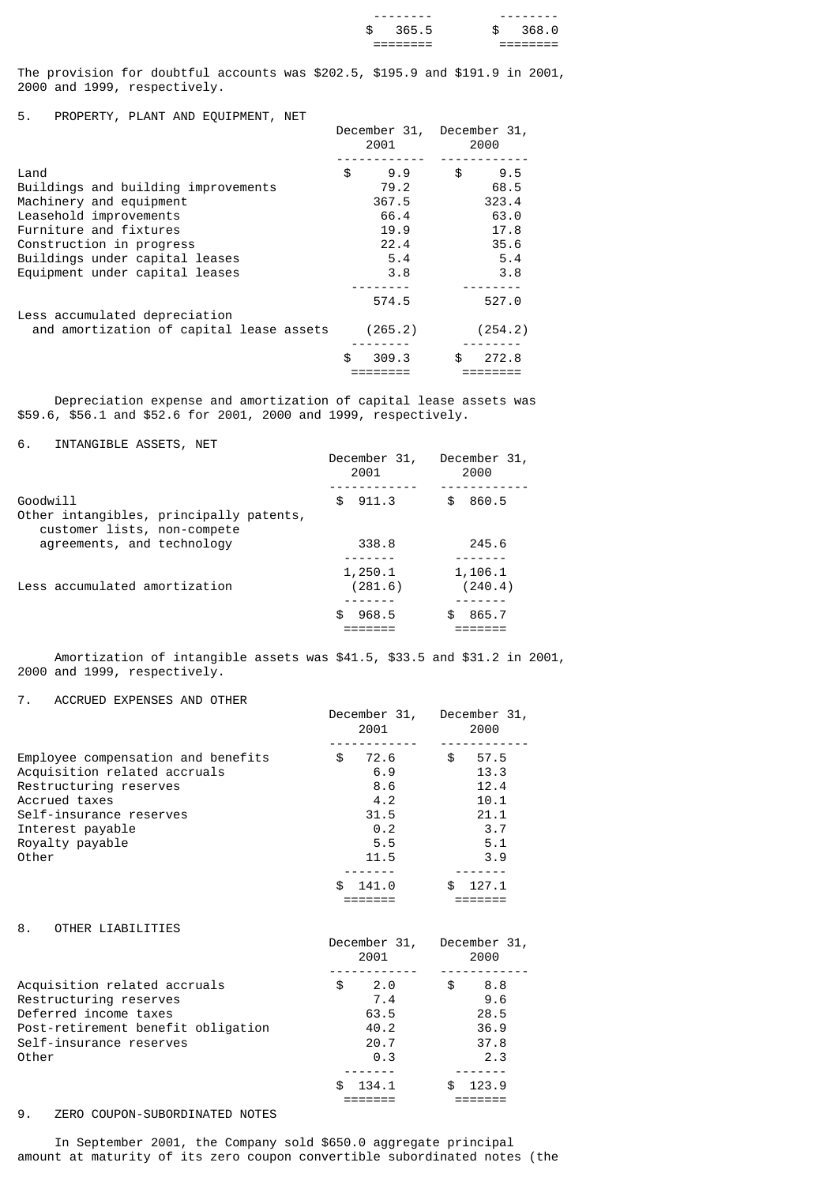| | | |
|---|---|---|
| | $ 365.5 | $ 368.0 |

The provision for doubtful accounts was $202.5, $195.9 and $191.9 in 2001, 2000 and 1999, respectively.

## 5. PROPERTY, PLANT AND EQUIPMENT, NET

| | December 31, 2001 | December 31, 2000 |
|---|---|---|
| Land | $ 9.9 | $ 9.5 |
| Buildings and building improvements | 79.2 | 68.5 |
| Machinery and equipment | 367.5 | 323.4 |
| Leasehold improvements | 66.4 | 63.0 |
| Furniture and fixtures | 19.9 | 17.8 |
| Construction in progress | 22.4 | 35.6 |
| Buildings under capital leases | 5.4 | 5.4 |
| Equipment under capital leases | 3.8 | 3.8 |
| | 574.5 | 527.0 |
| Less accumulated depreciation and amortization of capital lease assets | (265.2) | (254.2) |
| | $ 309.3 | $ 272.8 |

Depreciation expense and amortization of capital lease assets was $59.6, $56.1 and $52.6 for 2001, 2000 and 1999, respectively.

## 6. INTANGIBLE ASSETS, NET

| | December 31, 2001 | December 31, 2000 |
|---|---|---|
| Goodwill | $ 911.3 | $ 860.5 |
| Other intangibles, principally patents, customer lists, non-compete agreements, and technology | 338.8 | 245.6 |
| | 1,250.1 | 1,106.1 |
| Less accumulated amortization | (281.6) | (240.4) |
| | $ 968.5 | $ 865.7 |

Amortization of intangible assets was $41.5, $33.5 and $31.2 in 2001, 2000 and 1999, respectively.

## 7. ACCRUED EXPENSES AND OTHER

| | December 31, 2001 | December 31, 2000 |
|---|---|---|
| Employee compensation and benefits | $ 72.6 | $ 57.5 |
| Acquisition related accruals | 6.9 | 13.3 |
| Restructuring reserves | 8.6 | 12.4 |
| Accrued taxes | 4.2 | 10.1 |
| Self-insurance reserves | 31.5 | 21.1 |
| Interest payable | 0.2 | 3.7 |
| Royalty payable | 5.5 | 5.1 |
| Other | 11.5 | 3.9 |
| | $ 141.0 | $ 127.1 |

## 8. OTHER LIABILITIES

| | December 31, 2001 | December 31, 2000 |
|---|---|---|
| Acquisition related accruals | $ 2.0 | $ 8.8 |
| Restructuring reserves | 7.4 | 9.6 |
| Deferred income taxes | 63.5 | 28.5 |
| Post-retirement benefit obligation | 40.2 | 36.9 |
| Self-insurance reserves | 20.7 | 37.8 |
| Other | 0.3 | 2.3 |
| | $ 134.1 | $ 123.9 |

## 9. ZERO COUPON-SUBORDINATED NOTES

In September 2001, the Company sold $650.0 aggregate principal amount at maturity of its zero coupon convertible subordinated notes (the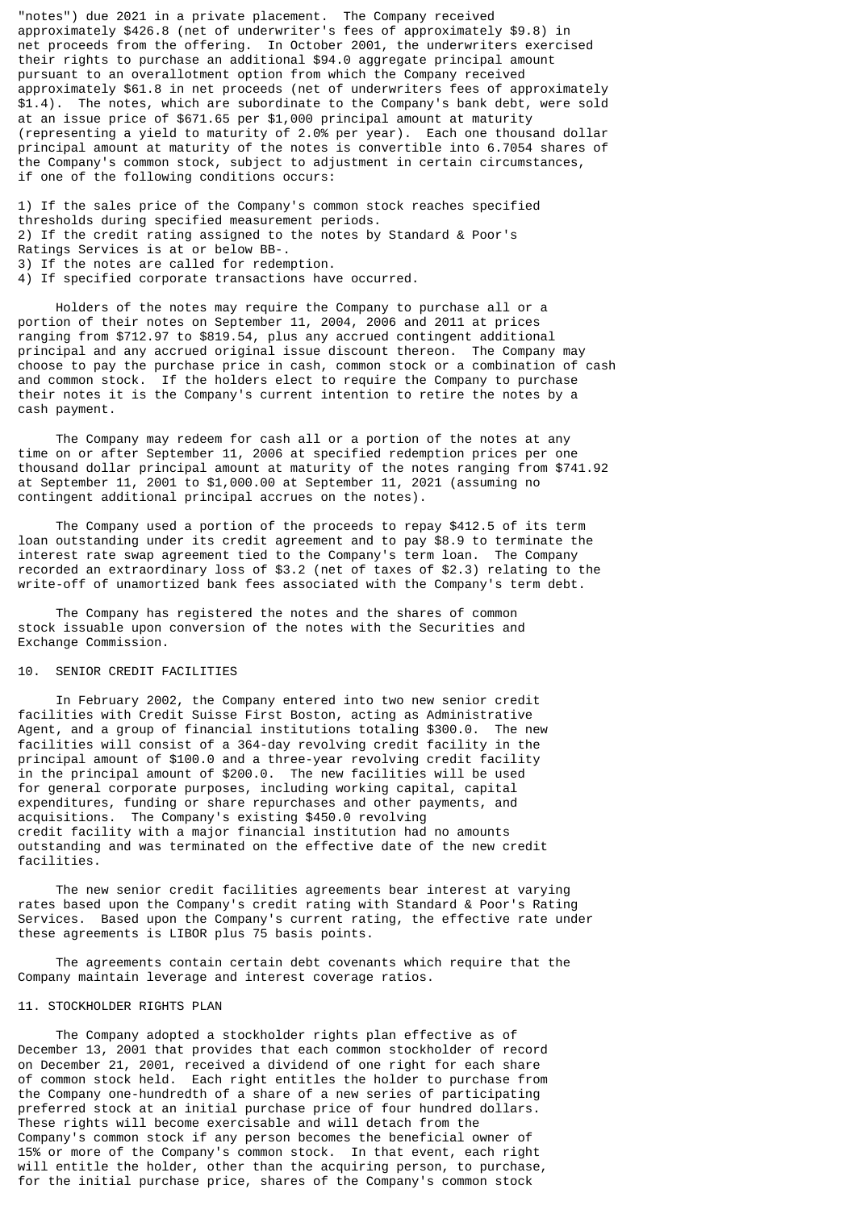"notes") due 2021 in a private placement. The Company received approximately $426.8 (net of underwriter's fees of approximately $9.8) in net proceeds from the offering. In October 2001, the underwriters exercised their rights to purchase an additional $94.0 aggregate principal amount pursuant to an overallotment option from which the Company received approximately $61.8 in net proceeds (net of underwriters fees of approximately $1.4). The notes, which are subordinate to the Company's bank debt, were sold at an issue price of $671.65 per $1,000 principal amount at maturity (representing a yield to maturity of 2.0% per year). Each one thousand dollar principal amount at maturity of the notes is convertible into 6.7054 shares of the Company's common stock, subject to adjustment in certain circumstances, if one of the following conditions occurs:

1) If the sales price of the Company's common stock reaches specified thresholds during specified measurement periods.
2) If the credit rating assigned to the notes by Standard & Poor's Ratings Services is at or below BB-.
3) If the notes are called for redemption.
4) If specified corporate transactions have occurred.

Holders of the notes may require the Company to purchase all or a portion of their notes on September 11, 2004, 2006 and 2011 at prices ranging from $712.97 to $819.54, plus any accrued contingent additional principal and any accrued original issue discount thereon. The Company may choose to pay the purchase price in cash, common stock or a combination of cash and common stock. If the holders elect to require the Company to purchase their notes it is the Company's current intention to retire the notes by a cash payment.

The Company may redeem for cash all or a portion of the notes at any time on or after September 11, 2006 at specified redemption prices per one thousand dollar principal amount at maturity of the notes ranging from $741.92 at September 11, 2001 to $1,000.00 at September 11, 2021 (assuming no contingent additional principal accrues on the notes).

The Company used a portion of the proceeds to repay $412.5 of its term loan outstanding under its credit agreement and to pay $8.9 to terminate the interest rate swap agreement tied to the Company's term loan. The Company recorded an extraordinary loss of $3.2 (net of taxes of $2.3) relating to the write-off of unamortized bank fees associated with the Company's term debt.

The Company has registered the notes and the shares of common stock issuable upon conversion of the notes with the Securities and Exchange Commission.

## 10. SENIOR CREDIT FACILITIES

In February 2002, the Company entered into two new senior credit facilities with Credit Suisse First Boston, acting as Administrative Agent, and a group of financial institutions totaling $300.0. The new facilities will consist of a 364-day revolving credit facility in the principal amount of $100.0 and a three-year revolving credit facility in the principal amount of $200.0. The new facilities will be used for general corporate purposes, including working capital, capital expenditures, funding or share repurchases and other payments, and acquisitions. The Company's existing $450.0 revolving credit facility with a major financial institution had no amounts outstanding and was terminated on the effective date of the new credit facilities.

The new senior credit facilities agreements bear interest at varying rates based upon the Company's credit rating with Standard & Poor's Rating Services. Based upon the Company's current rating, the effective rate under these agreements is LIBOR plus 75 basis points.

The agreements contain certain debt covenants which require that the Company maintain leverage and interest coverage ratios.

## 11. STOCKHOLDER RIGHTS PLAN

The Company adopted a stockholder rights plan effective as of December 13, 2001 that provides that each common stockholder of record on December 21, 2001, received a dividend of one right for each share of common stock held. Each right entitles the holder to purchase from the Company one-hundredth of a share of a new series of participating preferred stock at an initial purchase price of four hundred dollars. These rights will become exercisable and will detach from the Company's common stock if any person becomes the beneficial owner of 15% or more of the Company's common stock. In that event, each right will entitle the holder, other than the acquiring person, to purchase, for the initial purchase price, shares of the Company's common stock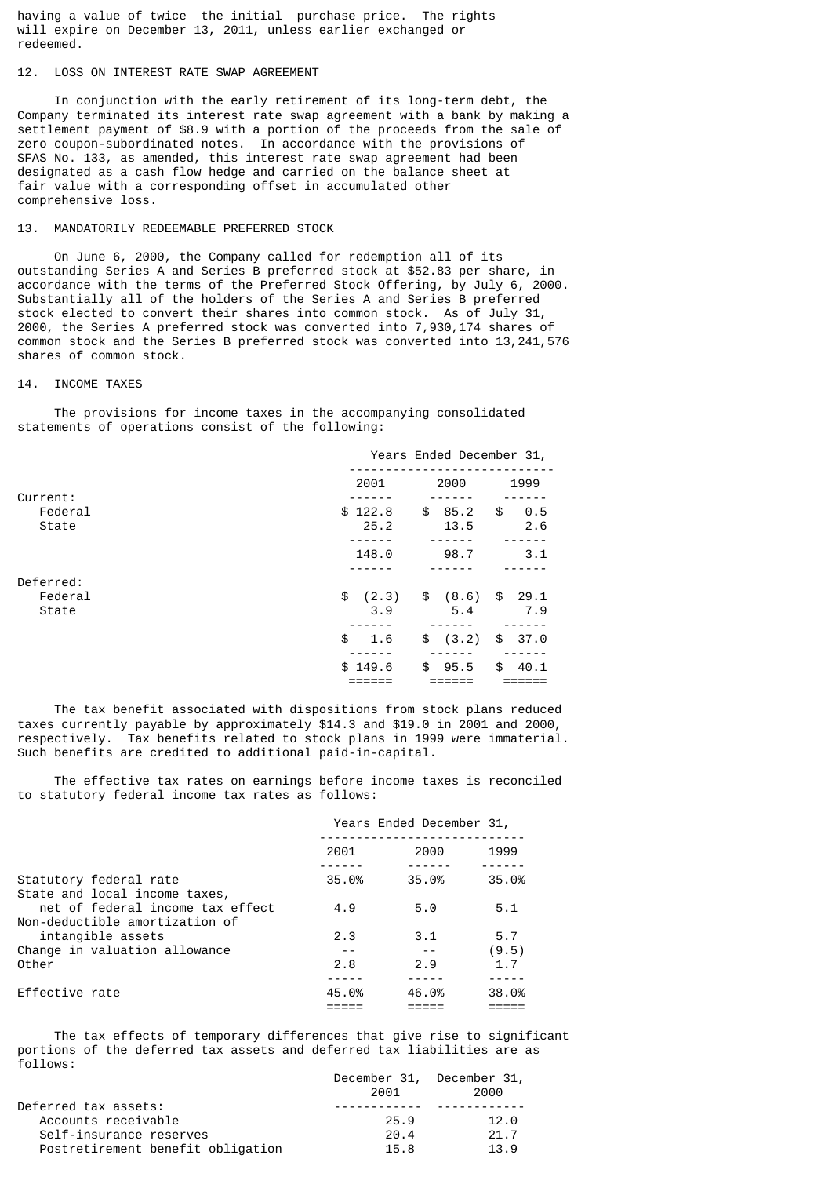having a value of twice the initial purchase price. The rights will expire on December 13, 2011, unless earlier exchanged or redeemed.

## 12. LOSS ON INTEREST RATE SWAP AGREEMENT

In conjunction with the early retirement of its long-term debt, the Company terminated its interest rate swap agreement with a bank by making a settlement payment of $8.9 with a portion of the proceeds from the sale of zero coupon-subordinated notes. In accordance with the provisions of SFAS No. 133, as amended, this interest rate swap agreement had been designated as a cash flow hedge and carried on the balance sheet at fair value with a corresponding offset in accumulated other comprehensive loss.

## 13. MANDATORILY REDEEMABLE PREFERRED STOCK

On June 6, 2000, the Company called for redemption all of its outstanding Series A and Series B preferred stock at $52.83 per share, in accordance with the terms of the Preferred Stock Offering, by July 6, 2000. Substantially all of the holders of the Series A and Series B preferred stock elected to convert their shares into common stock. As of July 31, 2000, the Series A preferred stock was converted into 7,930,174 shares of common stock and the Series B preferred stock was converted into 13,241,576 shares of common stock.

## 14. INCOME TAXES

The provisions for income taxes in the accompanying consolidated statements of operations consist of the following:

| | Years Ended December 31, | | |
|---|---|---|---|
| | 2001 | 2000 | 1999 |
| Current: | | | |
| Federal | $ 122.8 | $ 85.2 | $ 0.5 |
| State | 25.2 | 13.5 | 2.6 |
| | 148.0 | 98.7 | 3.1 |
| Deferred: | | | |
| Federal | $ (2.3) | $ (8.6) | $ 29.1 |
| State | 3.9 | 5.4 | 7.9 |
| | $ 1.6 | $ (3.2) | $ 37.0 |
| | $ 149.6 | $ 95.5 | $ 40.1 |

The tax benefit associated with dispositions from stock plans reduced taxes currently payable by approximately $14.3 and $19.0 in 2001 and 2000, respectively. Tax benefits related to stock plans in 1999 were immaterial. Such benefits are credited to additional paid-in-capital.

The effective tax rates on earnings before income taxes is reconciled to statutory federal income tax rates as follows:

| | Years Ended December 31, | | |
|---|---|---|---|
| | 2001 | 2000 | 1999 |
| Statutory federal rate | 35.0% | 35.0% | 35.0% |
| State and local income taxes, net of federal income tax effect | 4.9 | 5.0 | 5.1 |
| Non-deductible amortization of intangible assets | 2.3 | 3.1 | 5.7 |
| Change in valuation allowance | -- | -- | (9.5) |
| Other | 2.8 | 2.9 | 1.7 |
| Effective rate | 45.0% | 46.0% | 38.0% |

The tax effects of temporary differences that give rise to significant portions of the deferred tax assets and deferred tax liabilities are as follows:

| | December 31, 2001 | December 31, 2000 |
|---|---|---|
| Deferred tax assets: | | |
| Accounts receivable | 25.9 | 12.0 |
| Self-insurance reserves | 20.4 | 21.7 |
| Postretirement benefit obligation | 15.8 | 13.9 |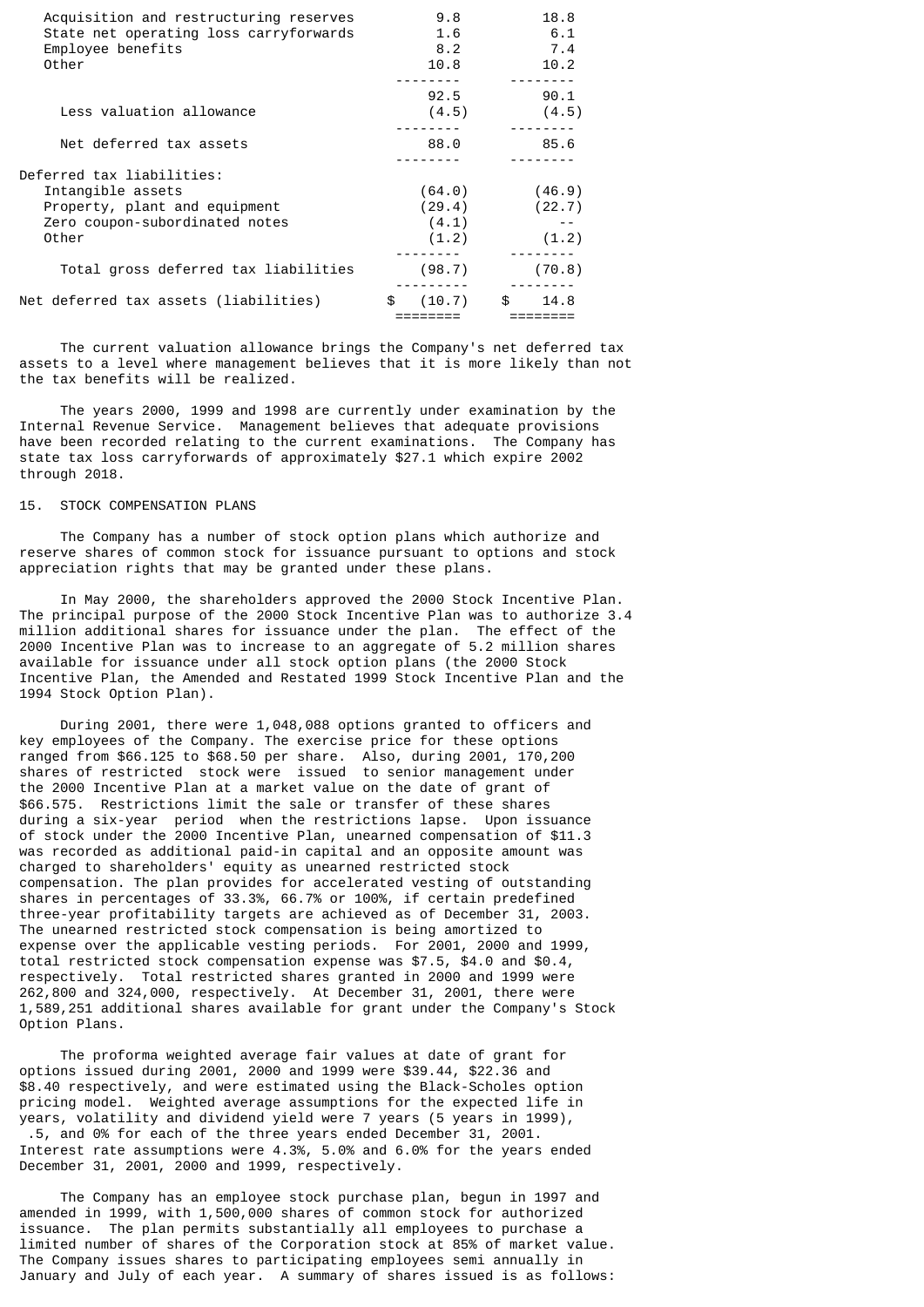| | | |
|---|---|---|
| Acquisition and restructuring reserves | 9.8 | 18.8 |
| State net operating loss carryforwards | 1.6 | 6.1 |
| Employee benefits | 8.2 | 7.4 |
| Other | 10.8 | 10.2 |
| | 92.5 | 90.1 |
| Less valuation allowance | (4.5) | (4.5) |
| Net deferred tax assets | 88.0 | 85.6 |
| Deferred tax liabilities: | | |
| Intangible assets | (64.0) | (46.9) |
| Property, plant and equipment | (29.4) | (22.7) |
| Zero coupon-subordinated notes | (4.1) | -- |
| Other | (1.2) | (1.2) |
| Total gross deferred tax liabilities | (98.7) | (70.8) |
| Net deferred tax assets (liabilities) | $ (10.7) | $ 14.8 |

The current valuation allowance brings the Company's net deferred tax assets to a level where management believes that it is more likely than not the tax benefits will be realized.

The years 2000, 1999 and 1998 are currently under examination by the Internal Revenue Service. Management believes that adequate provisions have been recorded relating to the current examinations. The Company has state tax loss carryforwards of approximately $27.1 which expire 2002 through 2018.

## 15. STOCK COMPENSATION PLANS

The Company has a number of stock option plans which authorize and reserve shares of common stock for issuance pursuant to options and stock appreciation rights that may be granted under these plans.

In May 2000, the shareholders approved the 2000 Stock Incentive Plan. The principal purpose of the 2000 Stock Incentive Plan was to authorize 3.4 million additional shares for issuance under the plan. The effect of the 2000 Incentive Plan was to increase to an aggregate of 5.2 million shares available for issuance under all stock option plans (the 2000 Stock Incentive Plan, the Amended and Restated 1999 Stock Incentive Plan and the 1994 Stock Option Plan).

During 2001, there were 1,048,088 options granted to officers and key employees of the Company. The exercise price for these options ranged from $66.125 to $68.50 per share. Also, during 2001, 170,200 shares of restricted stock were issued to senior management under the 2000 Incentive Plan at a market value on the date of grant of $66.575. Restrictions limit the sale or transfer of these shares during a six-year period when the restrictions lapse. Upon issuance of stock under the 2000 Incentive Plan, unearned compensation of $11.3 was recorded as additional paid-in capital and an opposite amount was charged to shareholders' equity as unearned restricted stock compensation. The plan provides for accelerated vesting of outstanding shares in percentages of 33.3%, 66.7% or 100%, if certain predefined three-year profitability targets are achieved as of December 31, 2003. The unearned restricted stock compensation is being amortized to expense over the applicable vesting periods. For 2001, 2000 and 1999, total restricted stock compensation expense was $7.5, $4.0 and $0.4, respectively. Total restricted shares granted in 2000 and 1999 were 262,800 and 324,000, respectively. At December 31, 2001, there were 1,589,251 additional shares available for grant under the Company's Stock Option Plans.

The proforma weighted average fair values at date of grant for options issued during 2001, 2000 and 1999 were $39.44, $22.36 and $8.40 respectively, and were estimated using the Black-Scholes option pricing model. Weighted average assumptions for the expected life in years, volatility and dividend yield were 7 years (5 years in 1999), .5, and 0% for each of the three years ended December 31, 2001. Interest rate assumptions were 4.3%, 5.0% and 6.0% for the years ended December 31, 2001, 2000 and 1999, respectively.

The Company has an employee stock purchase plan, begun in 1997 and amended in 1999, with 1,500,000 shares of common stock for authorized issuance. The plan permits substantially all employees to purchase a limited number of shares of the Corporation stock at 85% of market value. The Company issues shares to participating employees semi annually in January and July of each year. A summary of shares issued is as follows: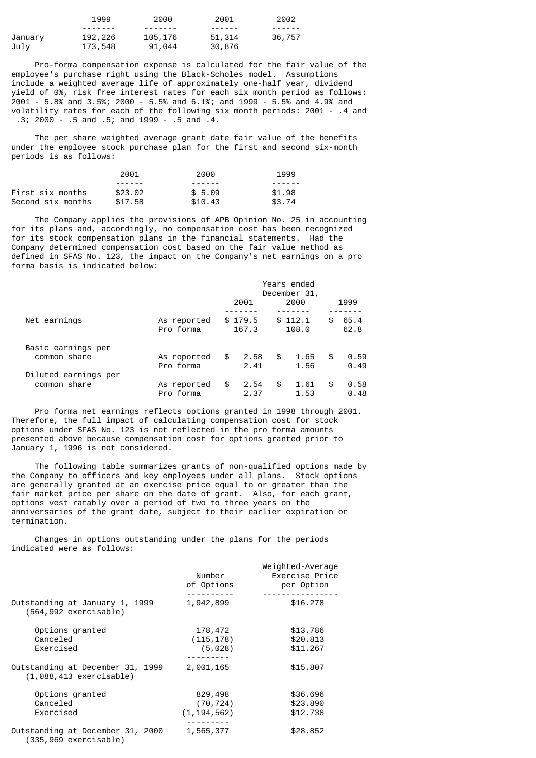| | 1999 | 2000 | 2001 | 2002 |
|---|---|---|---|---|
| January | 192,226 | 105,176 | 51,314 | 36,757 |
| July | 173,548 | 91,044 | 30,876 | |

Pro-forma compensation expense is calculated for the fair value of the employee's purchase right using the Black-Scholes model. Assumptions include a weighted average life of approximately one-half year, dividend yield of 0%, risk free interest rates for each six month period as follows: 2001 - 5.8% and 3.5%; 2000 - 5.5% and 6.1%; and 1999 - 5.5% and 4.9% and volatility rates for each of the following six month periods: 2001 - .4 and .3; 2000 - .5 and .5; and 1999 - .5 and .4.

The per share weighted average grant date fair value of the benefits under the employee stock purchase plan for the first and second six-month periods is as follows:

| | 2001 | 2000 | 1999 |
|---|---|---|---|
| First six months | $23.02 | $ 5.09 | $1.98 |
| Second six months | $17.58 | $10.43 | $3.74 |

The Company applies the provisions of APB Opinion No. 25 in accounting for its plans and, accordingly, no compensation cost has been recognized for its stock compensation plans in the financial statements. Had the Company determined compensation cost based on the fair value method as defined in SFAS No. 123, the impact on the Company's net earnings on a pro forma basis is indicated below:

| | | Years ended December 31, | | |
|---|---|---|---|---|
| | | 2001 | 2000 | 1999 |
| Net earnings | As reported | $ 179.5 | $ 112.1 | $ 65.4 |
| | Pro forma | 167.3 | 108.0 | 62.8 |
| Basic earnings per common share | As reported | $ 2.58 | $ 1.65 | $ 0.59 |
| | Pro forma | 2.41 | 1.56 | 0.49 |
| Diluted earnings per common share | As reported | $ 2.54 | $ 1.61 | $ 0.58 |
| | Pro forma | 2.37 | 1.53 | 0.48 |

Pro forma net earnings reflects options granted in 1998 through 2001. Therefore, the full impact of calculating compensation cost for stock options under SFAS No. 123 is not reflected in the pro forma amounts presented above because compensation cost for options granted prior to January 1, 1996 is not considered.

The following table summarizes grants of non-qualified options made by the Company to officers and key employees under all plans. Stock options are generally granted at an exercise price equal to or greater than the fair market price per share on the date of grant. Also, for each grant, options vest ratably over a period of two to three years on the anniversaries of the grant date, subject to their earlier expiration or termination.

Changes in options outstanding under the plans for the periods indicated were as follows:

| | Number of Options | Weighted-Average Exercise Price per Option |
|---|---|---|
| Outstanding at January 1, 1999 (564,992 exercisable) | 1,942,899 | $16.278 |
| Options granted | 178,472 | $13.786 |
| Canceled | (115,178) | $20.813 |
| Exercised | (5,028) | $11.267 |
| Outstanding at December 31, 1999 (1,088,413 exercisable) | 2,001,165 | $15.807 |
| Options granted | 829,498 | $36.696 |
| Canceled | (70,724) | $23.890 |
| Exercised | (1,194,562) | $12.738 |
| Outstanding at December 31, 2000 (335,969 exercisable) | 1,565,377 | $28.852 |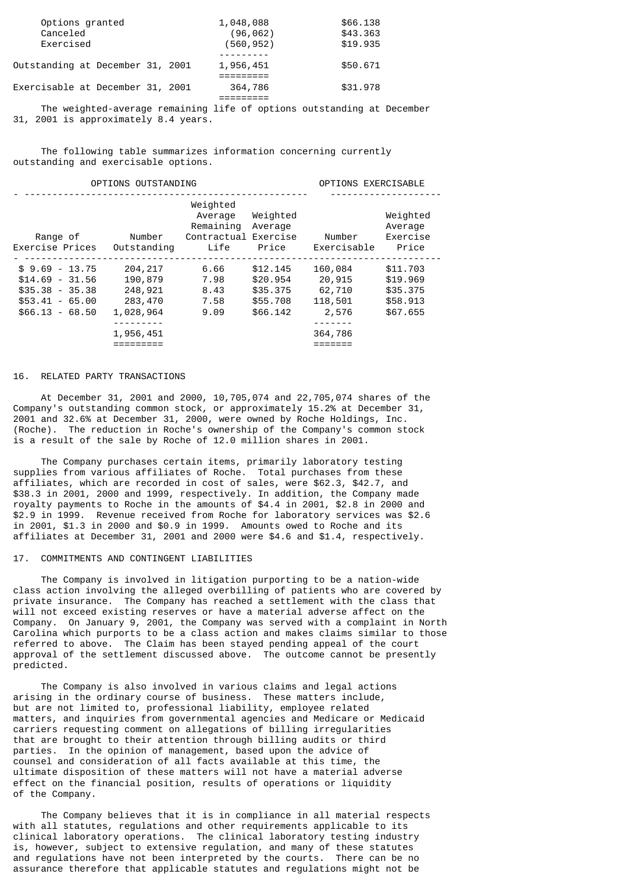| | | |
|---|---|---|
| Options granted | 1,048,088 | \$66.138 |
| Canceled | (96,062) | \$43.363 |
| Exercised | (560,952) | \$19.935 |
| Outstanding at December 31, 2001 | 1,956,451 | \$50.671 |
| Exercisable at December 31, 2001 | 364,786 | \$31.978 |

The weighted-average remaining life of options outstanding at December 31, 2001 is approximately 8.4 years.

The following table summarizes information concerning currently outstanding and exercisable options.

| OPTIONS OUTSTANDING | | | | OPTIONS EXERCISABLE | |
|---|---|---|---|---|---|
| Range of Exercise Prices | Number Outstanding | Weighted Average Remaining Contractual Life | Weighted Average Exercise Price | Number Exercisable | Weighted Average Exercise Price |
| \$ 9.69 - 13.75 | 204,217 | 6.66 | \$12.145 | 160,084 | \$11.703 |
| \$14.69 - 31.56 | 190,879 | 7.98 | \$20.954 | 20,915 | \$19.969 |
| \$35.38 - 35.38 | 248,921 | 8.43 | \$35.375 | 62,710 | \$35.375 |
| \$53.41 - 65.00 | 283,470 | 7.58 | \$55.708 | 118,501 | \$58.913 |
| \$66.13 - 68.50 | 1,028,964 | 9.09 | \$66.142 | 2,576 | \$67.655 |
| | 1,956,451 | | | 364,786 | |

## 16. RELATED PARTY TRANSACTIONS

At December 31, 2001 and 2000, 10,705,074 and 22,705,074 shares of the Company's outstanding common stock, or approximately 15.2% at December 31, 2001 and 32.6% at December 31, 2000, were owned by Roche Holdings, Inc. (Roche). The reduction in Roche's ownership of the Company's common stock is a result of the sale by Roche of 12.0 million shares in 2001.

The Company purchases certain items, primarily laboratory testing supplies from various affiliates of Roche. Total purchases from these affiliates, which are recorded in cost of sales, were \$62.3, \$42.7, and \$38.3 in 2001, 2000 and 1999, respectively. In addition, the Company made royalty payments to Roche in the amounts of \$4.4 in 2001, \$2.8 in 2000 and \$2.9 in 1999. Revenue received from Roche for laboratory services was \$2.6 in 2001, \$1.3 in 2000 and \$0.9 in 1999. Amounts owed to Roche and its affiliates at December 31, 2001 and 2000 were \$4.6 and \$1.4, respectively.

## 17. COMMITMENTS AND CONTINGENT LIABILITIES

The Company is involved in litigation purporting to be a nation-wide class action involving the alleged overbilling of patients who are covered by private insurance. The Company has reached a settlement with the class that will not exceed existing reserves or have a material adverse affect on the Company. On January 9, 2001, the Company was served with a complaint in North Carolina which purports to be a class action and makes claims similar to those referred to above. The Claim has been stayed pending appeal of the court approval of the settlement discussed above. The outcome cannot be presently predicted.

The Company is also involved in various claims and legal actions arising in the ordinary course of business. These matters include, but are not limited to, professional liability, employee related matters, and inquiries from governmental agencies and Medicare or Medicaid carriers requesting comment on allegations of billing irregularities that are brought to their attention through billing audits or third parties. In the opinion of management, based upon the advice of counsel and consideration of all facts available at this time, the ultimate disposition of these matters will not have a material adverse effect on the financial position, results of operations or liquidity of the Company.

The Company believes that it is in compliance in all material respects with all statutes, regulations and other requirements applicable to its clinical laboratory operations. The clinical laboratory testing industry is, however, subject to extensive regulation, and many of these statutes and regulations have not been interpreted by the courts. There can be no assurance therefore that applicable statutes and regulations might not be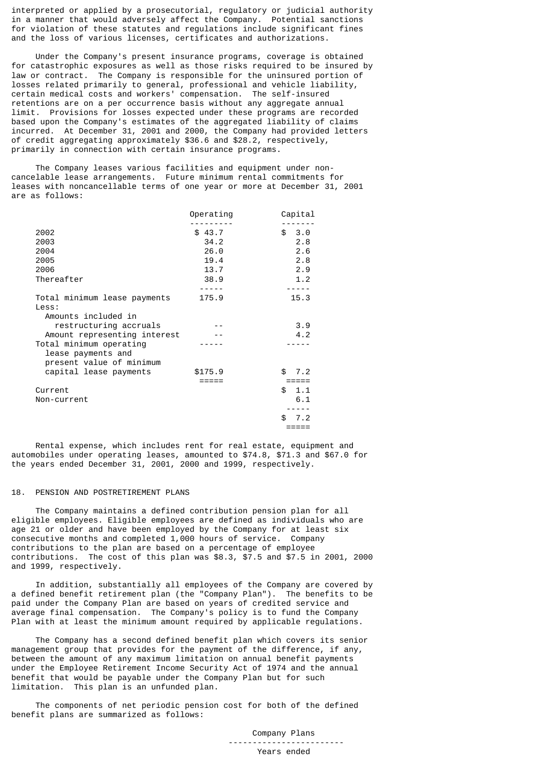interpreted or applied by a prosecutorial, regulatory or judicial authority in a manner that would adversely affect the Company. Potential sanctions for violation of these statutes and regulations include significant fines and the loss of various licenses, certificates and authorizations.

Under the Company's present insurance programs, coverage is obtained for catastrophic exposures as well as those risks required to be insured by law or contract. The Company is responsible for the uninsured portion of losses related primarily to general, professional and vehicle liability, certain medical costs and workers' compensation. The self-insured retentions are on a per occurrence basis without any aggregate annual limit. Provisions for losses expected under these programs are recorded based upon the Company's estimates of the aggregated liability of claims incurred. At December 31, 2001 and 2000, the Company had provided letters of credit aggregating approximately $36.6 and $28.2, respectively, primarily in connection with certain insurance programs.

The Company leases various facilities and equipment under non-cancelable lease arrangements. Future minimum rental commitments for leases with noncancellable terms of one year or more at December 31, 2001 are as follows:

| | Operating | Capital |
|---|---|---|
| 2002 | $ 43.7 | $ 3.0 |
| 2003 | 34.2 | 2.8 |
| 2004 | 26.0 | 2.6 |
| 2005 | 19.4 | 2.8 |
| 2006 | 13.7 | 2.9 |
| Thereafter | 38.9 | 1.2 |
| Total minimum lease payments | 175.9 | 15.3 |
| Less: | | |
| Amounts included in restructuring accruals | -- | 3.9 |
| Amount representing interest | -- | 4.2 |
| Total minimum operating lease payments and present value of minimum capital lease payments | $175.9 | $ 7.2 |
| Current | | $ 1.1 |
| Non-current | | 6.1 |
| | | $ 7.2 |

Rental expense, which includes rent for real estate, equipment and automobiles under operating leases, amounted to $74.8, $71.3 and $67.0 for the years ended December 31, 2001, 2000 and 1999, respectively.

## 18. PENSION AND POSTRETIREMENT PLANS

The Company maintains a defined contribution pension plan for all eligible employees. Eligible employees are defined as individuals who are age 21 or older and have been employed by the Company for at least six consecutive months and completed 1,000 hours of service. Company contributions to the plan are based on a percentage of employee contributions. The cost of this plan was $8.3, $7.5 and $7.5 in 2001, 2000 and 1999, respectively.

In addition, substantially all employees of the Company are covered by a defined benefit retirement plan (the "Company Plan"). The benefits to be paid under the Company Plan are based on years of credited service and average final compensation. The Company's policy is to fund the Company Plan with at least the minimum amount required by applicable regulations.

The Company has a second defined benefit plan which covers its senior management group that provides for the payment of the difference, if any, between the amount of any maximum limitation on annual benefit payments under the Employee Retirement Income Security Act of 1974 and the annual benefit that would be payable under the Company Plan but for such limitation. This plan is an unfunded plan.

The components of net periodic pension cost for both of the defined benefit plans are summarized as follows:

Company Plans

Years ended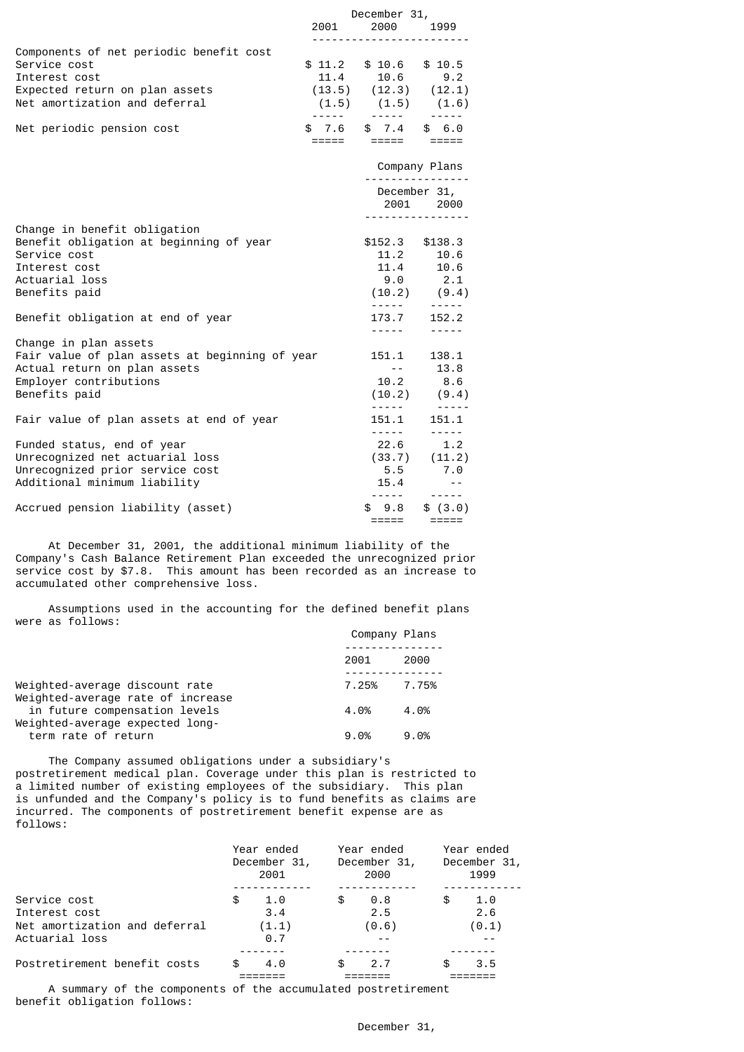| | December 31, | | |
|---|---|---|---|
| | 2001 | 2000 | 1999 |
| Components of net periodic benefit cost | | | |
| Service cost | $ 11.2 | $ 10.6 | $ 10.5 |
| Interest cost | 11.4 | 10.6 | 9.2 |
| Expected return on plan assets | (13.5) | (12.3) | (12.1) |
| Net amortization and deferral | (1.5) | (1.5) | (1.6) |
| Net periodic pension cost | $ 7.6 | $ 7.4 | $ 6.0 |

| | Company Plans | |
|---|---|---|
| | December 31, | |
| | 2001 | 2000 |
| Change in benefit obligation | | |
| Benefit obligation at beginning of year | $152.3 | $138.3 |
| Service cost | 11.2 | 10.6 |
| Interest cost | 11.4 | 10.6 |
| Actuarial loss | 9.0 | 2.1 |
| Benefits paid | (10.2) | (9.4) |
| Benefit obligation at end of year | 173.7 | 152.2 |
| Change in plan assets | | |
| Fair value of plan assets at beginning of year | 151.1 | 138.1 |
| Actual return on plan assets | -- | 13.8 |
| Employer contributions | 10.2 | 8.6 |
| Benefits paid | (10.2) | (9.4) |
| Fair value of plan assets at end of year | 151.1 | 151.1 |
| Funded status, end of year | 22.6 | 1.2 |
| Unrecognized net actuarial loss | (33.7) | (11.2) |
| Unrecognized prior service cost | 5.5 | 7.0 |
| Additional minimum liability | 15.4 | -- |
| Accrued pension liability (asset) | $ 9.8 | $ (3.0) |

At December 31, 2001, the additional minimum liability of the Company's Cash Balance Retirement Plan exceeded the unrecognized prior service cost by $7.8. This amount has been recorded as an increase to accumulated other comprehensive loss.

Assumptions used in the accounting for the defined benefit plans were as follows:

| | Company Plans | |
|---|---|---|
| | 2001 | 2000 |
| Weighted-average discount rate | 7.25% | 7.75% |
| Weighted-average rate of increase in future compensation levels | 4.0% | 4.0% |
| Weighted-average expected long-term rate of return | 9.0% | 9.0% |

The Company assumed obligations under a subsidiary's postretirement medical plan. Coverage under this plan is restricted to a limited number of existing employees of the subsidiary. This plan is unfunded and the Company's policy is to fund benefits as claims are incurred. The components of postretirement benefit expense are as follows:

| | Year ended December 31, 2001 | Year ended December 31, 2000 | Year ended December 31, 1999 |
|---|---|---|---|
| Service cost | $ 1.0 | $ 0.8 | $ 1.0 |
| Interest cost | 3.4 | 2.5 | 2.6 |
| Net amortization and deferral | (1.1) | (0.6) | (0.1) |
| Actuarial loss | 0.7 | -- | -- |
| Postretirement benefit costs | $ 4.0 | $ 2.7 | $ 3.5 |

A summary of the components of the accumulated postretirement benefit obligation follows:

December 31,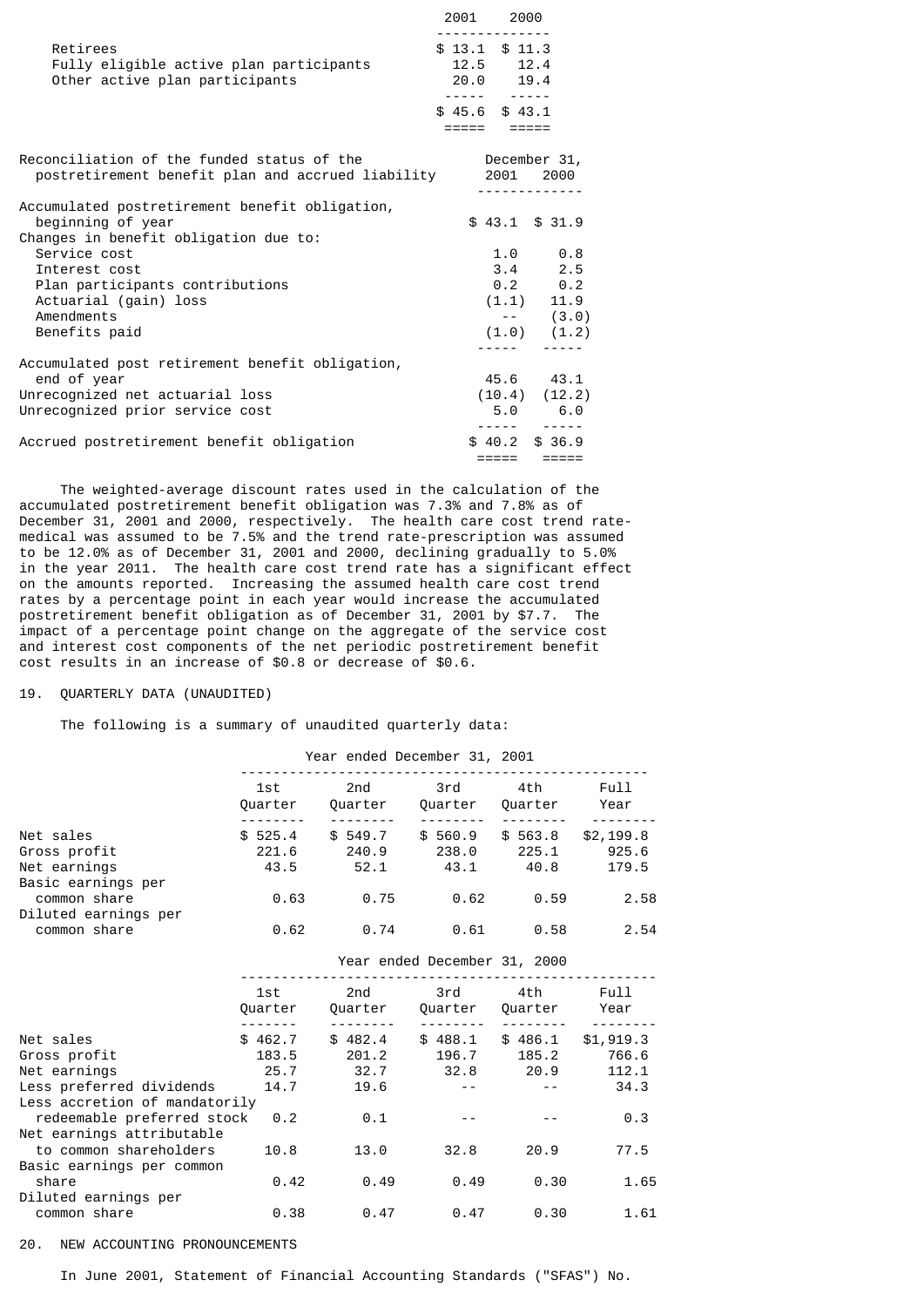| | 2001 | 2000 |
|---|---|---|
| Retirees | $ 13.1 | $ 11.3 |
| Fully eligible active plan participants | 12.5 | 12.4 |
| Other active plan participants | 20.0 | 19.4 |
| | $ 45.6 | $ 43.1 |

| Reconciliation of the funded status of the postretirement benefit plan and accrued liability | December 31, 2001 | 2000 |
|---|---|---|
| Accumulated postretirement benefit obligation, beginning of year | $ 43.1 | $ 31.9 |
| Changes in benefit obligation due to: | | |
| Service cost | 1.0 | 0.8 |
| Interest cost | 3.4 | 2.5 |
| Plan participants contributions | 0.2 | 0.2 |
| Actuarial (gain) loss | (1.1) | 11.9 |
| Amendments | -- | (3.0) |
| Benefits paid | (1.0) | (1.2) |
| Accumulated post retirement benefit obligation, end of year | 45.6 | 43.1 |
| Unrecognized net actuarial loss | (10.4) | (12.2) |
| Unrecognized prior service cost | 5.0 | 6.0 |
| Accrued postretirement benefit obligation | $ 40.2 | $ 36.9 |

The weighted-average discount rates used in the calculation of the accumulated postretirement benefit obligation was 7.3% and 7.8% as of December 31, 2001 and 2000, respectively. The health care cost trend rate-medical was assumed to be 7.5% and the trend rate-prescription was assumed to be 12.0% as of December 31, 2001 and 2000, declining gradually to 5.0% in the year 2011. The health care cost trend rate has a significant effect on the amounts reported. Increasing the assumed health care cost trend rates by a percentage point in each year would increase the accumulated postretirement benefit obligation as of December 31, 2001 by $7.7. The impact of a percentage point change on the aggregate of the service cost and interest cost components of the net periodic postretirement benefit cost results in an increase of $0.8 or decrease of $0.6.

## 19. QUARTERLY DATA (UNAUDITED)

The following is a summary of unaudited quarterly data:

| | Year ended December 31, 2001 | | | | |
|---|---|---|---|---|---|
| | 1st Quarter | 2nd Quarter | 3rd Quarter | 4th Quarter | Full Year |
| Net sales | $ 525.4 | $ 549.7 | $ 560.9 | $ 563.8 | $2,199.8 |
| Gross profit | 221.6 | 240.9 | 238.0 | 225.1 | 925.6 |
| Net earnings | 43.5 | 52.1 | 43.1 | 40.8 | 179.5 |
| Basic earnings per common share | 0.63 | 0.75 | 0.62 | 0.59 | 2.58 |
| Diluted earnings per common share | 0.62 | 0.74 | 0.61 | 0.58 | 2.54 |

| | Year ended December 31, 2000 | | | | |
|---|---|---|---|---|---|
| | 1st Quarter | 2nd Quarter | 3rd Quarter | 4th Quarter | Full Year |
| Net sales | $ 462.7 | $ 482.4 | $ 488.1 | $ 486.1 | $1,919.3 |
| Gross profit | 183.5 | 201.2 | 196.7 | 185.2 | 766.6 |
| Net earnings | 25.7 | 32.7 | 32.8 | 20.9 | 112.1 |
| Less preferred dividends | 14.7 | 19.6 | -- | -- | 34.3 |
| Less accretion of mandatorily redeemable preferred stock | 0.2 | 0.1 | -- | -- | 0.3 |
| Net earnings attributable to common shareholders | 10.8 | 13.0 | 32.8 | 20.9 | 77.5 |
| Basic earnings per common share | 0.42 | 0.49 | 0.49 | 0.30 | 1.65 |
| Diluted earnings per common share | 0.38 | 0.47 | 0.47 | 0.30 | 1.61 |

## 20. NEW ACCOUNTING PRONOUNCEMENTS

In June 2001, Statement of Financial Accounting Standards ("SFAS") No.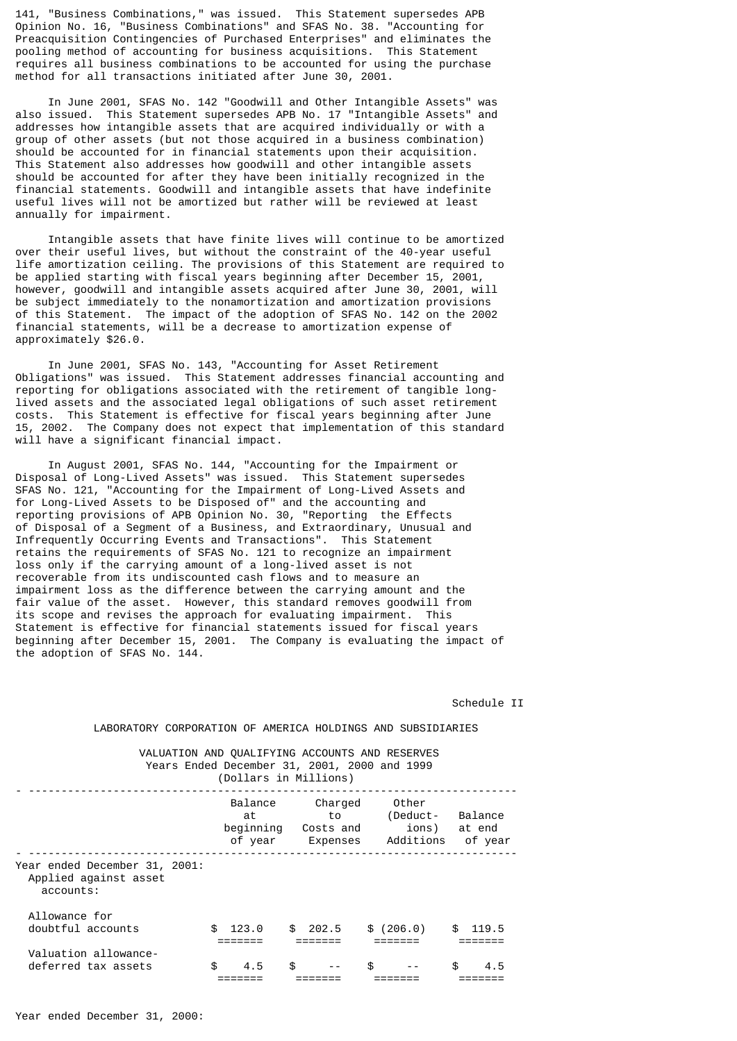141, "Business Combinations," was issued. This Statement supersedes APB Opinion No. 16, "Business Combinations" and SFAS No. 38. "Accounting for Preacquisition Contingencies of Purchased Enterprises" and eliminates the pooling method of accounting for business acquisitions. This Statement requires all business combinations to be accounted for using the purchase method for all transactions initiated after June 30, 2001.

In June 2001, SFAS No. 142 "Goodwill and Other Intangible Assets" was also issued. This Statement supersedes APB No. 17 "Intangible Assets" and addresses how intangible assets that are acquired individually or with a group of other assets (but not those acquired in a business combination) should be accounted for in financial statements upon their acquisition. This Statement also addresses how goodwill and other intangible assets should be accounted for after they have been initially recognized in the financial statements. Goodwill and intangible assets that have indefinite useful lives will not be amortized but rather will be reviewed at least annually for impairment.

Intangible assets that have finite lives will continue to be amortized over their useful lives, but without the constraint of the 40-year useful life amortization ceiling. The provisions of this Statement are required to be applied starting with fiscal years beginning after December 15, 2001, however, goodwill and intangible assets acquired after June 30, 2001, will be subject immediately to the nonamortization and amortization provisions of this Statement. The impact of the adoption of SFAS No. 142 on the 2002 financial statements, will be a decrease to amortization expense of approximately $26.0.

In June 2001, SFAS No. 143, "Accounting for Asset Retirement Obligations" was issued. This Statement addresses financial accounting and reporting for obligations associated with the retirement of tangible long-lived assets and the associated legal obligations of such asset retirement costs. This Statement is effective for fiscal years beginning after June 15, 2002. The Company does not expect that implementation of this standard will have a significant financial impact.

In August 2001, SFAS No. 144, "Accounting for the Impairment or Disposal of Long-Lived Assets" was issued. This Statement supersedes SFAS No. 121, "Accounting for the Impairment of Long-Lived Assets and for Long-Lived Assets to be Disposed of" and the accounting and reporting provisions of APB Opinion No. 30, "Reporting the Effects of Disposal of a Segment of a Business, and Extraordinary, Unusual and Infrequently Occurring Events and Transactions". This Statement retains the requirements of SFAS No. 121 to recognize an impairment loss only if the carrying amount of a long-lived asset is not recoverable from its undiscounted cash flows and to measure an impairment loss as the difference between the carrying amount and the fair value of the asset. However, this standard removes goodwill from its scope and revises the approach for evaluating impairment. This Statement is effective for financial statements issued for fiscal years beginning after December 15, 2001. The Company is evaluating the impact of the adoption of SFAS No. 144.

Schedule II

LABORATORY CORPORATION OF AMERICA HOLDINGS AND SUBSIDIARIES

VALUATION AND QUALIFYING ACCOUNTS AND RESERVES
Years Ended December 31, 2001, 2000 and 1999
(Dollars in Millions)

| | Balance at beginning of year | Charged to Costs and Expenses | Other (Deductions) Additions | Balance at end of year |
|---|---|---|---|---|
| Year ended December 31, 2001: | | | | |
| Applied against asset accounts: | | | | |
| Allowance for doubtful accounts | $ 123.0 | $ 202.5 | $ (206.0) | $ 119.5 |
| Valuation allowance-deferred tax assets | $ 4.5 | $ -- | $ -- | $ 4.5 |

Year ended December 31, 2000: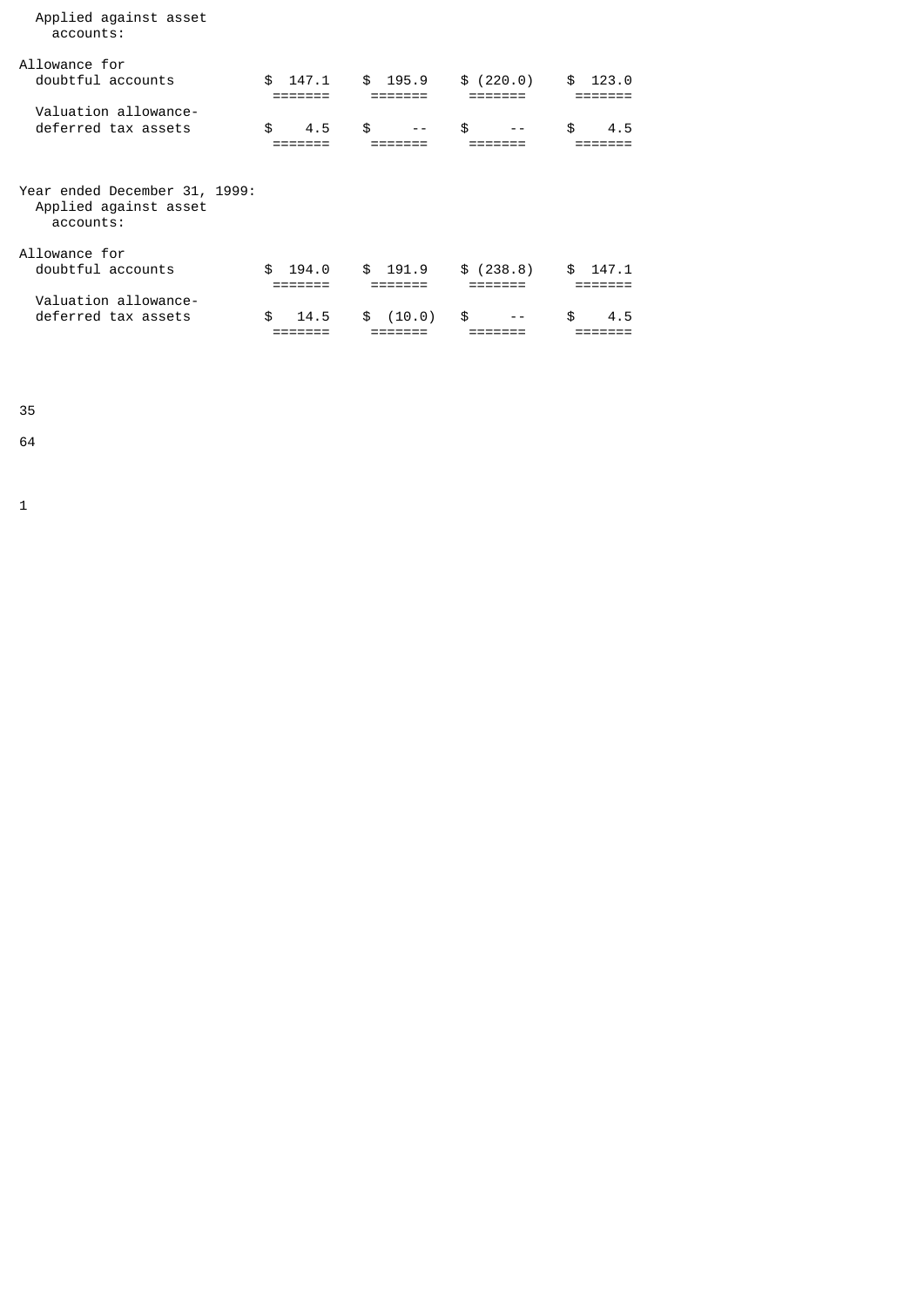| | | | | |
|---|---|---|---|---|
| Applied against asset accounts: | | | | |
| Allowance for doubtful accounts | $ 147.1 | $ 195.9 | $ (220.0) | $ 123.0 |
| Valuation allowance-deferred tax assets | $ 4.5 | $ -- | $ -- | $ 4.5 |
| Year ended December 31, 1999: | | | | |
| Applied against asset accounts: | | | | |
| Allowance for doubtful accounts | $ 194.0 | $ 191.9 | $ (238.8) | $ 147.1 |
| Valuation allowance-deferred tax assets | $ 14.5 | $ (10.0) | $ -- | $ 4.5 |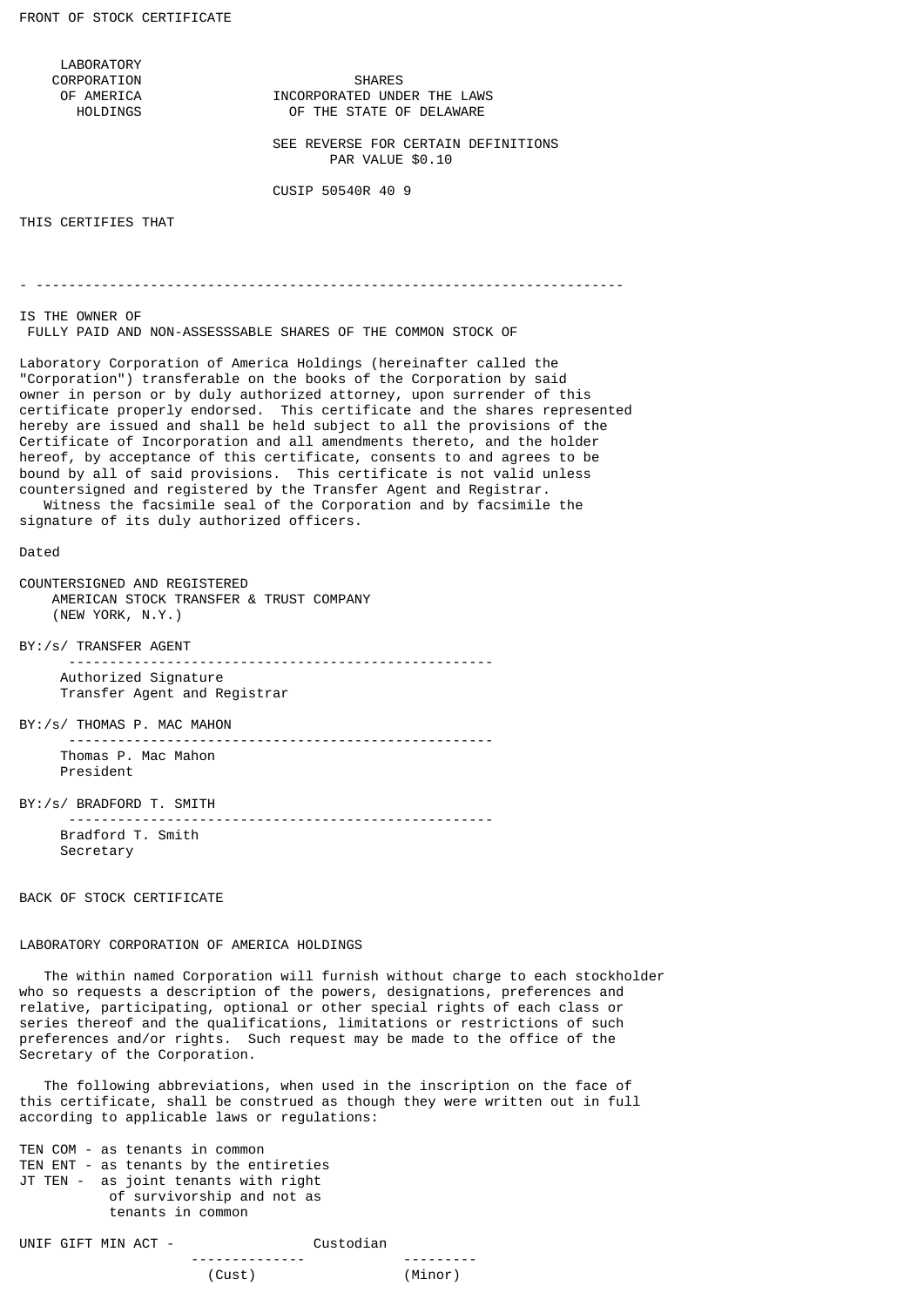FRONT OF STOCK CERTIFICATE

LABORATORY
CORPORATION
OF AMERICA
HOLDINGS

SHARES
INCORPORATED UNDER THE LAWS
OF THE STATE OF DELAWARE

SEE REVERSE FOR CERTAIN DEFINITIONS
PAR VALUE $0.10

CUSIP 50540R 40 9

THIS CERTIFIES THAT

---

IS THE OWNER OF
FULLY PAID AND NON-ASSESSSABLE SHARES OF THE COMMON STOCK OF

Laboratory Corporation of America Holdings (hereinafter called the "Corporation") transferable on the books of the Corporation by said owner in person or by duly authorized attorney, upon surrender of this certificate properly endorsed. This certificate and the shares represented hereby are issued and shall be held subject to all the provisions of the Certificate of Incorporation and all amendments thereto, and the holder hereof, by acceptance of this certificate, consents to and agrees to be bound by all of said provisions. This certificate is not valid unless countersigned and registered by the Transfer Agent and Registrar.

Witness the facsimile seal of the Corporation and by facsimile the signature of its duly authorized officers.

Dated

COUNTERSIGNED AND REGISTERED
AMERICAN STOCK TRANSFER & TRUST COMPANY
(NEW YORK, N.Y.)

BY:/s/ TRANSFER AGENT

---

Authorized Signature
Transfer Agent and Registrar

BY:/s/ THOMAS P. MAC MAHON

---

Thomas P. Mac Mahon
President

BY:/s/ BRADFORD T. SMITH

---

Bradford T. Smith
Secretary

BACK OF STOCK CERTIFICATE

LABORATORY CORPORATION OF AMERICA HOLDINGS

The within named Corporation will furnish without charge to each stockholder who so requests a description of the powers, designations, preferences and relative, participating, optional or other special rights of each class or series thereof and the qualifications, limitations or restrictions of such preferences and/or rights. Such request may be made to the office of the Secretary of the Corporation.

The following abbreviations, when used in the inscription on the face of this certificate, shall be construed as though they were written out in full according to applicable laws or regulations:

TEN COM - as tenants in common
TEN ENT - as tenants by the entireties
JT TEN - as joint tenants with right of survivorship and not as tenants in common

UNIF GIFT MIN ACT - \_\_\_\_\_\_\_\_\_\_\_\_\_\_ Custodian \_\_\_\_\_\_\_\_\_
(Cust) (Minor)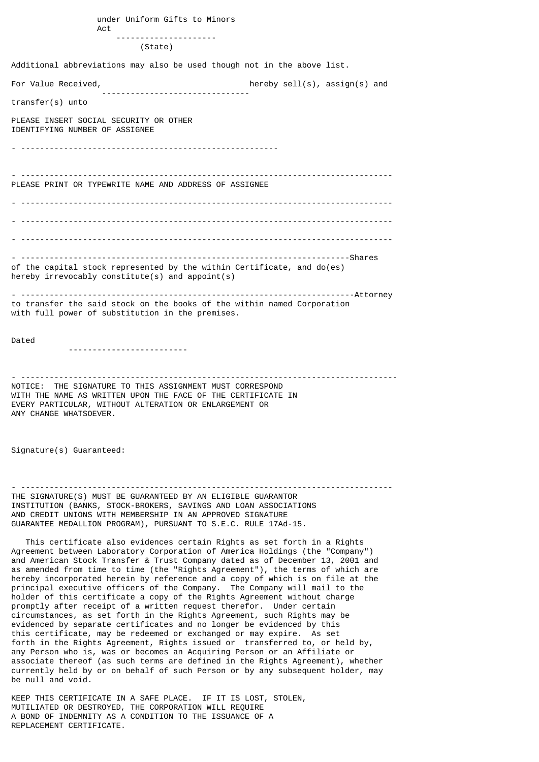under Uniform Gifts to Minors Act

\_\_\_\_\_\_\_\_\_\_\_\_\_\_\_\_\_\_\_\_\_

(State)

Additional abbreviations may also be used though not in the above list.

For Value Received, \_\_\_\_\_\_\_\_\_\_\_\_\_\_\_\_\_\_\_\_\_\_\_\_\_\_\_\_\_\_ hereby sell(s), assign(s) and transfer(s) unto

PLEASE INSERT SOCIAL SECURITY OR OTHER
IDENTIFYING NUMBER OF ASSIGNEE

\_\_\_\_\_\_\_\_\_\_\_\_\_\_\_\_\_\_\_\_\_\_\_\_\_\_\_\_\_\_\_\_\_\_\_\_\_\_\_\_\_\_\_\_\_\_\_\_\_\_\_

\_\_\_\_\_\_\_\_\_\_\_\_\_\_\_\_\_\_\_\_\_\_\_\_\_\_\_\_\_\_\_\_\_\_\_\_\_\_\_\_\_\_\_\_\_\_\_\_\_\_\_\_\_\_\_\_\_\_\_\_\_\_\_\_\_\_\_\_\_\_\_\_\_\_

PLEASE PRINT OR TYPEWRITE NAME AND ADDRESS OF ASSIGNEE

\_\_\_\_\_\_\_\_\_\_\_\_\_\_\_\_\_\_\_\_\_\_\_\_\_\_\_\_\_\_\_\_\_\_\_\_\_\_\_\_\_\_\_\_\_\_\_\_\_\_\_\_\_\_\_\_\_\_\_\_\_\_\_\_\_\_\_\_\_\_\_\_\_\_

\_\_\_\_\_\_\_\_\_\_\_\_\_\_\_\_\_\_\_\_\_\_\_\_\_\_\_\_\_\_\_\_\_\_\_\_\_\_\_\_\_\_\_\_\_\_\_\_\_\_\_\_\_\_\_\_\_\_\_\_\_\_\_\_\_\_\_\_\_\_\_\_\_\_

\_\_\_\_\_\_\_\_\_\_\_\_\_\_\_\_\_\_\_\_\_\_\_\_\_\_\_\_\_\_\_\_\_\_\_\_\_\_\_\_\_\_\_\_\_\_\_\_\_\_\_\_\_\_\_\_\_\_\_\_\_\_\_\_\_\_\_\_\_\_\_\_\_\_

\_\_\_\_\_\_\_\_\_\_\_\_\_\_\_\_\_\_\_\_\_\_\_\_\_\_\_\_\_\_\_\_\_\_\_\_\_\_\_\_\_\_\_\_\_\_\_\_\_\_\_\_\_\_\_\_\_\_\_\_\_\_\_\_\_\_\_Shares
of the capital stock represented by the within Certificate, and do(es) hereby irrevocably constitute(s) and appoint(s)

\_\_\_\_\_\_\_\_\_\_\_\_\_\_\_\_\_\_\_\_\_\_\_\_\_\_\_\_\_\_\_\_\_\_\_\_\_\_\_\_\_\_\_\_\_\_\_\_\_\_\_\_\_\_\_\_\_\_\_\_\_\_\_\_\_\_\_Attorney
to transfer the said stock on the books of the within named Corporation with full power of substitution in the premises.

Dated \_\_\_\_\_\_\_\_\_\_\_\_\_\_\_\_\_\_\_\_\_\_\_\_\_

\_\_\_\_\_\_\_\_\_\_\_\_\_\_\_\_\_\_\_\_\_\_\_\_\_\_\_\_\_\_\_\_\_\_\_\_\_\_\_\_\_\_\_\_\_\_\_\_\_\_\_\_\_\_\_\_\_\_\_\_\_\_\_\_\_\_\_\_\_\_\_\_\_\_

NOTICE: THE SIGNATURE TO THIS ASSIGNMENT MUST CORRESPOND WITH THE NAME AS WRITTEN UPON THE FACE OF THE CERTIFICATE IN EVERY PARTICULAR, WITHOUT ALTERATION OR ENLARGEMENT OR ANY CHANGE WHATSOEVER.

Signature(s) Guaranteed:

\_\_\_\_\_\_\_\_\_\_\_\_\_\_\_\_\_\_\_\_\_\_\_\_\_\_\_\_\_\_\_\_\_\_\_\_\_\_\_\_\_\_\_\_\_\_\_\_\_\_\_\_\_\_\_\_\_\_\_\_\_\_\_\_\_\_\_\_\_\_\_\_\_\_

THE SIGNATURE(S) MUST BE GUARANTEED BY AN ELIGIBLE GUARANTOR INSTITUTION (BANKS, STOCK-BROKERS, SAVINGS AND LOAN ASSOCIATIONS AND CREDIT UNIONS WITH MEMBERSHIP IN AN APPROVED SIGNATURE GUARANTEE MEDALLION PROGRAM), PURSUANT TO S.E.C. RULE 17Ad-15.

This certificate also evidences certain Rights as set forth in a Rights Agreement between Laboratory Corporation of America Holdings (the "Company") and American Stock Transfer & Trust Company dated as of December 13, 2001 and as amended from time to time (the "Rights Agreement"), the terms of which are hereby incorporated herein by reference and a copy of which is on file at the principal executive officers of the Company. The Company will mail to the holder of this certificate a copy of the Rights Agreement without charge promptly after receipt of a written request therefor. Under certain circumstances, as set forth in the Rights Agreement, such Rights may be evidenced by separate certificates and no longer be evidenced by this this certificate, may be redeemed or exchanged or may expire. As set forth in the Rights Agreement, Rights issued or transferred to, or held by, any Person who is, was or becomes an Acquiring Person or an Affiliate or associate thereof (as such terms are defined in the Rights Agreement), whether currently held by or on behalf of such Person or by any subsequent holder, may be null and void.

KEEP THIS CERTIFICATE IN A SAFE PLACE. IF IT IS LOST, STOLEN, MUTILIATED OR DESTROYED, THE CORPORATION WILL REQUIRE A BOND OF INDEMNITY AS A CONDITION TO THE ISSUANCE OF A REPLACEMENT CERTIFICATE.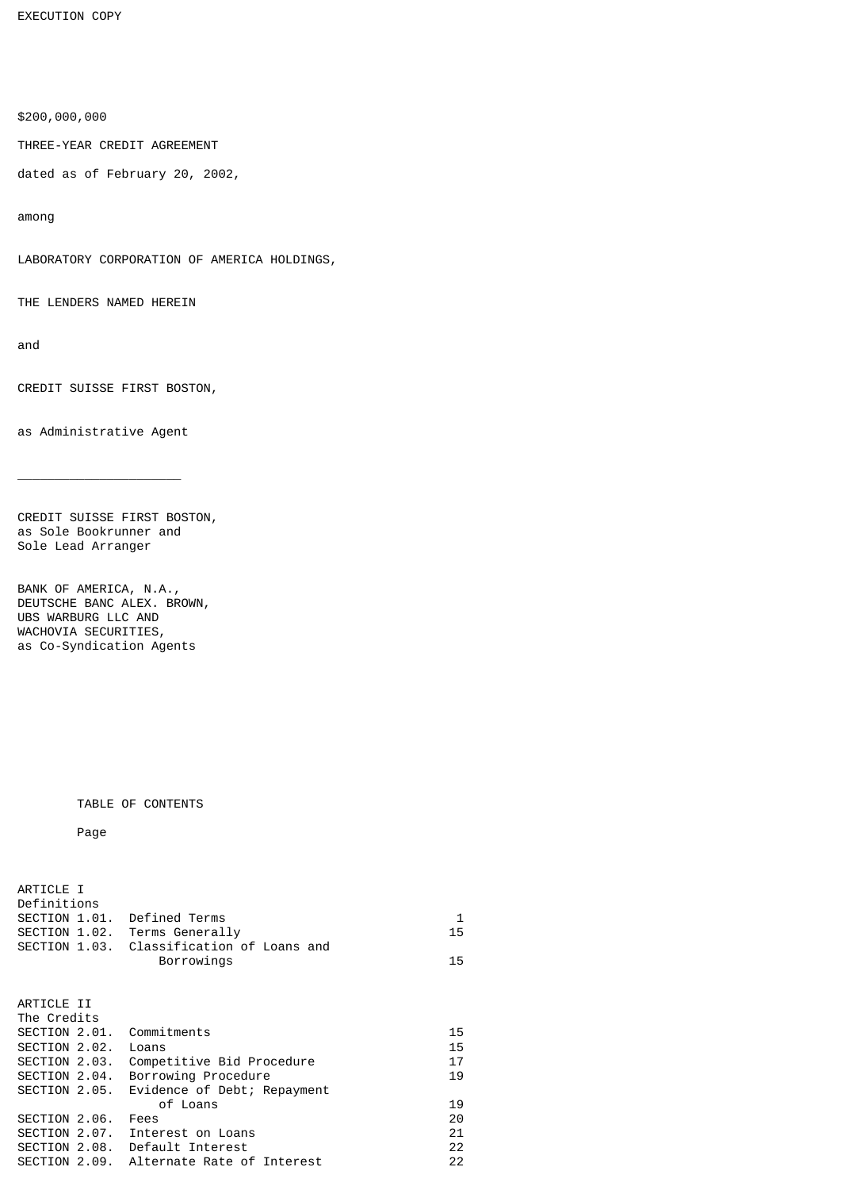EXECUTION COPY

$200,000,000

THREE-YEAR CREDIT AGREEMENT

dated as of February 20, 2002,

among

LABORATORY CORPORATION OF AMERICA HOLDINGS,

THE LENDERS NAMED HEREIN

and

CREDIT SUISSE FIRST BOSTON,

as Administrative Agent

---

CREDIT SUISSE FIRST BOSTON,
as Sole Bookrunner and
Sole Lead Arranger

BANK OF AMERICA, N.A.,
DEUTSCHE BANC ALEX. BROWN,
UBS WARBURG LLC AND
WACHOVIA SECURITIES,
as Co-Syndication Agents

TABLE OF CONTENTS

| | | Page |
|---|---|---|
| ARTICLE I Definitions | | |
| SECTION 1.01. | Defined Terms | 1 |
| SECTION 1.02. | Terms Generally | 15 |
| SECTION 1.03. | Classification of Loans and Borrowings | 15 |
| ARTICLE II The Credits | | |
| SECTION 2.01. | Commitments | 15 |
| SECTION 2.02. | Loans | 15 |
| SECTION 2.03. | Competitive Bid Procedure | 17 |
| SECTION 2.04. | Borrowing Procedure | 19 |
| SECTION 2.05. | Evidence of Debt; Repayment of Loans | 19 |
| SECTION 2.06. | Fees | 20 |
| SECTION 2.07. | Interest on Loans | 21 |
| SECTION 2.08. | Default Interest | 22 |
| SECTION 2.09. | Alternate Rate of Interest | 22 |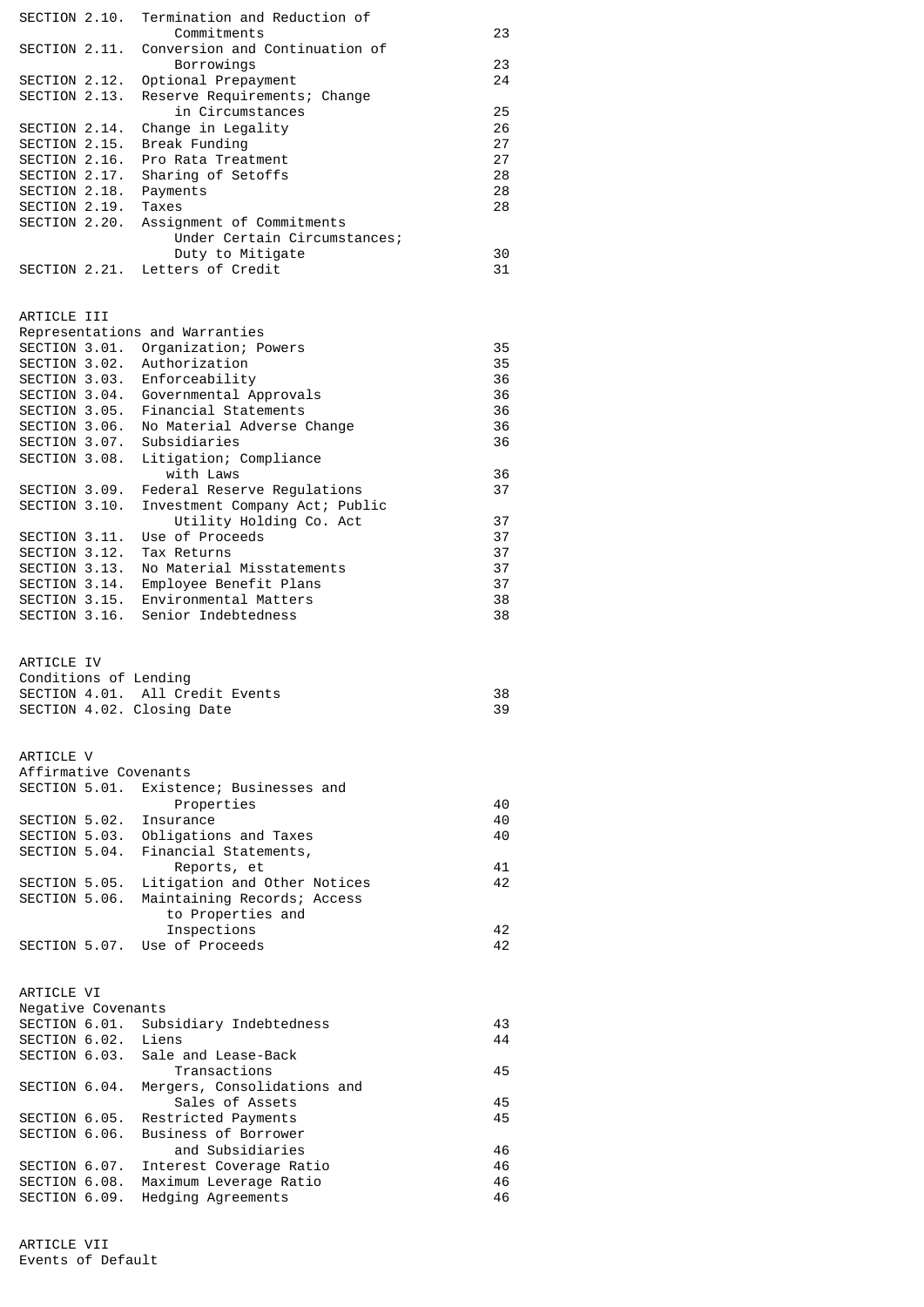| | | |
|---|---|---|
| SECTION 2.10. | Termination and Reduction of Commitments | 23 |
| SECTION 2.11. | Conversion and Continuation of Borrowings | 23 |
| SECTION 2.12. | Optional Prepayment | 24 |
| SECTION 2.13. | Reserve Requirements; Change in Circumstances | 25 |
| SECTION 2.14. | Change in Legality | 26 |
| SECTION 2.15. | Break Funding | 27 |
| SECTION 2.16. | Pro Rata Treatment | 27 |
| SECTION 2.17. | Sharing of Setoffs | 28 |
| SECTION 2.18. | Payments | 28 |
| SECTION 2.19. | Taxes | 28 |
| SECTION 2.20. | Assignment of Commitments Under Certain Circumstances; Duty to Mitigate | 30 |
| SECTION 2.21. | Letters of Credit | 31 |

## ARTICLE III
Representations and Warranties

| | | |
|---|---|---|
| SECTION 3.01. | Organization; Powers | 35 |
| SECTION 3.02. | Authorization | 35 |
| SECTION 3.03. | Enforceability | 36 |
| SECTION 3.04. | Governmental Approvals | 36 |
| SECTION 3.05. | Financial Statements | 36 |
| SECTION 3.06. | No Material Adverse Change | 36 |
| SECTION 3.07. | Subsidiaries | 36 |
| SECTION 3.08. | Litigation; Compliance with Laws | 36 |
| SECTION 3.09. | Federal Reserve Regulations | 37 |
| SECTION 3.10. | Investment Company Act; Public Utility Holding Co. Act | 37 |
| SECTION 3.11. | Use of Proceeds | 37 |
| SECTION 3.12. | Tax Returns | 37 |
| SECTION 3.13. | No Material Misstatements | 37 |
| SECTION 3.14. | Employee Benefit Plans | 37 |
| SECTION 3.15. | Environmental Matters | 38 |
| SECTION 3.16. | Senior Indebtedness | 38 |

## ARTICLE IV
Conditions of Lending

| | | |
|---|---|---|
| SECTION 4.01. | All Credit Events | 38 |
| SECTION 4.02. | Closing Date | 39 |

## ARTICLE V
Affirmative Covenants

| | | |
|---|---|---|
| SECTION 5.01. | Existence; Businesses and Properties | 40 |
| SECTION 5.02. | Insurance | 40 |
| SECTION 5.03. | Obligations and Taxes | 40 |
| SECTION 5.04. | Financial Statements, Reports, et | 41 |
| SECTION 5.05. | Litigation and Other Notices | 42 |
| SECTION 5.06. | Maintaining Records; Access to Properties and Inspections | 42 |
| SECTION 5.07. | Use of Proceeds | 42 |

## ARTICLE VI
Negative Covenants

| | | |
|---|---|---|
| SECTION 6.01. | Subsidiary Indebtedness | 43 |
| SECTION 6.02. | Liens | 44 |
| SECTION 6.03. | Sale and Lease-Back Transactions | 45 |
| SECTION 6.04. | Mergers, Consolidations and Sales of Assets | 45 |
| SECTION 6.05. | Restricted Payments | 45 |
| SECTION 6.06. | Business of Borrower and Subsidiaries | 46 |
| SECTION 6.07. | Interest Coverage Ratio | 46 |
| SECTION 6.08. | Maximum Leverage Ratio | 46 |
| SECTION 6.09. | Hedging Agreements | 46 |

## ARTICLE VII
Events of Default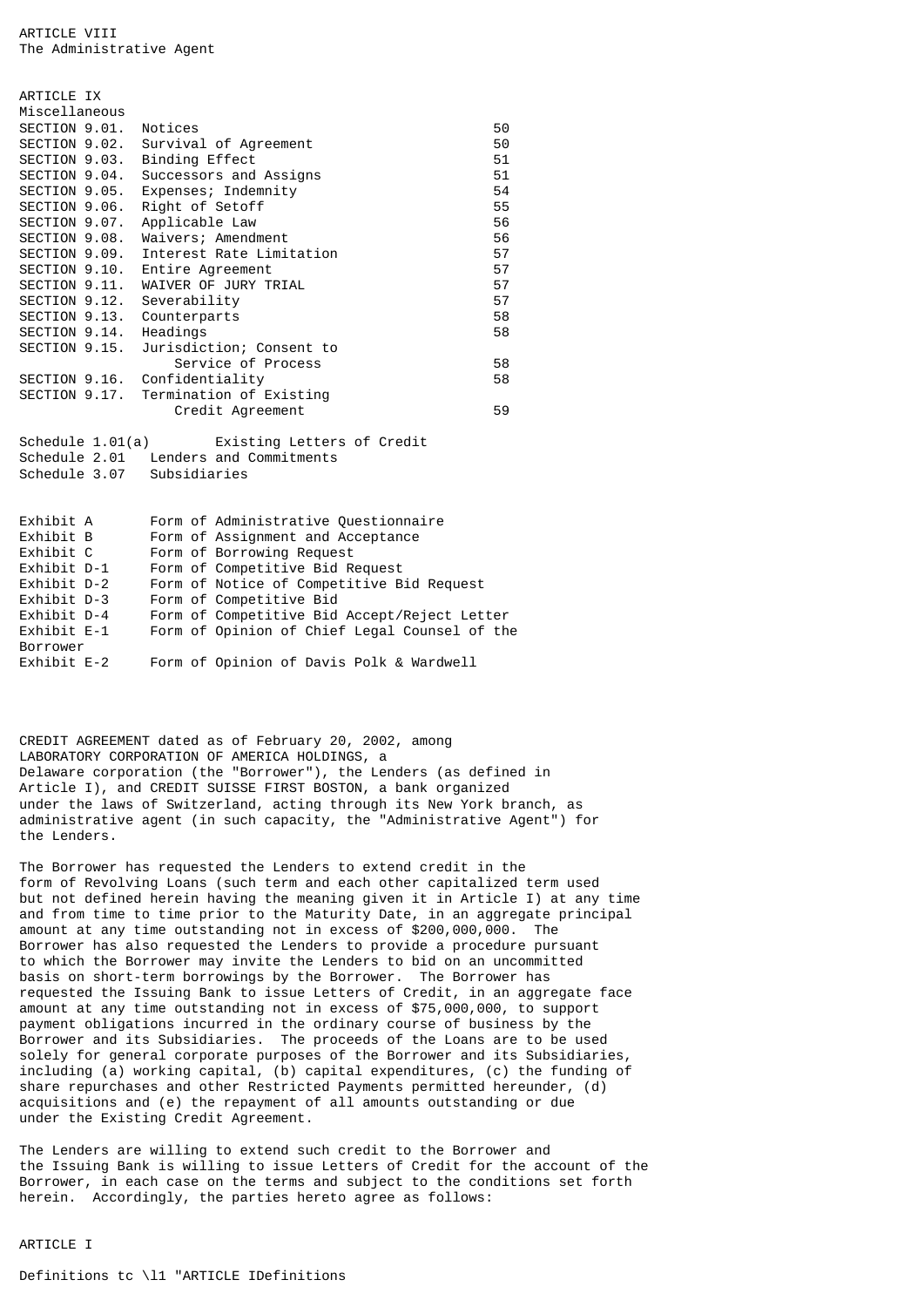ARTICLE VIII
The Administrative Agent

ARTICLE IX
Miscellaneous

| | | |
|---|---|---|
| SECTION 9.01. | Notices | 50 |
| SECTION 9.02. | Survival of Agreement | 50 |
| SECTION 9.03. | Binding Effect | 51 |
| SECTION 9.04. | Successors and Assigns | 51 |
| SECTION 9.05. | Expenses; Indemnity | 54 |
| SECTION 9.06. | Right of Setoff | 55 |
| SECTION 9.07. | Applicable Law | 56 |
| SECTION 9.08. | Waivers; Amendment | 56 |
| SECTION 9.09. | Interest Rate Limitation | 57 |
| SECTION 9.10. | Entire Agreement | 57 |
| SECTION 9.11. | WAIVER OF JURY TRIAL | 57 |
| SECTION 9.12. | Severability | 57 |
| SECTION 9.13. | Counterparts | 58 |
| SECTION 9.14. | Headings | 58 |
| SECTION 9.15. | Jurisdiction; Consent to Service of Process | 58 |
| SECTION 9.16. | Confidentiality | 58 |
| SECTION 9.17. | Termination of Existing Credit Agreement | 59 |

| | |
|---|---|
| Schedule 1.01(a) | Existing Letters of Credit |
| Schedule 2.01 | Lenders and Commitments |
| Schedule 3.07 | Subsidiaries |

| | |
|---|---|
| Exhibit A | Form of Administrative Questionnaire |
| Exhibit B | Form of Assignment and Acceptance |
| Exhibit C | Form of Borrowing Request |
| Exhibit D-1 | Form of Competitive Bid Request |
| Exhibit D-2 | Form of Notice of Competitive Bid Request |
| Exhibit D-3 | Form of Competitive Bid |
| Exhibit D-4 | Form of Competitive Bid Accept/Reject Letter |
| Exhibit E-1 | Form of Opinion of Chief Legal Counsel of the Borrower |
| Exhibit E-2 | Form of Opinion of Davis Polk & Wardwell |

CREDIT AGREEMENT dated as of February 20, 2002, among LABORATORY CORPORATION OF AMERICA HOLDINGS, a Delaware corporation (the "Borrower"), the Lenders (as defined in Article I), and CREDIT SUISSE FIRST BOSTON, a bank organized under the laws of Switzerland, acting through its New York branch, as administrative agent (in such capacity, the "Administrative Agent") for the Lenders.

The Borrower has requested the Lenders to extend credit in the form of Revolving Loans (such term and each other capitalized term used but not defined herein having the meaning given it in Article I) at any time and from time to time prior to the Maturity Date, in an aggregate principal amount at any time outstanding not in excess of $200,000,000. The Borrower has also requested the Lenders to provide a procedure pursuant to which the Borrower may invite the Lenders to bid on an uncommitted basis on short-term borrowings by the Borrower. The Borrower has requested the Issuing Bank to issue Letters of Credit, in an aggregate face amount at any time outstanding not in excess of $75,000,000, to support payment obligations incurred in the ordinary course of business by the Borrower and its Subsidiaries. The proceeds of the Loans are to be used solely for general corporate purposes of the Borrower and its Subsidiaries, including (a) working capital, (b) capital expenditures, (c) the funding of share repurchases and other Restricted Payments permitted hereunder, (d) acquisitions and (e) the repayment of all amounts outstanding or due under the Existing Credit Agreement.

The Lenders are willing to extend such credit to the Borrower and the Issuing Bank is willing to issue Letters of Credit for the account of the Borrower, in each case on the terms and subject to the conditions set forth herein. Accordingly, the parties hereto agree as follows:

ARTICLE I

Definitions tc \l1 "ARTICLE IDefinitions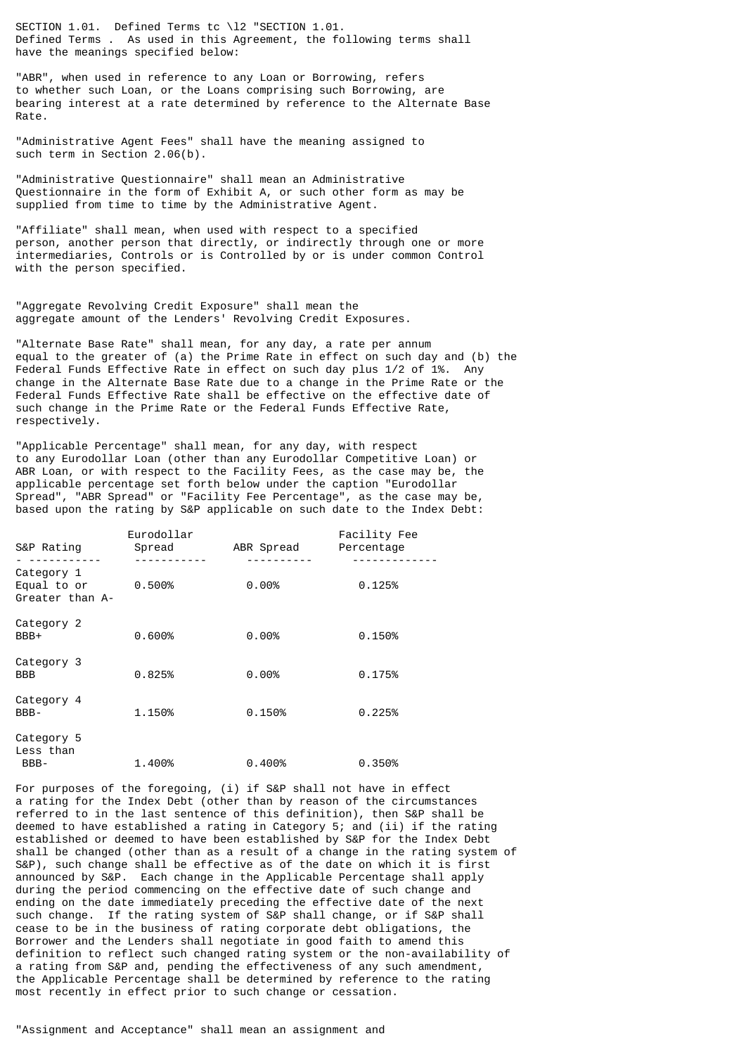SECTION 1.01. Defined Terms tc \l2 "SECTION 1.01. Defined Terms . As used in this Agreement, the following terms shall have the meanings specified below:

"ABR", when used in reference to any Loan or Borrowing, refers to whether such Loan, or the Loans comprising such Borrowing, are bearing interest at a rate determined by reference to the Alternate Base Rate.

"Administrative Agent Fees" shall have the meaning assigned to such term in Section 2.06(b).

"Administrative Questionnaire" shall mean an Administrative Questionnaire in the form of Exhibit A, or such other form as may be supplied from time to time by the Administrative Agent.

"Affiliate" shall mean, when used with respect to a specified person, another person that directly, or indirectly through one or more intermediaries, Controls or is Controlled by or is under common Control with the person specified.

"Aggregate Revolving Credit Exposure" shall mean the aggregate amount of the Lenders' Revolving Credit Exposures.

"Alternate Base Rate" shall mean, for any day, a rate per annum equal to the greater of (a) the Prime Rate in effect on such day and (b) the Federal Funds Effective Rate in effect on such day plus 1/2 of 1%. Any change in the Alternate Base Rate due to a change in the Prime Rate or the Federal Funds Effective Rate shall be effective on the effective date of such change in the Prime Rate or the Federal Funds Effective Rate, respectively.

"Applicable Percentage" shall mean, for any day, with respect to any Eurodollar Loan (other than any Eurodollar Competitive Loan) or ABR Loan, or with respect to the Facility Fees, as the case may be, the applicable percentage set forth below under the caption "Eurodollar Spread", "ABR Spread" or "Facility Fee Percentage", as the case may be, based upon the rating by S&P applicable on such date to the Index Debt:

| S&P Rating | Eurodollar Spread | ABR Spread | Facility Fee Percentage |
|---|---|---|---|
| Category 1 Equal to or Greater than A- | 0.500% | 0.00% | 0.125% |
| Category 2 BBB+ | 0.600% | 0.00% | 0.150% |
| Category 3 BBB | 0.825% | 0.00% | 0.175% |
| Category 4 BBB- | 1.150% | 0.150% | 0.225% |
| Category 5 Less than BBB- | 1.400% | 0.400% | 0.350% |

For purposes of the foregoing, (i) if S&P shall not have in effect a rating for the Index Debt (other than by reason of the circumstances referred to in the last sentence of this definition), then S&P shall be deemed to have established a rating in Category 5; and (ii) if the rating established or deemed to have been established by S&P for the Index Debt shall be changed (other than as a result of a change in the rating system of S&P), such change shall be effective as of the date on which it is first announced by S&P. Each change in the Applicable Percentage shall apply during the period commencing on the effective date of such change and ending on the date immediately preceding the effective date of the next such change. If the rating system of S&P shall change, or if S&P shall cease to be in the business of rating corporate debt obligations, the Borrower and the Lenders shall negotiate in good faith to amend this definition to reflect such changed rating system or the non-availability of a rating from S&P and, pending the effectiveness of any such amendment, the Applicable Percentage shall be determined by reference to the rating most recently in effect prior to such change or cessation.

"Assignment and Acceptance" shall mean an assignment and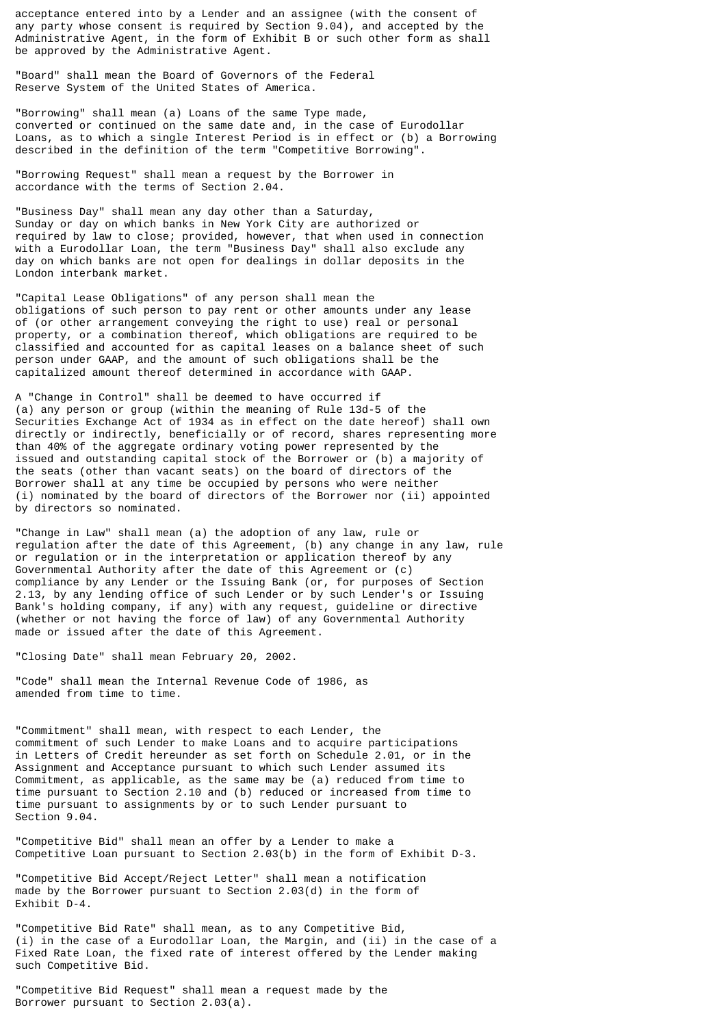acceptance entered into by a Lender and an assignee (with the consent of any party whose consent is required by Section 9.04), and accepted by the Administrative Agent, in the form of Exhibit B or such other form as shall be approved by the Administrative Agent.

"Board" shall mean the Board of Governors of the Federal Reserve System of the United States of America.

"Borrowing" shall mean (a) Loans of the same Type made, converted or continued on the same date and, in the case of Eurodollar Loans, as to which a single Interest Period is in effect or (b) a Borrowing described in the definition of the term "Competitive Borrowing".

"Borrowing Request" shall mean a request by the Borrower in accordance with the terms of Section 2.04.

"Business Day" shall mean any day other than a Saturday, Sunday or day on which banks in New York City are authorized or required by law to close; provided, however, that when used in connection with a Eurodollar Loan, the term "Business Day" shall also exclude any day on which banks are not open for dealings in dollar deposits in the London interbank market.

"Capital Lease Obligations" of any person shall mean the obligations of such person to pay rent or other amounts under any lease of (or other arrangement conveying the right to use) real or personal property, or a combination thereof, which obligations are required to be classified and accounted for as capital leases on a balance sheet of such person under GAAP, and the amount of such obligations shall be the capitalized amount thereof determined in accordance with GAAP.

A "Change in Control" shall be deemed to have occurred if (a) any person or group (within the meaning of Rule 13d-5 of the Securities Exchange Act of 1934 as in effect on the date hereof) shall own directly or indirectly, beneficially or of record, shares representing more than 40% of the aggregate ordinary voting power represented by the issued and outstanding capital stock of the Borrower or (b) a majority of the seats (other than vacant seats) on the board of directors of the Borrower shall at any time be occupied by persons who were neither (i) nominated by the board of directors of the Borrower nor (ii) appointed by directors so nominated.

"Change in Law" shall mean (a) the adoption of any law, rule or regulation after the date of this Agreement, (b) any change in any law, rule or regulation or in the interpretation or application thereof by any Governmental Authority after the date of this Agreement or (c) compliance by any Lender or the Issuing Bank (or, for purposes of Section 2.13, by any lending office of such Lender or by such Lender's or Issuing Bank's holding company, if any) with any request, guideline or directive (whether or not having the force of law) of any Governmental Authority made or issued after the date of this Agreement.

"Closing Date" shall mean February 20, 2002.

"Code" shall mean the Internal Revenue Code of 1986, as amended from time to time.

"Commitment" shall mean, with respect to each Lender, the commitment of such Lender to make Loans and to acquire participations in Letters of Credit hereunder as set forth on Schedule 2.01, or in the Assignment and Acceptance pursuant to which such Lender assumed its Commitment, as applicable, as the same may be (a) reduced from time to time pursuant to Section 2.10 and (b) reduced or increased from time to time pursuant to assignments by or to such Lender pursuant to Section 9.04.

"Competitive Bid" shall mean an offer by a Lender to make a Competitive Loan pursuant to Section 2.03(b) in the form of Exhibit D-3.

"Competitive Bid Accept/Reject Letter" shall mean a notification made by the Borrower pursuant to Section 2.03(d) in the form of Exhibit D-4.

"Competitive Bid Rate" shall mean, as to any Competitive Bid, (i) in the case of a Eurodollar Loan, the Margin, and (ii) in the case of a Fixed Rate Loan, the fixed rate of interest offered by the Lender making such Competitive Bid.

"Competitive Bid Request" shall mean a request made by the Borrower pursuant to Section 2.03(a).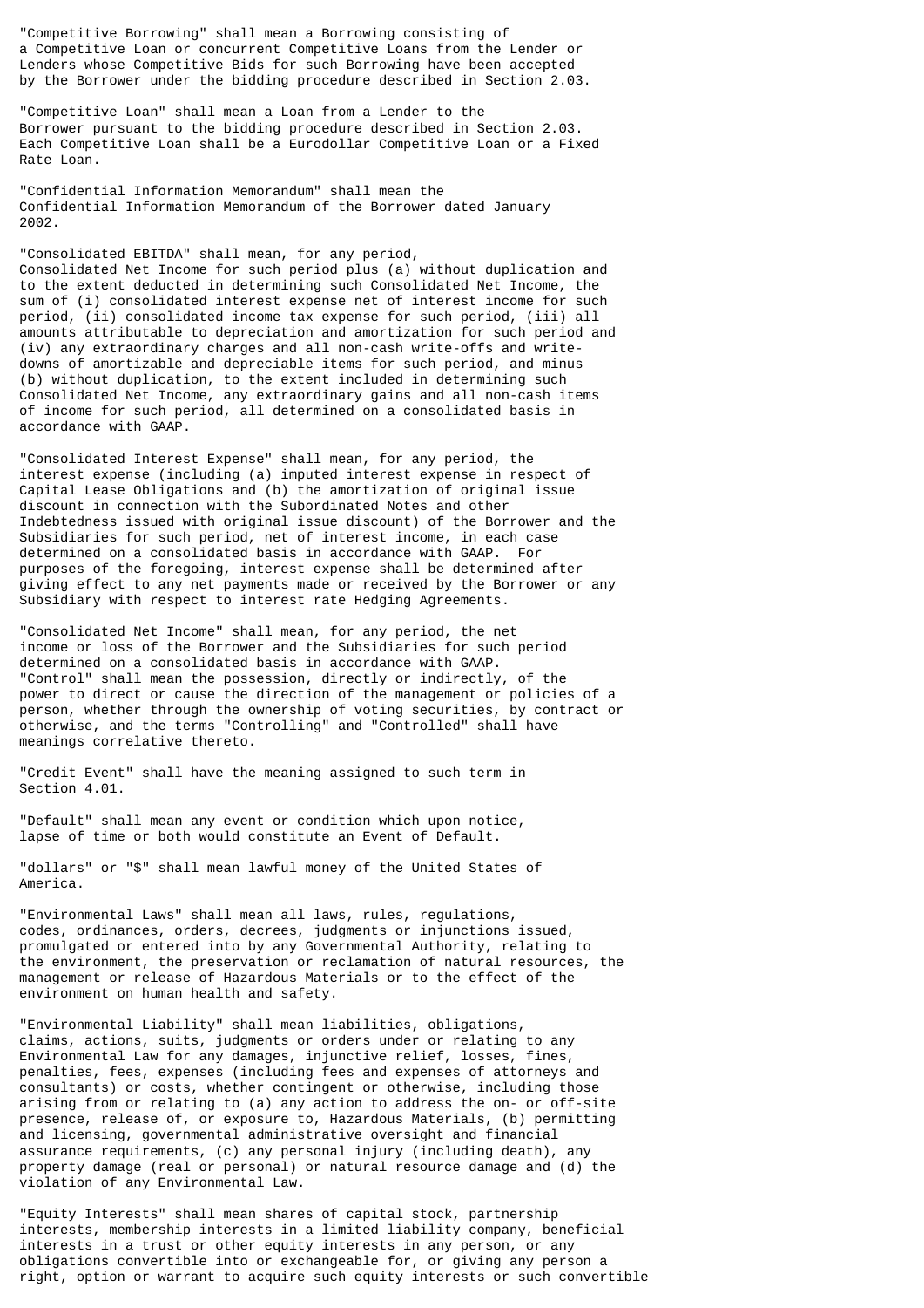"Competitive Borrowing" shall mean a Borrowing consisting of a Competitive Loan or concurrent Competitive Loans from the Lender or Lenders whose Competitive Bids for such Borrowing have been accepted by the Borrower under the bidding procedure described in Section 2.03.

"Competitive Loan" shall mean a Loan from a Lender to the Borrower pursuant to the bidding procedure described in Section 2.03. Each Competitive Loan shall be a Eurodollar Competitive Loan or a Fixed Rate Loan.

"Confidential Information Memorandum" shall mean the Confidential Information Memorandum of the Borrower dated January 2002.

"Consolidated EBITDA" shall mean, for any period, Consolidated Net Income for such period plus (a) without duplication and to the extent deducted in determining such Consolidated Net Income, the sum of (i) consolidated interest expense net of interest income for such period, (ii) consolidated income tax expense for such period, (iii) all amounts attributable to depreciation and amortization for such period and (iv) any extraordinary charges and all non-cash write-offs and write-downs of amortizable and depreciable items for such period, and minus (b) without duplication, to the extent included in determining such Consolidated Net Income, any extraordinary gains and all non-cash items of income for such period, all determined on a consolidated basis in accordance with GAAP.

"Consolidated Interest Expense" shall mean, for any period, the interest expense (including (a) imputed interest expense in respect of Capital Lease Obligations and (b) the amortization of original issue discount in connection with the Subordinated Notes and other Indebtedness issued with original issue discount) of the Borrower and the Subsidiaries for such period, net of interest income, in each case determined on a consolidated basis in accordance with GAAP. For purposes of the foregoing, interest expense shall be determined after giving effect to any net payments made or received by the Borrower or any Subsidiary with respect to interest rate Hedging Agreements.

"Consolidated Net Income" shall mean, for any period, the net income or loss of the Borrower and the Subsidiaries for such period determined on a consolidated basis in accordance with GAAP.
"Control" shall mean the possession, directly or indirectly, of the power to direct or cause the direction of the management or policies of a person, whether through the ownership of voting securities, by contract or otherwise, and the terms "Controlling" and "Controlled" shall have meanings correlative thereto.

"Credit Event" shall have the meaning assigned to such term in Section 4.01.

"Default" shall mean any event or condition which upon notice, lapse of time or both would constitute an Event of Default.

"dollars" or "$" shall mean lawful money of the United States of America.

"Environmental Laws" shall mean all laws, rules, regulations, codes, ordinances, orders, decrees, judgments or injunctions issued, promulgated or entered into by any Governmental Authority, relating to the environment, the preservation or reclamation of natural resources, the management or release of Hazardous Materials or to the effect of the environment on human health and safety.

"Environmental Liability" shall mean liabilities, obligations, claims, actions, suits, judgments or orders under or relating to any Environmental Law for any damages, injunctive relief, losses, fines, penalties, fees, expenses (including fees and expenses of attorneys and consultants) or costs, whether contingent or otherwise, including those arising from or relating to (a) any action to address the on- or off-site presence, release of, or exposure to, Hazardous Materials, (b) permitting and licensing, governmental administrative oversight and financial assurance requirements, (c) any personal injury (including death), any property damage (real or personal) or natural resource damage and (d) the violation of any Environmental Law.

"Equity Interests" shall mean shares of capital stock, partnership interests, membership interests in a limited liability company, beneficial interests in a trust or other equity interests in any person, or any obligations convertible into or exchangeable for, or giving any person a right, option or warrant to acquire such equity interests or such convertible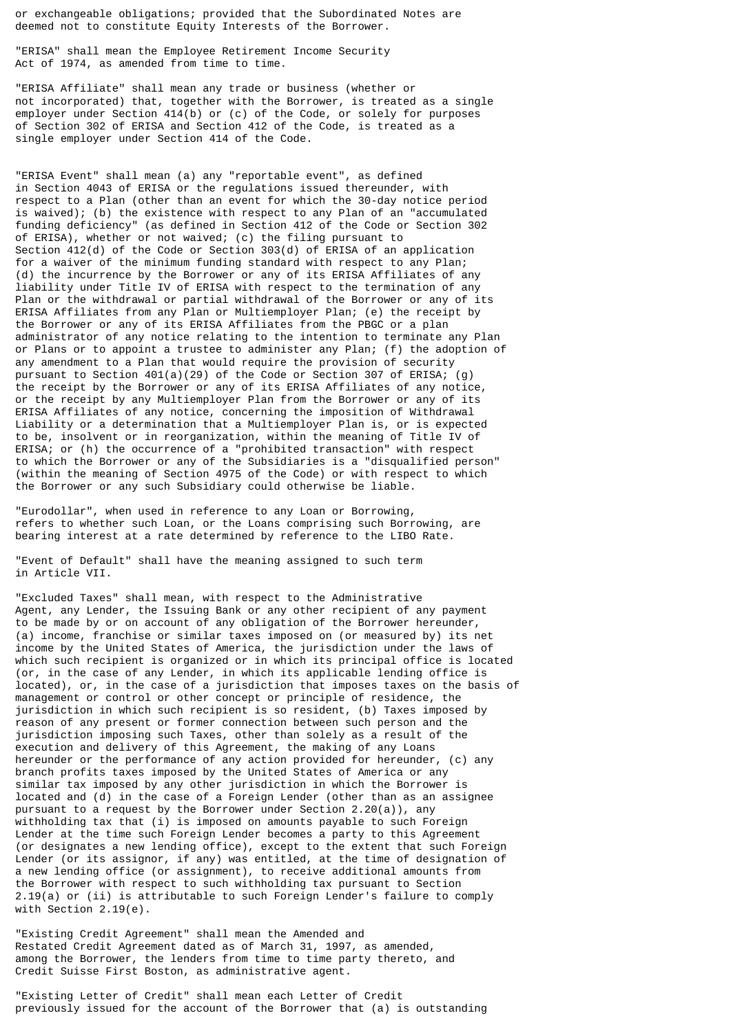or exchangeable obligations; provided that the Subordinated Notes are deemed not to constitute Equity Interests of the Borrower.

"ERISA" shall mean the Employee Retirement Income Security Act of 1974, as amended from time to time.

"ERISA Affiliate" shall mean any trade or business (whether or not incorporated) that, together with the Borrower, is treated as a single employer under Section 414(b) or (c) of the Code, or solely for purposes of Section 302 of ERISA and Section 412 of the Code, is treated as a single employer under Section 414 of the Code.

"ERISA Event" shall mean (a) any "reportable event", as defined in Section 4043 of ERISA or the regulations issued thereunder, with respect to a Plan (other than an event for which the 30-day notice period is waived); (b) the existence with respect to any Plan of an "accumulated funding deficiency" (as defined in Section 412 of the Code or Section 302 of ERISA), whether or not waived; (c) the filing pursuant to Section 412(d) of the Code or Section 303(d) of ERISA of an application for a waiver of the minimum funding standard with respect to any Plan; (d) the incurrence by the Borrower or any of its ERISA Affiliates of any liability under Title IV of ERISA with respect to the termination of any Plan or the withdrawal or partial withdrawal of the Borrower or any of its ERISA Affiliates from any Plan or Multiemployer Plan; (e) the receipt by the Borrower or any of its ERISA Affiliates from the PBGC or a plan administrator of any notice relating to the intention to terminate any Plan or Plans or to appoint a trustee to administer any Plan; (f) the adoption of any amendment to a Plan that would require the provision of security pursuant to Section 401(a)(29) of the Code or Section 307 of ERISA; (g) the receipt by the Borrower or any of its ERISA Affiliates of any notice, or the receipt by any Multiemployer Plan from the Borrower or any of its ERISA Affiliates of any notice, concerning the imposition of Withdrawal Liability or a determination that a Multiemployer Plan is, or is expected to be, insolvent or in reorganization, within the meaning of Title IV of ERISA; or (h) the occurrence of a "prohibited transaction" with respect to which the Borrower or any of the Subsidiaries is a "disqualified person" (within the meaning of Section 4975 of the Code) or with respect to which the Borrower or any such Subsidiary could otherwise be liable.

"Eurodollar", when used in reference to any Loan or Borrowing, refers to whether such Loan, or the Loans comprising such Borrowing, are bearing interest at a rate determined by reference to the LIBO Rate.

"Event of Default" shall have the meaning assigned to such term in Article VII.

"Excluded Taxes" shall mean, with respect to the Administrative Agent, any Lender, the Issuing Bank or any other recipient of any payment to be made by or on account of any obligation of the Borrower hereunder, (a) income, franchise or similar taxes imposed on (or measured by) its net income by the United States of America, the jurisdiction under the laws of which such recipient is organized or in which its principal office is located (or, in the case of any Lender, in which its applicable lending office is located), or, in the case of a jurisdiction that imposes taxes on the basis of management or control or other concept or principle of residence, the jurisdiction in which such recipient is so resident, (b) Taxes imposed by reason of any present or former connection between such person and the jurisdiction imposing such Taxes, other than solely as a result of the execution and delivery of this Agreement, the making of any Loans hereunder or the performance of any action provided for hereunder, (c) any branch profits taxes imposed by the United States of America or any similar tax imposed by any other jurisdiction in which the Borrower is located and (d) in the case of a Foreign Lender (other than as an assignee pursuant to a request by the Borrower under Section 2.20(a)), any withholding tax that (i) is imposed on amounts payable to such Foreign Lender at the time such Foreign Lender becomes a party to this Agreement (or designates a new lending office), except to the extent that such Foreign Lender (or its assignor, if any) was entitled, at the time of designation of a new lending office (or assignment), to receive additional amounts from the Borrower with respect to such withholding tax pursuant to Section 2.19(a) or (ii) is attributable to such Foreign Lender's failure to comply with Section 2.19(e).

"Existing Credit Agreement" shall mean the Amended and Restated Credit Agreement dated as of March 31, 1997, as amended, among the Borrower, the lenders from time to time party thereto, and Credit Suisse First Boston, as administrative agent.

"Existing Letter of Credit" shall mean each Letter of Credit previously issued for the account of the Borrower that (a) is outstanding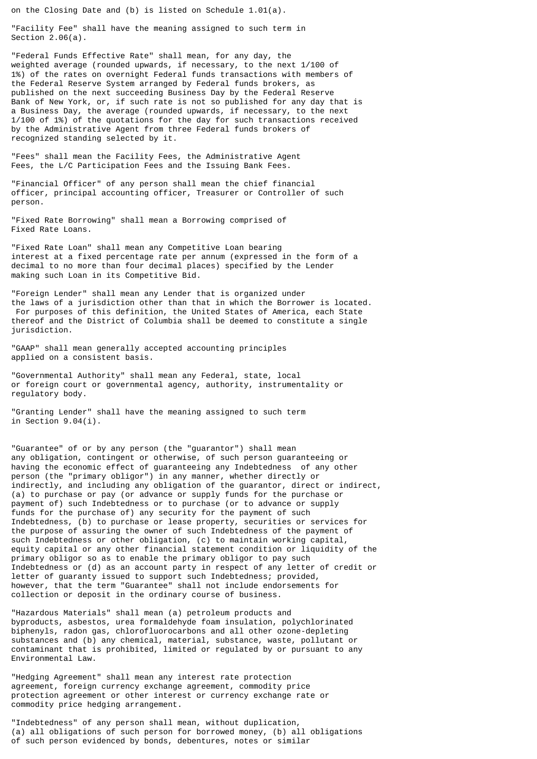on the Closing Date and (b) is listed on Schedule 1.01(a).

"Facility Fee" shall have the meaning assigned to such term in Section 2.06(a).

"Federal Funds Effective Rate" shall mean, for any day, the weighted average (rounded upwards, if necessary, to the next 1/100 of 1%) of the rates on overnight Federal funds transactions with members of the Federal Reserve System arranged by Federal funds brokers, as published on the next succeeding Business Day by the Federal Reserve Bank of New York, or, if such rate is not so published for any day that is a Business Day, the average (rounded upwards, if necessary, to the next 1/100 of 1%) of the quotations for the day for such transactions received by the Administrative Agent from three Federal funds brokers of recognized standing selected by it.

"Fees" shall mean the Facility Fees, the Administrative Agent Fees, the L/C Participation Fees and the Issuing Bank Fees.

"Financial Officer" of any person shall mean the chief financial officer, principal accounting officer, Treasurer or Controller of such person.

"Fixed Rate Borrowing" shall mean a Borrowing comprised of Fixed Rate Loans.

"Fixed Rate Loan" shall mean any Competitive Loan bearing interest at a fixed percentage rate per annum (expressed in the form of a decimal to no more than four decimal places) specified by the Lender making such Loan in its Competitive Bid.

"Foreign Lender" shall mean any Lender that is organized under the laws of a jurisdiction other than that in which the Borrower is located. For purposes of this definition, the United States of America, each State thereof and the District of Columbia shall be deemed to constitute a single jurisdiction.

"GAAP" shall mean generally accepted accounting principles applied on a consistent basis.

"Governmental Authority" shall mean any Federal, state, local or foreign court or governmental agency, authority, instrumentality or regulatory body.

"Granting Lender" shall have the meaning assigned to such term in Section 9.04(i).

"Guarantee" of or by any person (the "guarantor") shall mean any obligation, contingent or otherwise, of such person guaranteeing or having the economic effect of guaranteeing any Indebtedness of any other person (the "primary obligor") in any manner, whether directly or indirectly, and including any obligation of the guarantor, direct or indirect, (a) to purchase or pay (or advance or supply funds for the purchase or payment of) such Indebtedness or to purchase (or to advance or supply funds for the purchase of) any security for the payment of such Indebtedness, (b) to purchase or lease property, securities or services for the purpose of assuring the owner of such Indebtedness of the payment of such Indebtedness or other obligation, (c) to maintain working capital, equity capital or any other financial statement condition or liquidity of the primary obligor so as to enable the primary obligor to pay such Indebtedness or (d) as an account party in respect of any letter of credit or letter of guaranty issued to support such Indebtedness; provided, however, that the term "Guarantee" shall not include endorsements for collection or deposit in the ordinary course of business.

"Hazardous Materials" shall mean (a) petroleum products and byproducts, asbestos, urea formaldehyde foam insulation, polychlorinated biphenyls, radon gas, chlorofluorocarbons and all other ozone-depleting substances and (b) any chemical, material, substance, waste, pollutant or contaminant that is prohibited, limited or regulated by or pursuant to any Environmental Law.

"Hedging Agreement" shall mean any interest rate protection agreement, foreign currency exchange agreement, commodity price protection agreement or other interest or currency exchange rate or commodity price hedging arrangement.

"Indebtedness" of any person shall mean, without duplication, (a) all obligations of such person for borrowed money, (b) all obligations of such person evidenced by bonds, debentures, notes or similar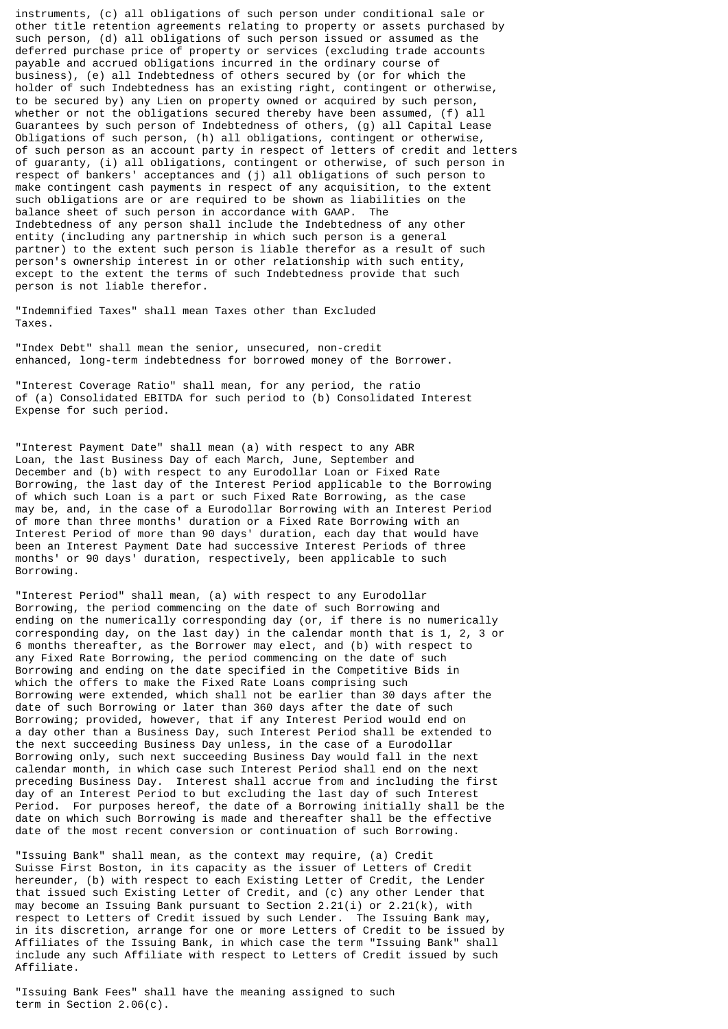instruments, (c) all obligations of such person under conditional sale or other title retention agreements relating to property or assets purchased by such person, (d) all obligations of such person issued or assumed as the deferred purchase price of property or services (excluding trade accounts payable and accrued obligations incurred in the ordinary course of business), (e) all Indebtedness of others secured by (or for which the holder of such Indebtedness has an existing right, contingent or otherwise, to be secured by) any Lien on property owned or acquired by such person, whether or not the obligations secured thereby have been assumed, (f) all Guarantees by such person of Indebtedness of others, (g) all Capital Lease Obligations of such person, (h) all obligations, contingent or otherwise, of such person as an account party in respect of letters of credit and letters of guaranty, (i) all obligations, contingent or otherwise, of such person in respect of bankers' acceptances and (j) all obligations of such person to make contingent cash payments in respect of any acquisition, to the extent such obligations are or are required to be shown as liabilities on the balance sheet of such person in accordance with GAAP. The Indebtedness of any person shall include the Indebtedness of any other entity (including any partnership in which such person is a general partner) to the extent such person is liable therefor as a result of such person's ownership interest in or other relationship with such entity, except to the extent the terms of such Indebtedness provide that such person is not liable therefor.

"Indemnified Taxes" shall mean Taxes other than Excluded Taxes.

"Index Debt" shall mean the senior, unsecured, non-credit enhanced, long-term indebtedness for borrowed money of the Borrower.

"Interest Coverage Ratio" shall mean, for any period, the ratio of (a) Consolidated EBITDA for such period to (b) Consolidated Interest Expense for such period.

"Interest Payment Date" shall mean (a) with respect to any ABR Loan, the last Business Day of each March, June, September and December and (b) with respect to any Eurodollar Loan or Fixed Rate Borrowing, the last day of the Interest Period applicable to the Borrowing of which such Loan is a part or such Fixed Rate Borrowing, as the case may be, and, in the case of a Eurodollar Borrowing with an Interest Period of more than three months' duration or a Fixed Rate Borrowing with an Interest Period of more than 90 days' duration, each day that would have been an Interest Payment Date had successive Interest Periods of three months' or 90 days' duration, respectively, been applicable to such Borrowing.

"Interest Period" shall mean, (a) with respect to any Eurodollar Borrowing, the period commencing on the date of such Borrowing and ending on the numerically corresponding day (or, if there is no numerically corresponding day, on the last day) in the calendar month that is 1, 2, 3 or 6 months thereafter, as the Borrower may elect, and (b) with respect to any Fixed Rate Borrowing, the period commencing on the date of such Borrowing and ending on the date specified in the Competitive Bids in which the offers to make the Fixed Rate Loans comprising such Borrowing were extended, which shall not be earlier than 30 days after the date of such Borrowing or later than 360 days after the date of such Borrowing; provided, however, that if any Interest Period would end on a day other than a Business Day, such Interest Period shall be extended to the next succeeding Business Day unless, in the case of a Eurodollar Borrowing only, such next succeeding Business Day would fall in the next calendar month, in which case such Interest Period shall end on the next preceding Business Day. Interest shall accrue from and including the first day of an Interest Period to but excluding the last day of such Interest Period. For purposes hereof, the date of a Borrowing initially shall be the date on which such Borrowing is made and thereafter shall be the effective date of the most recent conversion or continuation of such Borrowing.

"Issuing Bank" shall mean, as the context may require, (a) Credit Suisse First Boston, in its capacity as the issuer of Letters of Credit hereunder, (b) with respect to each Existing Letter of Credit, the Lender that issued such Existing Letter of Credit, and (c) any other Lender that may become an Issuing Bank pursuant to Section 2.21(i) or 2.21(k), with respect to Letters of Credit issued by such Lender. The Issuing Bank may, in its discretion, arrange for one or more Letters of Credit to be issued by Affiliates of the Issuing Bank, in which case the term "Issuing Bank" shall include any such Affiliate with respect to Letters of Credit issued by such Affiliate.

"Issuing Bank Fees" shall have the meaning assigned to such term in Section 2.06(c).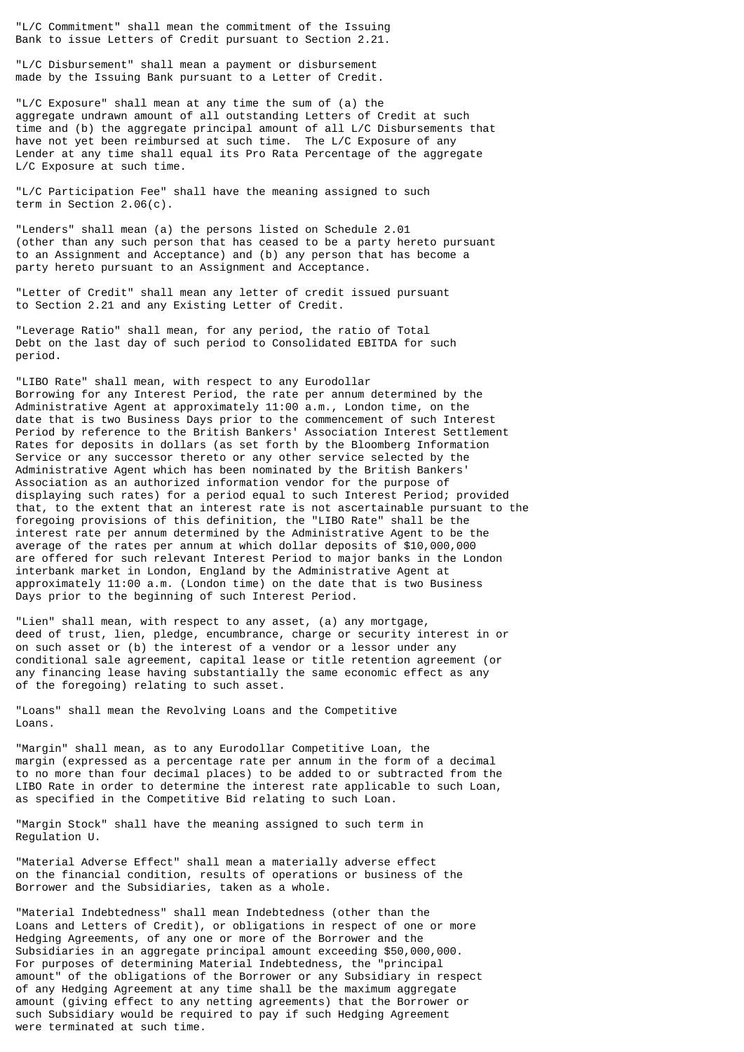"L/C Commitment" shall mean the commitment of the Issuing Bank to issue Letters of Credit pursuant to Section 2.21.

"L/C Disbursement" shall mean a payment or disbursement made by the Issuing Bank pursuant to a Letter of Credit.

"L/C Exposure" shall mean at any time the sum of (a) the aggregate undrawn amount of all outstanding Letters of Credit at such time and (b) the aggregate principal amount of all L/C Disbursements that have not yet been reimbursed at such time. The L/C Exposure of any Lender at any time shall equal its Pro Rata Percentage of the aggregate L/C Exposure at such time.

"L/C Participation Fee" shall have the meaning assigned to such term in Section 2.06(c).

"Lenders" shall mean (a) the persons listed on Schedule 2.01 (other than any such person that has ceased to be a party hereto pursuant to an Assignment and Acceptance) and (b) any person that has become a party hereto pursuant to an Assignment and Acceptance.

"Letter of Credit" shall mean any letter of credit issued pursuant to Section 2.21 and any Existing Letter of Credit.

"Leverage Ratio" shall mean, for any period, the ratio of Total Debt on the last day of such period to Consolidated EBITDA for such period.

"LIBO Rate" shall mean, with respect to any Eurodollar Borrowing for any Interest Period, the rate per annum determined by the Administrative Agent at approximately 11:00 a.m., London time, on the date that is two Business Days prior to the commencement of such Interest Period by reference to the British Bankers' Association Interest Settlement Rates for deposits in dollars (as set forth by the Bloomberg Information Service or any successor thereto or any other service selected by the Administrative Agent which has been nominated by the British Bankers' Association as an authorized information vendor for the purpose of displaying such rates) for a period equal to such Interest Period; provided that, to the extent that an interest rate is not ascertainable pursuant to the foregoing provisions of this definition, the "LIBO Rate" shall be the interest rate per annum determined by the Administrative Agent to be the average of the rates per annum at which dollar deposits of $10,000,000 are offered for such relevant Interest Period to major banks in the London interbank market in London, England by the Administrative Agent at approximately 11:00 a.m. (London time) on the date that is two Business Days prior to the beginning of such Interest Period.

"Lien" shall mean, with respect to any asset, (a) any mortgage, deed of trust, lien, pledge, encumbrance, charge or security interest in or on such asset or (b) the interest of a vendor or a lessor under any conditional sale agreement, capital lease or title retention agreement (or any financing lease having substantially the same economic effect as any of the foregoing) relating to such asset.

"Loans" shall mean the Revolving Loans and the Competitive Loans.

"Margin" shall mean, as to any Eurodollar Competitive Loan, the margin (expressed as a percentage rate per annum in the form of a decimal to no more than four decimal places) to be added to or subtracted from the LIBO Rate in order to determine the interest rate applicable to such Loan, as specified in the Competitive Bid relating to such Loan.

"Margin Stock" shall have the meaning assigned to such term in Regulation U.

"Material Adverse Effect" shall mean a materially adverse effect on the financial condition, results of operations or business of the Borrower and the Subsidiaries, taken as a whole.

"Material Indebtedness" shall mean Indebtedness (other than the Loans and Letters of Credit), or obligations in respect of one or more Hedging Agreements, of any one or more of the Borrower and the Subsidiaries in an aggregate principal amount exceeding $50,000,000. For purposes of determining Material Indebtedness, the "principal amount" of the obligations of the Borrower or any Subsidiary in respect of any Hedging Agreement at any time shall be the maximum aggregate amount (giving effect to any netting agreements) that the Borrower or such Subsidiary would be required to pay if such Hedging Agreement were terminated at such time.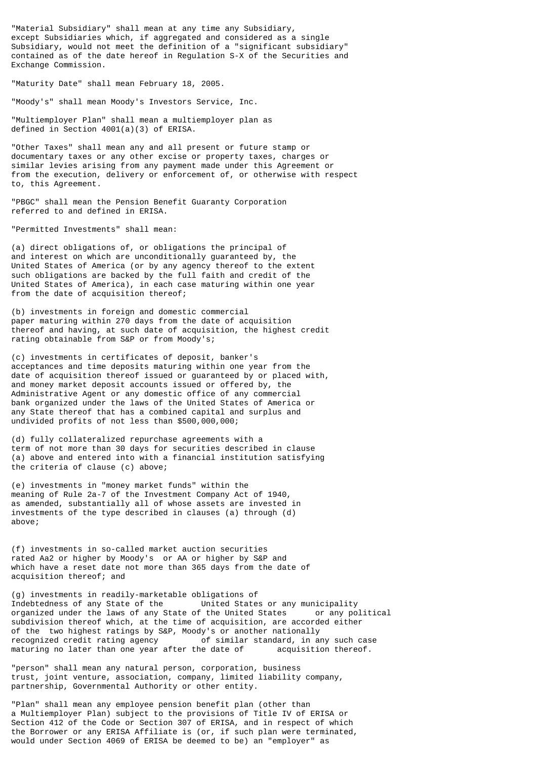"Material Subsidiary" shall mean at any time any Subsidiary, except Subsidiaries which, if aggregated and considered as a single Subsidiary, would not meet the definition of a "significant subsidiary" contained as of the date hereof in Regulation S-X of the Securities and Exchange Commission.

"Maturity Date" shall mean February 18, 2005.

"Moody's" shall mean Moody's Investors Service, Inc.

"Multiemployer Plan" shall mean a multiemployer plan as defined in Section 4001(a)(3) of ERISA.

"Other Taxes" shall mean any and all present or future stamp or documentary taxes or any other excise or property taxes, charges or similar levies arising from any payment made under this Agreement or from the execution, delivery or enforcement of, or otherwise with respect to, this Agreement.

"PBGC" shall mean the Pension Benefit Guaranty Corporation referred to and defined in ERISA.

"Permitted Investments" shall mean:

(a) direct obligations of, or obligations the principal of and interest on which are unconditionally guaranteed by, the United States of America (or by any agency thereof to the extent such obligations are backed by the full faith and credit of the United States of America), in each case maturing within one year from the date of acquisition thereof;

(b) investments in foreign and domestic commercial paper maturing within 270 days from the date of acquisition thereof and having, at such date of acquisition, the highest credit rating obtainable from S&P or from Moody's;

(c) investments in certificates of deposit, banker's acceptances and time deposits maturing within one year from the date of acquisition thereof issued or guaranteed by or placed with, and money market deposit accounts issued or offered by, the Administrative Agent or any domestic office of any commercial bank organized under the laws of the United States of America or any State thereof that has a combined capital and surplus and undivided profits of not less than $500,000,000;

(d) fully collateralized repurchase agreements with a term of not more than 30 days for securities described in clause (a) above and entered into with a financial institution satisfying the criteria of clause (c) above;

(e) investments in "money market funds" within the meaning of Rule 2a-7 of the Investment Company Act of 1940, as amended, substantially all of whose assets are invested in investments of the type described in clauses (a) through (d) above;

(f) investments in so-called market auction securities rated Aa2 or higher by Moody's or AA or higher by S&P and which have a reset date not more than 365 days from the date of acquisition thereof; and

(g) investments in readily-marketable obligations of Indebtedness of any State of the United States or any municipality organized under the laws of any State of the United States or any political subdivision thereof which, at the time of acquisition, are accorded either of the two highest ratings by S&P, Moody's or another nationally recognized credit rating agency of similar standard, in any such case maturing no later than one year after the date of acquisition thereof.

"person" shall mean any natural person, corporation, business trust, joint venture, association, company, limited liability company, partnership, Governmental Authority or other entity.

"Plan" shall mean any employee pension benefit plan (other than a Multiemployer Plan) subject to the provisions of Title IV of ERISA or Section 412 of the Code or Section 307 of ERISA, and in respect of which the Borrower or any ERISA Affiliate is (or, if such plan were terminated, would under Section 4069 of ERISA be deemed to be) an "employer" as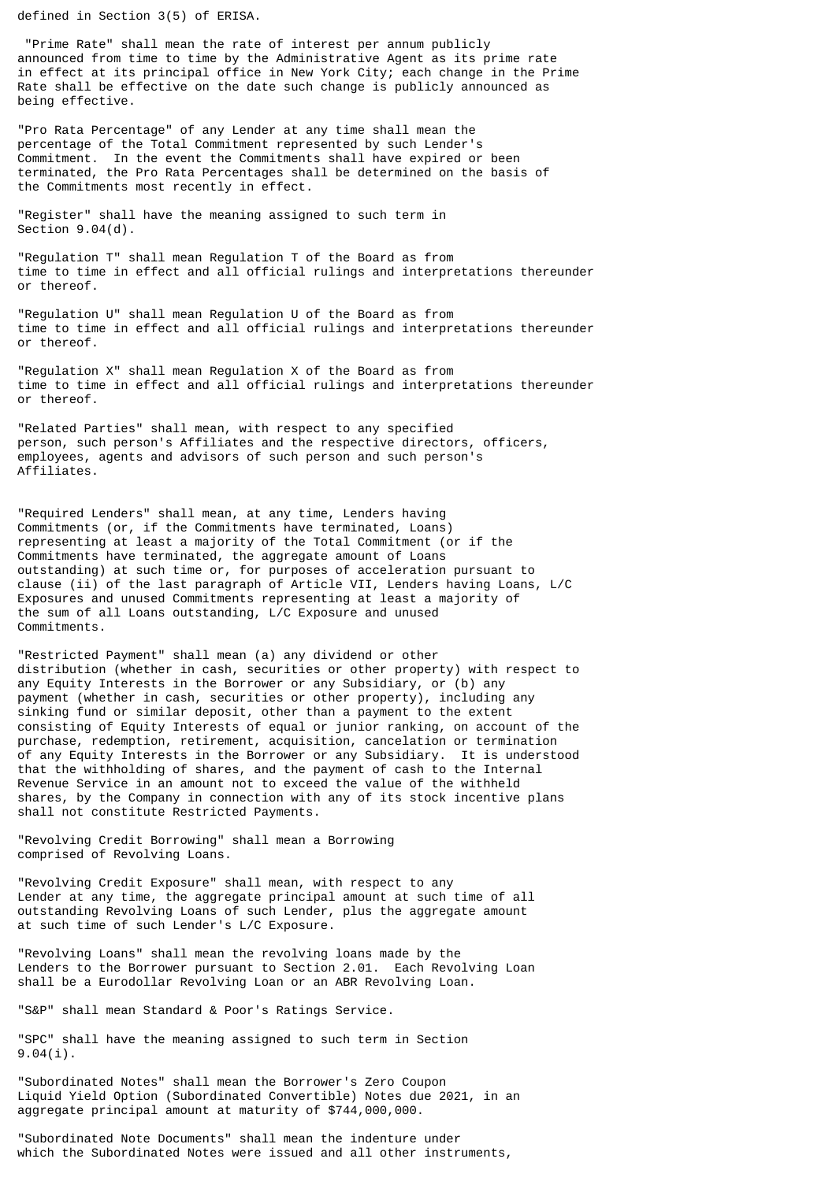defined in Section 3(5) of ERISA.

"Prime Rate" shall mean the rate of interest per annum publicly announced from time to time by the Administrative Agent as its prime rate in effect at its principal office in New York City; each change in the Prime Rate shall be effective on the date such change is publicly announced as being effective.

"Pro Rata Percentage" of any Lender at any time shall mean the percentage of the Total Commitment represented by such Lender's Commitment. In the event the Commitments shall have expired or been terminated, the Pro Rata Percentages shall be determined on the basis of the Commitments most recently in effect.

"Register" shall have the meaning assigned to such term in Section 9.04(d).

"Regulation T" shall mean Regulation T of the Board as from time to time in effect and all official rulings and interpretations thereunder or thereof.

"Regulation U" shall mean Regulation U of the Board as from time to time in effect and all official rulings and interpretations thereunder or thereof.

"Regulation X" shall mean Regulation X of the Board as from time to time in effect and all official rulings and interpretations thereunder or thereof.

"Related Parties" shall mean, with respect to any specified person, such person's Affiliates and the respective directors, officers, employees, agents and advisors of such person and such person's Affiliates.

"Required Lenders" shall mean, at any time, Lenders having Commitments (or, if the Commitments have terminated, Loans) representing at least a majority of the Total Commitment (or if the Commitments have terminated, the aggregate amount of Loans outstanding) at such time or, for purposes of acceleration pursuant to clause (ii) of the last paragraph of Article VII, Lenders having Loans, L/C Exposures and unused Commitments representing at least a majority of the sum of all Loans outstanding, L/C Exposure and unused Commitments.

"Restricted Payment" shall mean (a) any dividend or other distribution (whether in cash, securities or other property) with respect to any Equity Interests in the Borrower or any Subsidiary, or (b) any payment (whether in cash, securities or other property), including any sinking fund or similar deposit, other than a payment to the extent consisting of Equity Interests of equal or junior ranking, on account of the purchase, redemption, retirement, acquisition, cancelation or termination of any Equity Interests in the Borrower or any Subsidiary. It is understood that the withholding of shares, and the payment of cash to the Internal Revenue Service in an amount not to exceed the value of the withheld shares, by the Company in connection with any of its stock incentive plans shall not constitute Restricted Payments.

"Revolving Credit Borrowing" shall mean a Borrowing comprised of Revolving Loans.

"Revolving Credit Exposure" shall mean, with respect to any Lender at any time, the aggregate principal amount at such time of all outstanding Revolving Loans of such Lender, plus the aggregate amount at such time of such Lender's L/C Exposure.

"Revolving Loans" shall mean the revolving loans made by the Lenders to the Borrower pursuant to Section 2.01. Each Revolving Loan shall be a Eurodollar Revolving Loan or an ABR Revolving Loan.

"S&P" shall mean Standard & Poor's Ratings Service.

"SPC" shall have the meaning assigned to such term in Section 9.04(i).

"Subordinated Notes" shall mean the Borrower's Zero Coupon Liquid Yield Option (Subordinated Convertible) Notes due 2021, in an aggregate principal amount at maturity of $744,000,000.

"Subordinated Note Documents" shall mean the indenture under which the Subordinated Notes were issued and all other instruments,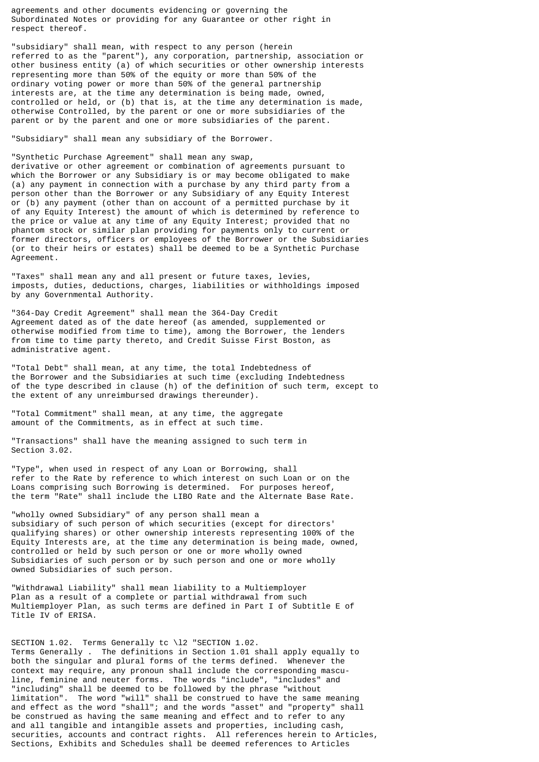agreements and other documents evidencing or governing the Subordinated Notes or providing for any Guarantee or other right in respect thereof.

"subsidiary" shall mean, with respect to any person (herein referred to as the "parent"), any corporation, partnership, association or other business entity (a) of which securities or other ownership interests representing more than 50% of the equity or more than 50% of the ordinary voting power or more than 50% of the general partnership interests are, at the time any determination is being made, owned, controlled or held, or (b) that is, at the time any determination is made, otherwise Controlled, by the parent or one or more subsidiaries of the parent or by the parent and one or more subsidiaries of the parent.

"Subsidiary" shall mean any subsidiary of the Borrower.

"Synthetic Purchase Agreement" shall mean any swap, derivative or other agreement or combination of agreements pursuant to which the Borrower or any Subsidiary is or may become obligated to make (a) any payment in connection with a purchase by any third party from a person other than the Borrower or any Subsidiary of any Equity Interest or (b) any payment (other than on account of a permitted purchase by it of any Equity Interest) the amount of which is determined by reference to the price or value at any time of any Equity Interest; provided that no phantom stock or similar plan providing for payments only to current or former directors, officers or employees of the Borrower or the Subsidiaries (or to their heirs or estates) shall be deemed to be a Synthetic Purchase Agreement.

"Taxes" shall mean any and all present or future taxes, levies, imposts, duties, deductions, charges, liabilities or withholdings imposed by any Governmental Authority.

"364-Day Credit Agreement" shall mean the 364-Day Credit Agreement dated as of the date hereof (as amended, supplemented or otherwise modified from time to time), among the Borrower, the lenders from time to time party thereto, and Credit Suisse First Boston, as administrative agent.

"Total Debt" shall mean, at any time, the total Indebtedness of the Borrower and the Subsidiaries at such time (excluding Indebtedness of the type described in clause (h) of the definition of such term, except to the extent of any unreimbursed drawings thereunder).

"Total Commitment" shall mean, at any time, the aggregate amount of the Commitments, as in effect at such time.

"Transactions" shall have the meaning assigned to such term in Section 3.02.

"Type", when used in respect of any Loan or Borrowing, shall refer to the Rate by reference to which interest on such Loan or on the Loans comprising such Borrowing is determined. For purposes hereof, the term "Rate" shall include the LIBO Rate and the Alternate Base Rate.

"wholly owned Subsidiary" of any person shall mean a subsidiary of such person of which securities (except for directors' qualifying shares) or other ownership interests representing 100% of the Equity Interests are, at the time any determination is being made, owned, controlled or held by such person or one or more wholly owned Subsidiaries of such person or by such person and one or more wholly owned Subsidiaries of such person.

"Withdrawal Liability" shall mean liability to a Multiemployer Plan as a result of a complete or partial withdrawal from such Multiemployer Plan, as such terms are defined in Part I of Subtitle E of Title IV of ERISA.

SECTION 1.02. Terms Generally tc \l2 "SECTION 1.02. Terms Generally . The definitions in Section 1.01 shall apply equally to both the singular and plural forms of the terms defined. Whenever the context may require, any pronoun shall include the corresponding masculine, feminine and neuter forms. The words "include", "includes" and "including" shall be deemed to be followed by the phrase "without limitation". The word "will" shall be construed to have the same meaning and effect as the word "shall"; and the words "asset" and "property" shall be construed as having the same meaning and effect and to refer to any and all tangible and intangible assets and properties, including cash, securities, accounts and contract rights. All references herein to Articles, Sections, Exhibits and Schedules shall be deemed references to Articles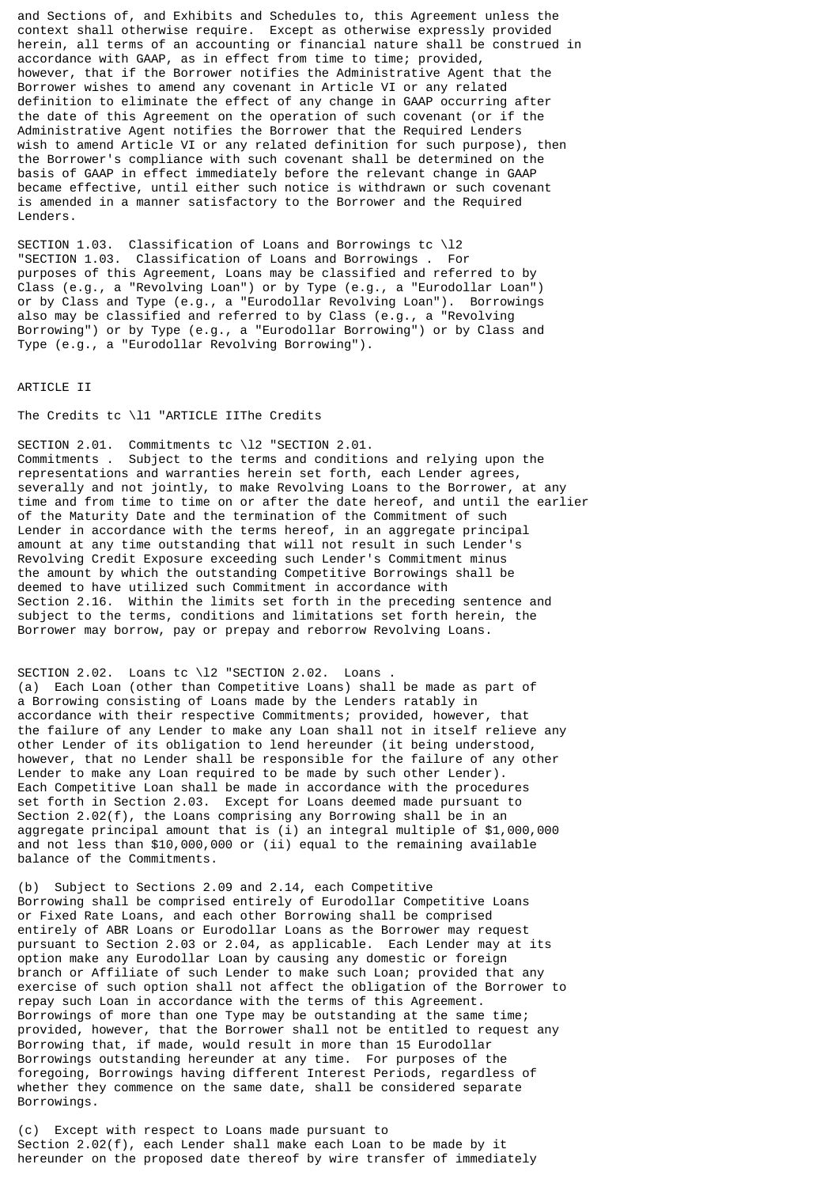and Sections of, and Exhibits and Schedules to, this Agreement unless the context shall otherwise require. Except as otherwise expressly provided herein, all terms of an accounting or financial nature shall be construed in accordance with GAAP, as in effect from time to time; provided, however, that if the Borrower notifies the Administrative Agent that the Borrower wishes to amend any covenant in Article VI or any related definition to eliminate the effect of any change in GAAP occurring after the date of this Agreement on the operation of such covenant (or if the Administrative Agent notifies the Borrower that the Required Lenders wish to amend Article VI or any related definition for such purpose), then the Borrower's compliance with such covenant shall be determined on the basis of GAAP in effect immediately before the relevant change in GAAP became effective, until either such notice is withdrawn or such covenant is amended in a manner satisfactory to the Borrower and the Required Lenders.

SECTION 1.03. Classification of Loans and Borrowings tc \l2 "SECTION 1.03. Classification of Loans and Borrowings . For purposes of this Agreement, Loans may be classified and referred to by Class (e.g., a "Revolving Loan") or by Type (e.g., a "Eurodollar Loan") or by Class and Type (e.g., a "Eurodollar Revolving Loan"). Borrowings also may be classified and referred to by Class (e.g., a "Revolving Borrowing") or by Type (e.g., a "Eurodollar Borrowing") or by Class and Type (e.g., a "Eurodollar Revolving Borrowing").

ARTICLE II

The Credits tc \l1 "ARTICLE IIThe Credits

SECTION 2.01. Commitments tc \l2 "SECTION 2.01. Commitments . Subject to the terms and conditions and relying upon the representations and warranties herein set forth, each Lender agrees, severally and not jointly, to make Revolving Loans to the Borrower, at any time and from time to time on or after the date hereof, and until the earlier of the Maturity Date and the termination of the Commitment of such Lender in accordance with the terms hereof, in an aggregate principal amount at any time outstanding that will not result in such Lender's Revolving Credit Exposure exceeding such Lender's Commitment minus the amount by which the outstanding Competitive Borrowings shall be deemed to have utilized such Commitment in accordance with Section 2.16. Within the limits set forth in the preceding sentence and subject to the terms, conditions and limitations set forth herein, the Borrower may borrow, pay or prepay and reborrow Revolving Loans.

SECTION 2.02. Loans tc \l2 "SECTION 2.02. Loans .
(a) Each Loan (other than Competitive Loans) shall be made as part of a Borrowing consisting of Loans made by the Lenders ratably in accordance with their respective Commitments; provided, however, that the failure of any Lender to make any Loan shall not in itself relieve any other Lender of its obligation to lend hereunder (it being understood, however, that no Lender shall be responsible for the failure of any other Lender to make any Loan required to be made by such other Lender). Each Competitive Loan shall be made in accordance with the procedures set forth in Section 2.03. Except for Loans deemed made pursuant to Section 2.02(f), the Loans comprising any Borrowing shall be in an aggregate principal amount that is (i) an integral multiple of $1,000,000 and not less than $10,000,000 or (ii) equal to the remaining available balance of the Commitments.

(b) Subject to Sections 2.09 and 2.14, each Competitive Borrowing shall be comprised entirely of Eurodollar Competitive Loans or Fixed Rate Loans, and each other Borrowing shall be comprised entirely of ABR Loans or Eurodollar Loans as the Borrower may request pursuant to Section 2.03 or 2.04, as applicable. Each Lender may at its option make any Eurodollar Loan by causing any domestic or foreign branch or Affiliate of such Lender to make such Loan; provided that any exercise of such option shall not affect the obligation of the Borrower to repay such Loan in accordance with the terms of this Agreement. Borrowings of more than one Type may be outstanding at the same time; provided, however, that the Borrower shall not be entitled to request any Borrowing that, if made, would result in more than 15 Eurodollar Borrowings outstanding hereunder at any time. For purposes of the foregoing, Borrowings having different Interest Periods, regardless of whether they commence on the same date, shall be considered separate Borrowings.

(c) Except with respect to Loans made pursuant to Section 2.02(f), each Lender shall make each Loan to be made by it hereunder on the proposed date thereof by wire transfer of immediately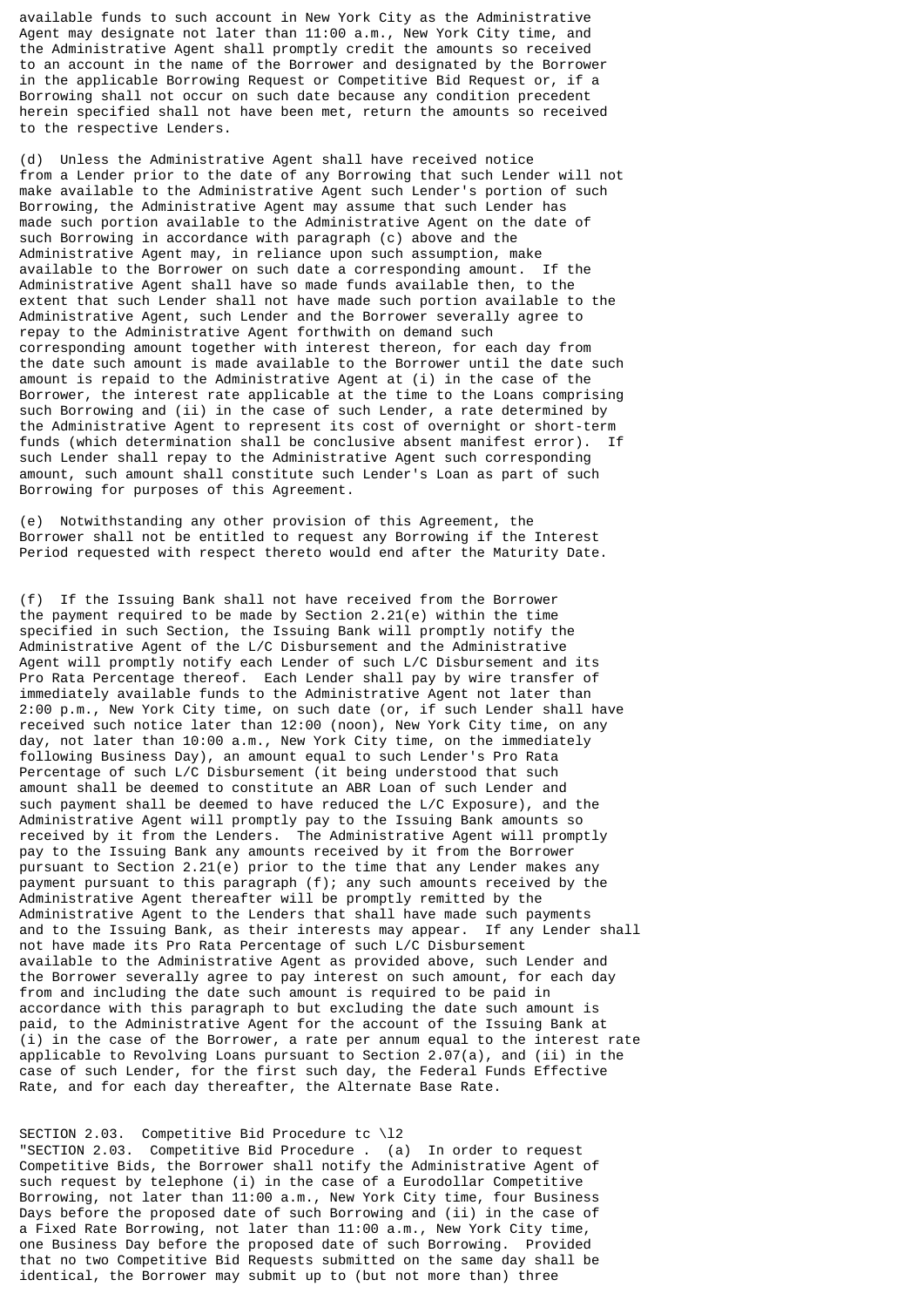available funds to such account in New York City as the Administrative Agent may designate not later than 11:00 a.m., New York City time, and the Administrative Agent shall promptly credit the amounts so received to an account in the name of the Borrower and designated by the Borrower in the applicable Borrowing Request or Competitive Bid Request or, if a Borrowing shall not occur on such date because any condition precedent herein specified shall not have been met, return the amounts so received to the respective Lenders.

(d) Unless the Administrative Agent shall have received notice from a Lender prior to the date of any Borrowing that such Lender will not make available to the Administrative Agent such Lender's portion of such Borrowing, the Administrative Agent may assume that such Lender has made such portion available to the Administrative Agent on the date of such Borrowing in accordance with paragraph (c) above and the Administrative Agent may, in reliance upon such assumption, make available to the Borrower on such date a corresponding amount. If the Administrative Agent shall have so made funds available then, to the extent that such Lender shall not have made such portion available to the Administrative Agent, such Lender and the Borrower severally agree to repay to the Administrative Agent forthwith on demand such corresponding amount together with interest thereon, for each day from the date such amount is made available to the Borrower until the date such amount is repaid to the Administrative Agent at (i) in the case of the Borrower, the interest rate applicable at the time to the Loans comprising such Borrowing and (ii) in the case of such Lender, a rate determined by the Administrative Agent to represent its cost of overnight or short-term funds (which determination shall be conclusive absent manifest error). If such Lender shall repay to the Administrative Agent such corresponding amount, such amount shall constitute such Lender's Loan as part of such Borrowing for purposes of this Agreement.

(e) Notwithstanding any other provision of this Agreement, the Borrower shall not be entitled to request any Borrowing if the Interest Period requested with respect thereto would end after the Maturity Date.

(f) If the Issuing Bank shall not have received from the Borrower the payment required to be made by Section 2.21(e) within the time specified in such Section, the Issuing Bank will promptly notify the Administrative Agent of the L/C Disbursement and the Administrative Agent will promptly notify each Lender of such L/C Disbursement and its Pro Rata Percentage thereof. Each Lender shall pay by wire transfer of immediately available funds to the Administrative Agent not later than 2:00 p.m., New York City time, on such date (or, if such Lender shall have received such notice later than 12:00 (noon), New York City time, on any day, not later than 10:00 a.m., New York City time, on the immediately following Business Day), an amount equal to such Lender's Pro Rata Percentage of such L/C Disbursement (it being understood that such amount shall be deemed to constitute an ABR Loan of such Lender and such payment shall be deemed to have reduced the L/C Exposure), and the Administrative Agent will promptly pay to the Issuing Bank amounts so received by it from the Lenders. The Administrative Agent will promptly pay to the Issuing Bank any amounts received by it from the Borrower pursuant to Section 2.21(e) prior to the time that any Lender makes any payment pursuant to this paragraph (f); any such amounts received by the Administrative Agent thereafter will be promptly remitted by the Administrative Agent to the Lenders that shall have made such payments and to the Issuing Bank, as their interests may appear. If any Lender shall not have made its Pro Rata Percentage of such L/C Disbursement available to the Administrative Agent as provided above, such Lender and the Borrower severally agree to pay interest on such amount, for each day from and including the date such amount is required to be paid in accordance with this paragraph to but excluding the date such amount is paid, to the Administrative Agent for the account of the Issuing Bank at (i) in the case of the Borrower, a rate per annum equal to the interest rate applicable to Revolving Loans pursuant to Section 2.07(a), and (ii) in the case of such Lender, for the first such day, the Federal Funds Effective Rate, and for each day thereafter, the Alternate Base Rate.

SECTION 2.03. Competitive Bid Procedure tc \l2
"SECTION 2.03. Competitive Bid Procedure . (a) In order to request Competitive Bids, the Borrower shall notify the Administrative Agent of such request by telephone (i) in the case of a Eurodollar Competitive Borrowing, not later than 11:00 a.m., New York City time, four Business Days before the proposed date of such Borrowing and (ii) in the case of a Fixed Rate Borrowing, not later than 11:00 a.m., New York City time, one Business Day before the proposed date of such Borrowing. Provided that no two Competitive Bid Requests submitted on the same day shall be identical, the Borrower may submit up to (but not more than) three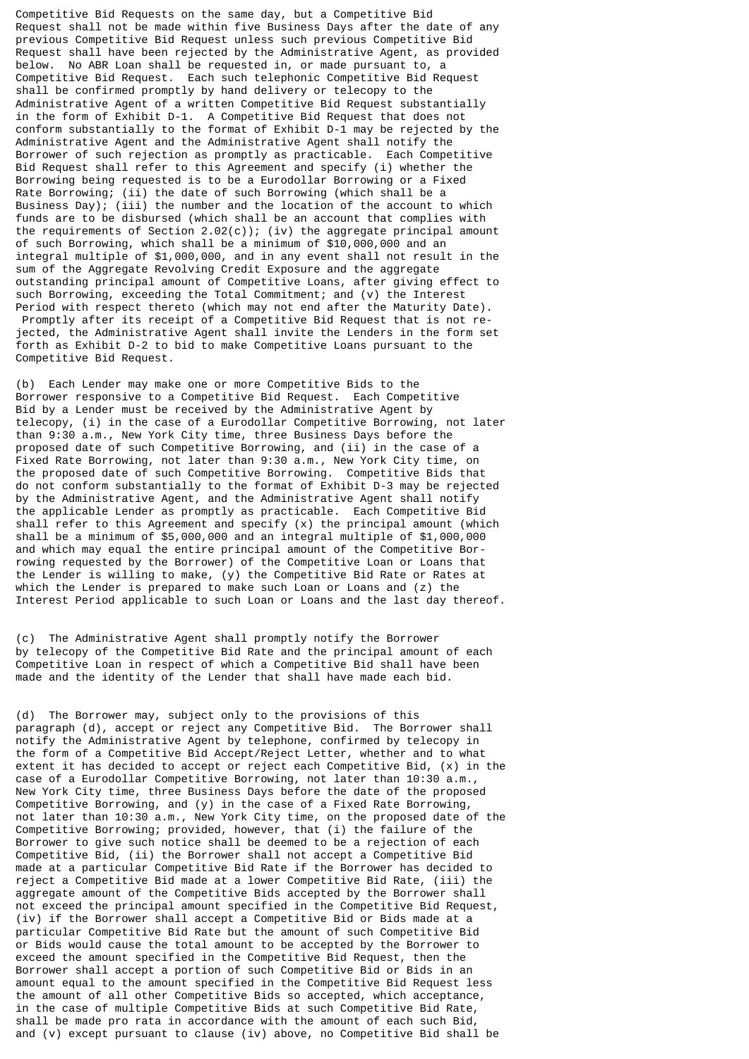Competitive Bid Requests on the same day, but a Competitive Bid Request shall not be made within five Business Days after the date of any previous Competitive Bid Request unless such previous Competitive Bid Request shall have been rejected by the Administrative Agent, as provided below. No ABR Loan shall be requested in, or made pursuant to, a Competitive Bid Request. Each such telephonic Competitive Bid Request shall be confirmed promptly by hand delivery or telecopy to the Administrative Agent of a written Competitive Bid Request substantially in the form of Exhibit D-1. A Competitive Bid Request that does not conform substantially to the format of Exhibit D-1 may be rejected by the Administrative Agent and the Administrative Agent shall notify the Borrower of such rejection as promptly as practicable. Each Competitive Bid Request shall refer to this Agreement and specify (i) whether the Borrowing being requested is to be a Eurodollar Borrowing or a Fixed Rate Borrowing; (ii) the date of such Borrowing (which shall be a Business Day); (iii) the number and the location of the account to which funds are to be disbursed (which shall be an account that complies with the requirements of Section 2.02(c)); (iv) the aggregate principal amount of such Borrowing, which shall be a minimum of $10,000,000 and an integral multiple of $1,000,000, and in any event shall not result in the sum of the Aggregate Revolving Credit Exposure and the aggregate outstanding principal amount of Competitive Loans, after giving effect to such Borrowing, exceeding the Total Commitment; and (v) the Interest Period with respect thereto (which may not end after the Maturity Date). Promptly after its receipt of a Competitive Bid Request that is not rejected, the Administrative Agent shall invite the Lenders in the form set forth as Exhibit D-2 to bid to make Competitive Loans pursuant to the Competitive Bid Request.

(b) Each Lender may make one or more Competitive Bids to the Borrower responsive to a Competitive Bid Request. Each Competitive Bid by a Lender must be received by the Administrative Agent by telecopy, (i) in the case of a Eurodollar Competitive Borrowing, not later than 9:30 a.m., New York City time, three Business Days before the proposed date of such Competitive Borrowing, and (ii) in the case of a Fixed Rate Borrowing, not later than 9:30 a.m., New York City time, on the proposed date of such Competitive Borrowing. Competitive Bids that do not conform substantially to the format of Exhibit D-3 may be rejected by the Administrative Agent, and the Administrative Agent shall notify the applicable Lender as promptly as practicable. Each Competitive Bid shall refer to this Agreement and specify (x) the principal amount (which shall be a minimum of $5,000,000 and an integral multiple of $1,000,000 and which may equal the entire principal amount of the Competitive Borrowing requested by the Borrower) of the Competitive Loan or Loans that the Lender is willing to make, (y) the Competitive Bid Rate or Rates at which the Lender is prepared to make such Loan or Loans and (z) the Interest Period applicable to such Loan or Loans and the last day thereof.

(c) The Administrative Agent shall promptly notify the Borrower by telecopy of the Competitive Bid Rate and the principal amount of each Competitive Loan in respect of which a Competitive Bid shall have been made and the identity of the Lender that shall have made each bid.

(d) The Borrower may, subject only to the provisions of this paragraph (d), accept or reject any Competitive Bid. The Borrower shall notify the Administrative Agent by telephone, confirmed by telecopy in the form of a Competitive Bid Accept/Reject Letter, whether and to what extent it has decided to accept or reject each Competitive Bid, (x) in the case of a Eurodollar Competitive Borrowing, not later than 10:30 a.m., New York City time, three Business Days before the date of the proposed Competitive Borrowing, and (y) in the case of a Fixed Rate Borrowing, not later than 10:30 a.m., New York City time, on the proposed date of the Competitive Borrowing; provided, however, that (i) the failure of the Borrower to give such notice shall be deemed to be a rejection of each Competitive Bid, (ii) the Borrower shall not accept a Competitive Bid made at a particular Competitive Bid Rate if the Borrower has decided to reject a Competitive Bid made at a lower Competitive Bid Rate, (iii) the aggregate amount of the Competitive Bids accepted by the Borrower shall not exceed the principal amount specified in the Competitive Bid Request, (iv) if the Borrower shall accept a Competitive Bid or Bids made at a particular Competitive Bid Rate but the amount of such Competitive Bid or Bids would cause the total amount to be accepted by the Borrower to exceed the amount specified in the Competitive Bid Request, then the Borrower shall accept a portion of such Competitive Bid or Bids in an amount equal to the amount specified in the Competitive Bid Request less the amount of all other Competitive Bids so accepted, which acceptance, in the case of multiple Competitive Bids at such Competitive Bid Rate, shall be made pro rata in accordance with the amount of each such Bid, and (v) except pursuant to clause (iv) above, no Competitive Bid shall be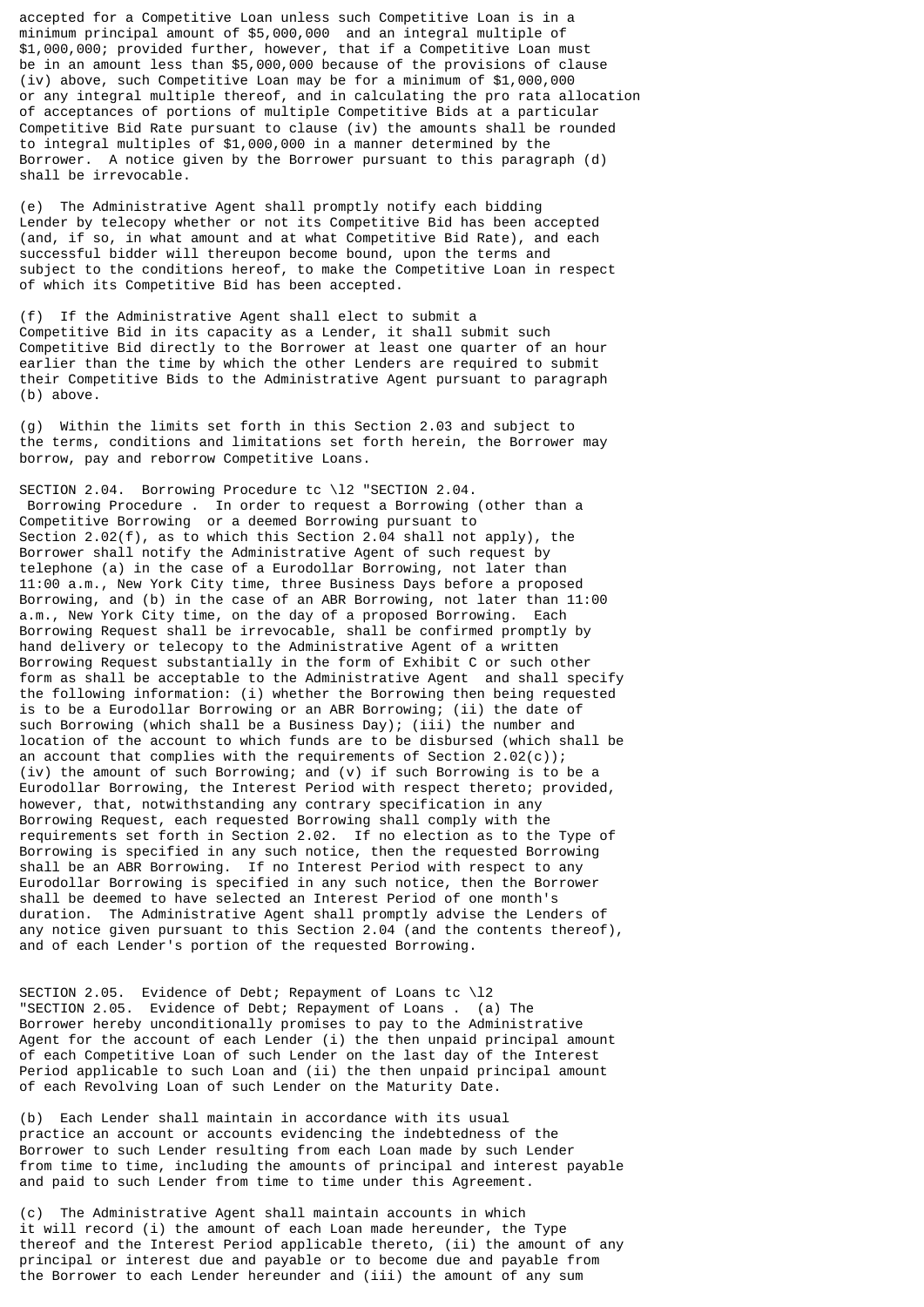accepted for a Competitive Loan unless such Competitive Loan is in a minimum principal amount of $5,000,000 and an integral multiple of $1,000,000; provided further, however, that if a Competitive Loan must be in an amount less than $5,000,000 because of the provisions of clause (iv) above, such Competitive Loan may be for a minimum of $1,000,000 or any integral multiple thereof, and in calculating the pro rata allocation of acceptances of portions of multiple Competitive Bids at a particular Competitive Bid Rate pursuant to clause (iv) the amounts shall be rounded to integral multiples of $1,000,000 in a manner determined by the Borrower. A notice given by the Borrower pursuant to this paragraph (d) shall be irrevocable.

(e) The Administrative Agent shall promptly notify each bidding Lender by telecopy whether or not its Competitive Bid has been accepted (and, if so, in what amount and at what Competitive Bid Rate), and each successful bidder will thereupon become bound, upon the terms and subject to the conditions hereof, to make the Competitive Loan in respect of which its Competitive Bid has been accepted.

(f) If the Administrative Agent shall elect to submit a Competitive Bid in its capacity as a Lender, it shall submit such Competitive Bid directly to the Borrower at least one quarter of an hour earlier than the time by which the other Lenders are required to submit their Competitive Bids to the Administrative Agent pursuant to paragraph (b) above.

(g) Within the limits set forth in this Section 2.03 and subject to the terms, conditions and limitations set forth herein, the Borrower may borrow, pay and reborrow Competitive Loans.

SECTION 2.04. Borrowing Procedure tc \l2 "SECTION 2.04. Borrowing Procedure . In order to request a Borrowing (other than a Competitive Borrowing or a deemed Borrowing pursuant to Section 2.02(f), as to which this Section 2.04 shall not apply), the Borrower shall notify the Administrative Agent of such request by telephone (a) in the case of a Eurodollar Borrowing, not later than 11:00 a.m., New York City time, three Business Days before a proposed Borrowing, and (b) in the case of an ABR Borrowing, not later than 11:00 a.m., New York City time, on the day of a proposed Borrowing. Each Borrowing Request shall be irrevocable, shall be confirmed promptly by hand delivery or telecopy to the Administrative Agent of a written Borrowing Request substantially in the form of Exhibit C or such other form as shall be acceptable to the Administrative Agent and shall specify the following information: (i) whether the Borrowing then being requested is to be a Eurodollar Borrowing or an ABR Borrowing; (ii) the date of such Borrowing (which shall be a Business Day); (iii) the number and location of the account to which funds are to be disbursed (which shall be an account that complies with the requirements of Section 2.02(c)); (iv) the amount of such Borrowing; and (v) if such Borrowing is to be a Eurodollar Borrowing, the Interest Period with respect thereto; provided, however, that, notwithstanding any contrary specification in any Borrowing Request, each requested Borrowing shall comply with the requirements set forth in Section 2.02. If no election as to the Type of Borrowing is specified in any such notice, then the requested Borrowing shall be an ABR Borrowing. If no Interest Period with respect to any Eurodollar Borrowing is specified in any such notice, then the Borrower shall be deemed to have selected an Interest Period of one month's duration. The Administrative Agent shall promptly advise the Lenders of any notice given pursuant to this Section 2.04 (and the contents thereof), and of each Lender's portion of the requested Borrowing.

SECTION 2.05. Evidence of Debt; Repayment of Loans tc \l2 "SECTION 2.05. Evidence of Debt; Repayment of Loans . (a) The Borrower hereby unconditionally promises to pay to the Administrative Agent for the account of each Lender (i) the then unpaid principal amount of each Competitive Loan of such Lender on the last day of the Interest Period applicable to such Loan and (ii) the then unpaid principal amount of each Revolving Loan of such Lender on the Maturity Date.

(b) Each Lender shall maintain in accordance with its usual practice an account or accounts evidencing the indebtedness of the Borrower to such Lender resulting from each Loan made by such Lender from time to time, including the amounts of principal and interest payable and paid to such Lender from time to time under this Agreement.

(c) The Administrative Agent shall maintain accounts in which it will record (i) the amount of each Loan made hereunder, the Type thereof and the Interest Period applicable thereto, (ii) the amount of any principal or interest due and payable or to become due and payable from the Borrower to each Lender hereunder and (iii) the amount of any sum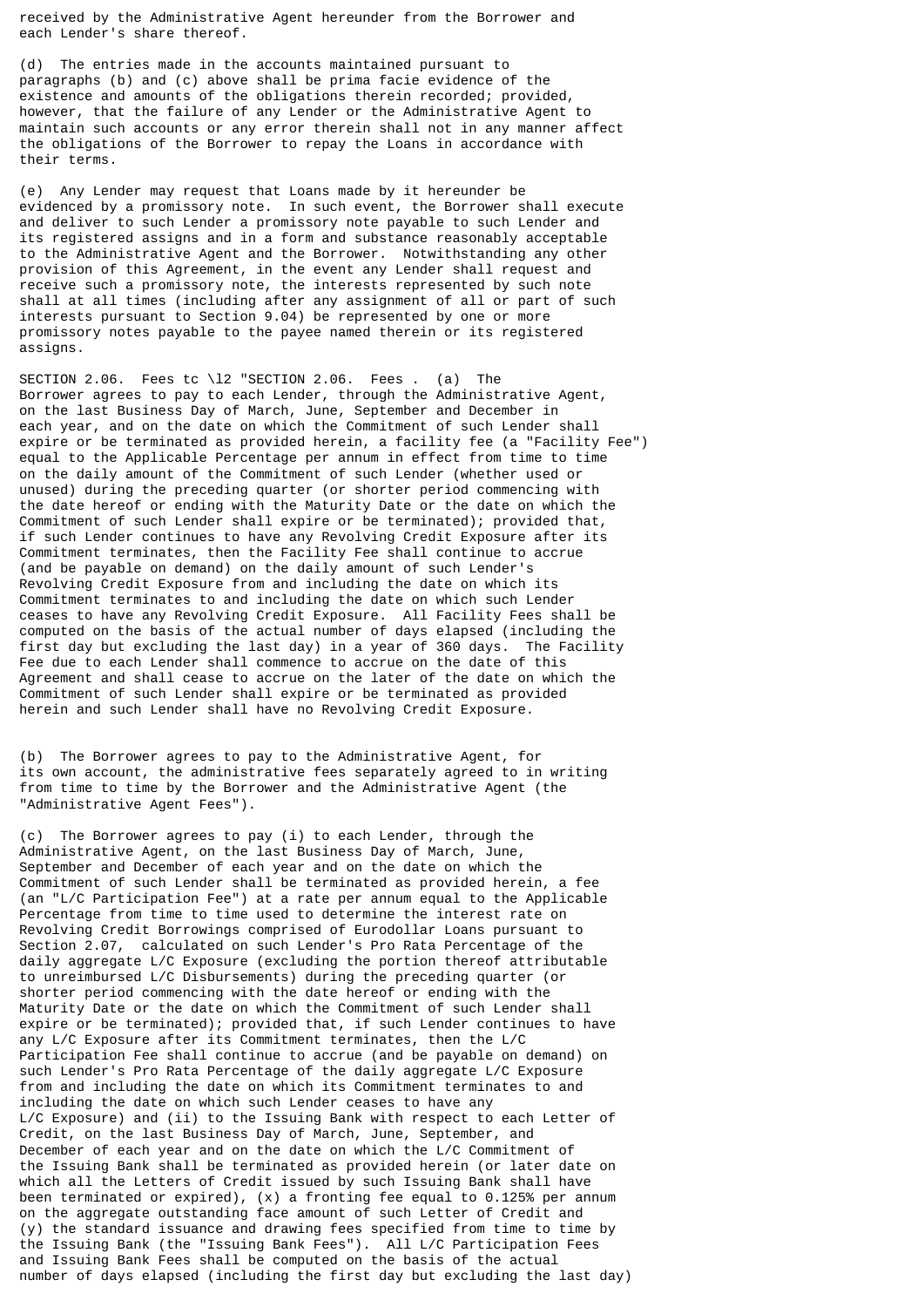received by the Administrative Agent hereunder from the Borrower and each Lender's share thereof.

(d) The entries made in the accounts maintained pursuant to paragraphs (b) and (c) above shall be prima facie evidence of the existence and amounts of the obligations therein recorded; provided, however, that the failure of any Lender or the Administrative Agent to maintain such accounts or any error therein shall not in any manner affect the obligations of the Borrower to repay the Loans in accordance with their terms.

(e) Any Lender may request that Loans made by it hereunder be evidenced by a promissory note. In such event, the Borrower shall execute and deliver to such Lender a promissory note payable to such Lender and its registered assigns and in a form and substance reasonably acceptable to the Administrative Agent and the Borrower. Notwithstanding any other provision of this Agreement, in the event any Lender shall request and receive such a promissory note, the interests represented by such note shall at all times (including after any assignment of all or part of such interests pursuant to Section 9.04) be represented by one or more promissory notes payable to the payee named therein or its registered assigns.

SECTION 2.06. Fees tc \l2 "SECTION 2.06. Fees . (a) The Borrower agrees to pay to each Lender, through the Administrative Agent, on the last Business Day of March, June, September and December in each year, and on the date on which the Commitment of such Lender shall expire or be terminated as provided herein, a facility fee (a "Facility Fee") equal to the Applicable Percentage per annum in effect from time to time on the daily amount of the Commitment of such Lender (whether used or unused) during the preceding quarter (or shorter period commencing with the date hereof or ending with the Maturity Date or the date on which the Commitment of such Lender shall expire or be terminated); provided that, if such Lender continues to have any Revolving Credit Exposure after its Commitment terminates, then the Facility Fee shall continue to accrue (and be payable on demand) on the daily amount of such Lender's Revolving Credit Exposure from and including the date on which its Commitment terminates to and including the date on which such Lender ceases to have any Revolving Credit Exposure. All Facility Fees shall be computed on the basis of the actual number of days elapsed (including the first day but excluding the last day) in a year of 360 days. The Facility Fee due to each Lender shall commence to accrue on the date of this Agreement and shall cease to accrue on the later of the date on which the Commitment of such Lender shall expire or be terminated as provided herein and such Lender shall have no Revolving Credit Exposure.

(b) The Borrower agrees to pay to the Administrative Agent, for its own account, the administrative fees separately agreed to in writing from time to time by the Borrower and the Administrative Agent (the "Administrative Agent Fees").

(c) The Borrower agrees to pay (i) to each Lender, through the Administrative Agent, on the last Business Day of March, June, September and December of each year and on the date on which the Commitment of such Lender shall be terminated as provided herein, a fee (an "L/C Participation Fee") at a rate per annum equal to the Applicable Percentage from time to time used to determine the interest rate on Revolving Credit Borrowings comprised of Eurodollar Loans pursuant to Section 2.07, calculated on such Lender's Pro Rata Percentage of the daily aggregate L/C Exposure (excluding the portion thereof attributable to unreimbursed L/C Disbursements) during the preceding quarter (or shorter period commencing with the date hereof or ending with the Maturity Date or the date on which the Commitment of such Lender shall expire or be terminated); provided that, if such Lender continues to have any L/C Exposure after its Commitment terminates, then the L/C Participation Fee shall continue to accrue (and be payable on demand) on such Lender's Pro Rata Percentage of the daily aggregate L/C Exposure from and including the date on which its Commitment terminates to and including the date on which such Lender ceases to have any L/C Exposure) and (ii) to the Issuing Bank with respect to each Letter of Credit, on the last Business Day of March, June, September, and December of each year and on the date on which the L/C Commitment of the Issuing Bank shall be terminated as provided herein (or later date on which all the Letters of Credit issued by such Issuing Bank shall have been terminated or expired), (x) a fronting fee equal to 0.125% per annum on the aggregate outstanding face amount of such Letter of Credit and (y) the standard issuance and drawing fees specified from time to time by the Issuing Bank (the "Issuing Bank Fees"). All L/C Participation Fees and Issuing Bank Fees shall be computed on the basis of the actual number of days elapsed (including the first day but excluding the last day)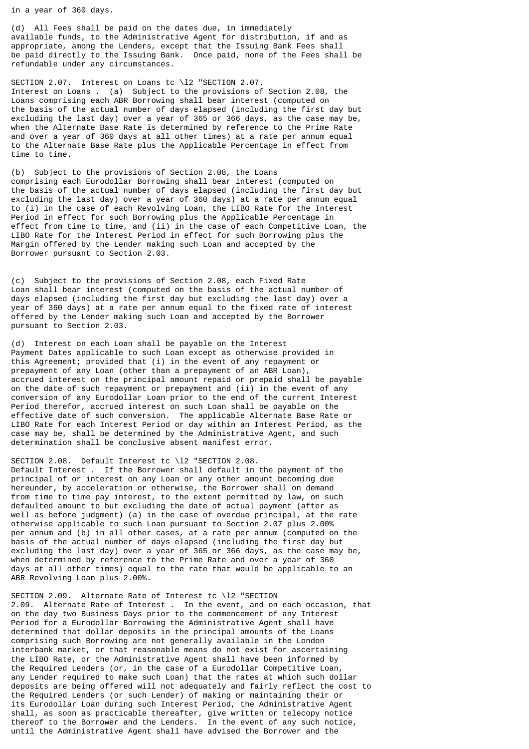in a year of 360 days.

(d) All Fees shall be paid on the dates due, in immediately available funds, to the Administrative Agent for distribution, if and as appropriate, among the Lenders, except that the Issuing Bank Fees shall be paid directly to the Issuing Bank. Once paid, none of the Fees shall be refundable under any circumstances.

SECTION 2.07. Interest on Loans tc \l2 "SECTION 2.07. Interest on Loans . (a) Subject to the provisions of Section 2.08, the Loans comprising each ABR Borrowing shall bear interest (computed on the basis of the actual number of days elapsed (including the first day but excluding the last day) over a year of 365 or 366 days, as the case may be, when the Alternate Base Rate is determined by reference to the Prime Rate and over a year of 360 days at all other times) at a rate per annum equal to the Alternate Base Rate plus the Applicable Percentage in effect from time to time.

(b) Subject to the provisions of Section 2.08, the Loans comprising each Eurodollar Borrowing shall bear interest (computed on the basis of the actual number of days elapsed (including the first day but excluding the last day) over a year of 360 days) at a rate per annum equal to (i) in the case of each Revolving Loan, the LIBO Rate for the Interest Period in effect for such Borrowing plus the Applicable Percentage in effect from time to time, and (ii) in the case of each Competitive Loan, the LIBO Rate for the Interest Period in effect for such Borrowing plus the Margin offered by the Lender making such Loan and accepted by the Borrower pursuant to Section 2.03.

(c) Subject to the provisions of Section 2.08, each Fixed Rate Loan shall bear interest (computed on the basis of the actual number of days elapsed (including the first day but excluding the last day) over a year of 360 days) at a rate per annum equal to the fixed rate of interest offered by the Lender making such Loan and accepted by the Borrower pursuant to Section 2.03.

(d) Interest on each Loan shall be payable on the Interest Payment Dates applicable to such Loan except as otherwise provided in this Agreement; provided that (i) in the event of any repayment or prepayment of any Loan (other than a prepayment of an ABR Loan), accrued interest on the principal amount repaid or prepaid shall be payable on the date of such repayment or prepayment and (ii) in the event of any conversion of any Eurodollar Loan prior to the end of the current Interest Period therefor, accrued interest on such Loan shall be payable on the effective date of such conversion. The applicable Alternate Base Rate or LIBO Rate for each Interest Period or day within an Interest Period, as the case may be, shall be determined by the Administrative Agent, and such determination shall be conclusive absent manifest error.

SECTION 2.08. Default Interest tc \l2 "SECTION 2.08. Default Interest . If the Borrower shall default in the payment of the principal of or interest on any Loan or any other amount becoming due hereunder, by acceleration or otherwise, the Borrower shall on demand from time to time pay interest, to the extent permitted by law, on such defaulted amount to but excluding the date of actual payment (after as well as before judgment) (a) in the case of overdue principal, at the rate otherwise applicable to such Loan pursuant to Section 2.07 plus 2.00% per annum and (b) in all other cases, at a rate per annum (computed on the basis of the actual number of days elapsed (including the first day but excluding the last day) over a year of 365 or 366 days, as the case may be, when determined by reference to the Prime Rate and over a year of 360 days at all other times) equal to the rate that would be applicable to an ABR Revolving Loan plus 2.00%.

SECTION 2.09. Alternate Rate of Interest tc \l2 "SECTION 2.09. Alternate Rate of Interest . In the event, and on each occasion, that on the day two Business Days prior to the commencement of any Interest Period for a Eurodollar Borrowing the Administrative Agent shall have determined that dollar deposits in the principal amounts of the Loans comprising such Borrowing are not generally available in the London interbank market, or that reasonable means do not exist for ascertaining the LIBO Rate, or the Administrative Agent shall have been informed by the Required Lenders (or, in the case of a Eurodollar Competitive Loan, any Lender required to make such Loan) that the rates at which such dollar deposits are being offered will not adequately and fairly reflect the cost to the Required Lenders (or such Lender) of making or maintaining their or its Eurodollar Loan during such Interest Period, the Administrative Agent shall, as soon as practicable thereafter, give written or telecopy notice thereof to the Borrower and the Lenders. In the event of any such notice, until the Administrative Agent shall have advised the Borrower and the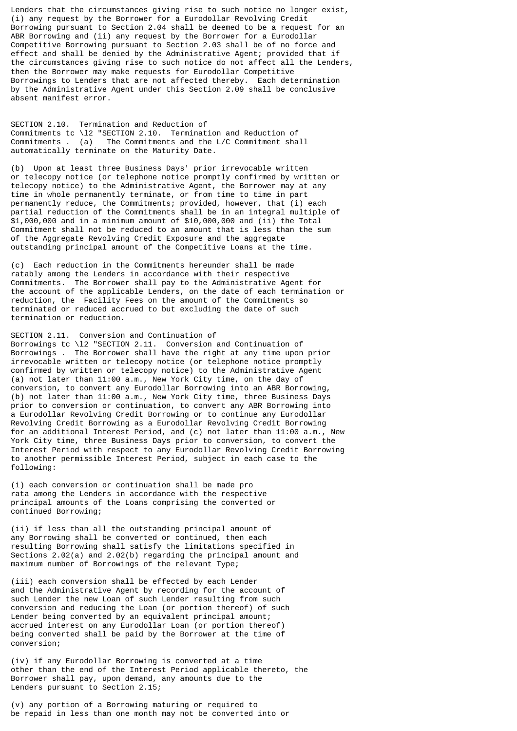Lenders that the circumstances giving rise to such notice no longer exist, (i) any request by the Borrower for a Eurodollar Revolving Credit Borrowing pursuant to Section 2.04 shall be deemed to be a request for an ABR Borrowing and (ii) any request by the Borrower for a Eurodollar Competitive Borrowing pursuant to Section 2.03 shall be of no force and effect and shall be denied by the Administrative Agent; provided that if the circumstances giving rise to such notice do not affect all the Lenders, then the Borrower may make requests for Eurodollar Competitive Borrowings to Lenders that are not affected thereby. Each determination by the Administrative Agent under this Section 2.09 shall be conclusive absent manifest error.

SECTION 2.10. Termination and Reduction of Commitments tc \l2 "SECTION 2.10. Termination and Reduction of Commitments . (a) The Commitments and the L/C Commitment shall automatically terminate on the Maturity Date.

(b) Upon at least three Business Days' prior irrevocable written or telecopy notice (or telephone notice promptly confirmed by written or telecopy notice) to the Administrative Agent, the Borrower may at any time in whole permanently terminate, or from time to time in part permanently reduce, the Commitments; provided, however, that (i) each partial reduction of the Commitments shall be in an integral multiple of $1,000,000 and in a minimum amount of $10,000,000 and (ii) the Total Commitment shall not be reduced to an amount that is less than the sum of the Aggregate Revolving Credit Exposure and the aggregate outstanding principal amount of the Competitive Loans at the time.

(c) Each reduction in the Commitments hereunder shall be made ratably among the Lenders in accordance with their respective Commitments. The Borrower shall pay to the Administrative Agent for the account of the applicable Lenders, on the date of each termination or reduction, the Facility Fees on the amount of the Commitments so terminated or reduced accrued to but excluding the date of such termination or reduction.

SECTION 2.11. Conversion and Continuation of Borrowings tc \l2 "SECTION 2.11. Conversion and Continuation of Borrowings . The Borrower shall have the right at any time upon prior irrevocable written or telecopy notice (or telephone notice promptly confirmed by written or telecopy notice) to the Administrative Agent (a) not later than 11:00 a.m., New York City time, on the day of conversion, to convert any Eurodollar Borrowing into an ABR Borrowing, (b) not later than 11:00 a.m., New York City time, three Business Days prior to conversion or continuation, to convert any ABR Borrowing into a Eurodollar Revolving Credit Borrowing or to continue any Eurodollar Revolving Credit Borrowing as a Eurodollar Revolving Credit Borrowing for an additional Interest Period, and (c) not later than 11:00 a.m., New York City time, three Business Days prior to conversion, to convert the Interest Period with respect to any Eurodollar Revolving Credit Borrowing to another permissible Interest Period, subject in each case to the following:

(i) each conversion or continuation shall be made pro rata among the Lenders in accordance with the respective principal amounts of the Loans comprising the converted or continued Borrowing;

(ii) if less than all the outstanding principal amount of any Borrowing shall be converted or continued, then each resulting Borrowing shall satisfy the limitations specified in Sections 2.02(a) and 2.02(b) regarding the principal amount and maximum number of Borrowings of the relevant Type;

(iii) each conversion shall be effected by each Lender and the Administrative Agent by recording for the account of such Lender the new Loan of such Lender resulting from such conversion and reducing the Loan (or portion thereof) of such Lender being converted by an equivalent principal amount; accrued interest on any Eurodollar Loan (or portion thereof) being converted shall be paid by the Borrower at the time of conversion;

(iv) if any Eurodollar Borrowing is converted at a time other than the end of the Interest Period applicable thereto, the Borrower shall pay, upon demand, any amounts due to the Lenders pursuant to Section 2.15;

(v) any portion of a Borrowing maturing or required to be repaid in less than one month may not be converted into or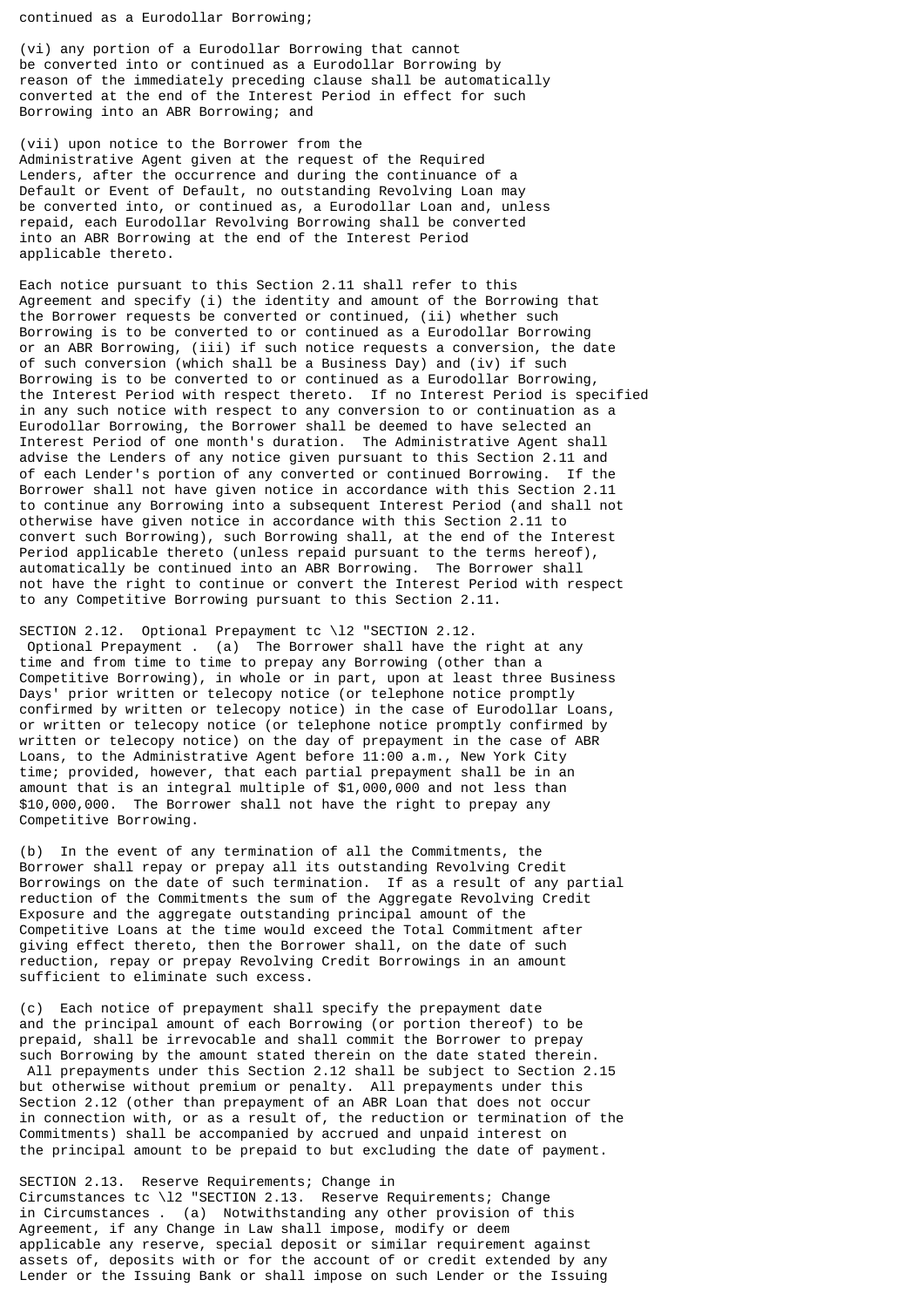continued as a Eurodollar Borrowing;

(vi) any portion of a Eurodollar Borrowing that cannot be converted into or continued as a Eurodollar Borrowing by reason of the immediately preceding clause shall be automatically converted at the end of the Interest Period in effect for such Borrowing into an ABR Borrowing; and

(vii) upon notice to the Borrower from the Administrative Agent given at the request of the Required Lenders, after the occurrence and during the continuance of a Default or Event of Default, no outstanding Revolving Loan may be converted into, or continued as, a Eurodollar Loan and, unless repaid, each Eurodollar Revolving Borrowing shall be converted into an ABR Borrowing at the end of the Interest Period applicable thereto.

Each notice pursuant to this Section 2.11 shall refer to this Agreement and specify (i) the identity and amount of the Borrowing that the Borrower requests be converted or continued, (ii) whether such Borrowing is to be converted to or continued as a Eurodollar Borrowing or an ABR Borrowing, (iii) if such notice requests a conversion, the date of such conversion (which shall be a Business Day) and (iv) if such Borrowing is to be converted to or continued as a Eurodollar Borrowing, the Interest Period with respect thereto. If no Interest Period is specified in any such notice with respect to any conversion to or continuation as a Eurodollar Borrowing, the Borrower shall be deemed to have selected an Interest Period of one month's duration. The Administrative Agent shall advise the Lenders of any notice given pursuant to this Section 2.11 and of each Lender's portion of any converted or continued Borrowing. If the Borrower shall not have given notice in accordance with this Section 2.11 to continue any Borrowing into a subsequent Interest Period (and shall not otherwise have given notice in accordance with this Section 2.11 to convert such Borrowing), such Borrowing shall, at the end of the Interest Period applicable thereto (unless repaid pursuant to the terms hereof), automatically be continued into an ABR Borrowing. The Borrower shall not have the right to continue or convert the Interest Period with respect to any Competitive Borrowing pursuant to this Section 2.11.

SECTION 2.12. Optional Prepayment tc \l2 "SECTION 2.12. Optional Prepayment . (a) The Borrower shall have the right at any time and from time to time to prepay any Borrowing (other than a Competitive Borrowing), in whole or in part, upon at least three Business Days' prior written or telecopy notice (or telephone notice promptly confirmed by written or telecopy notice) in the case of Eurodollar Loans, or written or telecopy notice (or telephone notice promptly confirmed by written or telecopy notice) on the day of prepayment in the case of ABR Loans, to the Administrative Agent before 11:00 a.m., New York City time; provided, however, that each partial prepayment shall be in an amount that is an integral multiple of $1,000,000 and not less than $10,000,000. The Borrower shall not have the right to prepay any Competitive Borrowing.

(b) In the event of any termination of all the Commitments, the Borrower shall repay or prepay all its outstanding Revolving Credit Borrowings on the date of such termination. If as a result of any partial reduction of the Commitments the sum of the Aggregate Revolving Credit Exposure and the aggregate outstanding principal amount of the Competitive Loans at the time would exceed the Total Commitment after giving effect thereto, then the Borrower shall, on the date of such reduction, repay or prepay Revolving Credit Borrowings in an amount sufficient to eliminate such excess.

(c) Each notice of prepayment shall specify the prepayment date and the principal amount of each Borrowing (or portion thereof) to be prepaid, shall be irrevocable and shall commit the Borrower to prepay such Borrowing by the amount stated therein on the date stated therein. All prepayments under this Section 2.12 shall be subject to Section 2.15 but otherwise without premium or penalty. All prepayments under this Section 2.12 (other than prepayment of an ABR Loan that does not occur in connection with, or as a result of, the reduction or termination of the Commitments) shall be accompanied by accrued and unpaid interest on the principal amount to be prepaid to but excluding the date of payment.

SECTION 2.13. Reserve Requirements; Change in Circumstances tc \l2 "SECTION 2.13. Reserve Requirements; Change in Circumstances . (a) Notwithstanding any other provision of this Agreement, if any Change in Law shall impose, modify or deem applicable any reserve, special deposit or similar requirement against assets of, deposits with or for the account of or credit extended by any Lender or the Issuing Bank or shall impose on such Lender or the Issuing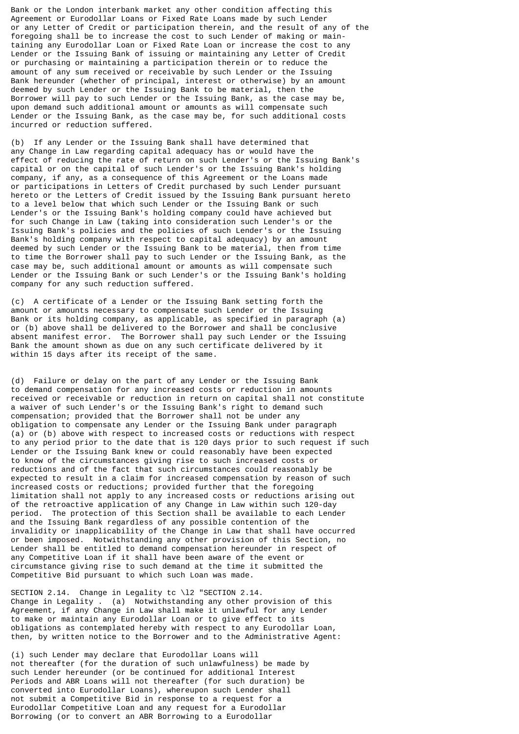Bank or the London interbank market any other condition affecting this Agreement or Eurodollar Loans or Fixed Rate Loans made by such Lender or any Letter of Credit or participation therein, and the result of any of the foregoing shall be to increase the cost to such Lender of making or maintaining any Eurodollar Loan or Fixed Rate Loan or increase the cost to any Lender or the Issuing Bank of issuing or maintaining any Letter of Credit or purchasing or maintaining a participation therein or to reduce the amount of any sum received or receivable by such Lender or the Issuing Bank hereunder (whether of principal, interest or otherwise) by an amount deemed by such Lender or the Issuing Bank to be material, then the Borrower will pay to such Lender or the Issuing Bank, as the case may be, upon demand such additional amount or amounts as will compensate such Lender or the Issuing Bank, as the case may be, for such additional costs incurred or reduction suffered.

(b) If any Lender or the Issuing Bank shall have determined that any Change in Law regarding capital adequacy has or would have the effect of reducing the rate of return on such Lender's or the Issuing Bank's capital or on the capital of such Lender's or the Issuing Bank's holding company, if any, as a consequence of this Agreement or the Loans made or participations in Letters of Credit purchased by such Lender pursuant hereto or the Letters of Credit issued by the Issuing Bank pursuant hereto to a level below that which such Lender or the Issuing Bank or such Lender's or the Issuing Bank's holding company could have achieved but for such Change in Law (taking into consideration such Lender's or the Issuing Bank's policies and the policies of such Lender's or the Issuing Bank's holding company with respect to capital adequacy) by an amount deemed by such Lender or the Issuing Bank to be material, then from time to time the Borrower shall pay to such Lender or the Issuing Bank, as the case may be, such additional amount or amounts as will compensate such Lender or the Issuing Bank or such Lender's or the Issuing Bank's holding company for any such reduction suffered.

(c) A certificate of a Lender or the Issuing Bank setting forth the amount or amounts necessary to compensate such Lender or the Issuing Bank or its holding company, as applicable, as specified in paragraph (a) or (b) above shall be delivered to the Borrower and shall be conclusive absent manifest error. The Borrower shall pay such Lender or the Issuing Bank the amount shown as due on any such certificate delivered by it within 15 days after its receipt of the same.

(d) Failure or delay on the part of any Lender or the Issuing Bank to demand compensation for any increased costs or reduction in amounts received or receivable or reduction in return on capital shall not constitute a waiver of such Lender's or the Issuing Bank's right to demand such compensation; provided that the Borrower shall not be under any obligation to compensate any Lender or the Issuing Bank under paragraph (a) or (b) above with respect to increased costs or reductions with respect to any period prior to the date that is 120 days prior to such request if such Lender or the Issuing Bank knew or could reasonably have been expected to know of the circumstances giving rise to such increased costs or reductions and of the fact that such circumstances could reasonably be expected to result in a claim for increased compensation by reason of such increased costs or reductions; provided further that the foregoing limitation shall not apply to any increased costs or reductions arising out of the retroactive application of any Change in Law within such 120-day period. The protection of this Section shall be available to each Lender and the Issuing Bank regardless of any possible contention of the invalidity or inapplicability of the Change in Law that shall have occurred or been imposed. Notwithstanding any other provision of this Section, no Lender shall be entitled to demand compensation hereunder in respect of any Competitive Loan if it shall have been aware of the event or circumstance giving rise to such demand at the time it submitted the Competitive Bid pursuant to which such Loan was made.

SECTION 2.14. Change in Legality tc \l2 "SECTION 2.14. Change in Legality . (a) Notwithstanding any other provision of this Agreement, if any Change in Law shall make it unlawful for any Lender to make or maintain any Eurodollar Loan or to give effect to its obligations as contemplated hereby with respect to any Eurodollar Loan, then, by written notice to the Borrower and to the Administrative Agent:

(i) such Lender may declare that Eurodollar Loans will not thereafter (for the duration of such unlawfulness) be made by such Lender hereunder (or be continued for additional Interest Periods and ABR Loans will not thereafter (for such duration) be converted into Eurodollar Loans), whereupon such Lender shall not submit a Competitive Bid in response to a request for a Eurodollar Competitive Loan and any request for a Eurodollar Borrowing (or to convert an ABR Borrowing to a Eurodollar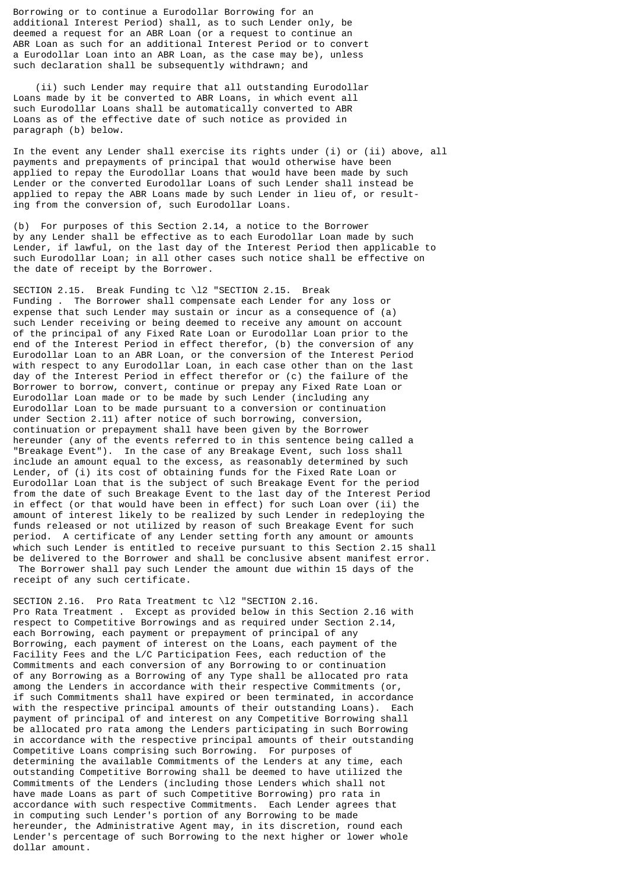Borrowing or to continue a Eurodollar Borrowing for an additional Interest Period) shall, as to such Lender only, be deemed a request for an ABR Loan (or a request to continue an ABR Loan as such for an additional Interest Period or to convert a Eurodollar Loan into an ABR Loan, as the case may be), unless such declaration shall be subsequently withdrawn; and

(ii) such Lender may require that all outstanding Eurodollar Loans made by it be converted to ABR Loans, in which event all such Eurodollar Loans shall be automatically converted to ABR Loans as of the effective date of such notice as provided in paragraph (b) below.

In the event any Lender shall exercise its rights under (i) or (ii) above, all payments and prepayments of principal that would otherwise have been applied to repay the Eurodollar Loans that would have been made by such Lender or the converted Eurodollar Loans of such Lender shall instead be applied to repay the ABR Loans made by such Lender in lieu of, or resulting from the conversion of, such Eurodollar Loans.

(b) For purposes of this Section 2.14, a notice to the Borrower by any Lender shall be effective as to each Eurodollar Loan made by such Lender, if lawful, on the last day of the Interest Period then applicable to such Eurodollar Loan; in all other cases such notice shall be effective on the date of receipt by the Borrower.

SECTION 2.15. Break Funding tc \l2 "SECTION 2.15. Break Funding . The Borrower shall compensate each Lender for any loss or expense that such Lender may sustain or incur as a consequence of (a) such Lender receiving or being deemed to receive any amount on account of the principal of any Fixed Rate Loan or Eurodollar Loan prior to the end of the Interest Period in effect therefor, (b) the conversion of any Eurodollar Loan to an ABR Loan, or the conversion of the Interest Period with respect to any Eurodollar Loan, in each case other than on the last day of the Interest Period in effect therefor or (c) the failure of the Borrower to borrow, convert, continue or prepay any Fixed Rate Loan or Eurodollar Loan made or to be made by such Lender (including any Eurodollar Loan to be made pursuant to a conversion or continuation under Section 2.11) after notice of such borrowing, conversion, continuation or prepayment shall have been given by the Borrower hereunder (any of the events referred to in this sentence being called a "Breakage Event"). In the case of any Breakage Event, such loss shall include an amount equal to the excess, as reasonably determined by such Lender, of (i) its cost of obtaining funds for the Fixed Rate Loan or Eurodollar Loan that is the subject of such Breakage Event for the period from the date of such Breakage Event to the last day of the Interest Period in effect (or that would have been in effect) for such Loan over (ii) the amount of interest likely to be realized by such Lender in redeploying the funds released or not utilized by reason of such Breakage Event for such period. A certificate of any Lender setting forth any amount or amounts which such Lender is entitled to receive pursuant to this Section 2.15 shall be delivered to the Borrower and shall be conclusive absent manifest error. The Borrower shall pay such Lender the amount due within 15 days of the receipt of any such certificate.

SECTION 2.16. Pro Rata Treatment tc \l2 "SECTION 2.16. Pro Rata Treatment . Except as provided below in this Section 2.16 with respect to Competitive Borrowings and as required under Section 2.14, each Borrowing, each payment or prepayment of principal of any Borrowing, each payment of interest on the Loans, each payment of the Facility Fees and the L/C Participation Fees, each reduction of the Commitments and each conversion of any Borrowing to or continuation of any Borrowing as a Borrowing of any Type shall be allocated pro rata among the Lenders in accordance with their respective Commitments (or, if such Commitments shall have expired or been terminated, in accordance with the respective principal amounts of their outstanding Loans). Each payment of principal of and interest on any Competitive Borrowing shall be allocated pro rata among the Lenders participating in such Borrowing in accordance with the respective principal amounts of their outstanding Competitive Loans comprising such Borrowing. For purposes of determining the available Commitments of the Lenders at any time, each outstanding Competitive Borrowing shall be deemed to have utilized the Commitments of the Lenders (including those Lenders which shall not have made Loans as part of such Competitive Borrowing) pro rata in accordance with such respective Commitments. Each Lender agrees that in computing such Lender's portion of any Borrowing to be made hereunder, the Administrative Agent may, in its discretion, round each Lender's percentage of such Borrowing to the next higher or lower whole dollar amount.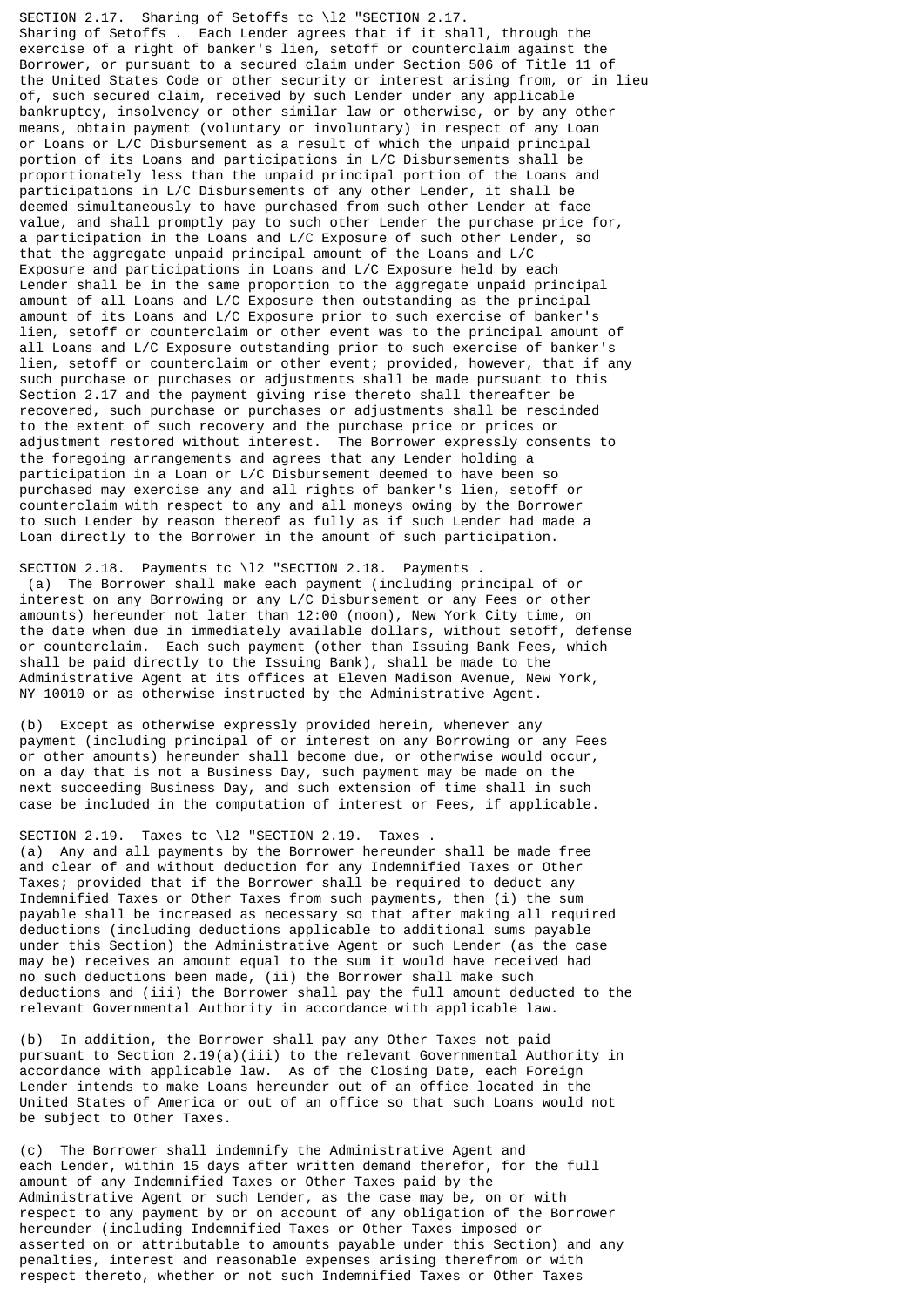SECTION 2.17. Sharing of Setoffs tc \l2 "SECTION 2.17. Sharing of Setoffs . Each Lender agrees that if it shall, through the exercise of a right of banker's lien, setoff or counterclaim against the Borrower, or pursuant to a secured claim under Section 506 of Title 11 of the United States Code or other security or interest arising from, or in lieu of, such secured claim, received by such Lender under any applicable bankruptcy, insolvency or other similar law or otherwise, or by any other means, obtain payment (voluntary or involuntary) in respect of any Loan or Loans or L/C Disbursement as a result of which the unpaid principal portion of its Loans and participations in L/C Disbursements shall be proportionately less than the unpaid principal portion of the Loans and participations in L/C Disbursements of any other Lender, it shall be deemed simultaneously to have purchased from such other Lender at face value, and shall promptly pay to such other Lender the purchase price for, a participation in the Loans and L/C Exposure of such other Lender, so that the aggregate unpaid principal amount of the Loans and L/C Exposure and participations in Loans and L/C Exposure held by each Lender shall be in the same proportion to the aggregate unpaid principal amount of all Loans and L/C Exposure then outstanding as the principal amount of its Loans and L/C Exposure prior to such exercise of banker's lien, setoff or counterclaim or other event was to the principal amount of all Loans and L/C Exposure outstanding prior to such exercise of banker's lien, setoff or counterclaim or other event; provided, however, that if any such purchase or purchases or adjustments shall be made pursuant to this Section 2.17 and the payment giving rise thereto shall thereafter be recovered, such purchase or purchases or adjustments shall be rescinded to the extent of such recovery and the purchase price or prices or adjustment restored without interest. The Borrower expressly consents to the foregoing arrangements and agrees that any Lender holding a participation in a Loan or L/C Disbursement deemed to have been so purchased may exercise any and all rights of banker's lien, setoff or counterclaim with respect to any and all moneys owing by the Borrower to such Lender by reason thereof as fully as if such Lender had made a Loan directly to the Borrower in the amount of such participation.

SECTION 2.18. Payments tc \l2 "SECTION 2.18. Payments .

(a) The Borrower shall make each payment (including principal of or interest on any Borrowing or any L/C Disbursement or any Fees or other amounts) hereunder not later than 12:00 (noon), New York City time, on the date when due in immediately available dollars, without setoff, defense or counterclaim. Each such payment (other than Issuing Bank Fees, which shall be paid directly to the Issuing Bank), shall be made to the Administrative Agent at its offices at Eleven Madison Avenue, New York, NY 10010 or as otherwise instructed by the Administrative Agent.

(b) Except as otherwise expressly provided herein, whenever any payment (including principal of or interest on any Borrowing or any Fees or other amounts) hereunder shall become due, or otherwise would occur, on a day that is not a Business Day, such payment may be made on the next succeeding Business Day, and such extension of time shall in such case be included in the computation of interest or Fees, if applicable.

SECTION 2.19. Taxes tc \l2 "SECTION 2.19. Taxes .

(a) Any and all payments by the Borrower hereunder shall be made free and clear of and without deduction for any Indemnified Taxes or Other Taxes; provided that if the Borrower shall be required to deduct any Indemnified Taxes or Other Taxes from such payments, then (i) the sum payable shall be increased as necessary so that after making all required deductions (including deductions applicable to additional sums payable under this Section) the Administrative Agent or such Lender (as the case may be) receives an amount equal to the sum it would have received had no such deductions been made, (ii) the Borrower shall make such deductions and (iii) the Borrower shall pay the full amount deducted to the relevant Governmental Authority in accordance with applicable law.

(b) In addition, the Borrower shall pay any Other Taxes not paid pursuant to Section 2.19(a)(iii) to the relevant Governmental Authority in accordance with applicable law. As of the Closing Date, each Foreign Lender intends to make Loans hereunder out of an office located in the United States of America or out of an office so that such Loans would not be subject to Other Taxes.

(c) The Borrower shall indemnify the Administrative Agent and each Lender, within 15 days after written demand therefor, for the full amount of any Indemnified Taxes or Other Taxes paid by the Administrative Agent or such Lender, as the case may be, on or with respect to any payment by or on account of any obligation of the Borrower hereunder (including Indemnified Taxes or Other Taxes imposed or asserted on or attributable to amounts payable under this Section) and any penalties, interest and reasonable expenses arising therefrom or with respect thereto, whether or not such Indemnified Taxes or Other Taxes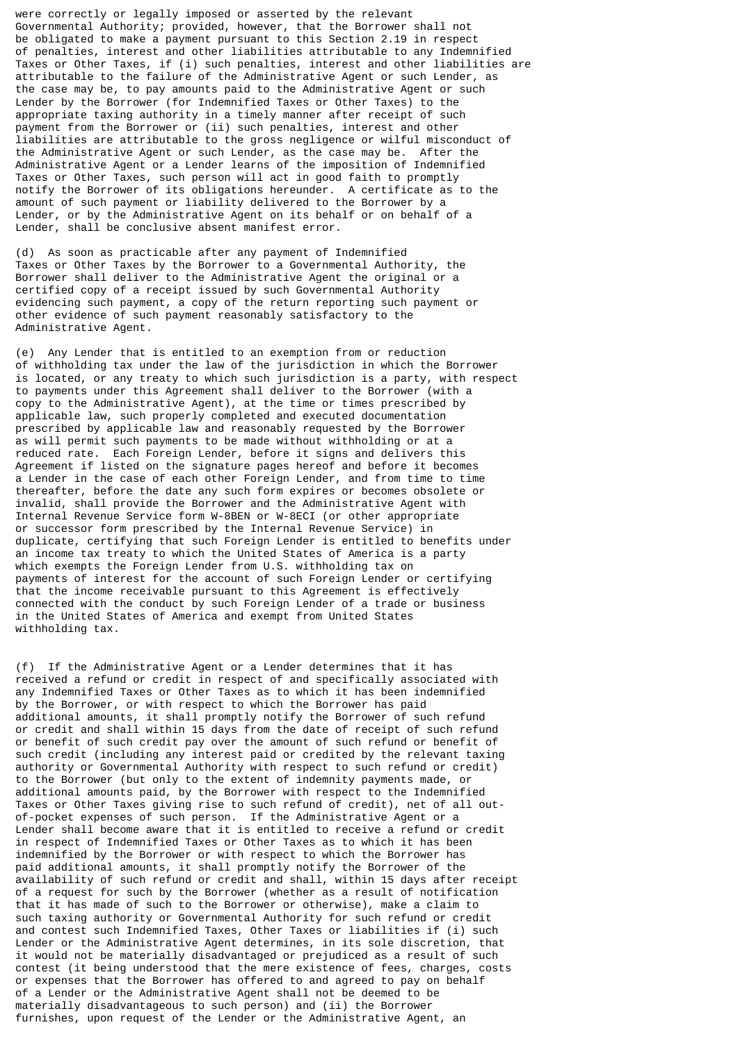were correctly or legally imposed or asserted by the relevant Governmental Authority; provided, however, that the Borrower shall not be obligated to make a payment pursuant to this Section 2.19 in respect of penalties, interest and other liabilities attributable to any Indemnified Taxes or Other Taxes, if (i) such penalties, interest and other liabilities are attributable to the failure of the Administrative Agent or such Lender, as the case may be, to pay amounts paid to the Administrative Agent or such Lender by the Borrower (for Indemnified Taxes or Other Taxes) to the appropriate taxing authority in a timely manner after receipt of such payment from the Borrower or (ii) such penalties, interest and other liabilities are attributable to the gross negligence or wilful misconduct of the Administrative Agent or such Lender, as the case may be. After the Administrative Agent or a Lender learns of the imposition of Indemnified Taxes or Other Taxes, such person will act in good faith to promptly notify the Borrower of its obligations hereunder. A certificate as to the amount of such payment or liability delivered to the Borrower by a Lender, or by the Administrative Agent on its behalf or on behalf of a Lender, shall be conclusive absent manifest error.

(d) As soon as practicable after any payment of Indemnified Taxes or Other Taxes by the Borrower to a Governmental Authority, the Borrower shall deliver to the Administrative Agent the original or a certified copy of a receipt issued by such Governmental Authority evidencing such payment, a copy of the return reporting such payment or other evidence of such payment reasonably satisfactory to the Administrative Agent.

(e) Any Lender that is entitled to an exemption from or reduction of withholding tax under the law of the jurisdiction in which the Borrower is located, or any treaty to which such jurisdiction is a party, with respect to payments under this Agreement shall deliver to the Borrower (with a copy to the Administrative Agent), at the time or times prescribed by applicable law, such properly completed and executed documentation prescribed by applicable law and reasonably requested by the Borrower as will permit such payments to be made without withholding or at a reduced rate. Each Foreign Lender, before it signs and delivers this Agreement if listed on the signature pages hereof and before it becomes a Lender in the case of each other Foreign Lender, and from time to time thereafter, before the date any such form expires or becomes obsolete or invalid, shall provide the Borrower and the Administrative Agent with Internal Revenue Service form W-8BEN or W-8ECI (or other appropriate or successor form prescribed by the Internal Revenue Service) in duplicate, certifying that such Foreign Lender is entitled to benefits under an income tax treaty to which the United States of America is a party which exempts the Foreign Lender from U.S. withholding tax on payments of interest for the account of such Foreign Lender or certifying that the income receivable pursuant to this Agreement is effectively connected with the conduct by such Foreign Lender of a trade or business in the United States of America and exempt from United States withholding tax.

(f) If the Administrative Agent or a Lender determines that it has received a refund or credit in respect of and specifically associated with any Indemnified Taxes or Other Taxes as to which it has been indemnified by the Borrower, or with respect to which the Borrower has paid additional amounts, it shall promptly notify the Borrower of such refund or credit and shall within 15 days from the date of receipt of such refund or benefit of such credit pay over the amount of such refund or benefit of such credit (including any interest paid or credited by the relevant taxing authority or Governmental Authority with respect to such refund or credit) to the Borrower (but only to the extent of indemnity payments made, or additional amounts paid, by the Borrower with respect to the Indemnified Taxes or Other Taxes giving rise to such refund of credit), net of all out-of-pocket expenses of such person. If the Administrative Agent or a Lender shall become aware that it is entitled to receive a refund or credit in respect of Indemnified Taxes or Other Taxes as to which it has been indemnified by the Borrower or with respect to which the Borrower has paid additional amounts, it shall promptly notify the Borrower of the availability of such refund or credit and shall, within 15 days after receipt of a request for such by the Borrower (whether as a result of notification that it has made of such to the Borrower or otherwise), make a claim to such taxing authority or Governmental Authority for such refund or credit and contest such Indemnified Taxes, Other Taxes or liabilities if (i) such Lender or the Administrative Agent determines, in its sole discretion, that it would not be materially disadvantaged or prejudiced as a result of such contest (it being understood that the mere existence of fees, charges, costs or expenses that the Borrower has offered to and agreed to pay on behalf of a Lender or the Administrative Agent shall not be deemed to be materially disadvantageous to such person) and (ii) the Borrower furnishes, upon request of the Lender or the Administrative Agent, an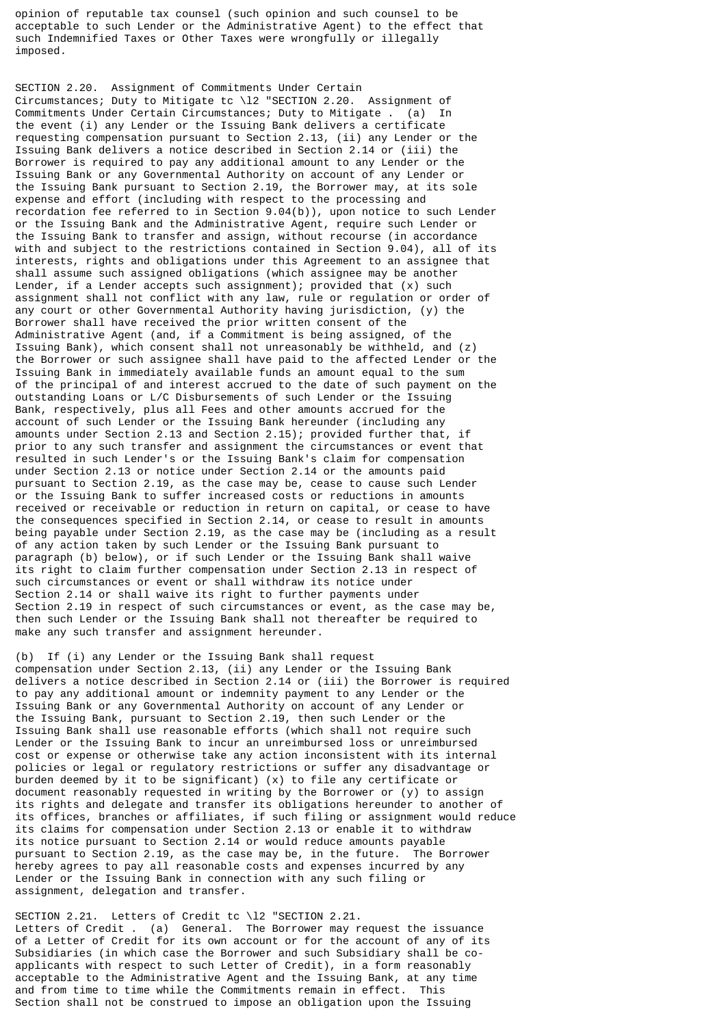opinion of reputable tax counsel (such opinion and such counsel to be acceptable to such Lender or the Administrative Agent) to the effect that such Indemnified Taxes or Other Taxes were wrongfully or illegally imposed.

SECTION 2.20. Assignment of Commitments Under Certain Circumstances; Duty to Mitigate tc \l2 "SECTION 2.20. Assignment of Commitments Under Certain Circumstances; Duty to Mitigate . (a) In the event (i) any Lender or the Issuing Bank delivers a certificate requesting compensation pursuant to Section 2.13, (ii) any Lender or the Issuing Bank delivers a notice described in Section 2.14 or (iii) the Borrower is required to pay any additional amount to any Lender or the Issuing Bank or any Governmental Authority on account of any Lender or the Issuing Bank pursuant to Section 2.19, the Borrower may, at its sole expense and effort (including with respect to the processing and recordation fee referred to in Section 9.04(b)), upon notice to such Lender or the Issuing Bank and the Administrative Agent, require such Lender or the Issuing Bank to transfer and assign, without recourse (in accordance with and subject to the restrictions contained in Section 9.04), all of its interests, rights and obligations under this Agreement to an assignee that shall assume such assigned obligations (which assignee may be another Lender, if a Lender accepts such assignment); provided that (x) such assignment shall not conflict with any law, rule or regulation or order of any court or other Governmental Authority having jurisdiction, (y) the Borrower shall have received the prior written consent of the Administrative Agent (and, if a Commitment is being assigned, of the Issuing Bank), which consent shall not unreasonably be withheld, and (z) the Borrower or such assignee shall have paid to the affected Lender or the Issuing Bank in immediately available funds an amount equal to the sum of the principal of and interest accrued to the date of such payment on the outstanding Loans or L/C Disbursements of such Lender or the Issuing Bank, respectively, plus all Fees and other amounts accrued for the account of such Lender or the Issuing Bank hereunder (including any amounts under Section 2.13 and Section 2.15); provided further that, if prior to any such transfer and assignment the circumstances or event that resulted in such Lender's or the Issuing Bank's claim for compensation under Section 2.13 or notice under Section 2.14 or the amounts paid pursuant to Section 2.19, as the case may be, cease to cause such Lender or the Issuing Bank to suffer increased costs or reductions in amounts received or receivable or reduction in return on capital, or cease to have the consequences specified in Section 2.14, or cease to result in amounts being payable under Section 2.19, as the case may be (including as a result of any action taken by such Lender or the Issuing Bank pursuant to paragraph (b) below), or if such Lender or the Issuing Bank shall waive its right to claim further compensation under Section 2.13 in respect of such circumstances or event or shall withdraw its notice under Section 2.14 or shall waive its right to further payments under Section 2.19 in respect of such circumstances or event, as the case may be, then such Lender or the Issuing Bank shall not thereafter be required to make any such transfer and assignment hereunder.

(b) If (i) any Lender or the Issuing Bank shall request compensation under Section 2.13, (ii) any Lender or the Issuing Bank delivers a notice described in Section 2.14 or (iii) the Borrower is required to pay any additional amount or indemnity payment to any Lender or the Issuing Bank or any Governmental Authority on account of any Lender or the Issuing Bank, pursuant to Section 2.19, then such Lender or the Issuing Bank shall use reasonable efforts (which shall not require such Lender or the Issuing Bank to incur an unreimbursed loss or unreimbursed cost or expense or otherwise take any action inconsistent with its internal policies or legal or regulatory restrictions or suffer any disadvantage or burden deemed by it to be significant) (x) to file any certificate or document reasonably requested in writing by the Borrower or (y) to assign its rights and delegate and transfer its obligations hereunder to another of its offices, branches or affiliates, if such filing or assignment would reduce its claims for compensation under Section 2.13 or enable it to withdraw its notice pursuant to Section 2.14 or would reduce amounts payable pursuant to Section 2.19, as the case may be, in the future. The Borrower hereby agrees to pay all reasonable costs and expenses incurred by any Lender or the Issuing Bank in connection with any such filing or assignment, delegation and transfer.

SECTION 2.21. Letters of Credit tc \l2 "SECTION 2.21. Letters of Credit . (a) General. The Borrower may request the issuance of a Letter of Credit for its own account or for the account of any of its Subsidiaries (in which case the Borrower and such Subsidiary shall be co-applicants with respect to such Letter of Credit), in a form reasonably acceptable to the Administrative Agent and the Issuing Bank, at any time and from time to time while the Commitments remain in effect. This Section shall not be construed to impose an obligation upon the Issuing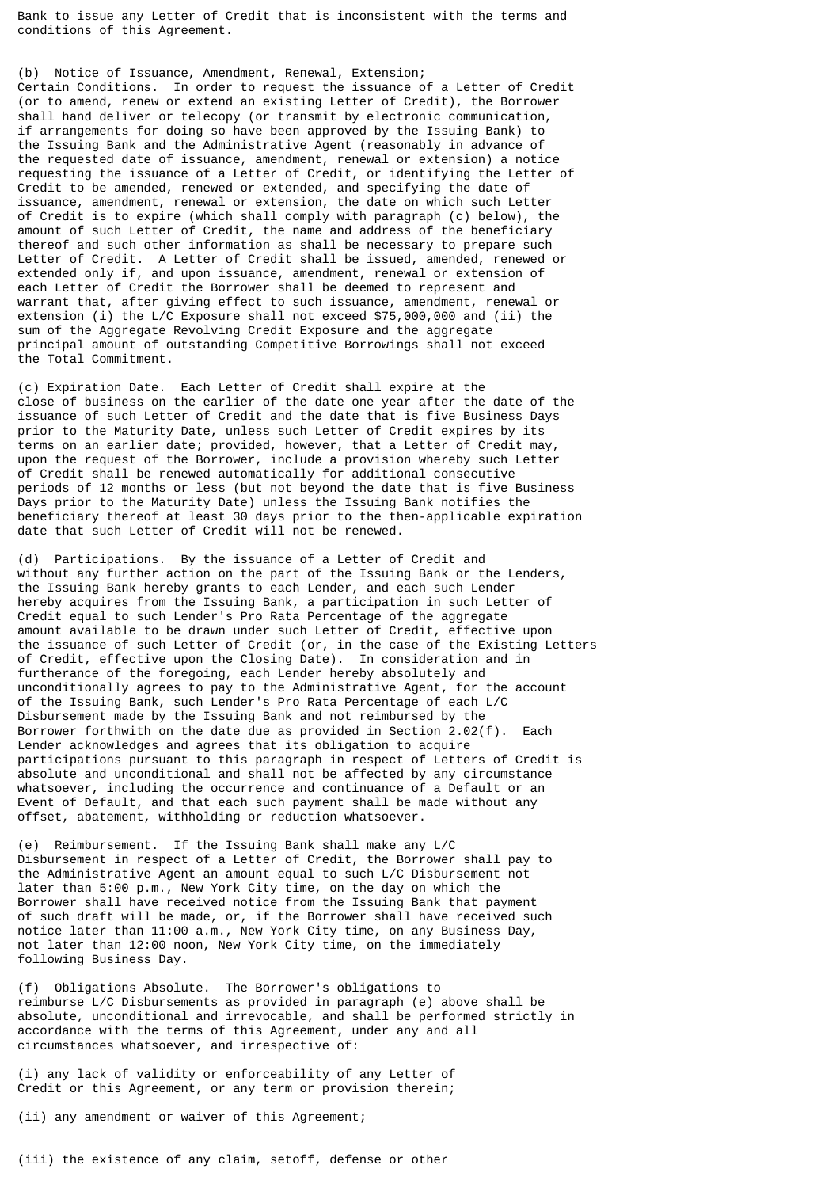Bank to issue any Letter of Credit that is inconsistent with the terms and conditions of this Agreement.

(b) Notice of Issuance, Amendment, Renewal, Extension; Certain Conditions. In order to request the issuance of a Letter of Credit (or to amend, renew or extend an existing Letter of Credit), the Borrower shall hand deliver or telecopy (or transmit by electronic communication, if arrangements for doing so have been approved by the Issuing Bank) to the Issuing Bank and the Administrative Agent (reasonably in advance of the requested date of issuance, amendment, renewal or extension) a notice requesting the issuance of a Letter of Credit, or identifying the Letter of Credit to be amended, renewed or extended, and specifying the date of issuance, amendment, renewal or extension, the date on which such Letter of Credit is to expire (which shall comply with paragraph (c) below), the amount of such Letter of Credit, the name and address of the beneficiary thereof and such other information as shall be necessary to prepare such Letter of Credit. A Letter of Credit shall be issued, amended, renewed or extended only if, and upon issuance, amendment, renewal or extension of each Letter of Credit the Borrower shall be deemed to represent and warrant that, after giving effect to such issuance, amendment, renewal or extension (i) the L/C Exposure shall not exceed $75,000,000 and (ii) the sum of the Aggregate Revolving Credit Exposure and the aggregate principal amount of outstanding Competitive Borrowings shall not exceed the Total Commitment.

(c) Expiration Date. Each Letter of Credit shall expire at the close of business on the earlier of the date one year after the date of the issuance of such Letter of Credit and the date that is five Business Days prior to the Maturity Date, unless such Letter of Credit expires by its terms on an earlier date; provided, however, that a Letter of Credit may, upon the request of the Borrower, include a provision whereby such Letter of Credit shall be renewed automatically for additional consecutive periods of 12 months or less (but not beyond the date that is five Business Days prior to the Maturity Date) unless the Issuing Bank notifies the beneficiary thereof at least 30 days prior to the then-applicable expiration date that such Letter of Credit will not be renewed.

(d) Participations. By the issuance of a Letter of Credit and without any further action on the part of the Issuing Bank or the Lenders, the Issuing Bank hereby grants to each Lender, and each such Lender hereby acquires from the Issuing Bank, a participation in such Letter of Credit equal to such Lender's Pro Rata Percentage of the aggregate amount available to be drawn under such Letter of Credit, effective upon the issuance of such Letter of Credit (or, in the case of the Existing Letters of Credit, effective upon the Closing Date). In consideration and in furtherance of the foregoing, each Lender hereby absolutely and unconditionally agrees to pay to the Administrative Agent, for the account of the Issuing Bank, such Lender's Pro Rata Percentage of each L/C Disbursement made by the Issuing Bank and not reimbursed by the Borrower forthwith on the date due as provided in Section 2.02(f). Each Lender acknowledges and agrees that its obligation to acquire participations pursuant to this paragraph in respect of Letters of Credit is absolute and unconditional and shall not be affected by any circumstance whatsoever, including the occurrence and continuance of a Default or an Event of Default, and that each such payment shall be made without any offset, abatement, withholding or reduction whatsoever.

(e) Reimbursement. If the Issuing Bank shall make any L/C Disbursement in respect of a Letter of Credit, the Borrower shall pay to the Administrative Agent an amount equal to such L/C Disbursement not later than 5:00 p.m., New York City time, on the day on which the Borrower shall have received notice from the Issuing Bank that payment of such draft will be made, or, if the Borrower shall have received such notice later than 11:00 a.m., New York City time, on any Business Day, not later than 12:00 noon, New York City time, on the immediately following Business Day.

(f) Obligations Absolute. The Borrower's obligations to reimburse L/C Disbursements as provided in paragraph (e) above shall be absolute, unconditional and irrevocable, and shall be performed strictly in accordance with the terms of this Agreement, under any and all circumstances whatsoever, and irrespective of:

(i) any lack of validity or enforceability of any Letter of Credit or this Agreement, or any term or provision therein;

(ii) any amendment or waiver of this Agreement;

(iii) the existence of any claim, setoff, defense or other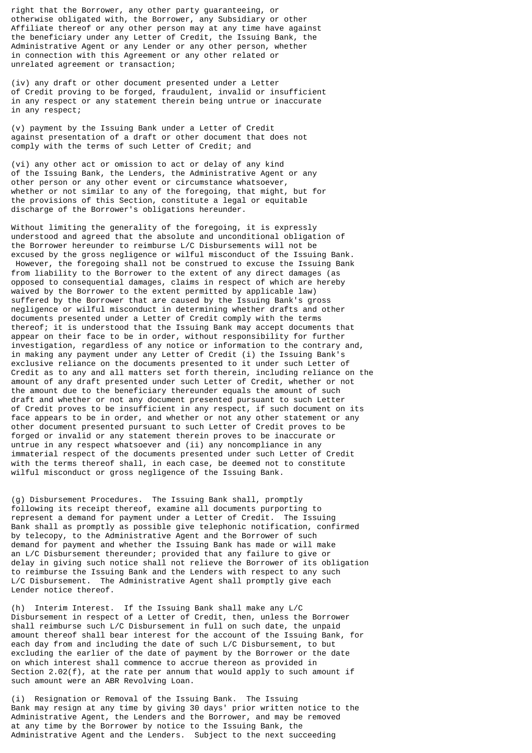right that the Borrower, any other party guaranteeing, or otherwise obligated with, the Borrower, any Subsidiary or other Affiliate thereof or any other person may at any time have against the beneficiary under any Letter of Credit, the Issuing Bank, the Administrative Agent or any Lender or any other person, whether in connection with this Agreement or any other related or unrelated agreement or transaction;

(iv) any draft or other document presented under a Letter of Credit proving to be forged, fraudulent, invalid or insufficient in any respect or any statement therein being untrue or inaccurate in any respect;

(v) payment by the Issuing Bank under a Letter of Credit against presentation of a draft or other document that does not comply with the terms of such Letter of Credit; and

(vi) any other act or omission to act or delay of any kind of the Issuing Bank, the Lenders, the Administrative Agent or any other person or any other event or circumstance whatsoever, whether or not similar to any of the foregoing, that might, but for the provisions of this Section, constitute a legal or equitable discharge of the Borrower's obligations hereunder.

Without limiting the generality of the foregoing, it is expressly understood and agreed that the absolute and unconditional obligation of the Borrower hereunder to reimburse L/C Disbursements will not be excused by the gross negligence or wilful misconduct of the Issuing Bank. However, the foregoing shall not be construed to excuse the Issuing Bank from liability to the Borrower to the extent of any direct damages (as opposed to consequential damages, claims in respect of which are hereby waived by the Borrower to the extent permitted by applicable law) suffered by the Borrower that are caused by the Issuing Bank's gross negligence or wilful misconduct in determining whether drafts and other documents presented under a Letter of Credit comply with the terms thereof; it is understood that the Issuing Bank may accept documents that appear on their face to be in order, without responsibility for further investigation, regardless of any notice or information to the contrary and, in making any payment under any Letter of Credit (i) the Issuing Bank's exclusive reliance on the documents presented to it under such Letter of Credit as to any and all matters set forth therein, including reliance on the amount of any draft presented under such Letter of Credit, whether or not the amount due to the beneficiary thereunder equals the amount of such draft and whether or not any document presented pursuant to such Letter of Credit proves to be insufficient in any respect, if such document on its face appears to be in order, and whether or not any other statement or any other document presented pursuant to such Letter of Credit proves to be forged or invalid or any statement therein proves to be inaccurate or untrue in any respect whatsoever and (ii) any noncompliance in any immaterial respect of the documents presented under such Letter of Credit with the terms thereof shall, in each case, be deemed not to constitute wilful misconduct or gross negligence of the Issuing Bank.

(g) Disbursement Procedures. The Issuing Bank shall, promptly following its receipt thereof, examine all documents purporting to represent a demand for payment under a Letter of Credit. The Issuing Bank shall as promptly as possible give telephonic notification, confirmed by telecopy, to the Administrative Agent and the Borrower of such demand for payment and whether the Issuing Bank has made or will make an L/C Disbursement thereunder; provided that any failure to give or delay in giving such notice shall not relieve the Borrower of its obligation to reimburse the Issuing Bank and the Lenders with respect to any such L/C Disbursement. The Administrative Agent shall promptly give each Lender notice thereof.

(h) Interim Interest. If the Issuing Bank shall make any L/C Disbursement in respect of a Letter of Credit, then, unless the Borrower shall reimburse such L/C Disbursement in full on such date, the unpaid amount thereof shall bear interest for the account of the Issuing Bank, for each day from and including the date of such L/C Disbursement, to but excluding the earlier of the date of payment by the Borrower or the date on which interest shall commence to accrue thereon as provided in Section 2.02(f), at the rate per annum that would apply to such amount if such amount were an ABR Revolving Loan.

(i) Resignation or Removal of the Issuing Bank. The Issuing Bank may resign at any time by giving 30 days' prior written notice to the Administrative Agent, the Lenders and the Borrower, and may be removed at any time by the Borrower by notice to the Issuing Bank, the Administrative Agent and the Lenders. Subject to the next succeeding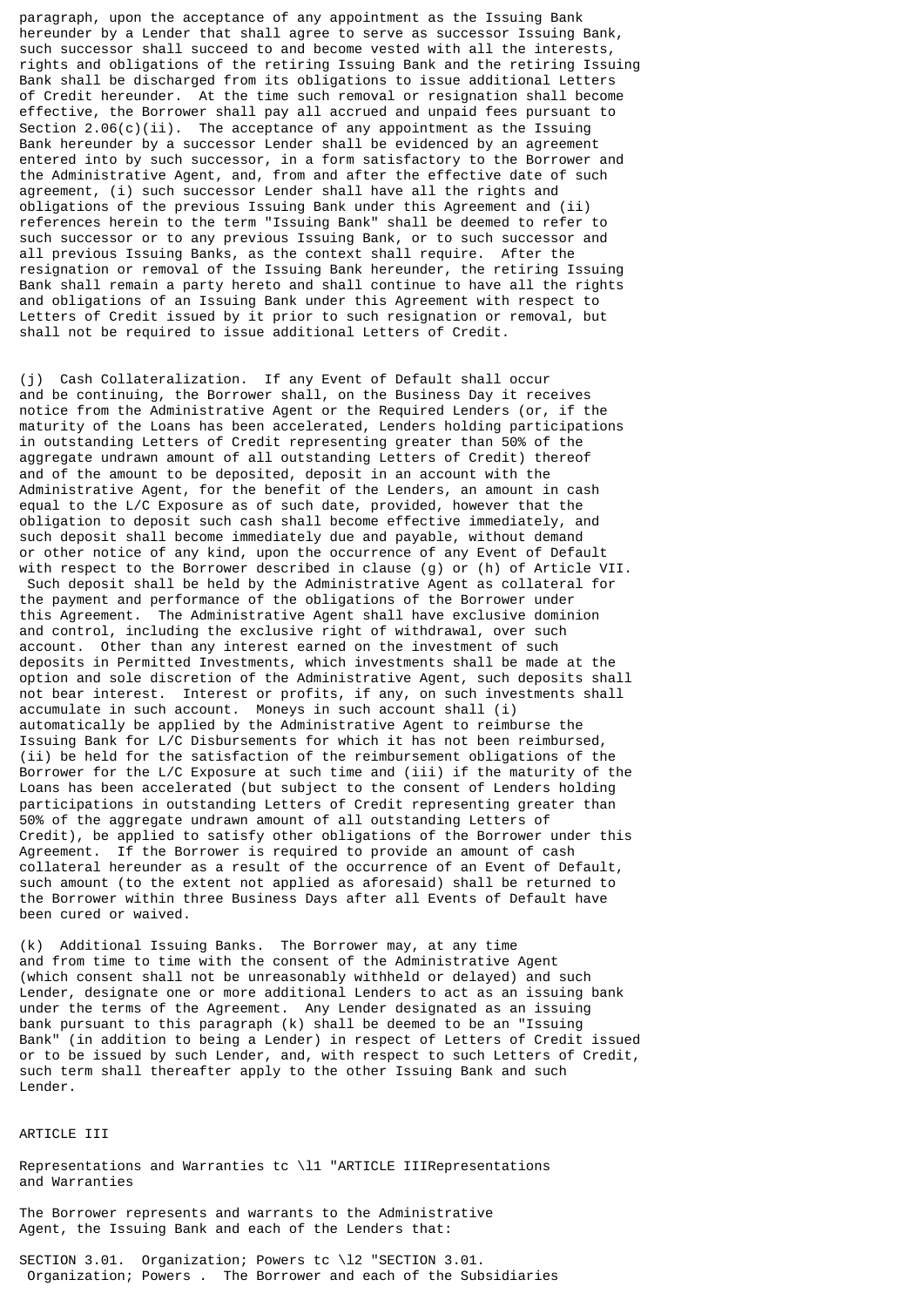paragraph, upon the acceptance of any appointment as the Issuing Bank hereunder by a Lender that shall agree to serve as successor Issuing Bank, such successor shall succeed to and become vested with all the interests, rights and obligations of the retiring Issuing Bank and the retiring Issuing Bank shall be discharged from its obligations to issue additional Letters of Credit hereunder. At the time such removal or resignation shall become effective, the Borrower shall pay all accrued and unpaid fees pursuant to Section 2.06(c)(ii). The acceptance of any appointment as the Issuing Bank hereunder by a successor Lender shall be evidenced by an agreement entered into by such successor, in a form satisfactory to the Borrower and the Administrative Agent, and, from and after the effective date of such agreement, (i) such successor Lender shall have all the rights and obligations of the previous Issuing Bank under this Agreement and (ii) references herein to the term "Issuing Bank" shall be deemed to refer to such successor or to any previous Issuing Bank, or to such successor and all previous Issuing Banks, as the context shall require. After the resignation or removal of the Issuing Bank hereunder, the retiring Issuing Bank shall remain a party hereto and shall continue to have all the rights and obligations of an Issuing Bank under this Agreement with respect to Letters of Credit issued by it prior to such resignation or removal, but shall not be required to issue additional Letters of Credit.

(j) Cash Collateralization. If any Event of Default shall occur and be continuing, the Borrower shall, on the Business Day it receives notice from the Administrative Agent or the Required Lenders (or, if the maturity of the Loans has been accelerated, Lenders holding participations in outstanding Letters of Credit representing greater than 50% of the aggregate undrawn amount of all outstanding Letters of Credit) thereof and of the amount to be deposited, deposit in an account with the Administrative Agent, for the benefit of the Lenders, an amount in cash equal to the L/C Exposure as of such date, provided, however that the obligation to deposit such cash shall become effective immediately, and such deposit shall become immediately due and payable, without demand or other notice of any kind, upon the occurrence of any Event of Default with respect to the Borrower described in clause (g) or (h) of Article VII. Such deposit shall be held by the Administrative Agent as collateral for the payment and performance of the obligations of the Borrower under this Agreement. The Administrative Agent shall have exclusive dominion and control, including the exclusive right of withdrawal, over such account. Other than any interest earned on the investment of such deposits in Permitted Investments, which investments shall be made at the option and sole discretion of the Administrative Agent, such deposits shall not bear interest. Interest or profits, if any, on such investments shall accumulate in such account. Moneys in such account shall (i) automatically be applied by the Administrative Agent to reimburse the Issuing Bank for L/C Disbursements for which it has not been reimbursed, (ii) be held for the satisfaction of the reimbursement obligations of the Borrower for the L/C Exposure at such time and (iii) if the maturity of the Loans has been accelerated (but subject to the consent of Lenders holding participations in outstanding Letters of Credit representing greater than 50% of the aggregate undrawn amount of all outstanding Letters of Credit), be applied to satisfy other obligations of the Borrower under this Agreement. If the Borrower is required to provide an amount of cash collateral hereunder as a result of the occurrence of an Event of Default, such amount (to the extent not applied as aforesaid) shall be returned to the Borrower within three Business Days after all Events of Default have been cured or waived.

(k) Additional Issuing Banks. The Borrower may, at any time and from time to time with the consent of the Administrative Agent (which consent shall not be unreasonably withheld or delayed) and such Lender, designate one or more additional Lenders to act as an issuing bank under the terms of the Agreement. Any Lender designated as an issuing bank pursuant to this paragraph (k) shall be deemed to be an "Issuing Bank" (in addition to being a Lender) in respect of Letters of Credit issued or to be issued by such Lender, and, with respect to such Letters of Credit, such term shall thereafter apply to the other Issuing Bank and such Lender.

## ARTICLE III

## Representations and Warranties tc \l1 "ARTICLE IIIRepresentations and Warranties

The Borrower represents and warrants to the Administrative Agent, the Issuing Bank and each of the Lenders that:

SECTION 3.01. Organization; Powers tc \l2 "SECTION 3.01. Organization; Powers . The Borrower and each of the Subsidiaries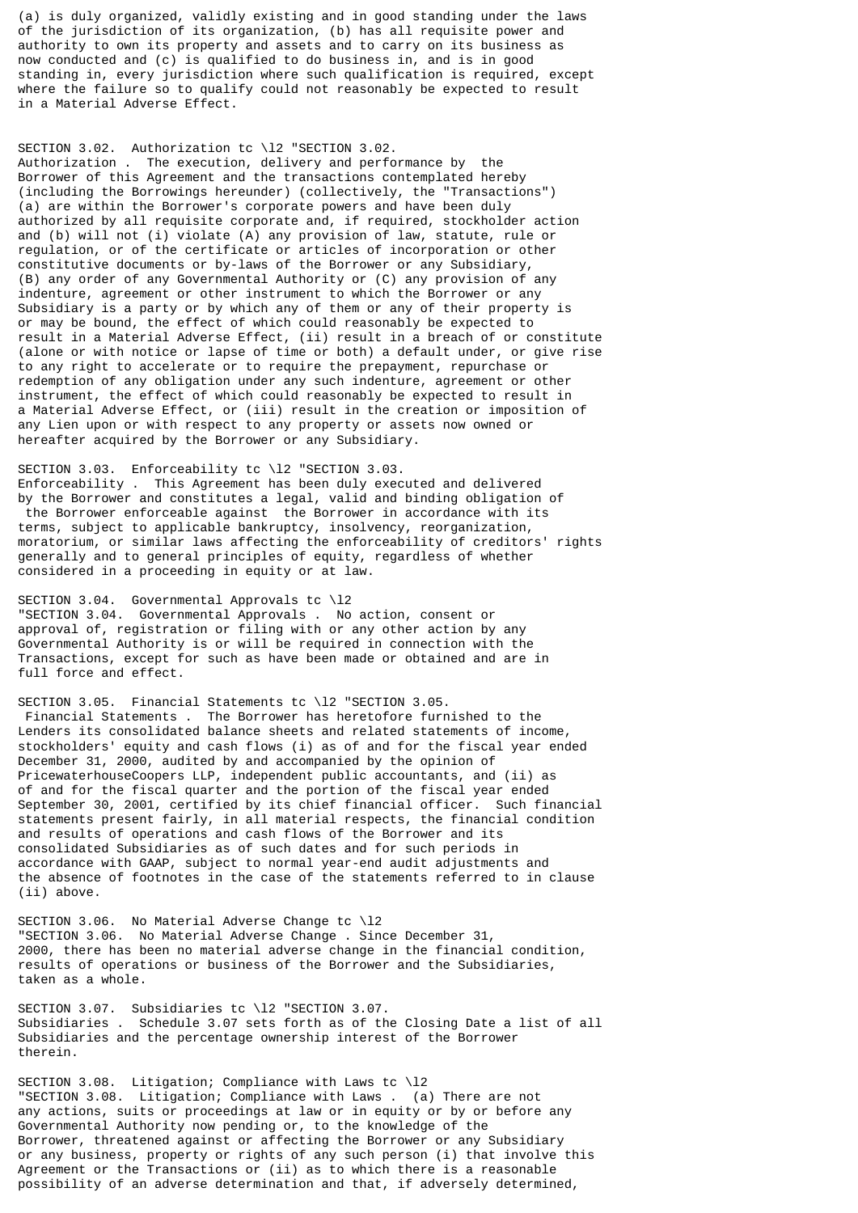(a) is duly organized, validly existing and in good standing under the laws of the jurisdiction of its organization, (b) has all requisite power and authority to own its property and assets and to carry on its business as now conducted and (c) is qualified to do business in, and is in good standing in, every jurisdiction where such qualification is required, except where the failure so to qualify could not reasonably be expected to result in a Material Adverse Effect.

SECTION 3.02. Authorization tc \l2 "SECTION 3.02. Authorization . The execution, delivery and performance by the Borrower of this Agreement and the transactions contemplated hereby (including the Borrowings hereunder) (collectively, the "Transactions") (a) are within the Borrower's corporate powers and have been duly authorized by all requisite corporate and, if required, stockholder action and (b) will not (i) violate (A) any provision of law, statute, rule or regulation, or of the certificate or articles of incorporation or other constitutive documents or by-laws of the Borrower or any Subsidiary, (B) any order of any Governmental Authority or (C) any provision of any indenture, agreement or other instrument to which the Borrower or any Subsidiary is a party or by which any of them or any of their property is or may be bound, the effect of which could reasonably be expected to result in a Material Adverse Effect, (ii) result in a breach of or constitute (alone or with notice or lapse of time or both) a default under, or give rise to any right to accelerate or to require the prepayment, repurchase or redemption of any obligation under any such indenture, agreement or other instrument, the effect of which could reasonably be expected to result in a Material Adverse Effect, or (iii) result in the creation or imposition of any Lien upon or with respect to any property or assets now owned or hereafter acquired by the Borrower or any Subsidiary.

SECTION 3.03. Enforceability tc \l2 "SECTION 3.03. Enforceability . This Agreement has been duly executed and delivered by the Borrower and constitutes a legal, valid and binding obligation of the Borrower enforceable against the Borrower in accordance with its terms, subject to applicable bankruptcy, insolvency, reorganization, moratorium, or similar laws affecting the enforceability of creditors' rights generally and to general principles of equity, regardless of whether considered in a proceeding in equity or at law.

SECTION 3.04. Governmental Approvals tc \l2 "SECTION 3.04. Governmental Approvals . No action, consent or approval of, registration or filing with or any other action by any Governmental Authority is or will be required in connection with the Transactions, except for such as have been made or obtained and are in full force and effect.

SECTION 3.05. Financial Statements tc \l2 "SECTION 3.05. Financial Statements . The Borrower has heretofore furnished to the Lenders its consolidated balance sheets and related statements of income, stockholders' equity and cash flows (i) as of and for the fiscal year ended December 31, 2000, audited by and accompanied by the opinion of PricewaterhouseCoopers LLP, independent public accountants, and (ii) as of and for the fiscal quarter and the portion of the fiscal year ended September 30, 2001, certified by its chief financial officer. Such financial statements present fairly, in all material respects, the financial condition and results of operations and cash flows of the Borrower and its consolidated Subsidiaries as of such dates and for such periods in accordance with GAAP, subject to normal year-end audit adjustments and the absence of footnotes in the case of the statements referred to in clause (ii) above.

SECTION 3.06. No Material Adverse Change tc \l2 "SECTION 3.06. No Material Adverse Change . Since December 31, 2000, there has been no material adverse change in the financial condition, results of operations or business of the Borrower and the Subsidiaries, taken as a whole.

SECTION 3.07. Subsidiaries tc \l2 "SECTION 3.07. Subsidiaries . Schedule 3.07 sets forth as of the Closing Date a list of all Subsidiaries and the percentage ownership interest of the Borrower therein.

SECTION 3.08. Litigation; Compliance with Laws tc \l2 "SECTION 3.08. Litigation; Compliance with Laws . (a) There are not any actions, suits or proceedings at law or in equity or by or before any Governmental Authority now pending or, to the knowledge of the Borrower, threatened against or affecting the Borrower or any Subsidiary or any business, property or rights of any such person (i) that involve this Agreement or the Transactions or (ii) as to which there is a reasonable possibility of an adverse determination and that, if adversely determined,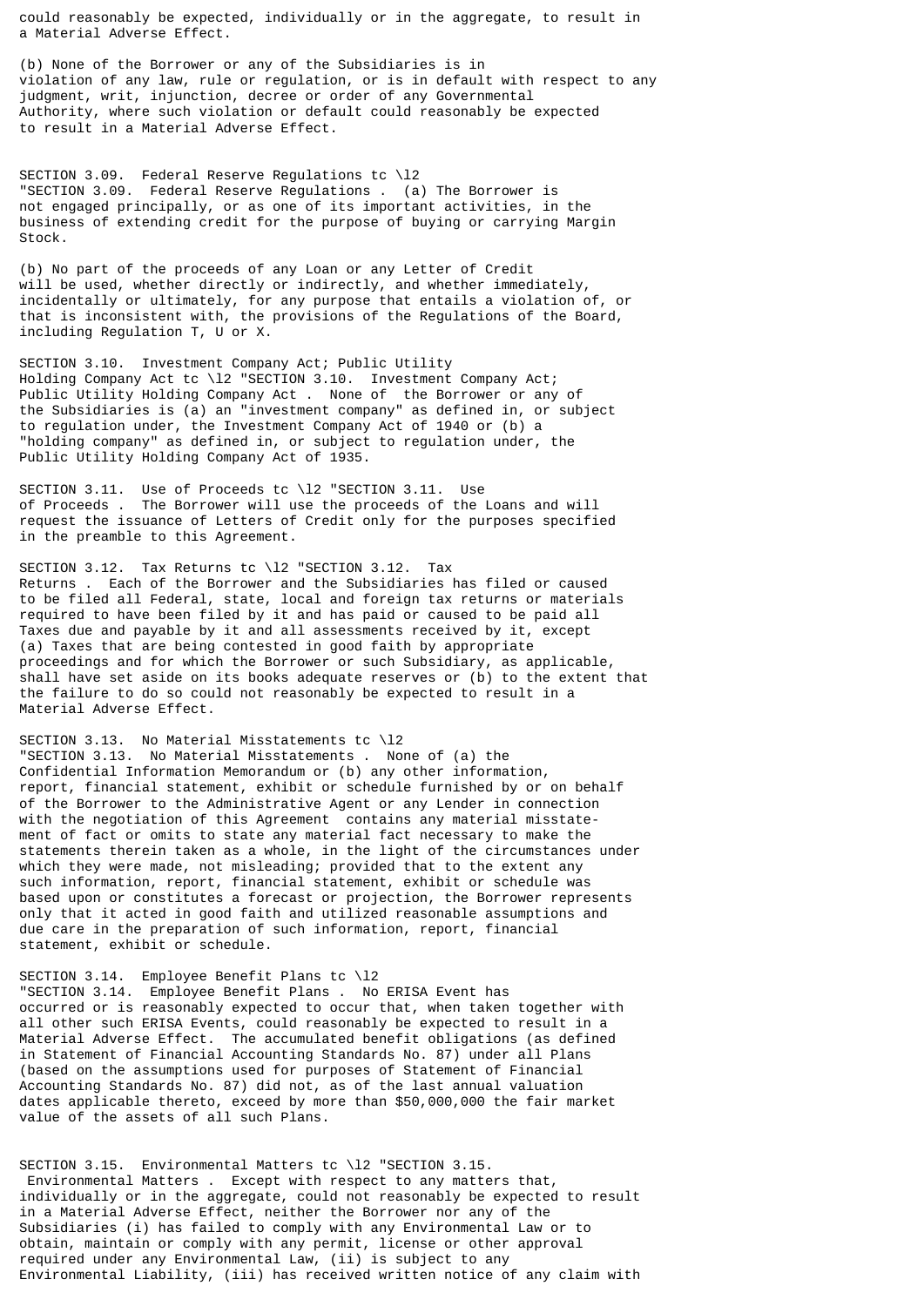could reasonably be expected, individually or in the aggregate, to result in a Material Adverse Effect.

(b) None of the Borrower or any of the Subsidiaries is in violation of any law, rule or regulation, or is in default with respect to any judgment, writ, injunction, decree or order of any Governmental Authority, where such violation or default could reasonably be expected to result in a Material Adverse Effect.

SECTION 3.09. Federal Reserve Regulations tc \l2 "SECTION 3.09. Federal Reserve Regulations . (a) The Borrower is not engaged principally, or as one of its important activities, in the business of extending credit for the purpose of buying or carrying Margin Stock.

(b) No part of the proceeds of any Loan or any Letter of Credit will be used, whether directly or indirectly, and whether immediately, incidentally or ultimately, for any purpose that entails a violation of, or that is inconsistent with, the provisions of the Regulations of the Board, including Regulation T, U or X.

SECTION 3.10. Investment Company Act; Public Utility Holding Company Act tc \l2 "SECTION 3.10. Investment Company Act; Public Utility Holding Company Act . None of the Borrower or any of the Subsidiaries is (a) an "investment company" as defined in, or subject to regulation under, the Investment Company Act of 1940 or (b) a "holding company" as defined in, or subject to regulation under, the Public Utility Holding Company Act of 1935.

SECTION 3.11. Use of Proceeds tc \l2 "SECTION 3.11. Use of Proceeds . The Borrower will use the proceeds of the Loans and will request the issuance of Letters of Credit only for the purposes specified in the preamble to this Agreement.

SECTION 3.12. Tax Returns tc \l2 "SECTION 3.12. Tax Returns . Each of the Borrower and the Subsidiaries has filed or caused to be filed all Federal, state, local and foreign tax returns or materials required to have been filed by it and has paid or caused to be paid all Taxes due and payable by it and all assessments received by it, except (a) Taxes that are being contested in good faith by appropriate proceedings and for which the Borrower or such Subsidiary, as applicable, shall have set aside on its books adequate reserves or (b) to the extent that the failure to do so could not reasonably be expected to result in a Material Adverse Effect.

SECTION 3.13. No Material Misstatements tc \l2 "SECTION 3.13. No Material Misstatements . None of (a) the Confidential Information Memorandum or (b) any other information, report, financial statement, exhibit or schedule furnished by or on behalf of the Borrower to the Administrative Agent or any Lender in connection with the negotiation of this Agreement contains any material misstatement of fact or omits to state any material fact necessary to make the statements therein taken as a whole, in the light of the circumstances under which they were made, not misleading; provided that to the extent any such information, report, financial statement, exhibit or schedule was based upon or constitutes a forecast or projection, the Borrower represents only that it acted in good faith and utilized reasonable assumptions and due care in the preparation of such information, report, financial statement, exhibit or schedule.

SECTION 3.14. Employee Benefit Plans tc \l2 "SECTION 3.14. Employee Benefit Plans . No ERISA Event has occurred or is reasonably expected to occur that, when taken together with all other such ERISA Events, could reasonably be expected to result in a Material Adverse Effect. The accumulated benefit obligations (as defined in Statement of Financial Accounting Standards No. 87) under all Plans (based on the assumptions used for purposes of Statement of Financial Accounting Standards No. 87) did not, as of the last annual valuation dates applicable thereto, exceed by more than $50,000,000 the fair market value of the assets of all such Plans.

SECTION 3.15. Environmental Matters tc \l2 "SECTION 3.15. Environmental Matters . Except with respect to any matters that, individually or in the aggregate, could not reasonably be expected to result in a Material Adverse Effect, neither the Borrower nor any of the Subsidiaries (i) has failed to comply with any Environmental Law or to obtain, maintain or comply with any permit, license or other approval required under any Environmental Law, (ii) is subject to any Environmental Liability, (iii) has received written notice of any claim with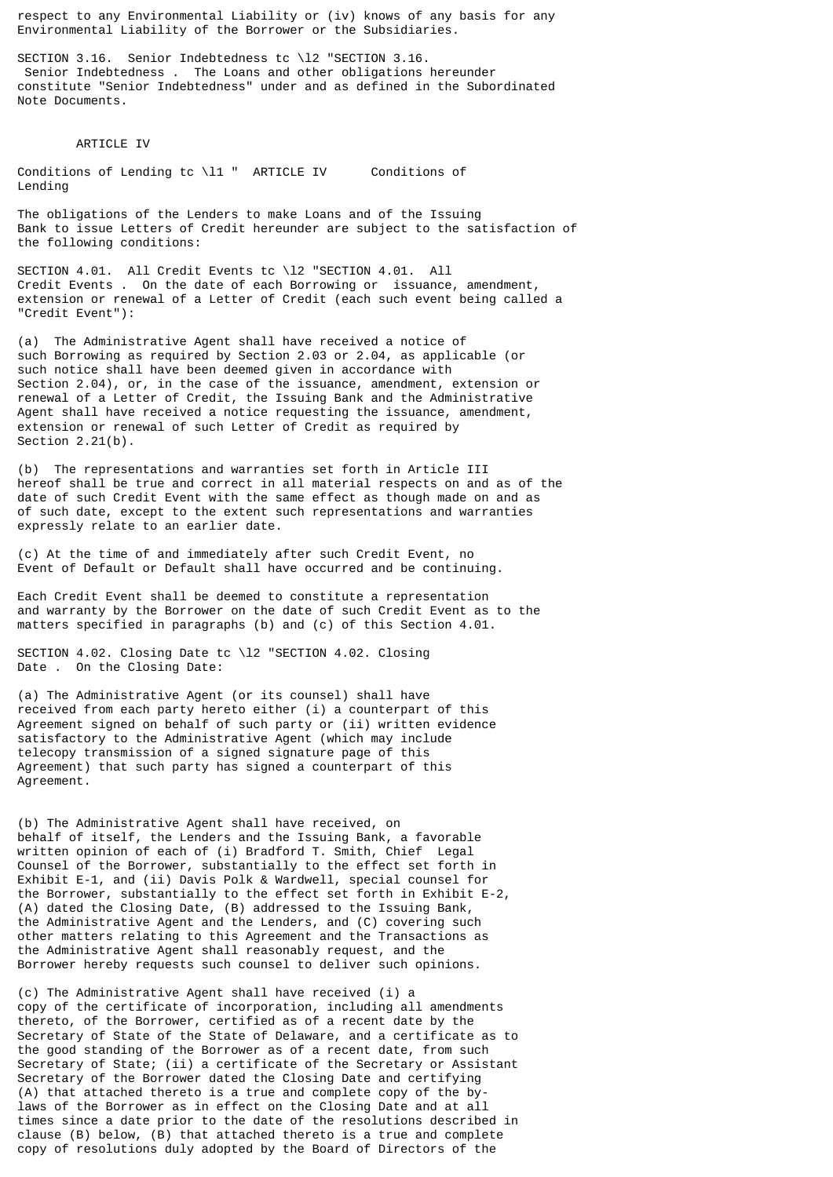respect to any Environmental Liability or (iv) knows of any basis for any Environmental Liability of the Borrower or the Subsidiaries.

SECTION 3.16. Senior Indebtedness tc \l2 "SECTION 3.16. Senior Indebtedness . The Loans and other obligations hereunder constitute "Senior Indebtedness" under and as defined in the Subordinated Note Documents.

ARTICLE IV

Conditions of Lending tc \l1 " ARTICLE IV Conditions of Lending

The obligations of the Lenders to make Loans and of the Issuing Bank to issue Letters of Credit hereunder are subject to the satisfaction of the following conditions:

SECTION 4.01. All Credit Events tc \l2 "SECTION 4.01. All Credit Events . On the date of each Borrowing or issuance, amendment, extension or renewal of a Letter of Credit (each such event being called a "Credit Event"):

(a) The Administrative Agent shall have received a notice of such Borrowing as required by Section 2.03 or 2.04, as applicable (or such notice shall have been deemed given in accordance with Section 2.04), or, in the case of the issuance, amendment, extension or renewal of a Letter of Credit, the Issuing Bank and the Administrative Agent shall have received a notice requesting the issuance, amendment, extension or renewal of such Letter of Credit as required by Section 2.21(b).

(b) The representations and warranties set forth in Article III hereof shall be true and correct in all material respects on and as of the date of such Credit Event with the same effect as though made on and as of such date, except to the extent such representations and warranties expressly relate to an earlier date.

(c) At the time of and immediately after such Credit Event, no Event of Default or Default shall have occurred and be continuing.

Each Credit Event shall be deemed to constitute a representation and warranty by the Borrower on the date of such Credit Event as to the matters specified in paragraphs (b) and (c) of this Section 4.01.

SECTION 4.02. Closing Date tc \l2 "SECTION 4.02. Closing Date . On the Closing Date:

(a) The Administrative Agent (or its counsel) shall have received from each party hereto either (i) a counterpart of this Agreement signed on behalf of such party or (ii) written evidence satisfactory to the Administrative Agent (which may include telecopy transmission of a signed signature page of this Agreement) that such party has signed a counterpart of this Agreement.

(b) The Administrative Agent shall have received, on behalf of itself, the Lenders and the Issuing Bank, a favorable written opinion of each of (i) Bradford T. Smith, Chief Legal Counsel of the Borrower, substantially to the effect set forth in Exhibit E-1, and (ii) Davis Polk & Wardwell, special counsel for the Borrower, substantially to the effect set forth in Exhibit E-2, (A) dated the Closing Date, (B) addressed to the Issuing Bank, the Administrative Agent and the Lenders, and (C) covering such other matters relating to this Agreement and the Transactions as the Administrative Agent shall reasonably request, and the Borrower hereby requests such counsel to deliver such opinions.

(c) The Administrative Agent shall have received (i) a copy of the certificate of incorporation, including all amendments thereto, of the Borrower, certified as of a recent date by the Secretary of State of the State of Delaware, and a certificate as to the good standing of the Borrower as of a recent date, from such Secretary of State; (ii) a certificate of the Secretary or Assistant Secretary of the Borrower dated the Closing Date and certifying (A) that attached thereto is a true and complete copy of the by-laws of the Borrower as in effect on the Closing Date and at all times since a date prior to the date of the resolutions described in clause (B) below, (B) that attached thereto is a true and complete copy of resolutions duly adopted by the Board of Directors of the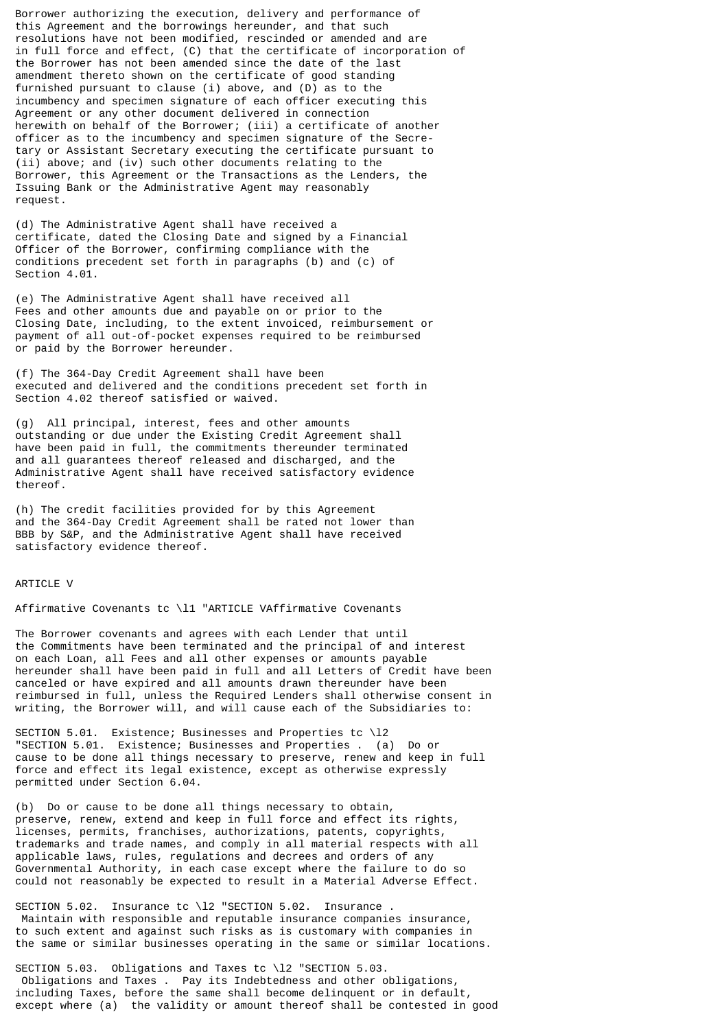Borrower authorizing the execution, delivery and performance of this Agreement and the borrowings hereunder, and that such resolutions have not been modified, rescinded or amended and are in full force and effect, (C) that the certificate of incorporation of the Borrower has not been amended since the date of the last amendment thereto shown on the certificate of good standing furnished pursuant to clause (i) above, and (D) as to the incumbency and specimen signature of each officer executing this Agreement or any other document delivered in connection herewith on behalf of the Borrower; (iii) a certificate of another officer as to the incumbency and specimen signature of the Secretary or Assistant Secretary executing the certificate pursuant to (ii) above; and (iv) such other documents relating to the Borrower, this Agreement or the Transactions as the Lenders, the Issuing Bank or the Administrative Agent may reasonably request.

(d) The Administrative Agent shall have received a certificate, dated the Closing Date and signed by a Financial Officer of the Borrower, confirming compliance with the conditions precedent set forth in paragraphs (b) and (c) of Section 4.01.

(e) The Administrative Agent shall have received all Fees and other amounts due and payable on or prior to the Closing Date, including, to the extent invoiced, reimbursement or payment of all out-of-pocket expenses required to be reimbursed or paid by the Borrower hereunder.

(f) The 364-Day Credit Agreement shall have been executed and delivered and the conditions precedent set forth in Section 4.02 thereof satisfied or waived.

(g) All principal, interest, fees and other amounts outstanding or due under the Existing Credit Agreement shall have been paid in full, the commitments thereunder terminated and all guarantees thereof released and discharged, and the Administrative Agent shall have received satisfactory evidence thereof.

(h) The credit facilities provided for by this Agreement and the 364-Day Credit Agreement shall be rated not lower than BBB by S&P, and the Administrative Agent shall have received satisfactory evidence thereof.

# ARTICLE V

## Affirmative Covenants tc \l1 "ARTICLE VAffirmative Covenants

The Borrower covenants and agrees with each Lender that until the Commitments have been terminated and the principal of and interest on each Loan, all Fees and all other expenses or amounts payable hereunder shall have been paid in full and all Letters of Credit have been canceled or have expired and all amounts drawn thereunder have been reimbursed in full, unless the Required Lenders shall otherwise consent in writing, the Borrower will, and will cause each of the Subsidiaries to:

SECTION 5.01. Existence; Businesses and Properties tc \l2 "SECTION 5.01. Existence; Businesses and Properties . (a) Do or cause to be done all things necessary to preserve, renew and keep in full force and effect its legal existence, except as otherwise expressly permitted under Section 6.04.

(b) Do or cause to be done all things necessary to obtain, preserve, renew, extend and keep in full force and effect its rights, licenses, permits, franchises, authorizations, patents, copyrights, trademarks and trade names, and comply in all material respects with all applicable laws, rules, regulations and decrees and orders of any Governmental Authority, in each case except where the failure to do so could not reasonably be expected to result in a Material Adverse Effect.

SECTION 5.02. Insurance tc \l2 "SECTION 5.02. Insurance . Maintain with responsible and reputable insurance companies insurance, to such extent and against such risks as is customary with companies in the same or similar businesses operating in the same or similar locations.

SECTION 5.03. Obligations and Taxes tc \l2 "SECTION 5.03. Obligations and Taxes . Pay its Indebtedness and other obligations, including Taxes, before the same shall become delinquent or in default, except where (a) the validity or amount thereof shall be contested in good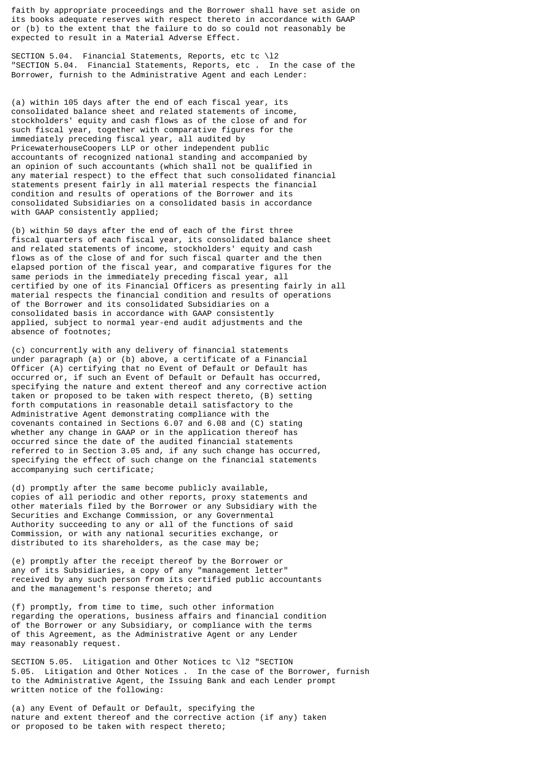faith by appropriate proceedings and the Borrower shall have set aside on its books adequate reserves with respect thereto in accordance with GAAP or (b) to the extent that the failure to do so could not reasonably be expected to result in a Material Adverse Effect.

SECTION 5.04. Financial Statements, Reports, etc tc \l2 "SECTION 5.04. Financial Statements, Reports, etc . In the case of the Borrower, furnish to the Administrative Agent and each Lender:

(a) within 105 days after the end of each fiscal year, its consolidated balance sheet and related statements of income, stockholders' equity and cash flows as of the close of and for such fiscal year, together with comparative figures for the immediately preceding fiscal year, all audited by PricewaterhouseCoopers LLP or other independent public accountants of recognized national standing and accompanied by an opinion of such accountants (which shall not be qualified in any material respect) to the effect that such consolidated financial statements present fairly in all material respects the financial condition and results of operations of the Borrower and its consolidated Subsidiaries on a consolidated basis in accordance with GAAP consistently applied;

(b) within 50 days after the end of each of the first three fiscal quarters of each fiscal year, its consolidated balance sheet and related statements of income, stockholders' equity and cash flows as of the close of and for such fiscal quarter and the then elapsed portion of the fiscal year, and comparative figures for the same periods in the immediately preceding fiscal year, all certified by one of its Financial Officers as presenting fairly in all material respects the financial condition and results of operations of the Borrower and its consolidated Subsidiaries on a consolidated basis in accordance with GAAP consistently applied, subject to normal year-end audit adjustments and the absence of footnotes;

(c) concurrently with any delivery of financial statements under paragraph (a) or (b) above, a certificate of a Financial Officer (A) certifying that no Event of Default or Default has occurred or, if such an Event of Default or Default has occurred, specifying the nature and extent thereof and any corrective action taken or proposed to be taken with respect thereto, (B) setting forth computations in reasonable detail satisfactory to the Administrative Agent demonstrating compliance with the covenants contained in Sections 6.07 and 6.08 and (C) stating whether any change in GAAP or in the application thereof has occurred since the date of the audited financial statements referred to in Section 3.05 and, if any such change has occurred, specifying the effect of such change on the financial statements accompanying such certificate;

(d) promptly after the same become publicly available, copies of all periodic and other reports, proxy statements and other materials filed by the Borrower or any Subsidiary with the Securities and Exchange Commission, or any Governmental Authority succeeding to any or all of the functions of said Commission, or with any national securities exchange, or distributed to its shareholders, as the case may be;

(e) promptly after the receipt thereof by the Borrower or any of its Subsidiaries, a copy of any "management letter" received by any such person from its certified public accountants and the management's response thereto; and

(f) promptly, from time to time, such other information regarding the operations, business affairs and financial condition of the Borrower or any Subsidiary, or compliance with the terms of this Agreement, as the Administrative Agent or any Lender may reasonably request.

SECTION 5.05. Litigation and Other Notices tc \l2 "SECTION 5.05. Litigation and Other Notices . In the case of the Borrower, furnish to the Administrative Agent, the Issuing Bank and each Lender prompt written notice of the following:

(a) any Event of Default or Default, specifying the nature and extent thereof and the corrective action (if any) taken or proposed to be taken with respect thereto;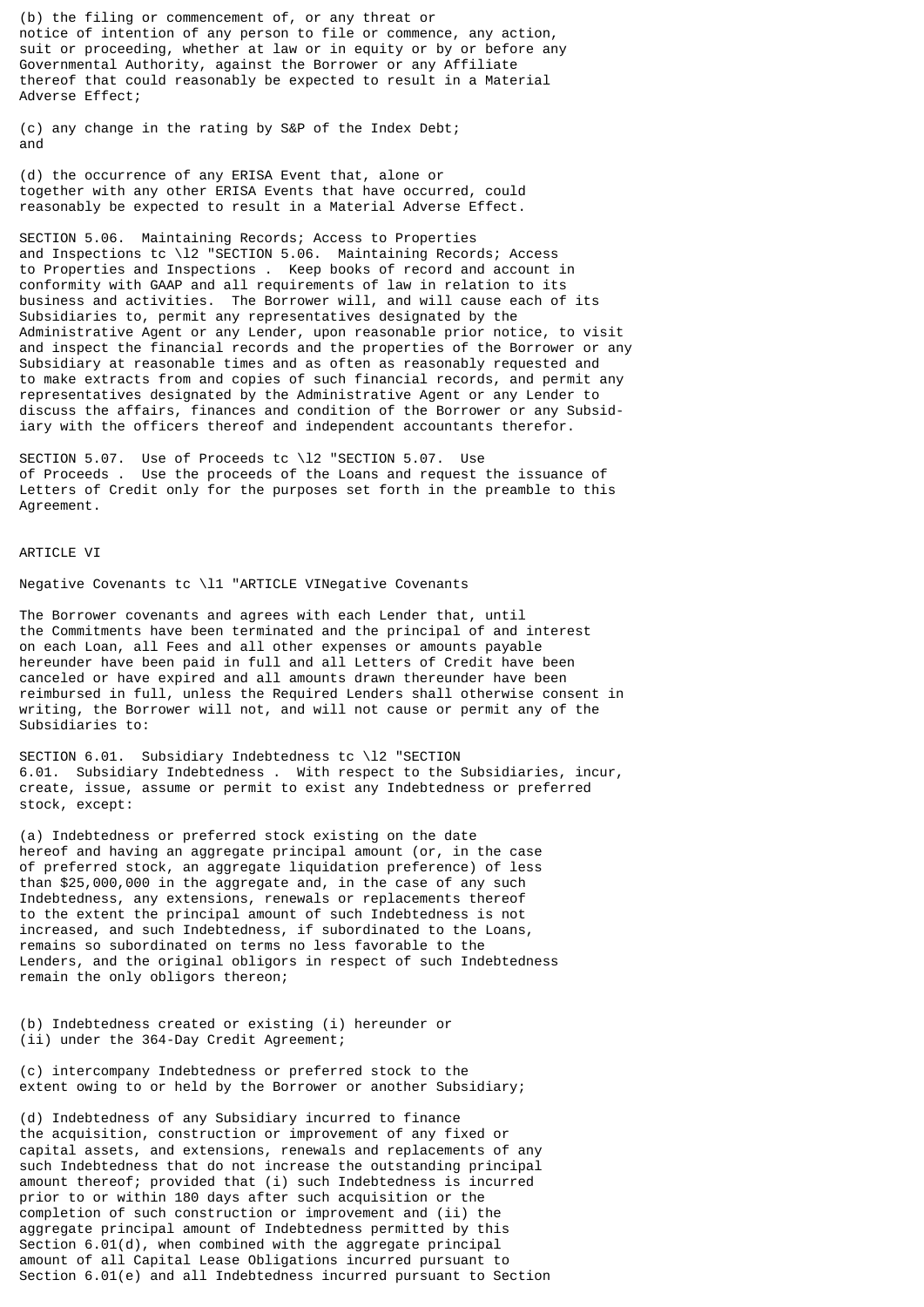(b) the filing or commencement of, or any threat or notice of intention of any person to file or commence, any action, suit or proceeding, whether at law or in equity or by or before any Governmental Authority, against the Borrower or any Affiliate thereof that could reasonably be expected to result in a Material Adverse Effect;

(c) any change in the rating by S&P of the Index Debt; and

(d) the occurrence of any ERISA Event that, alone or together with any other ERISA Events that have occurred, could reasonably be expected to result in a Material Adverse Effect.

SECTION 5.06. Maintaining Records; Access to Properties and Inspections tc \l2 "SECTION 5.06. Maintaining Records; Access to Properties and Inspections . Keep books of record and account in conformity with GAAP and all requirements of law in relation to its business and activities. The Borrower will, and will cause each of its Subsidiaries to, permit any representatives designated by the Administrative Agent or any Lender, upon reasonable prior notice, to visit and inspect the financial records and the properties of the Borrower or any Subsidiary at reasonable times and as often as reasonably requested and to make extracts from and copies of such financial records, and permit any representatives designated by the Administrative Agent or any Lender to discuss the affairs, finances and condition of the Borrower or any Subsidiary with the officers thereof and independent accountants therefor.

SECTION 5.07. Use of Proceeds tc \l2 "SECTION 5.07. Use of Proceeds . Use the proceeds of the Loans and request the issuance of Letters of Credit only for the purposes set forth in the preamble to this Agreement.

ARTICLE VI

Negative Covenants tc \l1 "ARTICLE VINegative Covenants

The Borrower covenants and agrees with each Lender that, until the Commitments have been terminated and the principal of and interest on each Loan, all Fees and all other expenses or amounts payable hereunder have been paid in full and all Letters of Credit have been canceled or have expired and all amounts drawn thereunder have been reimbursed in full, unless the Required Lenders shall otherwise consent in writing, the Borrower will not, and will not cause or permit any of the Subsidiaries to:

SECTION 6.01. Subsidiary Indebtedness tc \l2 "SECTION 6.01. Subsidiary Indebtedness . With respect to the Subsidiaries, incur, create, issue, assume or permit to exist any Indebtedness or preferred stock, except:

(a) Indebtedness or preferred stock existing on the date hereof and having an aggregate principal amount (or, in the case of preferred stock, an aggregate liquidation preference) of less than $25,000,000 in the aggregate and, in the case of any such Indebtedness, any extensions, renewals or replacements thereof to the extent the principal amount of such Indebtedness is not increased, and such Indebtedness, if subordinated to the Loans, remains so subordinated on terms no less favorable to the Lenders, and the original obligors in respect of such Indebtedness remain the only obligors thereon;

(b) Indebtedness created or existing (i) hereunder or (ii) under the 364-Day Credit Agreement;

(c) intercompany Indebtedness or preferred stock to the extent owing to or held by the Borrower or another Subsidiary;

(d) Indebtedness of any Subsidiary incurred to finance the acquisition, construction or improvement of any fixed or capital assets, and extensions, renewals and replacements of any such Indebtedness that do not increase the outstanding principal amount thereof; provided that (i) such Indebtedness is incurred prior to or within 180 days after such acquisition or the completion of such construction or improvement and (ii) the aggregate principal amount of Indebtedness permitted by this Section 6.01(d), when combined with the aggregate principal amount of all Capital Lease Obligations incurred pursuant to Section 6.01(e) and all Indebtedness incurred pursuant to Section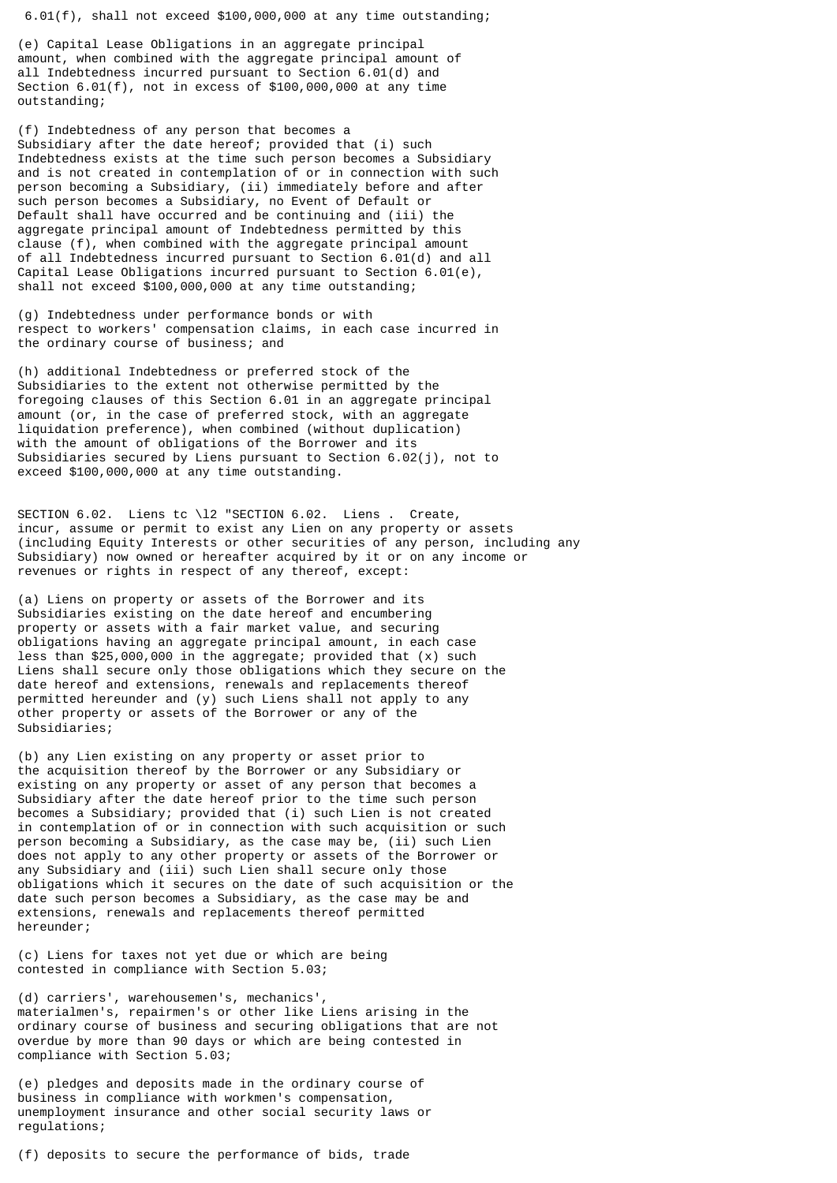6.01(f), shall not exceed $100,000,000 at any time outstanding;

(e) Capital Lease Obligations in an aggregate principal amount, when combined with the aggregate principal amount of all Indebtedness incurred pursuant to Section 6.01(d) and Section 6.01(f), not in excess of $100,000,000 at any time outstanding;

(f) Indebtedness of any person that becomes a Subsidiary after the date hereof; provided that (i) such Indebtedness exists at the time such person becomes a Subsidiary and is not created in contemplation of or in connection with such person becoming a Subsidiary, (ii) immediately before and after such person becomes a Subsidiary, no Event of Default or Default shall have occurred and be continuing and (iii) the aggregate principal amount of Indebtedness permitted by this clause (f), when combined with the aggregate principal amount of all Indebtedness incurred pursuant to Section 6.01(d) and all Capital Lease Obligations incurred pursuant to Section 6.01(e), shall not exceed $100,000,000 at any time outstanding;

(g) Indebtedness under performance bonds or with respect to workers' compensation claims, in each case incurred in the ordinary course of business; and

(h) additional Indebtedness or preferred stock of the Subsidiaries to the extent not otherwise permitted by the foregoing clauses of this Section 6.01 in an aggregate principal amount (or, in the case of preferred stock, with an aggregate liquidation preference), when combined (without duplication) with the amount of obligations of the Borrower and its Subsidiaries secured by Liens pursuant to Section 6.02(j), not to exceed $100,000,000 at any time outstanding.

SECTION 6.02. Liens tc \l2 "SECTION 6.02. Liens . Create, incur, assume or permit to exist any Lien on any property or assets (including Equity Interests or other securities of any person, including any Subsidiary) now owned or hereafter acquired by it or on any income or revenues or rights in respect of any thereof, except:

(a) Liens on property or assets of the Borrower and its Subsidiaries existing on the date hereof and encumbering property or assets with a fair market value, and securing obligations having an aggregate principal amount, in each case less than $25,000,000 in the aggregate; provided that (x) such Liens shall secure only those obligations which they secure on the date hereof and extensions, renewals and replacements thereof permitted hereunder and (y) such Liens shall not apply to any other property or assets of the Borrower or any of the Subsidiaries;

(b) any Lien existing on any property or asset prior to the acquisition thereof by the Borrower or any Subsidiary or existing on any property or asset of any person that becomes a Subsidiary after the date hereof prior to the time such person becomes a Subsidiary; provided that (i) such Lien is not created in contemplation of or in connection with such acquisition or such person becoming a Subsidiary, as the case may be, (ii) such Lien does not apply to any other property or assets of the Borrower or any Subsidiary and (iii) such Lien shall secure only those obligations which it secures on the date of such acquisition or the date such person becomes a Subsidiary, as the case may be and extensions, renewals and replacements thereof permitted hereunder;

(c) Liens for taxes not yet due or which are being contested in compliance with Section 5.03;

(d) carriers', warehousemen's, mechanics', materialmen's, repairmen's or other like Liens arising in the ordinary course of business and securing obligations that are not overdue by more than 90 days or which are being contested in compliance with Section 5.03;

(e) pledges and deposits made in the ordinary course of business in compliance with workmen's compensation, unemployment insurance and other social security laws or regulations;

(f) deposits to secure the performance of bids, trade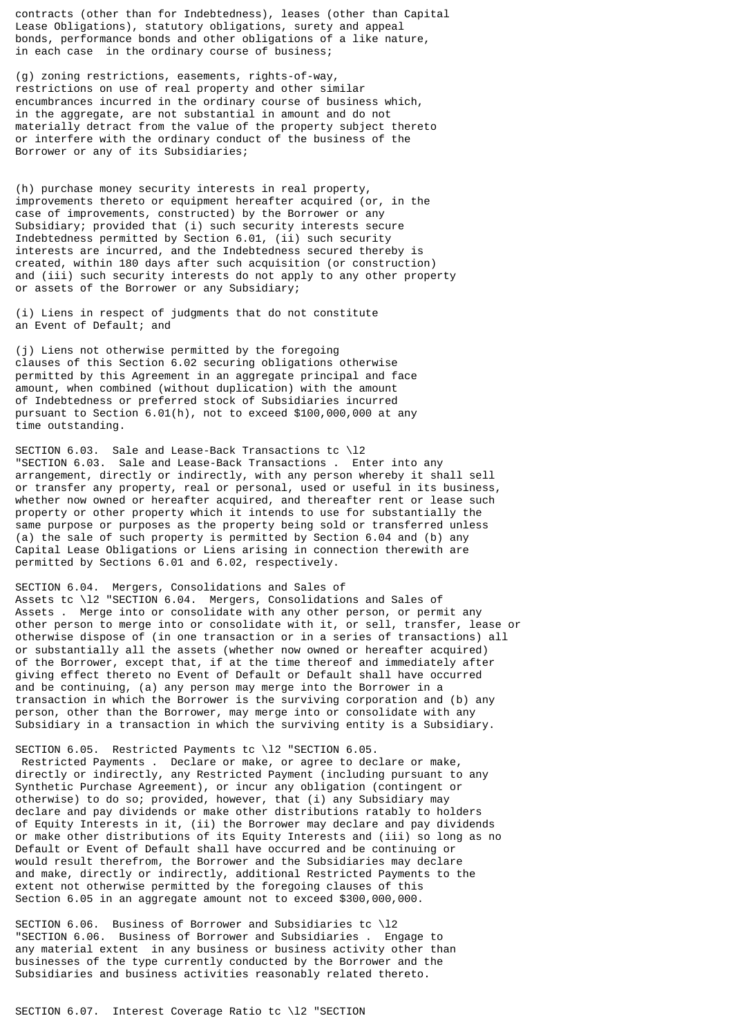contracts (other than for Indebtedness), leases (other than Capital Lease Obligations), statutory obligations, surety and appeal bonds, performance bonds and other obligations of a like nature, in each case in the ordinary course of business;

(g) zoning restrictions, easements, rights-of-way, restrictions on use of real property and other similar encumbrances incurred in the ordinary course of business which, in the aggregate, are not substantial in amount and do not materially detract from the value of the property subject thereto or interfere with the ordinary conduct of the business of the Borrower or any of its Subsidiaries;

(h) purchase money security interests in real property, improvements thereto or equipment hereafter acquired (or, in the case of improvements, constructed) by the Borrower or any Subsidiary; provided that (i) such security interests secure Indebtedness permitted by Section 6.01, (ii) such security interests are incurred, and the Indebtedness secured thereby is created, within 180 days after such acquisition (or construction) and (iii) such security interests do not apply to any other property or assets of the Borrower or any Subsidiary;

(i) Liens in respect of judgments that do not constitute an Event of Default; and

(j) Liens not otherwise permitted by the foregoing clauses of this Section 6.02 securing obligations otherwise permitted by this Agreement in an aggregate principal and face amount, when combined (without duplication) with the amount of Indebtedness or preferred stock of Subsidiaries incurred pursuant to Section 6.01(h), not to exceed $100,000,000 at any time outstanding.

SECTION 6.03. Sale and Lease-Back Transactions tc \l2 "SECTION 6.03. Sale and Lease-Back Transactions . Enter into any arrangement, directly or indirectly, with any person whereby it shall sell or transfer any property, real or personal, used or useful in its business, whether now owned or hereafter acquired, and thereafter rent or lease such property or other property which it intends to use for substantially the same purpose or purposes as the property being sold or transferred unless (a) the sale of such property is permitted by Section 6.04 and (b) any Capital Lease Obligations or Liens arising in connection therewith are permitted by Sections 6.01 and 6.02, respectively.

SECTION 6.04. Mergers, Consolidations and Sales of Assets tc \l2 "SECTION 6.04. Mergers, Consolidations and Sales of Assets . Merge into or consolidate with any other person, or permit any other person to merge into or consolidate with it, or sell, transfer, lease or otherwise dispose of (in one transaction or in a series of transactions) all or substantially all the assets (whether now owned or hereafter acquired) of the Borrower, except that, if at the time thereof and immediately after giving effect thereto no Event of Default or Default shall have occurred and be continuing, (a) any person may merge into the Borrower in a transaction in which the Borrower is the surviving corporation and (b) any person, other than the Borrower, may merge into or consolidate with any Subsidiary in a transaction in which the surviving entity is a Subsidiary.

SECTION 6.05. Restricted Payments tc \l2 "SECTION 6.05. Restricted Payments . Declare or make, or agree to declare or make, directly or indirectly, any Restricted Payment (including pursuant to any Synthetic Purchase Agreement), or incur any obligation (contingent or otherwise) to do so; provided, however, that (i) any Subsidiary may declare and pay dividends or make other distributions ratably to holders of Equity Interests in it, (ii) the Borrower may declare and pay dividends or make other distributions of its Equity Interests and (iii) so long as no Default or Event of Default shall have occurred and be continuing or would result therefrom, the Borrower and the Subsidiaries may declare and make, directly or indirectly, additional Restricted Payments to the extent not otherwise permitted by the foregoing clauses of this Section 6.05 in an aggregate amount not to exceed $300,000,000.

SECTION 6.06. Business of Borrower and Subsidiaries tc \l2 "SECTION 6.06. Business of Borrower and Subsidiaries . Engage to any material extent in any business or business activity other than businesses of the type currently conducted by the Borrower and the Subsidiaries and business activities reasonably related thereto.

SECTION 6.07. Interest Coverage Ratio tc \l2 "SECTION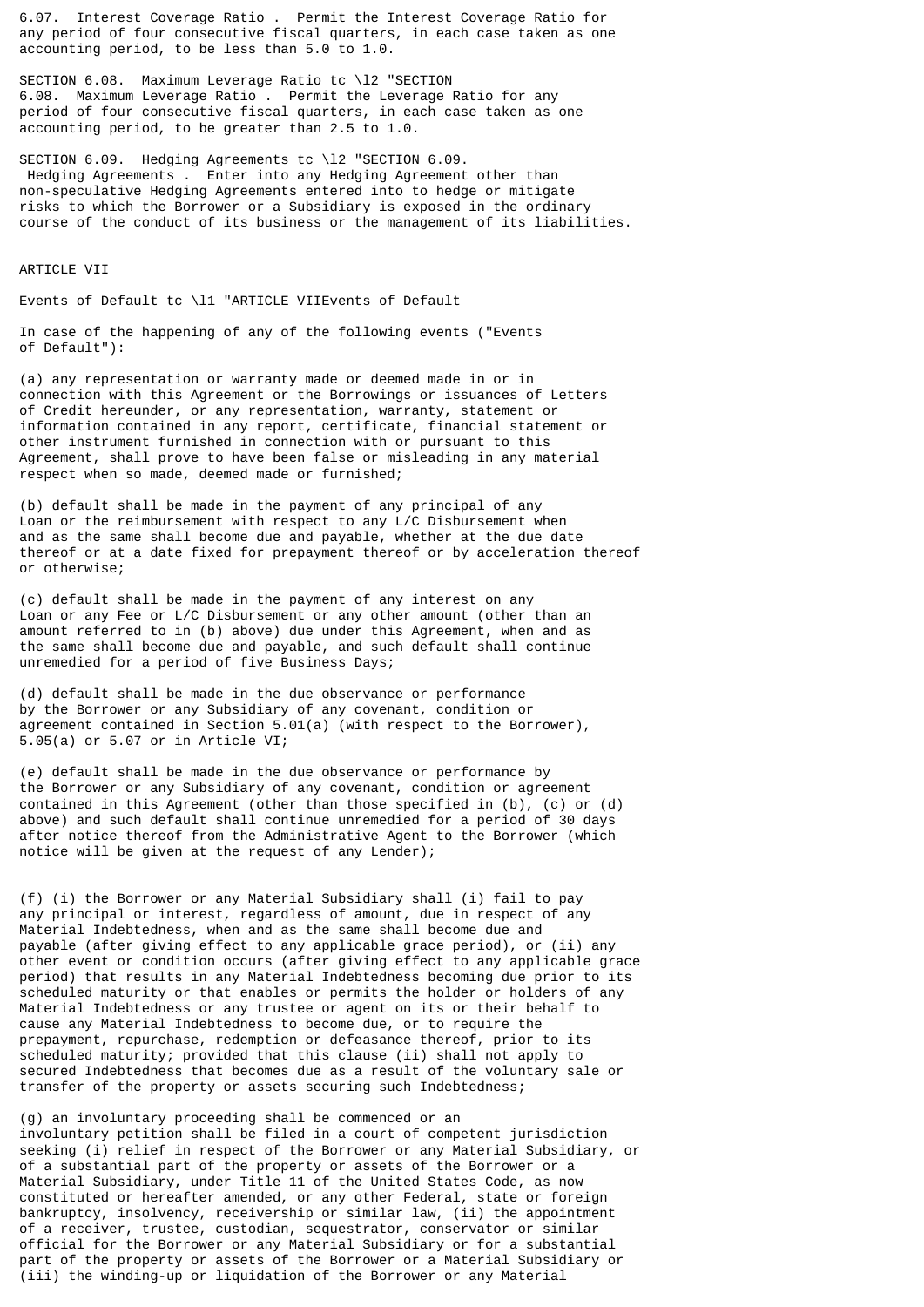6.07. Interest Coverage Ratio . Permit the Interest Coverage Ratio for any period of four consecutive fiscal quarters, in each case taken as one accounting period, to be less than 5.0 to 1.0.

SECTION 6.08. Maximum Leverage Ratio tc \l2 "SECTION 6.08. Maximum Leverage Ratio . Permit the Leverage Ratio for any period of four consecutive fiscal quarters, in each case taken as one accounting period, to be greater than 2.5 to 1.0.

SECTION 6.09. Hedging Agreements tc \l2 "SECTION 6.09. Hedging Agreements . Enter into any Hedging Agreement other than non-speculative Hedging Agreements entered into to hedge or mitigate risks to which the Borrower or a Subsidiary is exposed in the ordinary course of the conduct of its business or the management of its liabilities.

ARTICLE VII

Events of Default tc \l1 "ARTICLE VIIEvents of Default

In case of the happening of any of the following events ("Events of Default"):

(a) any representation or warranty made or deemed made in or in connection with this Agreement or the Borrowings or issuances of Letters of Credit hereunder, or any representation, warranty, statement or information contained in any report, certificate, financial statement or other instrument furnished in connection with or pursuant to this Agreement, shall prove to have been false or misleading in any material respect when so made, deemed made or furnished;

(b) default shall be made in the payment of any principal of any Loan or the reimbursement with respect to any L/C Disbursement when and as the same shall become due and payable, whether at the due date thereof or at a date fixed for prepayment thereof or by acceleration thereof or otherwise;

(c) default shall be made in the payment of any interest on any Loan or any Fee or L/C Disbursement or any other amount (other than an amount referred to in (b) above) due under this Agreement, when and as the same shall become due and payable, and such default shall continue unremedied for a period of five Business Days;

(d) default shall be made in the due observance or performance by the Borrower or any Subsidiary of any covenant, condition or agreement contained in Section 5.01(a) (with respect to the Borrower), 5.05(a) or 5.07 or in Article VI;

(e) default shall be made in the due observance or performance by the Borrower or any Subsidiary of any covenant, condition or agreement contained in this Agreement (other than those specified in (b), (c) or (d) above) and such default shall continue unremedied for a period of 30 days after notice thereof from the Administrative Agent to the Borrower (which notice will be given at the request of any Lender);

(f) (i) the Borrower or any Material Subsidiary shall (i) fail to pay any principal or interest, regardless of amount, due in respect of any Material Indebtedness, when and as the same shall become due and payable (after giving effect to any applicable grace period), or (ii) any other event or condition occurs (after giving effect to any applicable grace period) that results in any Material Indebtedness becoming due prior to its scheduled maturity or that enables or permits the holder or holders of any Material Indebtedness or any trustee or agent on its or their behalf to cause any Material Indebtedness to become due, or to require the prepayment, repurchase, redemption or defeasance thereof, prior to its scheduled maturity; provided that this clause (ii) shall not apply to secured Indebtedness that becomes due as a result of the voluntary sale or transfer of the property or assets securing such Indebtedness;

(g) an involuntary proceeding shall be commenced or an involuntary petition shall be filed in a court of competent jurisdiction seeking (i) relief in respect of the Borrower or any Material Subsidiary, or of a substantial part of the property or assets of the Borrower or a Material Subsidiary, under Title 11 of the United States Code, as now constituted or hereafter amended, or any other Federal, state or foreign bankruptcy, insolvency, receivership or similar law, (ii) the appointment of a receiver, trustee, custodian, sequestrator, conservator or similar official for the Borrower or any Material Subsidiary or for a substantial part of the property or assets of the Borrower or a Material Subsidiary or (iii) the winding-up or liquidation of the Borrower or any Material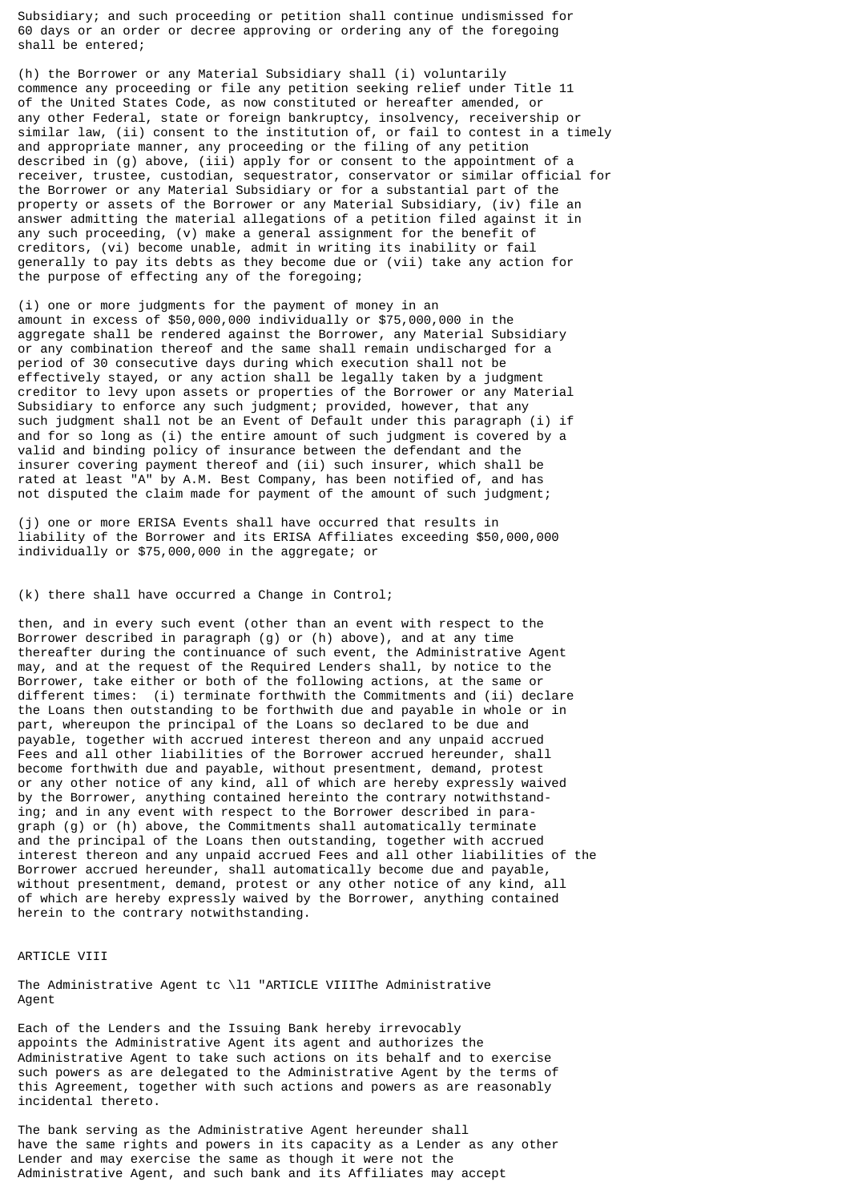Subsidiary; and such proceeding or petition shall continue undismissed for 60 days or an order or decree approving or ordering any of the foregoing shall be entered;

(h) the Borrower or any Material Subsidiary shall (i) voluntarily commence any proceeding or file any petition seeking relief under Title 11 of the United States Code, as now constituted or hereafter amended, or any other Federal, state or foreign bankruptcy, insolvency, receivership or similar law, (ii) consent to the institution of, or fail to contest in a timely and appropriate manner, any proceeding or the filing of any petition described in (g) above, (iii) apply for or consent to the appointment of a receiver, trustee, custodian, sequestrator, conservator or similar official for the Borrower or any Material Subsidiary or for a substantial part of the property or assets of the Borrower or any Material Subsidiary, (iv) file an answer admitting the material allegations of a petition filed against it in any such proceeding, (v) make a general assignment for the benefit of creditors, (vi) become unable, admit in writing its inability or fail generally to pay its debts as they become due or (vii) take any action for the purpose of effecting any of the foregoing;

(i) one or more judgments for the payment of money in an amount in excess of $50,000,000 individually or $75,000,000 in the aggregate shall be rendered against the Borrower, any Material Subsidiary or any combination thereof and the same shall remain undischarged for a period of 30 consecutive days during which execution shall not be effectively stayed, or any action shall be legally taken by a judgment creditor to levy upon assets or properties of the Borrower or any Material Subsidiary to enforce any such judgment; provided, however, that any such judgment shall not be an Event of Default under this paragraph (i) if and for so long as (i) the entire amount of such judgment is covered by a valid and binding policy of insurance between the defendant and the insurer covering payment thereof and (ii) such insurer, which shall be rated at least "A" by A.M. Best Company, has been notified of, and has not disputed the claim made for payment of the amount of such judgment;

(j) one or more ERISA Events shall have occurred that results in liability of the Borrower and its ERISA Affiliates exceeding $50,000,000 individually or $75,000,000 in the aggregate; or

(k) there shall have occurred a Change in Control;

then, and in every such event (other than an event with respect to the Borrower described in paragraph (g) or (h) above), and at any time thereafter during the continuance of such event, the Administrative Agent may, and at the request of the Required Lenders shall, by notice to the Borrower, take either or both of the following actions, at the same or different times: (i) terminate forthwith the Commitments and (ii) declare the Loans then outstanding to be forthwith due and payable in whole or in part, whereupon the principal of the Loans so declared to be due and payable, together with accrued interest thereon and any unpaid accrued Fees and all other liabilities of the Borrower accrued hereunder, shall become forthwith due and payable, without presentment, demand, protest or any other notice of any kind, all of which are hereby expressly waived by the Borrower, anything contained hereinto the contrary notwithstanding; and in any event with respect to the Borrower described in paragraph (g) or (h) above, the Commitments shall automatically terminate and the principal of the Loans then outstanding, together with accrued interest thereon and any unpaid accrued Fees and all other liabilities of the Borrower accrued hereunder, shall automatically become due and payable, without presentment, demand, protest or any other notice of any kind, all of which are hereby expressly waived by the Borrower, anything contained herein to the contrary notwithstanding.

# ARTICLE VIII

## The Administrative Agent tc \l1 "ARTICLE VIIIThe Administrative Agent

Each of the Lenders and the Issuing Bank hereby irrevocably appoints the Administrative Agent its agent and authorizes the Administrative Agent to take such actions on its behalf and to exercise such powers as are delegated to the Administrative Agent by the terms of this Agreement, together with such actions and powers as are reasonably incidental thereto.

The bank serving as the Administrative Agent hereunder shall have the same rights and powers in its capacity as a Lender as any other Lender and may exercise the same as though it were not the Administrative Agent, and such bank and its Affiliates may accept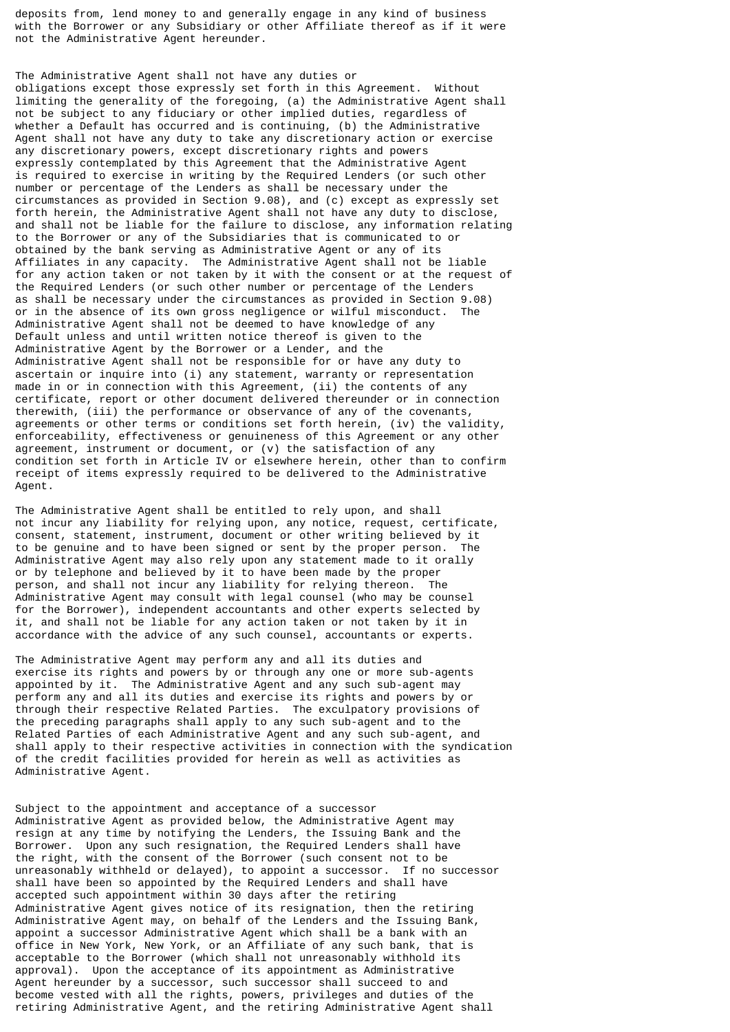deposits from, lend money to and generally engage in any kind of business with the Borrower or any Subsidiary or other Affiliate thereof as if it were not the Administrative Agent hereunder.

The Administrative Agent shall not have any duties or obligations except those expressly set forth in this Agreement. Without limiting the generality of the foregoing, (a) the Administrative Agent shall not be subject to any fiduciary or other implied duties, regardless of whether a Default has occurred and is continuing, (b) the Administrative Agent shall not have any duty to take any discretionary action or exercise any discretionary powers, except discretionary rights and powers expressly contemplated by this Agreement that the Administrative Agent is required to exercise in writing by the Required Lenders (or such other number or percentage of the Lenders as shall be necessary under the circumstances as provided in Section 9.08), and (c) except as expressly set forth herein, the Administrative Agent shall not have any duty to disclose, and shall not be liable for the failure to disclose, any information relating to the Borrower or any of the Subsidiaries that is communicated to or obtained by the bank serving as Administrative Agent or any of its Affiliates in any capacity. The Administrative Agent shall not be liable for any action taken or not taken by it with the consent or at the request of the Required Lenders (or such other number or percentage of the Lenders as shall be necessary under the circumstances as provided in Section 9.08) or in the absence of its own gross negligence or wilful misconduct. The Administrative Agent shall not be deemed to have knowledge of any Default unless and until written notice thereof is given to the Administrative Agent by the Borrower or a Lender, and the Administrative Agent shall not be responsible for or have any duty to ascertain or inquire into (i) any statement, warranty or representation made in or in connection with this Agreement, (ii) the contents of any certificate, report or other document delivered thereunder or in connection therewith, (iii) the performance or observance of any of the covenants, agreements or other terms or conditions set forth herein, (iv) the validity, enforceability, effectiveness or genuineness of this Agreement or any other agreement, instrument or document, or (v) the satisfaction of any condition set forth in Article IV or elsewhere herein, other than to confirm receipt of items expressly required to be delivered to the Administrative Agent.

The Administrative Agent shall be entitled to rely upon, and shall not incur any liability for relying upon, any notice, request, certificate, consent, statement, instrument, document or other writing believed by it to be genuine and to have been signed or sent by the proper person. The Administrative Agent may also rely upon any statement made to it orally or by telephone and believed by it to have been made by the proper person, and shall not incur any liability for relying thereon. The Administrative Agent may consult with legal counsel (who may be counsel for the Borrower), independent accountants and other experts selected by it, and shall not be liable for any action taken or not taken by it in accordance with the advice of any such counsel, accountants or experts.

The Administrative Agent may perform any and all its duties and exercise its rights and powers by or through any one or more sub-agents appointed by it. The Administrative Agent and any such sub-agent may perform any and all its duties and exercise its rights and powers by or through their respective Related Parties. The exculpatory provisions of the preceding paragraphs shall apply to any such sub-agent and to the Related Parties of each Administrative Agent and any such sub-agent, and shall apply to their respective activities in connection with the syndication of the credit facilities provided for herein as well as activities as Administrative Agent.

Subject to the appointment and acceptance of a successor Administrative Agent as provided below, the Administrative Agent may resign at any time by notifying the Lenders, the Issuing Bank and the Borrower. Upon any such resignation, the Required Lenders shall have the right, with the consent of the Borrower (such consent not to be unreasonably withheld or delayed), to appoint a successor. If no successor shall have been so appointed by the Required Lenders and shall have accepted such appointment within 30 days after the retiring Administrative Agent gives notice of its resignation, then the retiring Administrative Agent may, on behalf of the Lenders and the Issuing Bank, appoint a successor Administrative Agent which shall be a bank with an office in New York, New York, or an Affiliate of any such bank, that is acceptable to the Borrower (which shall not unreasonably withhold its approval). Upon the acceptance of its appointment as Administrative Agent hereunder by a successor, such successor shall succeed to and become vested with all the rights, powers, privileges and duties of the retiring Administrative Agent, and the retiring Administrative Agent shall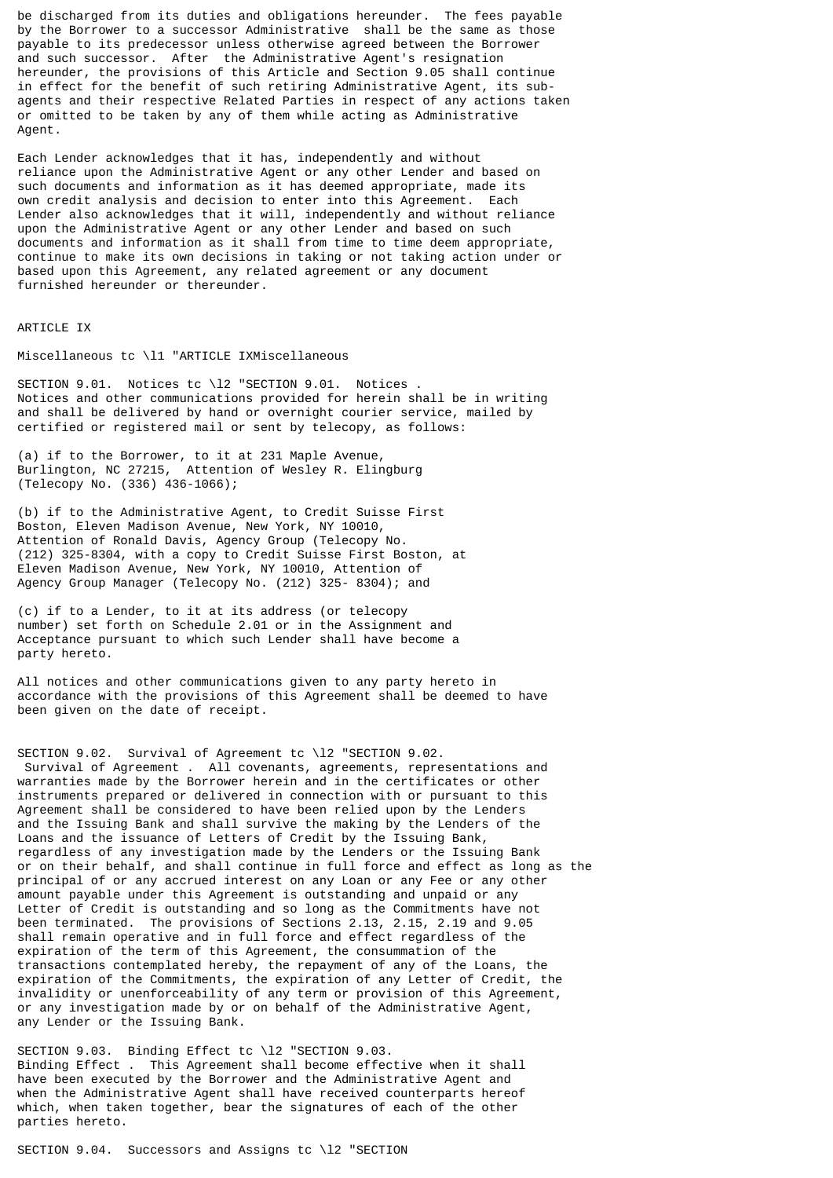be discharged from its duties and obligations hereunder. The fees payable by the Borrower to a successor Administrative shall be the same as those payable to its predecessor unless otherwise agreed between the Borrower and such successor. After the Administrative Agent's resignation hereunder, the provisions of this Article and Section 9.05 shall continue in effect for the benefit of such retiring Administrative Agent, its sub-agents and their respective Related Parties in respect of any actions taken or omitted to be taken by any of them while acting as Administrative Agent.

Each Lender acknowledges that it has, independently and without reliance upon the Administrative Agent or any other Lender and based on such documents and information as it has deemed appropriate, made its own credit analysis and decision to enter into this Agreement. Each Lender also acknowledges that it will, independently and without reliance upon the Administrative Agent or any other Lender and based on such documents and information as it shall from time to time deem appropriate, continue to make its own decisions in taking or not taking action under or based upon this Agreement, any related agreement or any document furnished hereunder or thereunder.

ARTICLE IX

Miscellaneous tc \l1 "ARTICLE IXMiscellaneous

SECTION 9.01. Notices tc \l2 "SECTION 9.01. Notices . Notices and other communications provided for herein shall be in writing and shall be delivered by hand or overnight courier service, mailed by certified or registered mail or sent by telecopy, as follows:

(a) if to the Borrower, to it at 231 Maple Avenue, Burlington, NC 27215, Attention of Wesley R. Elingburg (Telecopy No. (336) 436-1066);

(b) if to the Administrative Agent, to Credit Suisse First Boston, Eleven Madison Avenue, New York, NY 10010, Attention of Ronald Davis, Agency Group (Telecopy No. (212) 325-8304, with a copy to Credit Suisse First Boston, at Eleven Madison Avenue, New York, NY 10010, Attention of Agency Group Manager (Telecopy No. (212) 325- 8304); and

(c) if to a Lender, to it at its address (or telecopy number) set forth on Schedule 2.01 or in the Assignment and Acceptance pursuant to which such Lender shall have become a party hereto.

All notices and other communications given to any party hereto in accordance with the provisions of this Agreement shall be deemed to have been given on the date of receipt.

SECTION 9.02. Survival of Agreement tc \l2 "SECTION 9.02. Survival of Agreement . All covenants, agreements, representations and warranties made by the Borrower herein and in the certificates or other instruments prepared or delivered in connection with or pursuant to this Agreement shall be considered to have been relied upon by the Lenders and the Issuing Bank and shall survive the making by the Lenders of the Loans and the issuance of Letters of Credit by the Issuing Bank, regardless of any investigation made by the Lenders or the Issuing Bank or on their behalf, and shall continue in full force and effect as long as the principal of or any accrued interest on any Loan or any Fee or any other amount payable under this Agreement is outstanding and unpaid or any Letter of Credit is outstanding and so long as the Commitments have not been terminated. The provisions of Sections 2.13, 2.15, 2.19 and 9.05 shall remain operative and in full force and effect regardless of the expiration of the term of this Agreement, the consummation of the transactions contemplated hereby, the repayment of any of the Loans, the expiration of the Commitments, the expiration of any Letter of Credit, the invalidity or unenforceability of any term or provision of this Agreement, or any investigation made by or on behalf of the Administrative Agent, any Lender or the Issuing Bank.

SECTION 9.03. Binding Effect tc \l2 "SECTION 9.03. Binding Effect . This Agreement shall become effective when it shall have been executed by the Borrower and the Administrative Agent and when the Administrative Agent shall have received counterparts hereof which, when taken together, bear the signatures of each of the other parties hereto.

SECTION 9.04. Successors and Assigns tc \l2 "SECTION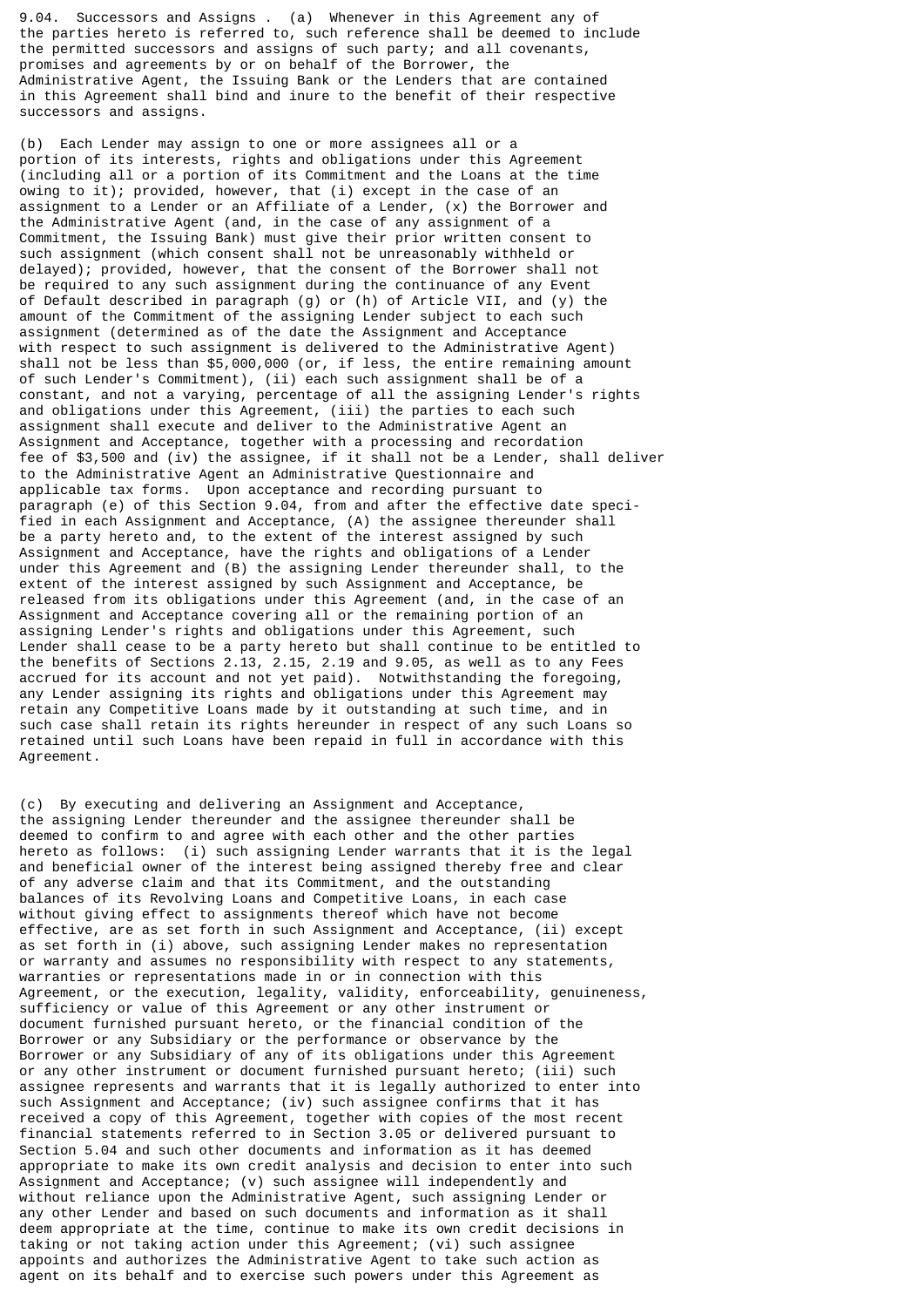9.04. Successors and Assigns . (a) Whenever in this Agreement any of the parties hereto is referred to, such reference shall be deemed to include the permitted successors and assigns of such party; and all covenants, promises and agreements by or on behalf of the Borrower, the Administrative Agent, the Issuing Bank or the Lenders that are contained in this Agreement shall bind and inure to the benefit of their respective successors and assigns.

(b) Each Lender may assign to one or more assignees all or a portion of its interests, rights and obligations under this Agreement (including all or a portion of its Commitment and the Loans at the time owing to it); provided, however, that (i) except in the case of an assignment to a Lender or an Affiliate of a Lender, (x) the Borrower and the Administrative Agent (and, in the case of any assignment of a Commitment, the Issuing Bank) must give their prior written consent to such assignment (which consent shall not be unreasonably withheld or delayed); provided, however, that the consent of the Borrower shall not be required to any such assignment during the continuance of any Event of Default described in paragraph (g) or (h) of Article VII, and (y) the amount of the Commitment of the assigning Lender subject to each such assignment (determined as of the date the Assignment and Acceptance with respect to such assignment is delivered to the Administrative Agent) shall not be less than $5,000,000 (or, if less, the entire remaining amount of such Lender's Commitment), (ii) each such assignment shall be of a constant, and not a varying, percentage of all the assigning Lender's rights and obligations under this Agreement, (iii) the parties to each such assignment shall execute and deliver to the Administrative Agent an Assignment and Acceptance, together with a processing and recordation fee of $3,500 and (iv) the assignee, if it shall not be a Lender, shall deliver to the Administrative Agent an Administrative Questionnaire and applicable tax forms. Upon acceptance and recording pursuant to paragraph (e) of this Section 9.04, from and after the effective date specified in each Assignment and Acceptance, (A) the assignee thereunder shall be a party hereto and, to the extent of the interest assigned by such Assignment and Acceptance, have the rights and obligations of a Lender under this Agreement and (B) the assigning Lender thereunder shall, to the extent of the interest assigned by such Assignment and Acceptance, be released from its obligations under this Agreement (and, in the case of an Assignment and Acceptance covering all or the remaining portion of an assigning Lender's rights and obligations under this Agreement, such Lender shall cease to be a party hereto but shall continue to be entitled to the benefits of Sections 2.13, 2.15, 2.19 and 9.05, as well as to any Fees accrued for its account and not yet paid). Notwithstanding the foregoing, any Lender assigning its rights and obligations under this Agreement may retain any Competitive Loans made by it outstanding at such time, and in such case shall retain its rights hereunder in respect of any such Loans so retained until such Loans have been repaid in full in accordance with this Agreement.

(c) By executing and delivering an Assignment and Acceptance, the assigning Lender thereunder and the assignee thereunder shall be deemed to confirm to and agree with each other and the other parties hereto as follows: (i) such assigning Lender warrants that it is the legal and beneficial owner of the interest being assigned thereby free and clear of any adverse claim and that its Commitment, and the outstanding balances of its Revolving Loans and Competitive Loans, in each case without giving effect to assignments thereof which have not become effective, are as set forth in such Assignment and Acceptance, (ii) except as set forth in (i) above, such assigning Lender makes no representation or warranty and assumes no responsibility with respect to any statements, warranties or representations made in or in connection with this Agreement, or the execution, legality, validity, enforceability, genuineness, sufficiency or value of this Agreement or any other instrument or document furnished pursuant hereto, or the financial condition of the Borrower or any Subsidiary or the performance or observance by the Borrower or any Subsidiary of any of its obligations under this Agreement or any other instrument or document furnished pursuant hereto; (iii) such assignee represents and warrants that it is legally authorized to enter into such Assignment and Acceptance; (iv) such assignee confirms that it has received a copy of this Agreement, together with copies of the most recent financial statements referred to in Section 3.05 or delivered pursuant to Section 5.04 and such other documents and information as it has deemed appropriate to make its own credit analysis and decision to enter into such Assignment and Acceptance; (v) such assignee will independently and without reliance upon the Administrative Agent, such assigning Lender or any other Lender and based on such documents and information as it shall deem appropriate at the time, continue to make its own credit decisions in taking or not taking action under this Agreement; (vi) such assignee appoints and authorizes the Administrative Agent to take such action as agent on its behalf and to exercise such powers under this Agreement as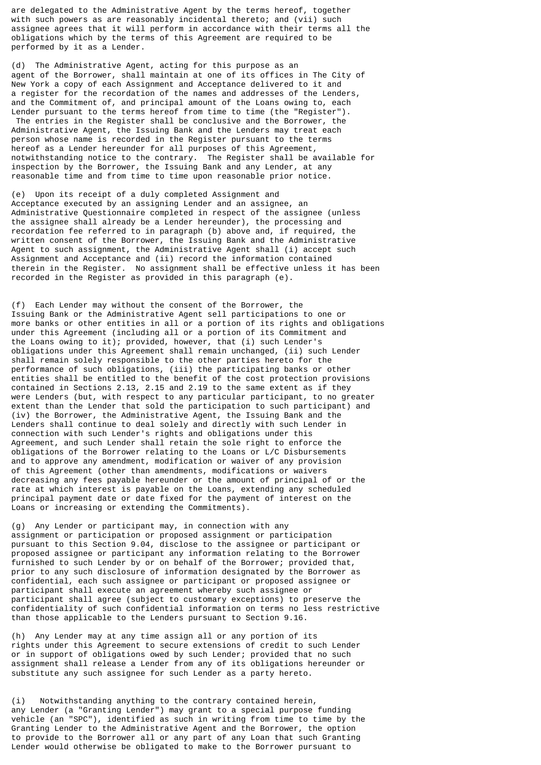are delegated to the Administrative Agent by the terms hereof, together with such powers as are reasonably incidental thereto; and (vii) such assignee agrees that it will perform in accordance with their terms all the obligations which by the terms of this Agreement are required to be performed by it as a Lender.

(d) The Administrative Agent, acting for this purpose as an agent of the Borrower, shall maintain at one of its offices in The City of New York a copy of each Assignment and Acceptance delivered to it and a register for the recordation of the names and addresses of the Lenders, and the Commitment of, and principal amount of the Loans owing to, each Lender pursuant to the terms hereof from time to time (the "Register"). The entries in the Register shall be conclusive and the Borrower, the Administrative Agent, the Issuing Bank and the Lenders may treat each person whose name is recorded in the Register pursuant to the terms hereof as a Lender hereunder for all purposes of this Agreement, notwithstanding notice to the contrary. The Register shall be available for inspection by the Borrower, the Issuing Bank and any Lender, at any reasonable time and from time to time upon reasonable prior notice.

(e) Upon its receipt of a duly completed Assignment and Acceptance executed by an assigning Lender and an assignee, an Administrative Questionnaire completed in respect of the assignee (unless the assignee shall already be a Lender hereunder), the processing and recordation fee referred to in paragraph (b) above and, if required, the written consent of the Borrower, the Issuing Bank and the Administrative Agent to such assignment, the Administrative Agent shall (i) accept such Assignment and Acceptance and (ii) record the information contained therein in the Register. No assignment shall be effective unless it has been recorded in the Register as provided in this paragraph (e).

(f) Each Lender may without the consent of the Borrower, the Issuing Bank or the Administrative Agent sell participations to one or more banks or other entities in all or a portion of its rights and obligations under this Agreement (including all or a portion of its Commitment and the Loans owing to it); provided, however, that (i) such Lender's obligations under this Agreement shall remain unchanged, (ii) such Lender shall remain solely responsible to the other parties hereto for the performance of such obligations, (iii) the participating banks or other entities shall be entitled to the benefit of the cost protection provisions contained in Sections 2.13, 2.15 and 2.19 to the same extent as if they were Lenders (but, with respect to any particular participant, to no greater extent than the Lender that sold the participation to such participant) and (iv) the Borrower, the Administrative Agent, the Issuing Bank and the Lenders shall continue to deal solely and directly with such Lender in connection with such Lender's rights and obligations under this Agreement, and such Lender shall retain the sole right to enforce the obligations of the Borrower relating to the Loans or L/C Disbursements and to approve any amendment, modification or waiver of any provision of this Agreement (other than amendments, modifications or waivers decreasing any fees payable hereunder or the amount of principal of or the rate at which interest is payable on the Loans, extending any scheduled principal payment date or date fixed for the payment of interest on the Loans or increasing or extending the Commitments).

(g) Any Lender or participant may, in connection with any assignment or participation or proposed assignment or participation pursuant to this Section 9.04, disclose to the assignee or participant or proposed assignee or participant any information relating to the Borrower furnished to such Lender by or on behalf of the Borrower; provided that, prior to any such disclosure of information designated by the Borrower as confidential, each such assignee or participant or proposed assignee or participant shall execute an agreement whereby such assignee or participant shall agree (subject to customary exceptions) to preserve the confidentiality of such confidential information on terms no less restrictive than those applicable to the Lenders pursuant to Section 9.16.

(h) Any Lender may at any time assign all or any portion of its rights under this Agreement to secure extensions of credit to such Lender or in support of obligations owed by such Lender; provided that no such assignment shall release a Lender from any of its obligations hereunder or substitute any such assignee for such Lender as a party hereto.

(i) Notwithstanding anything to the contrary contained herein, any Lender (a "Granting Lender") may grant to a special purpose funding vehicle (an "SPC"), identified as such in writing from time to time by the Granting Lender to the Administrative Agent and the Borrower, the option to provide to the Borrower all or any part of any Loan that such Granting Lender would otherwise be obligated to make to the Borrower pursuant to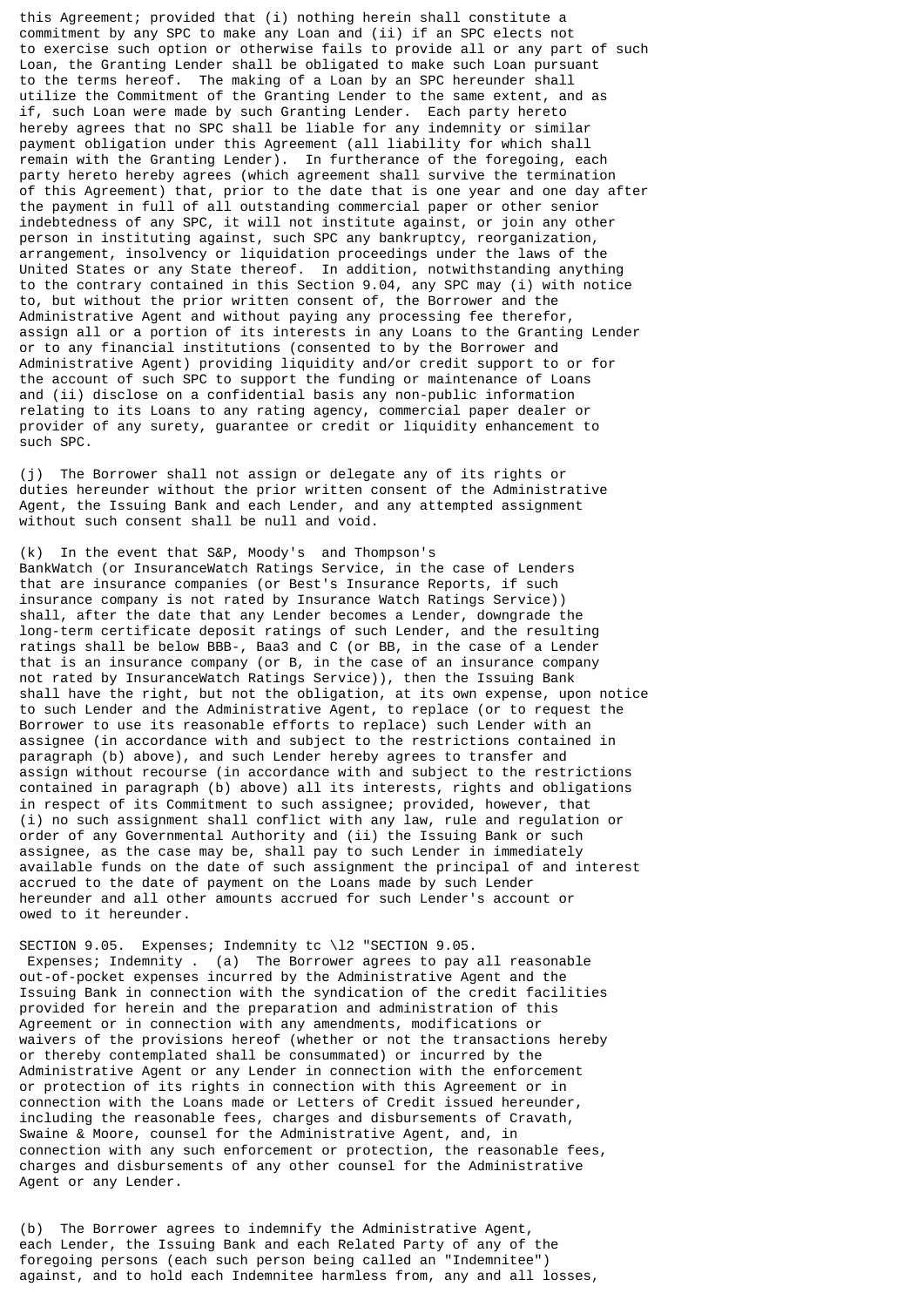this Agreement; provided that (i) nothing herein shall constitute a commitment by any SPC to make any Loan and (ii) if an SPC elects not to exercise such option or otherwise fails to provide all or any part of such Loan, the Granting Lender shall be obligated to make such Loan pursuant to the terms hereof. The making of a Loan by an SPC hereunder shall utilize the Commitment of the Granting Lender to the same extent, and as if, such Loan were made by such Granting Lender. Each party hereto hereby agrees that no SPC shall be liable for any indemnity or similar payment obligation under this Agreement (all liability for which shall remain with the Granting Lender). In furtherance of the foregoing, each party hereto hereby agrees (which agreement shall survive the termination of this Agreement) that, prior to the date that is one year and one day after the payment in full of all outstanding commercial paper or other senior indebtedness of any SPC, it will not institute against, or join any other person in instituting against, such SPC any bankruptcy, reorganization, arrangement, insolvency or liquidation proceedings under the laws of the United States or any State thereof. In addition, notwithstanding anything to the contrary contained in this Section 9.04, any SPC may (i) with notice to, but without the prior written consent of, the Borrower and the Administrative Agent and without paying any processing fee therefor, assign all or a portion of its interests in any Loans to the Granting Lender or to any financial institutions (consented to by the Borrower and Administrative Agent) providing liquidity and/or credit support to or for the account of such SPC to support the funding or maintenance of Loans and (ii) disclose on a confidential basis any non-public information relating to its Loans to any rating agency, commercial paper dealer or provider of any surety, guarantee or credit or liquidity enhancement to such SPC.

(j) The Borrower shall not assign or delegate any of its rights or duties hereunder without the prior written consent of the Administrative Agent, the Issuing Bank and each Lender, and any attempted assignment without such consent shall be null and void.

(k) In the event that S&P, Moody's and Thompson's BankWatch (or InsuranceWatch Ratings Service, in the case of Lenders that are insurance companies (or Best's Insurance Reports, if such insurance company is not rated by Insurance Watch Ratings Service)) shall, after the date that any Lender becomes a Lender, downgrade the long-term certificate deposit ratings of such Lender, and the resulting ratings shall be below BBB-, Baa3 and C (or BB, in the case of a Lender that is an insurance company (or B, in the case of an insurance company not rated by InsuranceWatch Ratings Service)), then the Issuing Bank shall have the right, but not the obligation, at its own expense, upon notice to such Lender and the Administrative Agent, to replace (or to request the Borrower to use its reasonable efforts to replace) such Lender with an assignee (in accordance with and subject to the restrictions contained in paragraph (b) above), and such Lender hereby agrees to transfer and assign without recourse (in accordance with and subject to the restrictions contained in paragraph (b) above) all its interests, rights and obligations in respect of its Commitment to such assignee; provided, however, that (i) no such assignment shall conflict with any law, rule and regulation or order of any Governmental Authority and (ii) the Issuing Bank or such assignee, as the case may be, shall pay to such Lender in immediately available funds on the date of such assignment the principal of and interest accrued to the date of payment on the Loans made by such Lender hereunder and all other amounts accrued for such Lender's account or owed to it hereunder.

SECTION 9.05. Expenses; Indemnity tc \l2 "SECTION 9.05. Expenses; Indemnity . (a) The Borrower agrees to pay all reasonable out-of-pocket expenses incurred by the Administrative Agent and the Issuing Bank in connection with the syndication of the credit facilities provided for herein and the preparation and administration of this Agreement or in connection with any amendments, modifications or waivers of the provisions hereof (whether or not the transactions hereby or thereby contemplated shall be consummated) or incurred by the Administrative Agent or any Lender in connection with the enforcement or protection of its rights in connection with this Agreement or in connection with the Loans made or Letters of Credit issued hereunder, including the reasonable fees, charges and disbursements of Cravath, Swaine & Moore, counsel for the Administrative Agent, and, in connection with any such enforcement or protection, the reasonable fees, charges and disbursements of any other counsel for the Administrative Agent or any Lender.

(b) The Borrower agrees to indemnify the Administrative Agent, each Lender, the Issuing Bank and each Related Party of any of the foregoing persons (each such person being called an "Indemnitee") against, and to hold each Indemnitee harmless from, any and all losses,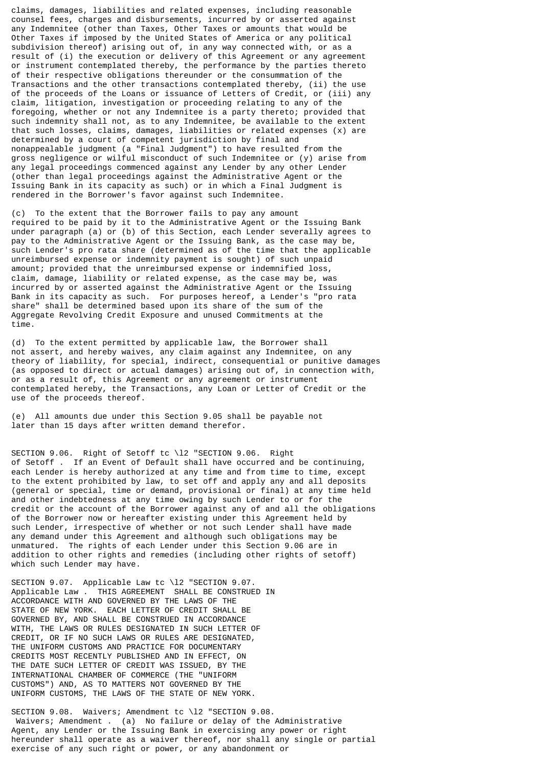claims, damages, liabilities and related expenses, including reasonable counsel fees, charges and disbursements, incurred by or asserted against any Indemnitee (other than Taxes, Other Taxes or amounts that would be Other Taxes if imposed by the United States of America or any political subdivision thereof) arising out of, in any way connected with, or as a result of (i) the execution or delivery of this Agreement or any agreement or instrument contemplated thereby, the performance by the parties thereto of their respective obligations thereunder or the consummation of the Transactions and the other transactions contemplated thereby, (ii) the use of the proceeds of the Loans or issuance of Letters of Credit, or (iii) any claim, litigation, investigation or proceeding relating to any of the foregoing, whether or not any Indemnitee is a party thereto; provided that such indemnity shall not, as to any Indemnitee, be available to the extent that such losses, claims, damages, liabilities or related expenses (x) are determined by a court of competent jurisdiction by final and nonappealable judgment (a "Final Judgment") to have resulted from the gross negligence or wilful misconduct of such Indemnitee or (y) arise from any legal proceedings commenced against any Lender by any other Lender (other than legal proceedings against the Administrative Agent or the Issuing Bank in its capacity as such) or in which a Final Judgment is rendered in the Borrower's favor against such Indemnitee.

(c) To the extent that the Borrower fails to pay any amount required to be paid by it to the Administrative Agent or the Issuing Bank under paragraph (a) or (b) of this Section, each Lender severally agrees to pay to the Administrative Agent or the Issuing Bank, as the case may be, such Lender's pro rata share (determined as of the time that the applicable unreimbursed expense or indemnity payment is sought) of such unpaid amount; provided that the unreimbursed expense or indemnified loss, claim, damage, liability or related expense, as the case may be, was incurred by or asserted against the Administrative Agent or the Issuing Bank in its capacity as such. For purposes hereof, a Lender's "pro rata share" shall be determined based upon its share of the sum of the Aggregate Revolving Credit Exposure and unused Commitments at the time.

(d) To the extent permitted by applicable law, the Borrower shall not assert, and hereby waives, any claim against any Indemnitee, on any theory of liability, for special, indirect, consequential or punitive damages (as opposed to direct or actual damages) arising out of, in connection with, or as a result of, this Agreement or any agreement or instrument contemplated hereby, the Transactions, any Loan or Letter of Credit or the use of the proceeds thereof.

(e) All amounts due under this Section 9.05 shall be payable not later than 15 days after written demand therefor.

SECTION 9.06. Right of Setoff tc \l2 "SECTION 9.06. Right of Setoff . If an Event of Default shall have occurred and be continuing, each Lender is hereby authorized at any time and from time to time, except to the extent prohibited by law, to set off and apply any and all deposits (general or special, time or demand, provisional or final) at any time held and other indebtedness at any time owing by such Lender to or for the credit or the account of the Borrower against any of and all the obligations of the Borrower now or hereafter existing under this Agreement held by such Lender, irrespective of whether or not such Lender shall have made any demand under this Agreement and although such obligations may be unmatured. The rights of each Lender under this Section 9.06 are in addition to other rights and remedies (including other rights of setoff) which such Lender may have.

SECTION 9.07. Applicable Law tc \l2 "SECTION 9.07. Applicable Law . THIS AGREEMENT SHALL BE CONSTRUED IN ACCORDANCE WITH AND GOVERNED BY THE LAWS OF THE STATE OF NEW YORK. EACH LETTER OF CREDIT SHALL BE GOVERNED BY, AND SHALL BE CONSTRUED IN ACCORDANCE WITH, THE LAWS OR RULES DESIGNATED IN SUCH LETTER OF CREDIT, OR IF NO SUCH LAWS OR RULES ARE DESIGNATED, THE UNIFORM CUSTOMS AND PRACTICE FOR DOCUMENTARY CREDITS MOST RECENTLY PUBLISHED AND IN EFFECT, ON THE DATE SUCH LETTER OF CREDIT WAS ISSUED, BY THE INTERNATIONAL CHAMBER OF COMMERCE (THE "UNIFORM CUSTOMS") AND, AS TO MATTERS NOT GOVERNED BY THE UNIFORM CUSTOMS, THE LAWS OF THE STATE OF NEW YORK.

SECTION 9.08. Waivers; Amendment tc \l2 "SECTION 9.08. Waivers; Amendment . (a) No failure or delay of the Administrative Agent, any Lender or the Issuing Bank in exercising any power or right hereunder shall operate as a waiver thereof, nor shall any single or partial exercise of any such right or power, or any abandonment or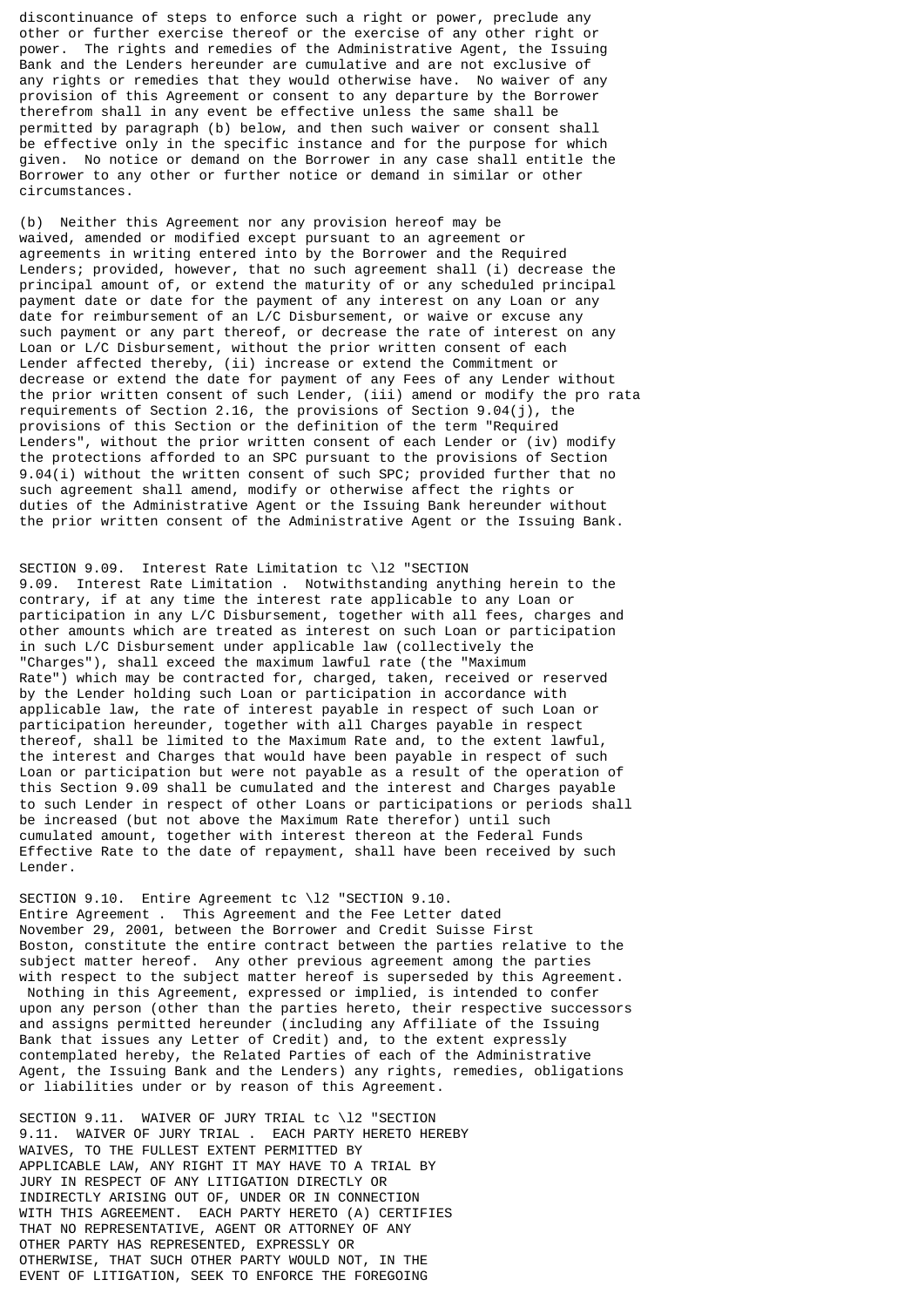discontinuance of steps to enforce such a right or power, preclude any other or further exercise thereof or the exercise of any other right or power. The rights and remedies of the Administrative Agent, the Issuing Bank and the Lenders hereunder are cumulative and are not exclusive of any rights or remedies that they would otherwise have. No waiver of any provision of this Agreement or consent to any departure by the Borrower therefrom shall in any event be effective unless the same shall be permitted by paragraph (b) below, and then such waiver or consent shall be effective only in the specific instance and for the purpose for which given. No notice or demand on the Borrower in any case shall entitle the Borrower to any other or further notice or demand in similar or other circumstances.

(b) Neither this Agreement nor any provision hereof may be waived, amended or modified except pursuant to an agreement or agreements in writing entered into by the Borrower and the Required Lenders; provided, however, that no such agreement shall (i) decrease the principal amount of, or extend the maturity of or any scheduled principal payment date or date for the payment of any interest on any Loan or any date for reimbursement of an L/C Disbursement, or waive or excuse any such payment or any part thereof, or decrease the rate of interest on any Loan or L/C Disbursement, without the prior written consent of each Lender affected thereby, (ii) increase or extend the Commitment or decrease or extend the date for payment of any Fees of any Lender without the prior written consent of such Lender, (iii) amend or modify the pro rata requirements of Section 2.16, the provisions of Section 9.04(j), the provisions of this Section or the definition of the term "Required Lenders", without the prior written consent of each Lender or (iv) modify the protections afforded to an SPC pursuant to the provisions of Section 9.04(i) without the written consent of such SPC; provided further that no such agreement shall amend, modify or otherwise affect the rights or duties of the Administrative Agent or the Issuing Bank hereunder without the prior written consent of the Administrative Agent or the Issuing Bank.

SECTION 9.09. Interest Rate Limitation tc \l2 "SECTION 9.09. Interest Rate Limitation . Notwithstanding anything herein to the contrary, if at any time the interest rate applicable to any Loan or participation in any L/C Disbursement, together with all fees, charges and other amounts which are treated as interest on such Loan or participation in such L/C Disbursement under applicable law (collectively the "Charges"), shall exceed the maximum lawful rate (the "Maximum Rate") which may be contracted for, charged, taken, received or reserved by the Lender holding such Loan or participation in accordance with applicable law, the rate of interest payable in respect of such Loan or participation hereunder, together with all Charges payable in respect thereof, shall be limited to the Maximum Rate and, to the extent lawful, the interest and Charges that would have been payable in respect of such Loan or participation but were not payable as a result of the operation of this Section 9.09 shall be cumulated and the interest and Charges payable to such Lender in respect of other Loans or participations or periods shall be increased (but not above the Maximum Rate therefor) until such cumulated amount, together with interest thereon at the Federal Funds Effective Rate to the date of repayment, shall have been received by such Lender.

SECTION 9.10. Entire Agreement tc \l2 "SECTION 9.10. Entire Agreement . This Agreement and the Fee Letter dated November 29, 2001, between the Borrower and Credit Suisse First Boston, constitute the entire contract between the parties relative to the subject matter hereof. Any other previous agreement among the parties with respect to the subject matter hereof is superseded by this Agreement. Nothing in this Agreement, expressed or implied, is intended to confer upon any person (other than the parties hereto, their respective successors and assigns permitted hereunder (including any Affiliate of the Issuing Bank that issues any Letter of Credit) and, to the extent expressly contemplated hereby, the Related Parties of each of the Administrative Agent, the Issuing Bank and the Lenders) any rights, remedies, obligations or liabilities under or by reason of this Agreement.

SECTION 9.11. WAIVER OF JURY TRIAL tc \l2 "SECTION 9.11. WAIVER OF JURY TRIAL . EACH PARTY HERETO HEREBY WAIVES, TO THE FULLEST EXTENT PERMITTED BY APPLICABLE LAW, ANY RIGHT IT MAY HAVE TO A TRIAL BY JURY IN RESPECT OF ANY LITIGATION DIRECTLY OR INDIRECTLY ARISING OUT OF, UNDER OR IN CONNECTION WITH THIS AGREEMENT. EACH PARTY HERETO (A) CERTIFIES THAT NO REPRESENTATIVE, AGENT OR ATTORNEY OF ANY OTHER PARTY HAS REPRESENTED, EXPRESSLY OR OTHERWISE, THAT SUCH OTHER PARTY WOULD NOT, IN THE EVENT OF LITIGATION, SEEK TO ENFORCE THE FOREGOING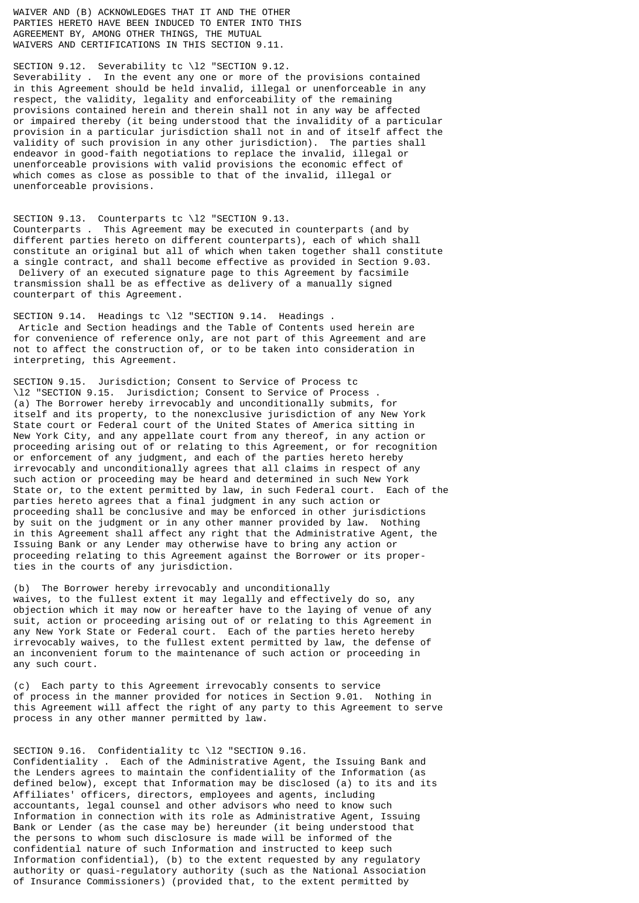WAIVER AND (B) ACKNOWLEDGES THAT IT AND THE OTHER PARTIES HERETO HAVE BEEN INDUCED TO ENTER INTO THIS AGREEMENT BY, AMONG OTHER THINGS, THE MUTUAL WAIVERS AND CERTIFICATIONS IN THIS SECTION 9.11.

SECTION 9.12. Severability tc \l2 "SECTION 9.12. Severability . In the event any one or more of the provisions contained in this Agreement should be held invalid, illegal or unenforceable in any respect, the validity, legality and enforceability of the remaining provisions contained herein and therein shall not in any way be affected or impaired thereby (it being understood that the invalidity of a particular provision in a particular jurisdiction shall not in and of itself affect the validity of such provision in any other jurisdiction). The parties shall endeavor in good-faith negotiations to replace the invalid, illegal or unenforceable provisions with valid provisions the economic effect of which comes as close as possible to that of the invalid, illegal or unenforceable provisions.

SECTION 9.13. Counterparts tc \l2 "SECTION 9.13. Counterparts . This Agreement may be executed in counterparts (and by different parties hereto on different counterparts), each of which shall constitute an original but all of which when taken together shall constitute a single contract, and shall become effective as provided in Section 9.03. Delivery of an executed signature page to this Agreement by facsimile transmission shall be as effective as delivery of a manually signed counterpart of this Agreement.

SECTION 9.14. Headings tc \l2 "SECTION 9.14. Headings . Article and Section headings and the Table of Contents used herein are for convenience of reference only, are not part of this Agreement and are not to affect the construction of, or to be taken into consideration in interpreting, this Agreement.

SECTION 9.15. Jurisdiction; Consent to Service of Process tc \l2 "SECTION 9.15. Jurisdiction; Consent to Service of Process . (a) The Borrower hereby irrevocably and unconditionally submits, for itself and its property, to the nonexclusive jurisdiction of any New York State court or Federal court of the United States of America sitting in New York City, and any appellate court from any thereof, in any action or proceeding arising out of or relating to this Agreement, or for recognition or enforcement of any judgment, and each of the parties hereto hereby irrevocably and unconditionally agrees that all claims in respect of any such action or proceeding may be heard and determined in such New York State or, to the extent permitted by law, in such Federal court. Each of the parties hereto agrees that a final judgment in any such action or proceeding shall be conclusive and may be enforced in other jurisdictions by suit on the judgment or in any other manner provided by law. Nothing in this Agreement shall affect any right that the Administrative Agent, the Issuing Bank or any Lender may otherwise have to bring any action or proceeding relating to this Agreement against the Borrower or its properties in the courts of any jurisdiction.

(b) The Borrower hereby irrevocably and unconditionally waives, to the fullest extent it may legally and effectively do so, any objection which it may now or hereafter have to the laying of venue of any suit, action or proceeding arising out of or relating to this Agreement in any New York State or Federal court. Each of the parties hereto hereby irrevocably waives, to the fullest extent permitted by law, the defense of an inconvenient forum to the maintenance of such action or proceeding in any such court.

(c) Each party to this Agreement irrevocably consents to service of process in the manner provided for notices in Section 9.01. Nothing in this Agreement will affect the right of any party to this Agreement to serve process in any other manner permitted by law.

SECTION 9.16. Confidentiality tc \l2 "SECTION 9.16. Confidentiality . Each of the Administrative Agent, the Issuing Bank and the Lenders agrees to maintain the confidentiality of the Information (as defined below), except that Information may be disclosed (a) to its and its Affiliates' officers, directors, employees and agents, including accountants, legal counsel and other advisors who need to know such Information in connection with its role as Administrative Agent, Issuing Bank or Lender (as the case may be) hereunder (it being understood that the persons to whom such disclosure is made will be informed of the confidential nature of such Information and instructed to keep such Information confidential), (b) to the extent requested by any regulatory authority or quasi-regulatory authority (such as the National Association of Insurance Commissioners) (provided that, to the extent permitted by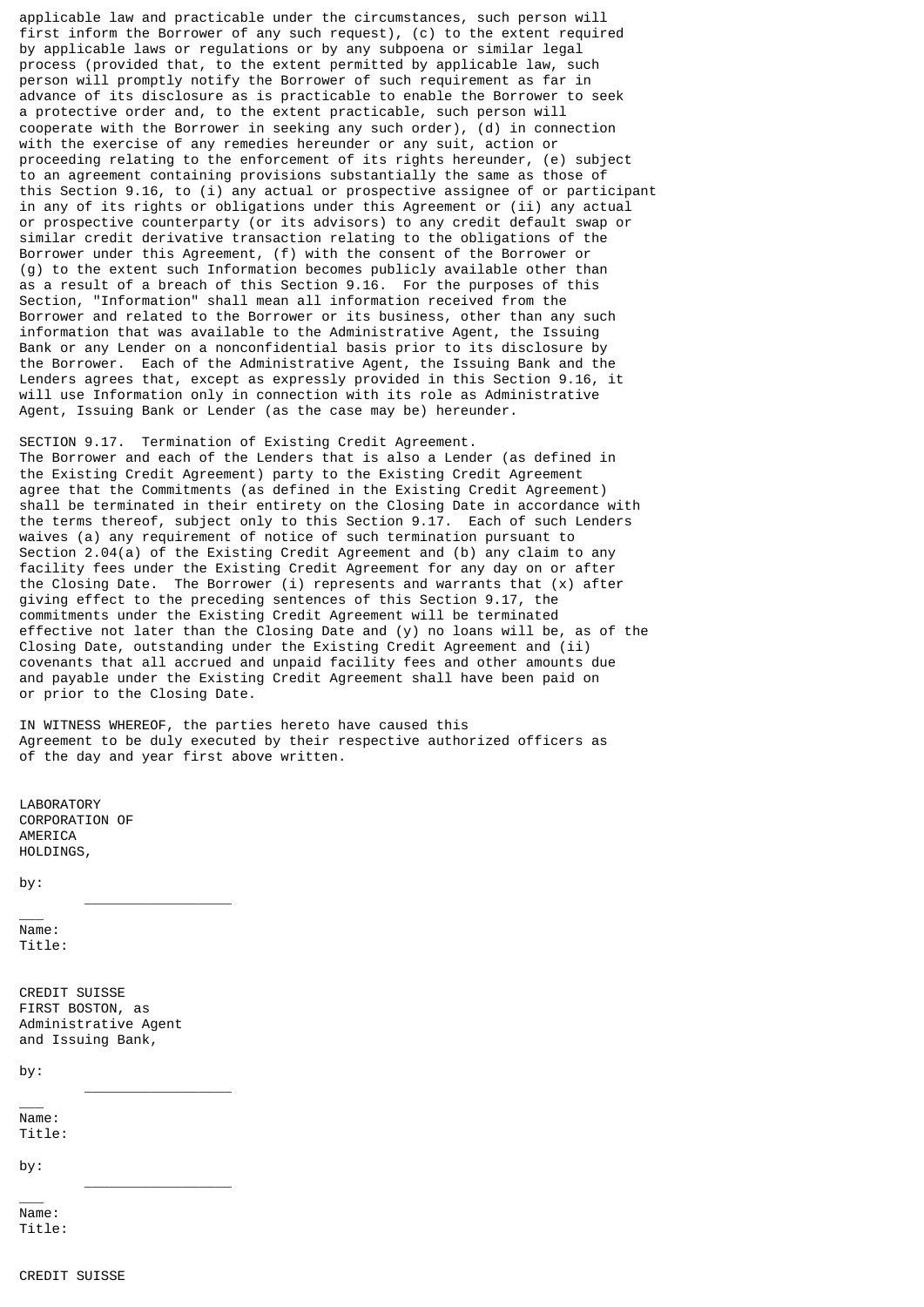applicable law and practicable under the circumstances, such person will first inform the Borrower of any such request), (c) to the extent required by applicable laws or regulations or by any subpoena or similar legal process (provided that, to the extent permitted by applicable law, such person will promptly notify the Borrower of such requirement as far in advance of its disclosure as is practicable to enable the Borrower to seek a protective order and, to the extent practicable, such person will cooperate with the Borrower in seeking any such order), (d) in connection with the exercise of any remedies hereunder or any suit, action or proceeding relating to the enforcement of its rights hereunder, (e) subject to an agreement containing provisions substantially the same as those of this Section 9.16, to (i) any actual or prospective assignee of or participant in any of its rights or obligations under this Agreement or (ii) any actual or prospective counterparty (or its advisors) to any credit default swap or similar credit derivative transaction relating to the obligations of the Borrower under this Agreement, (f) with the consent of the Borrower or (g) to the extent such Information becomes publicly available other than as a result of a breach of this Section 9.16. For the purposes of this Section, "Information" shall mean all information received from the Borrower and related to the Borrower or its business, other than any such information that was available to the Administrative Agent, the Issuing Bank or any Lender on a nonconfidential basis prior to its disclosure by the Borrower. Each of the Administrative Agent, the Issuing Bank and the Lenders agrees that, except as expressly provided in this Section 9.16, it will use Information only in connection with its role as Administrative Agent, Issuing Bank or Lender (as the case may be) hereunder.

SECTION 9.17. Termination of Existing Credit Agreement.
The Borrower and each of the Lenders that is also a Lender (as defined in the Existing Credit Agreement) party to the Existing Credit Agreement agree that the Commitments (as defined in the Existing Credit Agreement) shall be terminated in their entirety on the Closing Date in accordance with the terms thereof, subject only to this Section 9.17. Each of such Lenders waives (a) any requirement of notice of such termination pursuant to Section 2.04(a) of the Existing Credit Agreement and (b) any claim to any facility fees under the Existing Credit Agreement for any day on or after the Closing Date. The Borrower (i) represents and warrants that (x) after giving effect to the preceding sentences of this Section 9.17, the commitments under the Existing Credit Agreement will be terminated effective not later than the Closing Date and (y) no loans will be, as of the Closing Date, outstanding under the Existing Credit Agreement and (ii) covenants that all accrued and unpaid facility fees and other amounts due and payable under the Existing Credit Agreement shall have been paid on or prior to the Closing Date.

IN WITNESS WHEREOF, the parties hereto have caused this Agreement to be duly executed by their respective authorized officers as of the day and year first above written.

LABORATORY CORPORATION OF AMERICA HOLDINGS,

by: ____________________

Name:
Title:

CREDIT SUISSE FIRST BOSTON, as Administrative Agent and Issuing Bank,

by: ____________________

Name:
Title:

by: ____________________

Name:
Title:

CREDIT SUISSE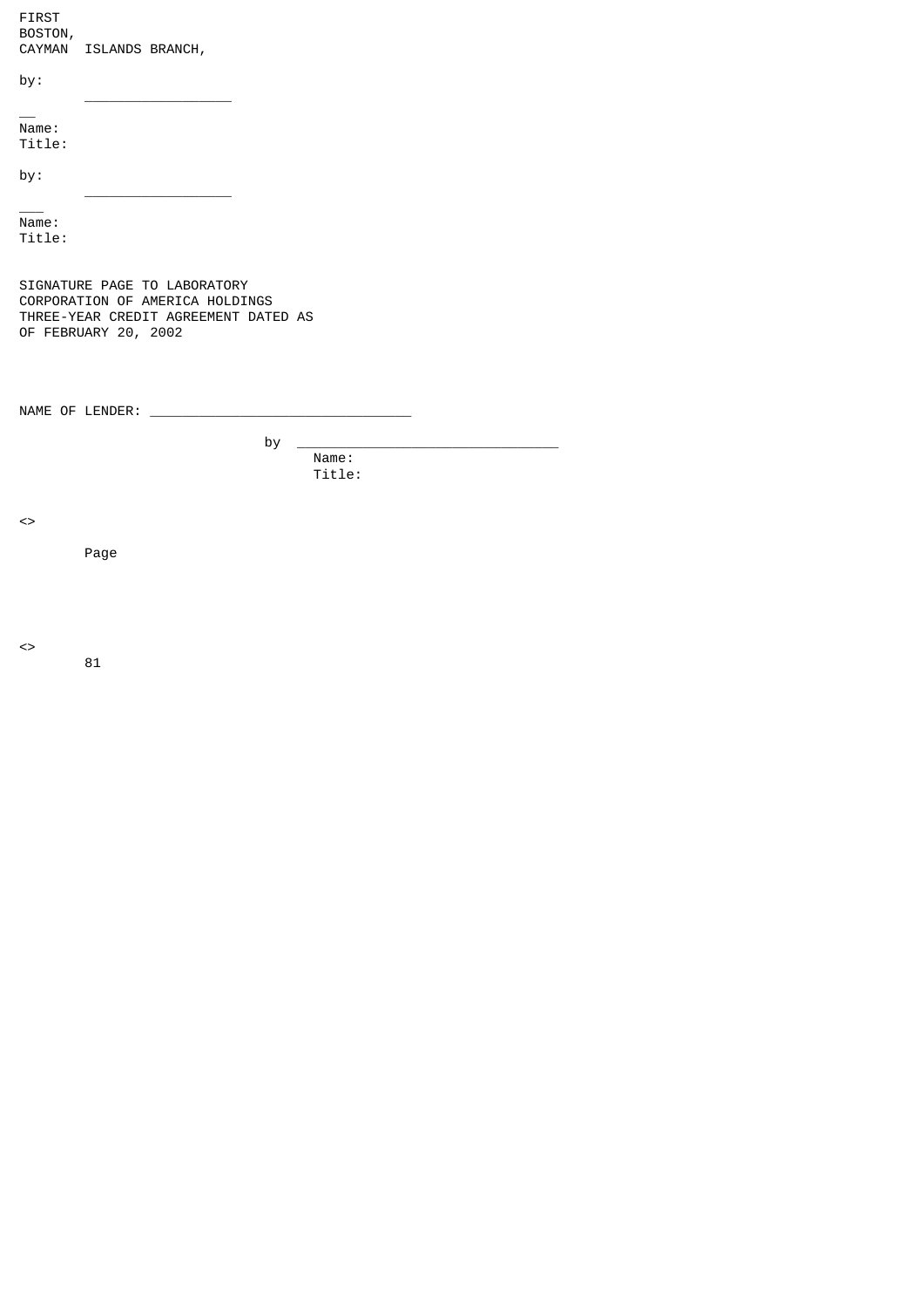FIRST BOSTON, CAYMAN ISLANDS BRANCH,

by: ____________________

Name:
Title:

by: ____________________

Name:
Title:

SIGNATURE PAGE TO LABORATORY CORPORATION OF AMERICA HOLDINGS THREE-YEAR CREDIT AGREEMENT DATED AS OF FEBRUARY 20, 2002

NAME OF LENDER: ________________________________

by ________________________________
Name:
Title:

<>

Page

<>

81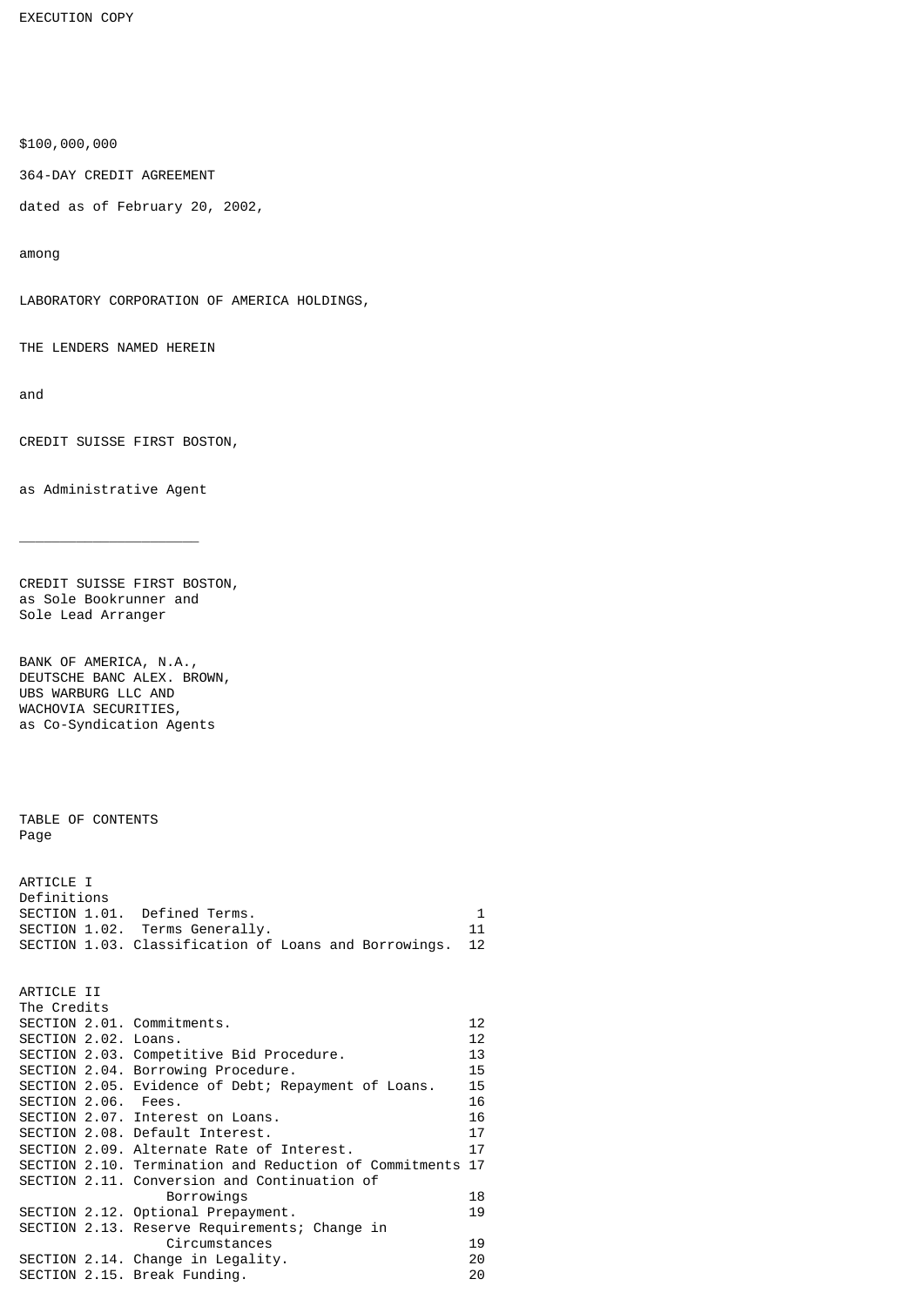EXECUTION COPY

$100,000,000

364-DAY CREDIT AGREEMENT

dated as of February 20, 2002,

among

LABORATORY CORPORATION OF AMERICA HOLDINGS,

THE LENDERS NAMED HEREIN

and

CREDIT SUISSE FIRST BOSTON,

as Administrative Agent

---

CREDIT SUISSE FIRST BOSTON,
as Sole Bookrunner and
Sole Lead Arranger

BANK OF AMERICA, N.A.,
DEUTSCHE BANC ALEX. BROWN,
UBS WARBURG LLC AND
WACHOVIA SECURITIES,
as Co-Syndication Agents

TABLE OF CONTENTS

| | Page |
|---|---|
| ARTICLE I | |
| Definitions | |
| SECTION 1.01. Defined Terms. | 1 |
| SECTION 1.02. Terms Generally. | 11 |
| SECTION 1.03. Classification of Loans and Borrowings. | 12 |
| ARTICLE II | |
| The Credits | |
| SECTION 2.01. Commitments. | 12 |
| SECTION 2.02. Loans. | 12 |
| SECTION 2.03. Competitive Bid Procedure. | 13 |
| SECTION 2.04. Borrowing Procedure. | 15 |
| SECTION 2.05. Evidence of Debt; Repayment of Loans. | 15 |
| SECTION 2.06. Fees. | 16 |
| SECTION 2.07. Interest on Loans. | 16 |
| SECTION 2.08. Default Interest. | 17 |
| SECTION 2.09. Alternate Rate of Interest. | 17 |
| SECTION 2.10. Termination and Reduction of Commitments | 17 |
| SECTION 2.11. Conversion and Continuation of Borrowings | 18 |
| SECTION 2.12. Optional Prepayment. | 19 |
| SECTION 2.13. Reserve Requirements; Change in Circumstances | 19 |
| SECTION 2.14. Change in Legality. | 20 |
| SECTION 2.15. Break Funding. | 20 |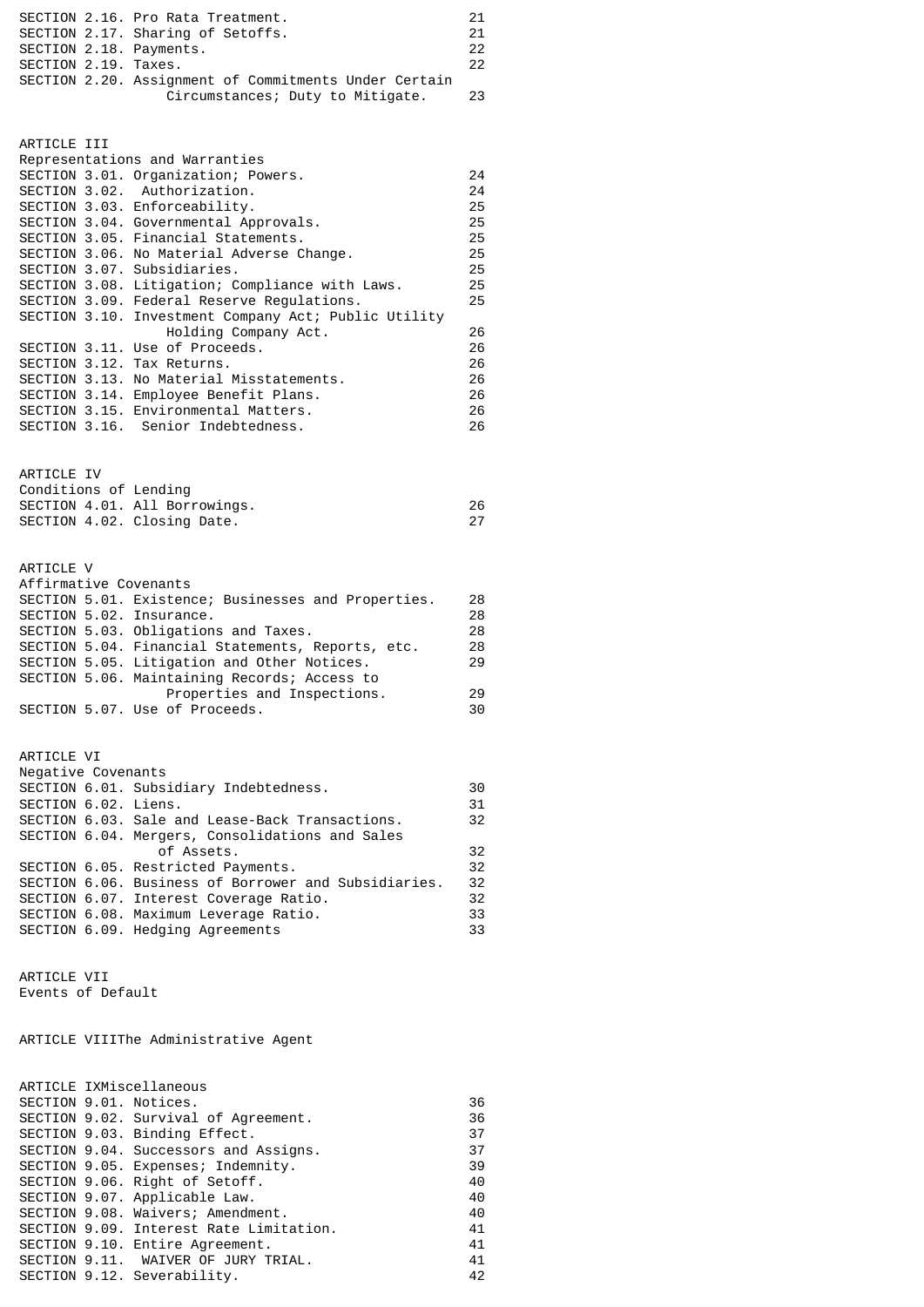| | |
|---|---|
| SECTION 2.16. Pro Rata Treatment. | 21 |
| SECTION 2.17. Sharing of Setoffs. | 21 |
| SECTION 2.18. Payments. | 22 |
| SECTION 2.19. Taxes. | 22 |
| SECTION 2.20. Assignment of Commitments Under Certain Circumstances; Duty to Mitigate. | 23 |

ARTICLE III
Representations and Warranties

| | |
|---|---|
| SECTION 3.01. Organization; Powers. | 24 |
| SECTION 3.02. Authorization. | 24 |
| SECTION 3.03. Enforceability. | 25 |
| SECTION 3.04. Governmental Approvals. | 25 |
| SECTION 3.05. Financial Statements. | 25 |
| SECTION 3.06. No Material Adverse Change. | 25 |
| SECTION 3.07. Subsidiaries. | 25 |
| SECTION 3.08. Litigation; Compliance with Laws. | 25 |
| SECTION 3.09. Federal Reserve Regulations. | 25 |
| SECTION 3.10. Investment Company Act; Public Utility Holding Company Act. | 26 |
| SECTION 3.11. Use of Proceeds. | 26 |
| SECTION 3.12. Tax Returns. | 26 |
| SECTION 3.13. No Material Misstatements. | 26 |
| SECTION 3.14. Employee Benefit Plans. | 26 |
| SECTION 3.15. Environmental Matters. | 26 |
| SECTION 3.16. Senior Indebtedness. | 26 |

ARTICLE IV
Conditions of Lending

| | |
|---|---|
| SECTION 4.01. All Borrowings. | 26 |
| SECTION 4.02. Closing Date. | 27 |

ARTICLE V
Affirmative Covenants

| | |
|---|---|
| SECTION 5.01. Existence; Businesses and Properties. | 28 |
| SECTION 5.02. Insurance. | 28 |
| SECTION 5.03. Obligations and Taxes. | 28 |
| SECTION 5.04. Financial Statements, Reports, etc. | 28 |
| SECTION 5.05. Litigation and Other Notices. | 29 |
| SECTION 5.06. Maintaining Records; Access to Properties and Inspections. | 29 |
| SECTION 5.07. Use of Proceeds. | 30 |

ARTICLE VI
Negative Covenants

| | |
|---|---|
| SECTION 6.01. Subsidiary Indebtedness. | 30 |
| SECTION 6.02. Liens. | 31 |
| SECTION 6.03. Sale and Lease-Back Transactions. | 32 |
| SECTION 6.04. Mergers, Consolidations and Sales of Assets. | 32 |
| SECTION 6.05. Restricted Payments. | 32 |
| SECTION 6.06. Business of Borrower and Subsidiaries. | 32 |
| SECTION 6.07. Interest Coverage Ratio. | 32 |
| SECTION 6.08. Maximum Leverage Ratio. | 33 |
| SECTION 6.09. Hedging Agreements | 33 |

ARTICLE VII
Events of Default

ARTICLE VIIIThe Administrative Agent

ARTICLE IXMiscellaneous

| | |
|---|---|
| SECTION 9.01. Notices. | 36 |
| SECTION 9.02. Survival of Agreement. | 36 |
| SECTION 9.03. Binding Effect. | 37 |
| SECTION 9.04. Successors and Assigns. | 37 |
| SECTION 9.05. Expenses; Indemnity. | 39 |
| SECTION 9.06. Right of Setoff. | 40 |
| SECTION 9.07. Applicable Law. | 40 |
| SECTION 9.08. Waivers; Amendment. | 40 |
| SECTION 9.09. Interest Rate Limitation. | 41 |
| SECTION 9.10. Entire Agreement. | 41 |
| SECTION 9.11. WAIVER OF JURY TRIAL. | 41 |
| SECTION 9.12. Severability. | 42 |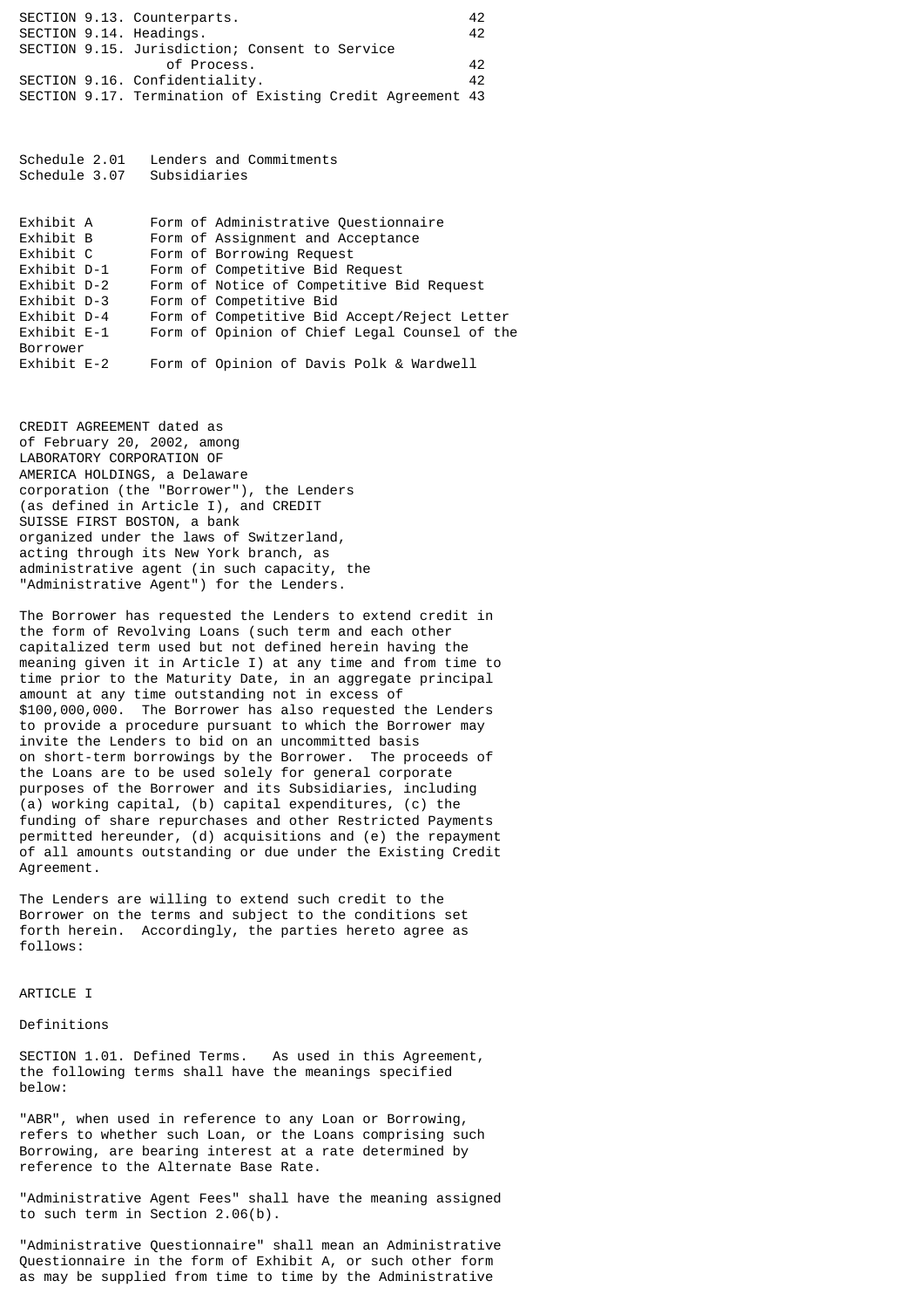| | |
|---|---|
| SECTION 9.13. Counterparts. | 42 |
| SECTION 9.14. Headings. | 42 |
| SECTION 9.15. Jurisdiction; Consent to Service of Process. | 42 |
| SECTION 9.16. Confidentiality. | 42 |
| SECTION 9.17. Termination of Existing Credit Agreement | 43 |

| | |
|---|---|
| Schedule 2.01 | Lenders and Commitments |
| Schedule 3.07 | Subsidiaries |

| | |
|---|---|
| Exhibit A | Form of Administrative Questionnaire |
| Exhibit B | Form of Assignment and Acceptance |
| Exhibit C | Form of Borrowing Request |
| Exhibit D-1 | Form of Competitive Bid Request |
| Exhibit D-2 | Form of Notice of Competitive Bid Request |
| Exhibit D-3 | Form of Competitive Bid |
| Exhibit D-4 | Form of Competitive Bid Accept/Reject Letter |
| Exhibit E-1 | Form of Opinion of Chief Legal Counsel of the Borrower |
| Exhibit E-2 | Form of Opinion of Davis Polk & Wardwell |

CREDIT AGREEMENT dated as of February 20, 2002, among LABORATORY CORPORATION OF AMERICA HOLDINGS, a Delaware corporation (the "Borrower"), the Lenders (as defined in Article I), and CREDIT SUISSE FIRST BOSTON, a bank organized under the laws of Switzerland, acting through its New York branch, as administrative agent (in such capacity, the "Administrative Agent") for the Lenders.

The Borrower has requested the Lenders to extend credit in the form of Revolving Loans (such term and each other capitalized term used but not defined herein having the meaning given it in Article I) at any time and from time to time prior to the Maturity Date, in an aggregate principal amount at any time outstanding not in excess of $100,000,000. The Borrower has also requested the Lenders to provide a procedure pursuant to which the Borrower may invite the Lenders to bid on an uncommitted basis on short-term borrowings by the Borrower. The proceeds of the Loans are to be used solely for general corporate purposes of the Borrower and its Subsidiaries, including (a) working capital, (b) capital expenditures, (c) the funding of share repurchases and other Restricted Payments permitted hereunder, (d) acquisitions and (e) the repayment of all amounts outstanding or due under the Existing Credit Agreement.

The Lenders are willing to extend such credit to the Borrower on the terms and subject to the conditions set forth herein. Accordingly, the parties hereto agree as follows:

## ARTICLE I

### Definitions

SECTION 1.01. Defined Terms. As used in this Agreement, the following terms shall have the meanings specified below:

"ABR", when used in reference to any Loan or Borrowing, refers to whether such Loan, or the Loans comprising such Borrowing, are bearing interest at a rate determined by reference to the Alternate Base Rate.

"Administrative Agent Fees" shall have the meaning assigned to such term in Section 2.06(b).

"Administrative Questionnaire" shall mean an Administrative Questionnaire in the form of Exhibit A, or such other form as may be supplied from time to time by the Administrative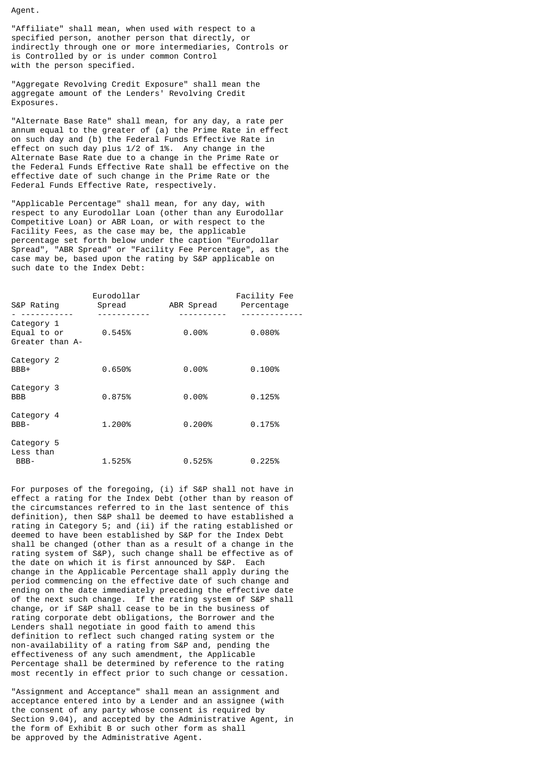Agent.

"Affiliate" shall mean, when used with respect to a specified person, another person that directly, or indirectly through one or more intermediaries, Controls or is Controlled by or is under common Control with the person specified.

"Aggregate Revolving Credit Exposure" shall mean the aggregate amount of the Lenders' Revolving Credit Exposures.

"Alternate Base Rate" shall mean, for any day, a rate per annum equal to the greater of (a) the Prime Rate in effect on such day and (b) the Federal Funds Effective Rate in effect on such day plus 1/2 of 1%. Any change in the Alternate Base Rate due to a change in the Prime Rate or the Federal Funds Effective Rate shall be effective on the effective date of such change in the Prime Rate or the Federal Funds Effective Rate, respectively.

"Applicable Percentage" shall mean, for any day, with respect to any Eurodollar Loan (other than any Eurodollar Competitive Loan) or ABR Loan, or with respect to the Facility Fees, as the case may be, the applicable percentage set forth below under the caption "Eurodollar Spread", "ABR Spread" or "Facility Fee Percentage", as the case may be, based upon the rating by S&P applicable on such date to the Index Debt:

| S&P Rating | Eurodollar Spread | ABR Spread | Facility Fee Percentage |
|---|---|---|---|
| Category 1 Equal to or Greater than A- | 0.545% | 0.00% | 0.080% |
| Category 2 BBB+ | 0.650% | 0.00% | 0.100% |
| Category 3 BBB | 0.875% | 0.00% | 0.125% |
| Category 4 BBB- | 1.200% | 0.200% | 0.175% |
| Category 5 Less than BBB- | 1.525% | 0.525% | 0.225% |

For purposes of the foregoing, (i) if S&P shall not have in effect a rating for the Index Debt (other than by reason of the circumstances referred to in the last sentence of this definition), then S&P shall be deemed to have established a rating in Category 5; and (ii) if the rating established or deemed to have been established by S&P for the Index Debt shall be changed (other than as a result of a change in the rating system of S&P), such change shall be effective as of the date on which it is first announced by S&P. Each change in the Applicable Percentage shall apply during the period commencing on the effective date of such change and ending on the date immediately preceding the effective date of the next such change. If the rating system of S&P shall change, or if S&P shall cease to be in the business of rating corporate debt obligations, the Borrower and the Lenders shall negotiate in good faith to amend this definition to reflect such changed rating system or the non-availability of a rating from S&P and, pending the effectiveness of any such amendment, the Applicable Percentage shall be determined by reference to the rating most recently in effect prior to such change or cessation.

"Assignment and Acceptance" shall mean an assignment and acceptance entered into by a Lender and an assignee (with the consent of any party whose consent is required by Section 9.04), and accepted by the Administrative Agent, in the form of Exhibit B or such other form as shall be approved by the Administrative Agent.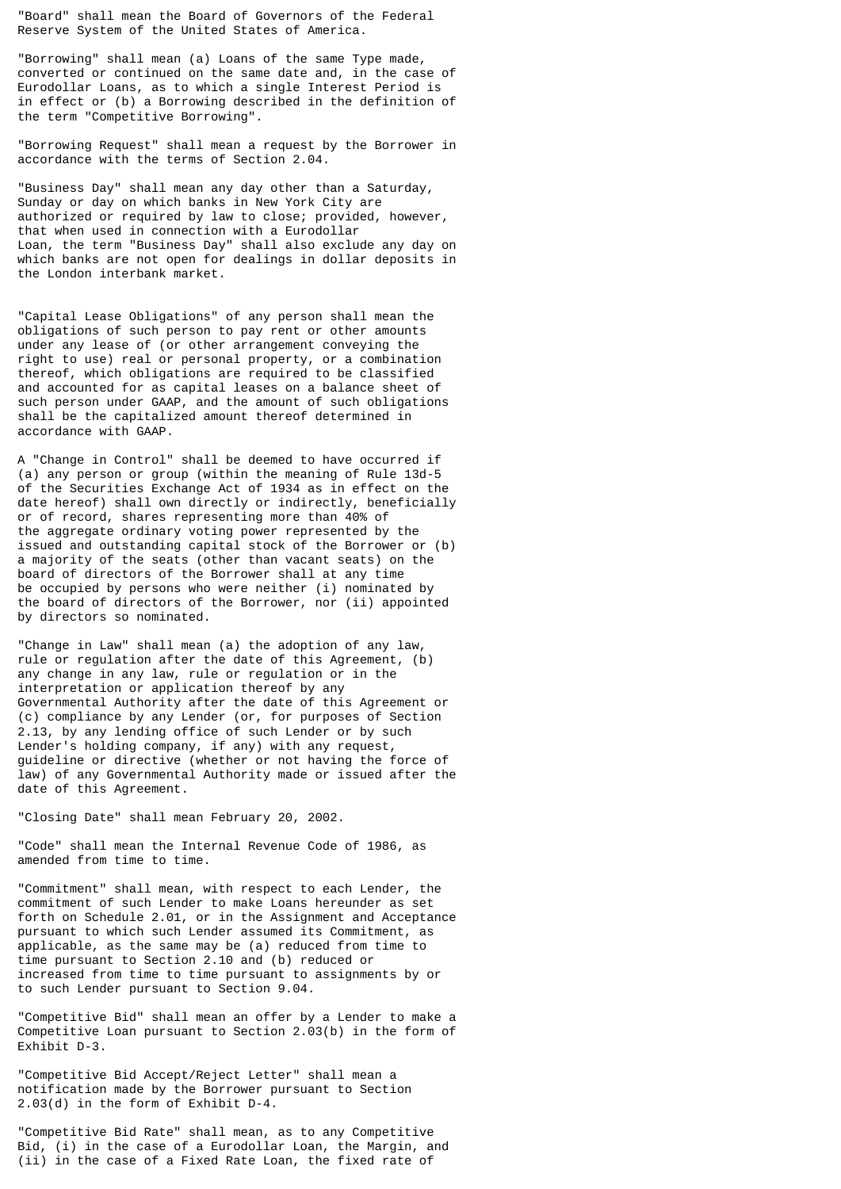"Board" shall mean the Board of Governors of the Federal Reserve System of the United States of America.

"Borrowing" shall mean (a) Loans of the same Type made, converted or continued on the same date and, in the case of Eurodollar Loans, as to which a single Interest Period is in effect or (b) a Borrowing described in the definition of the term "Competitive Borrowing".

"Borrowing Request" shall mean a request by the Borrower in accordance with the terms of Section 2.04.

"Business Day" shall mean any day other than a Saturday, Sunday or day on which banks in New York City are authorized or required by law to close; provided, however, that when used in connection with a Eurodollar Loan, the term "Business Day" shall also exclude any day on which banks are not open for dealings in dollar deposits in the London interbank market.

"Capital Lease Obligations" of any person shall mean the obligations of such person to pay rent or other amounts under any lease of (or other arrangement conveying the right to use) real or personal property, or a combination thereof, which obligations are required to be classified and accounted for as capital leases on a balance sheet of such person under GAAP, and the amount of such obligations shall be the capitalized amount thereof determined in accordance with GAAP.

A "Change in Control" shall be deemed to have occurred if (a) any person or group (within the meaning of Rule 13d-5 of the Securities Exchange Act of 1934 as in effect on the date hereof) shall own directly or indirectly, beneficially or of record, shares representing more than 40% of the aggregate ordinary voting power represented by the issued and outstanding capital stock of the Borrower or (b) a majority of the seats (other than vacant seats) on the board of directors of the Borrower shall at any time be occupied by persons who were neither (i) nominated by the board of directors of the Borrower, nor (ii) appointed by directors so nominated.

"Change in Law" shall mean (a) the adoption of any law, rule or regulation after the date of this Agreement, (b) any change in any law, rule or regulation or in the interpretation or application thereof by any Governmental Authority after the date of this Agreement or (c) compliance by any Lender (or, for purposes of Section 2.13, by any lending office of such Lender or by such Lender's holding company, if any) with any request, guideline or directive (whether or not having the force of law) of any Governmental Authority made or issued after the date of this Agreement.

"Closing Date" shall mean February 20, 2002.

"Code" shall mean the Internal Revenue Code of 1986, as amended from time to time.

"Commitment" shall mean, with respect to each Lender, the commitment of such Lender to make Loans hereunder as set forth on Schedule 2.01, or in the Assignment and Acceptance pursuant to which such Lender assumed its Commitment, as applicable, as the same may be (a) reduced from time to time pursuant to Section 2.10 and (b) reduced or increased from time to time pursuant to assignments by or to such Lender pursuant to Section 9.04.

"Competitive Bid" shall mean an offer by a Lender to make a Competitive Loan pursuant to Section 2.03(b) in the form of Exhibit D-3.

"Competitive Bid Accept/Reject Letter" shall mean a notification made by the Borrower pursuant to Section 2.03(d) in the form of Exhibit D-4.

"Competitive Bid Rate" shall mean, as to any Competitive Bid, (i) in the case of a Eurodollar Loan, the Margin, and (ii) in the case of a Fixed Rate Loan, the fixed rate of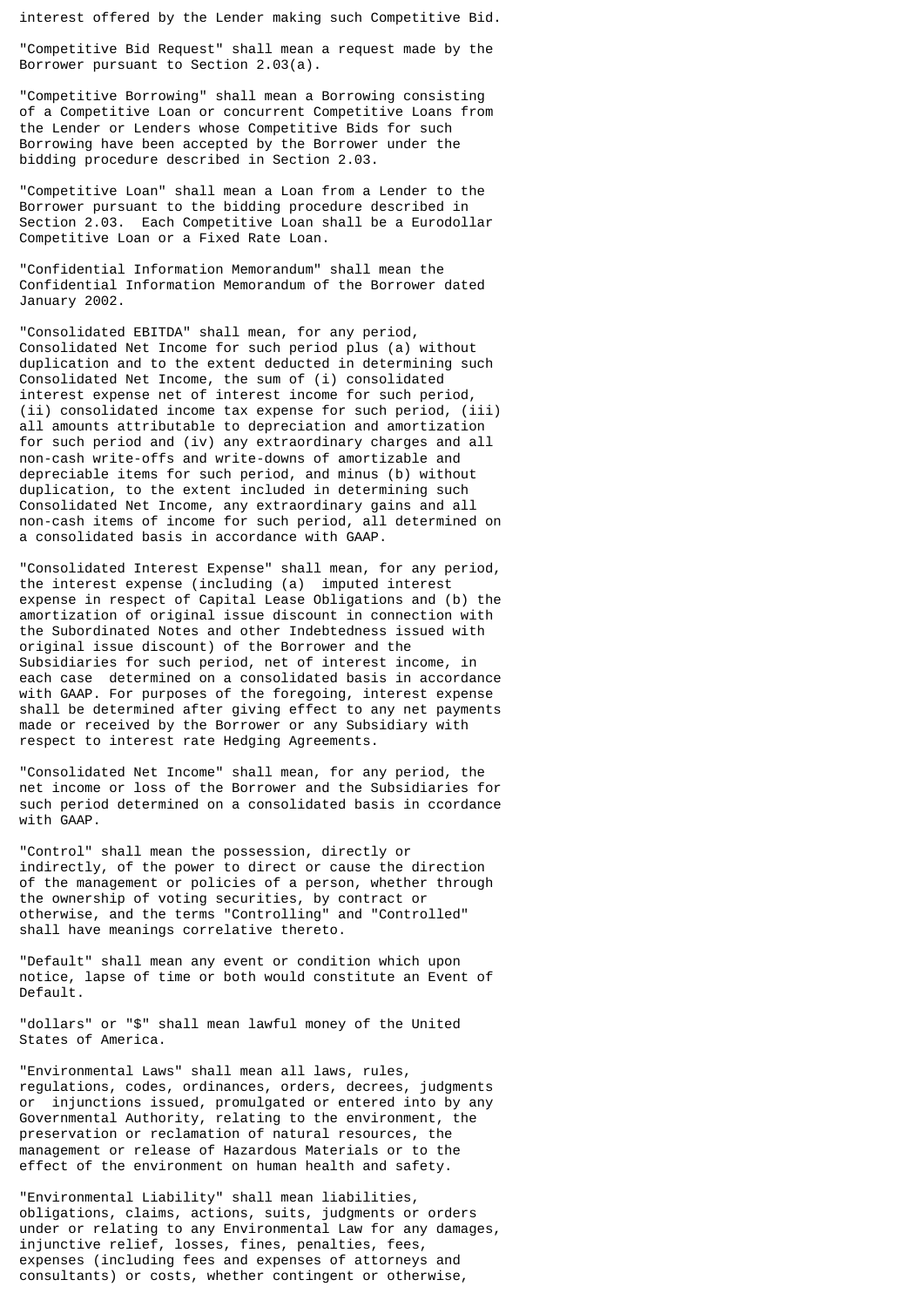interest offered by the Lender making such Competitive Bid.

"Competitive Bid Request" shall mean a request made by the Borrower pursuant to Section 2.03(a).

"Competitive Borrowing" shall mean a Borrowing consisting of a Competitive Loan or concurrent Competitive Loans from the Lender or Lenders whose Competitive Bids for such Borrowing have been accepted by the Borrower under the bidding procedure described in Section 2.03.

"Competitive Loan" shall mean a Loan from a Lender to the Borrower pursuant to the bidding procedure described in Section 2.03. Each Competitive Loan shall be a Eurodollar Competitive Loan or a Fixed Rate Loan.

"Confidential Information Memorandum" shall mean the Confidential Information Memorandum of the Borrower dated January 2002.

"Consolidated EBITDA" shall mean, for any period, Consolidated Net Income for such period plus (a) without duplication and to the extent deducted in determining such Consolidated Net Income, the sum of (i) consolidated interest expense net of interest income for such period, (ii) consolidated income tax expense for such period, (iii) all amounts attributable to depreciation and amortization for such period and (iv) any extraordinary charges and all non-cash write-offs and write-downs of amortizable and depreciable items for such period, and minus (b) without duplication, to the extent included in determining such Consolidated Net Income, any extraordinary gains and all non-cash items of income for such period, all determined on a consolidated basis in accordance with GAAP.

"Consolidated Interest Expense" shall mean, for any period, the interest expense (including (a) imputed interest expense in respect of Capital Lease Obligations and (b) the amortization of original issue discount in connection with the Subordinated Notes and other Indebtedness issued with original issue discount) of the Borrower and the Subsidiaries for such period, net of interest income, in each case determined on a consolidated basis in accordance with GAAP. For purposes of the foregoing, interest expense shall be determined after giving effect to any net payments made or received by the Borrower or any Subsidiary with respect to interest rate Hedging Agreements.

"Consolidated Net Income" shall mean, for any period, the net income or loss of the Borrower and the Subsidiaries for such period determined on a consolidated basis in ccordance with GAAP.

"Control" shall mean the possession, directly or indirectly, of the power to direct or cause the direction of the management or policies of a person, whether through the ownership of voting securities, by contract or otherwise, and the terms "Controlling" and "Controlled" shall have meanings correlative thereto.

"Default" shall mean any event or condition which upon notice, lapse of time or both would constitute an Event of Default.

"dollars" or "$" shall mean lawful money of the United States of America.

"Environmental Laws" shall mean all laws, rules, regulations, codes, ordinances, orders, decrees, judgments or injunctions issued, promulgated or entered into by any Governmental Authority, relating to the environment, the preservation or reclamation of natural resources, the management or release of Hazardous Materials or to the effect of the environment on human health and safety.

"Environmental Liability" shall mean liabilities, obligations, claims, actions, suits, judgments or orders under or relating to any Environmental Law for any damages, injunctive relief, losses, fines, penalties, fees, expenses (including fees and expenses of attorneys and consultants) or costs, whether contingent or otherwise,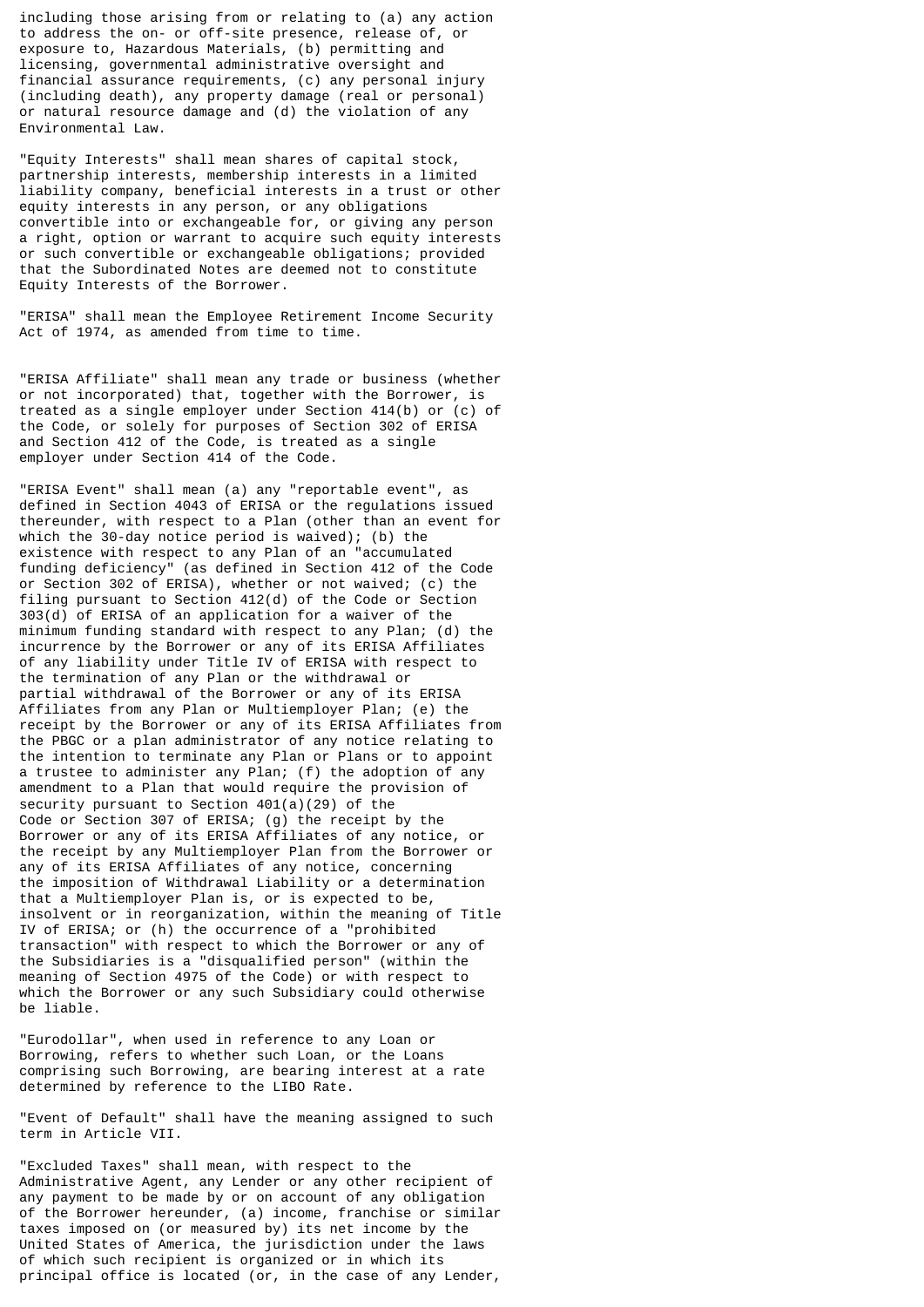including those arising from or relating to (a) any action to address the on- or off-site presence, release of, or exposure to, Hazardous Materials, (b) permitting and licensing, governmental administrative oversight and financial assurance requirements, (c) any personal injury (including death), any property damage (real or personal) or natural resource damage and (d) the violation of any Environmental Law.

"Equity Interests" shall mean shares of capital stock, partnership interests, membership interests in a limited liability company, beneficial interests in a trust or other equity interests in any person, or any obligations convertible into or exchangeable for, or giving any person a right, option or warrant to acquire such equity interests or such convertible or exchangeable obligations; provided that the Subordinated Notes are deemed not to constitute Equity Interests of the Borrower.

"ERISA" shall mean the Employee Retirement Income Security Act of 1974, as amended from time to time.

"ERISA Affiliate" shall mean any trade or business (whether or not incorporated) that, together with the Borrower, is treated as a single employer under Section 414(b) or (c) of the Code, or solely for purposes of Section 302 of ERISA and Section 412 of the Code, is treated as a single employer under Section 414 of the Code.

"ERISA Event" shall mean (a) any "reportable event", as defined in Section 4043 of ERISA or the regulations issued thereunder, with respect to a Plan (other than an event for which the 30-day notice period is waived); (b) the existence with respect to any Plan of an "accumulated funding deficiency" (as defined in Section 412 of the Code or Section 302 of ERISA), whether or not waived; (c) the filing pursuant to Section 412(d) of the Code or Section 303(d) of ERISA of an application for a waiver of the minimum funding standard with respect to any Plan; (d) the incurrence by the Borrower or any of its ERISA Affiliates of any liability under Title IV of ERISA with respect to the termination of any Plan or the withdrawal or partial withdrawal of the Borrower or any of its ERISA Affiliates from any Plan or Multiemployer Plan; (e) the receipt by the Borrower or any of its ERISA Affiliates from the PBGC or a plan administrator of any notice relating to the intention to terminate any Plan or Plans or to appoint a trustee to administer any Plan; (f) the adoption of any amendment to a Plan that would require the provision of security pursuant to Section 401(a)(29) of the Code or Section 307 of ERISA; (g) the receipt by the Borrower or any of its ERISA Affiliates of any notice, or the receipt by any Multiemployer Plan from the Borrower or any of its ERISA Affiliates of any notice, concerning the imposition of Withdrawal Liability or a determination that a Multiemployer Plan is, or is expected to be, insolvent or in reorganization, within the meaning of Title IV of ERISA; or (h) the occurrence of a "prohibited transaction" with respect to which the Borrower or any of the Subsidiaries is a "disqualified person" (within the meaning of Section 4975 of the Code) or with respect to which the Borrower or any such Subsidiary could otherwise be liable.

"Eurodollar", when used in reference to any Loan or Borrowing, refers to whether such Loan, or the Loans comprising such Borrowing, are bearing interest at a rate determined by reference to the LIBO Rate.

"Event of Default" shall have the meaning assigned to such term in Article VII.

"Excluded Taxes" shall mean, with respect to the Administrative Agent, any Lender or any other recipient of any payment to be made by or on account of any obligation of the Borrower hereunder, (a) income, franchise or similar taxes imposed on (or measured by) its net income by the United States of America, the jurisdiction under the laws of which such recipient is organized or in which its principal office is located (or, in the case of any Lender,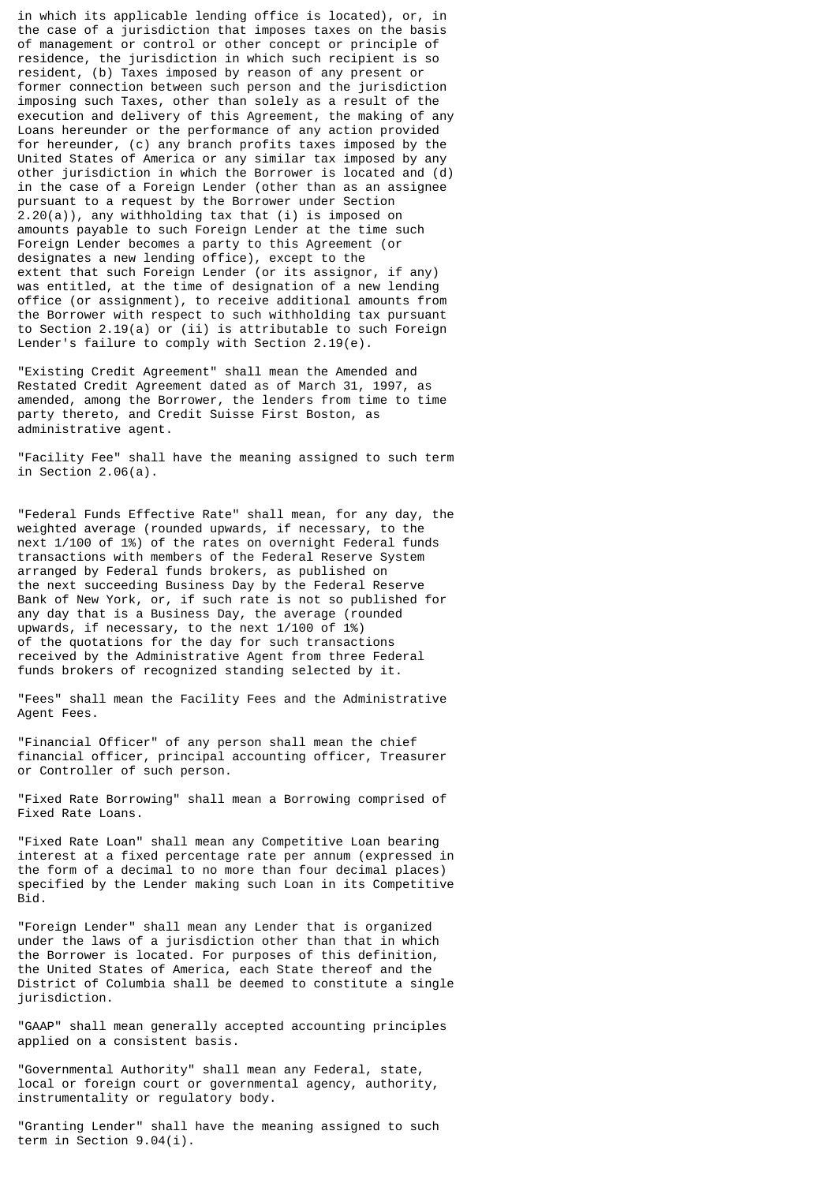in which its applicable lending office is located), or, in the case of a jurisdiction that imposes taxes on the basis of management or control or other concept or principle of residence, the jurisdiction in which such recipient is so resident, (b) Taxes imposed by reason of any present or former connection between such person and the jurisdiction imposing such Taxes, other than solely as a result of the execution and delivery of this Agreement, the making of any Loans hereunder or the performance of any action provided for hereunder, (c) any branch profits taxes imposed by the United States of America or any similar tax imposed by any other jurisdiction in which the Borrower is located and (d) in the case of a Foreign Lender (other than as an assignee pursuant to a request by the Borrower under Section 2.20(a)), any withholding tax that (i) is imposed on amounts payable to such Foreign Lender at the time such Foreign Lender becomes a party to this Agreement (or designates a new lending office), except to the extent that such Foreign Lender (or its assignor, if any) was entitled, at the time of designation of a new lending office (or assignment), to receive additional amounts from the Borrower with respect to such withholding tax pursuant to Section 2.19(a) or (ii) is attributable to such Foreign Lender's failure to comply with Section 2.19(e).

"Existing Credit Agreement" shall mean the Amended and Restated Credit Agreement dated as of March 31, 1997, as amended, among the Borrower, the lenders from time to time party thereto, and Credit Suisse First Boston, as administrative agent.

"Facility Fee" shall have the meaning assigned to such term in Section 2.06(a).

"Federal Funds Effective Rate" shall mean, for any day, the weighted average (rounded upwards, if necessary, to the next 1/100 of 1%) of the rates on overnight Federal funds transactions with members of the Federal Reserve System arranged by Federal funds brokers, as published on the next succeeding Business Day by the Federal Reserve Bank of New York, or, if such rate is not so published for any day that is a Business Day, the average (rounded upwards, if necessary, to the next 1/100 of 1%) of the quotations for the day for such transactions received by the Administrative Agent from three Federal funds brokers of recognized standing selected by it.

"Fees" shall mean the Facility Fees and the Administrative Agent Fees.

"Financial Officer" of any person shall mean the chief financial officer, principal accounting officer, Treasurer or Controller of such person.

"Fixed Rate Borrowing" shall mean a Borrowing comprised of Fixed Rate Loans.

"Fixed Rate Loan" shall mean any Competitive Loan bearing interest at a fixed percentage rate per annum (expressed in the form of a decimal to no more than four decimal places) specified by the Lender making such Loan in its Competitive Bid.

"Foreign Lender" shall mean any Lender that is organized under the laws of a jurisdiction other than that in which the Borrower is located. For purposes of this definition, the United States of America, each State thereof and the District of Columbia shall be deemed to constitute a single jurisdiction.

"GAAP" shall mean generally accepted accounting principles applied on a consistent basis.

"Governmental Authority" shall mean any Federal, state, local or foreign court or governmental agency, authority, instrumentality or regulatory body.

"Granting Lender" shall have the meaning assigned to such term in Section 9.04(i).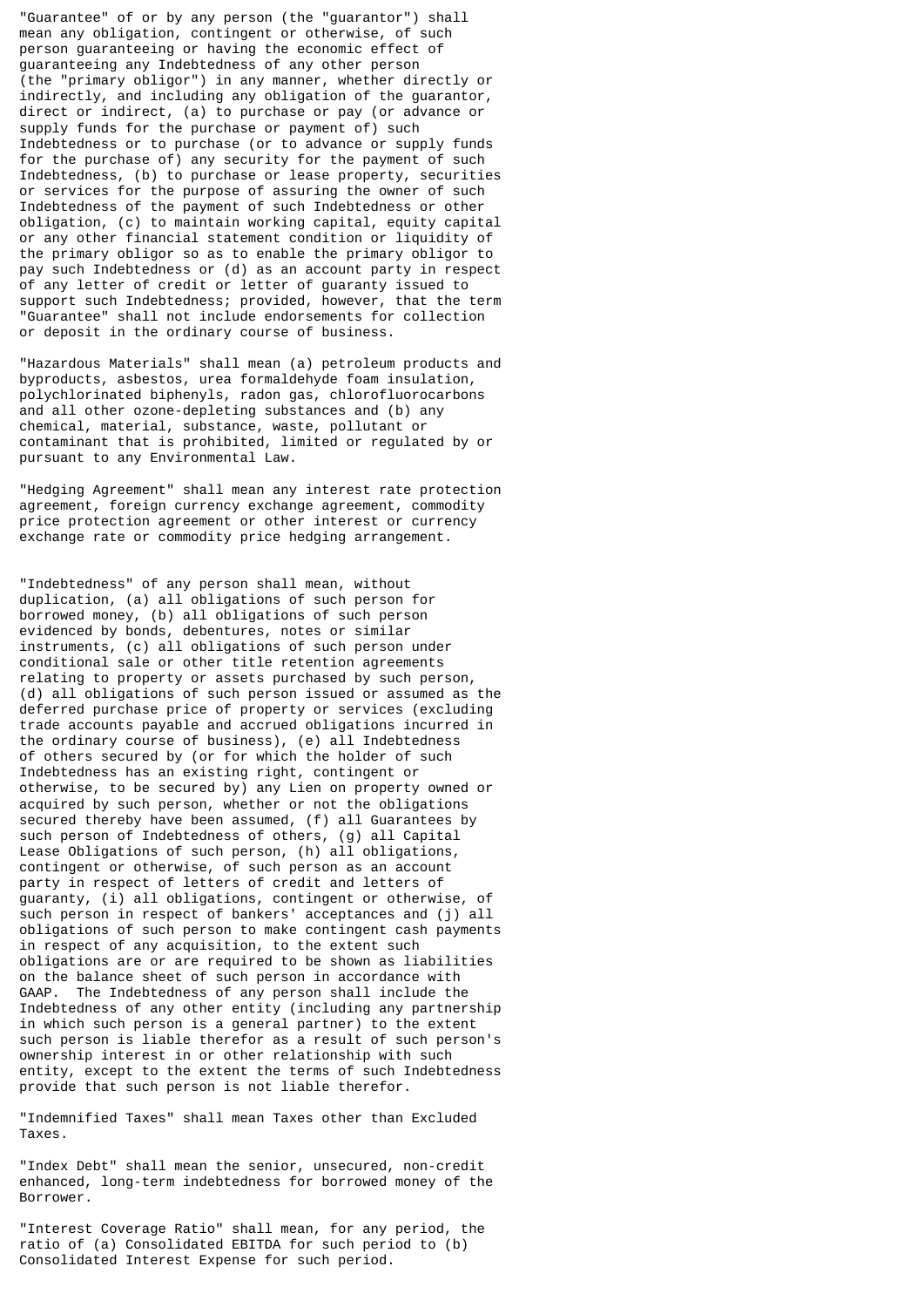"Guarantee" of or by any person (the "guarantor") shall mean any obligation, contingent or otherwise, of such person guaranteeing or having the economic effect of guaranteeing any Indebtedness of any other person (the "primary obligor") in any manner, whether directly or indirectly, and including any obligation of the guarantor, direct or indirect, (a) to purchase or pay (or advance or supply funds for the purchase or payment of) such Indebtedness or to purchase (or to advance or supply funds for the purchase of) any security for the payment of such Indebtedness, (b) to purchase or lease property, securities or services for the purpose of assuring the owner of such Indebtedness of the payment of such Indebtedness or other obligation, (c) to maintain working capital, equity capital or any other financial statement condition or liquidity of the primary obligor so as to enable the primary obligor to pay such Indebtedness or (d) as an account party in respect of any letter of credit or letter of guaranty issued to support such Indebtedness; provided, however, that the term "Guarantee" shall not include endorsements for collection or deposit in the ordinary course of business.

"Hazardous Materials" shall mean (a) petroleum products and byproducts, asbestos, urea formaldehyde foam insulation, polychlorinated biphenyls, radon gas, chlorofluorocarbons and all other ozone-depleting substances and (b) any chemical, material, substance, waste, pollutant or contaminant that is prohibited, limited or regulated by or pursuant to any Environmental Law.

"Hedging Agreement" shall mean any interest rate protection agreement, foreign currency exchange agreement, commodity price protection agreement or other interest or currency exchange rate or commodity price hedging arrangement.

"Indebtedness" of any person shall mean, without duplication, (a) all obligations of such person for borrowed money, (b) all obligations of such person evidenced by bonds, debentures, notes or similar instruments, (c) all obligations of such person under conditional sale or other title retention agreements relating to property or assets purchased by such person, (d) all obligations of such person issued or assumed as the deferred purchase price of property or services (excluding trade accounts payable and accrued obligations incurred in the ordinary course of business), (e) all Indebtedness of others secured by (or for which the holder of such Indebtedness has an existing right, contingent or otherwise, to be secured by) any Lien on property owned or acquired by such person, whether or not the obligations secured thereby have been assumed, (f) all Guarantees by such person of Indebtedness of others, (g) all Capital Lease Obligations of such person, (h) all obligations, contingent or otherwise, of such person as an account party in respect of letters of credit and letters of guaranty, (i) all obligations, contingent or otherwise, of such person in respect of bankers' acceptances and (j) all obligations of such person to make contingent cash payments in respect of any acquisition, to the extent such obligations are or are required to be shown as liabilities on the balance sheet of such person in accordance with GAAP. The Indebtedness of any person shall include the Indebtedness of any other entity (including any partnership in which such person is a general partner) to the extent such person is liable therefor as a result of such person's ownership interest in or other relationship with such entity, except to the extent the terms of such Indebtedness provide that such person is not liable therefor.

"Indemnified Taxes" shall mean Taxes other than Excluded Taxes.

"Index Debt" shall mean the senior, unsecured, non-credit enhanced, long-term indebtedness for borrowed money of the Borrower.

"Interest Coverage Ratio" shall mean, for any period, the ratio of (a) Consolidated EBITDA for such period to (b) Consolidated Interest Expense for such period.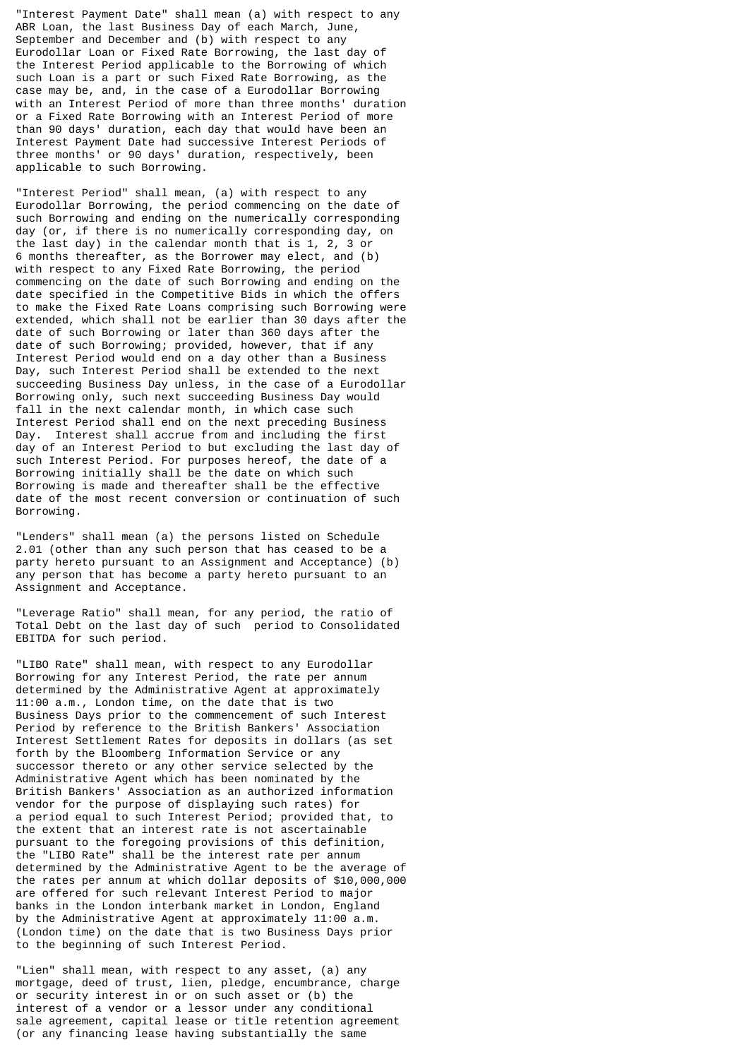"Interest Payment Date" shall mean (a) with respect to any ABR Loan, the last Business Day of each March, June, September and December and (b) with respect to any Eurodollar Loan or Fixed Rate Borrowing, the last day of the Interest Period applicable to the Borrowing of which such Loan is a part or such Fixed Rate Borrowing, as the case may be, and, in the case of a Eurodollar Borrowing with an Interest Period of more than three months' duration or a Fixed Rate Borrowing with an Interest Period of more than 90 days' duration, each day that would have been an Interest Payment Date had successive Interest Periods of three months' or 90 days' duration, respectively, been applicable to such Borrowing.

"Interest Period" shall mean, (a) with respect to any Eurodollar Borrowing, the period commencing on the date of such Borrowing and ending on the numerically corresponding day (or, if there is no numerically corresponding day, on the last day) in the calendar month that is 1, 2, 3 or 6 months thereafter, as the Borrower may elect, and (b) with respect to any Fixed Rate Borrowing, the period commencing on the date of such Borrowing and ending on the date specified in the Competitive Bids in which the offers to make the Fixed Rate Loans comprising such Borrowing were extended, which shall not be earlier than 30 days after the date of such Borrowing or later than 360 days after the date of such Borrowing; provided, however, that if any Interest Period would end on a day other than a Business Day, such Interest Period shall be extended to the next succeeding Business Day unless, in the case of a Eurodollar Borrowing only, such next succeeding Business Day would fall in the next calendar month, in which case such Interest Period shall end on the next preceding Business Day. Interest shall accrue from and including the first day of an Interest Period to but excluding the last day of such Interest Period. For purposes hereof, the date of a Borrowing initially shall be the date on which such Borrowing is made and thereafter shall be the effective date of the most recent conversion or continuation of such Borrowing.

"Lenders" shall mean (a) the persons listed on Schedule 2.01 (other than any such person that has ceased to be a party hereto pursuant to an Assignment and Acceptance) (b) any person that has become a party hereto pursuant to an Assignment and Acceptance.

"Leverage Ratio" shall mean, for any period, the ratio of Total Debt on the last day of such period to Consolidated EBITDA for such period.

"LIBO Rate" shall mean, with respect to any Eurodollar Borrowing for any Interest Period, the rate per annum determined by the Administrative Agent at approximately 11:00 a.m., London time, on the date that is two Business Days prior to the commencement of such Interest Period by reference to the British Bankers' Association Interest Settlement Rates for deposits in dollars (as set forth by the Bloomberg Information Service or any successor thereto or any other service selected by the Administrative Agent which has been nominated by the British Bankers' Association as an authorized information vendor for the purpose of displaying such rates) for a period equal to such Interest Period; provided that, to the extent that an interest rate is not ascertainable pursuant to the foregoing provisions of this definition, the "LIBO Rate" shall be the interest rate per annum determined by the Administrative Agent to be the average of the rates per annum at which dollar deposits of $10,000,000 are offered for such relevant Interest Period to major banks in the London interbank market in London, England by the Administrative Agent at approximately 11:00 a.m. (London time) on the date that is two Business Days prior to the beginning of such Interest Period.

"Lien" shall mean, with respect to any asset, (a) any mortgage, deed of trust, lien, pledge, encumbrance, charge or security interest in or on such asset or (b) the interest of a vendor or a lessor under any conditional sale agreement, capital lease or title retention agreement (or any financing lease having substantially the same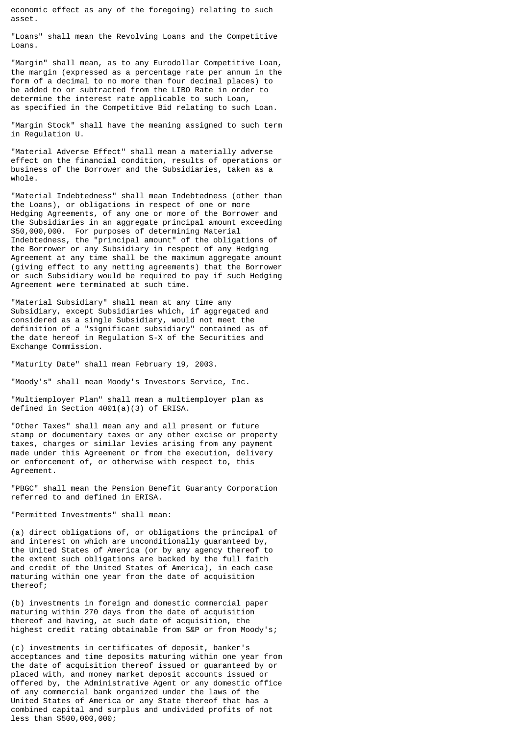economic effect as any of the foregoing) relating to such asset.

"Loans" shall mean the Revolving Loans and the Competitive Loans.

"Margin" shall mean, as to any Eurodollar Competitive Loan, the margin (expressed as a percentage rate per annum in the form of a decimal to no more than four decimal places) to be added to or subtracted from the LIBO Rate in order to determine the interest rate applicable to such Loan, as specified in the Competitive Bid relating to such Loan.

"Margin Stock" shall have the meaning assigned to such term in Regulation U.

"Material Adverse Effect" shall mean a materially adverse effect on the financial condition, results of operations or business of the Borrower and the Subsidiaries, taken as a whole.

"Material Indebtedness" shall mean Indebtedness (other than the Loans), or obligations in respect of one or more Hedging Agreements, of any one or more of the Borrower and the Subsidiaries in an aggregate principal amount exceeding $50,000,000. For purposes of determining Material Indebtedness, the "principal amount" of the obligations of the Borrower or any Subsidiary in respect of any Hedging Agreement at any time shall be the maximum aggregate amount (giving effect to any netting agreements) that the Borrower or such Subsidiary would be required to pay if such Hedging Agreement were terminated at such time.

"Material Subsidiary" shall mean at any time any Subsidiary, except Subsidiaries which, if aggregated and considered as a single Subsidiary, would not meet the definition of a "significant subsidiary" contained as of the date hereof in Regulation S-X of the Securities and Exchange Commission.

"Maturity Date" shall mean February 19, 2003.

"Moody's" shall mean Moody's Investors Service, Inc.

"Multiemployer Plan" shall mean a multiemployer plan as defined in Section 4001(a)(3) of ERISA.

"Other Taxes" shall mean any and all present or future stamp or documentary taxes or any other excise or property taxes, charges or similar levies arising from any payment made under this Agreement or from the execution, delivery or enforcement of, or otherwise with respect to, this Agreement.

"PBGC" shall mean the Pension Benefit Guaranty Corporation referred to and defined in ERISA.

"Permitted Investments" shall mean:

(a) direct obligations of, or obligations the principal of and interest on which are unconditionally guaranteed by, the United States of America (or by any agency thereof to the extent such obligations are backed by the full faith and credit of the United States of America), in each case maturing within one year from the date of acquisition thereof;

(b) investments in foreign and domestic commercial paper maturing within 270 days from the date of acquisition thereof and having, at such date of acquisition, the highest credit rating obtainable from S&P or from Moody's;

(c) investments in certificates of deposit, banker's acceptances and time deposits maturing within one year from the date of acquisition thereof issued or guaranteed by or placed with, and money market deposit accounts issued or offered by, the Administrative Agent or any domestic office of any commercial bank organized under the laws of the United States of America or any State thereof that has a combined capital and surplus and undivided profits of not less than $500,000,000;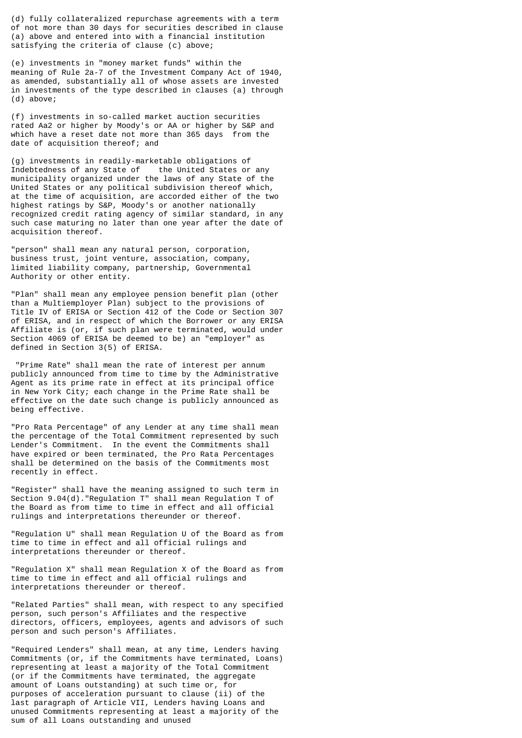(d) fully collateralized repurchase agreements with a term of not more than 30 days for securities described in clause (a) above and entered into with a financial institution satisfying the criteria of clause (c) above;

(e) investments in "money market funds" within the meaning of Rule 2a-7 of the Investment Company Act of 1940, as amended, substantially all of whose assets are invested in investments of the type described in clauses (a) through (d) above;

(f) investments in so-called market auction securities rated Aa2 or higher by Moody's or AA or higher by S&P and which have a reset date not more than 365 days from the date of acquisition thereof; and

(g) investments in readily-marketable obligations of Indebtedness of any State of the United States or any municipality organized under the laws of any State of the United States or any political subdivision thereof which, at the time of acquisition, are accorded either of the two highest ratings by S&P, Moody's or another nationally recognized credit rating agency of similar standard, in any such case maturing no later than one year after the date of acquisition thereof.

"person" shall mean any natural person, corporation, business trust, joint venture, association, company, limited liability company, partnership, Governmental Authority or other entity.

"Plan" shall mean any employee pension benefit plan (other than a Multiemployer Plan) subject to the provisions of Title IV of ERISA or Section 412 of the Code or Section 307 of ERISA, and in respect of which the Borrower or any ERISA Affiliate is (or, if such plan were terminated, would under Section 4069 of ERISA be deemed to be) an "employer" as defined in Section 3(5) of ERISA.

"Prime Rate" shall mean the rate of interest per annum publicly announced from time to time by the Administrative Agent as its prime rate in effect at its principal office in New York City; each change in the Prime Rate shall be effective on the date such change is publicly announced as being effective.

"Pro Rata Percentage" of any Lender at any time shall mean the percentage of the Total Commitment represented by such Lender's Commitment. In the event the Commitments shall have expired or been terminated, the Pro Rata Percentages shall be determined on the basis of the Commitments most recently in effect.

"Register" shall have the meaning assigned to such term in Section 9.04(d)."Regulation T" shall mean Regulation T of the Board as from time to time in effect and all official rulings and interpretations thereunder or thereof.

"Regulation U" shall mean Regulation U of the Board as from time to time in effect and all official rulings and interpretations thereunder or thereof.

"Regulation X" shall mean Regulation X of the Board as from time to time in effect and all official rulings and interpretations thereunder or thereof.

"Related Parties" shall mean, with respect to any specified person, such person's Affiliates and the respective directors, officers, employees, agents and advisors of such person and such person's Affiliates.

"Required Lenders" shall mean, at any time, Lenders having Commitments (or, if the Commitments have terminated, Loans) representing at least a majority of the Total Commitment (or if the Commitments have terminated, the aggregate amount of Loans outstanding) at such time or, for purposes of acceleration pursuant to clause (ii) of the last paragraph of Article VII, Lenders having Loans and unused Commitments representing at least a majority of the sum of all Loans outstanding and unused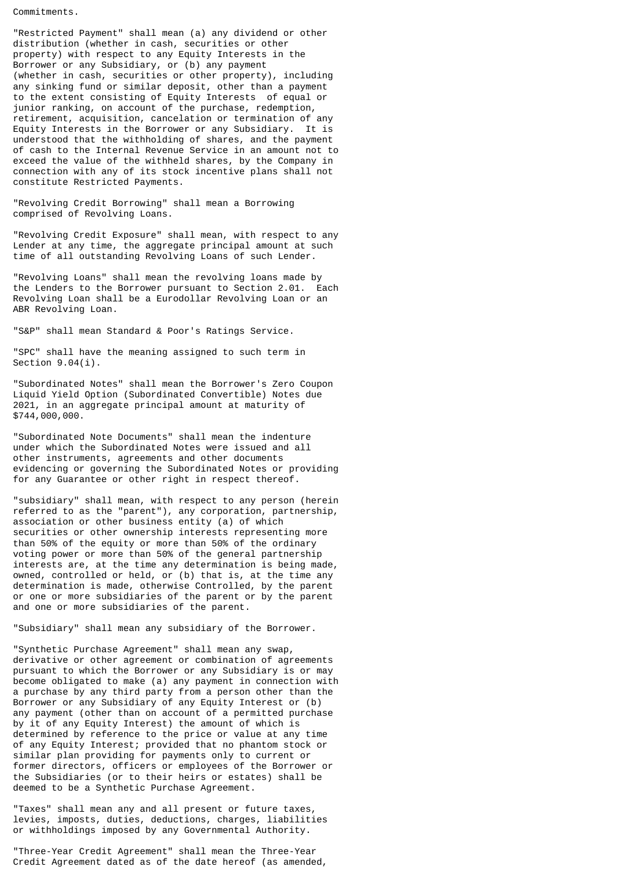Commitments.

"Restricted Payment" shall mean (a) any dividend or other distribution (whether in cash, securities or other property) with respect to any Equity Interests in the Borrower or any Subsidiary, or (b) any payment (whether in cash, securities or other property), including any sinking fund or similar deposit, other than a payment to the extent consisting of Equity Interests of equal or junior ranking, on account of the purchase, redemption, retirement, acquisition, cancelation or termination of any Equity Interests in the Borrower or any Subsidiary. It is understood that the withholding of shares, and the payment of cash to the Internal Revenue Service in an amount not to exceed the value of the withheld shares, by the Company in connection with any of its stock incentive plans shall not constitute Restricted Payments.

"Revolving Credit Borrowing" shall mean a Borrowing comprised of Revolving Loans.

"Revolving Credit Exposure" shall mean, with respect to any Lender at any time, the aggregate principal amount at such time of all outstanding Revolving Loans of such Lender.

"Revolving Loans" shall mean the revolving loans made by the Lenders to the Borrower pursuant to Section 2.01. Each Revolving Loan shall be a Eurodollar Revolving Loan or an ABR Revolving Loan.

"S&P" shall mean Standard & Poor's Ratings Service.

"SPC" shall have the meaning assigned to such term in Section 9.04(i).

"Subordinated Notes" shall mean the Borrower's Zero Coupon Liquid Yield Option (Subordinated Convertible) Notes due 2021, in an aggregate principal amount at maturity of $744,000,000.

"Subordinated Note Documents" shall mean the indenture under which the Subordinated Notes were issued and all other instruments, agreements and other documents evidencing or governing the Subordinated Notes or providing for any Guarantee or other right in respect thereof.

"subsidiary" shall mean, with respect to any person (herein referred to as the "parent"), any corporation, partnership, association or other business entity (a) of which securities or other ownership interests representing more than 50% of the equity or more than 50% of the ordinary voting power or more than 50% of the general partnership interests are, at the time any determination is being made, owned, controlled or held, or (b) that is, at the time any determination is made, otherwise Controlled, by the parent or one or more subsidiaries of the parent or by the parent and one or more subsidiaries of the parent.

"Subsidiary" shall mean any subsidiary of the Borrower.

"Synthetic Purchase Agreement" shall mean any swap, derivative or other agreement or combination of agreements pursuant to which the Borrower or any Subsidiary is or may become obligated to make (a) any payment in connection with a purchase by any third party from a person other than the Borrower or any Subsidiary of any Equity Interest or (b) any payment (other than on account of a permitted purchase by it of any Equity Interest) the amount of which is determined by reference to the price or value at any time of any Equity Interest; provided that no phantom stock or similar plan providing for payments only to current or former directors, officers or employees of the Borrower or the Subsidiaries (or to their heirs or estates) shall be deemed to be a Synthetic Purchase Agreement.

"Taxes" shall mean any and all present or future taxes, levies, imposts, duties, deductions, charges, liabilities or withholdings imposed by any Governmental Authority.

"Three-Year Credit Agreement" shall mean the Three-Year Credit Agreement dated as of the date hereof (as amended,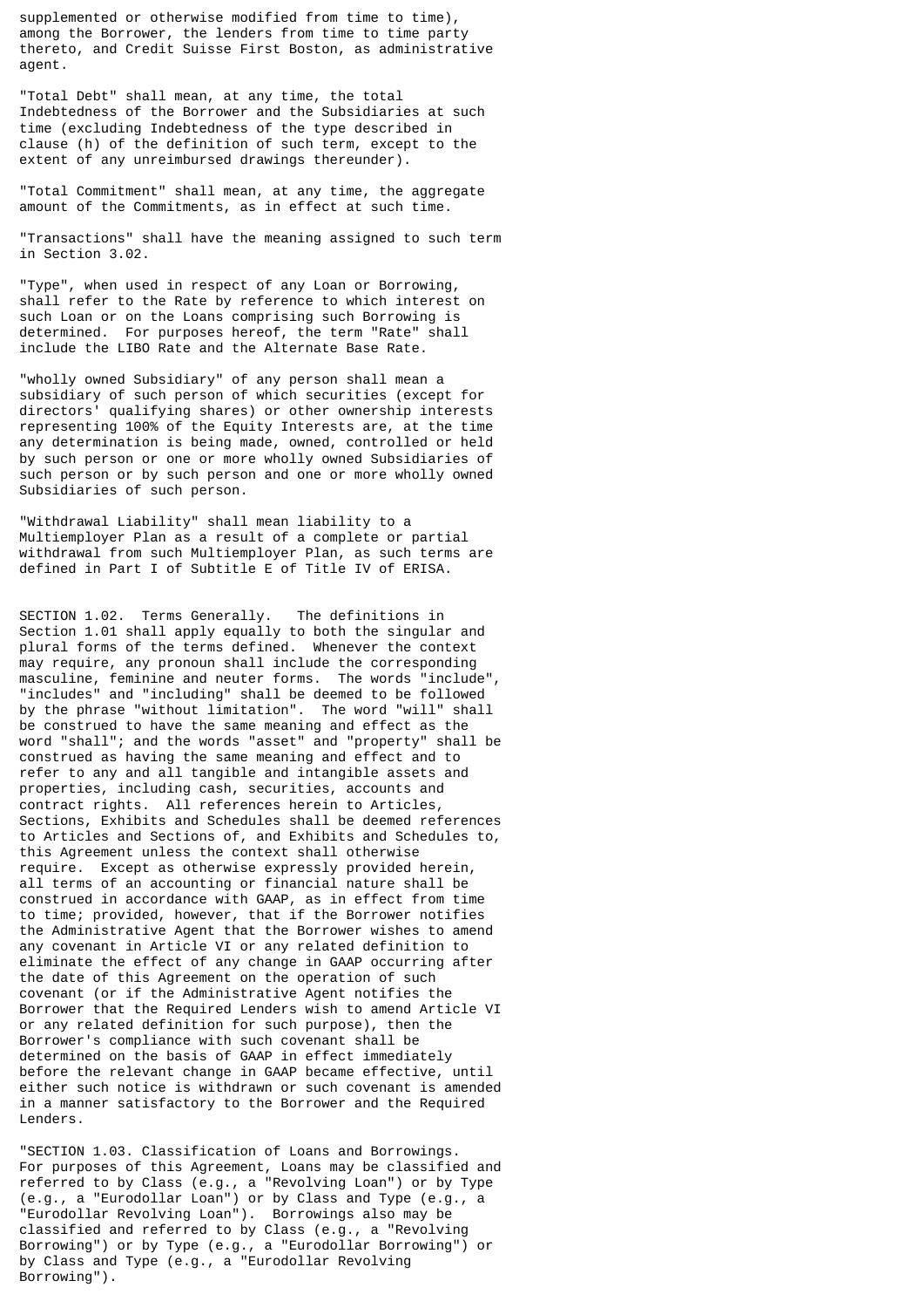supplemented or otherwise modified from time to time), among the Borrower, the lenders from time to time party thereto, and Credit Suisse First Boston, as administrative agent.

"Total Debt" shall mean, at any time, the total Indebtedness of the Borrower and the Subsidiaries at such time (excluding Indebtedness of the type described in clause (h) of the definition of such term, except to the extent of any unreimbursed drawings thereunder).

"Total Commitment" shall mean, at any time, the aggregate amount of the Commitments, as in effect at such time.

"Transactions" shall have the meaning assigned to such term in Section 3.02.

"Type", when used in respect of any Loan or Borrowing, shall refer to the Rate by reference to which interest on such Loan or on the Loans comprising such Borrowing is determined. For purposes hereof, the term "Rate" shall include the LIBO Rate and the Alternate Base Rate.

"wholly owned Subsidiary" of any person shall mean a subsidiary of such person of which securities (except for directors' qualifying shares) or other ownership interests representing 100% of the Equity Interests are, at the time any determination is being made, owned, controlled or held by such person or one or more wholly owned Subsidiaries of such person or by such person and one or more wholly owned Subsidiaries of such person.

"Withdrawal Liability" shall mean liability to a Multiemployer Plan as a result of a complete or partial withdrawal from such Multiemployer Plan, as such terms are defined in Part I of Subtitle E of Title IV of ERISA.

SECTION 1.02. Terms Generally. The definitions in Section 1.01 shall apply equally to both the singular and plural forms of the terms defined. Whenever the context may require, any pronoun shall include the corresponding masculine, feminine and neuter forms. The words "include", "includes" and "including" shall be deemed to be followed by the phrase "without limitation". The word "will" shall be construed to have the same meaning and effect as the word "shall"; and the words "asset" and "property" shall be construed as having the same meaning and effect and to refer to any and all tangible and intangible assets and properties, including cash, securities, accounts and contract rights. All references herein to Articles, Sections, Exhibits and Schedules shall be deemed references to Articles and Sections of, and Exhibits and Schedules to, this Agreement unless the context shall otherwise require. Except as otherwise expressly provided herein, all terms of an accounting or financial nature shall be construed in accordance with GAAP, as in effect from time to time; provided, however, that if the Borrower notifies the Administrative Agent that the Borrower wishes to amend any covenant in Article VI or any related definition to eliminate the effect of any change in GAAP occurring after the date of this Agreement on the operation of such covenant (or if the Administrative Agent notifies the Borrower that the Required Lenders wish to amend Article VI or any related definition for such purpose), then the Borrower's compliance with such covenant shall be determined on the basis of GAAP in effect immediately before the relevant change in GAAP became effective, until either such notice is withdrawn or such covenant is amended in a manner satisfactory to the Borrower and the Required Lenders.

"SECTION 1.03. Classification of Loans and Borrowings. For purposes of this Agreement, Loans may be classified and referred to by Class (e.g., a "Revolving Loan") or by Type (e.g., a "Eurodollar Loan") or by Class and Type (e.g., a "Eurodollar Revolving Loan"). Borrowings also may be classified and referred to by Class (e.g., a "Revolving Borrowing") or by Type (e.g., a "Eurodollar Borrowing") or by Class and Type (e.g., a "Eurodollar Revolving Borrowing").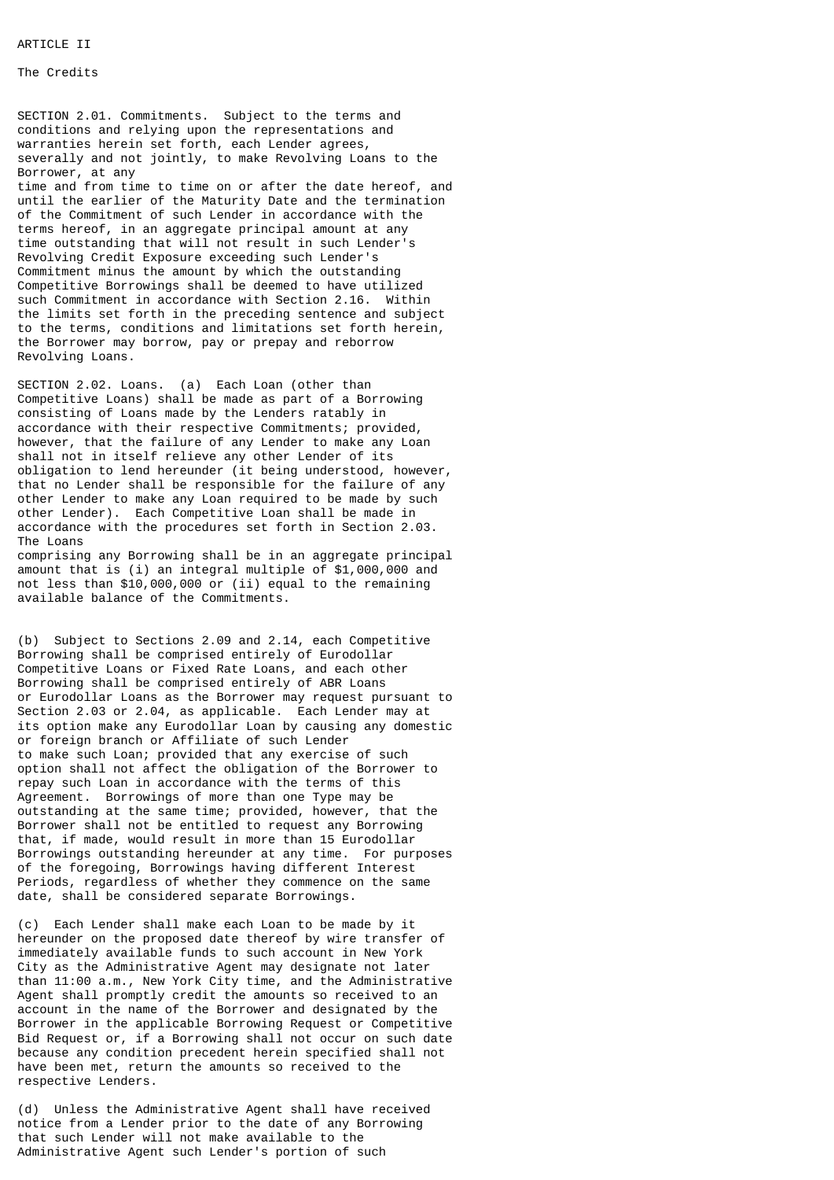ARTICLE II

The Credits

SECTION 2.01. Commitments. Subject to the terms and conditions and relying upon the representations and warranties herein set forth, each Lender agrees, severally and not jointly, to make Revolving Loans to the Borrower, at any time and from time to time on or after the date hereof, and until the earlier of the Maturity Date and the termination of the Commitment of such Lender in accordance with the terms hereof, in an aggregate principal amount at any time outstanding that will not result in such Lender's Revolving Credit Exposure exceeding such Lender's Commitment minus the amount by which the outstanding Competitive Borrowings shall be deemed to have utilized such Commitment in accordance with Section 2.16. Within the limits set forth in the preceding sentence and subject to the terms, conditions and limitations set forth herein, the Borrower may borrow, pay or prepay and reborrow Revolving Loans.

SECTION 2.02. Loans. (a) Each Loan (other than Competitive Loans) shall be made as part of a Borrowing consisting of Loans made by the Lenders ratably in accordance with their respective Commitments; provided, however, that the failure of any Lender to make any Loan shall not in itself relieve any other Lender of its obligation to lend hereunder (it being understood, however, that no Lender shall be responsible for the failure of any other Lender to make any Loan required to be made by such other Lender). Each Competitive Loan shall be made in accordance with the procedures set forth in Section 2.03. The Loans comprising any Borrowing shall be in an aggregate principal amount that is (i) an integral multiple of $1,000,000 and not less than $10,000,000 or (ii) equal to the remaining available balance of the Commitments.

(b) Subject to Sections 2.09 and 2.14, each Competitive Borrowing shall be comprised entirely of Eurodollar Competitive Loans or Fixed Rate Loans, and each other Borrowing shall be comprised entirely of ABR Loans or Eurodollar Loans as the Borrower may request pursuant to Section 2.03 or 2.04, as applicable. Each Lender may at its option make any Eurodollar Loan by causing any domestic or foreign branch or Affiliate of such Lender to make such Loan; provided that any exercise of such option shall not affect the obligation of the Borrower to repay such Loan in accordance with the terms of this Agreement. Borrowings of more than one Type may be outstanding at the same time; provided, however, that the Borrower shall not be entitled to request any Borrowing that, if made, would result in more than 15 Eurodollar Borrowings outstanding hereunder at any time. For purposes of the foregoing, Borrowings having different Interest Periods, regardless of whether they commence on the same date, shall be considered separate Borrowings.

(c) Each Lender shall make each Loan to be made by it hereunder on the proposed date thereof by wire transfer of immediately available funds to such account in New York City as the Administrative Agent may designate not later than 11:00 a.m., New York City time, and the Administrative Agent shall promptly credit the amounts so received to an account in the name of the Borrower and designated by the Borrower in the applicable Borrowing Request or Competitive Bid Request or, if a Borrowing shall not occur on such date because any condition precedent herein specified shall not have been met, return the amounts so received to the respective Lenders.

(d) Unless the Administrative Agent shall have received notice from a Lender prior to the date of any Borrowing that such Lender will not make available to the Administrative Agent such Lender's portion of such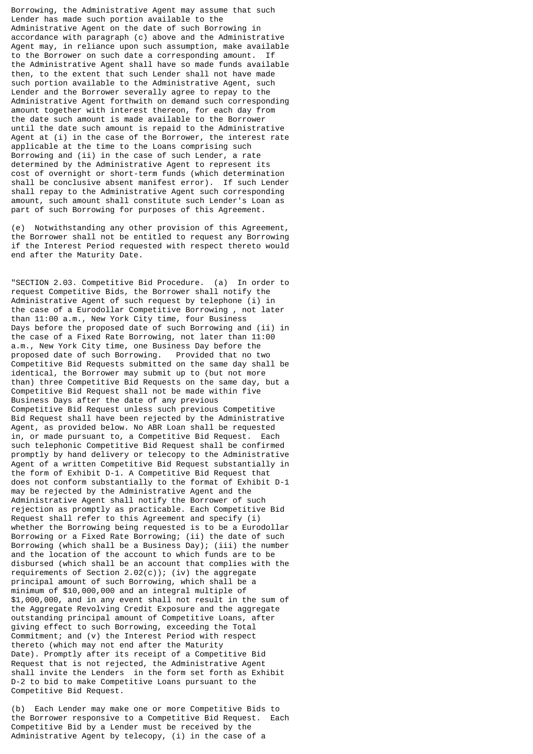Borrowing, the Administrative Agent may assume that such Lender has made such portion available to the Administrative Agent on the date of such Borrowing in accordance with paragraph (c) above and the Administrative Agent may, in reliance upon such assumption, make available to the Borrower on such date a corresponding amount. If the Administrative Agent shall have so made funds available then, to the extent that such Lender shall not have made such portion available to the Administrative Agent, such Lender and the Borrower severally agree to repay to the Administrative Agent forthwith on demand such corresponding amount together with interest thereon, for each day from the date such amount is made available to the Borrower until the date such amount is repaid to the Administrative Agent at (i) in the case of the Borrower, the interest rate applicable at the time to the Loans comprising such Borrowing and (ii) in the case of such Lender, a rate determined by the Administrative Agent to represent its cost of overnight or short-term funds (which determination shall be conclusive absent manifest error). If such Lender shall repay to the Administrative Agent such corresponding amount, such amount shall constitute such Lender's Loan as part of such Borrowing for purposes of this Agreement.

(e) Notwithstanding any other provision of this Agreement, the Borrower shall not be entitled to request any Borrowing if the Interest Period requested with respect thereto would end after the Maturity Date.

"SECTION 2.03. Competitive Bid Procedure. (a) In order to request Competitive Bids, the Borrower shall notify the Administrative Agent of such request by telephone (i) in the case of a Eurodollar Competitive Borrowing , not later than 11:00 a.m., New York City time, four Business Days before the proposed date of such Borrowing and (ii) in the case of a Fixed Rate Borrowing, not later than 11:00 a.m., New York City time, one Business Day before the proposed date of such Borrowing. Provided that no two Competitive Bid Requests submitted on the same day shall be identical, the Borrower may submit up to (but not more than) three Competitive Bid Requests on the same day, but a Competitive Bid Request shall not be made within five Business Days after the date of any previous Competitive Bid Request unless such previous Competitive Bid Request shall have been rejected by the Administrative Agent, as provided below. No ABR Loan shall be requested in, or made pursuant to, a Competitive Bid Request. Each such telephonic Competitive Bid Request shall be confirmed promptly by hand delivery or telecopy to the Administrative Agent of a written Competitive Bid Request substantially in the form of Exhibit D-1. A Competitive Bid Request that does not conform substantially to the format of Exhibit D-1 may be rejected by the Administrative Agent and the Administrative Agent shall notify the Borrower of such rejection as promptly as practicable. Each Competitive Bid Request shall refer to this Agreement and specify (i) whether the Borrowing being requested is to be a Eurodollar Borrowing or a Fixed Rate Borrowing; (ii) the date of such Borrowing (which shall be a Business Day); (iii) the number and the location of the account to which funds are to be disbursed (which shall be an account that complies with the requirements of Section 2.02(c)); (iv) the aggregate principal amount of such Borrowing, which shall be a minimum of $10,000,000 and an integral multiple of $1,000,000, and in any event shall not result in the sum of the Aggregate Revolving Credit Exposure and the aggregate outstanding principal amount of Competitive Loans, after giving effect to such Borrowing, exceeding the Total Commitment; and (v) the Interest Period with respect thereto (which may not end after the Maturity Date). Promptly after its receipt of a Competitive Bid Request that is not rejected, the Administrative Agent shall invite the Lenders in the form set forth as Exhibit D-2 to bid to make Competitive Loans pursuant to the Competitive Bid Request.

(b) Each Lender may make one or more Competitive Bids to the Borrower responsive to a Competitive Bid Request. Each Competitive Bid by a Lender must be received by the Administrative Agent by telecopy, (i) in the case of a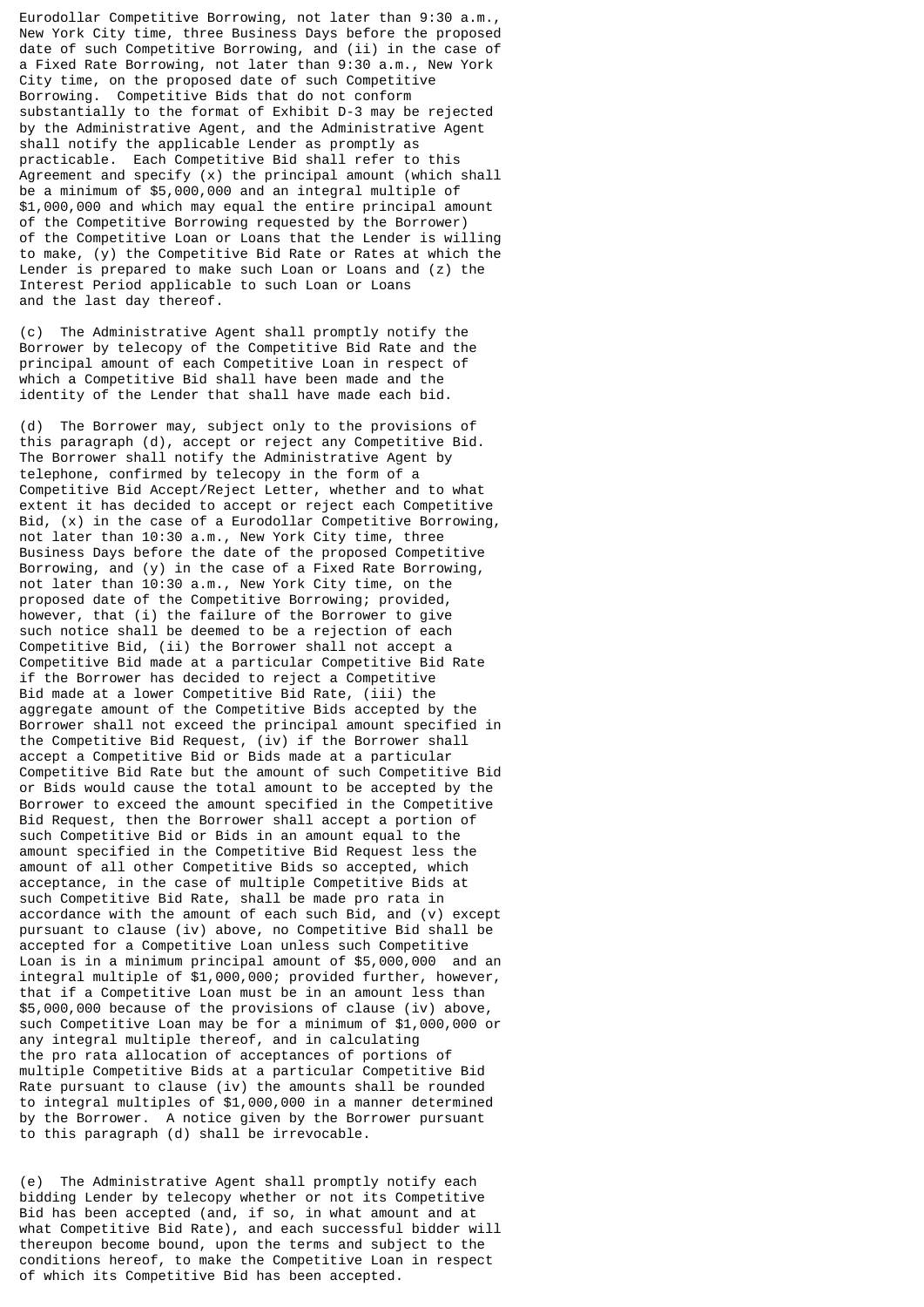Eurodollar Competitive Borrowing, not later than 9:30 a.m., New York City time, three Business Days before the proposed date of such Competitive Borrowing, and (ii) in the case of a Fixed Rate Borrowing, not later than 9:30 a.m., New York City time, on the proposed date of such Competitive Borrowing. Competitive Bids that do not conform substantially to the format of Exhibit D-3 may be rejected by the Administrative Agent, and the Administrative Agent shall notify the applicable Lender as promptly as practicable. Each Competitive Bid shall refer to this Agreement and specify (x) the principal amount (which shall be a minimum of $5,000,000 and an integral multiple of $1,000,000 and which may equal the entire principal amount of the Competitive Borrowing requested by the Borrower) of the Competitive Loan or Loans that the Lender is willing to make, (y) the Competitive Bid Rate or Rates at which the Lender is prepared to make such Loan or Loans and (z) the Interest Period applicable to such Loan or Loans and the last day thereof.

(c) The Administrative Agent shall promptly notify the Borrower by telecopy of the Competitive Bid Rate and the principal amount of each Competitive Loan in respect of which a Competitive Bid shall have been made and the identity of the Lender that shall have made each bid.

(d) The Borrower may, subject only to the provisions of this paragraph (d), accept or reject any Competitive Bid. The Borrower shall notify the Administrative Agent by telephone, confirmed by telecopy in the form of a Competitive Bid Accept/Reject Letter, whether and to what extent it has decided to accept or reject each Competitive Bid, (x) in the case of a Eurodollar Competitive Borrowing, not later than 10:30 a.m., New York City time, three Business Days before the date of the proposed Competitive Borrowing, and (y) in the case of a Fixed Rate Borrowing, not later than 10:30 a.m., New York City time, on the proposed date of the Competitive Borrowing; provided, however, that (i) the failure of the Borrower to give such notice shall be deemed to be a rejection of each Competitive Bid, (ii) the Borrower shall not accept a Competitive Bid made at a particular Competitive Bid Rate if the Borrower has decided to reject a Competitive Bid made at a lower Competitive Bid Rate, (iii) the aggregate amount of the Competitive Bids accepted by the Borrower shall not exceed the principal amount specified in the Competitive Bid Request, (iv) if the Borrower shall accept a Competitive Bid or Bids made at a particular Competitive Bid Rate but the amount of such Competitive Bid or Bids would cause the total amount to be accepted by the Borrower to exceed the amount specified in the Competitive Bid Request, then the Borrower shall accept a portion of such Competitive Bid or Bids in an amount equal to the amount specified in the Competitive Bid Request less the amount of all other Competitive Bids so accepted, which acceptance, in the case of multiple Competitive Bids at such Competitive Bid Rate, shall be made pro rata in accordance with the amount of each such Bid, and (v) except pursuant to clause (iv) above, no Competitive Bid shall be accepted for a Competitive Loan unless such Competitive Loan is in a minimum principal amount of $5,000,000 and an integral multiple of $1,000,000; provided further, however, that if a Competitive Loan must be in an amount less than $5,000,000 because of the provisions of clause (iv) above, such Competitive Loan may be for a minimum of $1,000,000 or any integral multiple thereof, and in calculating the pro rata allocation of acceptances of portions of multiple Competitive Bids at a particular Competitive Bid Rate pursuant to clause (iv) the amounts shall be rounded to integral multiples of $1,000,000 in a manner determined by the Borrower. A notice given by the Borrower pursuant to this paragraph (d) shall be irrevocable.

(e) The Administrative Agent shall promptly notify each bidding Lender by telecopy whether or not its Competitive Bid has been accepted (and, if so, in what amount and at what Competitive Bid Rate), and each successful bidder will thereupon become bound, upon the terms and subject to the conditions hereof, to make the Competitive Loan in respect of which its Competitive Bid has been accepted.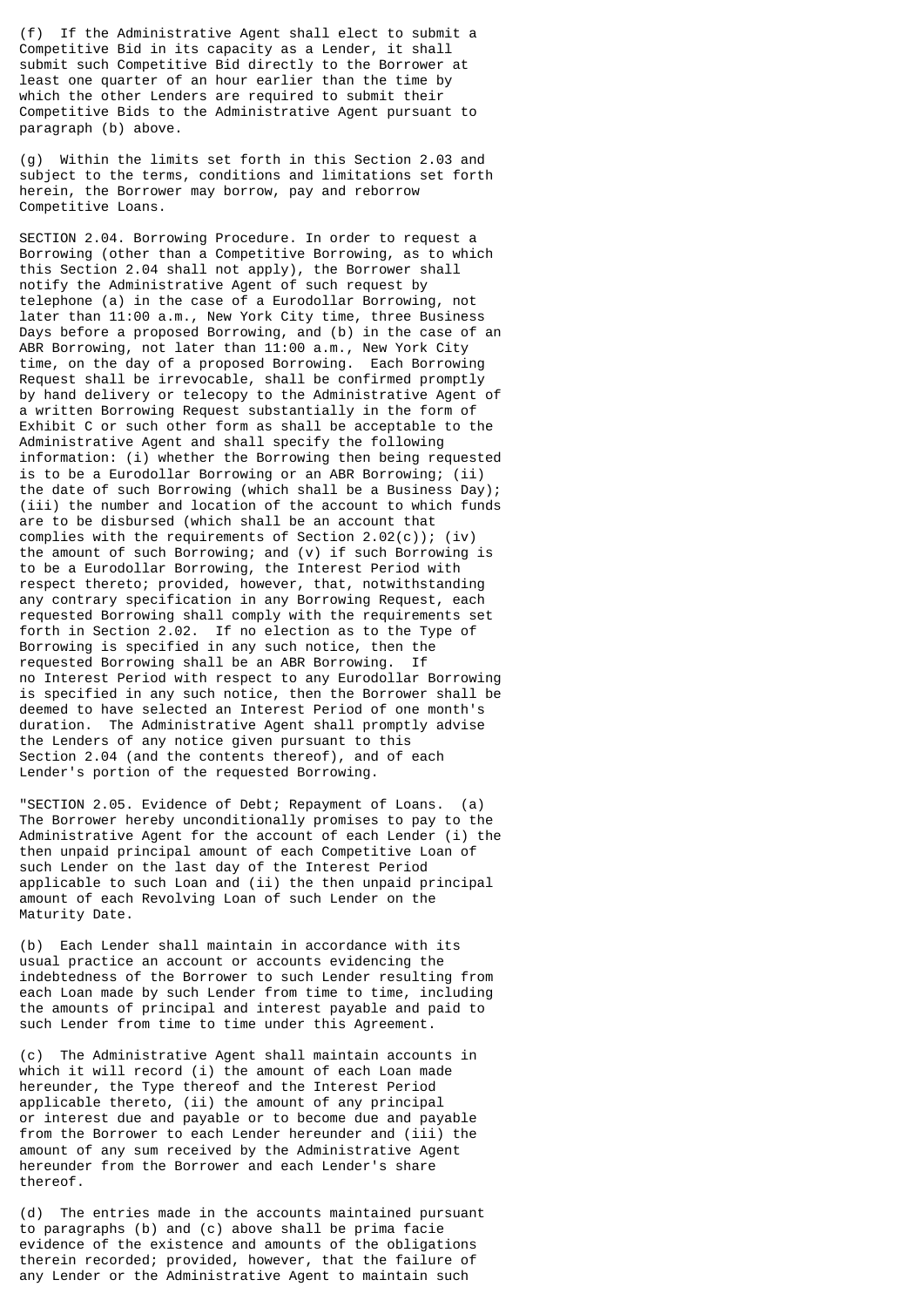(f) If the Administrative Agent shall elect to submit a Competitive Bid in its capacity as a Lender, it shall submit such Competitive Bid directly to the Borrower at least one quarter of an hour earlier than the time by which the other Lenders are required to submit their Competitive Bids to the Administrative Agent pursuant to paragraph (b) above.

(g) Within the limits set forth in this Section 2.03 and subject to the terms, conditions and limitations set forth herein, the Borrower may borrow, pay and reborrow Competitive Loans.

SECTION 2.04. Borrowing Procedure. In order to request a Borrowing (other than a Competitive Borrowing, as to which this Section 2.04 shall not apply), the Borrower shall notify the Administrative Agent of such request by telephone (a) in the case of a Eurodollar Borrowing, not later than 11:00 a.m., New York City time, three Business Days before a proposed Borrowing, and (b) in the case of an ABR Borrowing, not later than 11:00 a.m., New York City time, on the day of a proposed Borrowing. Each Borrowing Request shall be irrevocable, shall be confirmed promptly by hand delivery or telecopy to the Administrative Agent of a written Borrowing Request substantially in the form of Exhibit C or such other form as shall be acceptable to the Administrative Agent and shall specify the following information: (i) whether the Borrowing then being requested is to be a Eurodollar Borrowing or an ABR Borrowing; (ii) the date of such Borrowing (which shall be a Business Day); (iii) the number and location of the account to which funds are to be disbursed (which shall be an account that complies with the requirements of Section 2.02(c)); (iv) the amount of such Borrowing; and (v) if such Borrowing is to be a Eurodollar Borrowing, the Interest Period with respect thereto; provided, however, that, notwithstanding any contrary specification in any Borrowing Request, each requested Borrowing shall comply with the requirements set forth in Section 2.02. If no election as to the Type of Borrowing is specified in any such notice, then the requested Borrowing shall be an ABR Borrowing. If no Interest Period with respect to any Eurodollar Borrowing is specified in any such notice, then the Borrower shall be deemed to have selected an Interest Period of one month's duration. The Administrative Agent shall promptly advise the Lenders of any notice given pursuant to this Section 2.04 (and the contents thereof), and of each Lender's portion of the requested Borrowing.

"SECTION 2.05. Evidence of Debt; Repayment of Loans. (a) The Borrower hereby unconditionally promises to pay to the Administrative Agent for the account of each Lender (i) the then unpaid principal amount of each Competitive Loan of such Lender on the last day of the Interest Period applicable to such Loan and (ii) the then unpaid principal amount of each Revolving Loan of such Lender on the Maturity Date.

(b) Each Lender shall maintain in accordance with its usual practice an account or accounts evidencing the indebtedness of the Borrower to such Lender resulting from each Loan made by such Lender from time to time, including the amounts of principal and interest payable and paid to such Lender from time to time under this Agreement.

(c) The Administrative Agent shall maintain accounts in which it will record (i) the amount of each Loan made hereunder, the Type thereof and the Interest Period applicable thereto, (ii) the amount of any principal or interest due and payable or to become due and payable from the Borrower to each Lender hereunder and (iii) the amount of any sum received by the Administrative Agent hereunder from the Borrower and each Lender's share thereof.

(d) The entries made in the accounts maintained pursuant to paragraphs (b) and (c) above shall be prima facie evidence of the existence and amounts of the obligations therein recorded; provided, however, that the failure of any Lender or the Administrative Agent to maintain such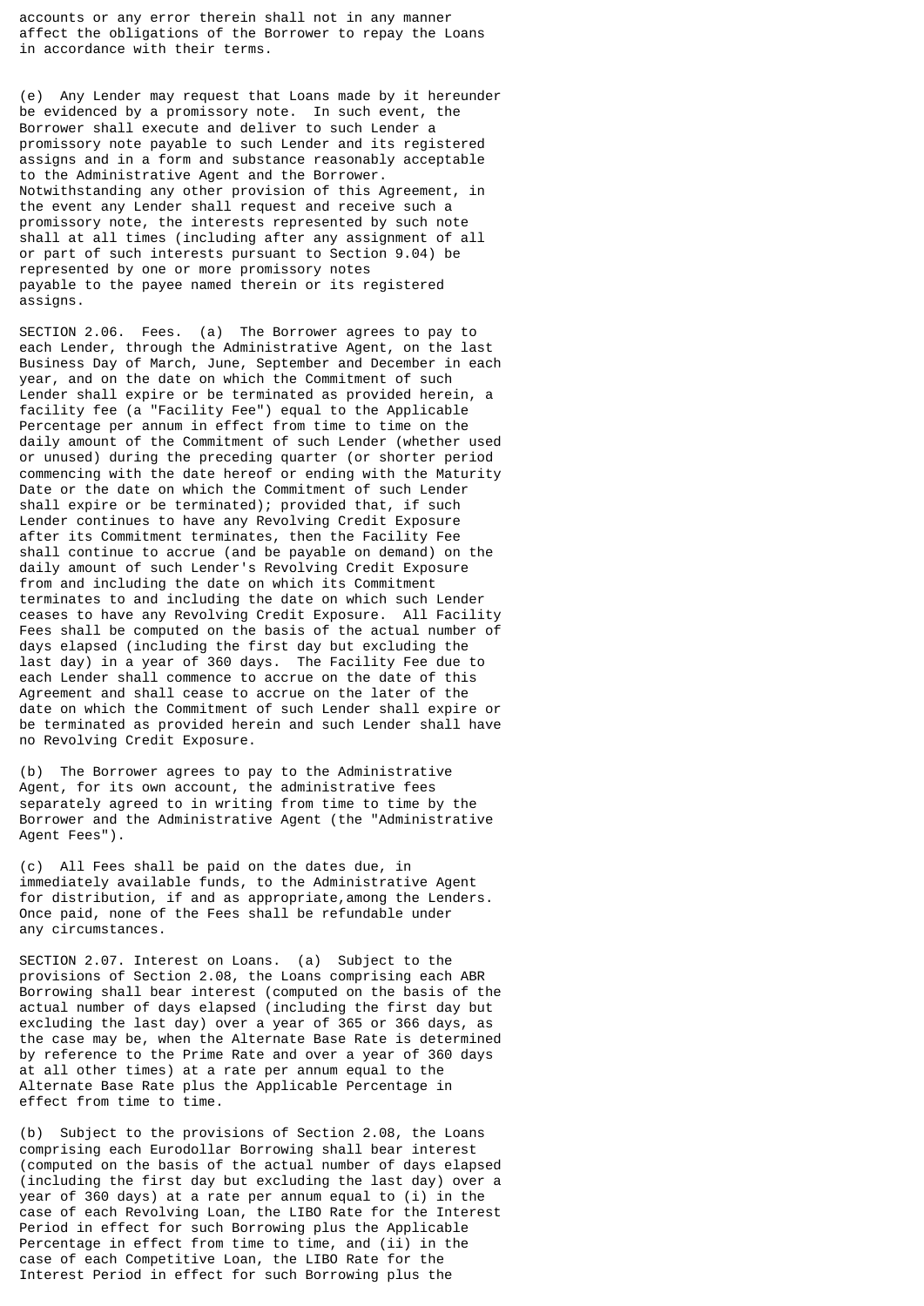accounts or any error therein shall not in any manner affect the obligations of the Borrower to repay the Loans in accordance with their terms.

(e) Any Lender may request that Loans made by it hereunder be evidenced by a promissory note. In such event, the Borrower shall execute and deliver to such Lender a promissory note payable to such Lender and its registered assigns and in a form and substance reasonably acceptable to the Administrative Agent and the Borrower. Notwithstanding any other provision of this Agreement, in the event any Lender shall request and receive such a promissory note, the interests represented by such note shall at all times (including after any assignment of all or part of such interests pursuant to Section 9.04) be represented by one or more promissory notes payable to the payee named therein or its registered assigns.

SECTION 2.06. Fees. (a) The Borrower agrees to pay to each Lender, through the Administrative Agent, on the last Business Day of March, June, September and December in each year, and on the date on which the Commitment of such Lender shall expire or be terminated as provided herein, a facility fee (a "Facility Fee") equal to the Applicable Percentage per annum in effect from time to time on the daily amount of the Commitment of such Lender (whether used or unused) during the preceding quarter (or shorter period commencing with the date hereof or ending with the Maturity Date or the date on which the Commitment of such Lender shall expire or be terminated); provided that, if such Lender continues to have any Revolving Credit Exposure after its Commitment terminates, then the Facility Fee shall continue to accrue (and be payable on demand) on the daily amount of such Lender's Revolving Credit Exposure from and including the date on which its Commitment terminates to and including the date on which such Lender ceases to have any Revolving Credit Exposure. All Facility Fees shall be computed on the basis of the actual number of days elapsed (including the first day but excluding the last day) in a year of 360 days. The Facility Fee due to each Lender shall commence to accrue on the date of this Agreement and shall cease to accrue on the later of the date on which the Commitment of such Lender shall expire or be terminated as provided herein and such Lender shall have no Revolving Credit Exposure.

(b) The Borrower agrees to pay to the Administrative Agent, for its own account, the administrative fees separately agreed to in writing from time to time by the Borrower and the Administrative Agent (the "Administrative Agent Fees").

(c) All Fees shall be paid on the dates due, in immediately available funds, to the Administrative Agent for distribution, if and as appropriate,among the Lenders. Once paid, none of the Fees shall be refundable under any circumstances.

SECTION 2.07. Interest on Loans. (a) Subject to the provisions of Section 2.08, the Loans comprising each ABR Borrowing shall bear interest (computed on the basis of the actual number of days elapsed (including the first day but excluding the last day) over a year of 365 or 366 days, as the case may be, when the Alternate Base Rate is determined by reference to the Prime Rate and over a year of 360 days at all other times) at a rate per annum equal to the Alternate Base Rate plus the Applicable Percentage in effect from time to time.

(b) Subject to the provisions of Section 2.08, the Loans comprising each Eurodollar Borrowing shall bear interest (computed on the basis of the actual number of days elapsed (including the first day but excluding the last day) over a year of 360 days) at a rate per annum equal to (i) in the case of each Revolving Loan, the LIBO Rate for the Interest Period in effect for such Borrowing plus the Applicable Percentage in effect from time to time, and (ii) in the case of each Competitive Loan, the LIBO Rate for the Interest Period in effect for such Borrowing plus the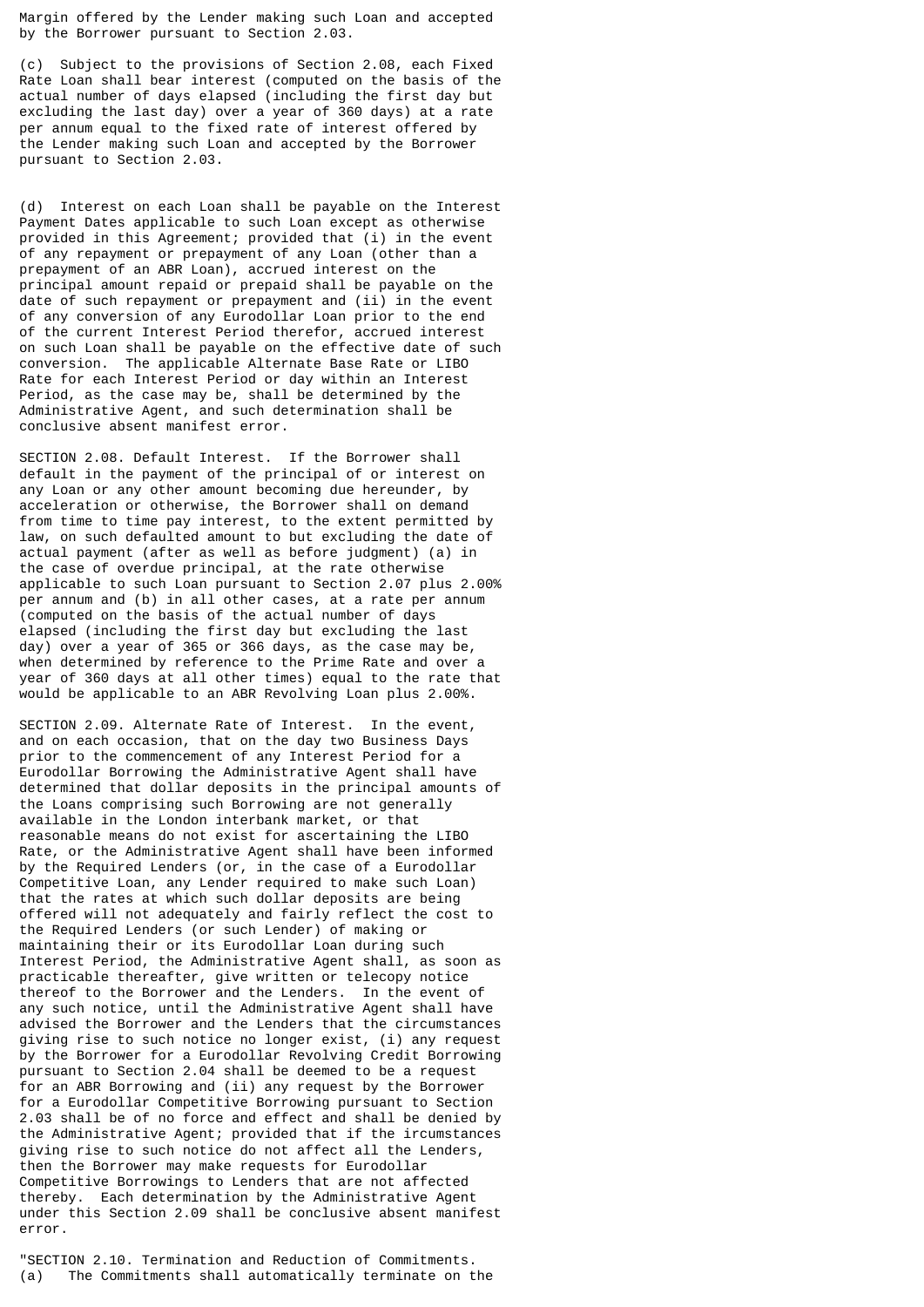Margin offered by the Lender making such Loan and accepted by the Borrower pursuant to Section 2.03.

(c) Subject to the provisions of Section 2.08, each Fixed Rate Loan shall bear interest (computed on the basis of the actual number of days elapsed (including the first day but excluding the last day) over a year of 360 days) at a rate per annum equal to the fixed rate of interest offered by the Lender making such Loan and accepted by the Borrower pursuant to Section 2.03.

(d) Interest on each Loan shall be payable on the Interest Payment Dates applicable to such Loan except as otherwise provided in this Agreement; provided that (i) in the event of any repayment or prepayment of any Loan (other than a prepayment of an ABR Loan), accrued interest on the principal amount repaid or prepaid shall be payable on the date of such repayment or prepayment and (ii) in the event of any conversion of any Eurodollar Loan prior to the end of the current Interest Period therefor, accrued interest on such Loan shall be payable on the effective date of such conversion. The applicable Alternate Base Rate or LIBO Rate for each Interest Period or day within an Interest Period, as the case may be, shall be determined by the Administrative Agent, and such determination shall be conclusive absent manifest error.

SECTION 2.08. Default Interest. If the Borrower shall default in the payment of the principal of or interest on any Loan or any other amount becoming due hereunder, by acceleration or otherwise, the Borrower shall on demand from time to time pay interest, to the extent permitted by law, on such defaulted amount to but excluding the date of actual payment (after as well as before judgment) (a) in the case of overdue principal, at the rate otherwise applicable to such Loan pursuant to Section 2.07 plus 2.00% per annum and (b) in all other cases, at a rate per annum (computed on the basis of the actual number of days elapsed (including the first day but excluding the last day) over a year of 365 or 366 days, as the case may be, when determined by reference to the Prime Rate and over a year of 360 days at all other times) equal to the rate that would be applicable to an ABR Revolving Loan plus 2.00%.

SECTION 2.09. Alternate Rate of Interest. In the event, and on each occasion, that on the day two Business Days prior to the commencement of any Interest Period for a Eurodollar Borrowing the Administrative Agent shall have determined that dollar deposits in the principal amounts of the Loans comprising such Borrowing are not generally available in the London interbank market, or that reasonable means do not exist for ascertaining the LIBO Rate, or the Administrative Agent shall have been informed by the Required Lenders (or, in the case of a Eurodollar Competitive Loan, any Lender required to make such Loan) that the rates at which such dollar deposits are being offered will not adequately and fairly reflect the cost to the Required Lenders (or such Lender) of making or maintaining their or its Eurodollar Loan during such Interest Period, the Administrative Agent shall, as soon as practicable thereafter, give written or telecopy notice thereof to the Borrower and the Lenders. In the event of any such notice, until the Administrative Agent shall have advised the Borrower and the Lenders that the circumstances giving rise to such notice no longer exist, (i) any request by the Borrower for a Eurodollar Revolving Credit Borrowing pursuant to Section 2.04 shall be deemed to be a request for an ABR Borrowing and (ii) any request by the Borrower for a Eurodollar Competitive Borrowing pursuant to Section 2.03 shall be of no force and effect and shall be denied by the Administrative Agent; provided that if the ircumstances giving rise to such notice do not affect all the Lenders, then the Borrower may make requests for Eurodollar Competitive Borrowings to Lenders that are not affected thereby. Each determination by the Administrative Agent under this Section 2.09 shall be conclusive absent manifest error.

"SECTION 2.10. Termination and Reduction of Commitments.
(a) The Commitments shall automatically terminate on the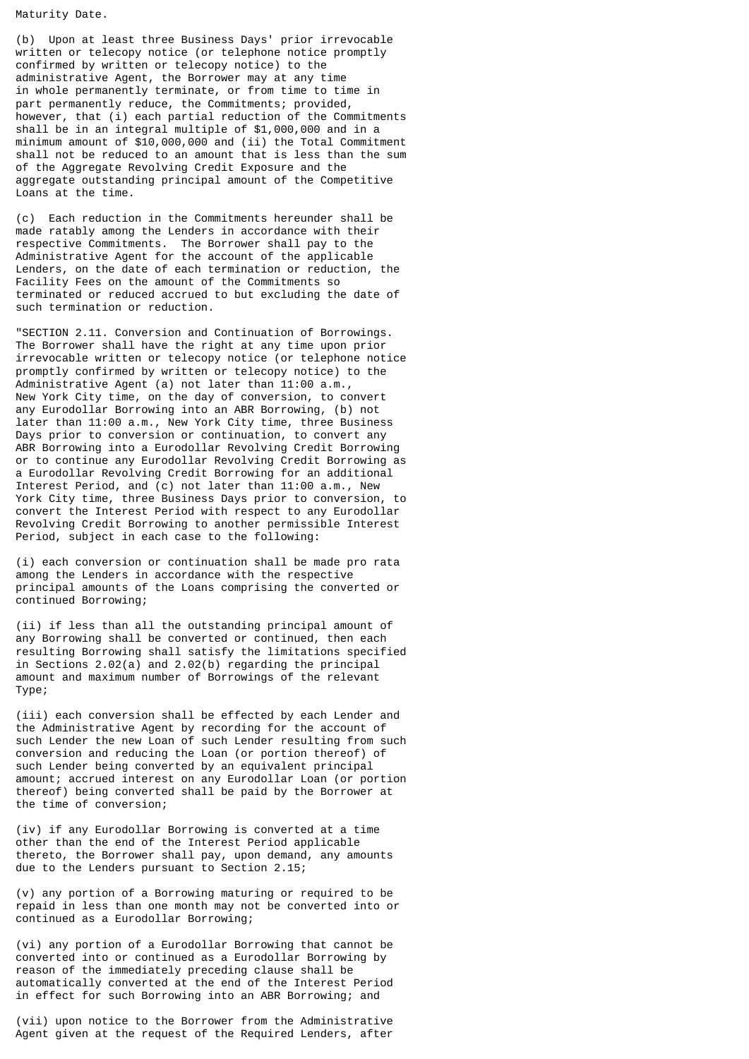Maturity Date.

(b) Upon at least three Business Days' prior irrevocable written or telecopy notice (or telephone notice promptly confirmed by written or telecopy notice) to the administrative Agent, the Borrower may at any time in whole permanently terminate, or from time to time in part permanently reduce, the Commitments; provided, however, that (i) each partial reduction of the Commitments shall be in an integral multiple of $1,000,000 and in a minimum amount of $10,000,000 and (ii) the Total Commitment shall not be reduced to an amount that is less than the sum of the Aggregate Revolving Credit Exposure and the aggregate outstanding principal amount of the Competitive Loans at the time.

(c) Each reduction in the Commitments hereunder shall be made ratably among the Lenders in accordance with their respective Commitments. The Borrower shall pay to the Administrative Agent for the account of the applicable Lenders, on the date of each termination or reduction, the Facility Fees on the amount of the Commitments so terminated or reduced accrued to but excluding the date of such termination or reduction.

"SECTION 2.11. Conversion and Continuation of Borrowings. The Borrower shall have the right at any time upon prior irrevocable written or telecopy notice (or telephone notice promptly confirmed by written or telecopy notice) to the Administrative Agent (a) not later than 11:00 a.m., New York City time, on the day of conversion, to convert any Eurodollar Borrowing into an ABR Borrowing, (b) not later than 11:00 a.m., New York City time, three Business Days prior to conversion or continuation, to convert any ABR Borrowing into a Eurodollar Revolving Credit Borrowing or to continue any Eurodollar Revolving Credit Borrowing as a Eurodollar Revolving Credit Borrowing for an additional Interest Period, and (c) not later than 11:00 a.m., New York City time, three Business Days prior to conversion, to convert the Interest Period with respect to any Eurodollar Revolving Credit Borrowing to another permissible Interest Period, subject in each case to the following:

(i) each conversion or continuation shall be made pro rata among the Lenders in accordance with the respective principal amounts of the Loans comprising the converted or continued Borrowing;

(ii) if less than all the outstanding principal amount of any Borrowing shall be converted or continued, then each resulting Borrowing shall satisfy the limitations specified in Sections 2.02(a) and 2.02(b) regarding the principal amount and maximum number of Borrowings of the relevant Type;

(iii) each conversion shall be effected by each Lender and the Administrative Agent by recording for the account of such Lender the new Loan of such Lender resulting from such conversion and reducing the Loan (or portion thereof) of such Lender being converted by an equivalent principal amount; accrued interest on any Eurodollar Loan (or portion thereof) being converted shall be paid by the Borrower at the time of conversion;

(iv) if any Eurodollar Borrowing is converted at a time other than the end of the Interest Period applicable thereto, the Borrower shall pay, upon demand, any amounts due to the Lenders pursuant to Section 2.15;

(v) any portion of a Borrowing maturing or required to be repaid in less than one month may not be converted into or continued as a Eurodollar Borrowing;

(vi) any portion of a Eurodollar Borrowing that cannot be converted into or continued as a Eurodollar Borrowing by reason of the immediately preceding clause shall be automatically converted at the end of the Interest Period in effect for such Borrowing into an ABR Borrowing; and

(vii) upon notice to the Borrower from the Administrative Agent given at the request of the Required Lenders, after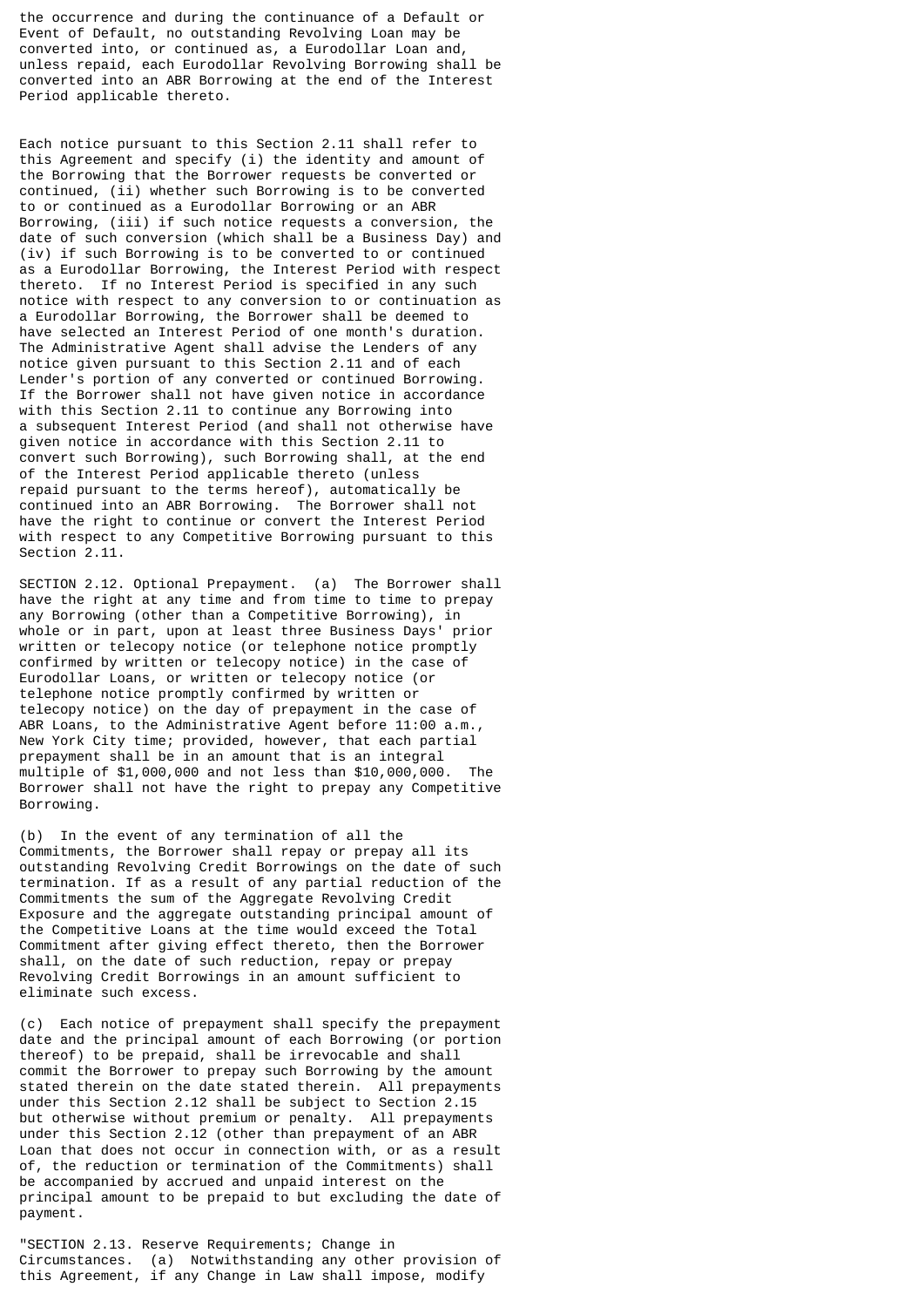the occurrence and during the continuance of a Default or Event of Default, no outstanding Revolving Loan may be converted into, or continued as, a Eurodollar Loan and, unless repaid, each Eurodollar Revolving Borrowing shall be converted into an ABR Borrowing at the end of the Interest Period applicable thereto.

Each notice pursuant to this Section 2.11 shall refer to this Agreement and specify (i) the identity and amount of the Borrowing that the Borrower requests be converted or continued, (ii) whether such Borrowing is to be converted to or continued as a Eurodollar Borrowing or an ABR Borrowing, (iii) if such notice requests a conversion, the date of such conversion (which shall be a Business Day) and (iv) if such Borrowing is to be converted to or continued as a Eurodollar Borrowing, the Interest Period with respect thereto. If no Interest Period is specified in any such notice with respect to any conversion to or continuation as a Eurodollar Borrowing, the Borrower shall be deemed to have selected an Interest Period of one month's duration. The Administrative Agent shall advise the Lenders of any notice given pursuant to this Section 2.11 and of each Lender's portion of any converted or continued Borrowing. If the Borrower shall not have given notice in accordance with this Section 2.11 to continue any Borrowing into a subsequent Interest Period (and shall not otherwise have given notice in accordance with this Section 2.11 to convert such Borrowing), such Borrowing shall, at the end of the Interest Period applicable thereto (unless repaid pursuant to the terms hereof), automatically be continued into an ABR Borrowing. The Borrower shall not have the right to continue or convert the Interest Period with respect to any Competitive Borrowing pursuant to this Section 2.11.

SECTION 2.12. Optional Prepayment. (a) The Borrower shall have the right at any time and from time to time to prepay any Borrowing (other than a Competitive Borrowing), in whole or in part, upon at least three Business Days' prior written or telecopy notice (or telephone notice promptly confirmed by written or telecopy notice) in the case of Eurodollar Loans, or written or telecopy notice (or telephone notice promptly confirmed by written or telecopy notice) on the day of prepayment in the case of ABR Loans, to the Administrative Agent before 11:00 a.m., New York City time; provided, however, that each partial prepayment shall be in an amount that is an integral multiple of $1,000,000 and not less than $10,000,000. The Borrower shall not have the right to prepay any Competitive Borrowing.

(b) In the event of any termination of all the Commitments, the Borrower shall repay or prepay all its outstanding Revolving Credit Borrowings on the date of such termination. If as a result of any partial reduction of the Commitments the sum of the Aggregate Revolving Credit Exposure and the aggregate outstanding principal amount of the Competitive Loans at the time would exceed the Total Commitment after giving effect thereto, then the Borrower shall, on the date of such reduction, repay or prepay Revolving Credit Borrowings in an amount sufficient to eliminate such excess.

(c) Each notice of prepayment shall specify the prepayment date and the principal amount of each Borrowing (or portion thereof) to be prepaid, shall be irrevocable and shall commit the Borrower to prepay such Borrowing by the amount stated therein on the date stated therein. All prepayments under this Section 2.12 shall be subject to Section 2.15 but otherwise without premium or penalty. All prepayments under this Section 2.12 (other than prepayment of an ABR Loan that does not occur in connection with, or as a result of, the reduction or termination of the Commitments) shall be accompanied by accrued and unpaid interest on the principal amount to be prepaid to but excluding the date of payment.

"SECTION 2.13. Reserve Requirements; Change in Circumstances. (a) Notwithstanding any other provision of this Agreement, if any Change in Law shall impose, modify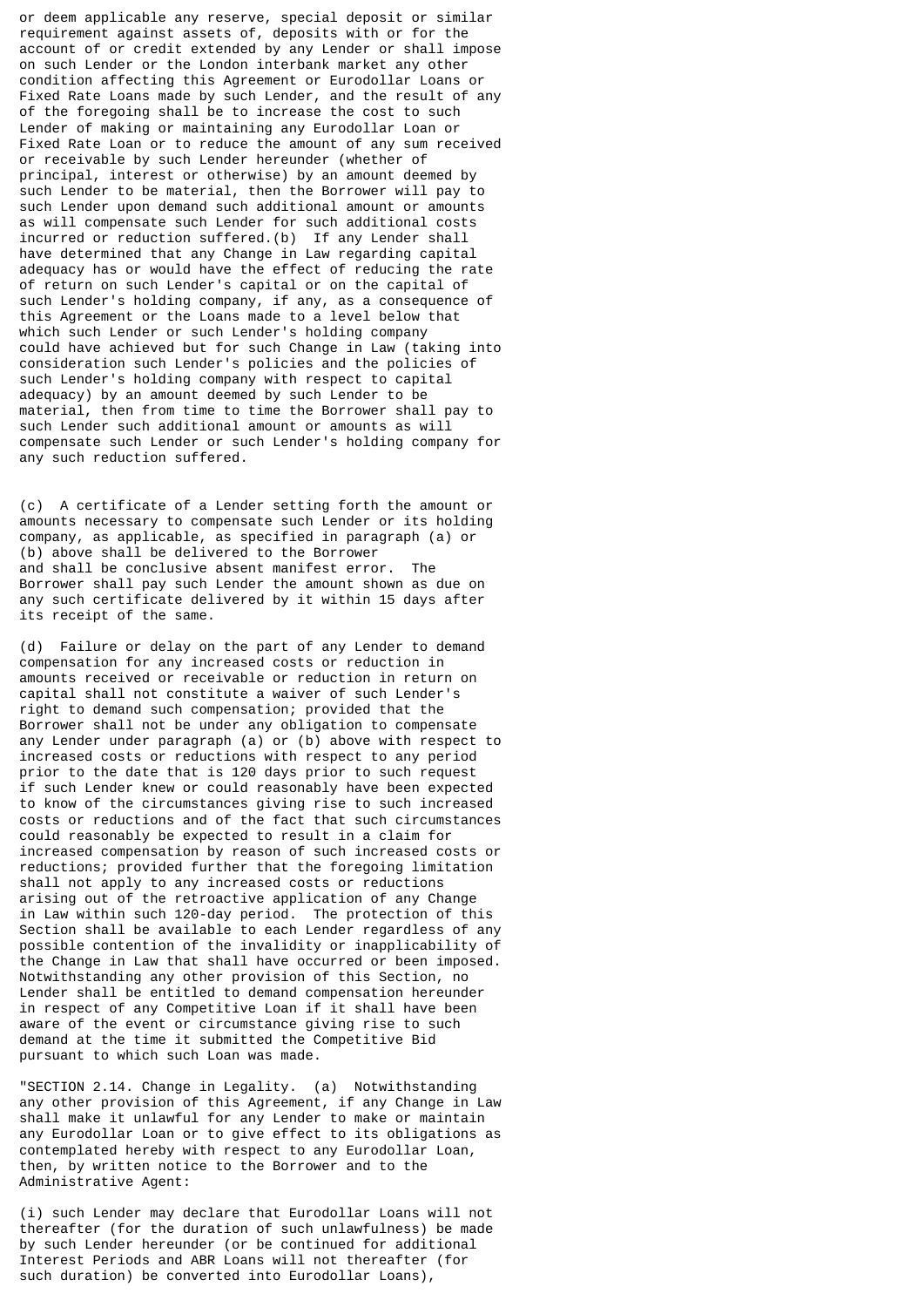or deem applicable any reserve, special deposit or similar requirement against assets of, deposits with or for the account of or credit extended by any Lender or shall impose on such Lender or the London interbank market any other condition affecting this Agreement or Eurodollar Loans or Fixed Rate Loans made by such Lender, and the result of any of the foregoing shall be to increase the cost to such Lender of making or maintaining any Eurodollar Loan or Fixed Rate Loan or to reduce the amount of any sum received or receivable by such Lender hereunder (whether of principal, interest or otherwise) by an amount deemed by such Lender to be material, then the Borrower will pay to such Lender upon demand such additional amount or amounts as will compensate such Lender for such additional costs incurred or reduction suffered.(b) If any Lender shall have determined that any Change in Law regarding capital adequacy has or would have the effect of reducing the rate of return on such Lender's capital or on the capital of such Lender's holding company, if any, as a consequence of this Agreement or the Loans made to a level below that which such Lender or such Lender's holding company could have achieved but for such Change in Law (taking into consideration such Lender's policies and the policies of such Lender's holding company with respect to capital adequacy) by an amount deemed by such Lender to be material, then from time to time the Borrower shall pay to such Lender such additional amount or amounts as will compensate such Lender or such Lender's holding company for any such reduction suffered.

(c) A certificate of a Lender setting forth the amount or amounts necessary to compensate such Lender or its holding company, as applicable, as specified in paragraph (a) or (b) above shall be delivered to the Borrower and shall be conclusive absent manifest error. The Borrower shall pay such Lender the amount shown as due on any such certificate delivered by it within 15 days after its receipt of the same.

(d) Failure or delay on the part of any Lender to demand compensation for any increased costs or reduction in amounts received or receivable or reduction in return on capital shall not constitute a waiver of such Lender's right to demand such compensation; provided that the Borrower shall not be under any obligation to compensate any Lender under paragraph (a) or (b) above with respect to increased costs or reductions with respect to any period prior to the date that is 120 days prior to such request if such Lender knew or could reasonably have been expected to know of the circumstances giving rise to such increased costs or reductions and of the fact that such circumstances could reasonably be expected to result in a claim for increased compensation by reason of such increased costs or reductions; provided further that the foregoing limitation shall not apply to any increased costs or reductions arising out of the retroactive application of any Change in Law within such 120-day period. The protection of this Section shall be available to each Lender regardless of any possible contention of the invalidity or inapplicability of the Change in Law that shall have occurred or been imposed. Notwithstanding any other provision of this Section, no Lender shall be entitled to demand compensation hereunder in respect of any Competitive Loan if it shall have been aware of the event or circumstance giving rise to such demand at the time it submitted the Competitive Bid pursuant to which such Loan was made.

"SECTION 2.14. Change in Legality. (a) Notwithstanding any other provision of this Agreement, if any Change in Law shall make it unlawful for any Lender to make or maintain any Eurodollar Loan or to give effect to its obligations as contemplated hereby with respect to any Eurodollar Loan, then, by written notice to the Borrower and to the Administrative Agent:

(i) such Lender may declare that Eurodollar Loans will not thereafter (for the duration of such unlawfulness) be made by such Lender hereunder (or be continued for additional Interest Periods and ABR Loans will not thereafter (for such duration) be converted into Eurodollar Loans),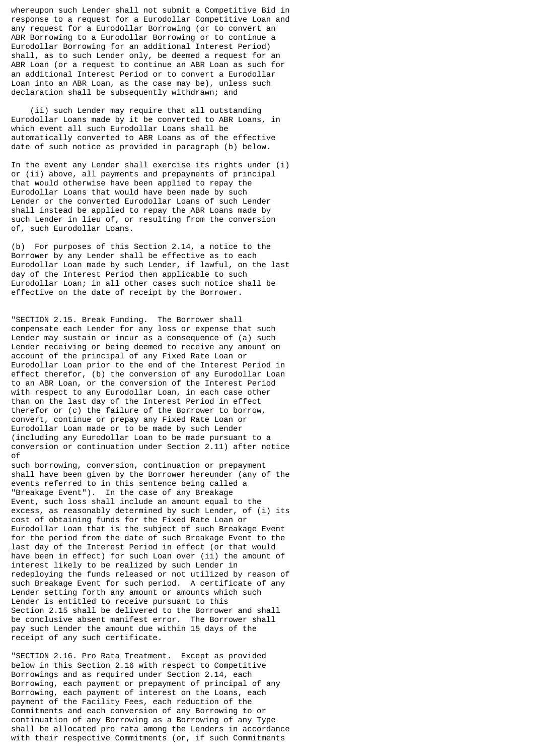whereupon such Lender shall not submit a Competitive Bid in response to a request for a Eurodollar Competitive Loan and any request for a Eurodollar Borrowing (or to convert an ABR Borrowing to a Eurodollar Borrowing or to continue a Eurodollar Borrowing for an additional Interest Period) shall, as to such Lender only, be deemed a request for an ABR Loan (or a request to continue an ABR Loan as such for an additional Interest Period or to convert a Eurodollar Loan into an ABR Loan, as the case may be), unless such declaration shall be subsequently withdrawn; and

(ii) such Lender may require that all outstanding Eurodollar Loans made by it be converted to ABR Loans, in which event all such Eurodollar Loans shall be automatically converted to ABR Loans as of the effective date of such notice as provided in paragraph (b) below.

In the event any Lender shall exercise its rights under (i) or (ii) above, all payments and prepayments of principal that would otherwise have been applied to repay the Eurodollar Loans that would have been made by such Lender or the converted Eurodollar Loans of such Lender shall instead be applied to repay the ABR Loans made by such Lender in lieu of, or resulting from the conversion of, such Eurodollar Loans.

(b) For purposes of this Section 2.14, a notice to the Borrower by any Lender shall be effective as to each Eurodollar Loan made by such Lender, if lawful, on the last day of the Interest Period then applicable to such Eurodollar Loan; in all other cases such notice shall be effective on the date of receipt by the Borrower.

"SECTION 2.15. Break Funding. The Borrower shall compensate each Lender for any loss or expense that such Lender may sustain or incur as a consequence of (a) such Lender receiving or being deemed to receive any amount on account of the principal of any Fixed Rate Loan or Eurodollar Loan prior to the end of the Interest Period in effect therefor, (b) the conversion of any Eurodollar Loan to an ABR Loan, or the conversion of the Interest Period with respect to any Eurodollar Loan, in each case other than on the last day of the Interest Period in effect therefor or (c) the failure of the Borrower to borrow, convert, continue or prepay any Fixed Rate Loan or Eurodollar Loan made or to be made by such Lender (including any Eurodollar Loan to be made pursuant to a conversion or continuation under Section 2.11) after notice of such borrowing, conversion, continuation or prepayment shall have been given by the Borrower hereunder (any of the events referred to in this sentence being called a "Breakage Event"). In the case of any Breakage Event, such loss shall include an amount equal to the excess, as reasonably determined by such Lender, of (i) its cost of obtaining funds for the Fixed Rate Loan or Eurodollar Loan that is the subject of such Breakage Event for the period from the date of such Breakage Event to the last day of the Interest Period in effect (or that would have been in effect) for such Loan over (ii) the amount of interest likely to be realized by such Lender in redeploying the funds released or not utilized by reason of such Breakage Event for such period. A certificate of any Lender setting forth any amount or amounts which such Lender is entitled to receive pursuant to this Section 2.15 shall be delivered to the Borrower and shall be conclusive absent manifest error. The Borrower shall pay such Lender the amount due within 15 days of the receipt of any such certificate.

"SECTION 2.16. Pro Rata Treatment. Except as provided below in this Section 2.16 with respect to Competitive Borrowings and as required under Section 2.14, each Borrowing, each payment or prepayment of principal of any Borrowing, each payment of interest on the Loans, each payment of the Facility Fees, each reduction of the Commitments and each conversion of any Borrowing to or continuation of any Borrowing as a Borrowing of any Type shall be allocated pro rata among the Lenders in accordance with their respective Commitments (or, if such Commitments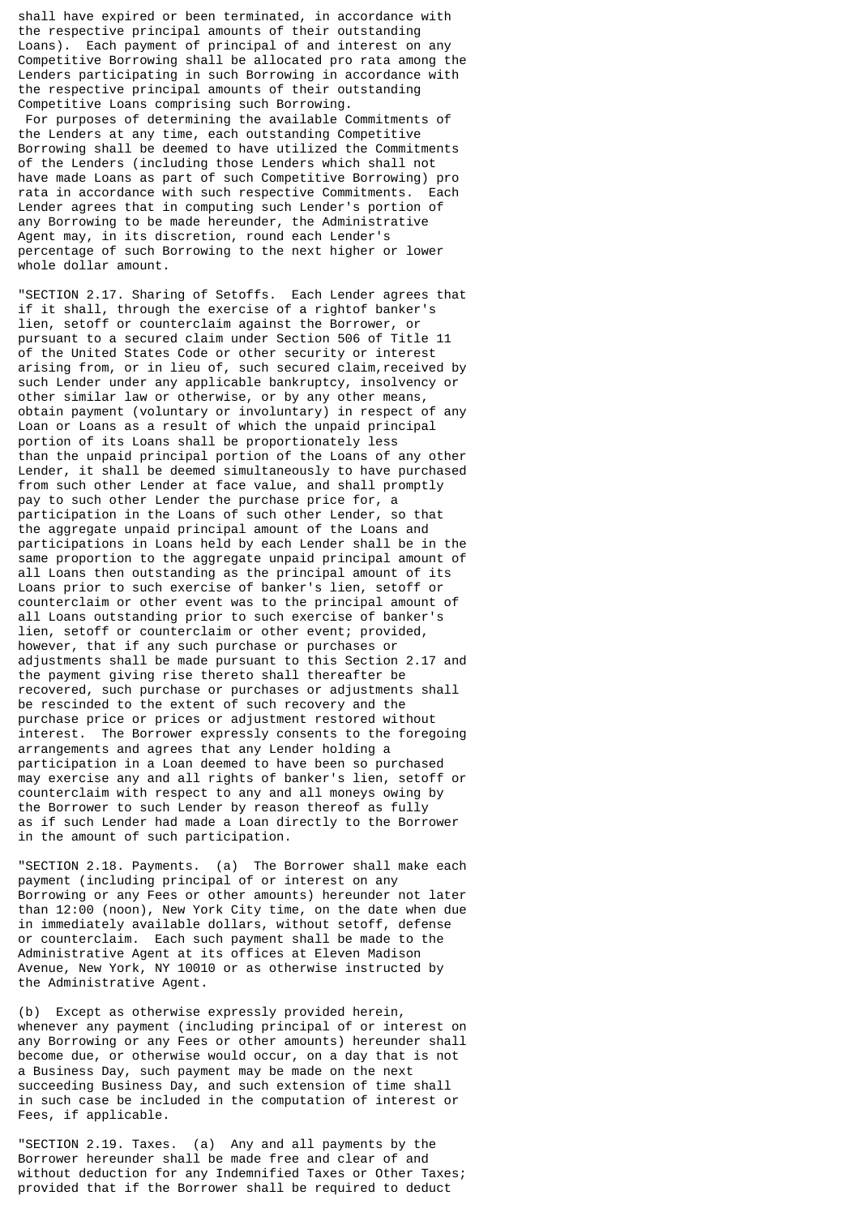shall have expired or been terminated, in accordance with the respective principal amounts of their outstanding Loans). Each payment of principal of and interest on any Competitive Borrowing shall be allocated pro rata among the Lenders participating in such Borrowing in accordance with the respective principal amounts of their outstanding Competitive Loans comprising such Borrowing.

For purposes of determining the available Commitments of the Lenders at any time, each outstanding Competitive Borrowing shall be deemed to have utilized the Commitments of the Lenders (including those Lenders which shall not have made Loans as part of such Competitive Borrowing) pro rata in accordance with such respective Commitments. Each Lender agrees that in computing such Lender's portion of any Borrowing to be made hereunder, the Administrative Agent may, in its discretion, round each Lender's percentage of such Borrowing to the next higher or lower whole dollar amount.

"SECTION 2.17. Sharing of Setoffs. Each Lender agrees that if it shall, through the exercise of a rightof banker's lien, setoff or counterclaim against the Borrower, or pursuant to a secured claim under Section 506 of Title 11 of the United States Code or other security or interest arising from, or in lieu of, such secured claim,received by such Lender under any applicable bankruptcy, insolvency or other similar law or otherwise, or by any other means, obtain payment (voluntary or involuntary) in respect of any Loan or Loans as a result of which the unpaid principal portion of its Loans shall be proportionately less than the unpaid principal portion of the Loans of any other Lender, it shall be deemed simultaneously to have purchased from such other Lender at face value, and shall promptly pay to such other Lender the purchase price for, a participation in the Loans of such other Lender, so that the aggregate unpaid principal amount of the Loans and participations in Loans held by each Lender shall be in the same proportion to the aggregate unpaid principal amount of all Loans then outstanding as the principal amount of its Loans prior to such exercise of banker's lien, setoff or counterclaim or other event was to the principal amount of all Loans outstanding prior to such exercise of banker's lien, setoff or counterclaim or other event; provided, however, that if any such purchase or purchases or adjustments shall be made pursuant to this Section 2.17 and the payment giving rise thereto shall thereafter be recovered, such purchase or purchases or adjustments shall be rescinded to the extent of such recovery and the purchase price or prices or adjustment restored without interest. The Borrower expressly consents to the foregoing arrangements and agrees that any Lender holding a participation in a Loan deemed to have been so purchased may exercise any and all rights of banker's lien, setoff or counterclaim with respect to any and all moneys owing by the Borrower to such Lender by reason thereof as fully as if such Lender had made a Loan directly to the Borrower in the amount of such participation.

"SECTION 2.18. Payments. (a) The Borrower shall make each payment (including principal of or interest on any Borrowing or any Fees or other amounts) hereunder not later than 12:00 (noon), New York City time, on the date when due in immediately available dollars, without setoff, defense or counterclaim. Each such payment shall be made to the Administrative Agent at its offices at Eleven Madison Avenue, New York, NY 10010 or as otherwise instructed by the Administrative Agent.

(b) Except as otherwise expressly provided herein, whenever any payment (including principal of or interest on any Borrowing or any Fees or other amounts) hereunder shall become due, or otherwise would occur, on a day that is not a Business Day, such payment may be made on the next succeeding Business Day, and such extension of time shall in such case be included in the computation of interest or Fees, if applicable.

"SECTION 2.19. Taxes. (a) Any and all payments by the Borrower hereunder shall be made free and clear of and without deduction for any Indemnified Taxes or Other Taxes; provided that if the Borrower shall be required to deduct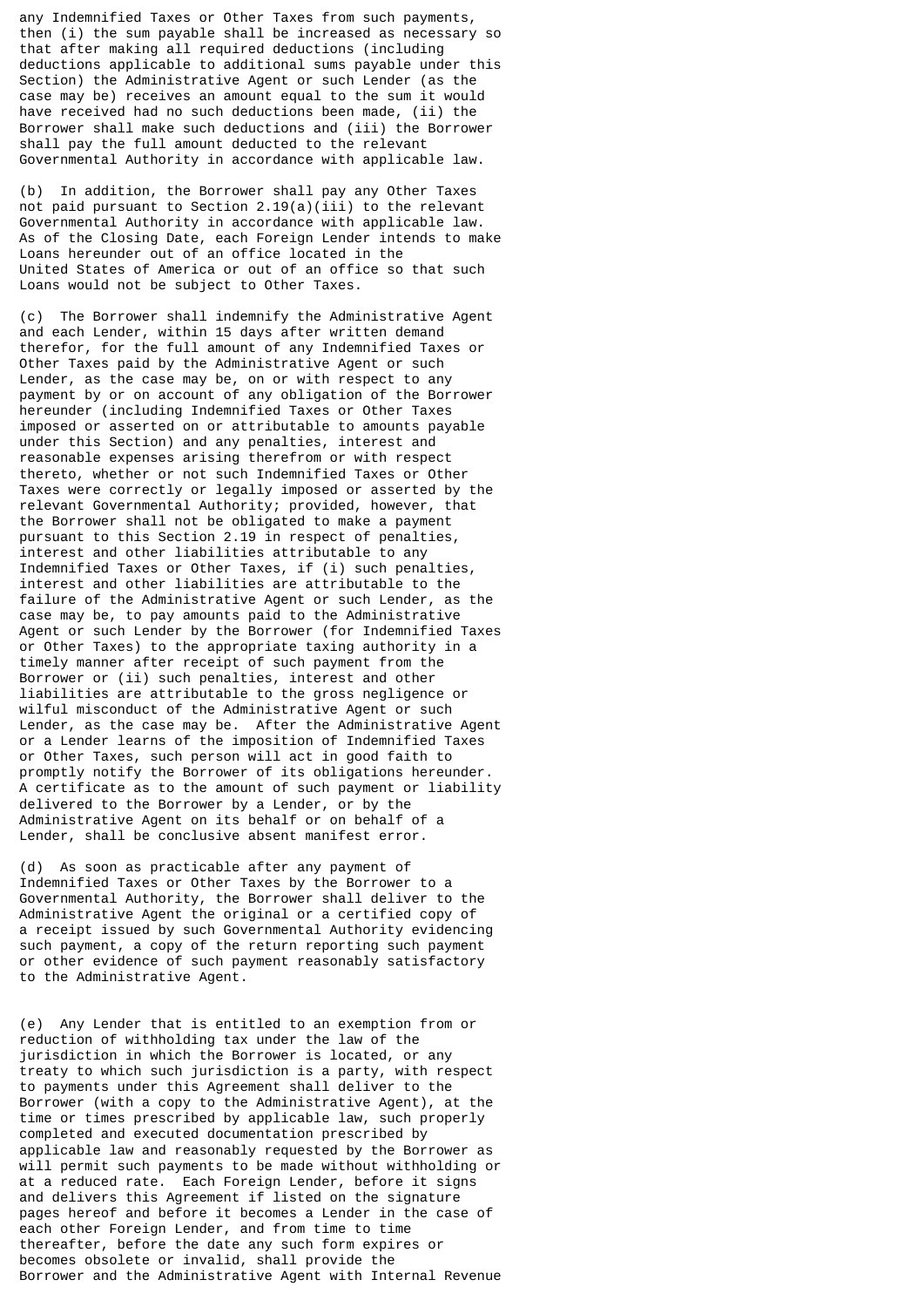any Indemnified Taxes or Other Taxes from such payments, then (i) the sum payable shall be increased as necessary so that after making all required deductions (including deductions applicable to additional sums payable under this Section) the Administrative Agent or such Lender (as the case may be) receives an amount equal to the sum it would have received had no such deductions been made, (ii) the Borrower shall make such deductions and (iii) the Borrower shall pay the full amount deducted to the relevant Governmental Authority in accordance with applicable law.

(b) In addition, the Borrower shall pay any Other Taxes not paid pursuant to Section 2.19(a)(iii) to the relevant Governmental Authority in accordance with applicable law. As of the Closing Date, each Foreign Lender intends to make Loans hereunder out of an office located in the United States of America or out of an office so that such Loans would not be subject to Other Taxes.

(c) The Borrower shall indemnify the Administrative Agent and each Lender, within 15 days after written demand therefor, for the full amount of any Indemnified Taxes or Other Taxes paid by the Administrative Agent or such Lender, as the case may be, on or with respect to any payment by or on account of any obligation of the Borrower hereunder (including Indemnified Taxes or Other Taxes imposed or asserted on or attributable to amounts payable under this Section) and any penalties, interest and reasonable expenses arising therefrom or with respect thereto, whether or not such Indemnified Taxes or Other Taxes were correctly or legally imposed or asserted by the relevant Governmental Authority; provided, however, that the Borrower shall not be obligated to make a payment pursuant to this Section 2.19 in respect of penalties, interest and other liabilities attributable to any Indemnified Taxes or Other Taxes, if (i) such penalties, interest and other liabilities are attributable to the failure of the Administrative Agent or such Lender, as the case may be, to pay amounts paid to the Administrative Agent or such Lender by the Borrower (for Indemnified Taxes or Other Taxes) to the appropriate taxing authority in a timely manner after receipt of such payment from the Borrower or (ii) such penalties, interest and other liabilities are attributable to the gross negligence or wilful misconduct of the Administrative Agent or such Lender, as the case may be. After the Administrative Agent or a Lender learns of the imposition of Indemnified Taxes or Other Taxes, such person will act in good faith to promptly notify the Borrower of its obligations hereunder. A certificate as to the amount of such payment or liability delivered to the Borrower by a Lender, or by the Administrative Agent on its behalf or on behalf of a Lender, shall be conclusive absent manifest error.

(d) As soon as practicable after any payment of Indemnified Taxes or Other Taxes by the Borrower to a Governmental Authority, the Borrower shall deliver to the Administrative Agent the original or a certified copy of a receipt issued by such Governmental Authority evidencing such payment, a copy of the return reporting such payment or other evidence of such payment reasonably satisfactory to the Administrative Agent.

(e) Any Lender that is entitled to an exemption from or reduction of withholding tax under the law of the jurisdiction in which the Borrower is located, or any treaty to which such jurisdiction is a party, with respect to payments under this Agreement shall deliver to the Borrower (with a copy to the Administrative Agent), at the time or times prescribed by applicable law, such properly completed and executed documentation prescribed by applicable law and reasonably requested by the Borrower as will permit such payments to be made without withholding or at a reduced rate. Each Foreign Lender, before it signs and delivers this Agreement if listed on the signature pages hereof and before it becomes a Lender in the case of each other Foreign Lender, and from time to time thereafter, before the date any such form expires or becomes obsolete or invalid, shall provide the Borrower and the Administrative Agent with Internal Revenue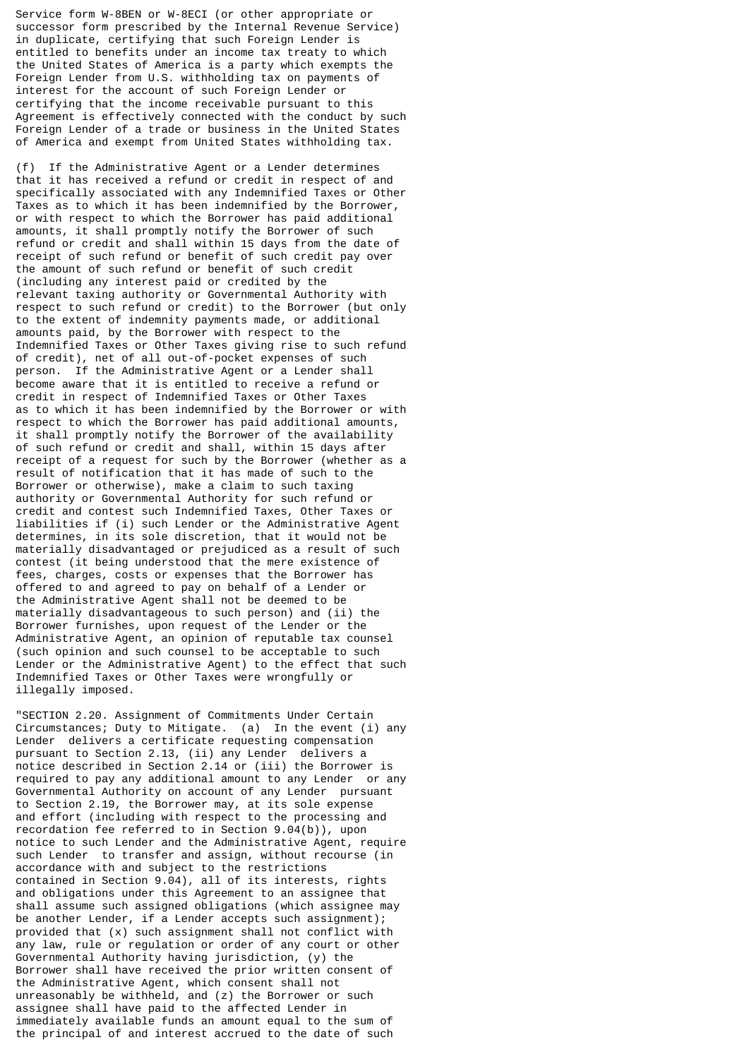Service form W-8BEN or W-8ECI (or other appropriate or successor form prescribed by the Internal Revenue Service) in duplicate, certifying that such Foreign Lender is entitled to benefits under an income tax treaty to which the United States of America is a party which exempts the Foreign Lender from U.S. withholding tax on payments of interest for the account of such Foreign Lender or certifying that the income receivable pursuant to this Agreement is effectively connected with the conduct by such Foreign Lender of a trade or business in the United States of America and exempt from United States withholding tax.

(f) If the Administrative Agent or a Lender determines that it has received a refund or credit in respect of and specifically associated with any Indemnified Taxes or Other Taxes as to which it has been indemnified by the Borrower, or with respect to which the Borrower has paid additional amounts, it shall promptly notify the Borrower of such refund or credit and shall within 15 days from the date of receipt of such refund or benefit of such credit pay over the amount of such refund or benefit of such credit (including any interest paid or credited by the relevant taxing authority or Governmental Authority with respect to such refund or credit) to the Borrower (but only to the extent of indemnity payments made, or additional amounts paid, by the Borrower with respect to the Indemnified Taxes or Other Taxes giving rise to such refund of credit), net of all out-of-pocket expenses of such person. If the Administrative Agent or a Lender shall become aware that it is entitled to receive a refund or credit in respect of Indemnified Taxes or Other Taxes as to which it has been indemnified by the Borrower or with respect to which the Borrower has paid additional amounts, it shall promptly notify the Borrower of the availability of such refund or credit and shall, within 15 days after receipt of a request for such by the Borrower (whether as a result of notification that it has made of such to the Borrower or otherwise), make a claim to such taxing authority or Governmental Authority for such refund or credit and contest such Indemnified Taxes, Other Taxes or liabilities if (i) such Lender or the Administrative Agent determines, in its sole discretion, that it would not be materially disadvantaged or prejudiced as a result of such contest (it being understood that the mere existence of fees, charges, costs or expenses that the Borrower has offered to and agreed to pay on behalf of a Lender or the Administrative Agent shall not be deemed to be materially disadvantageous to such person) and (ii) the Borrower furnishes, upon request of the Lender or the Administrative Agent, an opinion of reputable tax counsel (such opinion and such counsel to be acceptable to such Lender or the Administrative Agent) to the effect that such Indemnified Taxes or Other Taxes were wrongfully or illegally imposed.

"SECTION 2.20. Assignment of Commitments Under Certain Circumstances; Duty to Mitigate. (a) In the event (i) any Lender delivers a certificate requesting compensation pursuant to Section 2.13, (ii) any Lender delivers a notice described in Section 2.14 or (iii) the Borrower is required to pay any additional amount to any Lender or any Governmental Authority on account of any Lender pursuant to Section 2.19, the Borrower may, at its sole expense and effort (including with respect to the processing and recordation fee referred to in Section 9.04(b)), upon notice to such Lender and the Administrative Agent, require such Lender to transfer and assign, without recourse (in accordance with and subject to the restrictions contained in Section 9.04), all of its interests, rights and obligations under this Agreement to an assignee that shall assume such assigned obligations (which assignee may be another Lender, if a Lender accepts such assignment); provided that (x) such assignment shall not conflict with any law, rule or regulation or order of any court or other Governmental Authority having jurisdiction, (y) the Borrower shall have received the prior written consent of the Administrative Agent, which consent shall not unreasonably be withheld, and (z) the Borrower or such assignee shall have paid to the affected Lender in immediately available funds an amount equal to the sum of the principal of and interest accrued to the date of such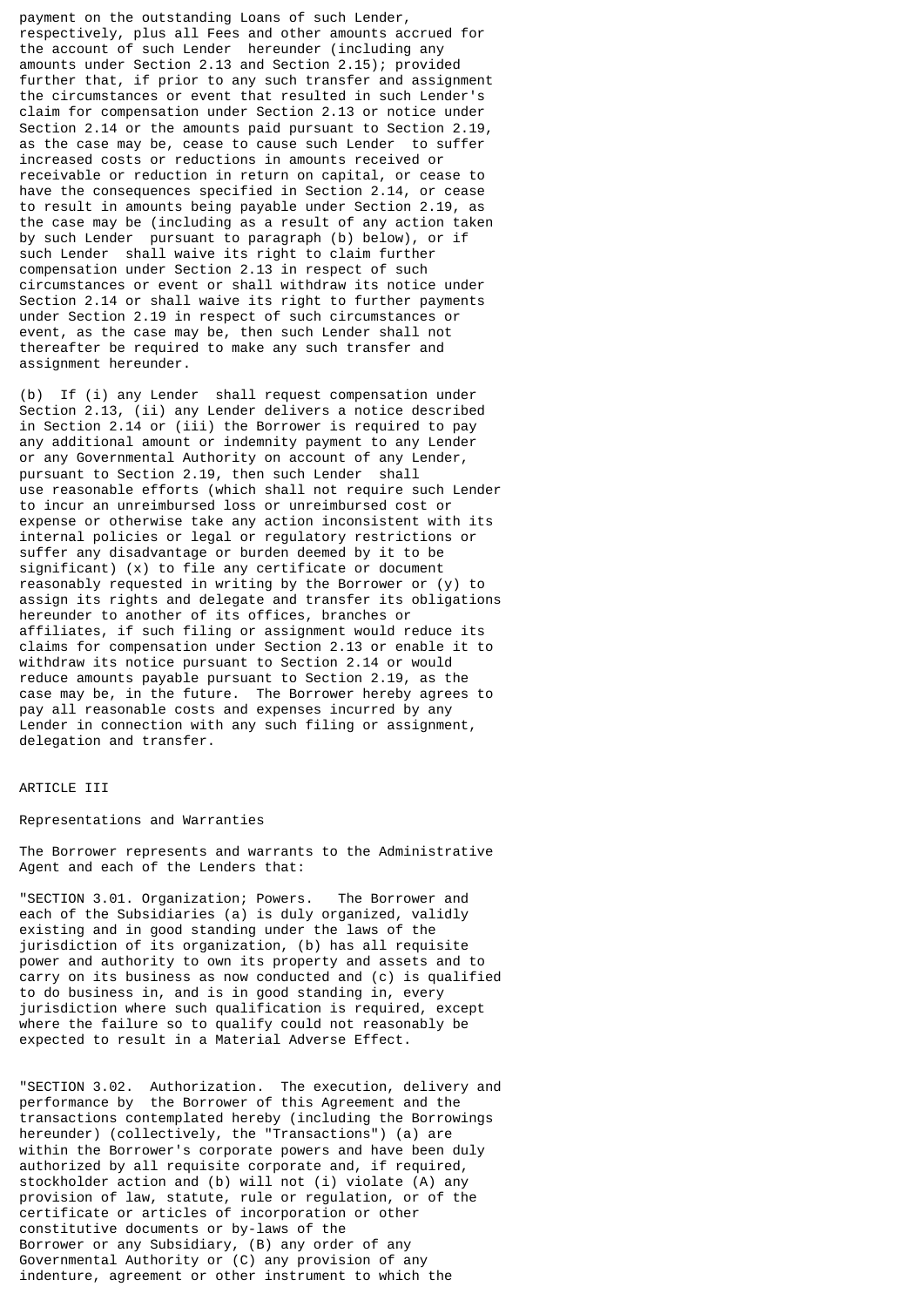payment on the outstanding Loans of such Lender, respectively, plus all Fees and other amounts accrued for the account of such Lender hereunder (including any amounts under Section 2.13 and Section 2.15); provided further that, if prior to any such transfer and assignment the circumstances or event that resulted in such Lender's claim for compensation under Section 2.13 or notice under Section 2.14 or the amounts paid pursuant to Section 2.19, as the case may be, cease to cause such Lender to suffer increased costs or reductions in amounts received or receivable or reduction in return on capital, or cease to have the consequences specified in Section 2.14, or cease to result in amounts being payable under Section 2.19, as the case may be (including as a result of any action taken by such Lender pursuant to paragraph (b) below), or if such Lender shall waive its right to claim further compensation under Section 2.13 in respect of such circumstances or event or shall withdraw its notice under Section 2.14 or shall waive its right to further payments under Section 2.19 in respect of such circumstances or event, as the case may be, then such Lender shall not thereafter be required to make any such transfer and assignment hereunder.

(b) If (i) any Lender shall request compensation under Section 2.13, (ii) any Lender delivers a notice described in Section 2.14 or (iii) the Borrower is required to pay any additional amount or indemnity payment to any Lender or any Governmental Authority on account of any Lender, pursuant to Section 2.19, then such Lender shall use reasonable efforts (which shall not require such Lender to incur an unreimbursed loss or unreimbursed cost or expense or otherwise take any action inconsistent with its internal policies or legal or regulatory restrictions or suffer any disadvantage or burden deemed by it to be significant) (x) to file any certificate or document reasonably requested in writing by the Borrower or (y) to assign its rights and delegate and transfer its obligations hereunder to another of its offices, branches or affiliates, if such filing or assignment would reduce its claims for compensation under Section 2.13 or enable it to withdraw its notice pursuant to Section 2.14 or would reduce amounts payable pursuant to Section 2.19, as the case may be, in the future. The Borrower hereby agrees to pay all reasonable costs and expenses incurred by any Lender in connection with any such filing or assignment, delegation and transfer.

ARTICLE III

Representations and Warranties

The Borrower represents and warrants to the Administrative Agent and each of the Lenders that:

"SECTION 3.01. Organization; Powers. The Borrower and each of the Subsidiaries (a) is duly organized, validly existing and in good standing under the laws of the jurisdiction of its organization, (b) has all requisite power and authority to own its property and assets and to carry on its business as now conducted and (c) is qualified to do business in, and is in good standing in, every jurisdiction where such qualification is required, except where the failure so to qualify could not reasonably be expected to result in a Material Adverse Effect.

"SECTION 3.02. Authorization. The execution, delivery and performance by the Borrower of this Agreement and the transactions contemplated hereby (including the Borrowings hereunder) (collectively, the "Transactions") (a) are within the Borrower's corporate powers and have been duly authorized by all requisite corporate and, if required, stockholder action and (b) will not (i) violate (A) any provision of law, statute, rule or regulation, or of the certificate or articles of incorporation or other constitutive documents or by-laws of the Borrower or any Subsidiary, (B) any order of any Governmental Authority or (C) any provision of any indenture, agreement or other instrument to which the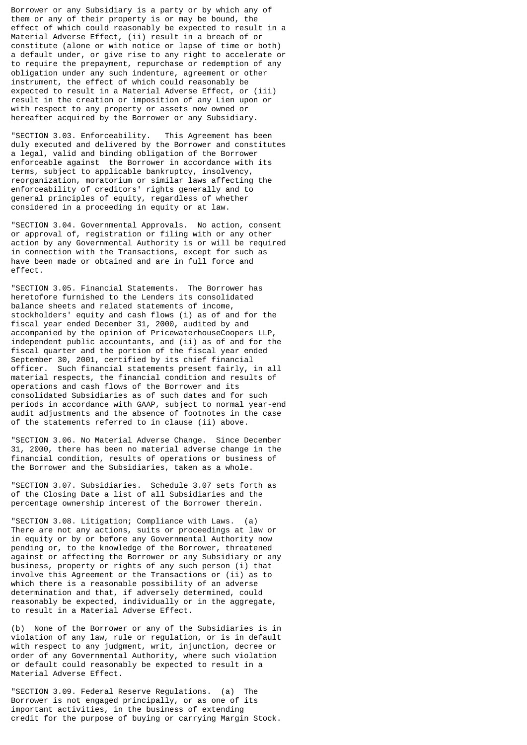Borrower or any Subsidiary is a party or by which any of them or any of their property is or may be bound, the effect of which could reasonably be expected to result in a Material Adverse Effect, (ii) result in a breach of or constitute (alone or with notice or lapse of time or both) a default under, or give rise to any right to accelerate or to require the prepayment, repurchase or redemption of any obligation under any such indenture, agreement or other instrument, the effect of which could reasonably be expected to result in a Material Adverse Effect, or (iii) result in the creation or imposition of any Lien upon or with respect to any property or assets now owned or hereafter acquired by the Borrower or any Subsidiary.

"SECTION 3.03. Enforceability. This Agreement has been duly executed and delivered by the Borrower and constitutes a legal, valid and binding obligation of the Borrower enforceable against the Borrower in accordance with its terms, subject to applicable bankruptcy, insolvency, reorganization, moratorium or similar laws affecting the enforceability of creditors' rights generally and to general principles of equity, regardless of whether considered in a proceeding in equity or at law.

"SECTION 3.04. Governmental Approvals. No action, consent or approval of, registration or filing with or any other action by any Governmental Authority is or will be required in connection with the Transactions, except for such as have been made or obtained and are in full force and effect.

"SECTION 3.05. Financial Statements. The Borrower has heretofore furnished to the Lenders its consolidated balance sheets and related statements of income, stockholders' equity and cash flows (i) as of and for the fiscal year ended December 31, 2000, audited by and accompanied by the opinion of PricewaterhouseCoopers LLP, independent public accountants, and (ii) as of and for the fiscal quarter and the portion of the fiscal year ended September 30, 2001, certified by its chief financial officer. Such financial statements present fairly, in all material respects, the financial condition and results of operations and cash flows of the Borrower and its consolidated Subsidiaries as of such dates and for such periods in accordance with GAAP, subject to normal year-end audit adjustments and the absence of footnotes in the case of the statements referred to in clause (ii) above.

"SECTION 3.06. No Material Adverse Change. Since December 31, 2000, there has been no material adverse change in the financial condition, results of operations or business of the Borrower and the Subsidiaries, taken as a whole.

"SECTION 3.07. Subsidiaries. Schedule 3.07 sets forth as of the Closing Date a list of all Subsidiaries and the percentage ownership interest of the Borrower therein.

"SECTION 3.08. Litigation; Compliance with Laws. (a) There are not any actions, suits or proceedings at law or in equity or by or before any Governmental Authority now pending or, to the knowledge of the Borrower, threatened against or affecting the Borrower or any Subsidiary or any business, property or rights of any such person (i) that involve this Agreement or the Transactions or (ii) as to which there is a reasonable possibility of an adverse determination and that, if adversely determined, could reasonably be expected, individually or in the aggregate, to result in a Material Adverse Effect.

(b) None of the Borrower or any of the Subsidiaries is in violation of any law, rule or regulation, or is in default with respect to any judgment, writ, injunction, decree or order of any Governmental Authority, where such violation or default could reasonably be expected to result in a Material Adverse Effect.

"SECTION 3.09. Federal Reserve Regulations. (a) The Borrower is not engaged principally, or as one of its important activities, in the business of extending credit for the purpose of buying or carrying Margin Stock.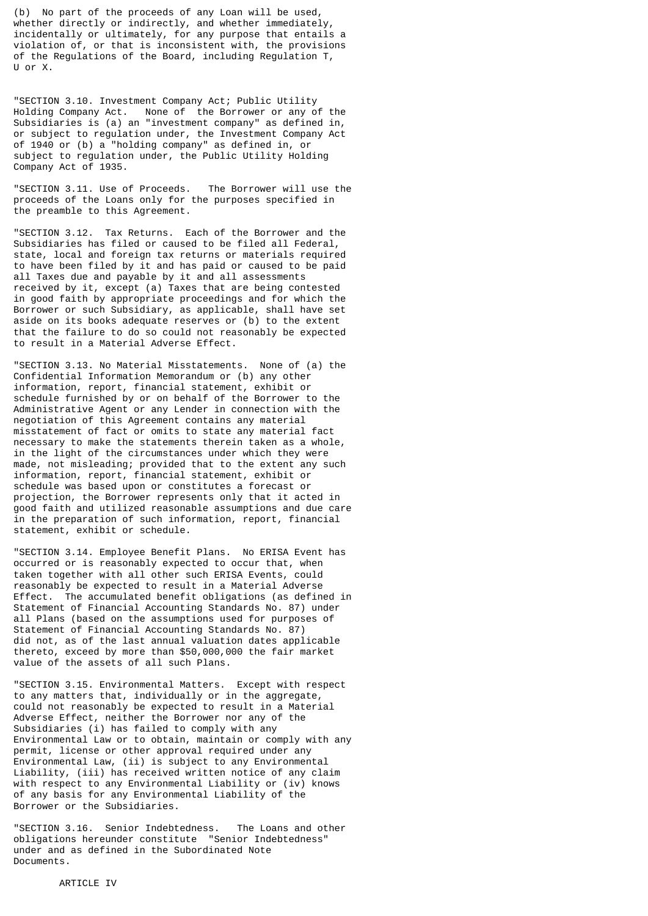(b) No part of the proceeds of any Loan will be used, whether directly or indirectly, and whether immediately, incidentally or ultimately, for any purpose that entails a violation of, or that is inconsistent with, the provisions of the Regulations of the Board, including Regulation T, U or X.

"SECTION 3.10. Investment Company Act; Public Utility Holding Company Act. None of the Borrower or any of the Subsidiaries is (a) an "investment company" as defined in, or subject to regulation under, the Investment Company Act of 1940 or (b) a "holding company" as defined in, or subject to regulation under, the Public Utility Holding Company Act of 1935.

"SECTION 3.11. Use of Proceeds. The Borrower will use the proceeds of the Loans only for the purposes specified in the preamble to this Agreement.

"SECTION 3.12. Tax Returns. Each of the Borrower and the Subsidiaries has filed or caused to be filed all Federal, state, local and foreign tax returns or materials required to have been filed by it and has paid or caused to be paid all Taxes due and payable by it and all assessments received by it, except (a) Taxes that are being contested in good faith by appropriate proceedings and for which the Borrower or such Subsidiary, as applicable, shall have set aside on its books adequate reserves or (b) to the extent that the failure to do so could not reasonably be expected to result in a Material Adverse Effect.

"SECTION 3.13. No Material Misstatements. None of (a) the Confidential Information Memorandum or (b) any other information, report, financial statement, exhibit or schedule furnished by or on behalf of the Borrower to the Administrative Agent or any Lender in connection with the negotiation of this Agreement contains any material misstatement of fact or omits to state any material fact necessary to make the statements therein taken as a whole, in the light of the circumstances under which they were made, not misleading; provided that to the extent any such information, report, financial statement, exhibit or schedule was based upon or constitutes a forecast or projection, the Borrower represents only that it acted in good faith and utilized reasonable assumptions and due care in the preparation of such information, report, financial statement, exhibit or schedule.

"SECTION 3.14. Employee Benefit Plans. No ERISA Event has occurred or is reasonably expected to occur that, when taken together with all other such ERISA Events, could reasonably be expected to result in a Material Adverse Effect. The accumulated benefit obligations (as defined in Statement of Financial Accounting Standards No. 87) under all Plans (based on the assumptions used for purposes of Statement of Financial Accounting Standards No. 87) did not, as of the last annual valuation dates applicable thereto, exceed by more than $50,000,000 the fair market value of the assets of all such Plans.

"SECTION 3.15. Environmental Matters. Except with respect to any matters that, individually or in the aggregate, could not reasonably be expected to result in a Material Adverse Effect, neither the Borrower nor any of the Subsidiaries (i) has failed to comply with any Environmental Law or to obtain, maintain or comply with any permit, license or other approval required under any Environmental Law, (ii) is subject to any Environmental Liability, (iii) has received written notice of any claim with respect to any Environmental Liability or (iv) knows of any basis for any Environmental Liability of the Borrower or the Subsidiaries.

"SECTION 3.16. Senior Indebtedness. The Loans and other obligations hereunder constitute "Senior Indebtedness" under and as defined in the Subordinated Note Documents.

ARTICLE IV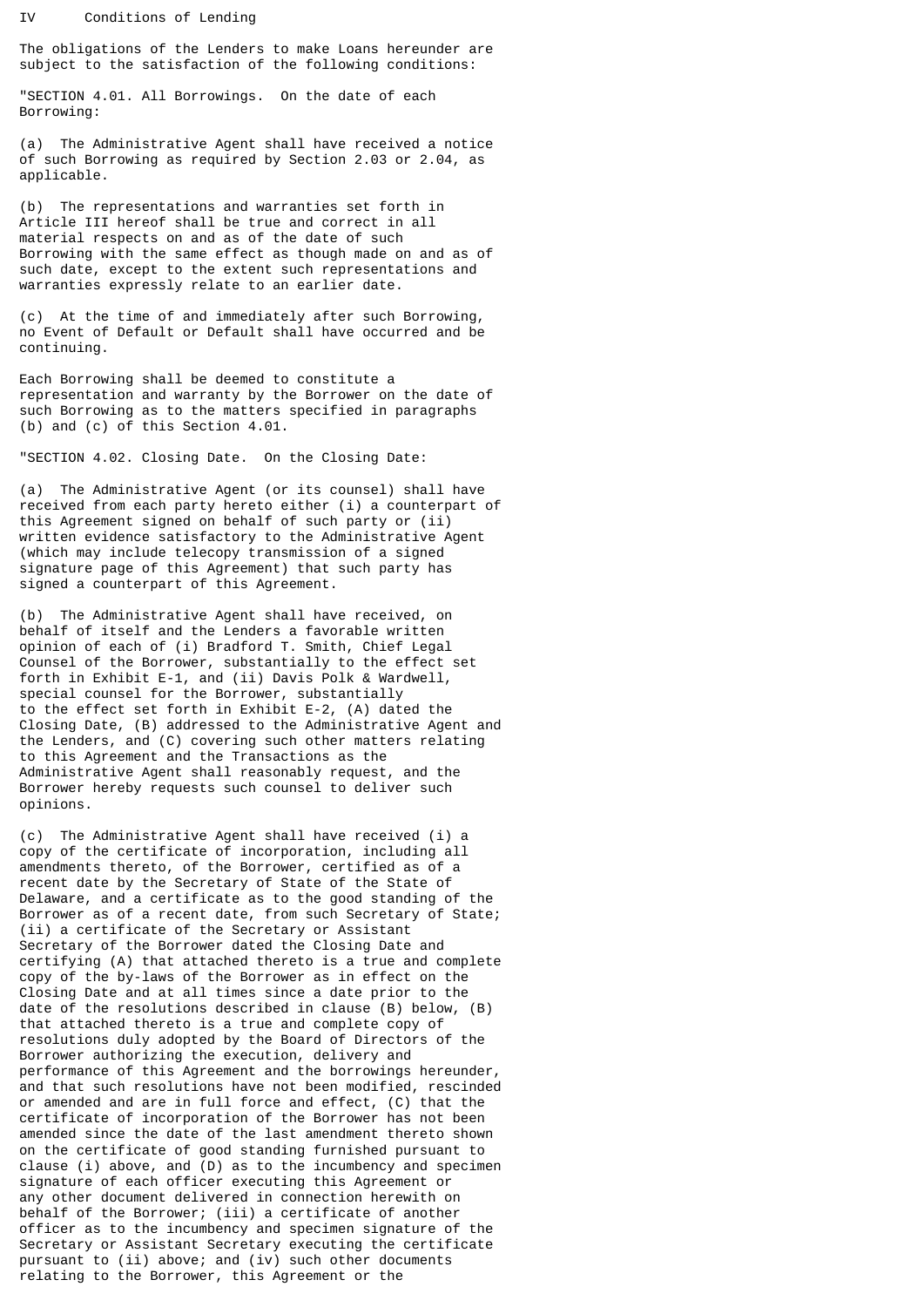IV Conditions of Lending

The obligations of the Lenders to make Loans hereunder are subject to the satisfaction of the following conditions:

"SECTION 4.01. All Borrowings. On the date of each Borrowing:

(a) The Administrative Agent shall have received a notice of such Borrowing as required by Section 2.03 or 2.04, as applicable.

(b) The representations and warranties set forth in Article III hereof shall be true and correct in all material respects on and as of the date of such Borrowing with the same effect as though made on and as of such date, except to the extent such representations and warranties expressly relate to an earlier date.

(c) At the time of and immediately after such Borrowing, no Event of Default or Default shall have occurred and be continuing.

Each Borrowing shall be deemed to constitute a representation and warranty by the Borrower on the date of such Borrowing as to the matters specified in paragraphs (b) and (c) of this Section 4.01.

"SECTION 4.02. Closing Date. On the Closing Date:

(a) The Administrative Agent (or its counsel) shall have received from each party hereto either (i) a counterpart of this Agreement signed on behalf of such party or (ii) written evidence satisfactory to the Administrative Agent (which may include telecopy transmission of a signed signature page of this Agreement) that such party has signed a counterpart of this Agreement.

(b) The Administrative Agent shall have received, on behalf of itself and the Lenders a favorable written opinion of each of (i) Bradford T. Smith, Chief Legal Counsel of the Borrower, substantially to the effect set forth in Exhibit E-1, and (ii) Davis Polk & Wardwell, special counsel for the Borrower, substantially to the effect set forth in Exhibit E-2, (A) dated the Closing Date, (B) addressed to the Administrative Agent and the Lenders, and (C) covering such other matters relating to this Agreement and the Transactions as the Administrative Agent shall reasonably request, and the Borrower hereby requests such counsel to deliver such opinions.

(c) The Administrative Agent shall have received (i) a copy of the certificate of incorporation, including all amendments thereto, of the Borrower, certified as of a recent date by the Secretary of State of the State of Delaware, and a certificate as to the good standing of the Borrower as of a recent date, from such Secretary of State; (ii) a certificate of the Secretary or Assistant Secretary of the Borrower dated the Closing Date and certifying (A) that attached thereto is a true and complete copy of the by-laws of the Borrower as in effect on the Closing Date and at all times since a date prior to the date of the resolutions described in clause (B) below, (B) that attached thereto is a true and complete copy of resolutions duly adopted by the Board of Directors of the Borrower authorizing the execution, delivery and performance of this Agreement and the borrowings hereunder, and that such resolutions have not been modified, rescinded or amended and are in full force and effect, (C) that the certificate of incorporation of the Borrower has not been amended since the date of the last amendment thereto shown on the certificate of good standing furnished pursuant to clause (i) above, and (D) as to the incumbency and specimen signature of each officer executing this Agreement or any other document delivered in connection herewith on behalf of the Borrower; (iii) a certificate of another officer as to the incumbency and specimen signature of the Secretary or Assistant Secretary executing the certificate pursuant to (ii) above; and (iv) such other documents relating to the Borrower, this Agreement or the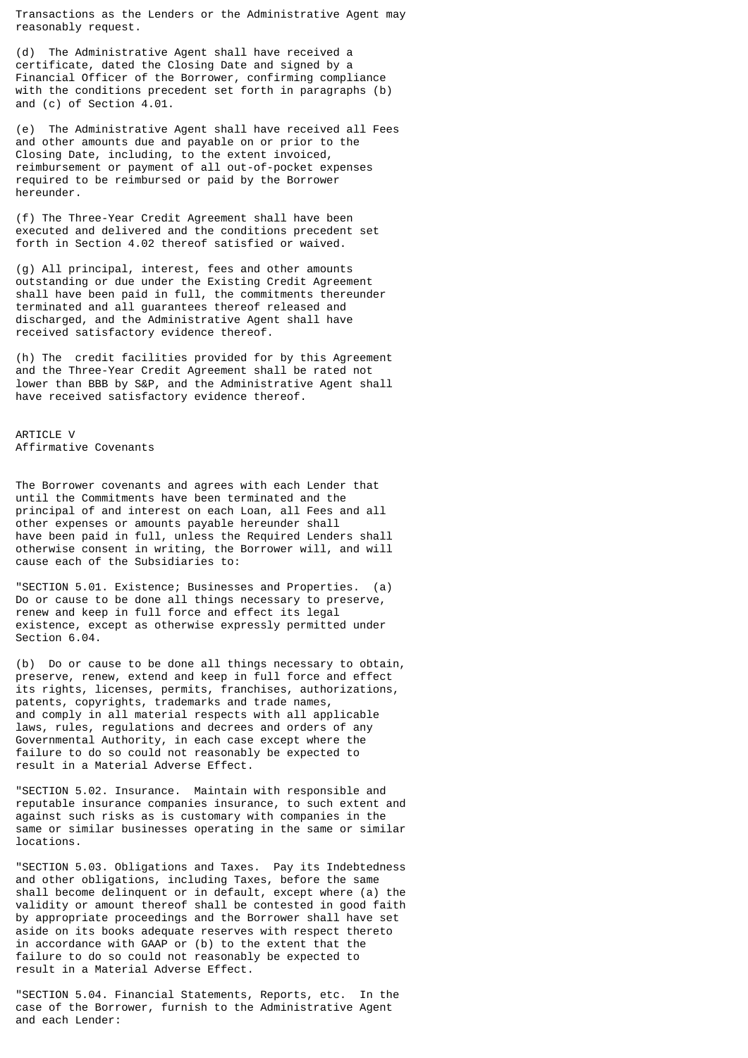Transactions as the Lenders or the Administrative Agent may reasonably request.

(d) The Administrative Agent shall have received a certificate, dated the Closing Date and signed by a Financial Officer of the Borrower, confirming compliance with the conditions precedent set forth in paragraphs (b) and (c) of Section 4.01.

(e) The Administrative Agent shall have received all Fees and other amounts due and payable on or prior to the Closing Date, including, to the extent invoiced, reimbursement or payment of all out-of-pocket expenses required to be reimbursed or paid by the Borrower hereunder.

(f) The Three-Year Credit Agreement shall have been executed and delivered and the conditions precedent set forth in Section 4.02 thereof satisfied or waived.

(g) All principal, interest, fees and other amounts outstanding or due under the Existing Credit Agreement shall have been paid in full, the commitments thereunder terminated and all guarantees thereof released and discharged, and the Administrative Agent shall have received satisfactory evidence thereof.

(h) The credit facilities provided for by this Agreement and the Three-Year Credit Agreement shall be rated not lower than BBB by S&P, and the Administrative Agent shall have received satisfactory evidence thereof.

## ARTICLE V
## Affirmative Covenants

The Borrower covenants and agrees with each Lender that until the Commitments have been terminated and the principal of and interest on each Loan, all Fees and all other expenses or amounts payable hereunder shall have been paid in full, unless the Required Lenders shall otherwise consent in writing, the Borrower will, and will cause each of the Subsidiaries to:

"SECTION 5.01. Existence; Businesses and Properties. (a) Do or cause to be done all things necessary to preserve, renew and keep in full force and effect its legal existence, except as otherwise expressly permitted under Section 6.04.

(b) Do or cause to be done all things necessary to obtain, preserve, renew, extend and keep in full force and effect its rights, licenses, permits, franchises, authorizations, patents, copyrights, trademarks and trade names, and comply in all material respects with all applicable laws, rules, regulations and decrees and orders of any Governmental Authority, in each case except where the failure to do so could not reasonably be expected to result in a Material Adverse Effect.

"SECTION 5.02. Insurance. Maintain with responsible and reputable insurance companies insurance, to such extent and against such risks as is customary with companies in the same or similar businesses operating in the same or similar locations.

"SECTION 5.03. Obligations and Taxes. Pay its Indebtedness and other obligations, including Taxes, before the same shall become delinquent or in default, except where (a) the validity or amount thereof shall be contested in good faith by appropriate proceedings and the Borrower shall have set aside on its books adequate reserves with respect thereto in accordance with GAAP or (b) to the extent that the failure to do so could not reasonably be expected to result in a Material Adverse Effect.

"SECTION 5.04. Financial Statements, Reports, etc. In the case of the Borrower, furnish to the Administrative Agent and each Lender: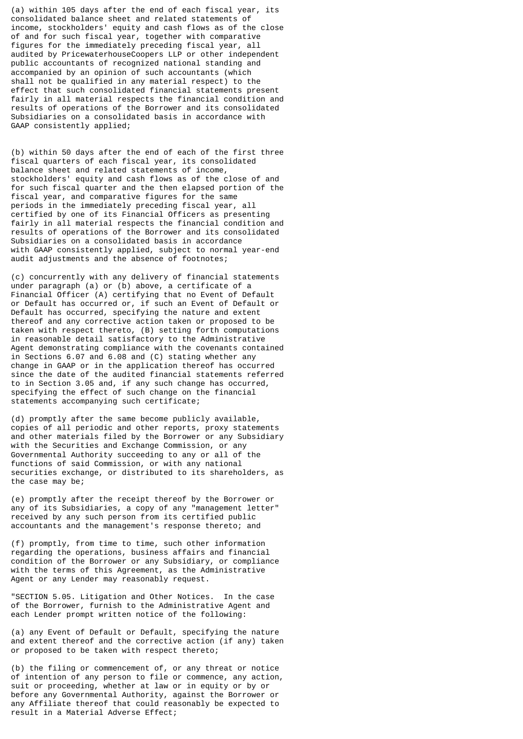(a) within 105 days after the end of each fiscal year, its consolidated balance sheet and related statements of income, stockholders' equity and cash flows as of the close of and for such fiscal year, together with comparative figures for the immediately preceding fiscal year, all audited by PricewaterhouseCoopers LLP or other independent public accountants of recognized national standing and accompanied by an opinion of such accountants (which shall not be qualified in any material respect) to the effect that such consolidated financial statements present fairly in all material respects the financial condition and results of operations of the Borrower and its consolidated Subsidiaries on a consolidated basis in accordance with GAAP consistently applied;

(b) within 50 days after the end of each of the first three fiscal quarters of each fiscal year, its consolidated balance sheet and related statements of income, stockholders' equity and cash flows as of the close of and for such fiscal quarter and the then elapsed portion of the fiscal year, and comparative figures for the same periods in the immediately preceding fiscal year, all certified by one of its Financial Officers as presenting fairly in all material respects the financial condition and results of operations of the Borrower and its consolidated Subsidiaries on a consolidated basis in accordance with GAAP consistently applied, subject to normal year-end audit adjustments and the absence of footnotes;

(c) concurrently with any delivery of financial statements under paragraph (a) or (b) above, a certificate of a Financial Officer (A) certifying that no Event of Default or Default has occurred or, if such an Event of Default or Default has occurred, specifying the nature and extent thereof and any corrective action taken or proposed to be taken with respect thereto, (B) setting forth computations in reasonable detail satisfactory to the Administrative Agent demonstrating compliance with the covenants contained in Sections 6.07 and 6.08 and (C) stating whether any change in GAAP or in the application thereof has occurred since the date of the audited financial statements referred to in Section 3.05 and, if any such change has occurred, specifying the effect of such change on the financial statements accompanying such certificate;

(d) promptly after the same become publicly available, copies of all periodic and other reports, proxy statements and other materials filed by the Borrower or any Subsidiary with the Securities and Exchange Commission, or any Governmental Authority succeeding to any or all of the functions of said Commission, or with any national securities exchange, or distributed to its shareholders, as the case may be;

(e) promptly after the receipt thereof by the Borrower or any of its Subsidiaries, a copy of any "management letter" received by any such person from its certified public accountants and the management's response thereto; and

(f) promptly, from time to time, such other information regarding the operations, business affairs and financial condition of the Borrower or any Subsidiary, or compliance with the terms of this Agreement, as the Administrative Agent or any Lender may reasonably request.

"SECTION 5.05. Litigation and Other Notices. In the case of the Borrower, furnish to the Administrative Agent and each Lender prompt written notice of the following:

(a) any Event of Default or Default, specifying the nature and extent thereof and the corrective action (if any) taken or proposed to be taken with respect thereto;

(b) the filing or commencement of, or any threat or notice of intention of any person to file or commence, any action, suit or proceeding, whether at law or in equity or by or before any Governmental Authority, against the Borrower or any Affiliate thereof that could reasonably be expected to result in a Material Adverse Effect;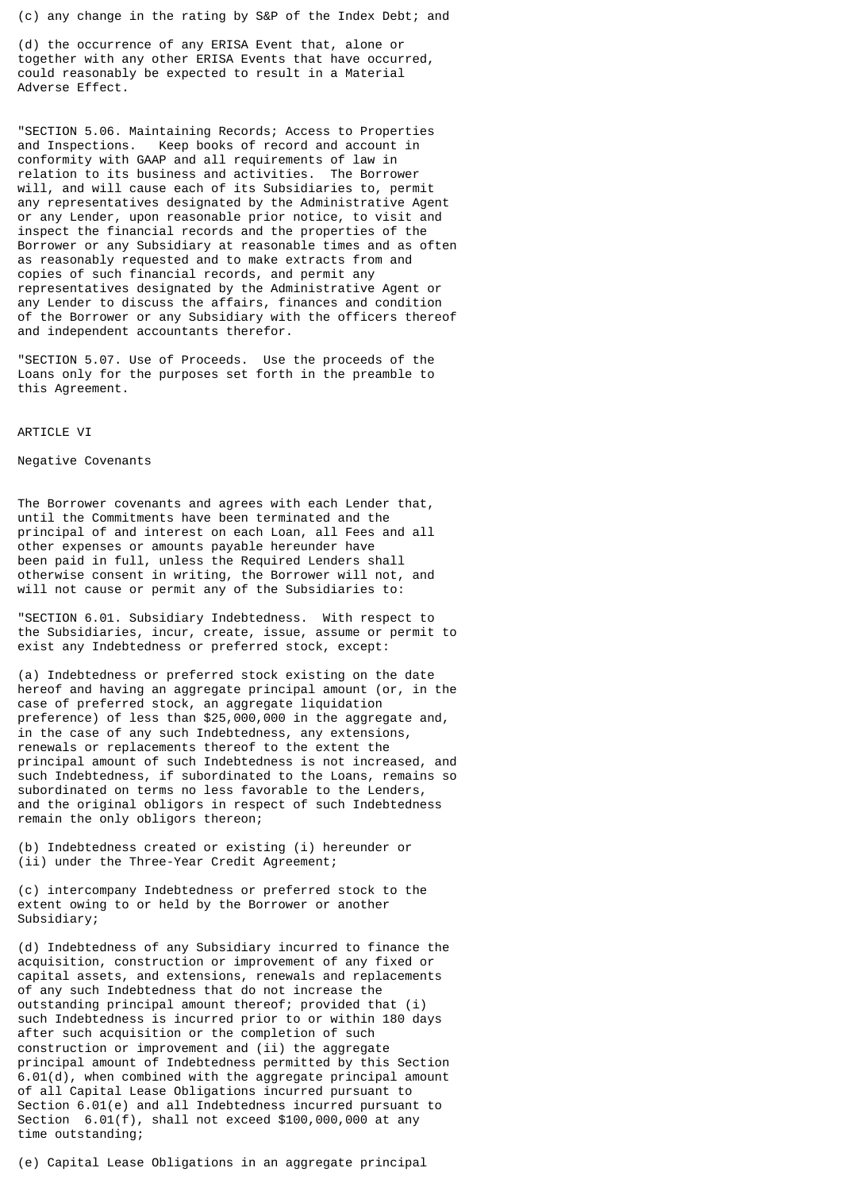(c) any change in the rating by S&P of the Index Debt; and

(d) the occurrence of any ERISA Event that, alone or together with any other ERISA Events that have occurred, could reasonably be expected to result in a Material Adverse Effect.

"SECTION 5.06. Maintaining Records; Access to Properties and Inspections. Keep books of record and account in conformity with GAAP and all requirements of law in relation to its business and activities. The Borrower will, and will cause each of its Subsidiaries to, permit any representatives designated by the Administrative Agent or any Lender, upon reasonable prior notice, to visit and inspect the financial records and the properties of the Borrower or any Subsidiary at reasonable times and as often as reasonably requested and to make extracts from and copies of such financial records, and permit any representatives designated by the Administrative Agent or any Lender to discuss the affairs, finances and condition of the Borrower or any Subsidiary with the officers thereof and independent accountants therefor.

"SECTION 5.07. Use of Proceeds. Use the proceeds of the Loans only for the purposes set forth in the preamble to this Agreement.

ARTICLE VI

Negative Covenants

The Borrower covenants and agrees with each Lender that, until the Commitments have been terminated and the principal of and interest on each Loan, all Fees and all other expenses or amounts payable hereunder have been paid in full, unless the Required Lenders shall otherwise consent in writing, the Borrower will not, and will not cause or permit any of the Subsidiaries to:

"SECTION 6.01. Subsidiary Indebtedness. With respect to the Subsidiaries, incur, create, issue, assume or permit to exist any Indebtedness or preferred stock, except:

(a) Indebtedness or preferred stock existing on the date hereof and having an aggregate principal amount (or, in the case of preferred stock, an aggregate liquidation preference) of less than $25,000,000 in the aggregate and, in the case of any such Indebtedness, any extensions, renewals or replacements thereof to the extent the principal amount of such Indebtedness is not increased, and such Indebtedness, if subordinated to the Loans, remains so subordinated on terms no less favorable to the Lenders, and the original obligors in respect of such Indebtedness remain the only obligors thereon;

(b) Indebtedness created or existing (i) hereunder or (ii) under the Three-Year Credit Agreement;

(c) intercompany Indebtedness or preferred stock to the extent owing to or held by the Borrower or another Subsidiary;

(d) Indebtedness of any Subsidiary incurred to finance the acquisition, construction or improvement of any fixed or capital assets, and extensions, renewals and replacements of any such Indebtedness that do not increase the outstanding principal amount thereof; provided that (i) such Indebtedness is incurred prior to or within 180 days after such acquisition or the completion of such construction or improvement and (ii) the aggregate principal amount of Indebtedness permitted by this Section 6.01(d), when combined with the aggregate principal amount of all Capital Lease Obligations incurred pursuant to Section 6.01(e) and all Indebtedness incurred pursuant to Section 6.01(f), shall not exceed $100,000,000 at any time outstanding;

(e) Capital Lease Obligations in an aggregate principal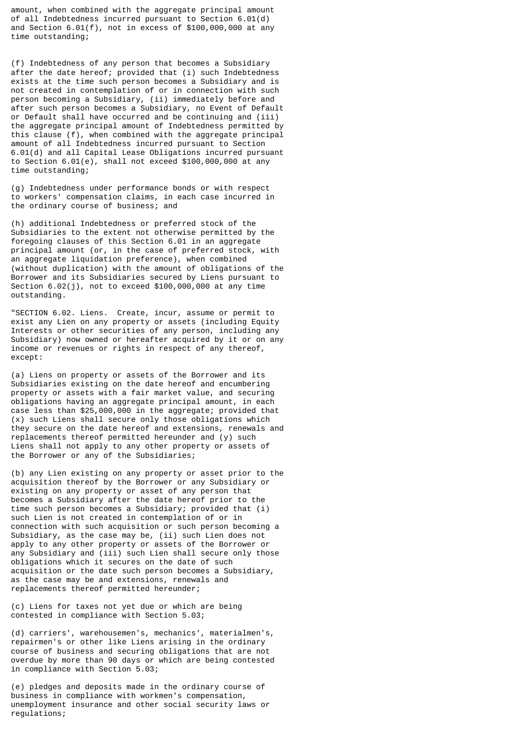amount, when combined with the aggregate principal amount of all Indebtedness incurred pursuant to Section 6.01(d) and Section 6.01(f), not in excess of $100,000,000 at any time outstanding;

(f) Indebtedness of any person that becomes a Subsidiary after the date hereof; provided that (i) such Indebtedness exists at the time such person becomes a Subsidiary and is not created in contemplation of or in connection with such person becoming a Subsidiary, (ii) immediately before and after such person becomes a Subsidiary, no Event of Default or Default shall have occurred and be continuing and (iii) the aggregate principal amount of Indebtedness permitted by this clause (f), when combined with the aggregate principal amount of all Indebtedness incurred pursuant to Section 6.01(d) and all Capital Lease Obligations incurred pursuant to Section 6.01(e), shall not exceed $100,000,000 at any time outstanding;

(g) Indebtedness under performance bonds or with respect to workers' compensation claims, in each case incurred in the ordinary course of business; and

(h) additional Indebtedness or preferred stock of the Subsidiaries to the extent not otherwise permitted by the foregoing clauses of this Section 6.01 in an aggregate principal amount (or, in the case of preferred stock, with an aggregate liquidation preference), when combined (without duplication) with the amount of obligations of the Borrower and its Subsidiaries secured by Liens pursuant to Section 6.02(j), not to exceed $100,000,000 at any time outstanding.

"SECTION 6.02. Liens. Create, incur, assume or permit to exist any Lien on any property or assets (including Equity Interests or other securities of any person, including any Subsidiary) now owned or hereafter acquired by it or on any income or revenues or rights in respect of any thereof, except:

(a) Liens on property or assets of the Borrower and its Subsidiaries existing on the date hereof and encumbering property or assets with a fair market value, and securing obligations having an aggregate principal amount, in each case less than $25,000,000 in the aggregate; provided that (x) such Liens shall secure only those obligations which they secure on the date hereof and extensions, renewals and replacements thereof permitted hereunder and (y) such Liens shall not apply to any other property or assets of the Borrower or any of the Subsidiaries;

(b) any Lien existing on any property or asset prior to the acquisition thereof by the Borrower or any Subsidiary or existing on any property or asset of any person that becomes a Subsidiary after the date hereof prior to the time such person becomes a Subsidiary; provided that (i) such Lien is not created in contemplation of or in connection with such acquisition or such person becoming a Subsidiary, as the case may be, (ii) such Lien does not apply to any other property or assets of the Borrower or any Subsidiary and (iii) such Lien shall secure only those obligations which it secures on the date of such acquisition or the date such person becomes a Subsidiary, as the case may be and extensions, renewals and replacements thereof permitted hereunder;

(c) Liens for taxes not yet due or which are being contested in compliance with Section 5.03;

(d) carriers', warehousemen's, mechanics', materialmen's, repairmen's or other like Liens arising in the ordinary course of business and securing obligations that are not overdue by more than 90 days or which are being contested in compliance with Section 5.03;

(e) pledges and deposits made in the ordinary course of business in compliance with workmen's compensation, unemployment insurance and other social security laws or regulations;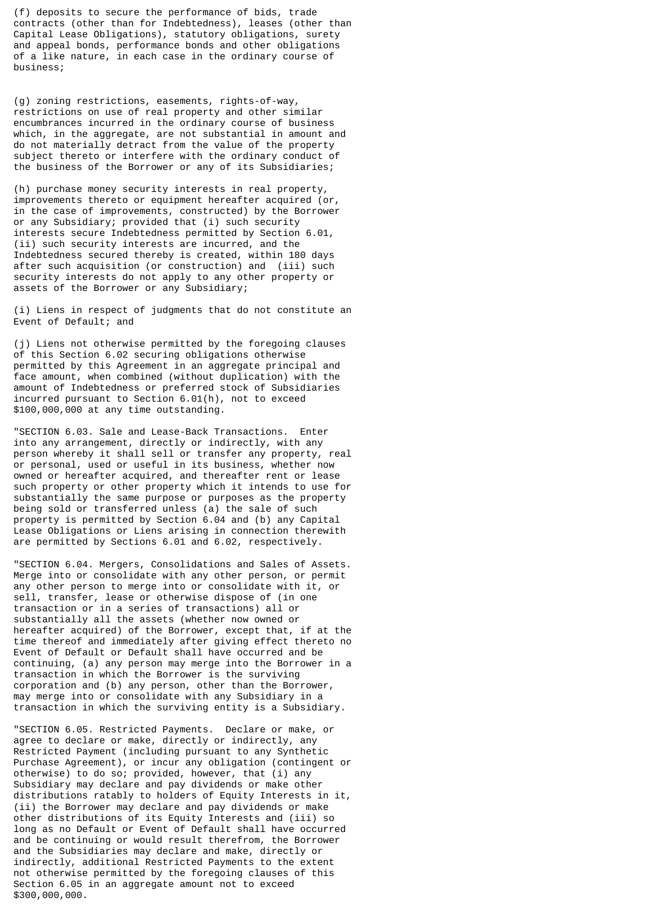(f) deposits to secure the performance of bids, trade contracts (other than for Indebtedness), leases (other than Capital Lease Obligations), statutory obligations, surety and appeal bonds, performance bonds and other obligations of a like nature, in each case in the ordinary course of business;

(g) zoning restrictions, easements, rights-of-way, restrictions on use of real property and other similar encumbrances incurred in the ordinary course of business which, in the aggregate, are not substantial in amount and do not materially detract from the value of the property subject thereto or interfere with the ordinary conduct of the business of the Borrower or any of its Subsidiaries;

(h) purchase money security interests in real property, improvements thereto or equipment hereafter acquired (or, in the case of improvements, constructed) by the Borrower or any Subsidiary; provided that (i) such security interests secure Indebtedness permitted by Section 6.01, (ii) such security interests are incurred, and the Indebtedness secured thereby is created, within 180 days after such acquisition (or construction) and (iii) such security interests do not apply to any other property or assets of the Borrower or any Subsidiary;

(i) Liens in respect of judgments that do not constitute an Event of Default; and

(j) Liens not otherwise permitted by the foregoing clauses of this Section 6.02 securing obligations otherwise permitted by this Agreement in an aggregate principal and face amount, when combined (without duplication) with the amount of Indebtedness or preferred stock of Subsidiaries incurred pursuant to Section 6.01(h), not to exceed $100,000,000 at any time outstanding.

"SECTION 6.03. Sale and Lease-Back Transactions. Enter into any arrangement, directly or indirectly, with any person whereby it shall sell or transfer any property, real or personal, used or useful in its business, whether now owned or hereafter acquired, and thereafter rent or lease such property or other property which it intends to use for substantially the same purpose or purposes as the property being sold or transferred unless (a) the sale of such property is permitted by Section 6.04 and (b) any Capital Lease Obligations or Liens arising in connection therewith are permitted by Sections 6.01 and 6.02, respectively.

"SECTION 6.04. Mergers, Consolidations and Sales of Assets. Merge into or consolidate with any other person, or permit any other person to merge into or consolidate with it, or sell, transfer, lease or otherwise dispose of (in one transaction or in a series of transactions) all or substantially all the assets (whether now owned or hereafter acquired) of the Borrower, except that, if at the time thereof and immediately after giving effect thereto no Event of Default or Default shall have occurred and be continuing, (a) any person may merge into the Borrower in a transaction in which the Borrower is the surviving corporation and (b) any person, other than the Borrower, may merge into or consolidate with any Subsidiary in a transaction in which the surviving entity is a Subsidiary.

"SECTION 6.05. Restricted Payments. Declare or make, or agree to declare or make, directly or indirectly, any Restricted Payment (including pursuant to any Synthetic Purchase Agreement), or incur any obligation (contingent or otherwise) to do so; provided, however, that (i) any Subsidiary may declare and pay dividends or make other distributions ratably to holders of Equity Interests in it, (ii) the Borrower may declare and pay dividends or make other distributions of its Equity Interests and (iii) so long as no Default or Event of Default shall have occurred and be continuing or would result therefrom, the Borrower and the Subsidiaries may declare and make, directly or indirectly, additional Restricted Payments to the extent not otherwise permitted by the foregoing clauses of this Section 6.05 in an aggregate amount not to exceed $300,000,000.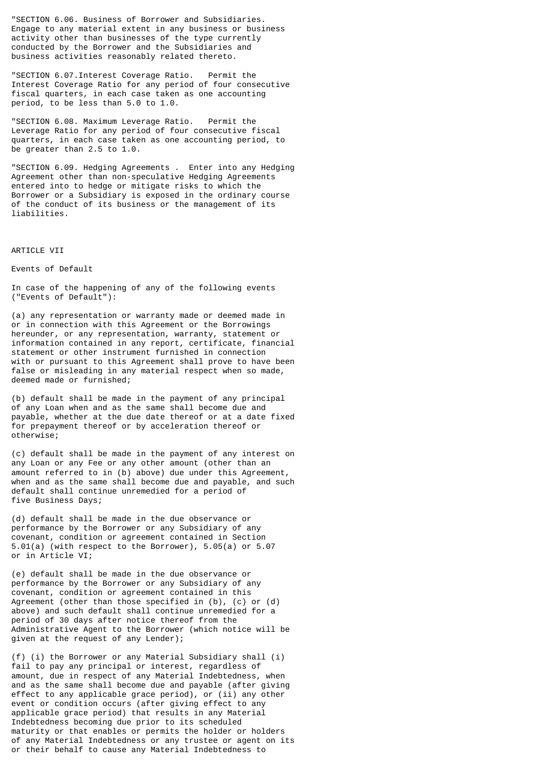"SECTION 6.06. Business of Borrower and Subsidiaries. Engage to any material extent in any business or business activity other than businesses of the type currently conducted by the Borrower and the Subsidiaries and business activities reasonably related thereto.

"SECTION 6.07.Interest Coverage Ratio. Permit the Interest Coverage Ratio for any period of four consecutive fiscal quarters, in each case taken as one accounting period, to be less than 5.0 to 1.0.

"SECTION 6.08. Maximum Leverage Ratio. Permit the Leverage Ratio for any period of four consecutive fiscal quarters, in each case taken as one accounting period, to be greater than 2.5 to 1.0.

"SECTION 6.09. Hedging Agreements . Enter into any Hedging Agreement other than non-speculative Hedging Agreements entered into to hedge or mitigate risks to which the Borrower or a Subsidiary is exposed in the ordinary course of the conduct of its business or the management of its liabilities.

ARTICLE VII

Events of Default

In case of the happening of any of the following events ("Events of Default"):

(a) any representation or warranty made or deemed made in or in connection with this Agreement or the Borrowings hereunder, or any representation, warranty, statement or information contained in any report, certificate, financial statement or other instrument furnished in connection with or pursuant to this Agreement shall prove to have been false or misleading in any material respect when so made, deemed made or furnished;

(b) default shall be made in the payment of any principal of any Loan when and as the same shall become due and payable, whether at the due date thereof or at a date fixed for prepayment thereof or by acceleration thereof or otherwise;

(c) default shall be made in the payment of any interest on any Loan or any Fee or any other amount (other than an amount referred to in (b) above) due under this Agreement, when and as the same shall become due and payable, and such default shall continue unremedied for a period of five Business Days;

(d) default shall be made in the due observance or performance by the Borrower or any Subsidiary of any covenant, condition or agreement contained in Section 5.01(a) (with respect to the Borrower), 5.05(a) or 5.07 or in Article VI;

(e) default shall be made in the due observance or performance by the Borrower or any Subsidiary of any covenant, condition or agreement contained in this Agreement (other than those specified in (b), (c) or (d) above) and such default shall continue unremedied for a period of 30 days after notice thereof from the Administrative Agent to the Borrower (which notice will be given at the request of any Lender);

(f) (i) the Borrower or any Material Subsidiary shall (i) fail to pay any principal or interest, regardless of amount, due in respect of any Material Indebtedness, when and as the same shall become due and payable (after giving effect to any applicable grace period), or (ii) any other event or condition occurs (after giving effect to any applicable grace period) that results in any Material Indebtedness becoming due prior to its scheduled maturity or that enables or permits the holder or holders of any Material Indebtedness or any trustee or agent on its or their behalf to cause any Material Indebtedness to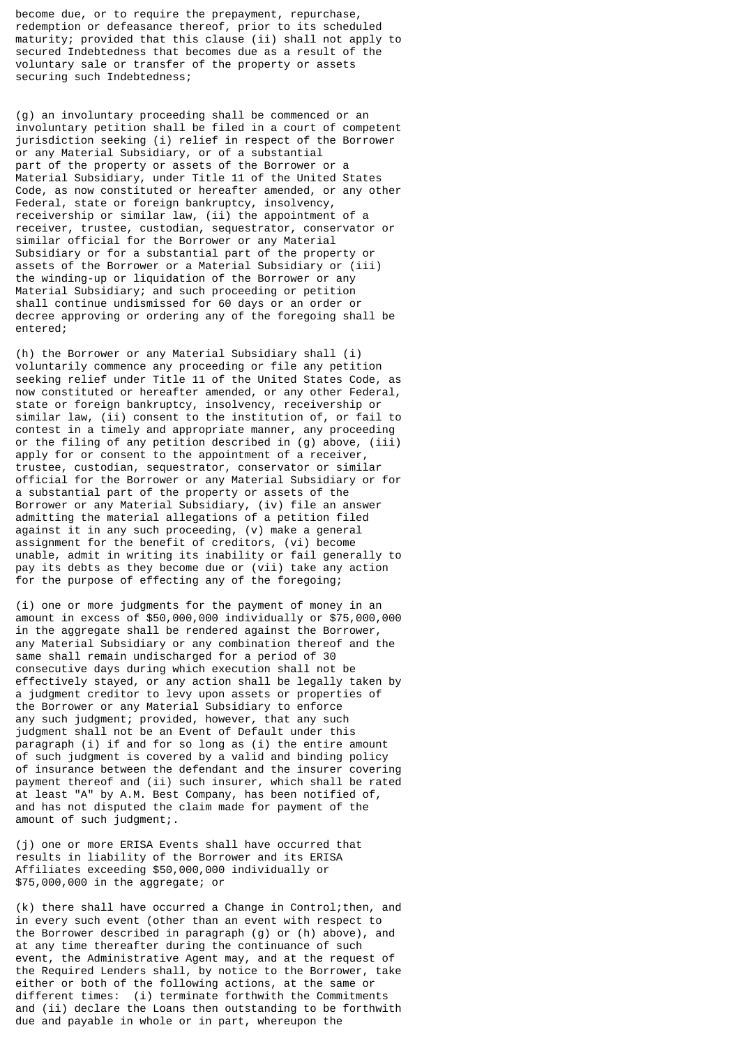become due, or to require the prepayment, repurchase, redemption or defeasance thereof, prior to its scheduled maturity; provided that this clause (ii) shall not apply to secured Indebtedness that becomes due as a result of the voluntary sale or transfer of the property or assets securing such Indebtedness;

(g) an involuntary proceeding shall be commenced or an involuntary petition shall be filed in a court of competent jurisdiction seeking (i) relief in respect of the Borrower or any Material Subsidiary, or of a substantial part of the property or assets of the Borrower or a Material Subsidiary, under Title 11 of the United States Code, as now constituted or hereafter amended, or any other Federal, state or foreign bankruptcy, insolvency, receivership or similar law, (ii) the appointment of a receiver, trustee, custodian, sequestrator, conservator or similar official for the Borrower or any Material Subsidiary or for a substantial part of the property or assets of the Borrower or a Material Subsidiary or (iii) the winding-up or liquidation of the Borrower or any Material Subsidiary; and such proceeding or petition shall continue undismissed for 60 days or an order or decree approving or ordering any of the foregoing shall be entered;

(h) the Borrower or any Material Subsidiary shall (i) voluntarily commence any proceeding or file any petition seeking relief under Title 11 of the United States Code, as now constituted or hereafter amended, or any other Federal, state or foreign bankruptcy, insolvency, receivership or similar law, (ii) consent to the institution of, or fail to contest in a timely and appropriate manner, any proceeding or the filing of any petition described in (g) above, (iii) apply for or consent to the appointment of a receiver, trustee, custodian, sequestrator, conservator or similar official for the Borrower or any Material Subsidiary or for a substantial part of the property or assets of the Borrower or any Material Subsidiary, (iv) file an answer admitting the material allegations of a petition filed against it in any such proceeding, (v) make a general assignment for the benefit of creditors, (vi) become unable, admit in writing its inability or fail generally to pay its debts as they become due or (vii) take any action for the purpose of effecting any of the foregoing;

(i) one or more judgments for the payment of money in an amount in excess of $50,000,000 individually or $75,000,000 in the aggregate shall be rendered against the Borrower, any Material Subsidiary or any combination thereof and the same shall remain undischarged for a period of 30 consecutive days during which execution shall not be effectively stayed, or any action shall be legally taken by a judgment creditor to levy upon assets or properties of the Borrower or any Material Subsidiary to enforce any such judgment; provided, however, that any such judgment shall not be an Event of Default under this paragraph (i) if and for so long as (i) the entire amount of such judgment is covered by a valid and binding policy of insurance between the defendant and the insurer covering payment thereof and (ii) such insurer, which shall be rated at least "A" by A.M. Best Company, has been notified of, and has not disputed the claim made for payment of the amount of such judgment;.

(j) one or more ERISA Events shall have occurred that results in liability of the Borrower and its ERISA Affiliates exceeding $50,000,000 individually or $75,000,000 in the aggregate; or

(k) there shall have occurred a Change in Control;then, and in every such event (other than an event with respect to the Borrower described in paragraph (g) or (h) above), and at any time thereafter during the continuance of such event, the Administrative Agent may, and at the request of the Required Lenders shall, by notice to the Borrower, take either or both of the following actions, at the same or different times: (i) terminate forthwith the Commitments and (ii) declare the Loans then outstanding to be forthwith due and payable in whole or in part, whereupon the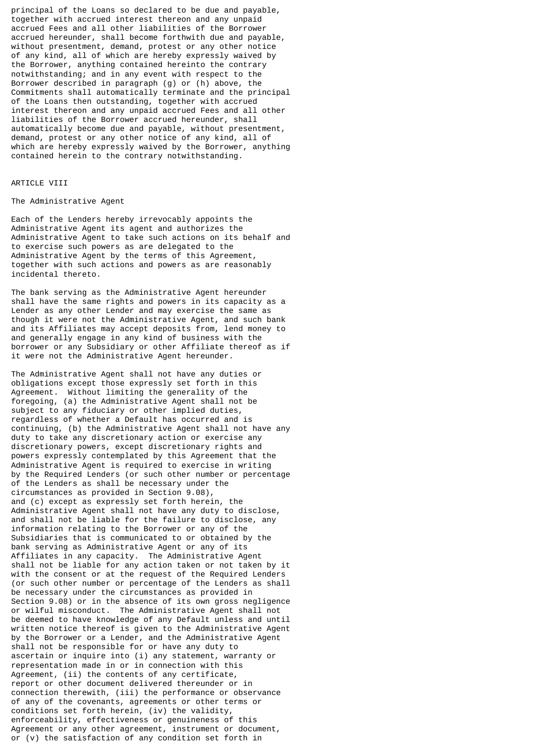principal of the Loans so declared to be due and payable, together with accrued interest thereon and any unpaid accrued Fees and all other liabilities of the Borrower accrued hereunder, shall become forthwith due and payable, without presentment, demand, protest or any other notice of any kind, all of which are hereby expressly waived by the Borrower, anything contained hereinto the contrary notwithstanding; and in any event with respect to the Borrower described in paragraph (g) or (h) above, the Commitments shall automatically terminate and the principal of the Loans then outstanding, together with accrued interest thereon and any unpaid accrued Fees and all other liabilities of the Borrower accrued hereunder, shall automatically become due and payable, without presentment, demand, protest or any other notice of any kind, all of which are hereby expressly waived by the Borrower, anything contained herein to the contrary notwithstanding.

## ARTICLE VIII

## The Administrative Agent

Each of the Lenders hereby irrevocably appoints the Administrative Agent its agent and authorizes the Administrative Agent to take such actions on its behalf and to exercise such powers as are delegated to the Administrative Agent by the terms of this Agreement, together with such actions and powers as are reasonably incidental thereto.

The bank serving as the Administrative Agent hereunder shall have the same rights and powers in its capacity as a Lender as any other Lender and may exercise the same as though it were not the Administrative Agent, and such bank and its Affiliates may accept deposits from, lend money to and generally engage in any kind of business with the borrower or any Subsidiary or other Affiliate thereof as if it were not the Administrative Agent hereunder.

The Administrative Agent shall not have any duties or obligations except those expressly set forth in this Agreement. Without limiting the generality of the foregoing, (a) the Administrative Agent shall not be subject to any fiduciary or other implied duties, regardless of whether a Default has occurred and is continuing, (b) the Administrative Agent shall not have any duty to take any discretionary action or exercise any discretionary powers, except discretionary rights and powers expressly contemplated by this Agreement that the Administrative Agent is required to exercise in writing by the Required Lenders (or such other number or percentage of the Lenders as shall be necessary under the circumstances as provided in Section 9.08), and (c) except as expressly set forth herein, the Administrative Agent shall not have any duty to disclose, and shall not be liable for the failure to disclose, any information relating to the Borrower or any of the Subsidiaries that is communicated to or obtained by the bank serving as Administrative Agent or any of its Affiliates in any capacity. The Administrative Agent shall not be liable for any action taken or not taken by it with the consent or at the request of the Required Lenders (or such other number or percentage of the Lenders as shall be necessary under the circumstances as provided in Section 9.08) or in the absence of its own gross negligence or wilful misconduct. The Administrative Agent shall not be deemed to have knowledge of any Default unless and until written notice thereof is given to the Administrative Agent by the Borrower or a Lender, and the Administrative Agent shall not be responsible for or have any duty to ascertain or inquire into (i) any statement, warranty or representation made in or in connection with this Agreement, (ii) the contents of any certificate, report or other document delivered thereunder or in connection therewith, (iii) the performance or observance of any of the covenants, agreements or other terms or conditions set forth herein, (iv) the validity, enforceability, effectiveness or genuineness of this Agreement or any other agreement, instrument or document, or (v) the satisfaction of any condition set forth in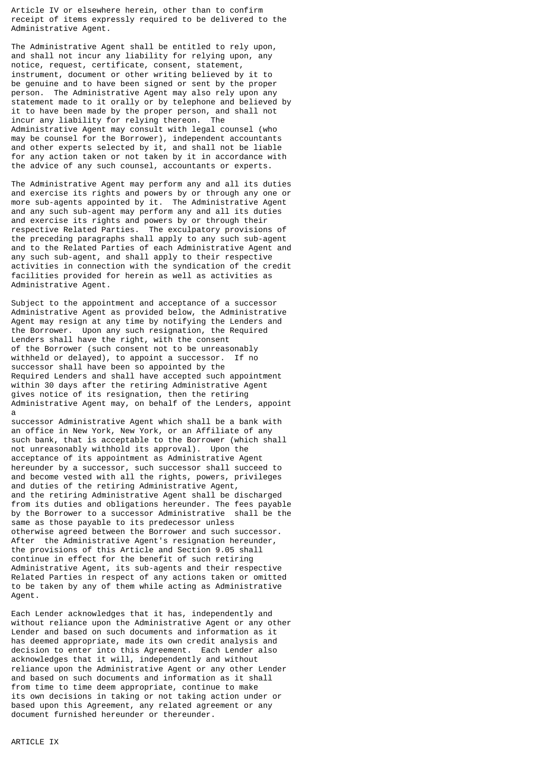Article IV or elsewhere herein, other than to confirm receipt of items expressly required to be delivered to the Administrative Agent.

The Administrative Agent shall be entitled to rely upon, and shall not incur any liability for relying upon, any notice, request, certificate, consent, statement, instrument, document or other writing believed by it to be genuine and to have been signed or sent by the proper person. The Administrative Agent may also rely upon any statement made to it orally or by telephone and believed by it to have been made by the proper person, and shall not incur any liability for relying thereon. The Administrative Agent may consult with legal counsel (who may be counsel for the Borrower), independent accountants and other experts selected by it, and shall not be liable for any action taken or not taken by it in accordance with the advice of any such counsel, accountants or experts.

The Administrative Agent may perform any and all its duties and exercise its rights and powers by or through any one or more sub-agents appointed by it. The Administrative Agent and any such sub-agent may perform any and all its duties and exercise its rights and powers by or through their respective Related Parties. The exculpatory provisions of the preceding paragraphs shall apply to any such sub-agent and to the Related Parties of each Administrative Agent and any such sub-agent, and shall apply to their respective activities in connection with the syndication of the credit facilities provided for herein as well as activities as Administrative Agent.

Subject to the appointment and acceptance of a successor Administrative Agent as provided below, the Administrative Agent may resign at any time by notifying the Lenders and the Borrower. Upon any such resignation, the Required Lenders shall have the right, with the consent of the Borrower (such consent not to be unreasonably withheld or delayed), to appoint a successor. If no successor shall have been so appointed by the Required Lenders and shall have accepted such appointment within 30 days after the retiring Administrative Agent gives notice of its resignation, then the retiring Administrative Agent may, on behalf of the Lenders, appoint a successor Administrative Agent which shall be a bank with an office in New York, New York, or an Affiliate of any such bank, that is acceptable to the Borrower (which shall not unreasonably withhold its approval). Upon the acceptance of its appointment as Administrative Agent hereunder by a successor, such successor shall succeed to and become vested with all the rights, powers, privileges and duties of the retiring Administrative Agent, and the retiring Administrative Agent shall be discharged from its duties and obligations hereunder. The fees payable by the Borrower to a successor Administrative shall be the same as those payable to its predecessor unless otherwise agreed between the Borrower and such successor. After the Administrative Agent's resignation hereunder, the provisions of this Article and Section 9.05 shall continue in effect for the benefit of such retiring Administrative Agent, its sub-agents and their respective Related Parties in respect of any actions taken or omitted to be taken by any of them while acting as Administrative Agent.

Each Lender acknowledges that it has, independently and without reliance upon the Administrative Agent or any other Lender and based on such documents and information as it has deemed appropriate, made its own credit analysis and decision to enter into this Agreement. Each Lender also acknowledges that it will, independently and without reliance upon the Administrative Agent or any other Lender and based on such documents and information as it shall from time to time deem appropriate, continue to make its own decisions in taking or not taking action under or based upon this Agreement, any related agreement or any document furnished hereunder or thereunder.

ARTICLE IX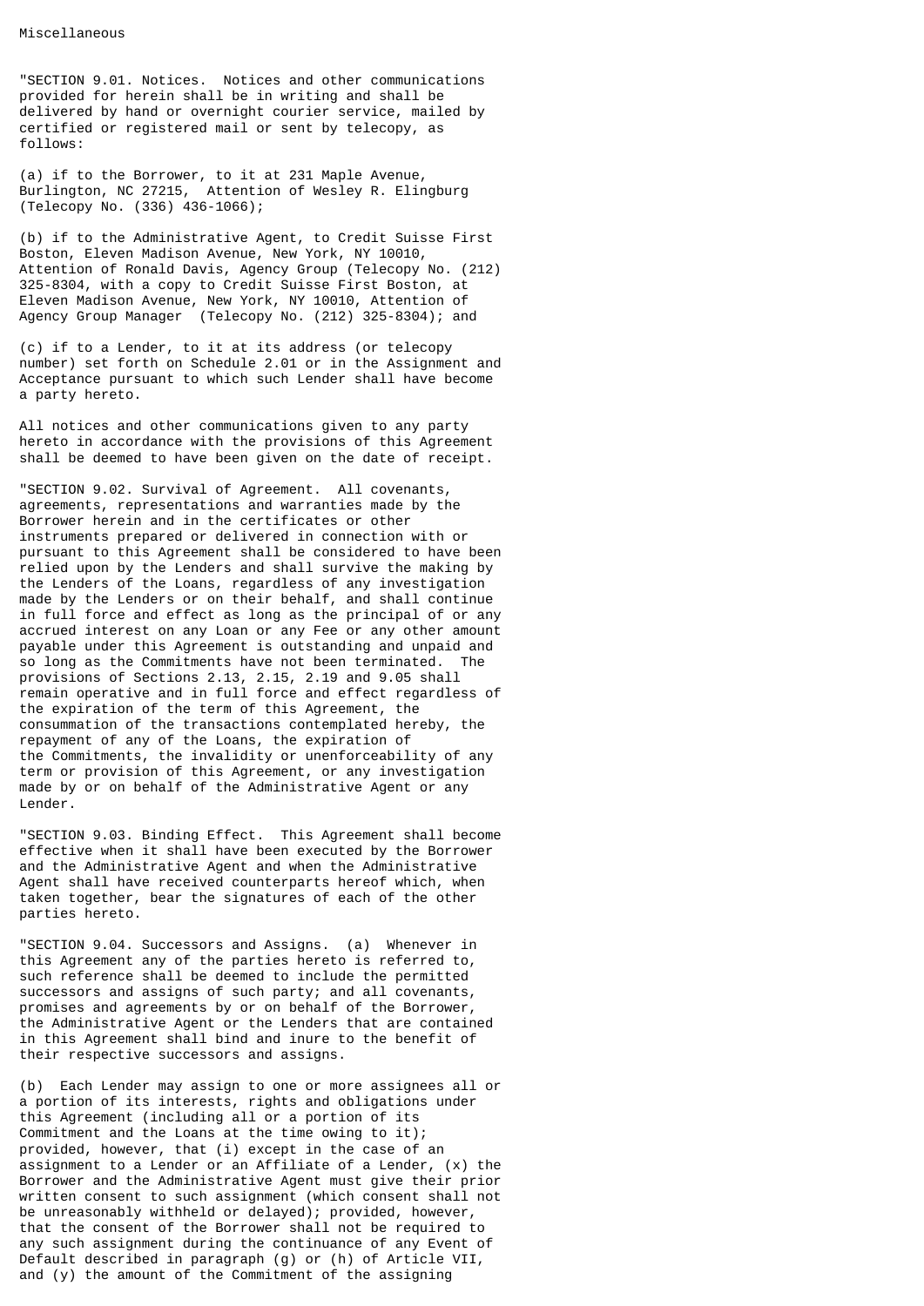Miscellaneous

"SECTION 9.01. Notices. Notices and other communications provided for herein shall be in writing and shall be delivered by hand or overnight courier service, mailed by certified or registered mail or sent by telecopy, as follows:

(a) if to the Borrower, to it at 231 Maple Avenue, Burlington, NC 27215, Attention of Wesley R. Elingburg (Telecopy No. (336) 436-1066);

(b) if to the Administrative Agent, to Credit Suisse First Boston, Eleven Madison Avenue, New York, NY 10010, Attention of Ronald Davis, Agency Group (Telecopy No. (212) 325-8304, with a copy to Credit Suisse First Boston, at Eleven Madison Avenue, New York, NY 10010, Attention of Agency Group Manager (Telecopy No. (212) 325-8304); and

(c) if to a Lender, to it at its address (or telecopy number) set forth on Schedule 2.01 or in the Assignment and Acceptance pursuant to which such Lender shall have become a party hereto.

All notices and other communications given to any party hereto in accordance with the provisions of this Agreement shall be deemed to have been given on the date of receipt.

"SECTION 9.02. Survival of Agreement. All covenants, agreements, representations and warranties made by the Borrower herein and in the certificates or other instruments prepared or delivered in connection with or pursuant to this Agreement shall be considered to have been relied upon by the Lenders and shall survive the making by the Lenders of the Loans, regardless of any investigation made by the Lenders or on their behalf, and shall continue in full force and effect as long as the principal of or any accrued interest on any Loan or any Fee or any other amount payable under this Agreement is outstanding and unpaid and so long as the Commitments have not been terminated. The provisions of Sections 2.13, 2.15, 2.19 and 9.05 shall remain operative and in full force and effect regardless of the expiration of the term of this Agreement, the consummation of the transactions contemplated hereby, the repayment of any of the Loans, the expiration of the Commitments, the invalidity or unenforceability of any term or provision of this Agreement, or any investigation made by or on behalf of the Administrative Agent or any Lender.

"SECTION 9.03. Binding Effect. This Agreement shall become effective when it shall have been executed by the Borrower and the Administrative Agent and when the Administrative Agent shall have received counterparts hereof which, when taken together, bear the signatures of each of the other parties hereto.

"SECTION 9.04. Successors and Assigns. (a) Whenever in this Agreement any of the parties hereto is referred to, such reference shall be deemed to include the permitted successors and assigns of such party; and all covenants, promises and agreements by or on behalf of the Borrower, the Administrative Agent or the Lenders that are contained in this Agreement shall bind and inure to the benefit of their respective successors and assigns.

(b) Each Lender may assign to one or more assignees all or a portion of its interests, rights and obligations under this Agreement (including all or a portion of its Commitment and the Loans at the time owing to it); provided, however, that (i) except in the case of an assignment to a Lender or an Affiliate of a Lender, (x) the Borrower and the Administrative Agent must give their prior written consent to such assignment (which consent shall not be unreasonably withheld or delayed); provided, however, that the consent of the Borrower shall not be required to any such assignment during the continuance of any Event of Default described in paragraph (g) or (h) of Article VII, and (y) the amount of the Commitment of the assigning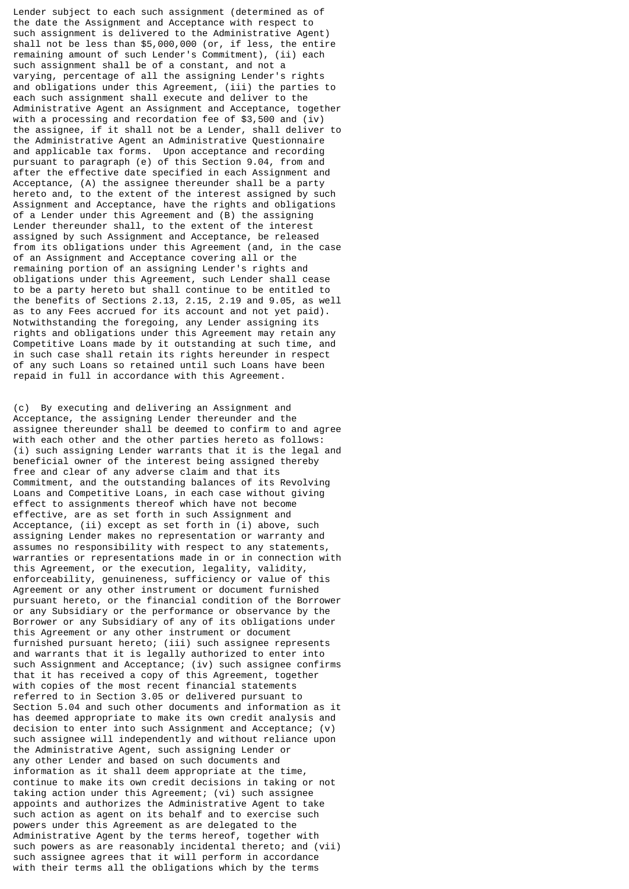Lender subject to each such assignment (determined as of the date the Assignment and Acceptance with respect to such assignment is delivered to the Administrative Agent) shall not be less than $5,000,000 (or, if less, the entire remaining amount of such Lender's Commitment), (ii) each such assignment shall be of a constant, and not a varying, percentage of all the assigning Lender's rights and obligations under this Agreement, (iii) the parties to each such assignment shall execute and deliver to the Administrative Agent an Assignment and Acceptance, together with a processing and recordation fee of $3,500 and (iv) the assignee, if it shall not be a Lender, shall deliver to the Administrative Agent an Administrative Questionnaire and applicable tax forms. Upon acceptance and recording pursuant to paragraph (e) of this Section 9.04, from and after the effective date specified in each Assignment and Acceptance, (A) the assignee thereunder shall be a party hereto and, to the extent of the interest assigned by such Assignment and Acceptance, have the rights and obligations of a Lender under this Agreement and (B) the assigning Lender thereunder shall, to the extent of the interest assigned by such Assignment and Acceptance, be released from its obligations under this Agreement (and, in the case of an Assignment and Acceptance covering all or the remaining portion of an assigning Lender's rights and obligations under this Agreement, such Lender shall cease to be a party hereto but shall continue to be entitled to the benefits of Sections 2.13, 2.15, 2.19 and 9.05, as well as to any Fees accrued for its account and not yet paid). Notwithstanding the foregoing, any Lender assigning its rights and obligations under this Agreement may retain any Competitive Loans made by it outstanding at such time, and in such case shall retain its rights hereunder in respect of any such Loans so retained until such Loans have been repaid in full in accordance with this Agreement.

(c) By executing and delivering an Assignment and Acceptance, the assigning Lender thereunder and the assignee thereunder shall be deemed to confirm to and agree with each other and the other parties hereto as follows: (i) such assigning Lender warrants that it is the legal and beneficial owner of the interest being assigned thereby free and clear of any adverse claim and that its Commitment, and the outstanding balances of its Revolving Loans and Competitive Loans, in each case without giving effect to assignments thereof which have not become effective, are as set forth in such Assignment and Acceptance, (ii) except as set forth in (i) above, such assigning Lender makes no representation or warranty and assumes no responsibility with respect to any statements, warranties or representations made in or in connection with this Agreement, or the execution, legality, validity, enforceability, genuineness, sufficiency or value of this Agreement or any other instrument or document furnished pursuant hereto, or the financial condition of the Borrower or any Subsidiary or the performance or observance by the Borrower or any Subsidiary of any of its obligations under this Agreement or any other instrument or document furnished pursuant hereto; (iii) such assignee represents and warrants that it is legally authorized to enter into such Assignment and Acceptance; (iv) such assignee confirms that it has received a copy of this Agreement, together with copies of the most recent financial statements referred to in Section 3.05 or delivered pursuant to Section 5.04 and such other documents and information as it has deemed appropriate to make its own credit analysis and decision to enter into such Assignment and Acceptance; (v) such assignee will independently and without reliance upon the Administrative Agent, such assigning Lender or any other Lender and based on such documents and information as it shall deem appropriate at the time, continue to make its own credit decisions in taking or not taking action under this Agreement; (vi) such assignee appoints and authorizes the Administrative Agent to take such action as agent on its behalf and to exercise such powers under this Agreement as are delegated to the Administrative Agent by the terms hereof, together with such powers as are reasonably incidental thereto; and (vii) such assignee agrees that it will perform in accordance with their terms all the obligations which by the terms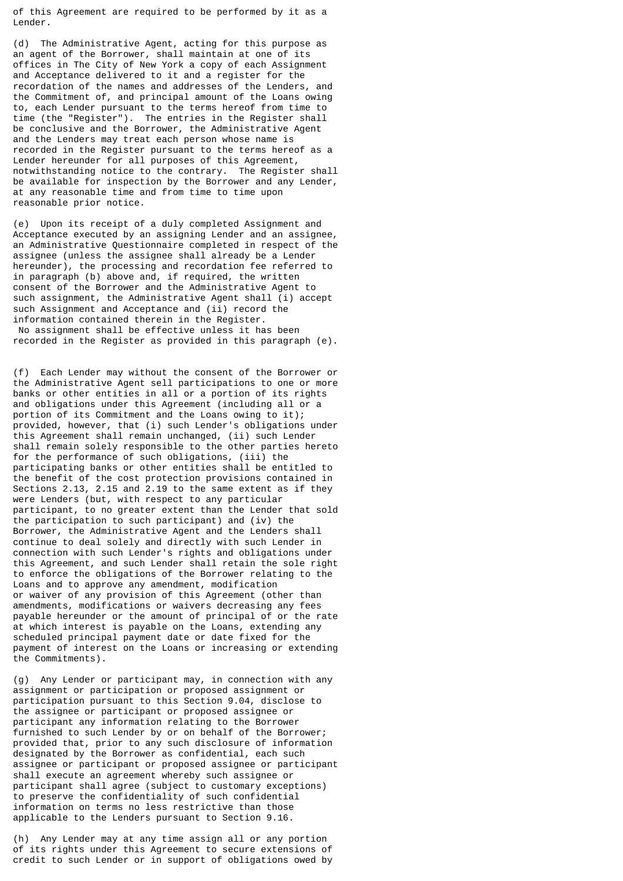of this Agreement are required to be performed by it as a Lender.

(d) The Administrative Agent, acting for this purpose as an agent of the Borrower, shall maintain at one of its offices in The City of New York a copy of each Assignment and Acceptance delivered to it and a register for the recordation of the names and addresses of the Lenders, and the Commitment of, and principal amount of the Loans owing to, each Lender pursuant to the terms hereof from time to time (the "Register"). The entries in the Register shall be conclusive and the Borrower, the Administrative Agent and the Lenders may treat each person whose name is recorded in the Register pursuant to the terms hereof as a Lender hereunder for all purposes of this Agreement, notwithstanding notice to the contrary. The Register shall be available for inspection by the Borrower and any Lender, at any reasonable time and from time to time upon reasonable prior notice.

(e) Upon its receipt of a duly completed Assignment and Acceptance executed by an assigning Lender and an assignee, an Administrative Questionnaire completed in respect of the assignee (unless the assignee shall already be a Lender hereunder), the processing and recordation fee referred to in paragraph (b) above and, if required, the written consent of the Borrower and the Administrative Agent to such assignment, the Administrative Agent shall (i) accept such Assignment and Acceptance and (ii) record the information contained therein in the Register. No assignment shall be effective unless it has been recorded in the Register as provided in this paragraph (e).

(f) Each Lender may without the consent of the Borrower or the Administrative Agent sell participations to one or more banks or other entities in all or a portion of its rights and obligations under this Agreement (including all or a portion of its Commitment and the Loans owing to it); provided, however, that (i) such Lender's obligations under this Agreement shall remain unchanged, (ii) such Lender shall remain solely responsible to the other parties hereto for the performance of such obligations, (iii) the participating banks or other entities shall be entitled to the benefit of the cost protection provisions contained in Sections 2.13, 2.15 and 2.19 to the same extent as if they were Lenders (but, with respect to any particular participant, to no greater extent than the Lender that sold the participation to such participant) and (iv) the Borrower, the Administrative Agent and the Lenders shall continue to deal solely and directly with such Lender in connection with such Lender's rights and obligations under this Agreement, and such Lender shall retain the sole right to enforce the obligations of the Borrower relating to the Loans and to approve any amendment, modification or waiver of any provision of this Agreement (other than amendments, modifications or waivers decreasing any fees payable hereunder or the amount of principal of or the rate at which interest is payable on the Loans, extending any scheduled principal payment date or date fixed for the payment of interest on the Loans or increasing or extending the Commitments).

(g) Any Lender or participant may, in connection with any assignment or participation or proposed assignment or participation pursuant to this Section 9.04, disclose to the assignee or participant or proposed assignee or participant any information relating to the Borrower furnished to such Lender by or on behalf of the Borrower; provided that, prior to any such disclosure of information designated by the Borrower as confidential, each such assignee or participant or proposed assignee or participant shall execute an agreement whereby such assignee or participant shall agree (subject to customary exceptions) to preserve the confidentiality of such confidential information on terms no less restrictive than those applicable to the Lenders pursuant to Section 9.16.

(h) Any Lender may at any time assign all or any portion of its rights under this Agreement to secure extensions of credit to such Lender or in support of obligations owed by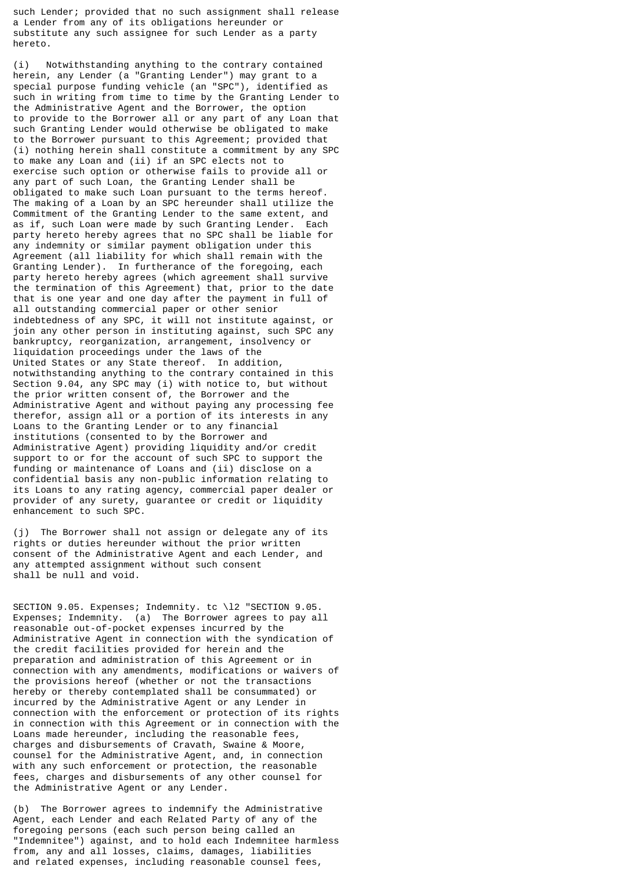such Lender; provided that no such assignment shall release a Lender from any of its obligations hereunder or substitute any such assignee for such Lender as a party hereto.

(i) Notwithstanding anything to the contrary contained herein, any Lender (a "Granting Lender") may grant to a special purpose funding vehicle (an "SPC"), identified as such in writing from time to time by the Granting Lender to the Administrative Agent and the Borrower, the option to provide to the Borrower all or any part of any Loan that such Granting Lender would otherwise be obligated to make to the Borrower pursuant to this Agreement; provided that (i) nothing herein shall constitute a commitment by any SPC to make any Loan and (ii) if an SPC elects not to exercise such option or otherwise fails to provide all or any part of such Loan, the Granting Lender shall be obligated to make such Loan pursuant to the terms hereof. The making of a Loan by an SPC hereunder shall utilize the Commitment of the Granting Lender to the same extent, and as if, such Loan were made by such Granting Lender. Each party hereto hereby agrees that no SPC shall be liable for any indemnity or similar payment obligation under this Agreement (all liability for which shall remain with the Granting Lender). In furtherance of the foregoing, each party hereto hereby agrees (which agreement shall survive the termination of this Agreement) that, prior to the date that is one year and one day after the payment in full of all outstanding commercial paper or other senior indebtedness of any SPC, it will not institute against, or join any other person in instituting against, such SPC any bankruptcy, reorganization, arrangement, insolvency or liquidation proceedings under the laws of the United States or any State thereof. In addition, notwithstanding anything to the contrary contained in this Section 9.04, any SPC may (i) with notice to, but without the prior written consent of, the Borrower and the Administrative Agent and without paying any processing fee therefor, assign all or a portion of its interests in any Loans to the Granting Lender or to any financial institutions (consented to by the Borrower and Administrative Agent) providing liquidity and/or credit support to or for the account of such SPC to support the funding or maintenance of Loans and (ii) disclose on a confidential basis any non-public information relating to its Loans to any rating agency, commercial paper dealer or provider of any surety, guarantee or credit or liquidity enhancement to such SPC.

(j) The Borrower shall not assign or delegate any of its rights or duties hereunder without the prior written consent of the Administrative Agent and each Lender, and any attempted assignment without such consent shall be null and void.

SECTION 9.05. Expenses; Indemnity. tc \l2 "SECTION 9.05. Expenses; Indemnity. (a) The Borrower agrees to pay all reasonable out-of-pocket expenses incurred by the Administrative Agent in connection with the syndication of the credit facilities provided for herein and the preparation and administration of this Agreement or in connection with any amendments, modifications or waivers of the provisions hereof (whether or not the transactions hereby or thereby contemplated shall be consummated) or incurred by the Administrative Agent or any Lender in connection with the enforcement or protection of its rights in connection with this Agreement or in connection with the Loans made hereunder, including the reasonable fees, charges and disbursements of Cravath, Swaine & Moore, counsel for the Administrative Agent, and, in connection with any such enforcement or protection, the reasonable fees, charges and disbursements of any other counsel for the Administrative Agent or any Lender.

(b) The Borrower agrees to indemnify the Administrative Agent, each Lender and each Related Party of any of the foregoing persons (each such person being called an "Indemnitee") against, and to hold each Indemnitee harmless from, any and all losses, claims, damages, liabilities and related expenses, including reasonable counsel fees,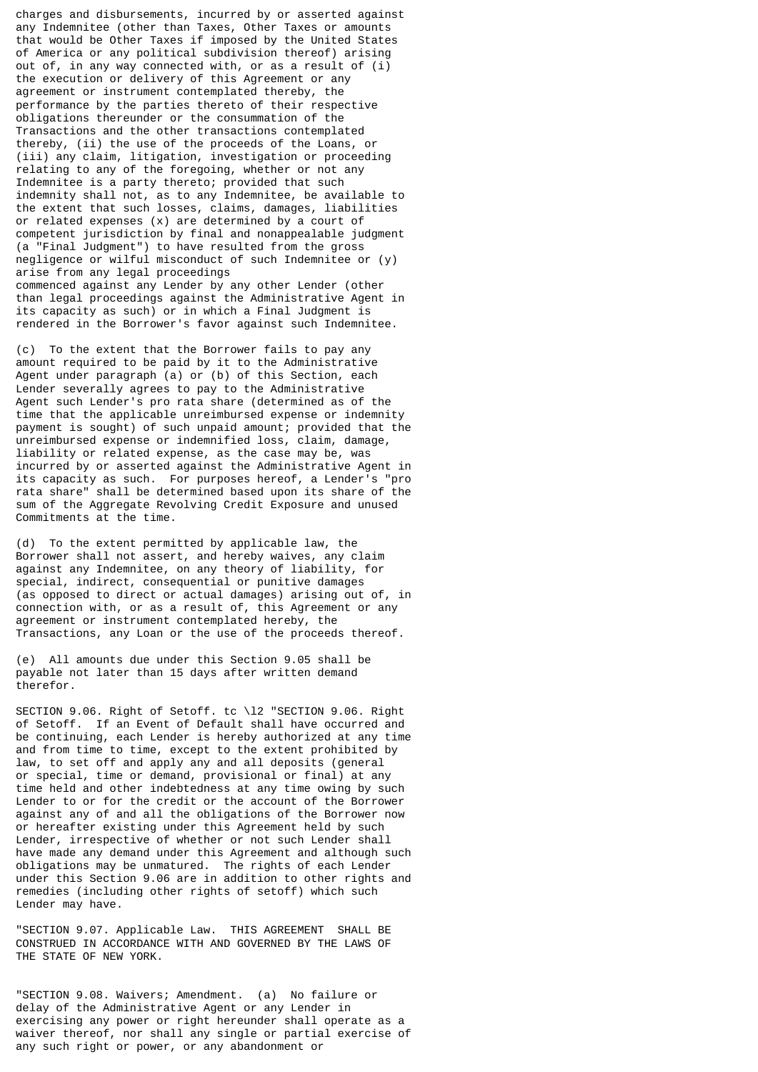charges and disbursements, incurred by or asserted against any Indemnitee (other than Taxes, Other Taxes or amounts that would be Other Taxes if imposed by the United States of America or any political subdivision thereof) arising out of, in any way connected with, or as a result of (i) the execution or delivery of this Agreement or any agreement or instrument contemplated thereby, the performance by the parties thereto of their respective obligations thereunder or the consummation of the Transactions and the other transactions contemplated thereby, (ii) the use of the proceeds of the Loans, or (iii) any claim, litigation, investigation or proceeding relating to any of the foregoing, whether or not any Indemnitee is a party thereto; provided that such indemnity shall not, as to any Indemnitee, be available to the extent that such losses, claims, damages, liabilities or related expenses (x) are determined by a court of competent jurisdiction by final and nonappealable judgment (a "Final Judgment") to have resulted from the gross negligence or wilful misconduct of such Indemnitee or (y) arise from any legal proceedings commenced against any Lender by any other Lender (other than legal proceedings against the Administrative Agent in its capacity as such) or in which a Final Judgment is rendered in the Borrower's favor against such Indemnitee.

(c) To the extent that the Borrower fails to pay any amount required to be paid by it to the Administrative Agent under paragraph (a) or (b) of this Section, each Lender severally agrees to pay to the Administrative Agent such Lender's pro rata share (determined as of the time that the applicable unreimbursed expense or indemnity payment is sought) of such unpaid amount; provided that the unreimbursed expense or indemnified loss, claim, damage, liability or related expense, as the case may be, was incurred by or asserted against the Administrative Agent in its capacity as such. For purposes hereof, a Lender's "pro rata share" shall be determined based upon its share of the sum of the Aggregate Revolving Credit Exposure and unused Commitments at the time.

(d) To the extent permitted by applicable law, the Borrower shall not assert, and hereby waives, any claim against any Indemnitee, on any theory of liability, for special, indirect, consequential or punitive damages (as opposed to direct or actual damages) arising out of, in connection with, or as a result of, this Agreement or any agreement or instrument contemplated hereby, the Transactions, any Loan or the use of the proceeds thereof.

(e) All amounts due under this Section 9.05 shall be payable not later than 15 days after written demand therefor.

SECTION 9.06. Right of Setoff. tc \l2 "SECTION 9.06. Right of Setoff. If an Event of Default shall have occurred and be continuing, each Lender is hereby authorized at any time and from time to time, except to the extent prohibited by law, to set off and apply any and all deposits (general or special, time or demand, provisional or final) at any time held and other indebtedness at any time owing by such Lender to or for the credit or the account of the Borrower against any of and all the obligations of the Borrower now or hereafter existing under this Agreement held by such Lender, irrespective of whether or not such Lender shall have made any demand under this Agreement and although such obligations may be unmatured. The rights of each Lender under this Section 9.06 are in addition to other rights and remedies (including other rights of setoff) which such Lender may have.

"SECTION 9.07. Applicable Law. THIS AGREEMENT SHALL BE CONSTRUED IN ACCORDANCE WITH AND GOVERNED BY THE LAWS OF THE STATE OF NEW YORK.

"SECTION 9.08. Waivers; Amendment. (a) No failure or delay of the Administrative Agent or any Lender in exercising any power or right hereunder shall operate as a waiver thereof, nor shall any single or partial exercise of any such right or power, or any abandonment or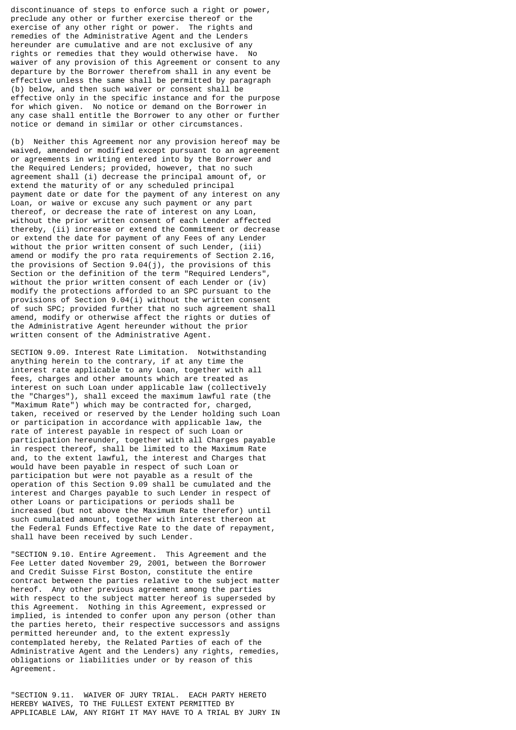discontinuance of steps to enforce such a right or power, preclude any other or further exercise thereof or the exercise of any other right or power. The rights and remedies of the Administrative Agent and the Lenders hereunder are cumulative and are not exclusive of any rights or remedies that they would otherwise have. No waiver of any provision of this Agreement or consent to any departure by the Borrower therefrom shall in any event be effective unless the same shall be permitted by paragraph (b) below, and then such waiver or consent shall be effective only in the specific instance and for the purpose for which given. No notice or demand on the Borrower in any case shall entitle the Borrower to any other or further notice or demand in similar or other circumstances.

(b) Neither this Agreement nor any provision hereof may be waived, amended or modified except pursuant to an agreement or agreements in writing entered into by the Borrower and the Required Lenders; provided, however, that no such agreement shall (i) decrease the principal amount of, or extend the maturity of or any scheduled principal payment date or date for the payment of any interest on any Loan, or waive or excuse any such payment or any part thereof, or decrease the rate of interest on any Loan, without the prior written consent of each Lender affected thereby, (ii) increase or extend the Commitment or decrease or extend the date for payment of any Fees of any Lender without the prior written consent of such Lender, (iii) amend or modify the pro rata requirements of Section 2.16, the provisions of Section 9.04(j), the provisions of this Section or the definition of the term "Required Lenders", without the prior written consent of each Lender or (iv) modify the protections afforded to an SPC pursuant to the provisions of Section 9.04(i) without the written consent of such SPC; provided further that no such agreement shall amend, modify or otherwise affect the rights or duties of the Administrative Agent hereunder without the prior written consent of the Administrative Agent.

SECTION 9.09. Interest Rate Limitation. Notwithstanding anything herein to the contrary, if at any time the interest rate applicable to any Loan, together with all fees, charges and other amounts which are treated as interest on such Loan under applicable law (collectively the "Charges"), shall exceed the maximum lawful rate (the "Maximum Rate") which may be contracted for, charged, taken, received or reserved by the Lender holding such Loan or participation in accordance with applicable law, the rate of interest payable in respect of such Loan or participation hereunder, together with all Charges payable in respect thereof, shall be limited to the Maximum Rate and, to the extent lawful, the interest and Charges that would have been payable in respect of such Loan or participation but were not payable as a result of the operation of this Section 9.09 shall be cumulated and the interest and Charges payable to such Lender in respect of other Loans or participations or periods shall be increased (but not above the Maximum Rate therefor) until such cumulated amount, together with interest thereon at the Federal Funds Effective Rate to the date of repayment, shall have been received by such Lender.

"SECTION 9.10. Entire Agreement. This Agreement and the Fee Letter dated November 29, 2001, between the Borrower and Credit Suisse First Boston, constitute the entire contract between the parties relative to the subject matter hereof. Any other previous agreement among the parties with respect to the subject matter hereof is superseded by this Agreement. Nothing in this Agreement, expressed or implied, is intended to confer upon any person (other than the parties hereto, their respective successors and assigns permitted hereunder and, to the extent expressly contemplated hereby, the Related Parties of each of the Administrative Agent and the Lenders) any rights, remedies, obligations or liabilities under or by reason of this Agreement.

"SECTION 9.11. WAIVER OF JURY TRIAL. EACH PARTY HERETO HEREBY WAIVES, TO THE FULLEST EXTENT PERMITTED BY APPLICABLE LAW, ANY RIGHT IT MAY HAVE TO A TRIAL BY JURY IN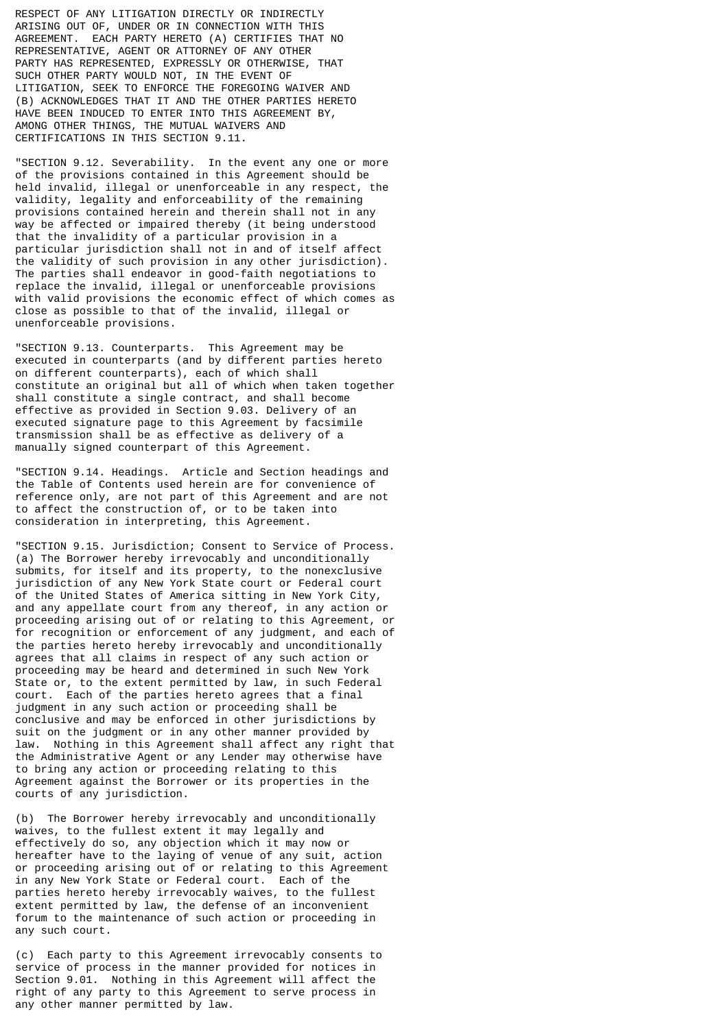RESPECT OF ANY LITIGATION DIRECTLY OR INDIRECTLY ARISING OUT OF, UNDER OR IN CONNECTION WITH THIS AGREEMENT. EACH PARTY HERETO (A) CERTIFIES THAT NO REPRESENTATIVE, AGENT OR ATTORNEY OF ANY OTHER PARTY HAS REPRESENTED, EXPRESSLY OR OTHERWISE, THAT SUCH OTHER PARTY WOULD NOT, IN THE EVENT OF LITIGATION, SEEK TO ENFORCE THE FOREGOING WAIVER AND (B) ACKNOWLEDGES THAT IT AND THE OTHER PARTIES HERETO HAVE BEEN INDUCED TO ENTER INTO THIS AGREEMENT BY, AMONG OTHER THINGS, THE MUTUAL WAIVERS AND CERTIFICATIONS IN THIS SECTION 9.11.

"SECTION 9.12. Severability. In the event any one or more of the provisions contained in this Agreement should be held invalid, illegal or unenforceable in any respect, the validity, legality and enforceability of the remaining provisions contained herein and therein shall not in any way be affected or impaired thereby (it being understood that the invalidity of a particular provision in a particular jurisdiction shall not in and of itself affect the validity of such provision in any other jurisdiction). The parties shall endeavor in good-faith negotiations to replace the invalid, illegal or unenforceable provisions with valid provisions the economic effect of which comes as close as possible to that of the invalid, illegal or unenforceable provisions.

"SECTION 9.13. Counterparts. This Agreement may be executed in counterparts (and by different parties hereto on different counterparts), each of which shall constitute an original but all of which when taken together shall constitute a single contract, and shall become effective as provided in Section 9.03. Delivery of an executed signature page to this Agreement by facsimile transmission shall be as effective as delivery of a manually signed counterpart of this Agreement.

"SECTION 9.14. Headings. Article and Section headings and the Table of Contents used herein are for convenience of reference only, are not part of this Agreement and are not to affect the construction of, or to be taken into consideration in interpreting, this Agreement.

"SECTION 9.15. Jurisdiction; Consent to Service of Process. (a) The Borrower hereby irrevocably and unconditionally submits, for itself and its property, to the nonexclusive jurisdiction of any New York State court or Federal court of the United States of America sitting in New York City, and any appellate court from any thereof, in any action or proceeding arising out of or relating to this Agreement, or for recognition or enforcement of any judgment, and each of the parties hereto hereby irrevocably and unconditionally agrees that all claims in respect of any such action or proceeding may be heard and determined in such New York State or, to the extent permitted by law, in such Federal court. Each of the parties hereto agrees that a final judgment in any such action or proceeding shall be conclusive and may be enforced in other jurisdictions by suit on the judgment or in any other manner provided by law. Nothing in this Agreement shall affect any right that the Administrative Agent or any Lender may otherwise have to bring any action or proceeding relating to this Agreement against the Borrower or its properties in the courts of any jurisdiction.

(b) The Borrower hereby irrevocably and unconditionally waives, to the fullest extent it may legally and effectively do so, any objection which it may now or hereafter have to the laying of venue of any suit, action or proceeding arising out of or relating to this Agreement in any New York State or Federal court. Each of the parties hereto hereby irrevocably waives, to the fullest extent permitted by law, the defense of an inconvenient forum to the maintenance of such action or proceeding in any such court.

(c) Each party to this Agreement irrevocably consents to service of process in the manner provided for notices in Section 9.01. Nothing in this Agreement will affect the right of any party to this Agreement to serve process in any other manner permitted by law.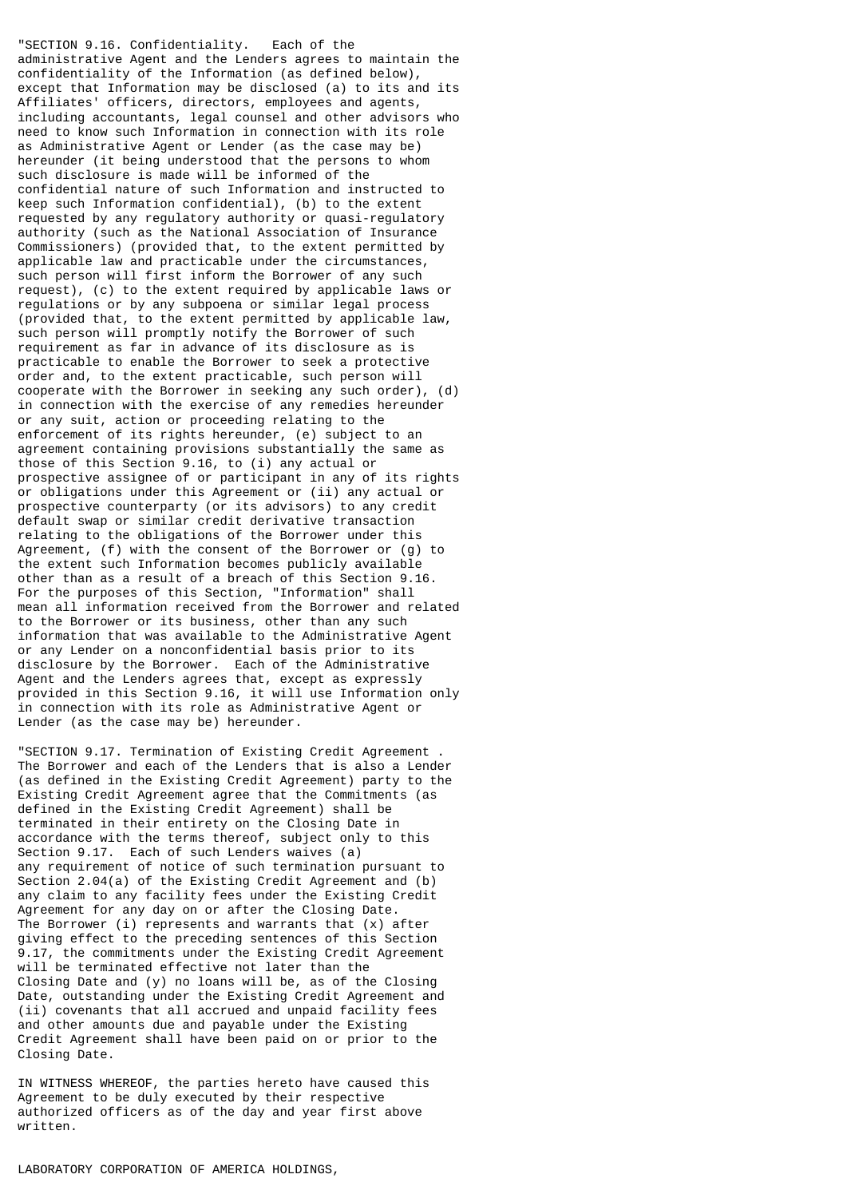"SECTION 9.16. Confidentiality. Each of the administrative Agent and the Lenders agrees to maintain the confidentiality of the Information (as defined below), except that Information may be disclosed (a) to its and its Affiliates' officers, directors, employees and agents, including accountants, legal counsel and other advisors who need to know such Information in connection with its role as Administrative Agent or Lender (as the case may be) hereunder (it being understood that the persons to whom such disclosure is made will be informed of the confidential nature of such Information and instructed to keep such Information confidential), (b) to the extent requested by any regulatory authority or quasi-regulatory authority (such as the National Association of Insurance Commissioners) (provided that, to the extent permitted by applicable law and practicable under the circumstances, such person will first inform the Borrower of any such request), (c) to the extent required by applicable laws or regulations or by any subpoena or similar legal process (provided that, to the extent permitted by applicable law, such person will promptly notify the Borrower of such requirement as far in advance of its disclosure as is practicable to enable the Borrower to seek a protective order and, to the extent practicable, such person will cooperate with the Borrower in seeking any such order), (d) in connection with the exercise of any remedies hereunder or any suit, action or proceeding relating to the enforcement of its rights hereunder, (e) subject to an agreement containing provisions substantially the same as those of this Section 9.16, to (i) any actual or prospective assignee of or participant in any of its rights or obligations under this Agreement or (ii) any actual or prospective counterparty (or its advisors) to any credit default swap or similar credit derivative transaction relating to the obligations of the Borrower under this Agreement, (f) with the consent of the Borrower or (g) to the extent such Information becomes publicly available other than as a result of a breach of this Section 9.16. For the purposes of this Section, "Information" shall mean all information received from the Borrower and related to the Borrower or its business, other than any such information that was available to the Administrative Agent or any Lender on a nonconfidential basis prior to its disclosure by the Borrower. Each of the Administrative Agent and the Lenders agrees that, except as expressly provided in this Section 9.16, it will use Information only in connection with its role as Administrative Agent or Lender (as the case may be) hereunder.

"SECTION 9.17. Termination of Existing Credit Agreement . The Borrower and each of the Lenders that is also a Lender (as defined in the Existing Credit Agreement) party to the Existing Credit Agreement agree that the Commitments (as defined in the Existing Credit Agreement) shall be terminated in their entirety on the Closing Date in accordance with the terms thereof, subject only to this Section 9.17. Each of such Lenders waives (a) any requirement of notice of such termination pursuant to Section 2.04(a) of the Existing Credit Agreement and (b) any claim to any facility fees under the Existing Credit Agreement for any day on or after the Closing Date. The Borrower (i) represents and warrants that (x) after giving effect to the preceding sentences of this Section 9.17, the commitments under the Existing Credit Agreement will be terminated effective not later than the Closing Date and (y) no loans will be, as of the Closing Date, outstanding under the Existing Credit Agreement and (ii) covenants that all accrued and unpaid facility fees and other amounts due and payable under the Existing Credit Agreement shall have been paid on or prior to the Closing Date.

IN WITNESS WHEREOF, the parties hereto have caused this Agreement to be duly executed by their respective authorized officers as of the day and year first above written.

LABORATORY CORPORATION OF AMERICA HOLDINGS,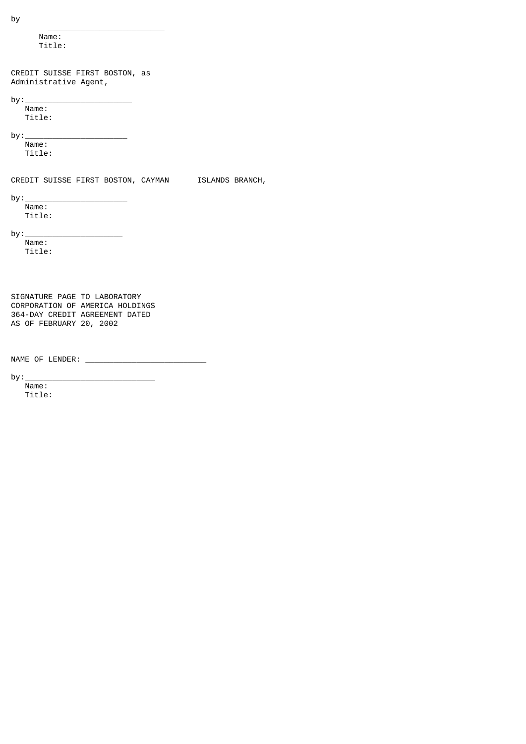by

\_\_\_\_\_\_\_\_\_\_\_\_\_\_\_\_\_\_\_\_\_\_\_\_\_\_

Name:
Title:

CREDIT SUISSE FIRST BOSTON, as
Administrative Agent,

by:\_\_\_\_\_\_\_\_\_\_\_\_\_\_\_\_\_\_\_\_\_\_\_
Name:
Title:

by:\_\_\_\_\_\_\_\_\_\_\_\_\_\_\_\_\_\_\_\_\_\_
Name:
Title:

CREDIT SUISSE FIRST BOSTON, CAYMAN ISLANDS BRANCH,

by:\_\_\_\_\_\_\_\_\_\_\_\_\_\_\_\_\_\_\_\_\_\_
Name:
Title:

by:\_\_\_\_\_\_\_\_\_\_\_\_\_\_\_\_\_\_\_\_\_
Name:
Title:

SIGNATURE PAGE TO LABORATORY
CORPORATION OF AMERICA HOLDINGS
364-DAY CREDIT AGREEMENT DATED
AS OF FEBRUARY 20, 2002

NAME OF LENDER: \_\_\_\_\_\_\_\_\_\_\_\_\_\_\_\_\_\_\_\_\_\_\_\_\_\_

by:\_\_\_\_\_\_\_\_\_\_\_\_\_\_\_\_\_\_\_\_\_\_\_\_\_\_\_\_
Name:
Title: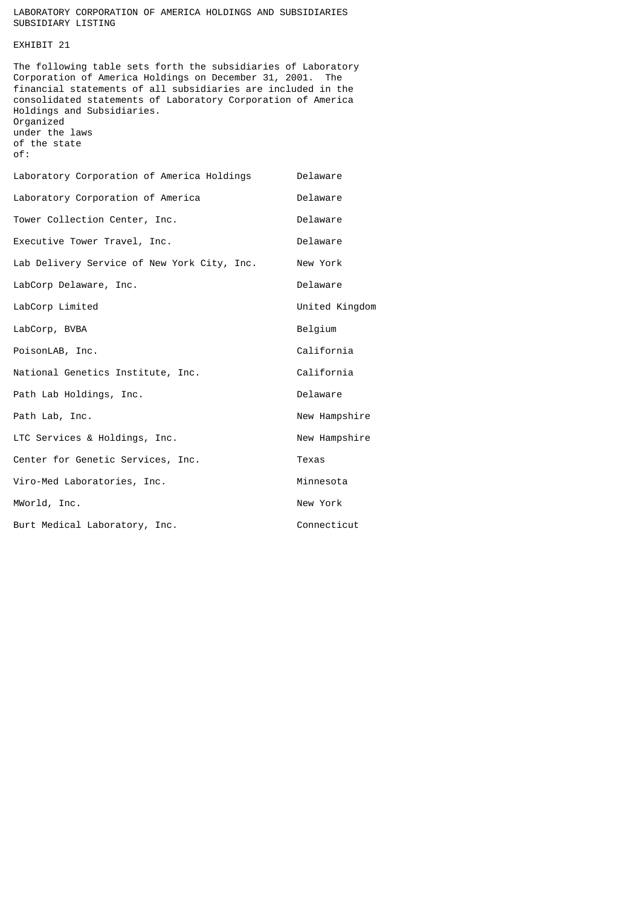LABORATORY CORPORATION OF AMERICA HOLDINGS AND SUBSIDIARIES
SUBSIDIARY LISTING

EXHIBIT 21

The following table sets forth the subsidiaries of Laboratory Corporation of America Holdings on December 31, 2001. The financial statements of all subsidiaries are included in the consolidated statements of Laboratory Corporation of America Holdings and Subsidiaries.

| | Organized under the laws of the state of: |
|---|---|
| Laboratory Corporation of America Holdings | Delaware |
| Laboratory Corporation of America | Delaware |
| Tower Collection Center, Inc. | Delaware |
| Executive Tower Travel, Inc. | Delaware |
| Lab Delivery Service of New York City, Inc. | New York |
| LabCorp Delaware, Inc. | Delaware |
| LabCorp Limited | United Kingdom |
| LabCorp, BVBA | Belgium |
| PoisonLAB, Inc. | California |
| National Genetics Institute, Inc. | California |
| Path Lab Holdings, Inc. | Delaware |
| Path Lab, Inc. | New Hampshire |
| LTC Services & Holdings, Inc. | New Hampshire |
| Center for Genetic Services, Inc. | Texas |
| Viro-Med Laboratories, Inc. | Minnesota |
| MWorld, Inc. | New York |
| Burt Medical Laboratory, Inc. | Connecticut |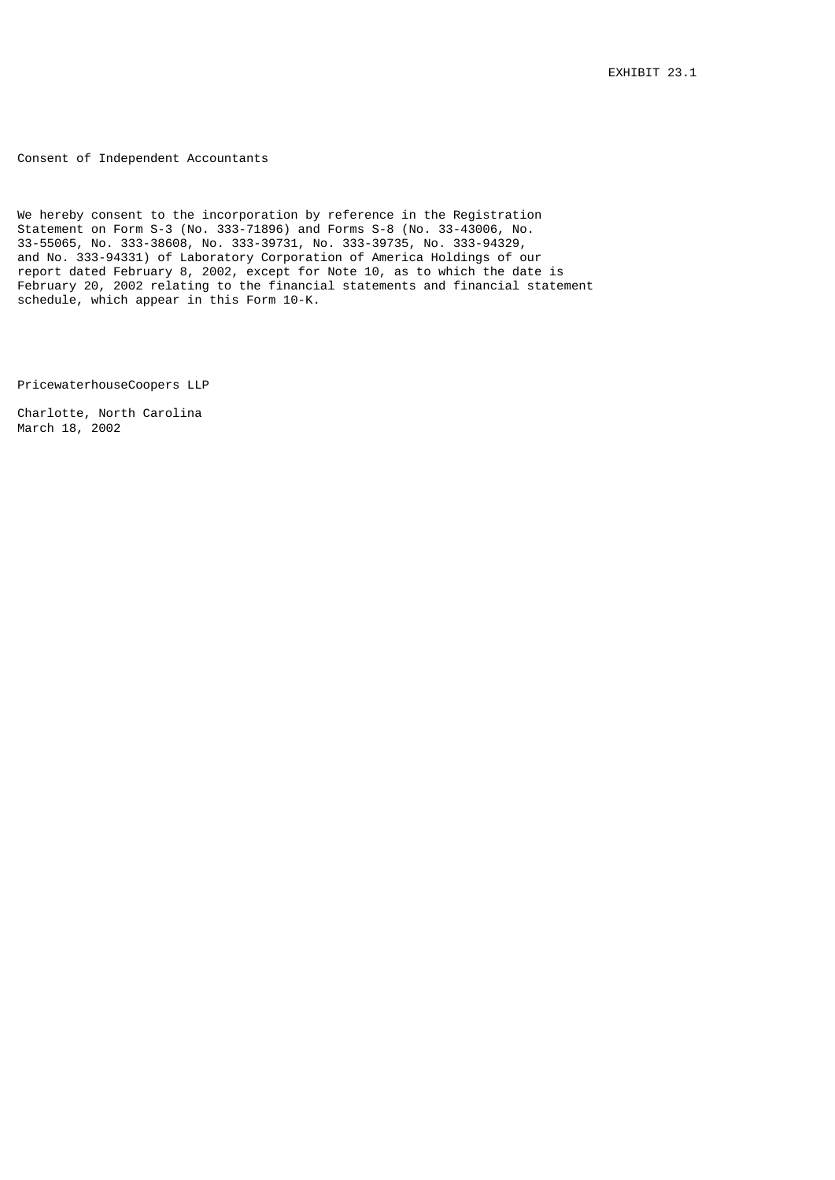EXHIBIT 23.1

Consent of Independent Accountants

We hereby consent to the incorporation by reference in the Registration Statement on Form S-3 (No. 333-71896) and Forms S-8 (No. 33-43006, No. 33-55065, No. 333-38608, No. 333-39731, No. 333-39735, No. 333-94329, and No. 333-94331) of Laboratory Corporation of America Holdings of our report dated February 8, 2002, except for Note 10, as to which the date is February 20, 2002 relating to the financial statements and financial statement schedule, which appear in this Form 10-K.

PricewaterhouseCoopers LLP

Charlotte, North Carolina
March 18, 2002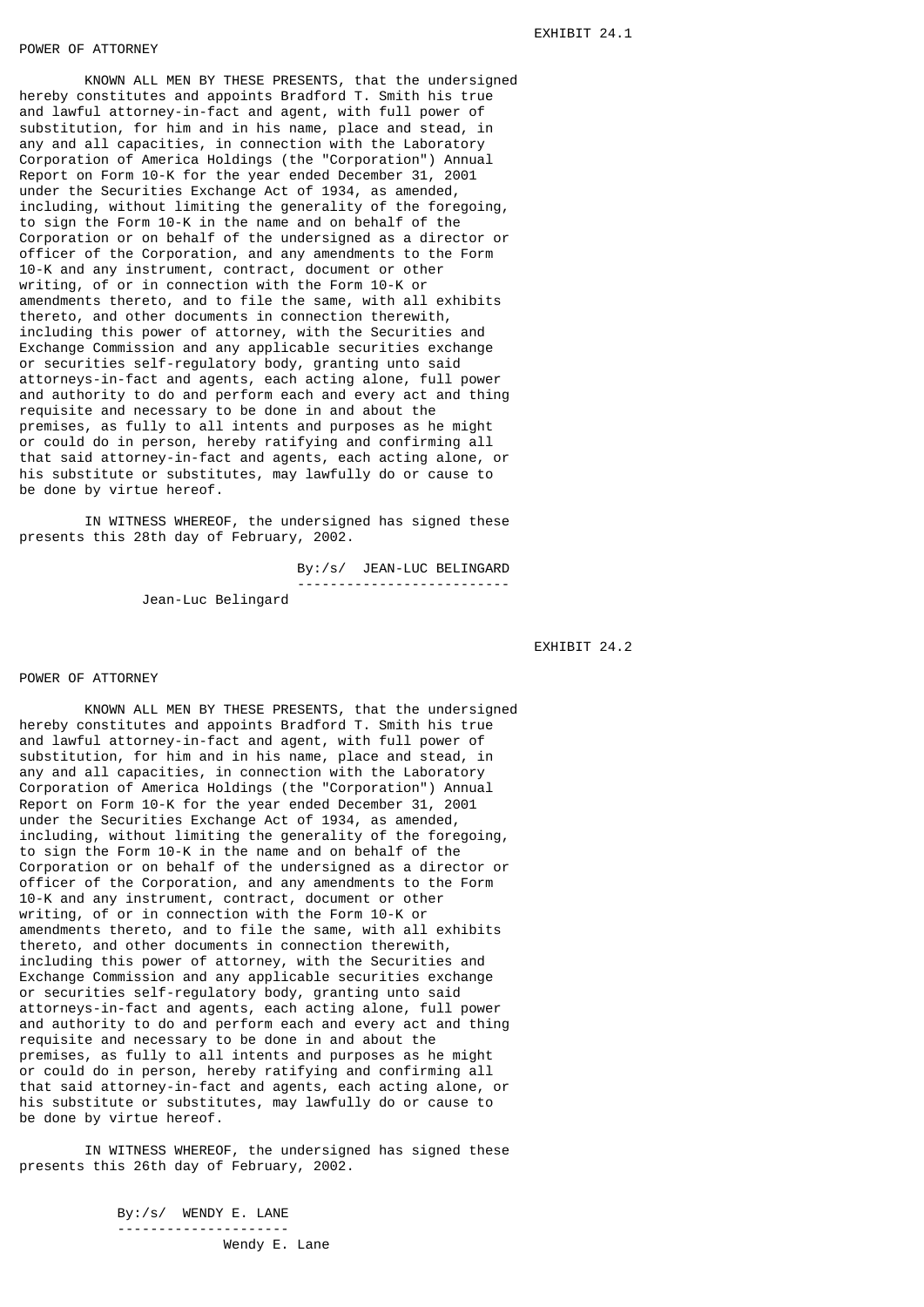EXHIBIT 24.1

POWER OF ATTORNEY

KNOWN ALL MEN BY THESE PRESENTS, that the undersigned hereby constitutes and appoints Bradford T. Smith his true and lawful attorney-in-fact and agent, with full power of substitution, for him and in his name, place and stead, in any and all capacities, in connection with the Laboratory Corporation of America Holdings (the "Corporation") Annual Report on Form 10-K for the year ended December 31, 2001 under the Securities Exchange Act of 1934, as amended, including, without limiting the generality of the foregoing, to sign the Form 10-K in the name and on behalf of the Corporation or on behalf of the undersigned as a director or officer of the Corporation, and any amendments to the Form 10-K and any instrument, contract, document or other writing, of or in connection with the Form 10-K or amendments thereto, and to file the same, with all exhibits thereto, and other documents in connection therewith, including this power of attorney, with the Securities and Exchange Commission and any applicable securities exchange or securities self-regulatory body, granting unto said attorneys-in-fact and agents, each acting alone, full power and authority to do and perform each and every act and thing requisite and necessary to be done in and about the premises, as fully to all intents and purposes as he might or could do in person, hereby ratifying and confirming all that said attorney-in-fact and agents, each acting alone, or his substitute or substitutes, may lawfully do or cause to be done by virtue hereof.

IN WITNESS WHEREOF, the undersigned has signed these presents this 28th day of February, 2002.

By:/s/ JEAN-LUC BELINGARD

---

Jean-Luc Belingard

EXHIBIT 24.2

POWER OF ATTORNEY

KNOWN ALL MEN BY THESE PRESENTS, that the undersigned hereby constitutes and appoints Bradford T. Smith his true and lawful attorney-in-fact and agent, with full power of substitution, for him and in his name, place and stead, in any and all capacities, in connection with the Laboratory Corporation of America Holdings (the "Corporation") Annual Report on Form 10-K for the year ended December 31, 2001 under the Securities Exchange Act of 1934, as amended, including, without limiting the generality of the foregoing, to sign the Form 10-K in the name and on behalf of the Corporation or on behalf of the undersigned as a director or officer of the Corporation, and any amendments to the Form 10-K and any instrument, contract, document or other writing, of or in connection with the Form 10-K or amendments thereto, and to file the same, with all exhibits thereto, and other documents in connection therewith, including this power of attorney, with the Securities and Exchange Commission and any applicable securities exchange or securities self-regulatory body, granting unto said attorneys-in-fact and agents, each acting alone, full power and authority to do and perform each and every act and thing requisite and necessary to be done in and about the premises, as fully to all intents and purposes as he might or could do in person, hereby ratifying and confirming all that said attorney-in-fact and agents, each acting alone, or his substitute or substitutes, may lawfully do or cause to be done by virtue hereof.

IN WITNESS WHEREOF, the undersigned has signed these presents this 26th day of February, 2002.

By:/s/ WENDY E. LANE

---

Wendy E. Lane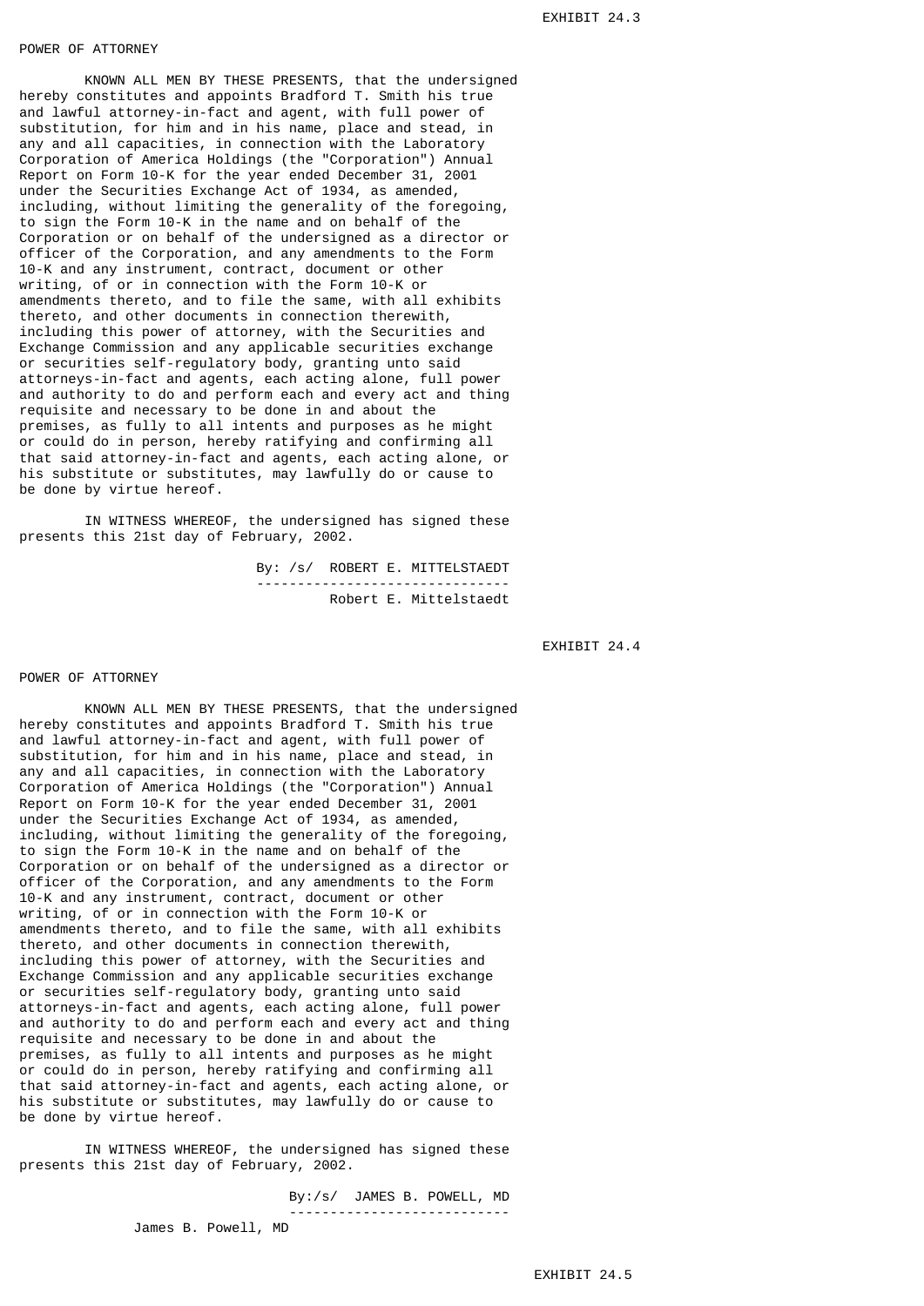EXHIBIT 24.3

POWER OF ATTORNEY

KNOWN ALL MEN BY THESE PRESENTS, that the undersigned hereby constitutes and appoints Bradford T. Smith his true and lawful attorney-in-fact and agent, with full power of substitution, for him and in his name, place and stead, in any and all capacities, in connection with the Laboratory Corporation of America Holdings (the "Corporation") Annual Report on Form 10-K for the year ended December 31, 2001 under the Securities Exchange Act of 1934, as amended, including, without limiting the generality of the foregoing, to sign the Form 10-K in the name and on behalf of the Corporation or on behalf of the undersigned as a director or officer of the Corporation, and any amendments to the Form 10-K and any instrument, contract, document or other writing, of or in connection with the Form 10-K or amendments thereto, and to file the same, with all exhibits thereto, and other documents in connection therewith, including this power of attorney, with the Securities and Exchange Commission and any applicable securities exchange or securities self-regulatory body, granting unto said attorneys-in-fact and agents, each acting alone, full power and authority to do and perform each and every act and thing requisite and necessary to be done in and about the premises, as fully to all intents and purposes as he might or could do in person, hereby ratifying and confirming all that said attorney-in-fact and agents, each acting alone, or his substitute or substitutes, may lawfully do or cause to be done by virtue hereof.

IN WITNESS WHEREOF, the undersigned has signed these presents this 21st day of February, 2002.

By: /s/ ROBERT E. MITTELSTAEDT
-------------------------------
Robert E. Mittelstaedt

EXHIBIT 24.4

POWER OF ATTORNEY

KNOWN ALL MEN BY THESE PRESENTS, that the undersigned hereby constitutes and appoints Bradford T. Smith his true and lawful attorney-in-fact and agent, with full power of substitution, for him and in his name, place and stead, in any and all capacities, in connection with the Laboratory Corporation of America Holdings (the "Corporation") Annual Report on Form 10-K for the year ended December 31, 2001 under the Securities Exchange Act of 1934, as amended, including, without limiting the generality of the foregoing, to sign the Form 10-K in the name and on behalf of the Corporation or on behalf of the undersigned as a director or officer of the Corporation, and any amendments to the Form 10-K and any instrument, contract, document or other writing, of or in connection with the Form 10-K or amendments thereto, and to file the same, with all exhibits thereto, and other documents in connection therewith, including this power of attorney, with the Securities and Exchange Commission and any applicable securities exchange or securities self-regulatory body, granting unto said attorneys-in-fact and agents, each acting alone, full power and authority to do and perform each and every act and thing requisite and necessary to be done in and about the premises, as fully to all intents and purposes as he might or could do in person, hereby ratifying and confirming all that said attorney-in-fact and agents, each acting alone, or his substitute or substitutes, may lawfully do or cause to be done by virtue hereof.

IN WITNESS WHEREOF, the undersigned has signed these presents this 21st day of February, 2002.

By:/s/ JAMES B. POWELL, MD
---------------------------
James B. Powell, MD

EXHIBIT 24.5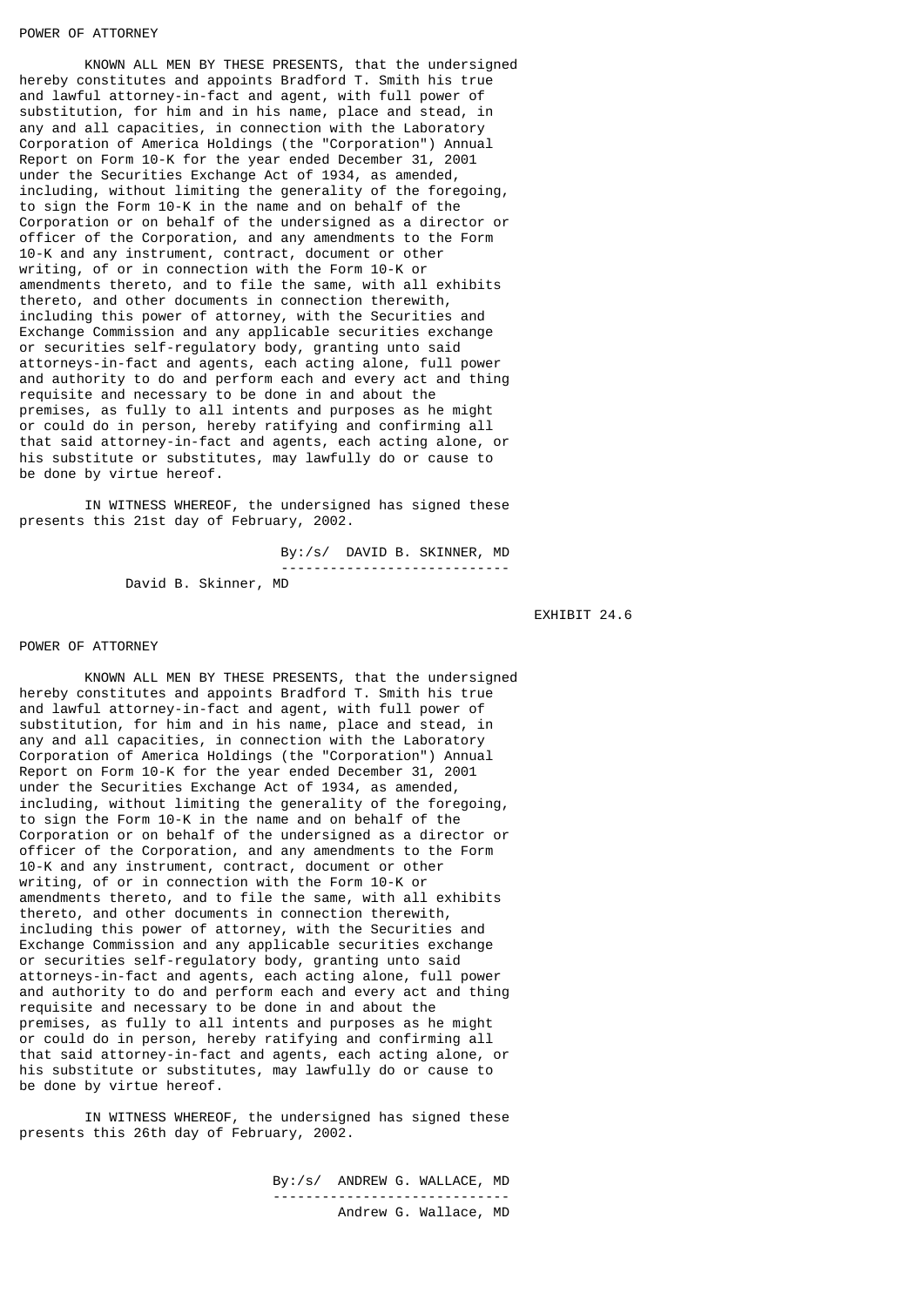POWER OF ATTORNEY

KNOWN ALL MEN BY THESE PRESENTS, that the undersigned hereby constitutes and appoints Bradford T. Smith his true and lawful attorney-in-fact and agent, with full power of substitution, for him and in his name, place and stead, in any and all capacities, in connection with the Laboratory Corporation of America Holdings (the "Corporation") Annual Report on Form 10-K for the year ended December 31, 2001 under the Securities Exchange Act of 1934, as amended, including, without limiting the generality of the foregoing, to sign the Form 10-K in the name and on behalf of the Corporation or on behalf of the undersigned as a director or officer of the Corporation, and any amendments to the Form 10-K and any instrument, contract, document or other writing, of or in connection with the Form 10-K or amendments thereto, and to file the same, with all exhibits thereto, and other documents in connection therewith, including this power of attorney, with the Securities and Exchange Commission and any applicable securities exchange or securities self-regulatory body, granting unto said attorneys-in-fact and agents, each acting alone, full power and authority to do and perform each and every act and thing requisite and necessary to be done in and about the premises, as fully to all intents and purposes as he might or could do in person, hereby ratifying and confirming all that said attorney-in-fact and agents, each acting alone, or his substitute or substitutes, may lawfully do or cause to be done by virtue hereof.

IN WITNESS WHEREOF, the undersigned has signed these presents this 21st day of February, 2002.

By:/s/ DAVID B. SKINNER, MD

David B. Skinner, MD

EXHIBIT 24.6

POWER OF ATTORNEY

KNOWN ALL MEN BY THESE PRESENTS, that the undersigned hereby constitutes and appoints Bradford T. Smith his true and lawful attorney-in-fact and agent, with full power of substitution, for him and in his name, place and stead, in any and all capacities, in connection with the Laboratory Corporation of America Holdings (the "Corporation") Annual Report on Form 10-K for the year ended December 31, 2001 under the Securities Exchange Act of 1934, as amended, including, without limiting the generality of the foregoing, to sign the Form 10-K in the name and on behalf of the Corporation or on behalf of the undersigned as a director or officer of the Corporation, and any amendments to the Form 10-K and any instrument, contract, document or other writing, of or in connection with the Form 10-K or amendments thereto, and to file the same, with all exhibits thereto, and other documents in connection therewith, including this power of attorney, with the Securities and Exchange Commission and any applicable securities exchange or securities self-regulatory body, granting unto said attorneys-in-fact and agents, each acting alone, full power and authority to do and perform each and every act and thing requisite and necessary to be done in and about the premises, as fully to all intents and purposes as he might or could do in person, hereby ratifying and confirming all that said attorney-in-fact and agents, each acting alone, or his substitute or substitutes, may lawfully do or cause to be done by virtue hereof.

IN WITNESS WHEREOF, the undersigned has signed these presents this 26th day of February, 2002.

By:/s/ ANDREW G. WALLACE, MD

Andrew G. Wallace, MD